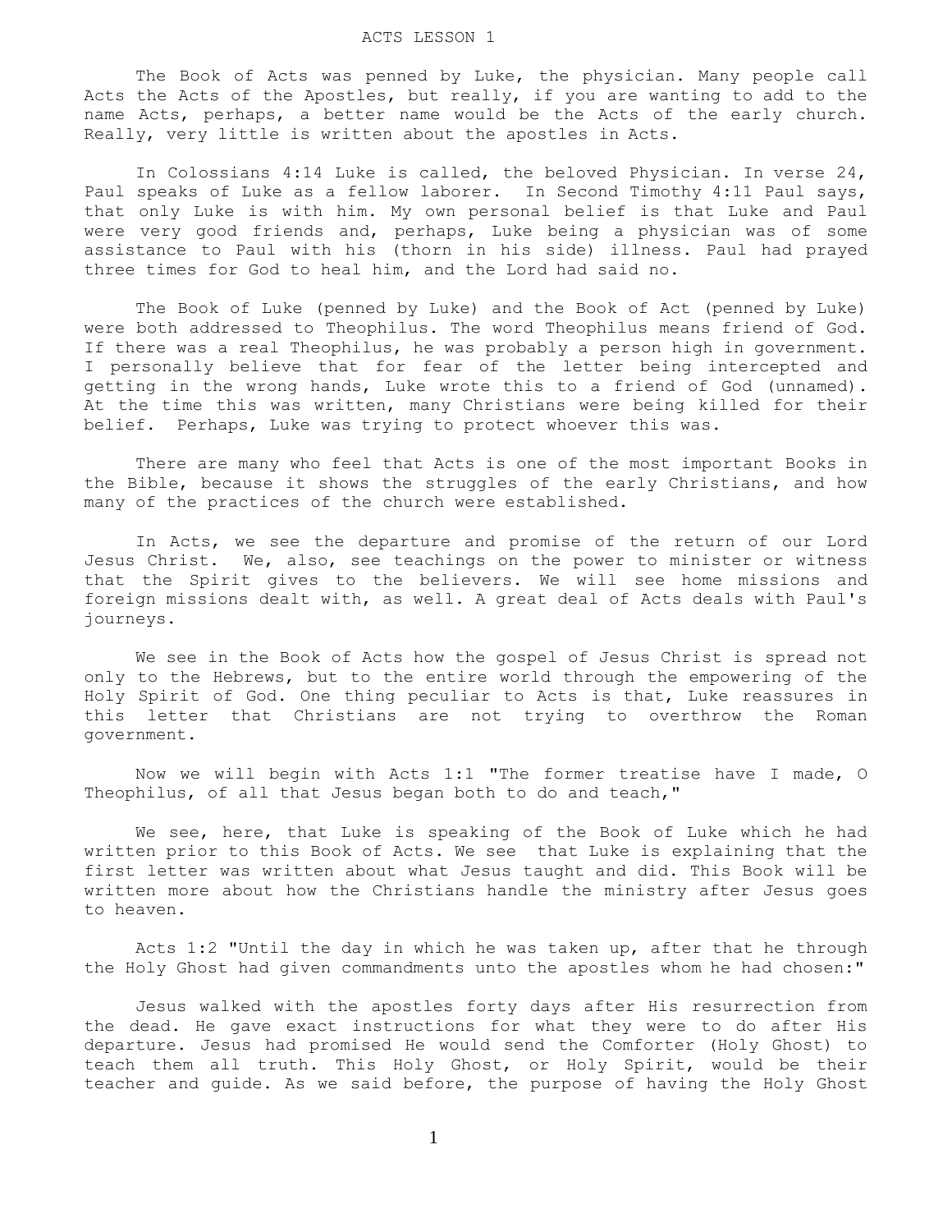# ACTS LESSON 1

The Book of Acts was penned by Luke, the physician. Many people call Acts the Acts of the Apostles, but really, if you are wanting to add to the name Acts, perhaps, a better name would be the Acts of the early church. Really, very little is written about the apostles in Acts.

In Colossians 4:14 Luke is called, the beloved Physician. In verse 24, Paul speaks of Luke as a fellow laborer. In Second Timothy 4:11 Paul says, that only Luke is with him. My own personal belief is that Luke and Paul were very good friends and, perhaps, Luke being a physician was of some assistance to Paul with his (thorn in his side) illness. Paul had prayed three times for God to heal him, and the Lord had said no.

The Book of Luke (penned by Luke) and the Book of Act (penned by Luke) were both addressed to Theophilus. The word Theophilus means friend of God. If there was a real Theophilus, he was probably a person high in government. I personally believe that for fear of the letter being intercepted and getting in the wrong hands, Luke wrote this to a friend of God (unnamed). At the time this was written, many Christians were being killed for their belief. Perhaps, Luke was trying to protect whoever this was.

There are many who feel that Acts is one of the most important Books in the Bible, because it shows the struggles of the early Christians, and how many of the practices of the church were established.

In Acts, we see the departure and promise of the return of our Lord Jesus Christ. We, also, see teachings on the power to minister or witness that the Spirit gives to the believers. We will see home missions and foreign missions dealt with, as well. A great deal of Acts deals with Paul's journeys.

We see in the Book of Acts how the gospel of Jesus Christ is spread not only to the Hebrews, but to the entire world through the empowering of the Holy Spirit of God. One thing peculiar to Acts is that, Luke reassures in this letter that Christians are not trying to overthrow the Roman government.

Now we will begin with Acts 1:1 "The former treatise have I made, O Theophilus, of all that Jesus began both to do and teach,"

We see, here, that Luke is speaking of the Book of Luke which he had written prior to this Book of Acts. We see that Luke is explaining that the first letter was written about what Jesus taught and did. This Book will be written more about how the Christians handle the ministry after Jesus goes to heaven.

Acts 1:2 "Until the day in which he was taken up, after that he through the Holy Ghost had given commandments unto the apostles whom he had chosen:"

Jesus walked with the apostles forty days after His resurrection from the dead. He gave exact instructions for what they were to do after His departure. Jesus had promised He would send the Comforter (Holy Ghost) to teach them all truth. This Holy Ghost, or Holy Spirit, would be their teacher and guide. As we said before, the purpose of having the Holy Ghost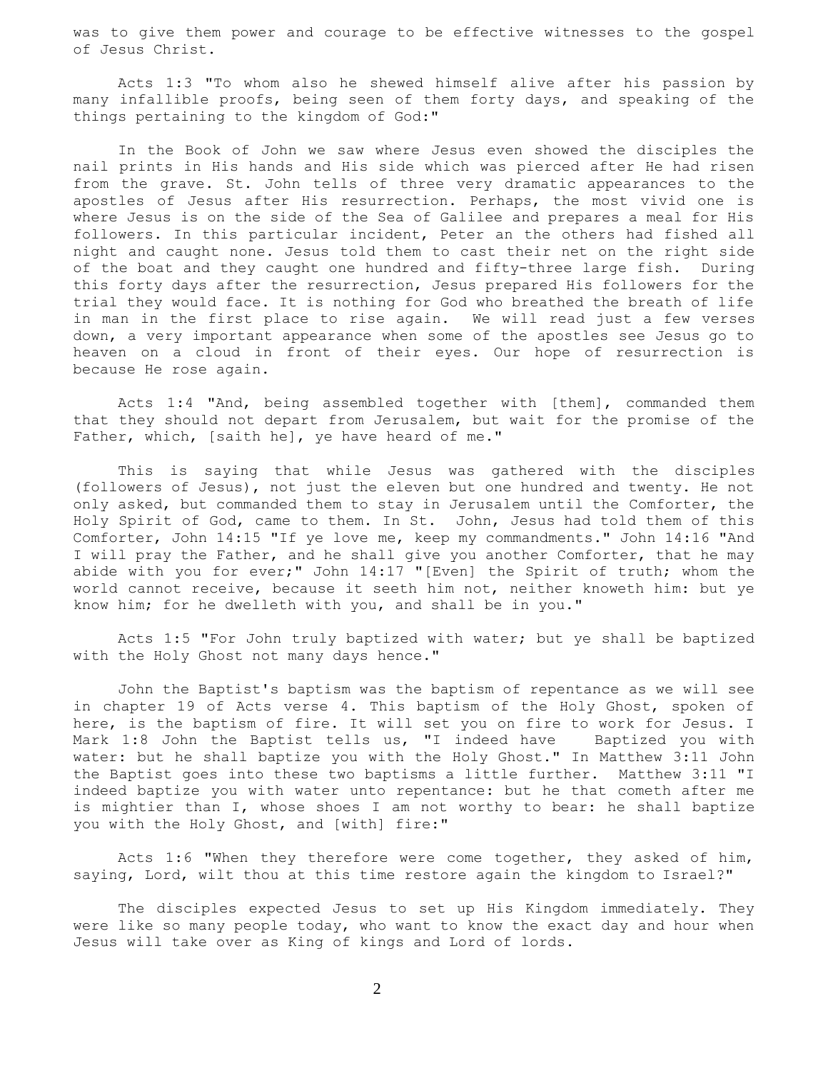was to give them power and courage to be effective witnesses to the gospel of Jesus Christ.

Acts 1:3 "To whom also he shewed himself alive after his passion by many infallible proofs, being seen of them forty days, and speaking of the things pertaining to the kingdom of God:"

In the Book of John we saw where Jesus even showed the disciples the nail prints in His hands and His side which was pierced after He had risen from the grave. St. John tells of three very dramatic appearances to the apostles of Jesus after His resurrection. Perhaps, the most vivid one is where Jesus is on the side of the Sea of Galilee and prepares a meal for His followers. In this particular incident, Peter an the others had fished all night and caught none. Jesus told them to cast their net on the right side of the boat and they caught one hundred and fifty-three large fish. During this forty days after the resurrection, Jesus prepared His followers for the trial they would face. It is nothing for God who breathed the breath of life in man in the first place to rise again. We will read just a few verses down, a very important appearance when some of the apostles see Jesus go to heaven on a cloud in front of their eyes. Our hope of resurrection is because He rose again.

Acts 1:4 "And, being assembled together with [them], commanded them that they should not depart from Jerusalem, but wait for the promise of the Father, which, [saith he], ye have heard of me."

This is saying that while Jesus was gathered with the disciples (followers of Jesus), not just the eleven but one hundred and twenty. He not only asked, but commanded them to stay in Jerusalem until the Comforter, the Holy Spirit of God, came to them. In St. John, Jesus had told them of this Comforter, John 14:15 "If ye love me, keep my commandments." John 14:16 "And I will pray the Father, and he shall give you another Comforter, that he may abide with you for ever;" John 14:17 "[Even] the Spirit of truth; whom the world cannot receive, because it seeth him not, neither knoweth him: but ye know him; for he dwelleth with you, and shall be in you."

Acts 1:5 "For John truly baptized with water; but ye shall be baptized with the Holy Ghost not many days hence."

John the Baptist's baptism was the baptism of repentance as we will see in chapter 19 of Acts verse 4. This baptism of the Holy Ghost, spoken of here, is the baptism of fire. It will set you on fire to work for Jesus. I Mark 1:8 John the Baptist tells us, "I indeed have Baptized you with water: but he shall baptize you with the Holy Ghost." In Matthew 3:11 John the Baptist goes into these two baptisms a little further. Matthew 3:11 "I indeed baptize you with water unto repentance: but he that cometh after me is mightier than I, whose shoes I am not worthy to bear: he shall baptize you with the Holy Ghost, and [with] fire:"

Acts 1:6 "When they therefore were come together, they asked of him, saying, Lord, wilt thou at this time restore again the kingdom to Israel?"

The disciples expected Jesus to set up His Kingdom immediately. They were like so many people today, who want to know the exact day and hour when Jesus will take over as King of kings and Lord of lords.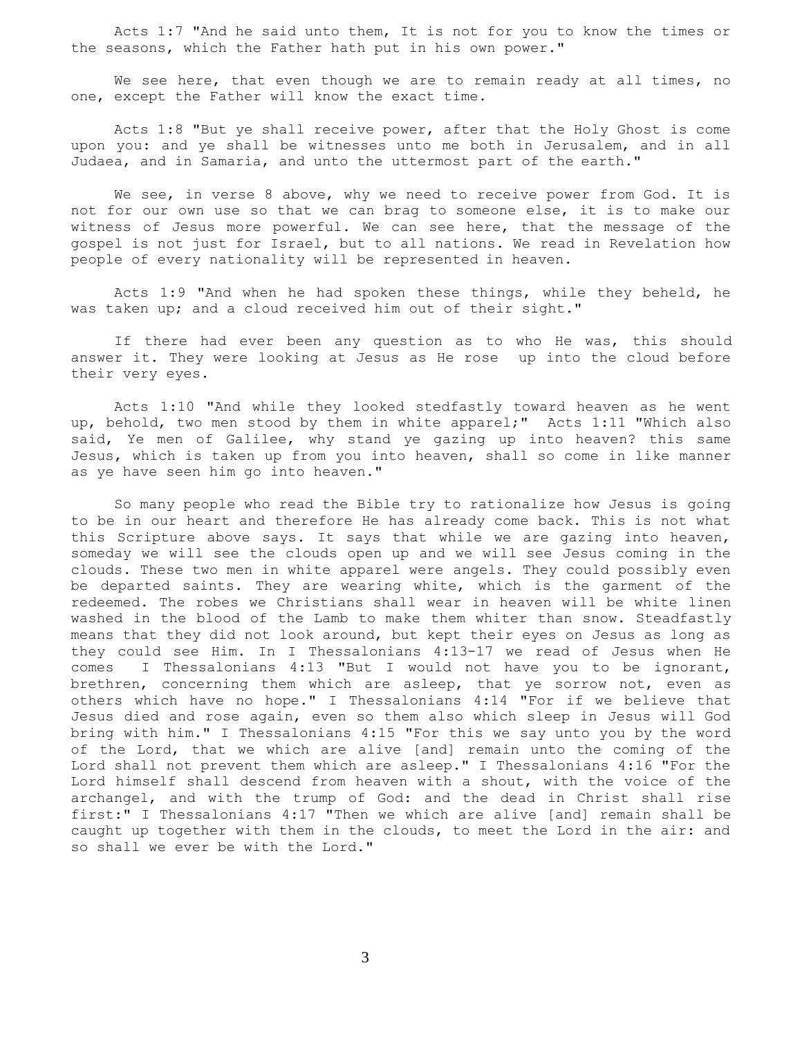Acts 1:7 "And he said unto them, It is not for you to know the times or the seasons, which the Father hath put in his own power."

We see here, that even though we are to remain ready at all times, no one, except the Father will know the exact time.

Acts 1:8 "But ye shall receive power, after that the Holy Ghost is come upon you: and ye shall be witnesses unto me both in Jerusalem, and in all Judaea, and in Samaria, and unto the uttermost part of the earth."

We see, in verse 8 above, why we need to receive power from God. It is not for our own use so that we can brag to someone else, it is to make our witness of Jesus more powerful. We can see here, that the message of the gospel is not just for Israel, but to all nations. We read in Revelation how people of every nationality will be represented in heaven.

Acts 1:9 "And when he had spoken these things, while they beheld, he was taken up; and a cloud received him out of their sight."

If there had ever been any question as to who He was, this should answer it. They were looking at Jesus as He rose up into the cloud before their very eyes.

Acts 1:10 "And while they looked stedfastly toward heaven as he went up, behold, two men stood by them in white apparel;" Acts 1:11 "Which also said, Ye men of Galilee, why stand ye gazing up into heaven? this same Jesus, which is taken up from you into heaven, shall so come in like manner as ye have seen him go into heaven."

So many people who read the Bible try to rationalize how Jesus is going to be in our heart and therefore He has already come back. This is not what this Scripture above says. It says that while we are gazing into heaven, someday we will see the clouds open up and we will see Jesus coming in the clouds. These two men in white apparel were angels. They could possibly even be departed saints. They are wearing white, which is the garment of the redeemed. The robes we Christians shall wear in heaven will be white linen washed in the blood of the Lamb to make them whiter than snow. Steadfastly means that they did not look around, but kept their eyes on Jesus as long as they could see Him. In I Thessalonians 4:13-17 we read of Jesus when He comes I Thessalonians 4:13 "But I would not have you to be ignorant, brethren, concerning them which are asleep, that ye sorrow not, even as others which have no hope." I Thessalonians 4:14 "For if we believe that Jesus died and rose again, even so them also which sleep in Jesus will God bring with him." I Thessalonians 4:15 "For this we say unto you by the word of the Lord, that we which are alive [and] remain unto the coming of the Lord shall not prevent them which are asleep." I Thessalonians 4:16 "For the Lord himself shall descend from heaven with a shout, with the voice of the archangel, and with the trump of God: and the dead in Christ shall rise first:" I Thessalonians 4:17 "Then we which are alive [and] remain shall be caught up together with them in the clouds, to meet the Lord in the air: and so shall we ever be with the Lord."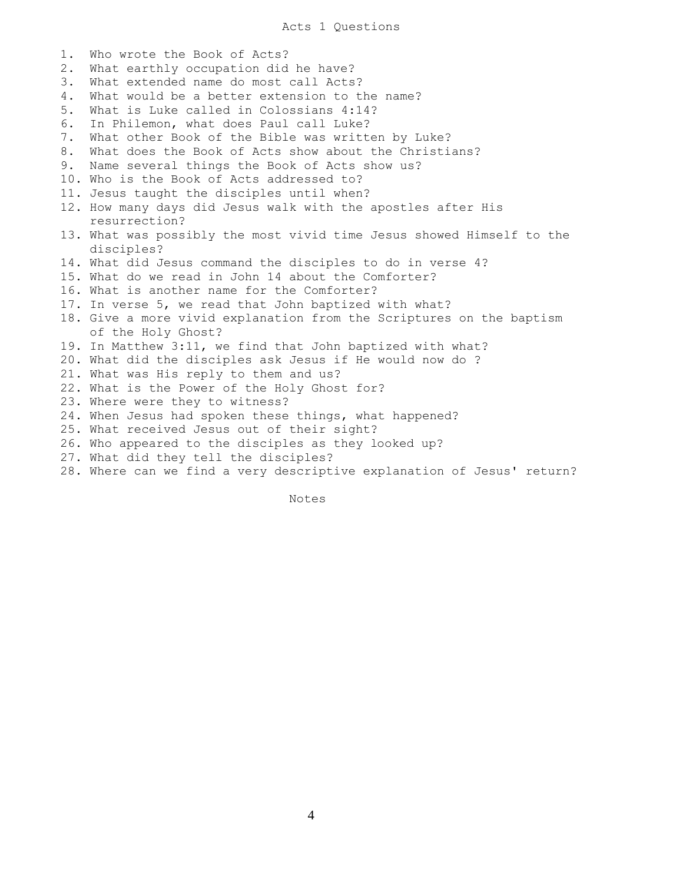# Acts 1 Questions

1. Who wrote the Book of Acts?
2. What earthly occupation did he have?
3. What extended name do most call Acts?
4. What would be a better extension to the name?
5. What is Luke called in Colossians 4:14?
6. In Philemon, what does Paul call Luke?
7. What other Book of the Bible was written by Luke?
8. What does the Book of Acts show about the Christians?
9. Name several things the Book of Acts show us?
10. Who is the Book of Acts addressed to?
11. Jesus taught the disciples until when?
12. How many days did Jesus walk with the apostles after His resurrection?
13. What was possibly the most vivid time Jesus showed Himself to the disciples?
14. What did Jesus command the disciples to do in verse 4?
15. What do we read in John 14 about the Comforter?
16. What is another name for the Comforter?
17. In verse 5, we read that John baptized with what?
18. Give a more vivid explanation from the Scriptures on the baptism of the Holy Ghost?
19. In Matthew 3:11, we find that John baptized with what?
20. What did the disciples ask Jesus if He would now do ?
21. What was His reply to them and us?
22. What is the Power of the Holy Ghost for?
23. Where were they to witness?
24. When Jesus had spoken these things, what happened?
25. What received Jesus out of their sight?
26. Who appeared to the disciples as they looked up?
27. What did they tell the disciples?
28. Where can we find a very descriptive explanation of Jesus' return?

Notes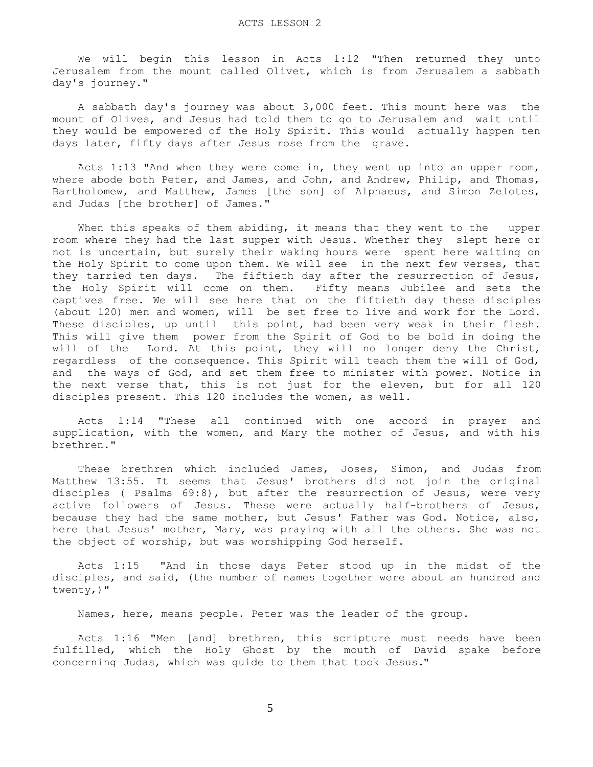# ACTS LESSON 2

We will begin this lesson in Acts 1:12 "Then returned they unto Jerusalem from the mount called Olivet, which is from Jerusalem a sabbath day's journey."

A sabbath day's journey was about 3,000 feet. This mount here was the mount of Olives, and Jesus had told them to go to Jerusalem and wait until they would be empowered of the Holy Spirit. This would actually happen ten days later, fifty days after Jesus rose from the grave.

Acts 1:13 "And when they were come in, they went up into an upper room, where abode both Peter, and James, and John, and Andrew, Philip, and Thomas, Bartholomew, and Matthew, James [the son] of Alphaeus, and Simon Zelotes, and Judas [the brother] of James."

When this speaks of them abiding, it means that they went to the upper room where they had the last supper with Jesus. Whether they slept here or not is uncertain, but surely their waking hours were spent here waiting on the Holy Spirit to come upon them. We will see in the next few verses, that they tarried ten days. The fiftieth day after the resurrection of Jesus, the Holy Spirit will come on them. Fifty means Jubilee and sets the captives free. We will see here that on the fiftieth day these disciples (about 120) men and women, will be set free to live and work for the Lord. These disciples, up until this point, had been very weak in their flesh. This will give them power from the Spirit of God to be bold in doing the will of the Lord. At this point, they will no longer deny the Christ, regardless of the consequence. This Spirit will teach them the will of God, and the ways of God, and set them free to minister with power. Notice in the next verse that, this is not just for the eleven, but for all 120 disciples present. This 120 includes the women, as well.

Acts 1:14 "These all continued with one accord in prayer and supplication, with the women, and Mary the mother of Jesus, and with his brethren."

These brethren which included James, Joses, Simon, and Judas from Matthew 13:55. It seems that Jesus' brothers did not join the original disciples ( Psalms 69:8), but after the resurrection of Jesus, were very active followers of Jesus. These were actually half-brothers of Jesus, because they had the same mother, but Jesus' Father was God. Notice, also, here that Jesus' mother, Mary, was praying with all the others. She was not the object of worship, but was worshipping God herself.

Acts 1:15 "And in those days Peter stood up in the midst of the disciples, and said, (the number of names together were about an hundred and twenty,)"

Names, here, means people. Peter was the leader of the group.

Acts 1:16 "Men [and] brethren, this scripture must needs have been fulfilled, which the Holy Ghost by the mouth of David spake before concerning Judas, which was guide to them that took Jesus."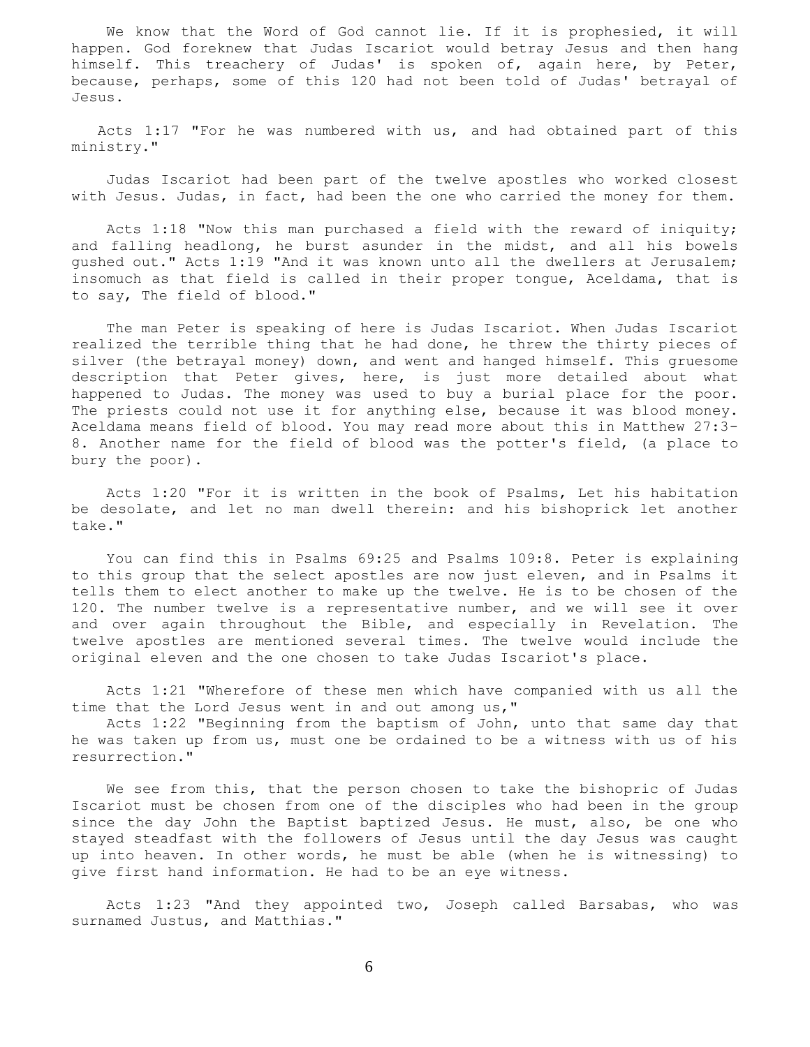We know that the Word of God cannot lie. If it is prophesied, it will happen. God foreknew that Judas Iscariot would betray Jesus and then hang himself. This treachery of Judas' is spoken of, again here, by Peter, because, perhaps, some of this 120 had not been told of Judas' betrayal of Jesus.

Acts 1:17 "For he was numbered with us, and had obtained part of this ministry."

Judas Iscariot had been part of the twelve apostles who worked closest with Jesus. Judas, in fact, had been the one who carried the money for them.

Acts 1:18 "Now this man purchased a field with the reward of iniquity; and falling headlong, he burst asunder in the midst, and all his bowels gushed out." Acts 1:19 "And it was known unto all the dwellers at Jerusalem; insomuch as that field is called in their proper tongue, Aceldama, that is to say, The field of blood."

The man Peter is speaking of here is Judas Iscariot. When Judas Iscariot realized the terrible thing that he had done, he threw the thirty pieces of silver (the betrayal money) down, and went and hanged himself. This gruesome description that Peter gives, here, is just more detailed about what happened to Judas. The money was used to buy a burial place for the poor. The priests could not use it for anything else, because it was blood money. Aceldama means field of blood. You may read more about this in Matthew 27:3-8. Another name for the field of blood was the potter's field, (a place to bury the poor).

Acts 1:20 "For it is written in the book of Psalms, Let his habitation be desolate, and let no man dwell therein: and his bishoprick let another take."

You can find this in Psalms 69:25 and Psalms 109:8. Peter is explaining to this group that the select apostles are now just eleven, and in Psalms it tells them to elect another to make up the twelve. He is to be chosen of the 120. The number twelve is a representative number, and we will see it over and over again throughout the Bible, and especially in Revelation. The twelve apostles are mentioned several times. The twelve would include the original eleven and the one chosen to take Judas Iscariot's place.

Acts 1:21 "Wherefore of these men which have companied with us all the time that the Lord Jesus went in and out among us,"
Acts 1:22 "Beginning from the baptism of John, unto that same day that he was taken up from us, must one be ordained to be a witness with us of his resurrection."

We see from this, that the person chosen to take the bishopric of Judas Iscariot must be chosen from one of the disciples who had been in the group since the day John the Baptist baptized Jesus. He must, also, be one who stayed steadfast with the followers of Jesus until the day Jesus was caught up into heaven. In other words, he must be able (when he is witnessing) to give first hand information. He had to be an eye witness.

Acts 1:23 "And they appointed two, Joseph called Barsabas, who was surnamed Justus, and Matthias."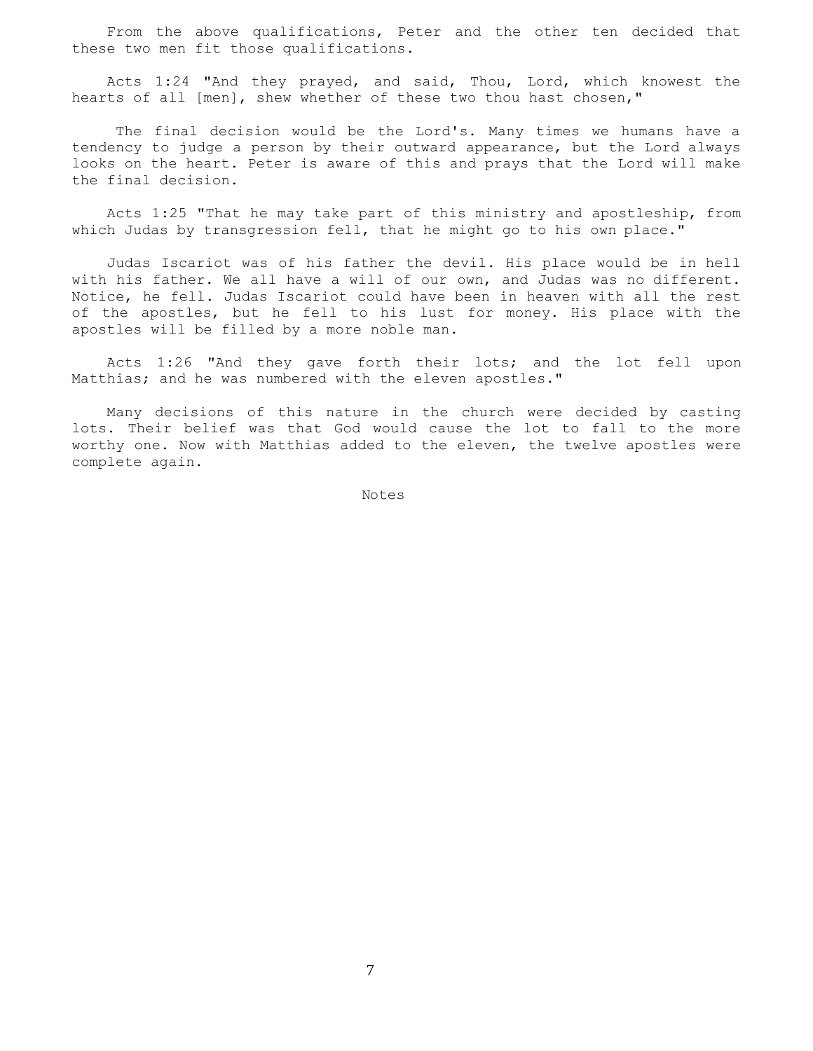From the above qualifications, Peter and the other ten decided that these two men fit those qualifications.

Acts 1:24 "And they prayed, and said, Thou, Lord, which knowest the hearts of all [men], shew whether of these two thou hast chosen,"

The final decision would be the Lord's. Many times we humans have a tendency to judge a person by their outward appearance, but the Lord always looks on the heart. Peter is aware of this and prays that the Lord will make the final decision.

Acts 1:25 "That he may take part of this ministry and apostleship, from which Judas by transgression fell, that he might go to his own place."

Judas Iscariot was of his father the devil. His place would be in hell with his father. We all have a will of our own, and Judas was no different. Notice, he fell. Judas Iscariot could have been in heaven with all the rest of the apostles, but he fell to his lust for money. His place with the apostles will be filled by a more noble man.

Acts 1:26 "And they gave forth their lots; and the lot fell upon Matthias; and he was numbered with the eleven apostles."

Many decisions of this nature in the church were decided by casting lots. Their belief was that God would cause the lot to fall to the more worthy one. Now with Matthias added to the eleven, the twelve apostles were complete again.

Notes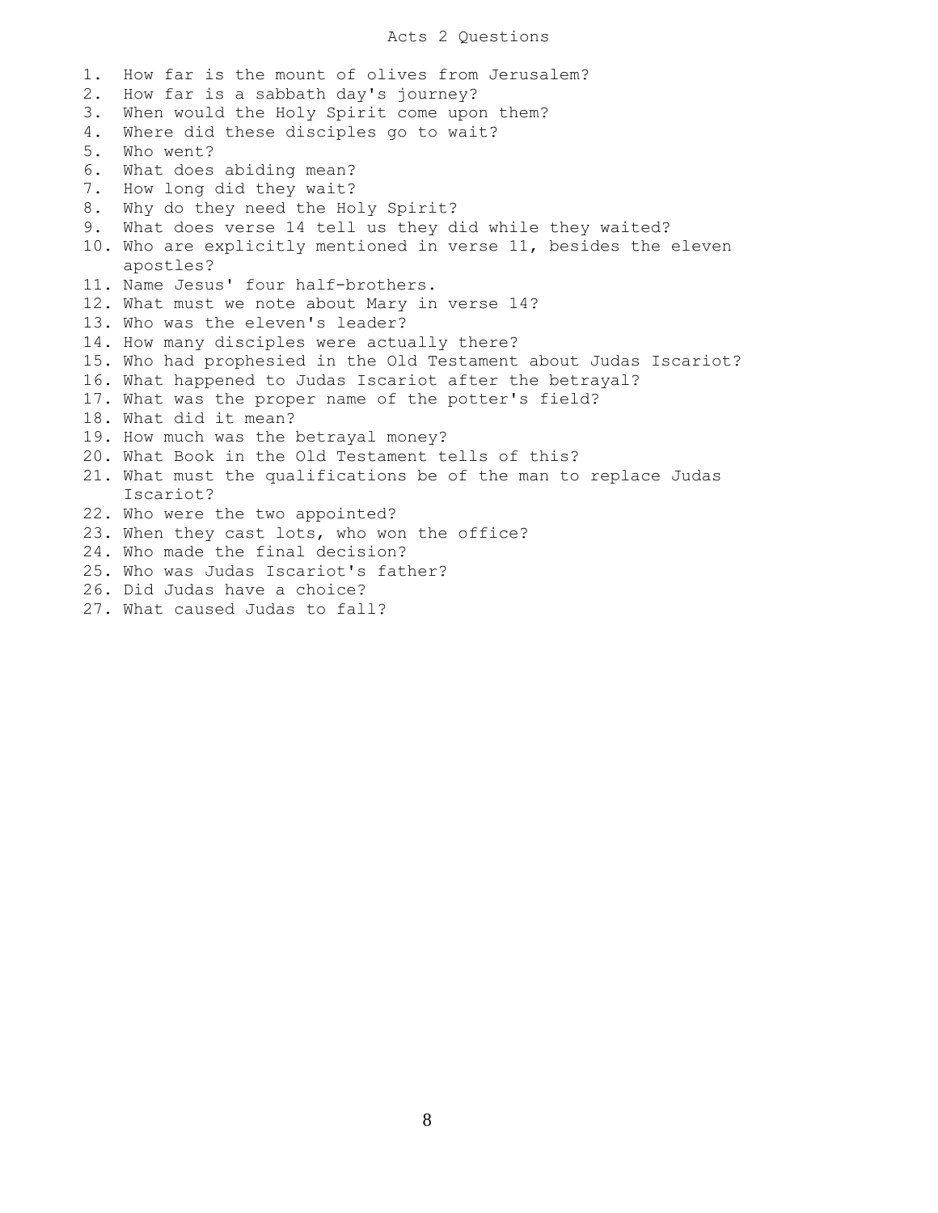# Acts 2 Questions

1. How far is the mount of olives from Jerusalem?
2. How far is a sabbath day's journey?
3. When would the Holy Spirit come upon them?
4. Where did these disciples go to wait?
5. Who went?
6. What does abiding mean?
7. How long did they wait?
8. Why do they need the Holy Spirit?
9. What does verse 14 tell us they did while they waited?
10. Who are explicitly mentioned in verse 11, besides the eleven apostles?
11. Name Jesus' four half-brothers.
12. What must we note about Mary in verse 14?
13. Who was the eleven's leader?
14. How many disciples were actually there?
15. Who had prophesied in the Old Testament about Judas Iscariot?
16. What happened to Judas Iscariot after the betrayal?
17. What was the proper name of the potter's field?
18. What did it mean?
19. How much was the betrayal money?
20. What Book in the Old Testament tells of this?
21. What must the qualifications be of the man to replace Judas Iscariot?
22. Who were the two appointed?
23. When they cast lots, who won the office?
24. Who made the final decision?
25. Who was Judas Iscariot's father?
26. Did Judas have a choice?
27. What caused Judas to fall?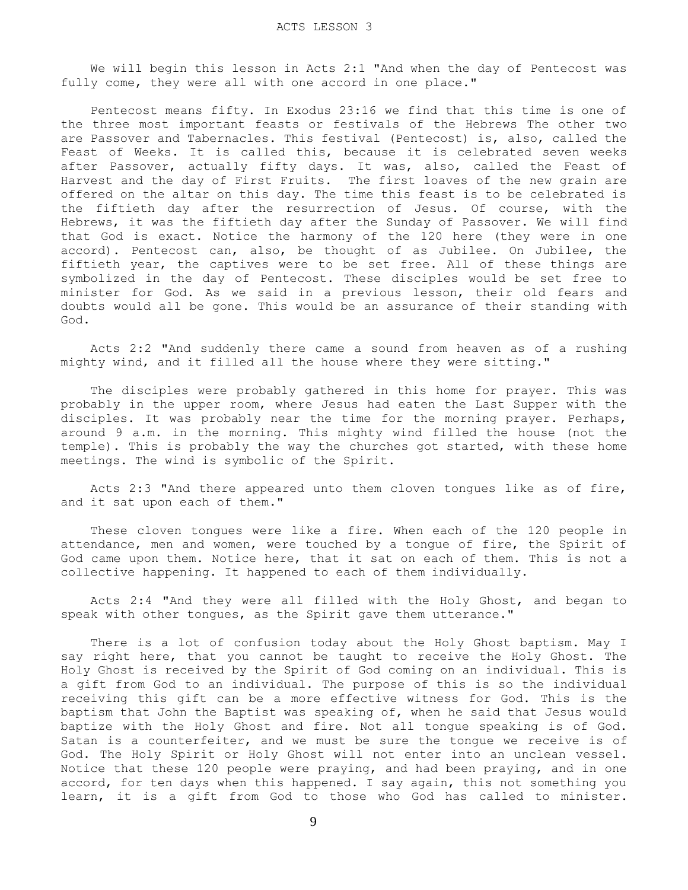# ACTS LESSON 3

We will begin this lesson in Acts 2:1 "And when the day of Pentecost was fully come, they were all with one accord in one place."

Pentecost means fifty. In Exodus 23:16 we find that this time is one of the three most important feasts or festivals of the Hebrews The other two are Passover and Tabernacles. This festival (Pentecost) is, also, called the Feast of Weeks. It is called this, because it is celebrated seven weeks after Passover, actually fifty days. It was, also, called the Feast of Harvest and the day of First Fruits. The first loaves of the new grain are offered on the altar on this day. The time this feast is to be celebrated is the fiftieth day after the resurrection of Jesus. Of course, with the Hebrews, it was the fiftieth day after the Sunday of Passover. We will find that God is exact. Notice the harmony of the 120 here (they were in one accord). Pentecost can, also, be thought of as Jubilee. On Jubilee, the fiftieth year, the captives were to be set free. All of these things are symbolized in the day of Pentecost. These disciples would be set free to minister for God. As we said in a previous lesson, their old fears and doubts would all be gone. This would be an assurance of their standing with God.

Acts 2:2 "And suddenly there came a sound from heaven as of a rushing mighty wind, and it filled all the house where they were sitting."

The disciples were probably gathered in this home for prayer. This was probably in the upper room, where Jesus had eaten the Last Supper with the disciples. It was probably near the time for the morning prayer. Perhaps, around 9 a.m. in the morning. This mighty wind filled the house (not the temple). This is probably the way the churches got started, with these home meetings. The wind is symbolic of the Spirit.

Acts 2:3 "And there appeared unto them cloven tongues like as of fire, and it sat upon each of them."

These cloven tongues were like a fire. When each of the 120 people in attendance, men and women, were touched by a tongue of fire, the Spirit of God came upon them. Notice here, that it sat on each of them. This is not a collective happening. It happened to each of them individually.

Acts 2:4 "And they were all filled with the Holy Ghost, and began to speak with other tongues, as the Spirit gave them utterance."

There is a lot of confusion today about the Holy Ghost baptism. May I say right here, that you cannot be taught to receive the Holy Ghost. The Holy Ghost is received by the Spirit of God coming on an individual. This is a gift from God to an individual. The purpose of this is so the individual receiving this gift can be a more effective witness for God. This is the baptism that John the Baptist was speaking of, when he said that Jesus would baptize with the Holy Ghost and fire. Not all tongue speaking is of God. Satan is a counterfeiter, and we must be sure the tongue we receive is of God. The Holy Spirit or Holy Ghost will not enter into an unclean vessel. Notice that these 120 people were praying, and had been praying, and in one accord, for ten days when this happened. I say again, this not something you learn, it is a gift from God to those who God has called to minister.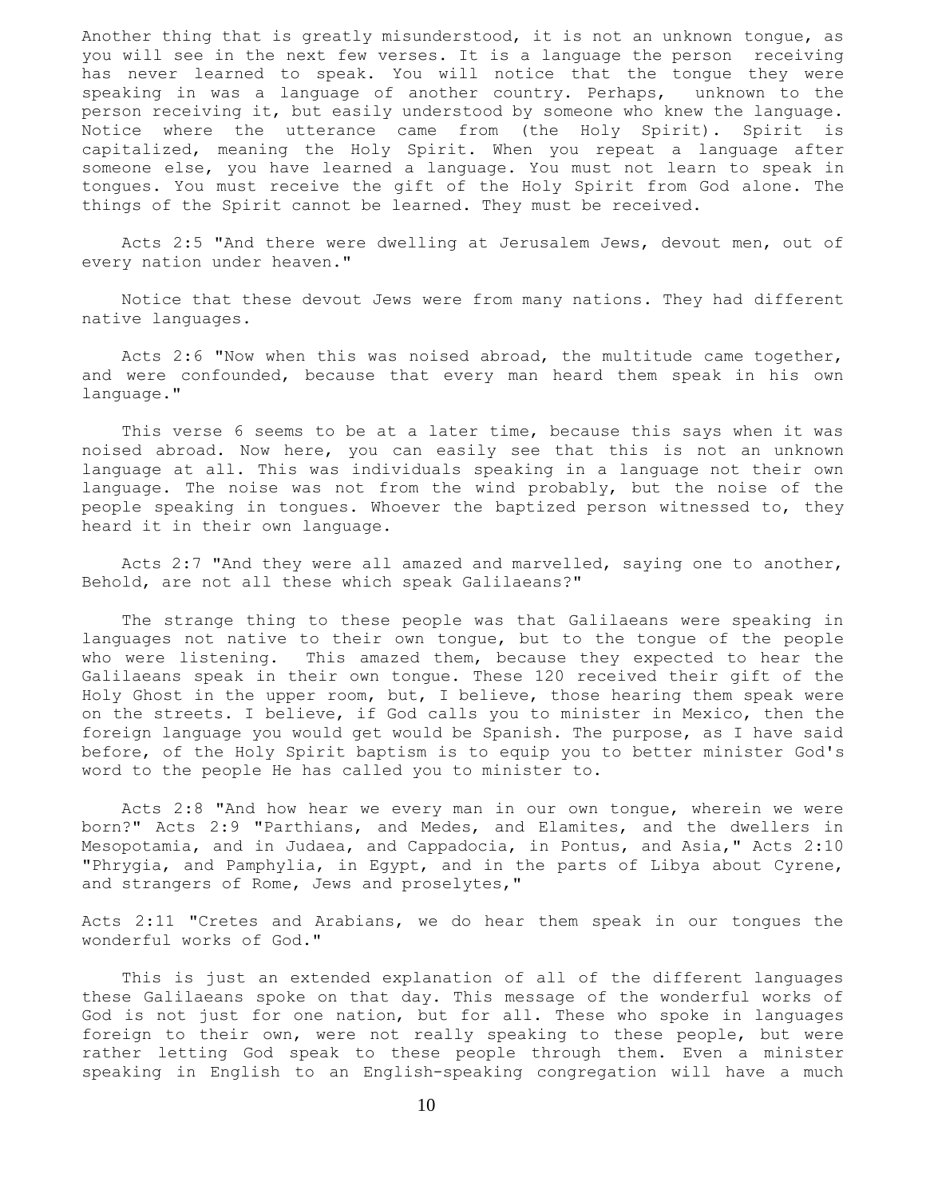Another thing that is greatly misunderstood, it is not an unknown tongue, as you will see in the next few verses. It is a language the person receiving has never learned to speak. You will notice that the tongue they were speaking in was a language of another country. Perhaps, unknown to the person receiving it, but easily understood by someone who knew the language. Notice where the utterance came from (the Holy Spirit). Spirit is capitalized, meaning the Holy Spirit. When you repeat a language after someone else, you have learned a language. You must not learn to speak in tongues. You must receive the gift of the Holy Spirit from God alone. The things of the Spirit cannot be learned. They must be received.

Acts 2:5 "And there were dwelling at Jerusalem Jews, devout men, out of every nation under heaven."

Notice that these devout Jews were from many nations. They had different native languages.

Acts 2:6 "Now when this was noised abroad, the multitude came together, and were confounded, because that every man heard them speak in his own language."

This verse 6 seems to be at a later time, because this says when it was noised abroad. Now here, you can easily see that this is not an unknown language at all. This was individuals speaking in a language not their own language. The noise was not from the wind probably, but the noise of the people speaking in tongues. Whoever the baptized person witnessed to, they heard it in their own language.

Acts 2:7 "And they were all amazed and marvelled, saying one to another, Behold, are not all these which speak Galilaeans?"

The strange thing to these people was that Galilaeans were speaking in languages not native to their own tongue, but to the tongue of the people who were listening. This amazed them, because they expected to hear the Galilaeans speak in their own tongue. These 120 received their gift of the Holy Ghost in the upper room, but, I believe, those hearing them speak were on the streets. I believe, if God calls you to minister in Mexico, then the foreign language you would get would be Spanish. The purpose, as I have said before, of the Holy Spirit baptism is to equip you to better minister God's word to the people He has called you to minister to.

Acts 2:8 "And how hear we every man in our own tongue, wherein we were born?" Acts 2:9 "Parthians, and Medes, and Elamites, and the dwellers in Mesopotamia, and in Judaea, and Cappadocia, in Pontus, and Asia," Acts 2:10 "Phrygia, and Pamphylia, in Egypt, and in the parts of Libya about Cyrene, and strangers of Rome, Jews and proselytes,"

Acts 2:11 "Cretes and Arabians, we do hear them speak in our tongues the wonderful works of God."

This is just an extended explanation of all of the different languages these Galilaeans spoke on that day. This message of the wonderful works of God is not just for one nation, but for all. These who spoke in languages foreign to their own, were not really speaking to these people, but were rather letting God speak to these people through them. Even a minister speaking in English to an English-speaking congregation will have a much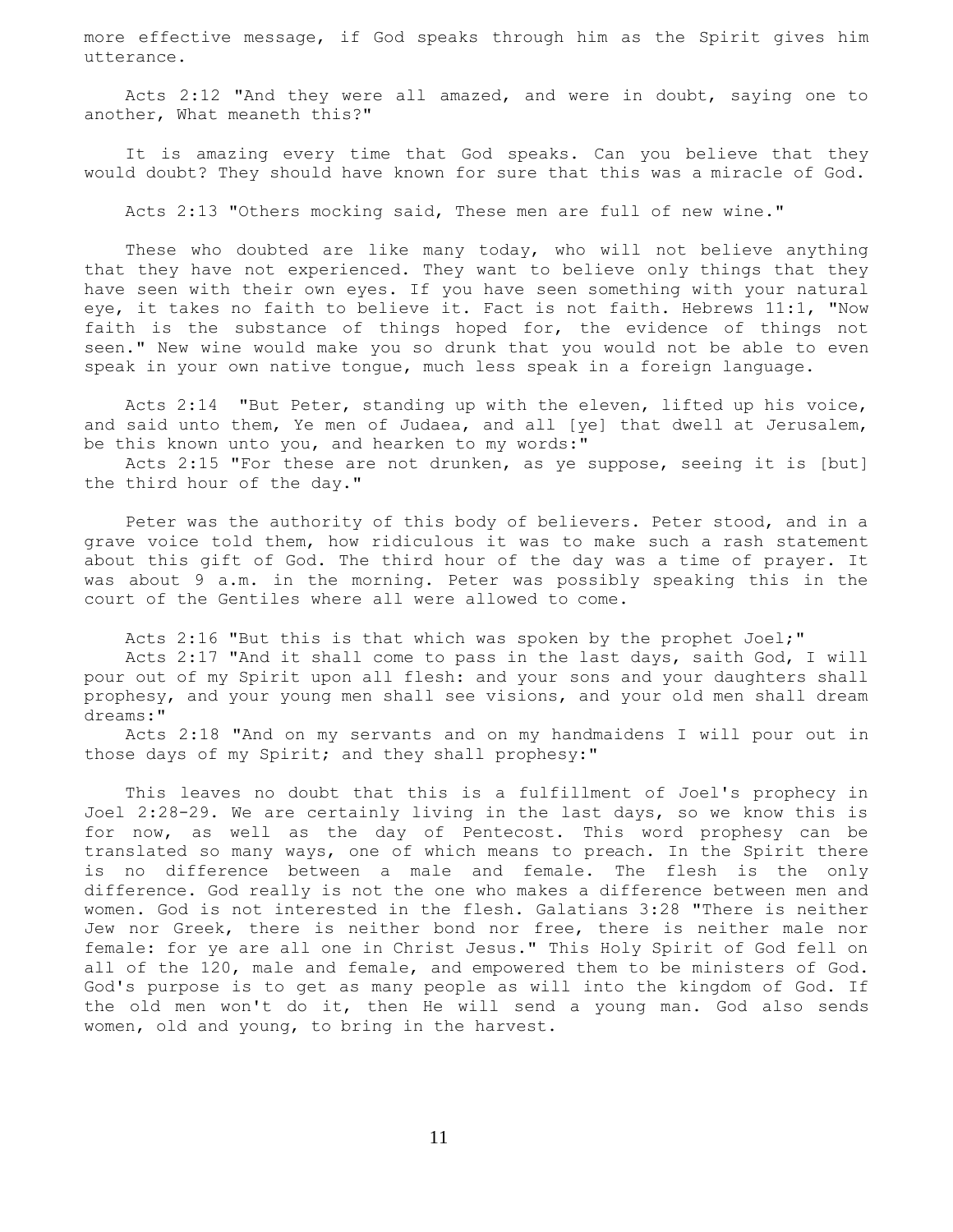more effective message, if God speaks through him as the Spirit gives him utterance.

Acts 2:12 "And they were all amazed, and were in doubt, saying one to another, What meaneth this?"

It is amazing every time that God speaks. Can you believe that they would doubt? They should have known for sure that this was a miracle of God.

Acts 2:13 "Others mocking said, These men are full of new wine."

These who doubted are like many today, who will not believe anything that they have not experienced. They want to believe only things that they have seen with their own eyes. If you have seen something with your natural eye, it takes no faith to believe it. Fact is not faith. Hebrews 11:1, "Now faith is the substance of things hoped for, the evidence of things not seen." New wine would make you so drunk that you would not be able to even speak in your own native tongue, much less speak in a foreign language.

Acts 2:14 "But Peter, standing up with the eleven, lifted up his voice, and said unto them, Ye men of Judaea, and all [ye] that dwell at Jerusalem, be this known unto you, and hearken to my words:"
Acts 2:15 "For these are not drunken, as ye suppose, seeing it is [but] the third hour of the day."

Peter was the authority of this body of believers. Peter stood, and in a grave voice told them, how ridiculous it was to make such a rash statement about this gift of God. The third hour of the day was a time of prayer. It was about 9 a.m. in the morning. Peter was possibly speaking this in the court of the Gentiles where all were allowed to come.

Acts 2:16 "But this is that which was spoken by the prophet Joel;"
Acts 2:17 "And it shall come to pass in the last days, saith God, I will pour out of my Spirit upon all flesh: and your sons and your daughters shall prophesy, and your young men shall see visions, and your old men shall dream dreams:"
Acts 2:18 "And on my servants and on my handmaidens I will pour out in those days of my Spirit; and they shall prophesy:"

This leaves no doubt that this is a fulfillment of Joel's prophecy in Joel 2:28-29. We are certainly living in the last days, so we know this is for now, as well as the day of Pentecost. This word prophesy can be translated so many ways, one of which means to preach. In the Spirit there is no difference between a male and female. The flesh is the only difference. God really is not the one who makes a difference between men and women. God is not interested in the flesh. Galatians 3:28 "There is neither Jew nor Greek, there is neither bond nor free, there is neither male nor female: for ye are all one in Christ Jesus." This Holy Spirit of God fell on all of the 120, male and female, and empowered them to be ministers of God. God's purpose is to get as many people as will into the kingdom of God. If the old men won't do it, then He will send a young man. God also sends women, old and young, to bring in the harvest.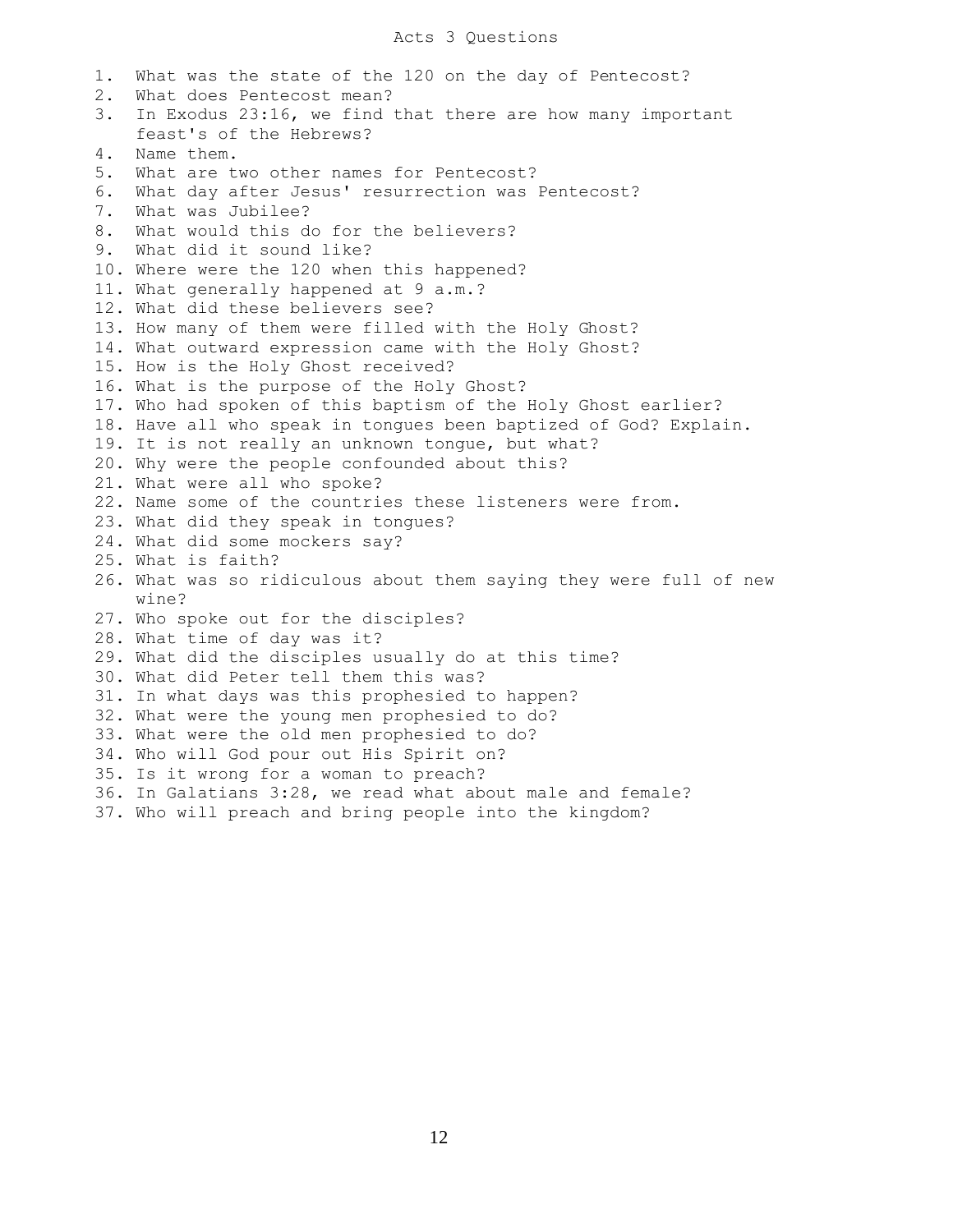# Acts 3 Questions

1. What was the state of the 120 on the day of Pentecost?
2. What does Pentecost mean?
3. In Exodus 23:16, we find that there are how many important feast's of the Hebrews?
4. Name them.
5. What are two other names for Pentecost?
6. What day after Jesus' resurrection was Pentecost?
7. What was Jubilee?
8. What would this do for the believers?
9. What did it sound like?
10. Where were the 120 when this happened?
11. What generally happened at 9 a.m.?
12. What did these believers see?
13. How many of them were filled with the Holy Ghost?
14. What outward expression came with the Holy Ghost?
15. How is the Holy Ghost received?
16. What is the purpose of the Holy Ghost?
17. Who had spoken of this baptism of the Holy Ghost earlier?
18. Have all who speak in tongues been baptized of God? Explain.
19. It is not really an unknown tongue, but what?
20. Why were the people confounded about this?
21. What were all who spoke?
22. Name some of the countries these listeners were from.
23. What did they speak in tongues?
24. What did some mockers say?
25. What is faith?
26. What was so ridiculous about them saying they were full of new wine?
27. Who spoke out for the disciples?
28. What time of day was it?
29. What did the disciples usually do at this time?
30. What did Peter tell them this was?
31. In what days was this prophesied to happen?
32. What were the young men prophesied to do?
33. What were the old men prophesied to do?
34. Who will God pour out His Spirit on?
35. Is it wrong for a woman to preach?
36. In Galatians 3:28, we read what about male and female?
37. Who will preach and bring people into the kingdom?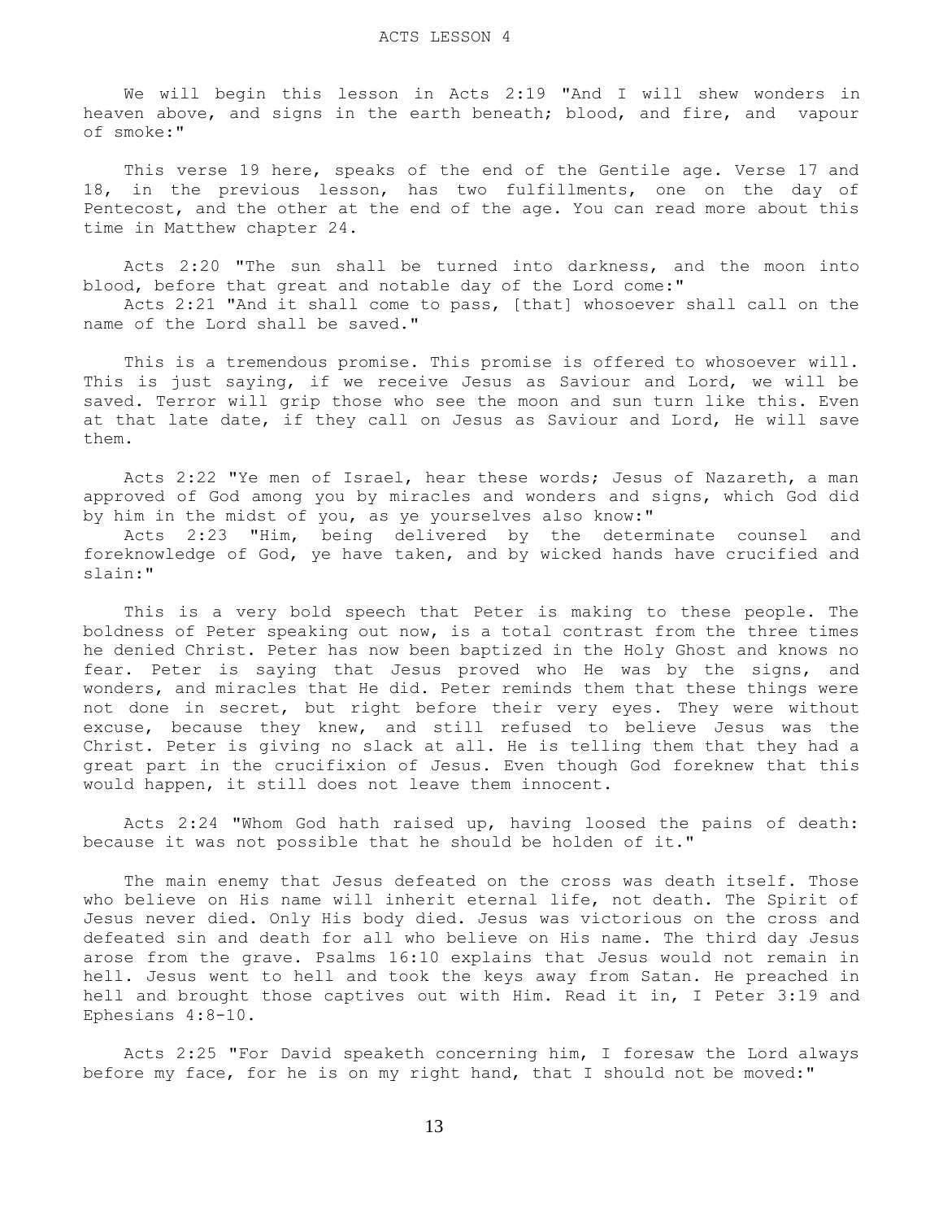# ACTS LESSON 4

We will begin this lesson in Acts 2:19 "And I will shew wonders in heaven above, and signs in the earth beneath; blood, and fire, and vapour of smoke:"

This verse 19 here, speaks of the end of the Gentile age. Verse 17 and 18, in the previous lesson, has two fulfillments, one on the day of Pentecost, and the other at the end of the age. You can read more about this time in Matthew chapter 24.

Acts 2:20 "The sun shall be turned into darkness, and the moon into blood, before that great and notable day of the Lord come:"

Acts 2:21 "And it shall come to pass, [that] whosoever shall call on the name of the Lord shall be saved."

This is a tremendous promise. This promise is offered to whosoever will. This is just saying, if we receive Jesus as Saviour and Lord, we will be saved. Terror will grip those who see the moon and sun turn like this. Even at that late date, if they call on Jesus as Saviour and Lord, He will save them.

Acts 2:22 "Ye men of Israel, hear these words; Jesus of Nazareth, a man approved of God among you by miracles and wonders and signs, which God did by him in the midst of you, as ye yourselves also know:"

Acts 2:23 "Him, being delivered by the determinate counsel and foreknowledge of God, ye have taken, and by wicked hands have crucified and slain:"

This is a very bold speech that Peter is making to these people. The boldness of Peter speaking out now, is a total contrast from the three times he denied Christ. Peter has now been baptized in the Holy Ghost and knows no fear. Peter is saying that Jesus proved who He was by the signs, and wonders, and miracles that He did. Peter reminds them that these things were not done in secret, but right before their very eyes. They were without excuse, because they knew, and still refused to believe Jesus was the Christ. Peter is giving no slack at all. He is telling them that they had a great part in the crucifixion of Jesus. Even though God foreknew that this would happen, it still does not leave them innocent.

Acts 2:24 "Whom God hath raised up, having loosed the pains of death: because it was not possible that he should be holden of it."

The main enemy that Jesus defeated on the cross was death itself. Those who believe on His name will inherit eternal life, not death. The Spirit of Jesus never died. Only His body died. Jesus was victorious on the cross and defeated sin and death for all who believe on His name. The third day Jesus arose from the grave. Psalms 16:10 explains that Jesus would not remain in hell. Jesus went to hell and took the keys away from Satan. He preached in hell and brought those captives out with Him. Read it in, I Peter 3:19 and Ephesians 4:8-10.

Acts 2:25 "For David speaketh concerning him, I foresaw the Lord always before my face, for he is on my right hand, that I should not be moved:"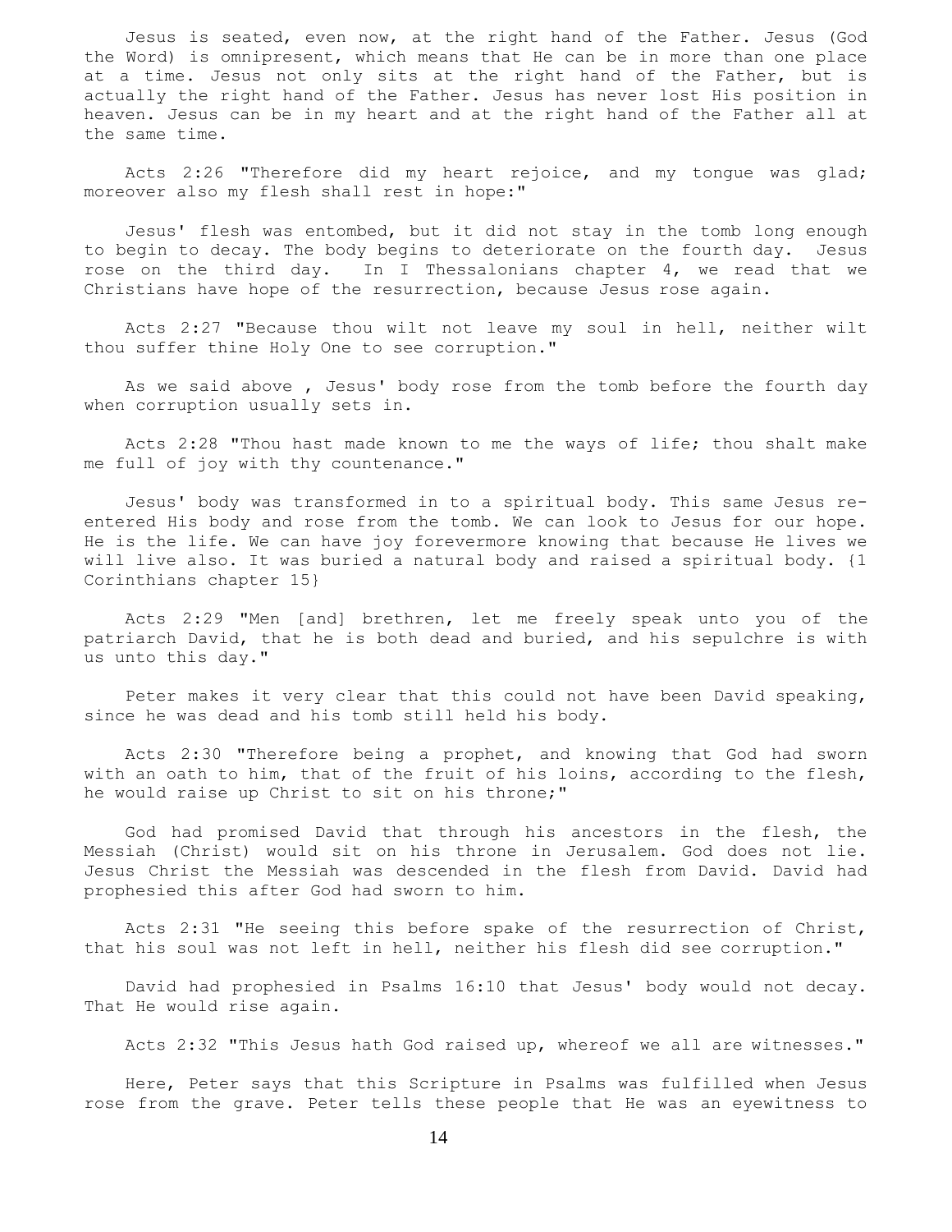Jesus is seated, even now, at the right hand of the Father. Jesus (God the Word) is omnipresent, which means that He can be in more than one place at a time. Jesus not only sits at the right hand of the Father, but is actually the right hand of the Father. Jesus has never lost His position in heaven. Jesus can be in my heart and at the right hand of the Father all at the same time.

Acts 2:26 "Therefore did my heart rejoice, and my tongue was glad; moreover also my flesh shall rest in hope:"

Jesus' flesh was entombed, but it did not stay in the tomb long enough to begin to decay. The body begins to deteriorate on the fourth day. Jesus rose on the third day. In I Thessalonians chapter 4, we read that we Christians have hope of the resurrection, because Jesus rose again.

Acts 2:27 "Because thou wilt not leave my soul in hell, neither wilt thou suffer thine Holy One to see corruption."

As we said above , Jesus' body rose from the tomb before the fourth day when corruption usually sets in.

Acts 2:28 "Thou hast made known to me the ways of life; thou shalt make me full of joy with thy countenance."

Jesus' body was transformed in to a spiritual body. This same Jesus re-entered His body and rose from the tomb. We can look to Jesus for our hope. He is the life. We can have joy forevermore knowing that because He lives we will live also. It was buried a natural body and raised a spiritual body. {1 Corinthians chapter 15}

Acts 2:29 "Men [and] brethren, let me freely speak unto you of the patriarch David, that he is both dead and buried, and his sepulchre is with us unto this day."

Peter makes it very clear that this could not have been David speaking, since he was dead and his tomb still held his body.

Acts 2:30 "Therefore being a prophet, and knowing that God had sworn with an oath to him, that of the fruit of his loins, according to the flesh, he would raise up Christ to sit on his throne;"

God had promised David that through his ancestors in the flesh, the Messiah (Christ) would sit on his throne in Jerusalem. God does not lie. Jesus Christ the Messiah was descended in the flesh from David. David had prophesied this after God had sworn to him.

Acts 2:31 "He seeing this before spake of the resurrection of Christ, that his soul was not left in hell, neither his flesh did see corruption."

David had prophesied in Psalms 16:10 that Jesus' body would not decay. That He would rise again.

Acts 2:32 "This Jesus hath God raised up, whereof we all are witnesses."

Here, Peter says that this Scripture in Psalms was fulfilled when Jesus rose from the grave. Peter tells these people that He was an eyewitness to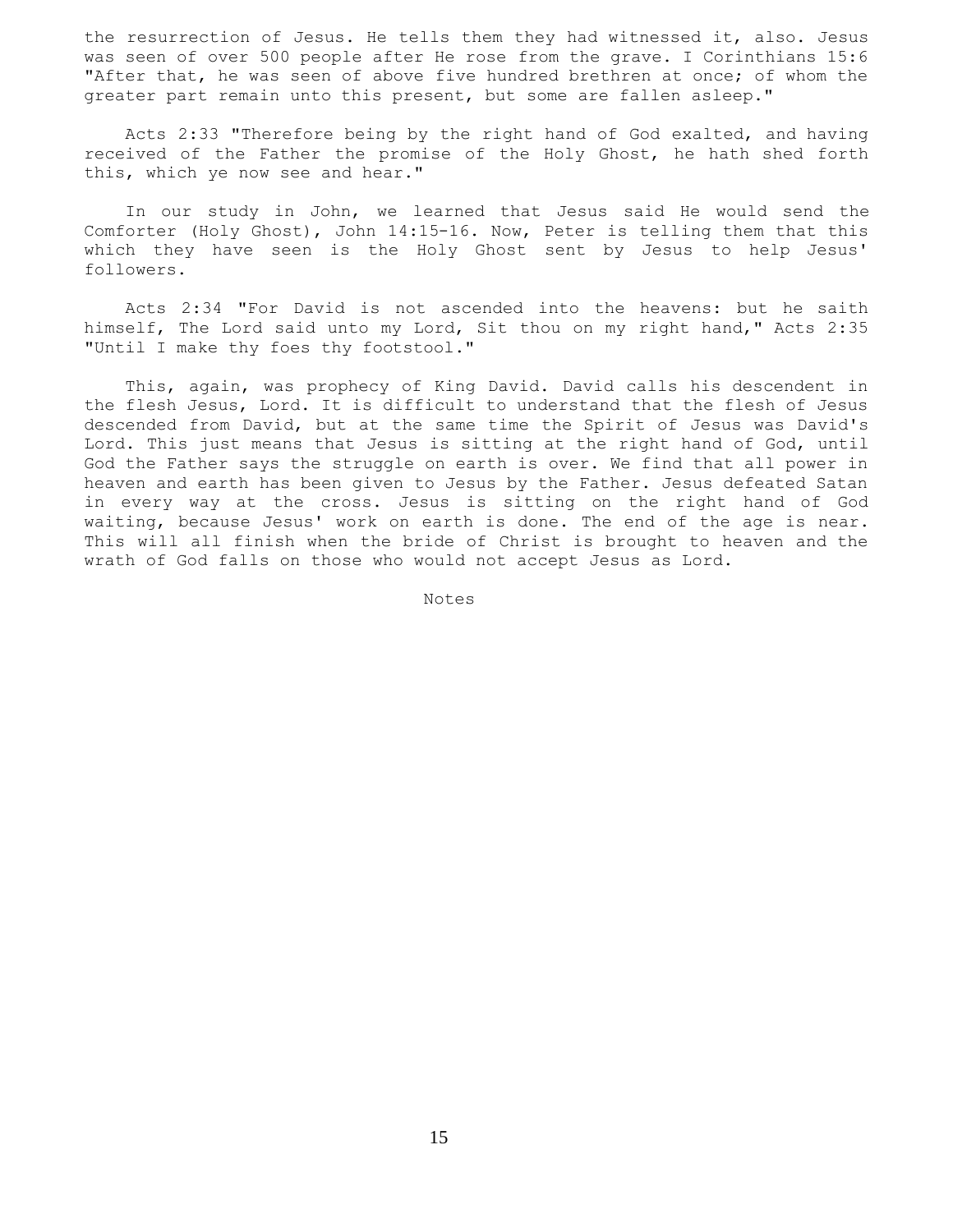the resurrection of Jesus. He tells them they had witnessed it, also. Jesus was seen of over 500 people after He rose from the grave. I Corinthians 15:6 "After that, he was seen of above five hundred brethren at once; of whom the greater part remain unto this present, but some are fallen asleep."

Acts 2:33 "Therefore being by the right hand of God exalted, and having received of the Father the promise of the Holy Ghost, he hath shed forth this, which ye now see and hear."

In our study in John, we learned that Jesus said He would send the Comforter (Holy Ghost), John 14:15-16. Now, Peter is telling them that this which they have seen is the Holy Ghost sent by Jesus to help Jesus' followers.

Acts 2:34 "For David is not ascended into the heavens: but he saith himself, The Lord said unto my Lord, Sit thou on my right hand," Acts 2:35 "Until I make thy foes thy footstool."

This, again, was prophecy of King David. David calls his descendent in the flesh Jesus, Lord. It is difficult to understand that the flesh of Jesus descended from David, but at the same time the Spirit of Jesus was David's Lord. This just means that Jesus is sitting at the right hand of God, until God the Father says the struggle on earth is over. We find that all power in heaven and earth has been given to Jesus by the Father. Jesus defeated Satan in every way at the cross. Jesus is sitting on the right hand of God waiting, because Jesus' work on earth is done. The end of the age is near. This will all finish when the bride of Christ is brought to heaven and the wrath of God falls on those who would not accept Jesus as Lord.

Notes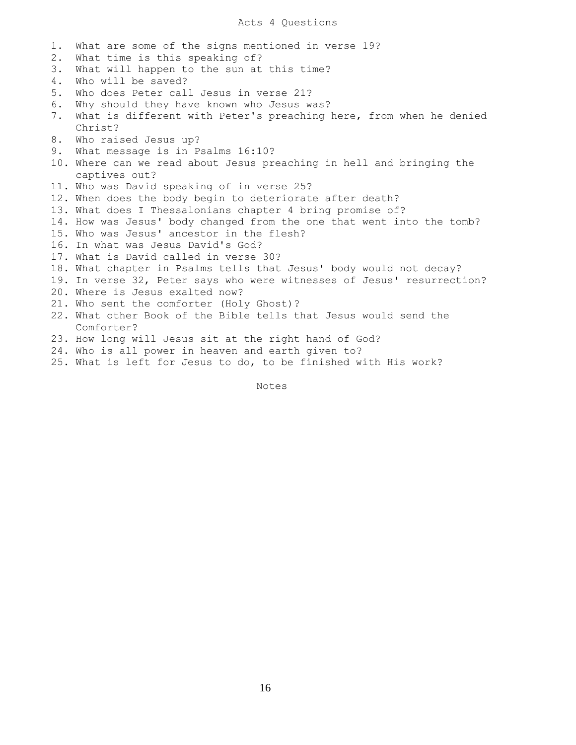# Acts 4 Questions

1. What are some of the signs mentioned in verse 19?
2. What time is this speaking of?
3. What will happen to the sun at this time?
4. Who will be saved?
5. Who does Peter call Jesus in verse 21?
6. Why should they have known who Jesus was?
7. What is different with Peter's preaching here, from when he denied Christ?
8. Who raised Jesus up?
9. What message is in Psalms 16:10?
10. Where can we read about Jesus preaching in hell and bringing the captives out?
11. Who was David speaking of in verse 25?
12. When does the body begin to deteriorate after death?
13. What does I Thessalonians chapter 4 bring promise of?
14. How was Jesus' body changed from the one that went into the tomb?
15. Who was Jesus' ancestor in the flesh?
16. In what was Jesus David's God?
17. What is David called in verse 30?
18. What chapter in Psalms tells that Jesus' body would not decay?
19. In verse 32, Peter says who were witnesses of Jesus' resurrection?
20. Where is Jesus exalted now?
21. Who sent the comforter (Holy Ghost)?
22. What other Book of the Bible tells that Jesus would send the Comforter?
23. How long will Jesus sit at the right hand of God?
24. Who is all power in heaven and earth given to?
25. What is left for Jesus to do, to be finished with His work?

Notes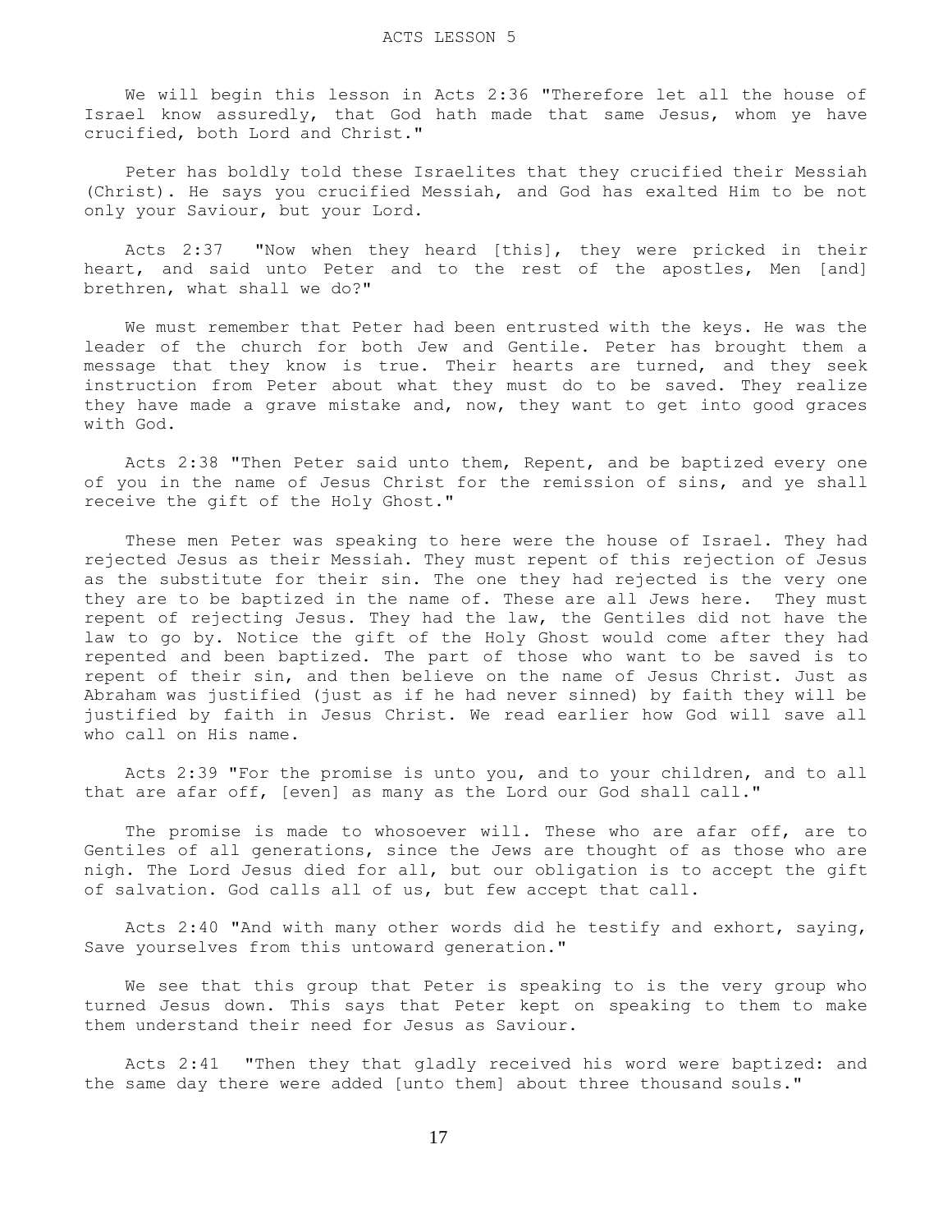# ACTS LESSON 5

We will begin this lesson in Acts 2:36 "Therefore let all the house of Israel know assuredly, that God hath made that same Jesus, whom ye have crucified, both Lord and Christ."

Peter has boldly told these Israelites that they crucified their Messiah (Christ). He says you crucified Messiah, and God has exalted Him to be not only your Saviour, but your Lord.

Acts 2:37 "Now when they heard [this], they were pricked in their heart, and said unto Peter and to the rest of the apostles, Men [and] brethren, what shall we do?"

We must remember that Peter had been entrusted with the keys. He was the leader of the church for both Jew and Gentile. Peter has brought them a message that they know is true. Their hearts are turned, and they seek instruction from Peter about what they must do to be saved. They realize they have made a grave mistake and, now, they want to get into good graces with God.

Acts 2:38 "Then Peter said unto them, Repent, and be baptized every one of you in the name of Jesus Christ for the remission of sins, and ye shall receive the gift of the Holy Ghost."

These men Peter was speaking to here were the house of Israel. They had rejected Jesus as their Messiah. They must repent of this rejection of Jesus as the substitute for their sin. The one they had rejected is the very one they are to be baptized in the name of. These are all Jews here. They must repent of rejecting Jesus. They had the law, the Gentiles did not have the law to go by. Notice the gift of the Holy Ghost would come after they had repented and been baptized. The part of those who want to be saved is to repent of their sin, and then believe on the name of Jesus Christ. Just as Abraham was justified (just as if he had never sinned) by faith they will be justified by faith in Jesus Christ. We read earlier how God will save all who call on His name.

Acts 2:39 "For the promise is unto you, and to your children, and to all that are afar off, [even] as many as the Lord our God shall call."

The promise is made to whosoever will. These who are afar off, are to Gentiles of all generations, since the Jews are thought of as those who are nigh. The Lord Jesus died for all, but our obligation is to accept the gift of salvation. God calls all of us, but few accept that call.

Acts 2:40 "And with many other words did he testify and exhort, saying, Save yourselves from this untoward generation."

We see that this group that Peter is speaking to is the very group who turned Jesus down. This says that Peter kept on speaking to them to make them understand their need for Jesus as Saviour.

Acts 2:41 "Then they that gladly received his word were baptized: and the same day there were added [unto them] about three thousand souls."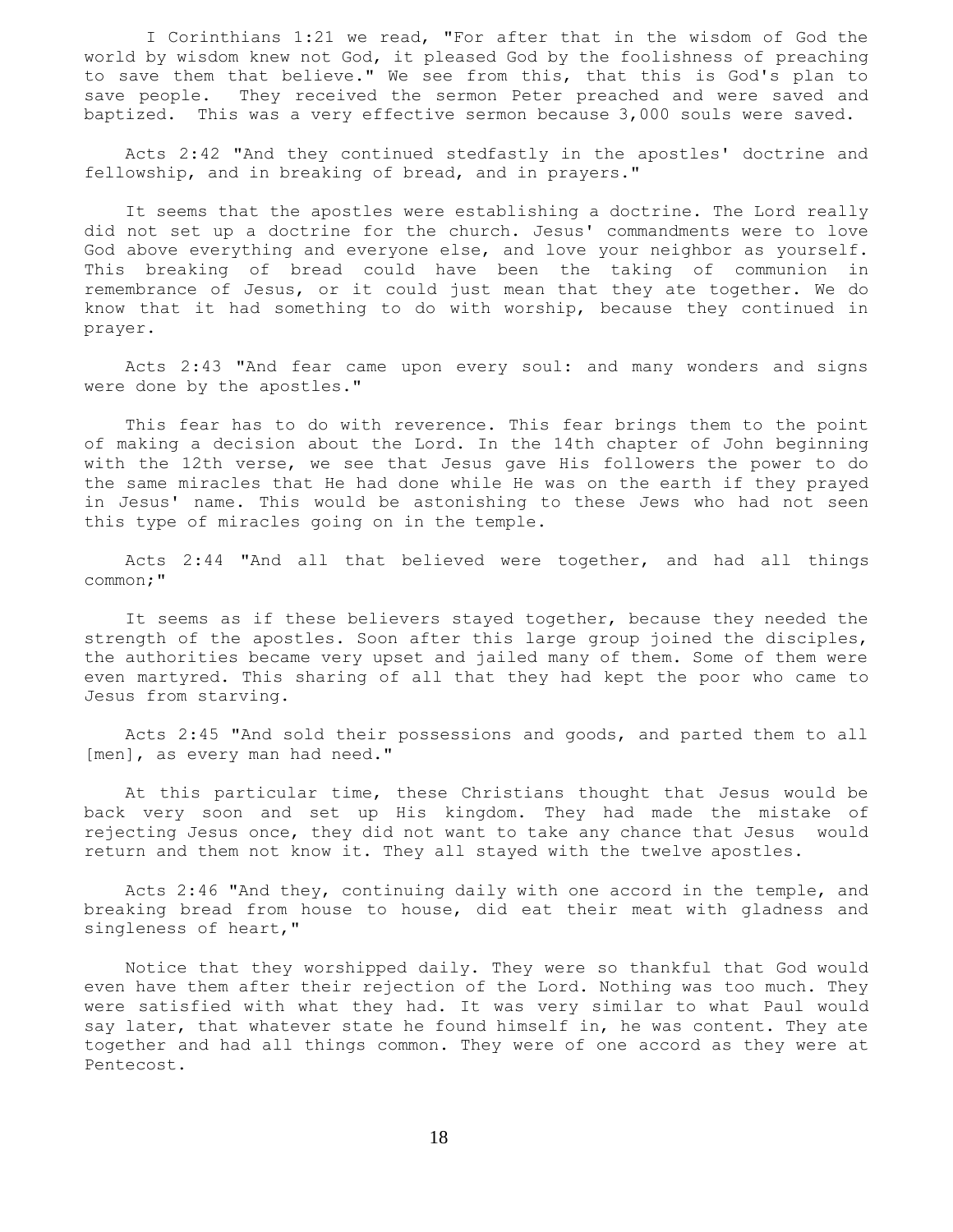I Corinthians 1:21 we read, "For after that in the wisdom of God the world by wisdom knew not God, it pleased God by the foolishness of preaching to save them that believe." We see from this, that this is God's plan to save people. They received the sermon Peter preached and were saved and baptized. This was a very effective sermon because 3,000 souls were saved.

Acts 2:42 "And they continued stedfastly in the apostles' doctrine and fellowship, and in breaking of bread, and in prayers."

It seems that the apostles were establishing a doctrine. The Lord really did not set up a doctrine for the church. Jesus' commandments were to love God above everything and everyone else, and love your neighbor as yourself. This breaking of bread could have been the taking of communion in remembrance of Jesus, or it could just mean that they ate together. We do know that it had something to do with worship, because they continued in prayer.

Acts 2:43 "And fear came upon every soul: and many wonders and signs were done by the apostles."

This fear has to do with reverence. This fear brings them to the point of making a decision about the Lord. In the 14th chapter of John beginning with the 12th verse, we see that Jesus gave His followers the power to do the same miracles that He had done while He was on the earth if they prayed in Jesus' name. This would be astonishing to these Jews who had not seen this type of miracles going on in the temple.

Acts 2:44 "And all that believed were together, and had all things common;"

It seems as if these believers stayed together, because they needed the strength of the apostles. Soon after this large group joined the disciples, the authorities became very upset and jailed many of them. Some of them were even martyred. This sharing of all that they had kept the poor who came to Jesus from starving.

Acts 2:45 "And sold their possessions and goods, and parted them to all [men], as every man had need."

At this particular time, these Christians thought that Jesus would be back very soon and set up His kingdom. They had made the mistake of rejecting Jesus once, they did not want to take any chance that Jesus would return and them not know it. They all stayed with the twelve apostles.

Acts 2:46 "And they, continuing daily with one accord in the temple, and breaking bread from house to house, did eat their meat with gladness and singleness of heart,"

Notice that they worshipped daily. They were so thankful that God would even have them after their rejection of the Lord. Nothing was too much. They were satisfied with what they had. It was very similar to what Paul would say later, that whatever state he found himself in, he was content. They ate together and had all things common. They were of one accord as they were at Pentecost.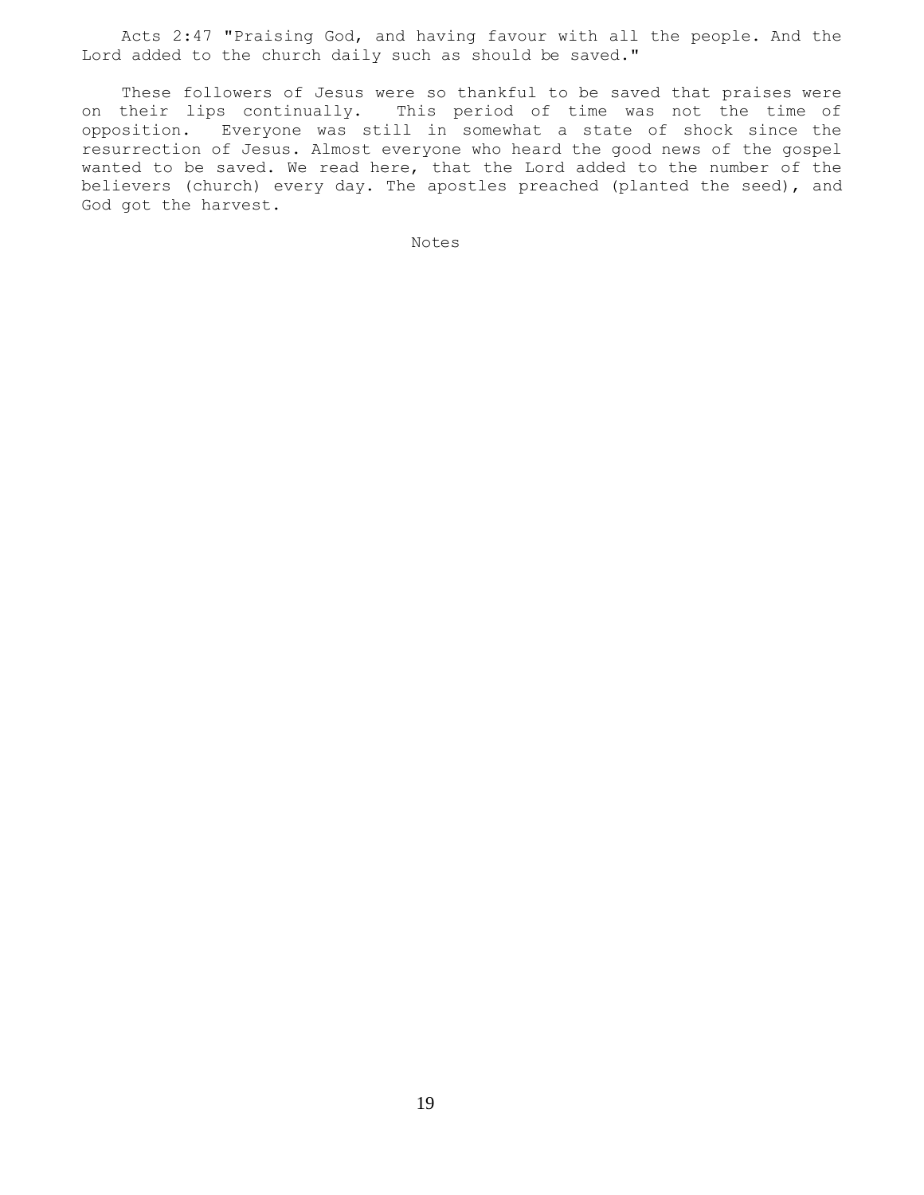Acts 2:47 "Praising God, and having favour with all the people. And the Lord added to the church daily such as should be saved."

These followers of Jesus were so thankful to be saved that praises were on their lips continually. This period of time was not the time of opposition. Everyone was still in somewhat a state of shock since the resurrection of Jesus. Almost everyone who heard the good news of the gospel wanted to be saved. We read here, that the Lord added to the number of the believers (church) every day. The apostles preached (planted the seed), and God got the harvest.

Notes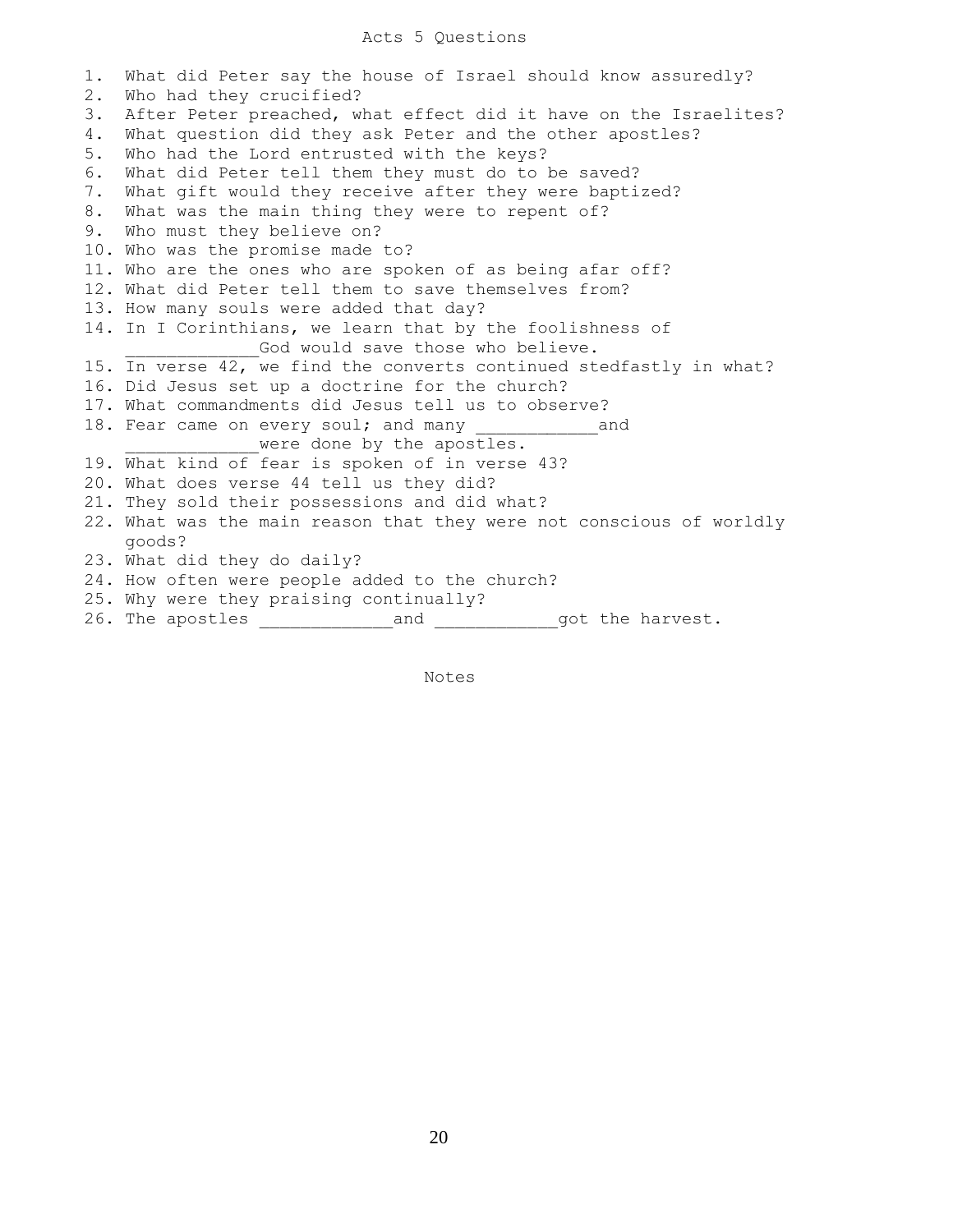# Acts 5 Questions

1. What did Peter say the house of Israel should know assuredly?
2. Who had they crucified?
3. After Peter preached, what effect did it have on the Israelites?
4. What question did they ask Peter and the other apostles?
5. Who had the Lord entrusted with the keys?
6. What did Peter tell them they must do to be saved?
7. What gift would they receive after they were baptized?
8. What was the main thing they were to repent of?
9. Who must they believe on?
10. Who was the promise made to?
11. Who are the ones who are spoken of as being afar off?
12. What did Peter tell them to save themselves from?
13. How many souls were added that day?
14. In I Corinthians, we learn that by the foolishness of _____________God would save those who believe.
15. In verse 42, we find the converts continued stedfastly in what?
16. Did Jesus set up a doctrine for the church?
17. What commandments did Jesus tell us to observe?
18. Fear came on every soul; and many ____________and _____________were done by the apostles.
19. What kind of fear is spoken of in verse 43?
20. What does verse 44 tell us they did?
21. They sold their possessions and did what?
22. What was the main reason that they were not conscious of worldly goods?
23. What did they do daily?
24. How often were people added to the church?
25. Why were they praising continually?
26. The apostles _____________and ____________got the harvest.

Notes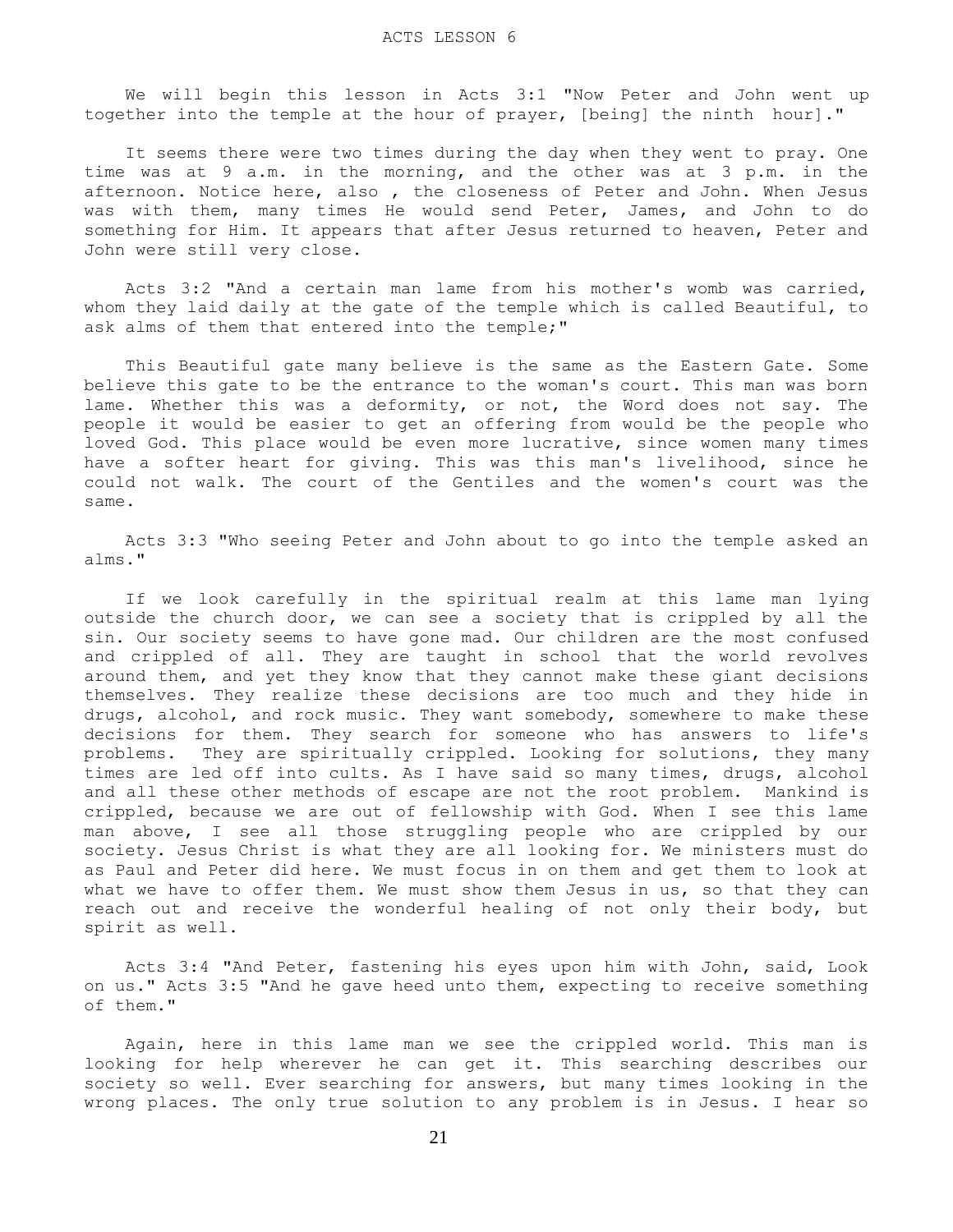# ACTS LESSON 6

We will begin this lesson in Acts 3:1 "Now Peter and John went up together into the temple at the hour of prayer, [being] the ninth hour]."

It seems there were two times during the day when they went to pray. One time was at 9 a.m. in the morning, and the other was at 3 p.m. in the afternoon. Notice here, also , the closeness of Peter and John. When Jesus was with them, many times He would send Peter, James, and John to do something for Him. It appears that after Jesus returned to heaven, Peter and John were still very close.

Acts 3:2 "And a certain man lame from his mother's womb was carried, whom they laid daily at the gate of the temple which is called Beautiful, to ask alms of them that entered into the temple;"

This Beautiful gate many believe is the same as the Eastern Gate. Some believe this gate to be the entrance to the woman's court. This man was born lame. Whether this was a deformity, or not, the Word does not say. The people it would be easier to get an offering from would be the people who loved God. This place would be even more lucrative, since women many times have a softer heart for giving. This was this man's livelihood, since he could not walk. The court of the Gentiles and the women's court was the same.

Acts 3:3 "Who seeing Peter and John about to go into the temple asked an alms."

If we look carefully in the spiritual realm at this lame man lying outside the church door, we can see a society that is crippled by all the sin. Our society seems to have gone mad. Our children are the most confused and crippled of all. They are taught in school that the world revolves around them, and yet they know that they cannot make these giant decisions themselves. They realize these decisions are too much and they hide in drugs, alcohol, and rock music. They want somebody, somewhere to make these decisions for them. They search for someone who has answers to life's problems. They are spiritually crippled. Looking for solutions, they many times are led off into cults. As I have said so many times, drugs, alcohol and all these other methods of escape are not the root problem. Mankind is crippled, because we are out of fellowship with God. When I see this lame man above, I see all those struggling people who are crippled by our society. Jesus Christ is what they are all looking for. We ministers must do as Paul and Peter did here. We must focus in on them and get them to look at what we have to offer them. We must show them Jesus in us, so that they can reach out and receive the wonderful healing of not only their body, but spirit as well.

Acts 3:4 "And Peter, fastening his eyes upon him with John, said, Look on us." Acts 3:5 "And he gave heed unto them, expecting to receive something of them."

Again, here in this lame man we see the crippled world. This man is looking for help wherever he can get it. This searching describes our society so well. Ever searching for answers, but many times looking in the wrong places. The only true solution to any problem is in Jesus. I hear so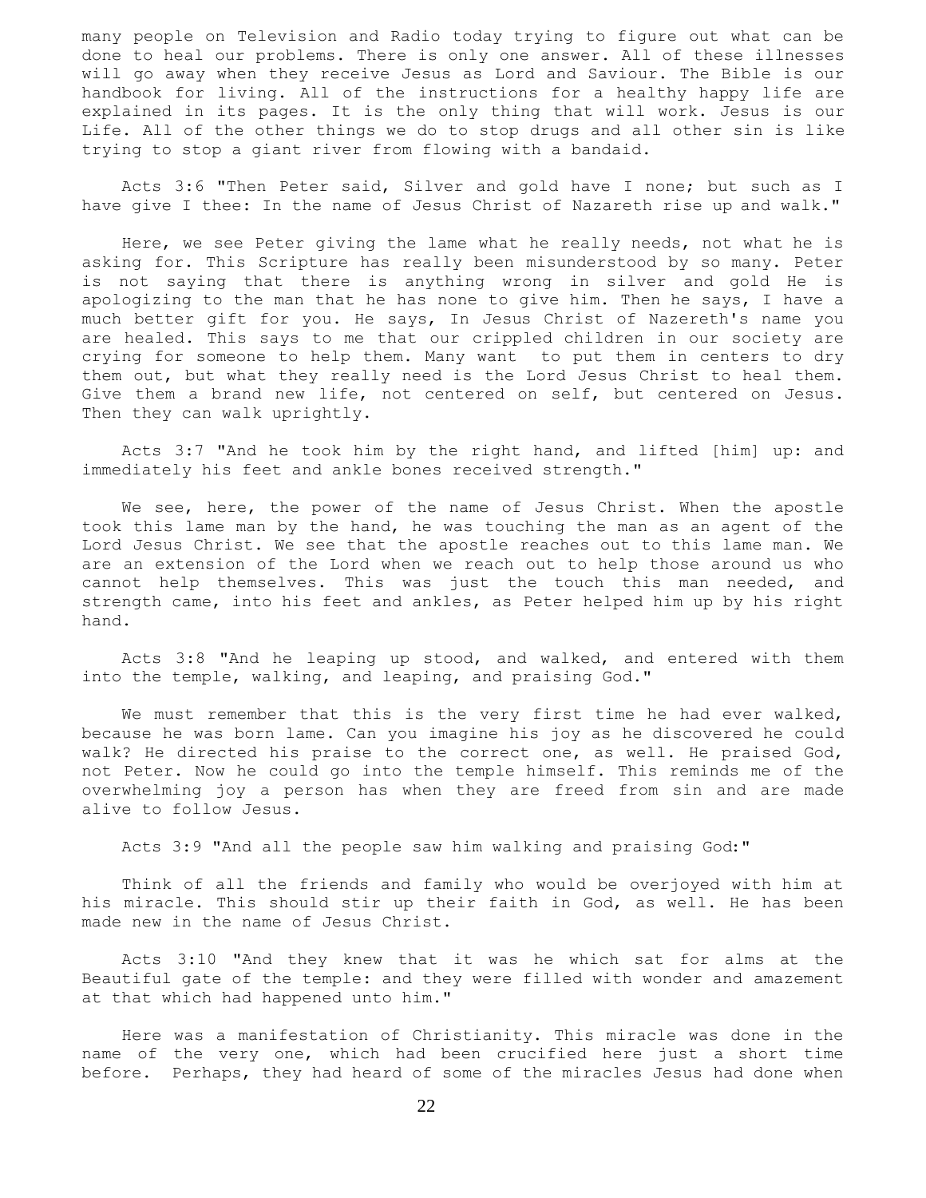many people on Television and Radio today trying to figure out what can be done to heal our problems. There is only one answer. All of these illnesses will go away when they receive Jesus as Lord and Saviour. The Bible is our handbook for living. All of the instructions for a healthy happy life are explained in its pages. It is the only thing that will work. Jesus is our Life. All of the other things we do to stop drugs and all other sin is like trying to stop a giant river from flowing with a bandaid.

Acts 3:6 "Then Peter said, Silver and gold have I none; but such as I have give I thee: In the name of Jesus Christ of Nazareth rise up and walk."

Here, we see Peter giving the lame what he really needs, not what he is asking for. This Scripture has really been misunderstood by so many. Peter is not saying that there is anything wrong in silver and gold He is apologizing to the man that he has none to give him. Then he says, I have a much better gift for you. He says, In Jesus Christ of Nazereth's name you are healed. This says to me that our crippled children in our society are crying for someone to help them. Many want to put them in centers to dry them out, but what they really need is the Lord Jesus Christ to heal them. Give them a brand new life, not centered on self, but centered on Jesus. Then they can walk uprightly.

Acts 3:7 "And he took him by the right hand, and lifted [him] up: and immediately his feet and ankle bones received strength."

We see, here, the power of the name of Jesus Christ. When the apostle took this lame man by the hand, he was touching the man as an agent of the Lord Jesus Christ. We see that the apostle reaches out to this lame man. We are an extension of the Lord when we reach out to help those around us who cannot help themselves. This was just the touch this man needed, and strength came, into his feet and ankles, as Peter helped him up by his right hand.

Acts 3:8 "And he leaping up stood, and walked, and entered with them into the temple, walking, and leaping, and praising God."

We must remember that this is the very first time he had ever walked, because he was born lame. Can you imagine his joy as he discovered he could walk? He directed his praise to the correct one, as well. He praised God, not Peter. Now he could go into the temple himself. This reminds me of the overwhelming joy a person has when they are freed from sin and are made alive to follow Jesus.

Acts 3:9 "And all the people saw him walking and praising God:"

Think of all the friends and family who would be overjoyed with him at his miracle. This should stir up their faith in God, as well. He has been made new in the name of Jesus Christ.

Acts 3:10 "And they knew that it was he which sat for alms at the Beautiful gate of the temple: and they were filled with wonder and amazement at that which had happened unto him."

Here was a manifestation of Christianity. This miracle was done in the name of the very one, which had been crucified here just a short time before. Perhaps, they had heard of some of the miracles Jesus had done when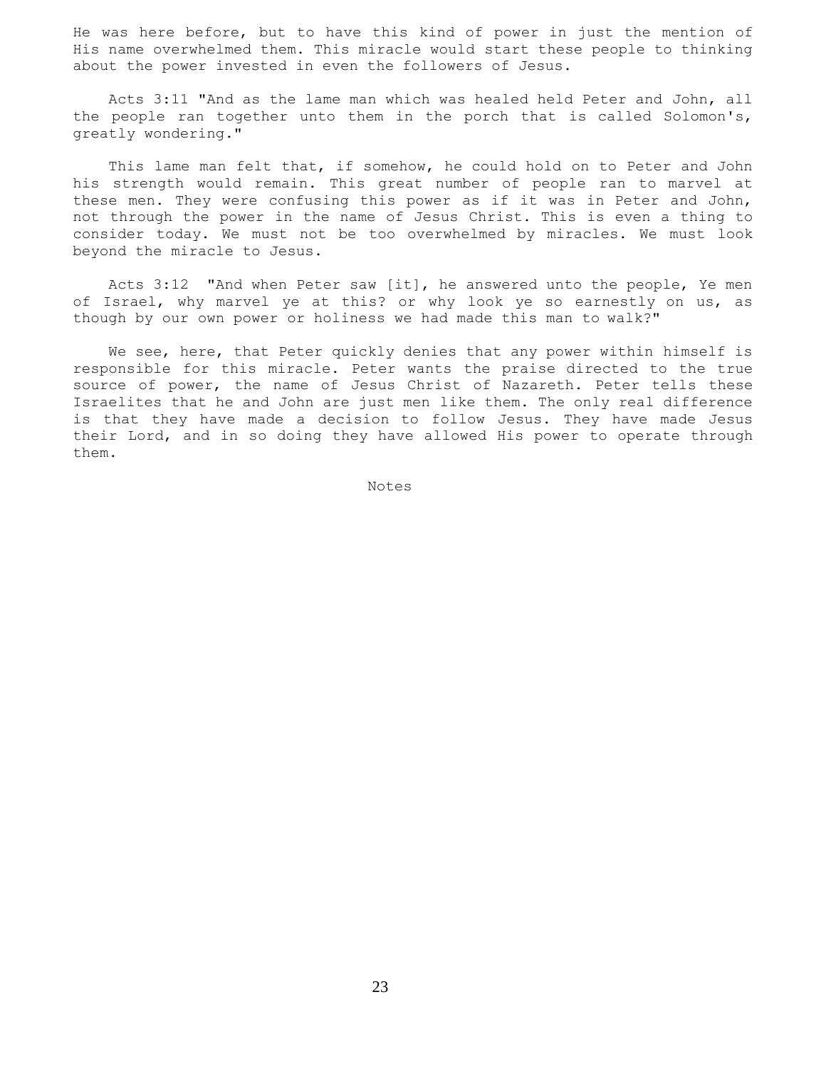He was here before, but to have this kind of power in just the mention of His name overwhelmed them. This miracle would start these people to thinking about the power invested in even the followers of Jesus.

Acts 3:11 "And as the lame man which was healed held Peter and John, all the people ran together unto them in the porch that is called Solomon's, greatly wondering."

This lame man felt that, if somehow, he could hold on to Peter and John his strength would remain. This great number of people ran to marvel at these men. They were confusing this power as if it was in Peter and John, not through the power in the name of Jesus Christ. This is even a thing to consider today. We must not be too overwhelmed by miracles. We must look beyond the miracle to Jesus.

Acts 3:12 "And when Peter saw [it], he answered unto the people, Ye men of Israel, why marvel ye at this? or why look ye so earnestly on us, as though by our own power or holiness we had made this man to walk?"

We see, here, that Peter quickly denies that any power within himself is responsible for this miracle. Peter wants the praise directed to the true source of power, the name of Jesus Christ of Nazareth. Peter tells these Israelites that he and John are just men like them. The only real difference is that they have made a decision to follow Jesus. They have made Jesus their Lord, and in so doing they have allowed His power to operate through them.

Notes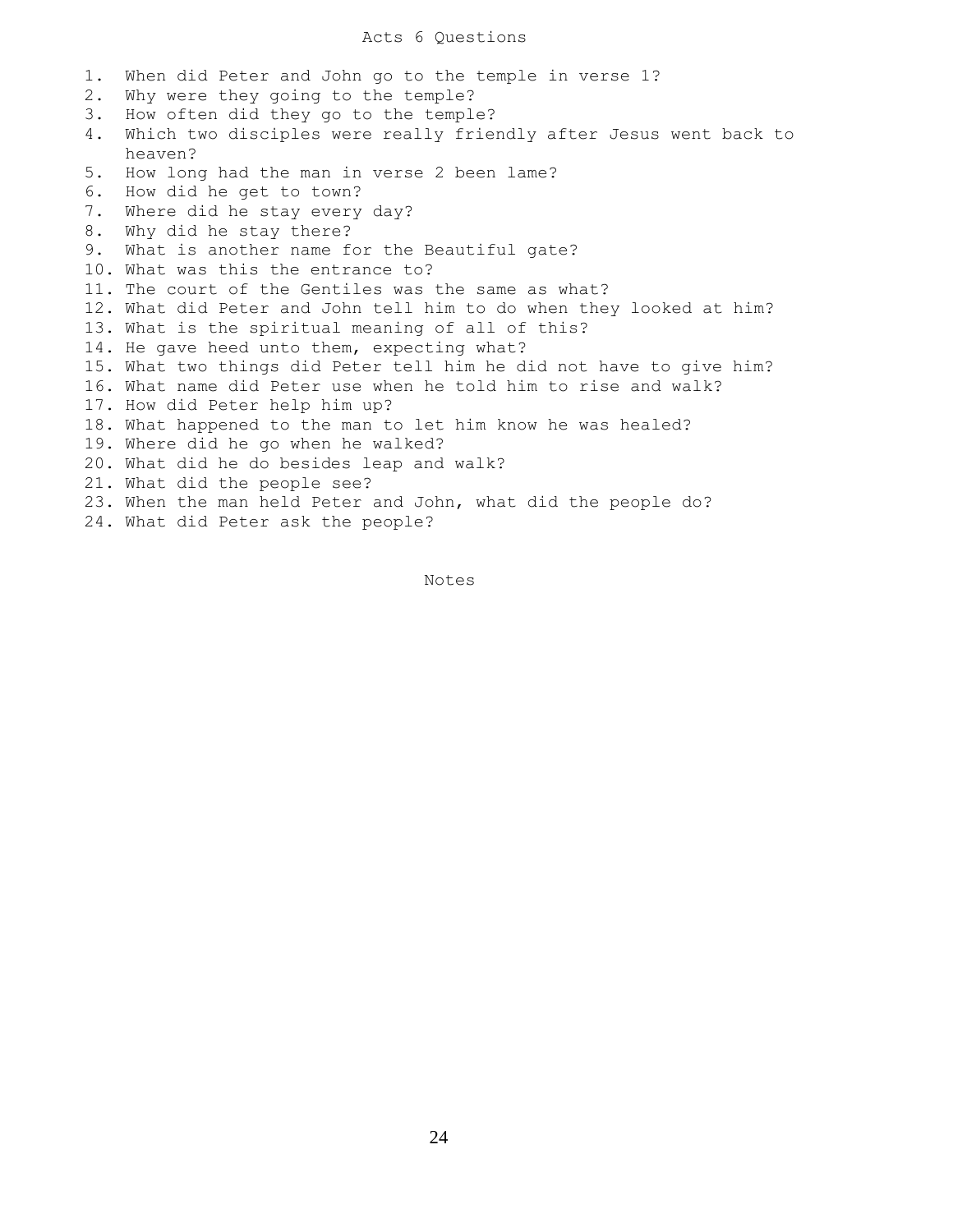# Acts 6 Questions

1. When did Peter and John go to the temple in verse 1?
2. Why were they going to the temple?
3. How often did they go to the temple?
4. Which two disciples were really friendly after Jesus went back to heaven?
5. How long had the man in verse 2 been lame?
6. How did he get to town?
7. Where did he stay every day?
8. Why did he stay there?
9. What is another name for the Beautiful gate?
10. What was this the entrance to?
11. The court of the Gentiles was the same as what?
12. What did Peter and John tell him to do when they looked at him?
13. What is the spiritual meaning of all of this?
14. He gave heed unto them, expecting what?
15. What two things did Peter tell him he did not have to give him?
16. What name did Peter use when he told him to rise and walk?
17. How did Peter help him up?
18. What happened to the man to let him know he was healed?
19. Where did he go when he walked?
20. What did he do besides leap and walk?
21. What did the people see?
23. When the man held Peter and John, what did the people do?
24. What did Peter ask the people?

Notes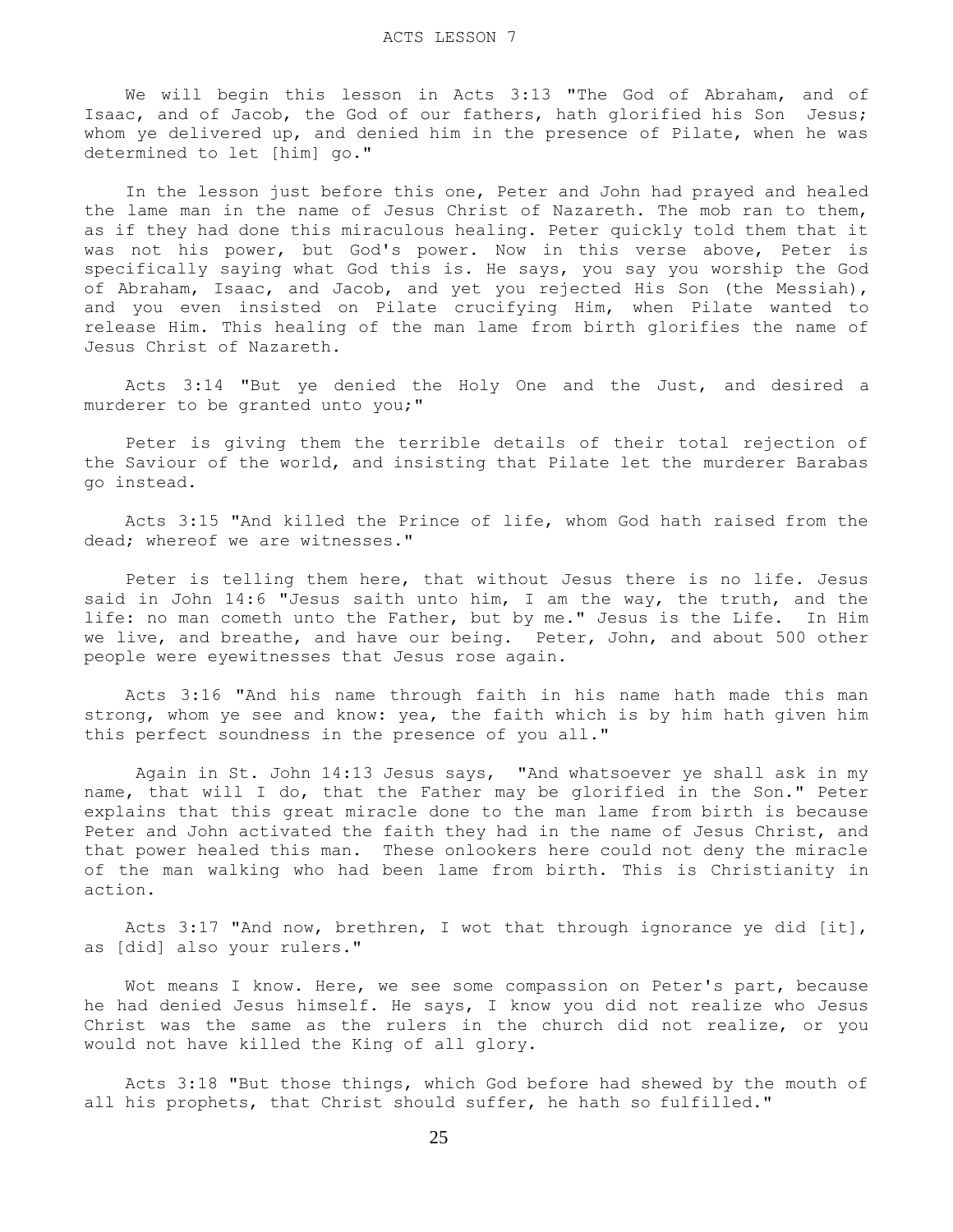# ACTS LESSON 7

We will begin this lesson in Acts 3:13 "The God of Abraham, and of Isaac, and of Jacob, the God of our fathers, hath glorified his Son Jesus; whom ye delivered up, and denied him in the presence of Pilate, when he was determined to let [him] go."

In the lesson just before this one, Peter and John had prayed and healed the lame man in the name of Jesus Christ of Nazareth. The mob ran to them, as if they had done this miraculous healing. Peter quickly told them that it was not his power, but God's power. Now in this verse above, Peter is specifically saying what God this is. He says, you say you worship the God of Abraham, Isaac, and Jacob, and yet you rejected His Son (the Messiah), and you even insisted on Pilate crucifying Him, when Pilate wanted to release Him. This healing of the man lame from birth glorifies the name of Jesus Christ of Nazareth.

Acts 3:14 "But ye denied the Holy One and the Just, and desired a murderer to be granted unto you;"

Peter is giving them the terrible details of their total rejection of the Saviour of the world, and insisting that Pilate let the murderer Barabas go instead.

Acts 3:15 "And killed the Prince of life, whom God hath raised from the dead; whereof we are witnesses."

Peter is telling them here, that without Jesus there is no life. Jesus said in John 14:6 "Jesus saith unto him, I am the way, the truth, and the life: no man cometh unto the Father, but by me." Jesus is the Life. In Him we live, and breathe, and have our being. Peter, John, and about 500 other people were eyewitnesses that Jesus rose again.

Acts 3:16 "And his name through faith in his name hath made this man strong, whom ye see and know: yea, the faith which is by him hath given him this perfect soundness in the presence of you all."

Again in St. John 14:13 Jesus says, "And whatsoever ye shall ask in my name, that will I do, that the Father may be glorified in the Son." Peter explains that this great miracle done to the man lame from birth is because Peter and John activated the faith they had in the name of Jesus Christ, and that power healed this man. These onlookers here could not deny the miracle of the man walking who had been lame from birth. This is Christianity in action.

Acts 3:17 "And now, brethren, I wot that through ignorance ye did [it], as [did] also your rulers."

Wot means I know. Here, we see some compassion on Peter's part, because he had denied Jesus himself. He says, I know you did not realize who Jesus Christ was the same as the rulers in the church did not realize, or you would not have killed the King of all glory.

Acts 3:18 "But those things, which God before had shewed by the mouth of all his prophets, that Christ should suffer, he hath so fulfilled."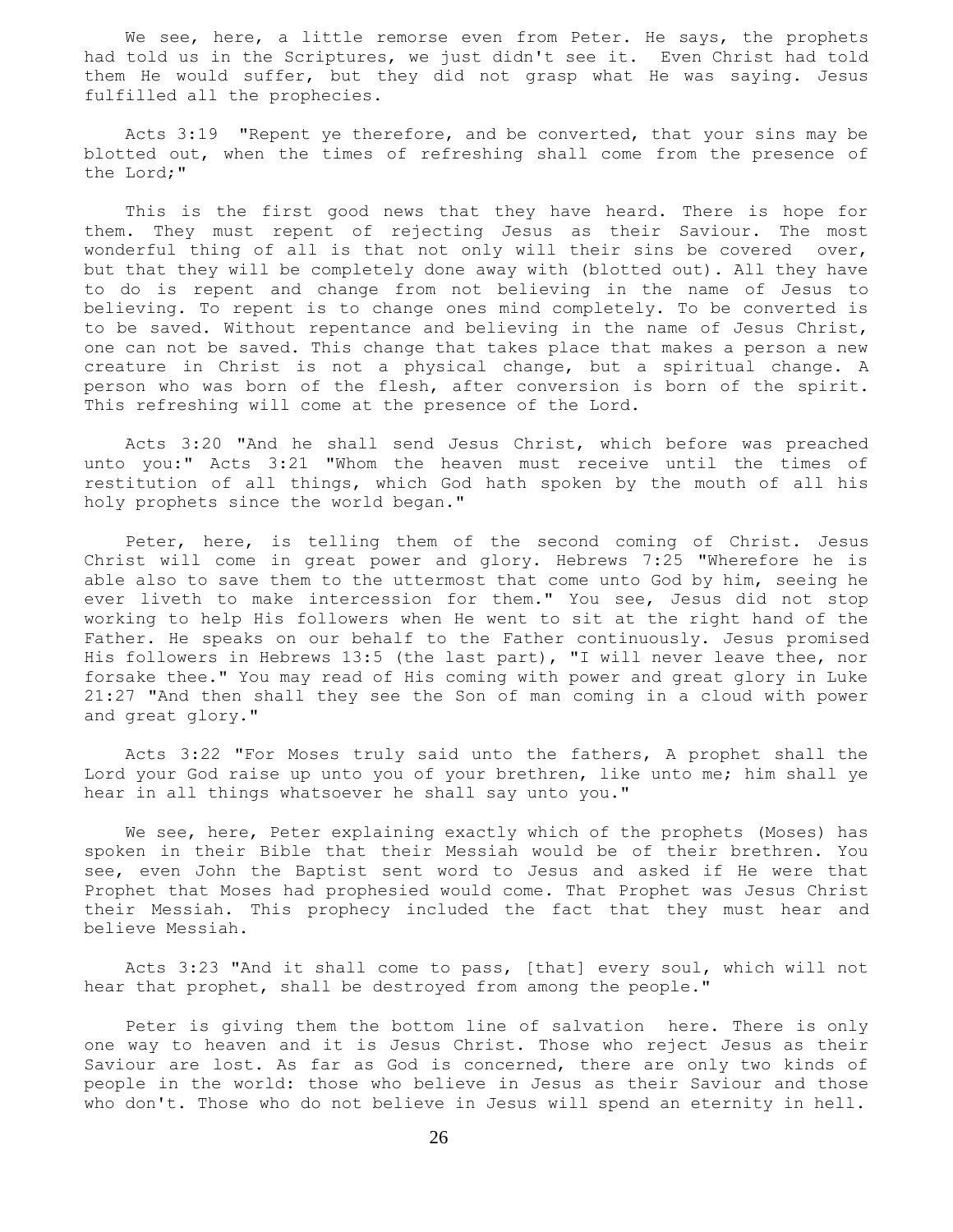We see, here, a little remorse even from Peter. He says, the prophets had told us in the Scriptures, we just didn't see it. Even Christ had told them He would suffer, but they did not grasp what He was saying. Jesus fulfilled all the prophecies.

Acts 3:19 "Repent ye therefore, and be converted, that your sins may be blotted out, when the times of refreshing shall come from the presence of the Lord;"

This is the first good news that they have heard. There is hope for them. They must repent of rejecting Jesus as their Saviour. The most wonderful thing of all is that not only will their sins be covered over, but that they will be completely done away with (blotted out). All they have to do is repent and change from not believing in the name of Jesus to believing. To repent is to change ones mind completely. To be converted is to be saved. Without repentance and believing in the name of Jesus Christ, one can not be saved. This change that takes place that makes a person a new creature in Christ is not a physical change, but a spiritual change. A person who was born of the flesh, after conversion is born of the spirit. This refreshing will come at the presence of the Lord.

Acts 3:20 "And he shall send Jesus Christ, which before was preached unto you:" Acts 3:21 "Whom the heaven must receive until the times of restitution of all things, which God hath spoken by the mouth of all his holy prophets since the world began."

Peter, here, is telling them of the second coming of Christ. Jesus Christ will come in great power and glory. Hebrews 7:25 "Wherefore he is able also to save them to the uttermost that come unto God by him, seeing he ever liveth to make intercession for them." You see, Jesus did not stop working to help His followers when He went to sit at the right hand of the Father. He speaks on our behalf to the Father continuously. Jesus promised His followers in Hebrews 13:5 (the last part), "I will never leave thee, nor forsake thee." You may read of His coming with power and great glory in Luke 21:27 "And then shall they see the Son of man coming in a cloud with power and great glory."

Acts 3:22 "For Moses truly said unto the fathers, A prophet shall the Lord your God raise up unto you of your brethren, like unto me; him shall ye hear in all things whatsoever he shall say unto you."

We see, here, Peter explaining exactly which of the prophets (Moses) has spoken in their Bible that their Messiah would be of their brethren. You see, even John the Baptist sent word to Jesus and asked if He were that Prophet that Moses had prophesied would come. That Prophet was Jesus Christ their Messiah. This prophecy included the fact that they must hear and believe Messiah.

Acts 3:23 "And it shall come to pass, [that] every soul, which will not hear that prophet, shall be destroyed from among the people."

Peter is giving them the bottom line of salvation here. There is only one way to heaven and it is Jesus Christ. Those who reject Jesus as their Saviour are lost. As far as God is concerned, there are only two kinds of people in the world: those who believe in Jesus as their Saviour and those who don't. Those who do not believe in Jesus will spend an eternity in hell.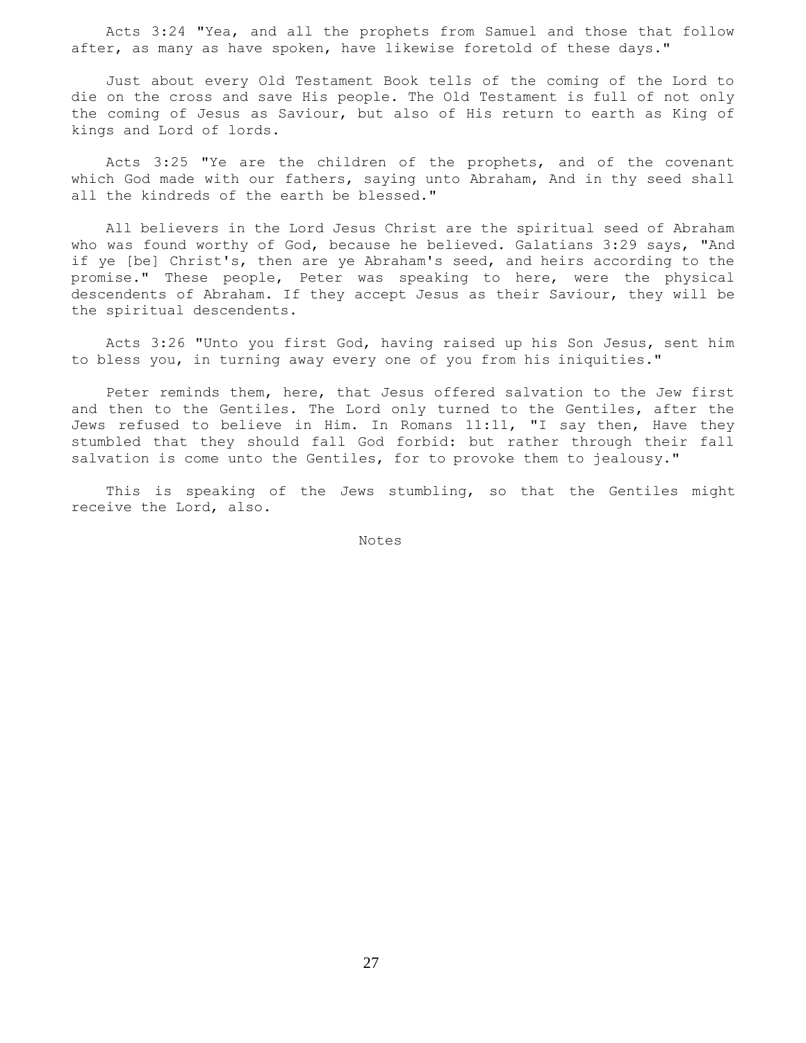Acts 3:24 "Yea, and all the prophets from Samuel and those that follow after, as many as have spoken, have likewise foretold of these days."

Just about every Old Testament Book tells of the coming of the Lord to die on the cross and save His people. The Old Testament is full of not only the coming of Jesus as Saviour, but also of His return to earth as King of kings and Lord of lords.

Acts 3:25 "Ye are the children of the prophets, and of the covenant which God made with our fathers, saying unto Abraham, And in thy seed shall all the kindreds of the earth be blessed."

All believers in the Lord Jesus Christ are the spiritual seed of Abraham who was found worthy of God, because he believed. Galatians 3:29 says, "And if ye [be] Christ's, then are ye Abraham's seed, and heirs according to the promise." These people, Peter was speaking to here, were the physical descendents of Abraham. If they accept Jesus as their Saviour, they will be the spiritual descendents.

Acts 3:26 "Unto you first God, having raised up his Son Jesus, sent him to bless you, in turning away every one of you from his iniquities."

Peter reminds them, here, that Jesus offered salvation to the Jew first and then to the Gentiles. The Lord only turned to the Gentiles, after the Jews refused to believe in Him. In Romans 11:11, "I say then, Have they stumbled that they should fall God forbid: but rather through their fall salvation is come unto the Gentiles, for to provoke them to jealousy."

This is speaking of the Jews stumbling, so that the Gentiles might receive the Lord, also.

Notes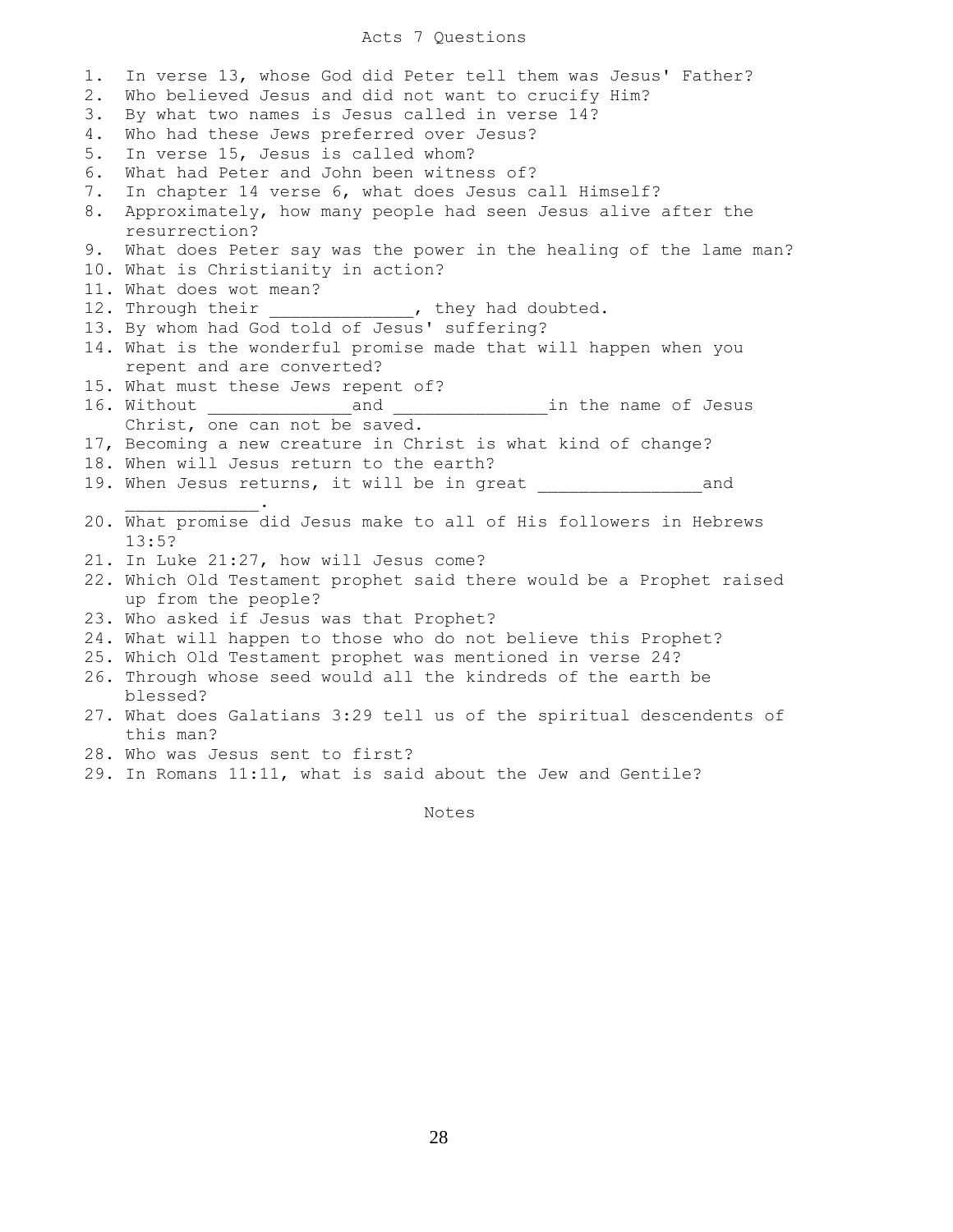# Acts 7 Questions

1. In verse 13, whose God did Peter tell them was Jesus' Father?
2. Who believed Jesus and did not want to crucify Him?
3. By what two names is Jesus called in verse 14?
4. Who had these Jews preferred over Jesus?
5. In verse 15, Jesus is called whom?
6. What had Peter and John been witness of?
7. In chapter 14 verse 6, what does Jesus call Himself?
8. Approximately, how many people had seen Jesus alive after the resurrection?
9. What does Peter say was the power in the healing of the lame man?
10. What is Christianity in action?
11. What does wot mean?
12. Through their _____________, they had doubted.
13. By whom had God told of Jesus' suffering?
14. What is the wonderful promise made that will happen when you repent and are converted?
15. What must these Jews repent of?
16. Without _____________and ______________in the name of Jesus Christ, one can not be saved.
17, Becoming a new creature in Christ is what kind of change?
18. When will Jesus return to the earth?
19. When Jesus returns, it will be in great _______________and _____________.
20. What promise did Jesus make to all of His followers in Hebrews 13:5?
21. In Luke 21:27, how will Jesus come?
22. Which Old Testament prophet said there would be a Prophet raised up from the people?
23. Who asked if Jesus was that Prophet?
24. What will happen to those who do not believe this Prophet?
25. Which Old Testament prophet was mentioned in verse 24?
26. Through whose seed would all the kindreds of the earth be blessed?
27. What does Galatians 3:29 tell us of the spiritual descendents of this man?
28. Who was Jesus sent to first?
29. In Romans 11:11, what is said about the Jew and Gentile?

Notes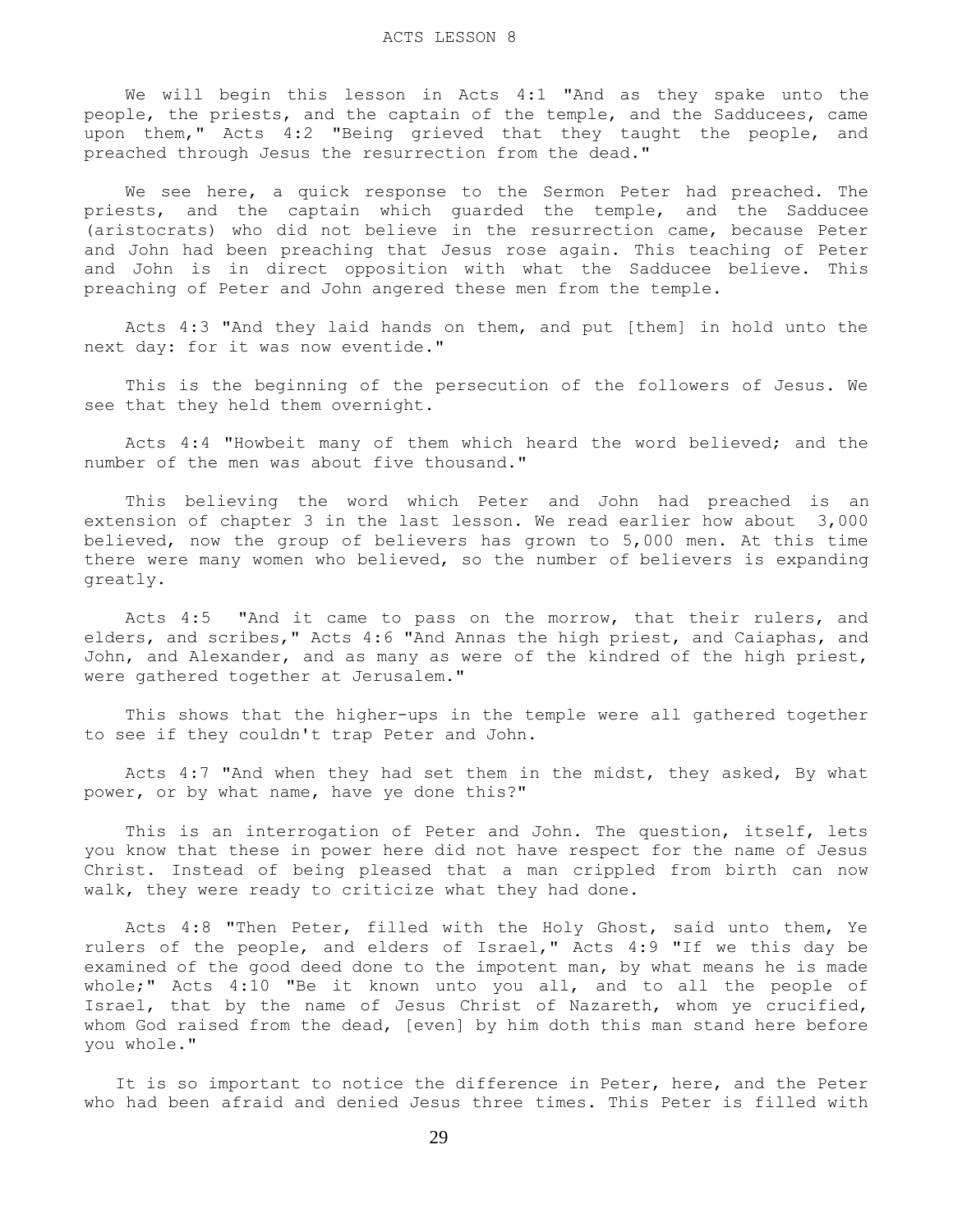# ACTS LESSON 8

We will begin this lesson in Acts 4:1 "And as they spake unto the people, the priests, and the captain of the temple, and the Sadducees, came upon them," Acts 4:2 "Being grieved that they taught the people, and preached through Jesus the resurrection from the dead."

We see here, a quick response to the Sermon Peter had preached. The priests, and the captain which guarded the temple, and the Sadducee (aristocrats) who did not believe in the resurrection came, because Peter and John had been preaching that Jesus rose again. This teaching of Peter and John is in direct opposition with what the Sadducee believe. This preaching of Peter and John angered these men from the temple.

Acts 4:3 "And they laid hands on them, and put [them] in hold unto the next day: for it was now eventide."

This is the beginning of the persecution of the followers of Jesus. We see that they held them overnight.

Acts 4:4 "Howbeit many of them which heard the word believed; and the number of the men was about five thousand."

This believing the word which Peter and John had preached is an extension of chapter 3 in the last lesson. We read earlier how about 3,000 believed, now the group of believers has grown to 5,000 men. At this time there were many women who believed, so the number of believers is expanding greatly.

Acts 4:5 "And it came to pass on the morrow, that their rulers, and elders, and scribes," Acts 4:6 "And Annas the high priest, and Caiaphas, and John, and Alexander, and as many as were of the kindred of the high priest, were gathered together at Jerusalem."

This shows that the higher-ups in the temple were all gathered together to see if they couldn't trap Peter and John.

Acts 4:7 "And when they had set them in the midst, they asked, By what power, or by what name, have ye done this?"

This is an interrogation of Peter and John. The question, itself, lets you know that these in power here did not have respect for the name of Jesus Christ. Instead of being pleased that a man crippled from birth can now walk, they were ready to criticize what they had done.

Acts 4:8 "Then Peter, filled with the Holy Ghost, said unto them, Ye rulers of the people, and elders of Israel," Acts 4:9 "If we this day be examined of the good deed done to the impotent man, by what means he is made whole;" Acts 4:10 "Be it known unto you all, and to all the people of Israel, that by the name of Jesus Christ of Nazareth, whom ye crucified, whom God raised from the dead, [even] by him doth this man stand here before you whole."

It is so important to notice the difference in Peter, here, and the Peter who had been afraid and denied Jesus three times. This Peter is filled with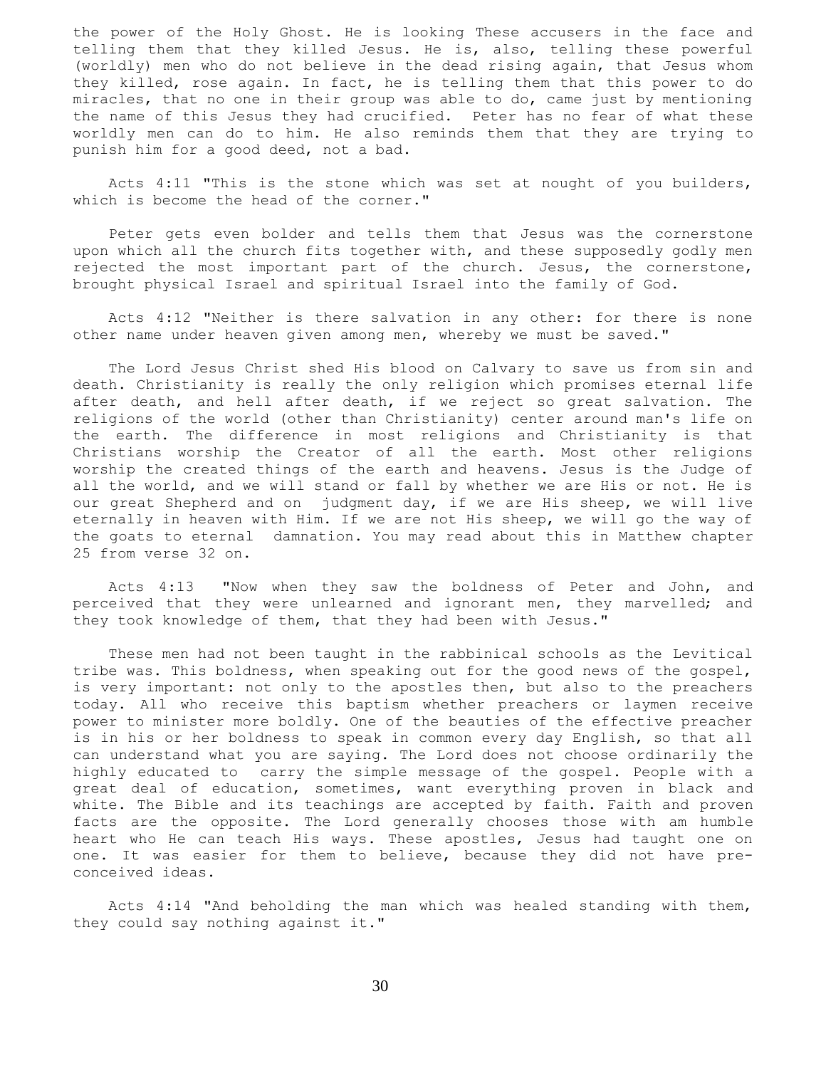the power of the Holy Ghost. He is looking These accusers in the face and telling them that they killed Jesus. He is, also, telling these powerful (worldly) men who do not believe in the dead rising again, that Jesus whom they killed, rose again. In fact, he is telling them that this power to do miracles, that no one in their group was able to do, came just by mentioning the name of this Jesus they had crucified. Peter has no fear of what these worldly men can do to him. He also reminds them that they are trying to punish him for a good deed, not a bad.

Acts 4:11 "This is the stone which was set at nought of you builders, which is become the head of the corner."

Peter gets even bolder and tells them that Jesus was the cornerstone upon which all the church fits together with, and these supposedly godly men rejected the most important part of the church. Jesus, the cornerstone, brought physical Israel and spiritual Israel into the family of God.

Acts 4:12 "Neither is there salvation in any other: for there is none other name under heaven given among men, whereby we must be saved."

The Lord Jesus Christ shed His blood on Calvary to save us from sin and death. Christianity is really the only religion which promises eternal life after death, and hell after death, if we reject so great salvation. The religions of the world (other than Christianity) center around man's life on the earth. The difference in most religions and Christianity is that Christians worship the Creator of all the earth. Most other religions worship the created things of the earth and heavens. Jesus is the Judge of all the world, and we will stand or fall by whether we are His or not. He is our great Shepherd and on judgment day, if we are His sheep, we will live eternally in heaven with Him. If we are not His sheep, we will go the way of the goats to eternal damnation. You may read about this in Matthew chapter 25 from verse 32 on.

Acts 4:13 "Now when they saw the boldness of Peter and John, and perceived that they were unlearned and ignorant men, they marvelled; and they took knowledge of them, that they had been with Jesus."

These men had not been taught in the rabbinical schools as the Levitical tribe was. This boldness, when speaking out for the good news of the gospel, is very important: not only to the apostles then, but also to the preachers today. All who receive this baptism whether preachers or laymen receive power to minister more boldly. One of the beauties of the effective preacher is in his or her boldness to speak in common every day English, so that all can understand what you are saying. The Lord does not choose ordinarily the highly educated to carry the simple message of the gospel. People with a great deal of education, sometimes, want everything proven in black and white. The Bible and its teachings are accepted by faith. Faith and proven facts are the opposite. The Lord generally chooses those with am humble heart who He can teach His ways. These apostles, Jesus had taught one on one. It was easier for them to believe, because they did not have pre-conceived ideas.

Acts 4:14 "And beholding the man which was healed standing with them, they could say nothing against it."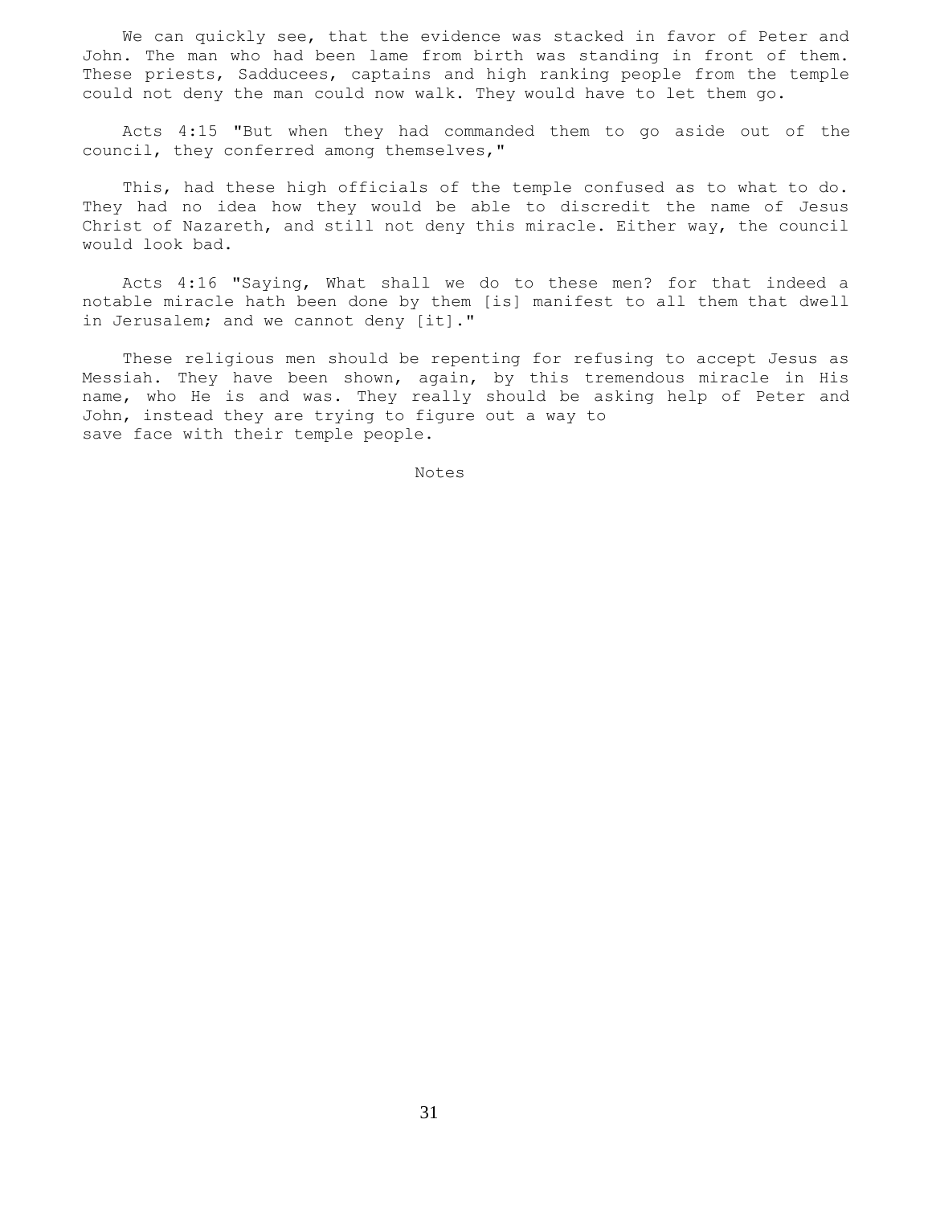We can quickly see, that the evidence was stacked in favor of Peter and John. The man who had been lame from birth was standing in front of them. These priests, Sadducees, captains and high ranking people from the temple could not deny the man could now walk. They would have to let them go.

Acts 4:15 "But when they had commanded them to go aside out of the council, they conferred among themselves,"

This, had these high officials of the temple confused as to what to do. They had no idea how they would be able to discredit the name of Jesus Christ of Nazareth, and still not deny this miracle. Either way, the council would look bad.

Acts 4:16 "Saying, What shall we do to these men? for that indeed a notable miracle hath been done by them [is] manifest to all them that dwell in Jerusalem; and we cannot deny [it]."

These religious men should be repenting for refusing to accept Jesus as Messiah. They have been shown, again, by this tremendous miracle in His name, who He is and was. They really should be asking help of Peter and John, instead they are trying to figure out a way to save face with their temple people.

Notes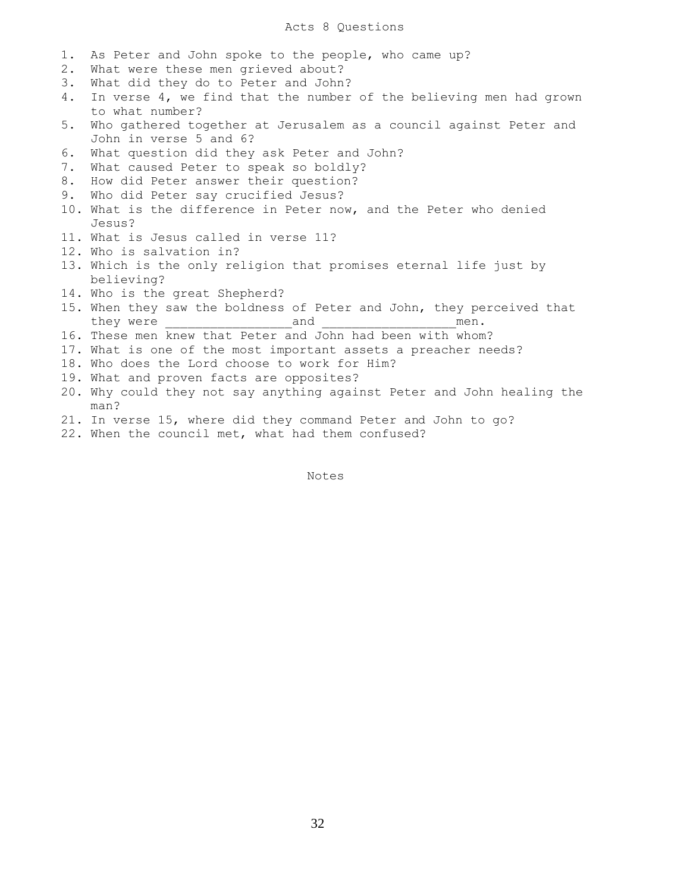# Acts 8 Questions

1. As Peter and John spoke to the people, who came up?
2. What were these men grieved about?
3. What did they do to Peter and John?
4. In verse 4, we find that the number of the believing men had grown to what number?
5. Who gathered together at Jerusalem as a council against Peter and John in verse 5 and 6?
6. What question did they ask Peter and John?
7. What caused Peter to speak so boldly?
8. How did Peter answer their question?
9. Who did Peter say crucified Jesus?
10. What is the difference in Peter now, and the Peter who denied Jesus?
11. What is Jesus called in verse 11?
12. Who is salvation in?
13. Which is the only religion that promises eternal life just by believing?
14. Who is the great Shepherd?
15. When they saw the boldness of Peter and John, they perceived that they were ________________and _________________men.
16. These men knew that Peter and John had been with whom?
17. What is one of the most important assets a preacher needs?
18. Who does the Lord choose to work for Him?
19. What and proven facts are opposites?
20. Why could they not say anything against Peter and John healing the man?
21. In verse 15, where did they command Peter and John to go?
22. When the council met, what had them confused?

Notes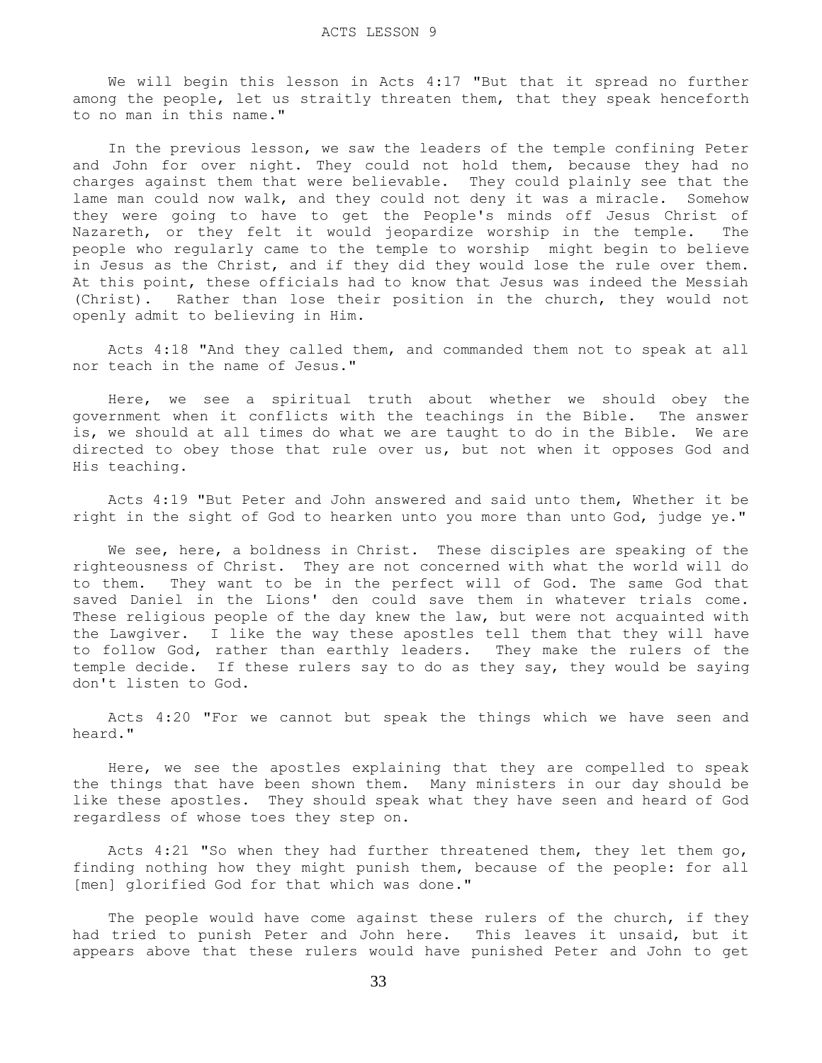ACTS LESSON 9

We will begin this lesson in Acts 4:17 "But that it spread no further among the people, let us straitly threaten them, that they speak henceforth to no man in this name."

In the previous lesson, we saw the leaders of the temple confining Peter and John for over night. They could not hold them, because they had no charges against them that were believable. They could plainly see that the lame man could now walk, and they could not deny it was a miracle. Somehow they were going to have to get the People's minds off Jesus Christ of Nazareth, or they felt it would jeopardize worship in the temple. The people who regularly came to the temple to worship might begin to believe in Jesus as the Christ, and if they did they would lose the rule over them. At this point, these officials had to know that Jesus was indeed the Messiah (Christ). Rather than lose their position in the church, they would not openly admit to believing in Him.

Acts 4:18 "And they called them, and commanded them not to speak at all nor teach in the name of Jesus."

Here, we see a spiritual truth about whether we should obey the government when it conflicts with the teachings in the Bible. The answer is, we should at all times do what we are taught to do in the Bible. We are directed to obey those that rule over us, but not when it opposes God and His teaching.

Acts 4:19 "But Peter and John answered and said unto them, Whether it be right in the sight of God to hearken unto you more than unto God, judge ye."

We see, here, a boldness in Christ. These disciples are speaking of the righteousness of Christ. They are not concerned with what the world will do to them. They want to be in the perfect will of God. The same God that saved Daniel in the Lions' den could save them in whatever trials come. These religious people of the day knew the law, but were not acquainted with the Lawgiver. I like the way these apostles tell them that they will have to follow God, rather than earthly leaders. They make the rulers of the temple decide. If these rulers say to do as they say, they would be saying don't listen to God.

Acts 4:20 "For we cannot but speak the things which we have seen and heard."

Here, we see the apostles explaining that they are compelled to speak the things that have been shown them. Many ministers in our day should be like these apostles. They should speak what they have seen and heard of God regardless of whose toes they step on.

Acts 4:21 "So when they had further threatened them, they let them go, finding nothing how they might punish them, because of the people: for all [men] glorified God for that which was done."

The people would have come against these rulers of the church, if they had tried to punish Peter and John here. This leaves it unsaid, but it appears above that these rulers would have punished Peter and John to get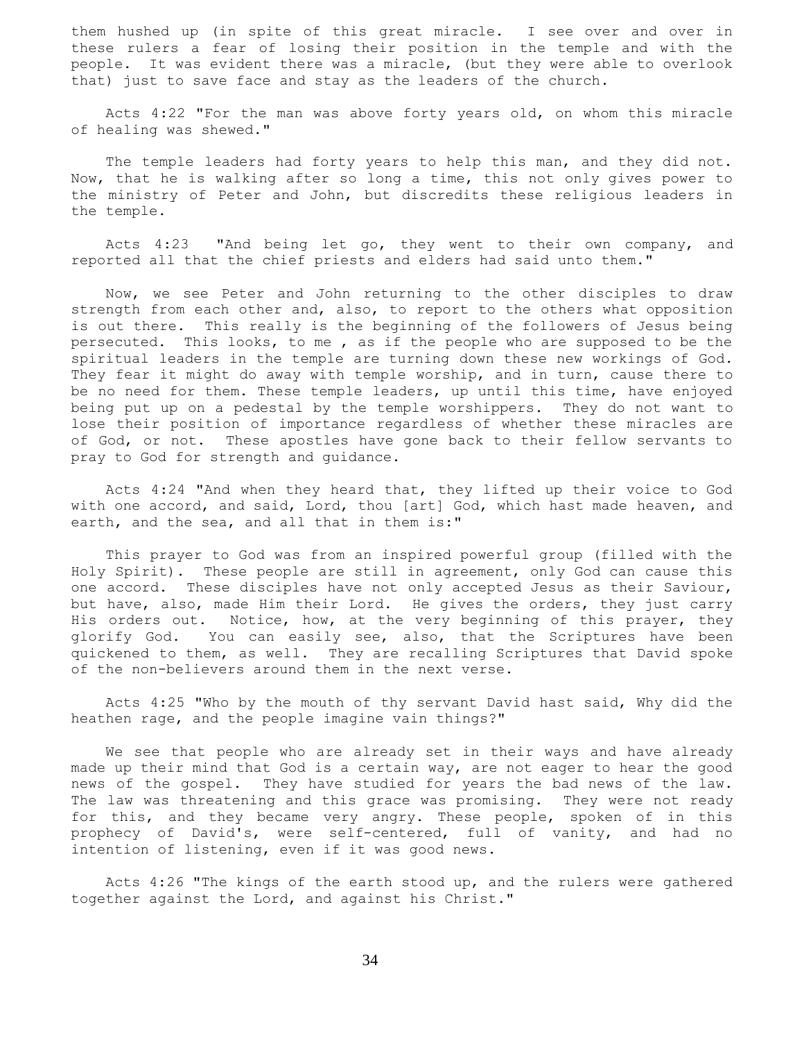them hushed up (in spite of this great miracle. I see over and over in these rulers a fear of losing their position in the temple and with the people. It was evident there was a miracle, (but they were able to overlook that) just to save face and stay as the leaders of the church.

Acts 4:22 "For the man was above forty years old, on whom this miracle of healing was shewed."

The temple leaders had forty years to help this man, and they did not. Now, that he is walking after so long a time, this not only gives power to the ministry of Peter and John, but discredits these religious leaders in the temple.

Acts 4:23 "And being let go, they went to their own company, and reported all that the chief priests and elders had said unto them."

Now, we see Peter and John returning to the other disciples to draw strength from each other and, also, to report to the others what opposition is out there. This really is the beginning of the followers of Jesus being persecuted. This looks, to me , as if the people who are supposed to be the spiritual leaders in the temple are turning down these new workings of God. They fear it might do away with temple worship, and in turn, cause there to be no need for them. These temple leaders, up until this time, have enjoyed being put up on a pedestal by the temple worshippers. They do not want to lose their position of importance regardless of whether these miracles are of God, or not. These apostles have gone back to their fellow servants to pray to God for strength and guidance.

Acts 4:24 "And when they heard that, they lifted up their voice to God with one accord, and said, Lord, thou [art] God, which hast made heaven, and earth, and the sea, and all that in them is:"

This prayer to God was from an inspired powerful group (filled with the Holy Spirit). These people are still in agreement, only God can cause this one accord. These disciples have not only accepted Jesus as their Saviour, but have, also, made Him their Lord. He gives the orders, they just carry His orders out. Notice, how, at the very beginning of this prayer, they glorify God. You can easily see, also, that the Scriptures have been quickened to them, as well. They are recalling Scriptures that David spoke of the non-believers around them in the next verse.

Acts 4:25 "Who by the mouth of thy servant David hast said, Why did the heathen rage, and the people imagine vain things?"

We see that people who are already set in their ways and have already made up their mind that God is a certain way, are not eager to hear the good news of the gospel. They have studied for years the bad news of the law. The law was threatening and this grace was promising. They were not ready for this, and they became very angry. These people, spoken of in this prophecy of David's, were self-centered, full of vanity, and had no intention of listening, even if it was good news.

Acts 4:26 "The kings of the earth stood up, and the rulers were gathered together against the Lord, and against his Christ."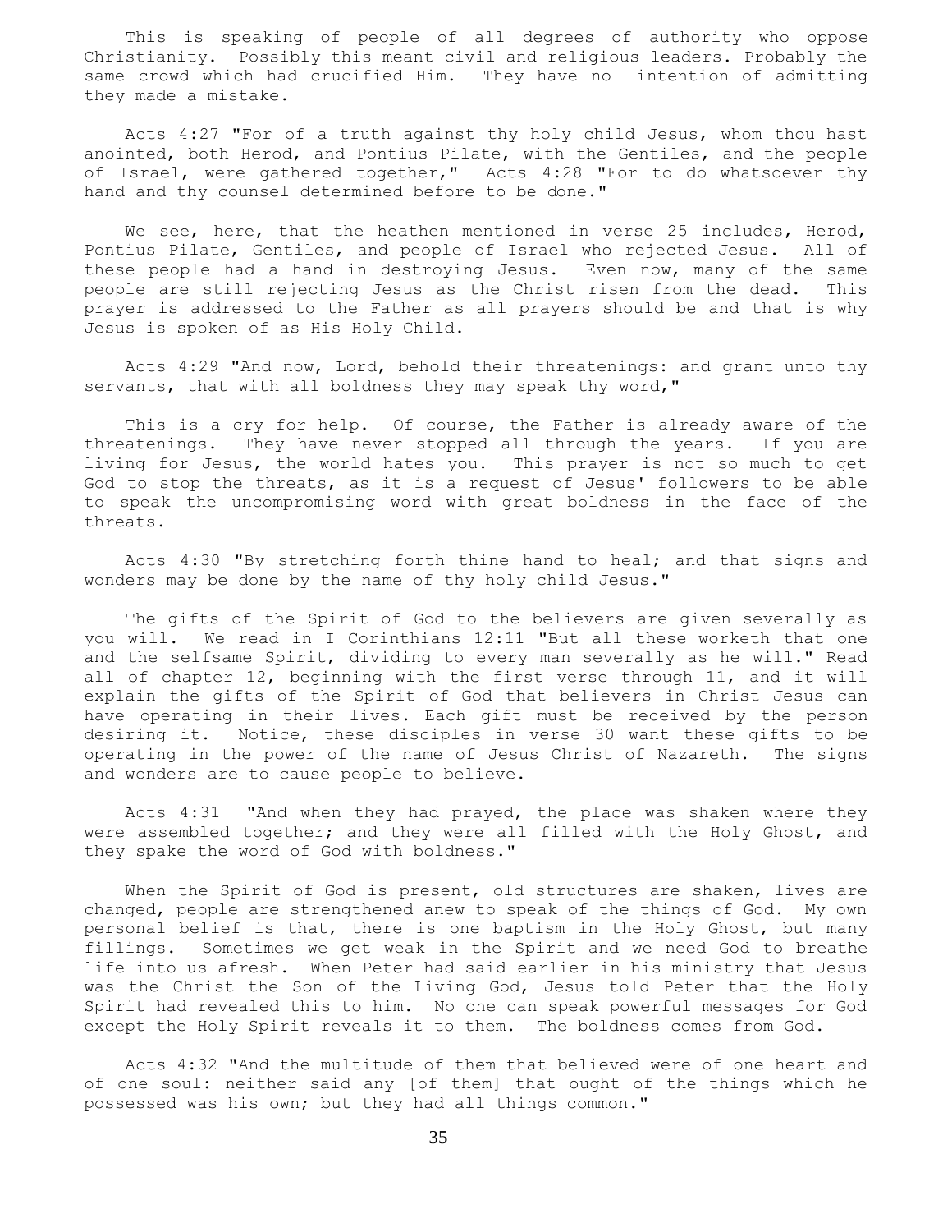This is speaking of people of all degrees of authority who oppose Christianity. Possibly this meant civil and religious leaders. Probably the same crowd which had crucified Him. They have no intention of admitting they made a mistake.

Acts 4:27 "For of a truth against thy holy child Jesus, whom thou hast anointed, both Herod, and Pontius Pilate, with the Gentiles, and the people of Israel, were gathered together," Acts 4:28 "For to do whatsoever thy hand and thy counsel determined before to be done."

We see, here, that the heathen mentioned in verse 25 includes, Herod, Pontius Pilate, Gentiles, and people of Israel who rejected Jesus. All of these people had a hand in destroying Jesus. Even now, many of the same people are still rejecting Jesus as the Christ risen from the dead. This prayer is addressed to the Father as all prayers should be and that is why Jesus is spoken of as His Holy Child.

Acts 4:29 "And now, Lord, behold their threatenings: and grant unto thy servants, that with all boldness they may speak thy word,"

This is a cry for help. Of course, the Father is already aware of the threatenings. They have never stopped all through the years. If you are living for Jesus, the world hates you. This prayer is not so much to get God to stop the threats, as it is a request of Jesus' followers to be able to speak the uncompromising word with great boldness in the face of the threats.

Acts 4:30 "By stretching forth thine hand to heal; and that signs and wonders may be done by the name of thy holy child Jesus."

The gifts of the Spirit of God to the believers are given severally as you will. We read in I Corinthians 12:11 "But all these worketh that one and the selfsame Spirit, dividing to every man severally as he will." Read all of chapter 12, beginning with the first verse through 11, and it will explain the gifts of the Spirit of God that believers in Christ Jesus can have operating in their lives. Each gift must be received by the person desiring it. Notice, these disciples in verse 30 want these gifts to be operating in the power of the name of Jesus Christ of Nazareth. The signs and wonders are to cause people to believe.

Acts 4:31 "And when they had prayed, the place was shaken where they were assembled together; and they were all filled with the Holy Ghost, and they spake the word of God with boldness."

When the Spirit of God is present, old structures are shaken, lives are changed, people are strengthened anew to speak of the things of God. My own personal belief is that, there is one baptism in the Holy Ghost, but many fillings. Sometimes we get weak in the Spirit and we need God to breathe life into us afresh. When Peter had said earlier in his ministry that Jesus was the Christ the Son of the Living God, Jesus told Peter that the Holy Spirit had revealed this to him. No one can speak powerful messages for God except the Holy Spirit reveals it to them. The boldness comes from God.

Acts 4:32 "And the multitude of them that believed were of one heart and of one soul: neither said any [of them] that ought of the things which he possessed was his own; but they had all things common."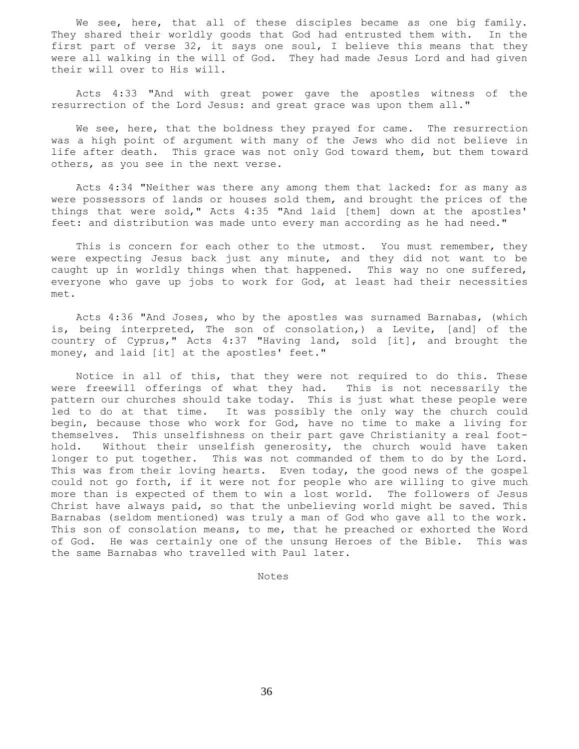We see, here, that all of these disciples became as one big family. They shared their worldly goods that God had entrusted them with. In the first part of verse 32, it says one soul, I believe this means that they were all walking in the will of God. They had made Jesus Lord and had given their will over to His will.

Acts 4:33 "And with great power gave the apostles witness of the resurrection of the Lord Jesus: and great grace was upon them all."

We see, here, that the boldness they prayed for came. The resurrection was a high point of argument with many of the Jews who did not believe in life after death. This grace was not only God toward them, but them toward others, as you see in the next verse.

Acts 4:34 "Neither was there any among them that lacked: for as many as were possessors of lands or houses sold them, and brought the prices of the things that were sold," Acts 4:35 "And laid [them] down at the apostles' feet: and distribution was made unto every man according as he had need."

This is concern for each other to the utmost. You must remember, they were expecting Jesus back just any minute, and they did not want to be caught up in worldly things when that happened. This way no one suffered, everyone who gave up jobs to work for God, at least had their necessities met.

Acts 4:36 "And Joses, who by the apostles was surnamed Barnabas, (which is, being interpreted, The son of consolation,) a Levite, [and] of the country of Cyprus," Acts 4:37 "Having land, sold [it], and brought the money, and laid [it] at the apostles' feet."

Notice in all of this, that they were not required to do this. These were freewill offerings of what they had. This is not necessarily the pattern our churches should take today. This is just what these people were led to do at that time. It was possibly the only way the church could begin, because those who work for God, have no time to make a living for themselves. This unselfishness on their part gave Christianity a real foot-hold. Without their unselfish generosity, the church would have taken longer to put together. This was not commanded of them to do by the Lord. This was from their loving hearts. Even today, the good news of the gospel could not go forth, if it were not for people who are willing to give much more than is expected of them to win a lost world. The followers of Jesus Christ have always paid, so that the unbelieving world might be saved. This Barnabas (seldom mentioned) was truly a man of God who gave all to the work. This son of consolation means, to me, that he preached or exhorted the Word of God. He was certainly one of the unsung Heroes of the Bible. This was the same Barnabas who travelled with Paul later.

Notes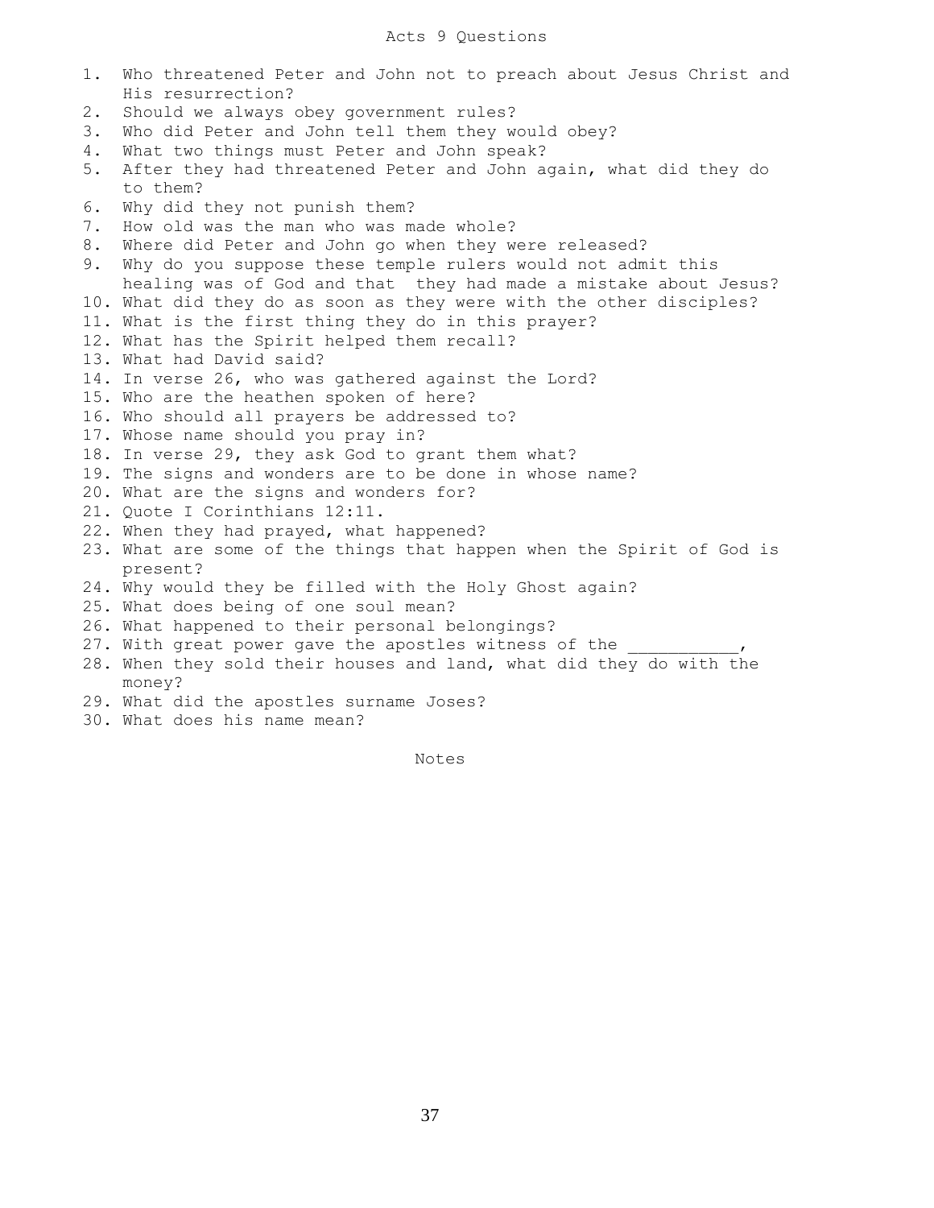# Acts 9 Questions

1. Who threatened Peter and John not to preach about Jesus Christ and His resurrection?
2. Should we always obey government rules?
3. Who did Peter and John tell them they would obey?
4. What two things must Peter and John speak?
5. After they had threatened Peter and John again, what did they do to them?
6. Why did they not punish them?
7. How old was the man who was made whole?
8. Where did Peter and John go when they were released?
9. Why do you suppose these temple rulers would not admit this healing was of God and that they had made a mistake about Jesus?
10. What did they do as soon as they were with the other disciples?
11. What is the first thing they do in this prayer?
12. What has the Spirit helped them recall?
13. What had David said?
14. In verse 26, who was gathered against the Lord?
15. Who are the heathen spoken of here?
16. Who should all prayers be addressed to?
17. Whose name should you pray in?
18. In verse 29, they ask God to grant them what?
19. The signs and wonders are to be done in whose name?
20. What are the signs and wonders for?
21. Quote I Corinthians 12:11.
22. When they had prayed, what happened?
23. What are some of the things that happen when the Spirit of God is present?
24. Why would they be filled with the Holy Ghost again?
25. What does being of one soul mean?
26. What happened to their personal belongings?
27. With great power gave the apostles witness of the ___________,
28. When they sold their houses and land, what did they do with the money?
29. What did the apostles surname Joses?
30. What does his name mean?

Notes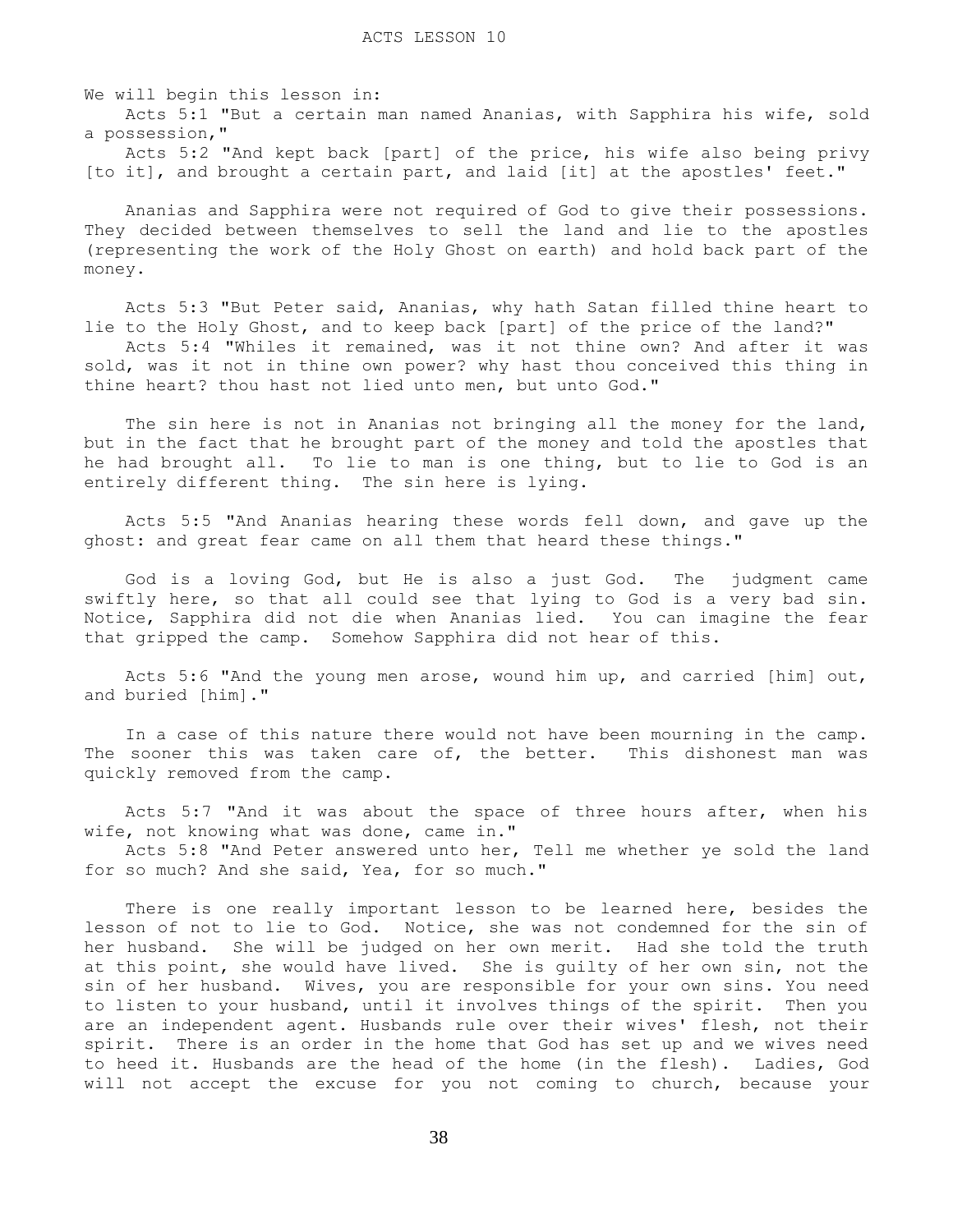# ACTS LESSON 10

We will begin this lesson in:

Acts 5:1 "But a certain man named Ananias, with Sapphira his wife, sold a possession,"

Acts 5:2 "And kept back [part] of the price, his wife also being privy [to it], and brought a certain part, and laid [it] at the apostles' feet."

Ananias and Sapphira were not required of God to give their possessions. They decided between themselves to sell the land and lie to the apostles (representing the work of the Holy Ghost on earth) and hold back part of the money.

Acts 5:3 "But Peter said, Ananias, why hath Satan filled thine heart to lie to the Holy Ghost, and to keep back [part] of the price of the land?"

Acts 5:4 "Whiles it remained, was it not thine own? And after it was sold, was it not in thine own power? why hast thou conceived this thing in thine heart? thou hast not lied unto men, but unto God."

The sin here is not in Ananias not bringing all the money for the land, but in the fact that he brought part of the money and told the apostles that he had brought all. To lie to man is one thing, but to lie to God is an entirely different thing. The sin here is lying.

Acts 5:5 "And Ananias hearing these words fell down, and gave up the ghost: and great fear came on all them that heard these things."

God is a loving God, but He is also a just God. The judgment came swiftly here, so that all could see that lying to God is a very bad sin. Notice, Sapphira did not die when Ananias lied. You can imagine the fear that gripped the camp. Somehow Sapphira did not hear of this.

Acts 5:6 "And the young men arose, wound him up, and carried [him] out, and buried [him]."

In a case of this nature there would not have been mourning in the camp. The sooner this was taken care of, the better. This dishonest man was quickly removed from the camp.

Acts 5:7 "And it was about the space of three hours after, when his wife, not knowing what was done, came in."

Acts 5:8 "And Peter answered unto her, Tell me whether ye sold the land for so much? And she said, Yea, for so much."

There is one really important lesson to be learned here, besides the lesson of not to lie to God. Notice, she was not condemned for the sin of her husband. She will be judged on her own merit. Had she told the truth at this point, she would have lived. She is guilty of her own sin, not the sin of her husband. Wives, you are responsible for your own sins. You need to listen to your husband, until it involves things of the spirit. Then you are an independent agent. Husbands rule over their wives' flesh, not their spirit. There is an order in the home that God has set up and we wives need to heed it. Husbands are the head of the home (in the flesh). Ladies, God will not accept the excuse for you not coming to church, because your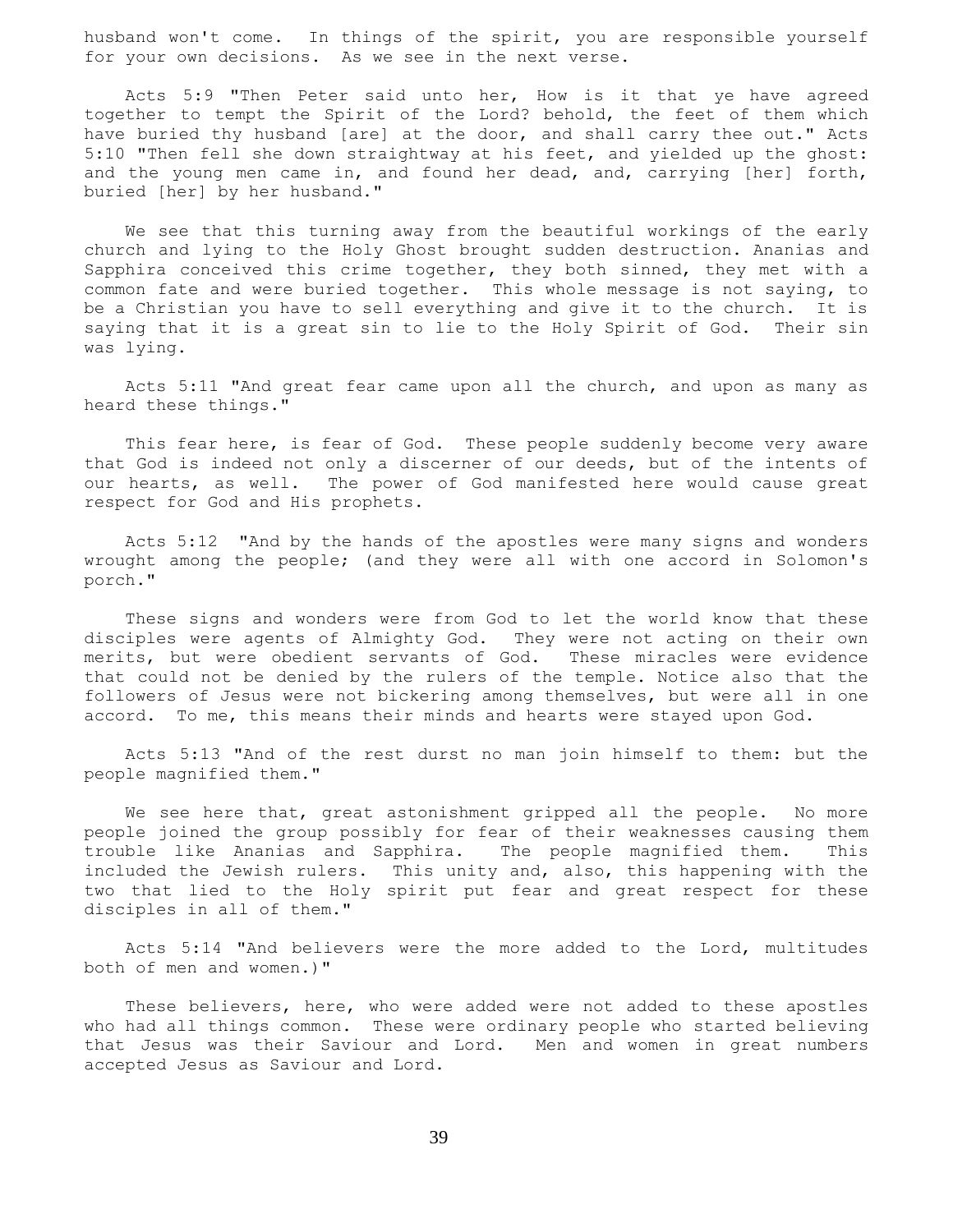husband won't come. In things of the spirit, you are responsible yourself for your own decisions. As we see in the next verse.

Acts 5:9 "Then Peter said unto her, How is it that ye have agreed together to tempt the Spirit of the Lord? behold, the feet of them which have buried thy husband [are] at the door, and shall carry thee out." Acts 5:10 "Then fell she down straightway at his feet, and yielded up the ghost: and the young men came in, and found her dead, and, carrying [her] forth, buried [her] by her husband."

We see that this turning away from the beautiful workings of the early church and lying to the Holy Ghost brought sudden destruction. Ananias and Sapphira conceived this crime together, they both sinned, they met with a common fate and were buried together. This whole message is not saying, to be a Christian you have to sell everything and give it to the church. It is saying that it is a great sin to lie to the Holy Spirit of God. Their sin was lying.

Acts 5:11 "And great fear came upon all the church, and upon as many as heard these things."

This fear here, is fear of God. These people suddenly become very aware that God is indeed not only a discerner of our deeds, but of the intents of our hearts, as well. The power of God manifested here would cause great respect for God and His prophets.

Acts 5:12 "And by the hands of the apostles were many signs and wonders wrought among the people; (and they were all with one accord in Solomon's porch."

These signs and wonders were from God to let the world know that these disciples were agents of Almighty God. They were not acting on their own merits, but were obedient servants of God. These miracles were evidence that could not be denied by the rulers of the temple. Notice also that the followers of Jesus were not bickering among themselves, but were all in one accord. To me, this means their minds and hearts were stayed upon God.

Acts 5:13 "And of the rest durst no man join himself to them: but the people magnified them."

We see here that, great astonishment gripped all the people. No more people joined the group possibly for fear of their weaknesses causing them trouble like Ananias and Sapphira. The people magnified them. This included the Jewish rulers. This unity and, also, this happening with the two that lied to the Holy spirit put fear and great respect for these disciples in all of them."

Acts 5:14 "And believers were the more added to the Lord, multitudes both of men and women.)"

These believers, here, who were added were not added to these apostles who had all things common. These were ordinary people who started believing that Jesus was their Saviour and Lord. Men and women in great numbers accepted Jesus as Saviour and Lord.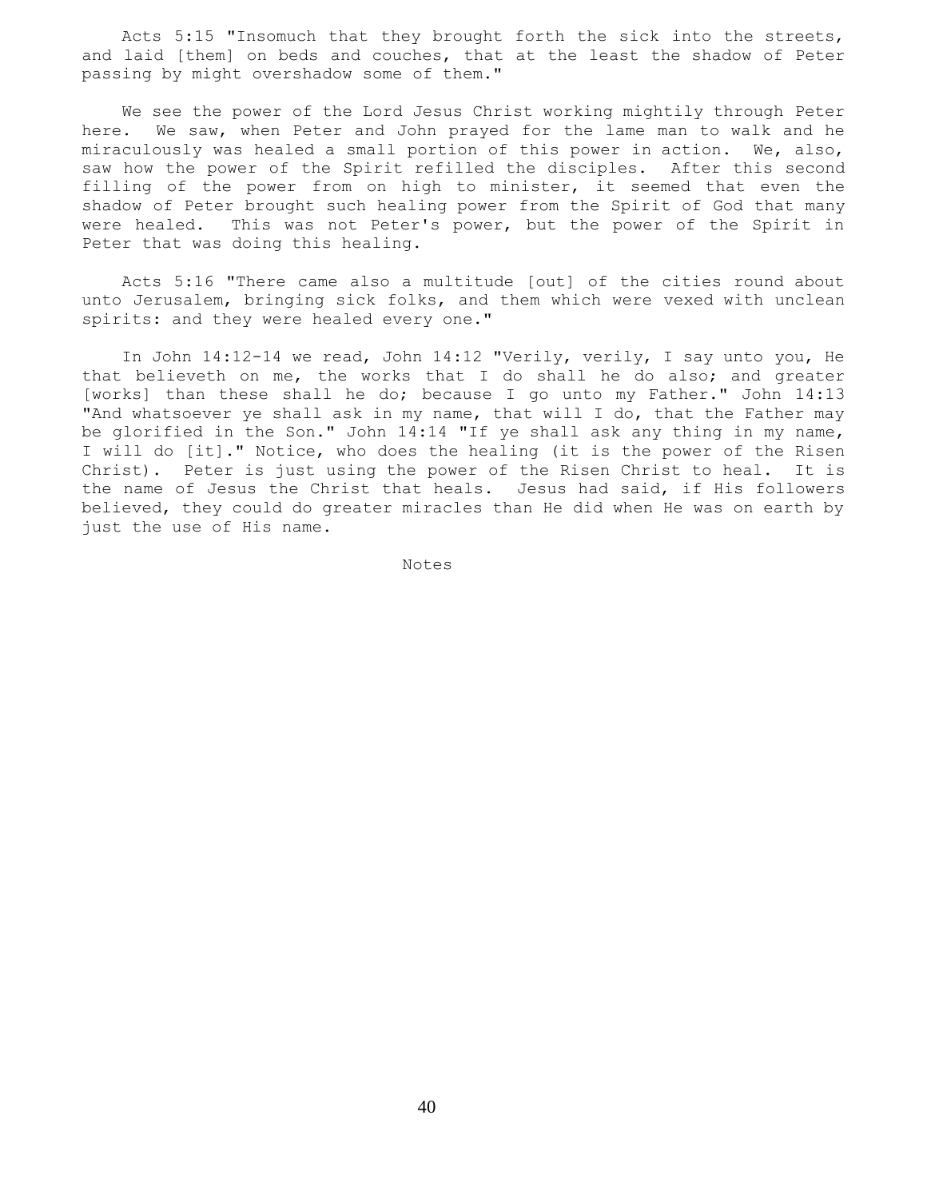Acts 5:15 "Insomuch that they brought forth the sick into the streets, and laid [them] on beds and couches, that at the least the shadow of Peter passing by might overshadow some of them."

We see the power of the Lord Jesus Christ working mightily through Peter here. We saw, when Peter and John prayed for the lame man to walk and he miraculously was healed a small portion of this power in action. We, also, saw how the power of the Spirit refilled the disciples. After this second filling of the power from on high to minister, it seemed that even the shadow of Peter brought such healing power from the Spirit of God that many were healed. This was not Peter's power, but the power of the Spirit in Peter that was doing this healing.

Acts 5:16 "There came also a multitude [out] of the cities round about unto Jerusalem, bringing sick folks, and them which were vexed with unclean spirits: and they were healed every one."

In John 14:12-14 we read, John 14:12 "Verily, verily, I say unto you, He that believeth on me, the works that I do shall he do also; and greater [works] than these shall he do; because I go unto my Father." John 14:13 "And whatsoever ye shall ask in my name, that will I do, that the Father may be glorified in the Son." John 14:14 "If ye shall ask any thing in my name, I will do [it]." Notice, who does the healing (it is the power of the Risen Christ). Peter is just using the power of the Risen Christ to heal. It is the name of Jesus the Christ that heals. Jesus had said, if His followers believed, they could do greater miracles than He did when He was on earth by just the use of His name.

Notes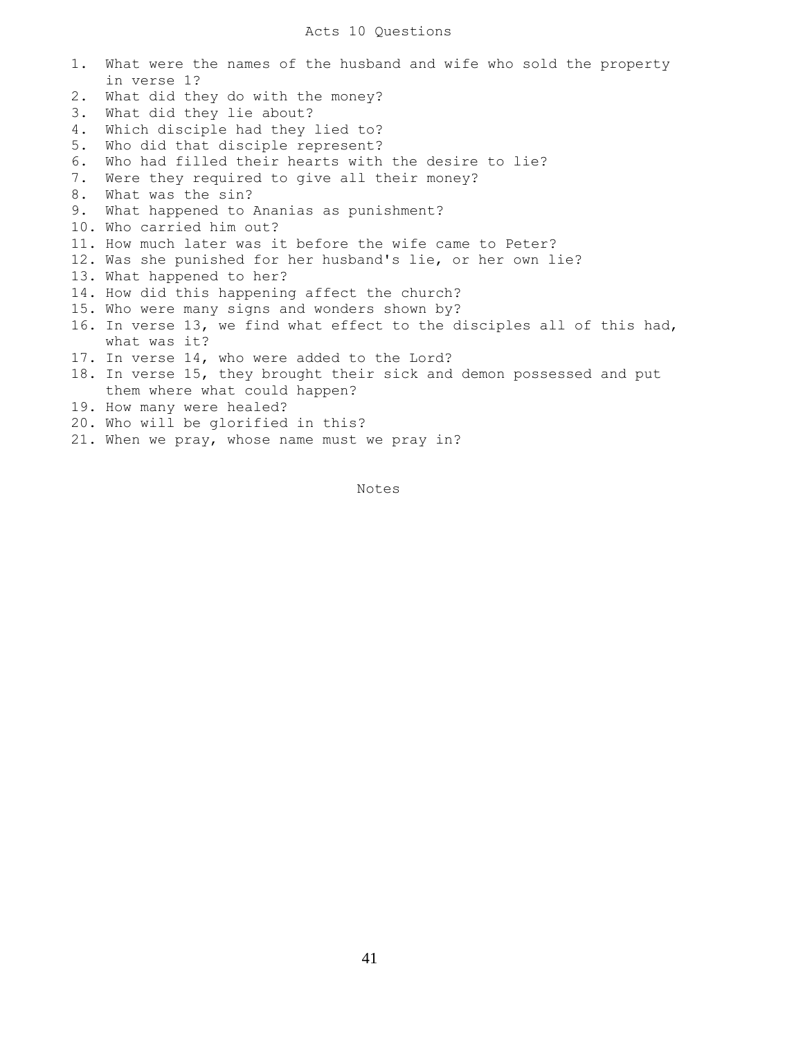# Acts 10 Questions

1. What were the names of the husband and wife who sold the property in verse 1?
2. What did they do with the money?
3. What did they lie about?
4. Which disciple had they lied to?
5. Who did that disciple represent?
6. Who had filled their hearts with the desire to lie?
7. Were they required to give all their money?
8. What was the sin?
9. What happened to Ananias as punishment?
10. Who carried him out?
11. How much later was it before the wife came to Peter?
12. Was she punished for her husband's lie, or her own lie?
13. What happened to her?
14. How did this happening affect the church?
15. Who were many signs and wonders shown by?
16. In verse 13, we find what effect to the disciples all of this had, what was it?
17. In verse 14, who were added to the Lord?
18. In verse 15, they brought their sick and demon possessed and put them where what could happen?
19. How many were healed?
20. Who will be glorified in this?
21. When we pray, whose name must we pray in?

Notes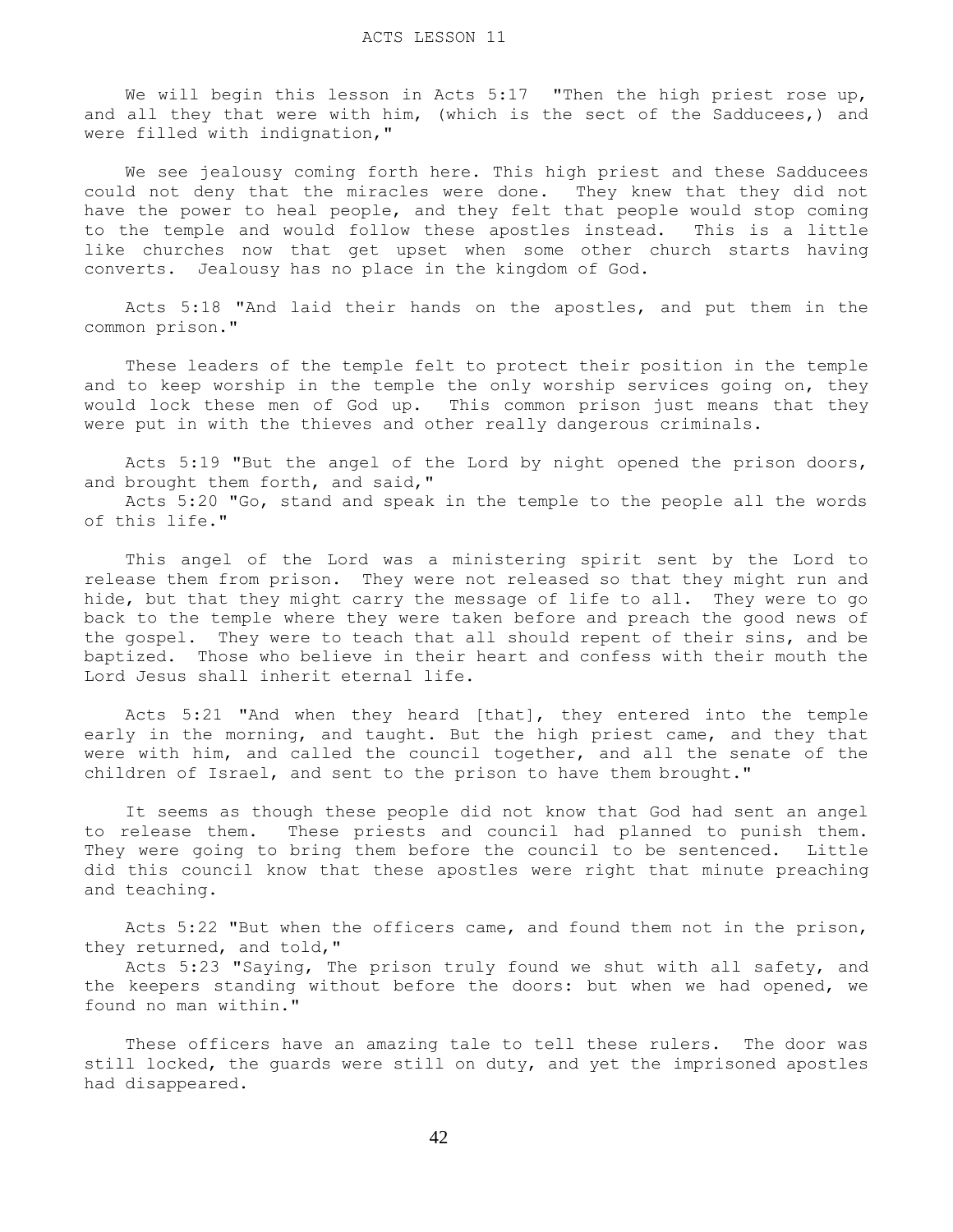# ACTS LESSON 11

We will begin this lesson in Acts 5:17 "Then the high priest rose up, and all they that were with him, (which is the sect of the Sadducees,) and were filled with indignation,"

We see jealousy coming forth here. This high priest and these Sadducees could not deny that the miracles were done. They knew that they did not have the power to heal people, and they felt that people would stop coming to the temple and would follow these apostles instead. This is a little like churches now that get upset when some other church starts having converts. Jealousy has no place in the kingdom of God.

Acts 5:18 "And laid their hands on the apostles, and put them in the common prison."

These leaders of the temple felt to protect their position in the temple and to keep worship in the temple the only worship services going on, they would lock these men of God up. This common prison just means that they were put in with the thieves and other really dangerous criminals.

Acts 5:19 "But the angel of the Lord by night opened the prison doors, and brought them forth, and said,"

Acts 5:20 "Go, stand and speak in the temple to the people all the words of this life."

This angel of the Lord was a ministering spirit sent by the Lord to release them from prison. They were not released so that they might run and hide, but that they might carry the message of life to all. They were to go back to the temple where they were taken before and preach the good news of the gospel. They were to teach that all should repent of their sins, and be baptized. Those who believe in their heart and confess with their mouth the Lord Jesus shall inherit eternal life.

Acts 5:21 "And when they heard [that], they entered into the temple early in the morning, and taught. But the high priest came, and they that were with him, and called the council together, and all the senate of the children of Israel, and sent to the prison to have them brought."

It seems as though these people did not know that God had sent an angel to release them. These priests and council had planned to punish them. They were going to bring them before the council to be sentenced. Little did this council know that these apostles were right that minute preaching and teaching.

Acts 5:22 "But when the officers came, and found them not in the prison, they returned, and told,"

Acts 5:23 "Saying, The prison truly found we shut with all safety, and the keepers standing without before the doors: but when we had opened, we found no man within."

These officers have an amazing tale to tell these rulers. The door was still locked, the guards were still on duty, and yet the imprisoned apostles had disappeared.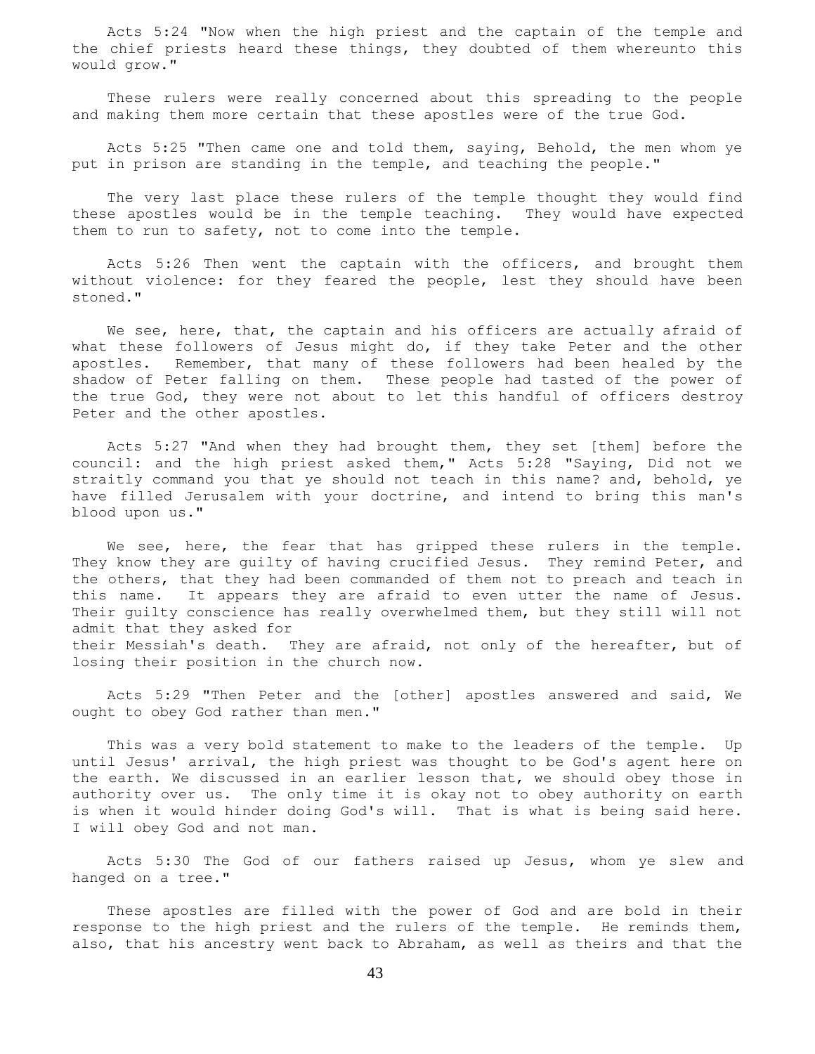Acts 5:24 "Now when the high priest and the captain of the temple and the chief priests heard these things, they doubted of them whereunto this would grow."

These rulers were really concerned about this spreading to the people and making them more certain that these apostles were of the true God.

Acts 5:25 "Then came one and told them, saying, Behold, the men whom ye put in prison are standing in the temple, and teaching the people."

The very last place these rulers of the temple thought they would find these apostles would be in the temple teaching. They would have expected them to run to safety, not to come into the temple.

Acts 5:26 Then went the captain with the officers, and brought them without violence: for they feared the people, lest they should have been stoned."

We see, here, that, the captain and his officers are actually afraid of what these followers of Jesus might do, if they take Peter and the other apostles. Remember, that many of these followers had been healed by the shadow of Peter falling on them. These people had tasted of the power of the true God, they were not about to let this handful of officers destroy Peter and the other apostles.

Acts 5:27 "And when they had brought them, they set [them] before the council: and the high priest asked them," Acts 5:28 "Saying, Did not we straitly command you that ye should not teach in this name? and, behold, ye have filled Jerusalem with your doctrine, and intend to bring this man's blood upon us."

We see, here, the fear that has gripped these rulers in the temple. They know they are guilty of having crucified Jesus. They remind Peter, and the others, that they had been commanded of them not to preach and teach in this name. It appears they are afraid to even utter the name of Jesus. Their guilty conscience has really overwhelmed them, but they still will not admit that they asked for their Messiah's death. They are afraid, not only of the hereafter, but of losing their position in the church now.

Acts 5:29 "Then Peter and the [other] apostles answered and said, We ought to obey God rather than men."

This was a very bold statement to make to the leaders of the temple. Up until Jesus' arrival, the high priest was thought to be God's agent here on the earth. We discussed in an earlier lesson that, we should obey those in authority over us. The only time it is okay not to obey authority on earth is when it would hinder doing God's will. That is what is being said here. I will obey God and not man.

Acts 5:30 The God of our fathers raised up Jesus, whom ye slew and hanged on a tree."

These apostles are filled with the power of God and are bold in their response to the high priest and the rulers of the temple. He reminds them, also, that his ancestry went back to Abraham, as well as theirs and that the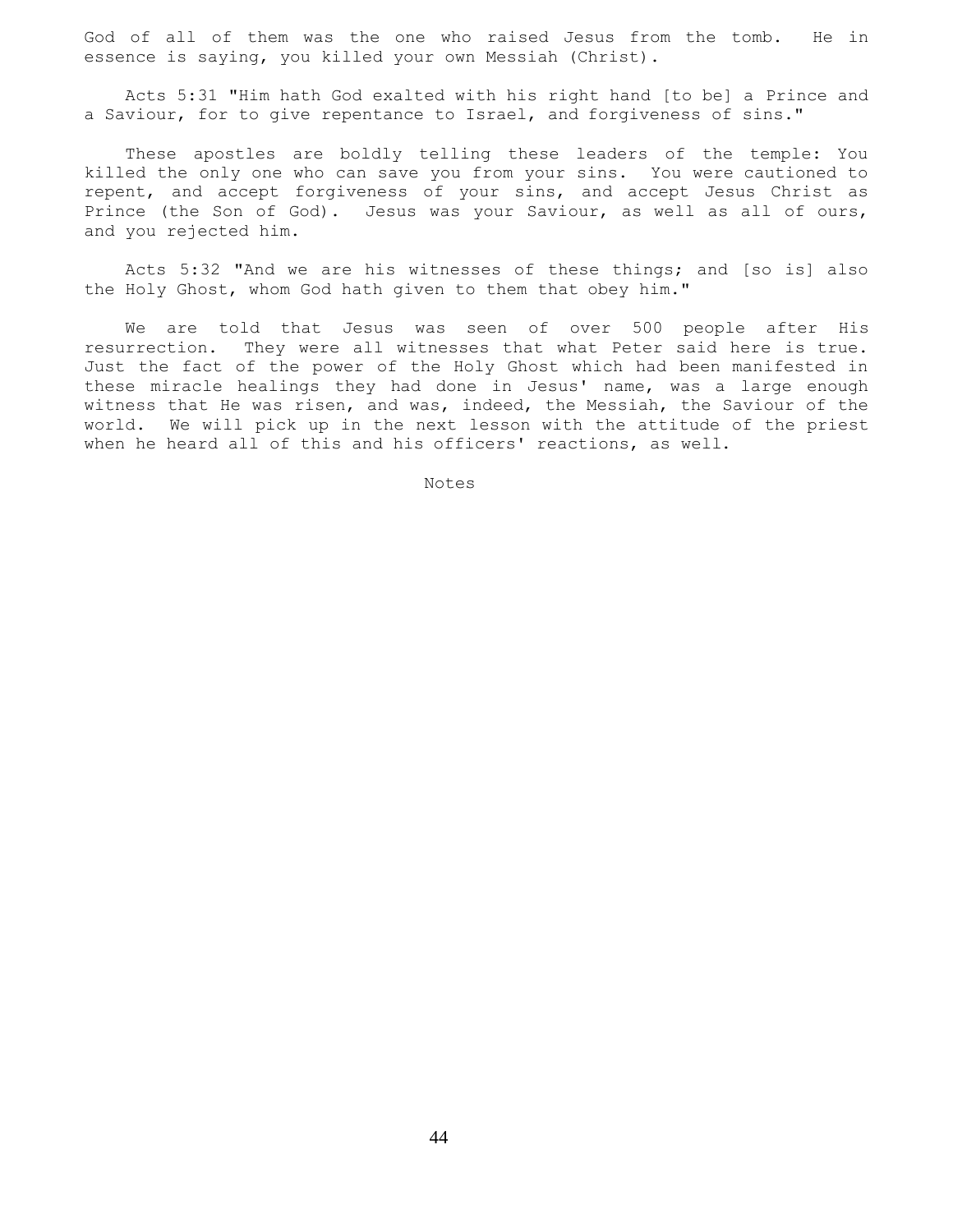God of all of them was the one who raised Jesus from the tomb. He in essence is saying, you killed your own Messiah (Christ).

Acts 5:31 "Him hath God exalted with his right hand [to be] a Prince and a Saviour, for to give repentance to Israel, and forgiveness of sins."

These apostles are boldly telling these leaders of the temple: You killed the only one who can save you from your sins. You were cautioned to repent, and accept forgiveness of your sins, and accept Jesus Christ as Prince (the Son of God). Jesus was your Saviour, as well as all of ours, and you rejected him.

Acts 5:32 "And we are his witnesses of these things; and [so is] also the Holy Ghost, whom God hath given to them that obey him."

We are told that Jesus was seen of over 500 people after His resurrection. They were all witnesses that what Peter said here is true. Just the fact of the power of the Holy Ghost which had been manifested in these miracle healings they had done in Jesus' name, was a large enough witness that He was risen, and was, indeed, the Messiah, the Saviour of the world. We will pick up in the next lesson with the attitude of the priest when he heard all of this and his officers' reactions, as well.

Notes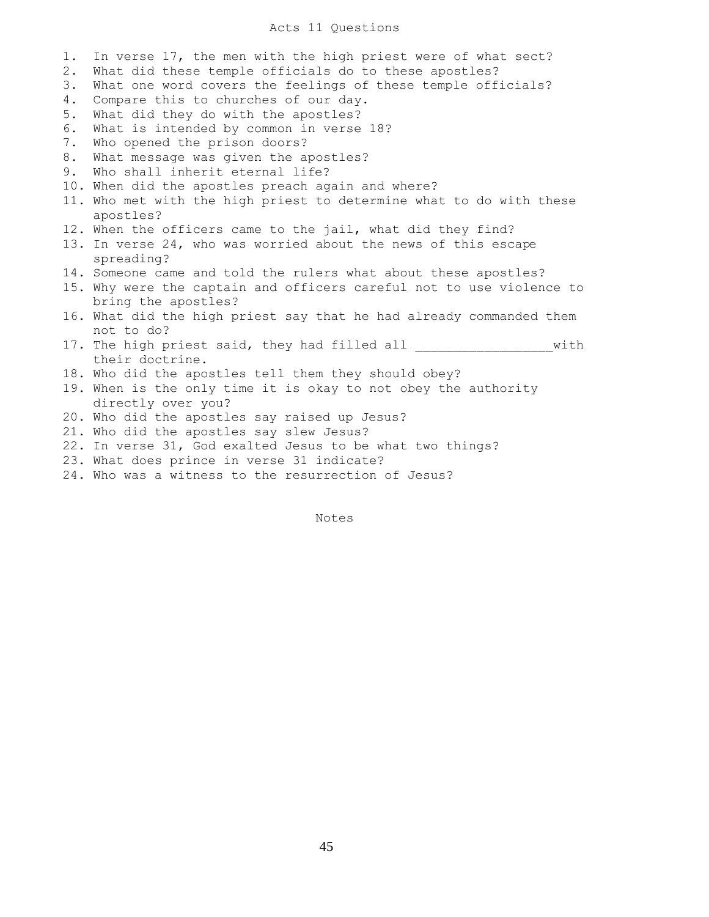# Acts 11 Questions

1. In verse 17, the men with the high priest were of what sect?
2. What did these temple officials do to these apostles?
3. What one word covers the feelings of these temple officials?
4. Compare this to churches of our day.
5. What did they do with the apostles?
6. What is intended by common in verse 18?
7. Who opened the prison doors?
8. What message was given the apostles?
9. Who shall inherit eternal life?
10. When did the apostles preach again and where?
11. Who met with the high priest to determine what to do with these apostles?
12. When the officers came to the jail, what did they find?
13. In verse 24, who was worried about the news of this escape spreading?
14. Someone came and told the rulers what about these apostles?
15. Why were the captain and officers careful not to use violence to bring the apostles?
16. What did the high priest say that he had already commanded them not to do?
17. The high priest said, they had filled all _________________with their doctrine.
18. Who did the apostles tell them they should obey?
19. When is the only time it is okay to not obey the authority directly over you?
20. Who did the apostles say raised up Jesus?
21. Who did the apostles say slew Jesus?
22. In verse 31, God exalted Jesus to be what two things?
23. What does prince in verse 31 indicate?
24. Who was a witness to the resurrection of Jesus?

Notes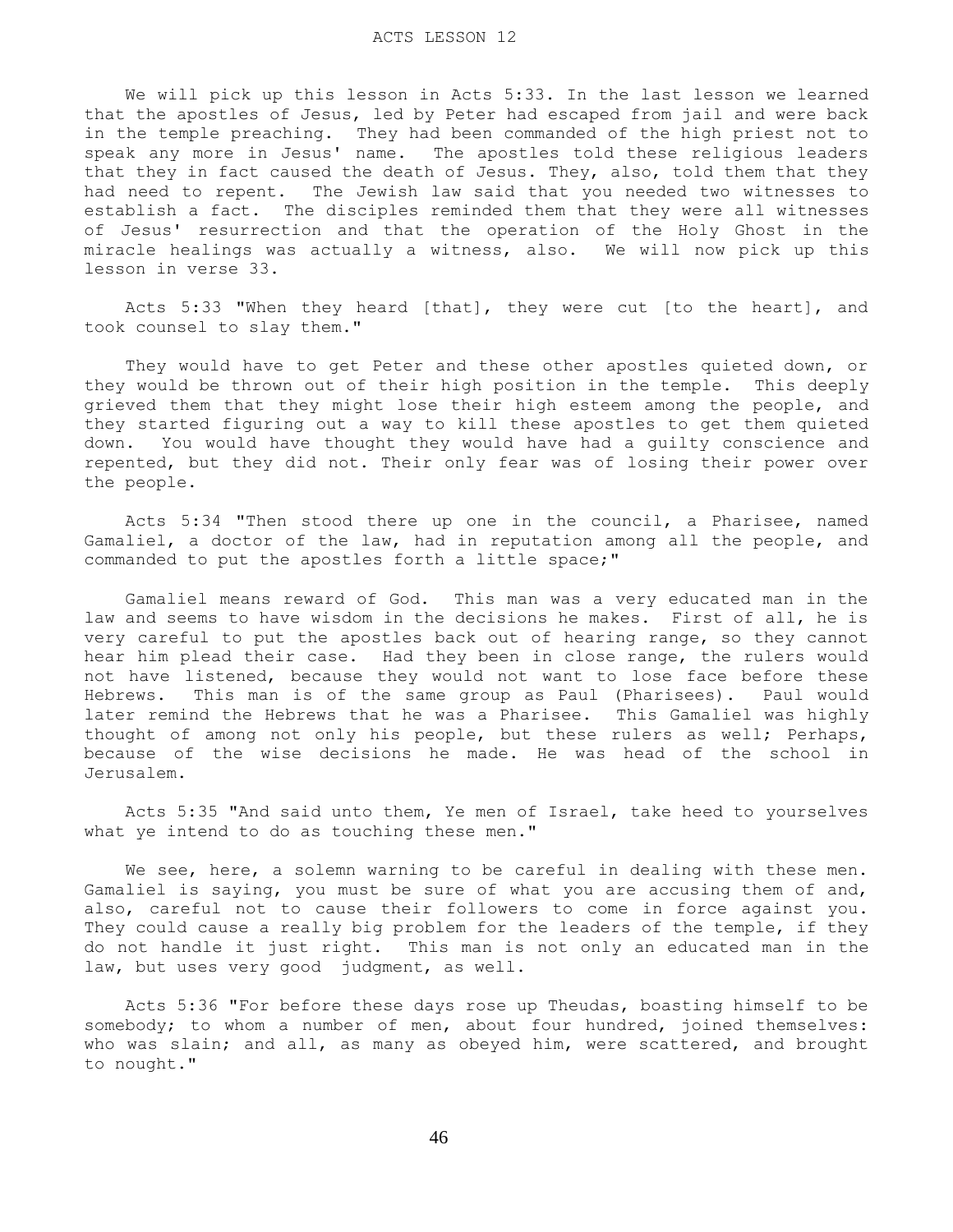# ACTS LESSON 12

We will pick up this lesson in Acts 5:33. In the last lesson we learned that the apostles of Jesus, led by Peter had escaped from jail and were back in the temple preaching. They had been commanded of the high priest not to speak any more in Jesus' name. The apostles told these religious leaders that they in fact caused the death of Jesus. They, also, told them that they had need to repent. The Jewish law said that you needed two witnesses to establish a fact. The disciples reminded them that they were all witnesses of Jesus' resurrection and that the operation of the Holy Ghost in the miracle healings was actually a witness, also. We will now pick up this lesson in verse 33.

Acts 5:33 "When they heard [that], they were cut [to the heart], and took counsel to slay them."

They would have to get Peter and these other apostles quieted down, or they would be thrown out of their high position in the temple. This deeply grieved them that they might lose their high esteem among the people, and they started figuring out a way to kill these apostles to get them quieted down. You would have thought they would have had a guilty conscience and repented, but they did not. Their only fear was of losing their power over the people.

Acts 5:34 "Then stood there up one in the council, a Pharisee, named Gamaliel, a doctor of the law, had in reputation among all the people, and commanded to put the apostles forth a little space;"

Gamaliel means reward of God. This man was a very educated man in the law and seems to have wisdom in the decisions he makes. First of all, he is very careful to put the apostles back out of hearing range, so they cannot hear him plead their case. Had they been in close range, the rulers would not have listened, because they would not want to lose face before these Hebrews. This man is of the same group as Paul (Pharisees). Paul would later remind the Hebrews that he was a Pharisee. This Gamaliel was highly thought of among not only his people, but these rulers as well; Perhaps, because of the wise decisions he made. He was head of the school in Jerusalem.

Acts 5:35 "And said unto them, Ye men of Israel, take heed to yourselves what ye intend to do as touching these men."

We see, here, a solemn warning to be careful in dealing with these men. Gamaliel is saying, you must be sure of what you are accusing them of and, also, careful not to cause their followers to come in force against you. They could cause a really big problem for the leaders of the temple, if they do not handle it just right. This man is not only an educated man in the law, but uses very good judgment, as well.

Acts 5:36 "For before these days rose up Theudas, boasting himself to be somebody; to whom a number of men, about four hundred, joined themselves: who was slain; and all, as many as obeyed him, were scattered, and brought to nought."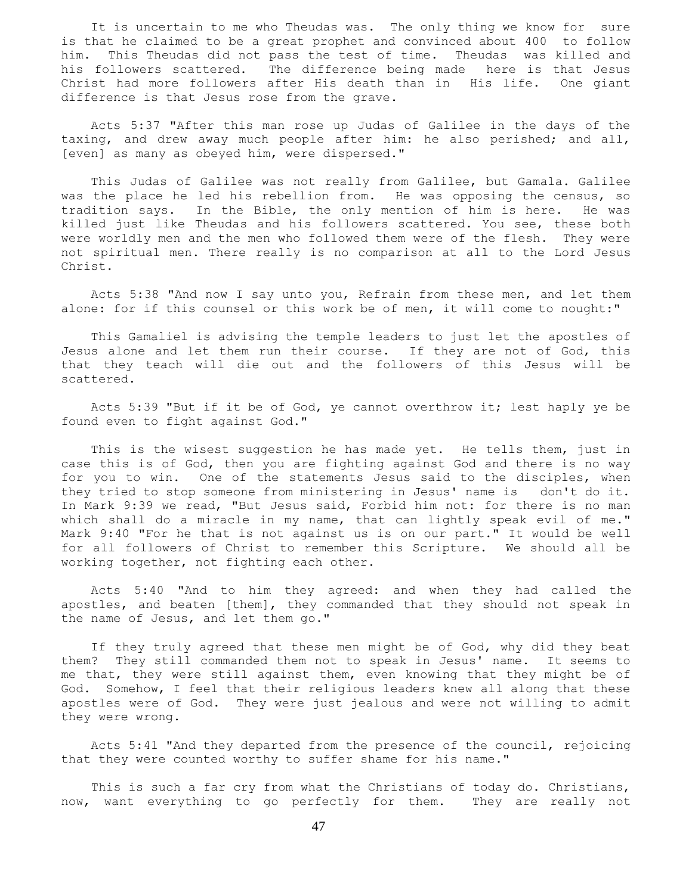It is uncertain to me who Theudas was. The only thing we know for sure is that he claimed to be a great prophet and convinced about 400 to follow him. This Theudas did not pass the test of time. Theudas was killed and his followers scattered. The difference being made here is that Jesus Christ had more followers after His death than in His life. One giant difference is that Jesus rose from the grave.

Acts 5:37 "After this man rose up Judas of Galilee in the days of the taxing, and drew away much people after him: he also perished; and all, [even] as many as obeyed him, were dispersed."

This Judas of Galilee was not really from Galilee, but Gamala. Galilee was the place he led his rebellion from. He was opposing the census, so tradition says. In the Bible, the only mention of him is here. He was killed just like Theudas and his followers scattered. You see, these both were worldly men and the men who followed them were of the flesh. They were not spiritual men. There really is no comparison at all to the Lord Jesus Christ.

Acts 5:38 "And now I say unto you, Refrain from these men, and let them alone: for if this counsel or this work be of men, it will come to nought:"

This Gamaliel is advising the temple leaders to just let the apostles of Jesus alone and let them run their course. If they are not of God, this that they teach will die out and the followers of this Jesus will be scattered.

Acts 5:39 "But if it be of God, ye cannot overthrow it; lest haply ye be found even to fight against God."

This is the wisest suggestion he has made yet. He tells them, just in case this is of God, then you are fighting against God and there is no way for you to win. One of the statements Jesus said to the disciples, when they tried to stop someone from ministering in Jesus' name is don't do it. In Mark 9:39 we read, "But Jesus said, Forbid him not: for there is no man which shall do a miracle in my name, that can lightly speak evil of me." Mark 9:40 "For he that is not against us is on our part." It would be well for all followers of Christ to remember this Scripture. We should all be working together, not fighting each other.

Acts 5:40 "And to him they agreed: and when they had called the apostles, and beaten [them], they commanded that they should not speak in the name of Jesus, and let them go."

If they truly agreed that these men might be of God, why did they beat them? They still commanded them not to speak in Jesus' name. It seems to me that, they were still against them, even knowing that they might be of God. Somehow, I feel that their religious leaders knew all along that these apostles were of God. They were just jealous and were not willing to admit they were wrong.

Acts 5:41 "And they departed from the presence of the council, rejoicing that they were counted worthy to suffer shame for his name."

This is such a far cry from what the Christians of today do. Christians, now, want everything to go perfectly for them. They are really not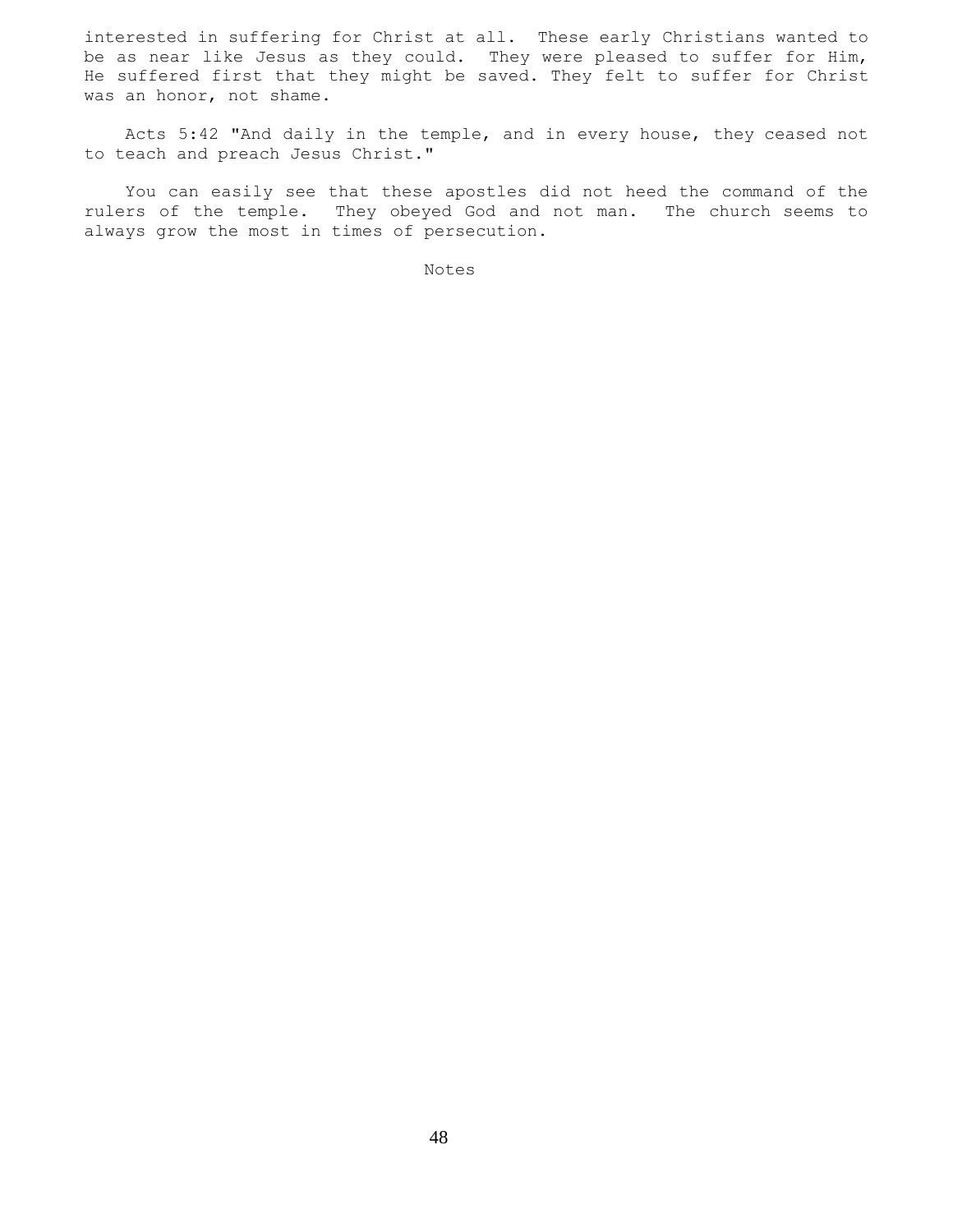interested in suffering for Christ at all. These early Christians wanted to be as near like Jesus as they could. They were pleased to suffer for Him, He suffered first that they might be saved. They felt to suffer for Christ was an honor, not shame.

Acts 5:42 "And daily in the temple, and in every house, they ceased not to teach and preach Jesus Christ."

You can easily see that these apostles did not heed the command of the rulers of the temple. They obeyed God and not man. The church seems to always grow the most in times of persecution.

Notes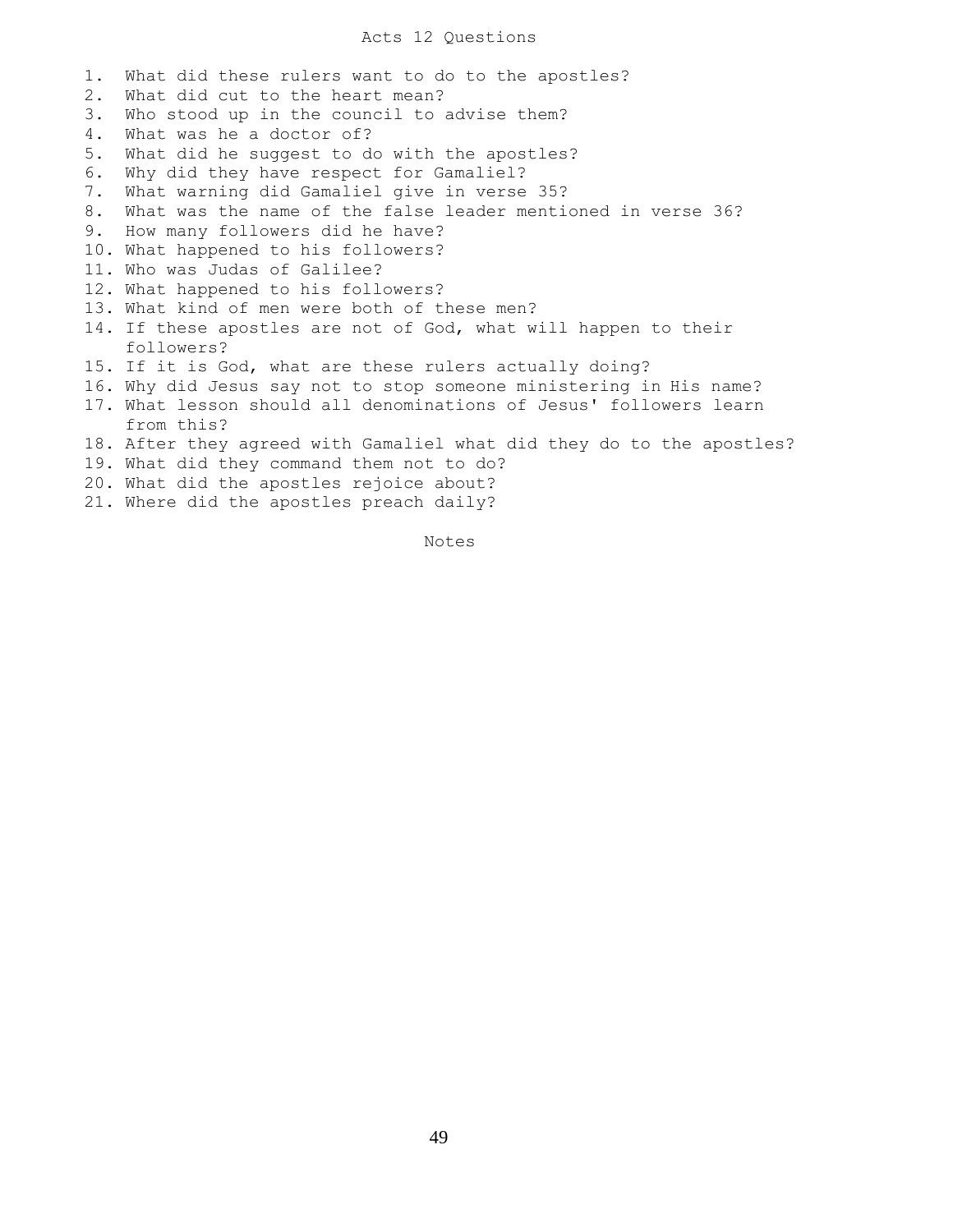# Acts 12 Questions

1. What did these rulers want to do to the apostles?
2. What did cut to the heart mean?
3. Who stood up in the council to advise them?
4. What was he a doctor of?
5. What did he suggest to do with the apostles?
6. Why did they have respect for Gamaliel?
7. What warning did Gamaliel give in verse 35?
8. What was the name of the false leader mentioned in verse 36?
9. How many followers did he have?
10. What happened to his followers?
11. Who was Judas of Galilee?
12. What happened to his followers?
13. What kind of men were both of these men?
14. If these apostles are not of God, what will happen to their followers?
15. If it is God, what are these rulers actually doing?
16. Why did Jesus say not to stop someone ministering in His name?
17. What lesson should all denominations of Jesus' followers learn from this?
18. After they agreed with Gamaliel what did they do to the apostles?
19. What did they command them not to do?
20. What did the apostles rejoice about?
21. Where did the apostles preach daily?

Notes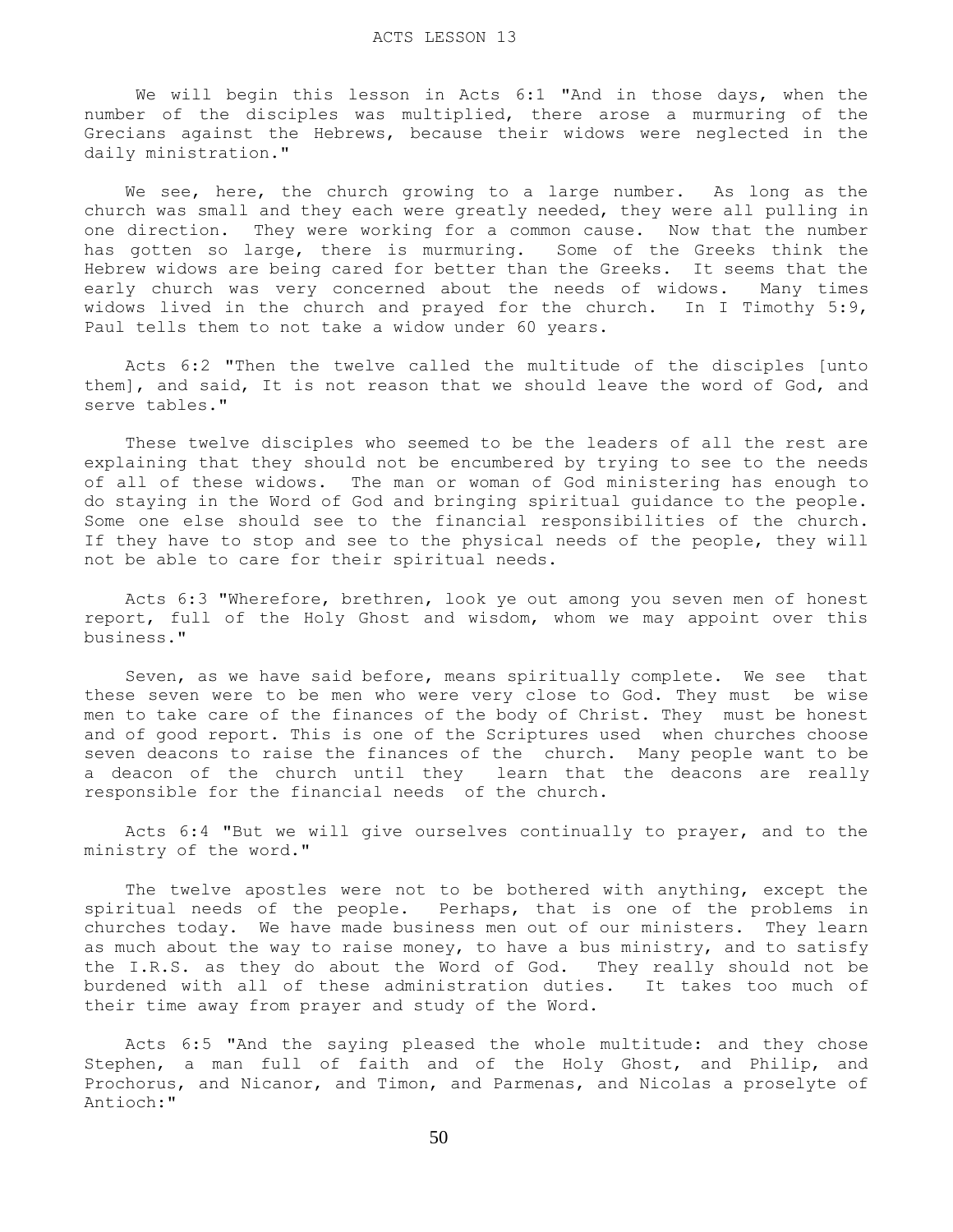# ACTS LESSON 13

We will begin this lesson in Acts 6:1 "And in those days, when the number of the disciples was multiplied, there arose a murmuring of the Grecians against the Hebrews, because their widows were neglected in the daily ministration."

We see, here, the church growing to a large number. As long as the church was small and they each were greatly needed, they were all pulling in one direction. They were working for a common cause. Now that the number has gotten so large, there is murmuring. Some of the Greeks think the Hebrew widows are being cared for better than the Greeks. It seems that the early church was very concerned about the needs of widows. Many times widows lived in the church and prayed for the church. In I Timothy 5:9, Paul tells them to not take a widow under 60 years.

Acts 6:2 "Then the twelve called the multitude of the disciples [unto them], and said, It is not reason that we should leave the word of God, and serve tables."

These twelve disciples who seemed to be the leaders of all the rest are explaining that they should not be encumbered by trying to see to the needs of all of these widows. The man or woman of God ministering has enough to do staying in the Word of God and bringing spiritual guidance to the people. Some one else should see to the financial responsibilities of the church. If they have to stop and see to the physical needs of the people, they will not be able to care for their spiritual needs.

Acts 6:3 "Wherefore, brethren, look ye out among you seven men of honest report, full of the Holy Ghost and wisdom, whom we may appoint over this business."

Seven, as we have said before, means spiritually complete. We see that these seven were to be men who were very close to God. They must be wise men to take care of the finances of the body of Christ. They must be honest and of good report. This is one of the Scriptures used when churches choose seven deacons to raise the finances of the church. Many people want to be a deacon of the church until they learn that the deacons are really responsible for the financial needs of the church.

Acts 6:4 "But we will give ourselves continually to prayer, and to the ministry of the word."

The twelve apostles were not to be bothered with anything, except the spiritual needs of the people. Perhaps, that is one of the problems in churches today. We have made business men out of our ministers. They learn as much about the way to raise money, to have a bus ministry, and to satisfy the I.R.S. as they do about the Word of God. They really should not be burdened with all of these administration duties. It takes too much of their time away from prayer and study of the Word.

Acts 6:5 "And the saying pleased the whole multitude: and they chose Stephen, a man full of faith and of the Holy Ghost, and Philip, and Prochorus, and Nicanor, and Timon, and Parmenas, and Nicolas a proselyte of Antioch:"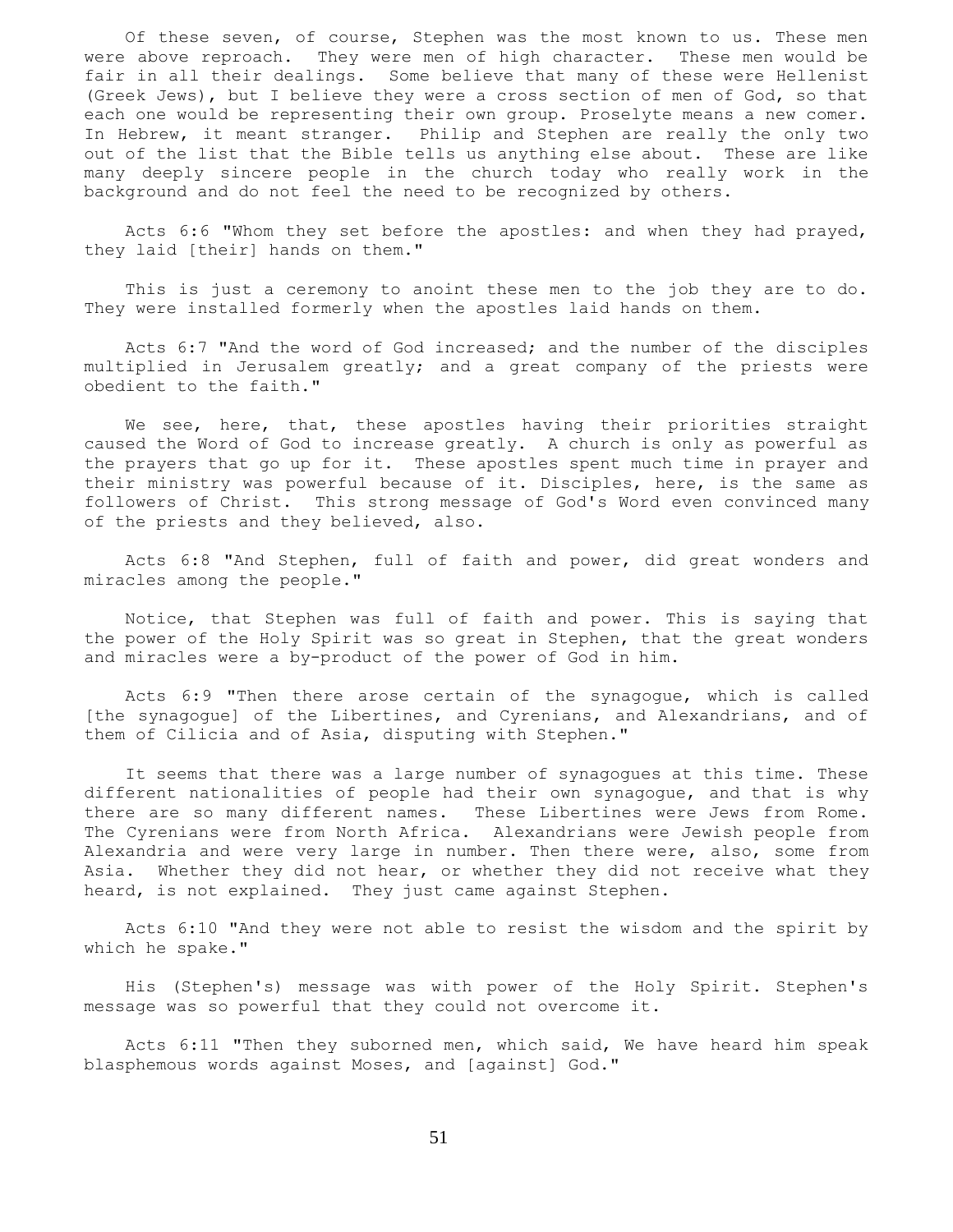Of these seven, of course, Stephen was the most known to us. These men were above reproach. They were men of high character. These men would be fair in all their dealings. Some believe that many of these were Hellenist (Greek Jews), but I believe they were a cross section of men of God, so that each one would be representing their own group. Proselyte means a new comer. In Hebrew, it meant stranger. Philip and Stephen are really the only two out of the list that the Bible tells us anything else about. These are like many deeply sincere people in the church today who really work in the background and do not feel the need to be recognized by others.

Acts 6:6 "Whom they set before the apostles: and when they had prayed, they laid [their] hands on them."

This is just a ceremony to anoint these men to the job they are to do. They were installed formerly when the apostles laid hands on them.

Acts 6:7 "And the word of God increased; and the number of the disciples multiplied in Jerusalem greatly; and a great company of the priests were obedient to the faith."

We see, here, that, these apostles having their priorities straight caused the Word of God to increase greatly. A church is only as powerful as the prayers that go up for it. These apostles spent much time in prayer and their ministry was powerful because of it. Disciples, here, is the same as followers of Christ. This strong message of God's Word even convinced many of the priests and they believed, also.

Acts 6:8 "And Stephen, full of faith and power, did great wonders and miracles among the people."

Notice, that Stephen was full of faith and power. This is saying that the power of the Holy Spirit was so great in Stephen, that the great wonders and miracles were a by-product of the power of God in him.

Acts 6:9 "Then there arose certain of the synagogue, which is called [the synagogue] of the Libertines, and Cyrenians, and Alexandrians, and of them of Cilicia and of Asia, disputing with Stephen."

It seems that there was a large number of synagogues at this time. These different nationalities of people had their own synagogue, and that is why there are so many different names. These Libertines were Jews from Rome. The Cyrenians were from North Africa. Alexandrians were Jewish people from Alexandria and were very large in number. Then there were, also, some from Asia. Whether they did not hear, or whether they did not receive what they heard, is not explained. They just came against Stephen.

Acts 6:10 "And they were not able to resist the wisdom and the spirit by which he spake."

His (Stephen's) message was with power of the Holy Spirit. Stephen's message was so powerful that they could not overcome it.

Acts 6:11 "Then they suborned men, which said, We have heard him speak blasphemous words against Moses, and [against] God."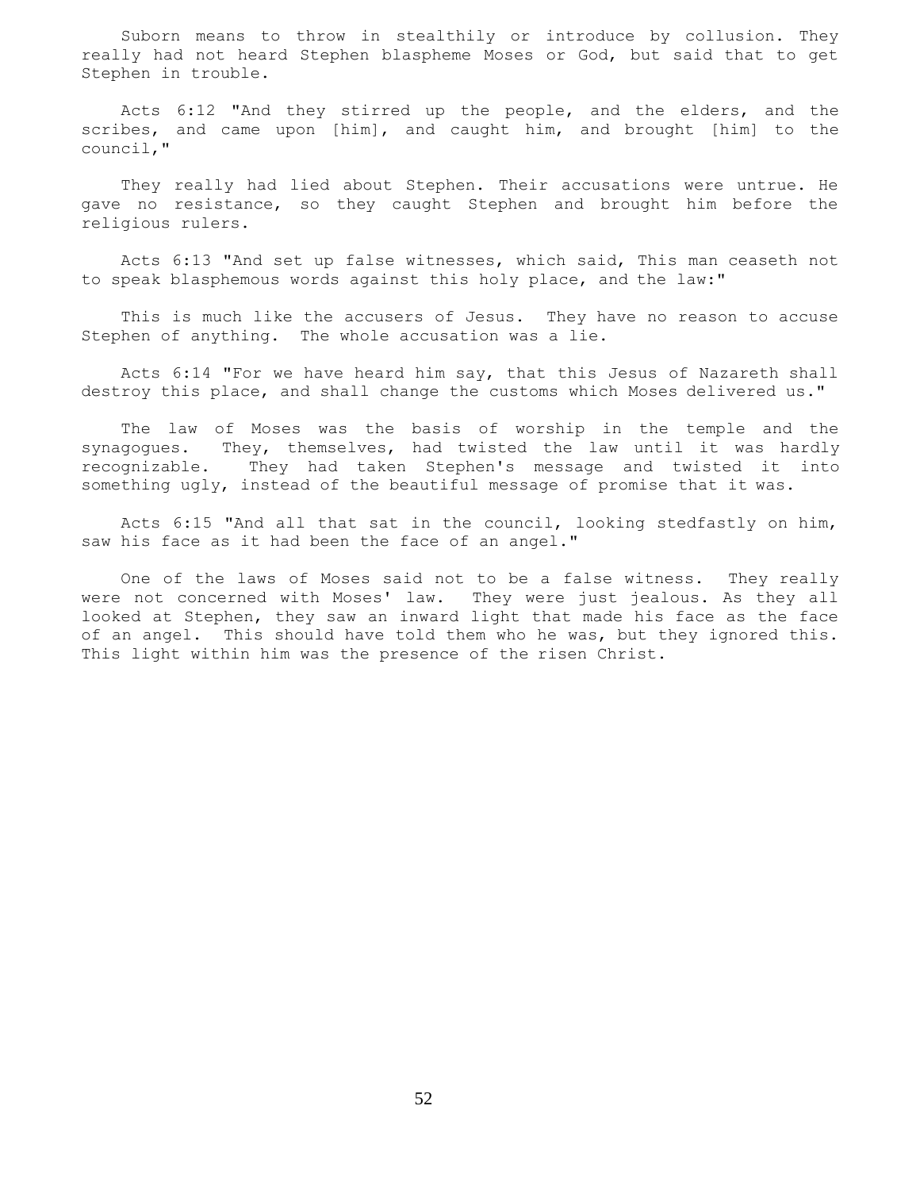Suborn means to throw in stealthily or introduce by collusion. They really had not heard Stephen blaspheme Moses or God, but said that to get Stephen in trouble.

Acts 6:12 "And they stirred up the people, and the elders, and the scribes, and came upon [him], and caught him, and brought [him] to the council,"

They really had lied about Stephen. Their accusations were untrue. He gave no resistance, so they caught Stephen and brought him before the religious rulers.

Acts 6:13 "And set up false witnesses, which said, This man ceaseth not to speak blasphemous words against this holy place, and the law:"

This is much like the accusers of Jesus. They have no reason to accuse Stephen of anything. The whole accusation was a lie.

Acts 6:14 "For we have heard him say, that this Jesus of Nazareth shall destroy this place, and shall change the customs which Moses delivered us."

The law of Moses was the basis of worship in the temple and the synagogues. They, themselves, had twisted the law until it was hardly recognizable. They had taken Stephen's message and twisted it into something ugly, instead of the beautiful message of promise that it was.

Acts 6:15 "And all that sat in the council, looking stedfastly on him, saw his face as it had been the face of an angel."

One of the laws of Moses said not to be a false witness. They really were not concerned with Moses' law. They were just jealous. As they all looked at Stephen, they saw an inward light that made his face as the face of an angel. This should have told them who he was, but they ignored this. This light within him was the presence of the risen Christ.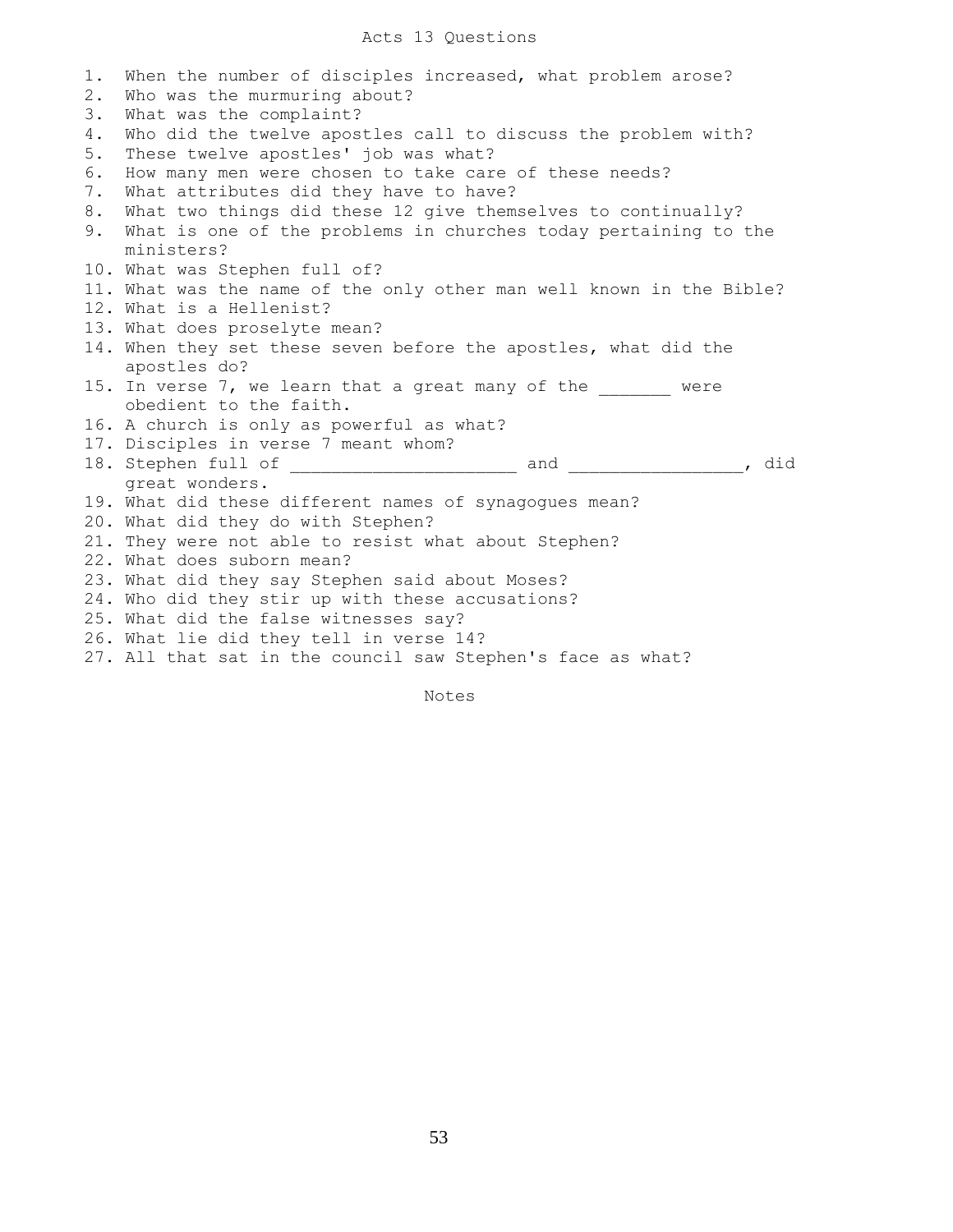# Acts 13 Questions

1. When the number of disciples increased, what problem arose?
2. Who was the murmuring about?
3. What was the complaint?
4. Who did the twelve apostles call to discuss the problem with?
5. These twelve apostles' job was what?
6. How many men were chosen to take care of these needs?
7. What attributes did they have to have?
8. What two things did these 12 give themselves to continually?
9. What is one of the problems in churches today pertaining to the ministers?
10. What was Stephen full of?
11. What was the name of the only other man well known in the Bible?
12. What is a Hellenist?
13. What does proselyte mean?
14. When they set these seven before the apostles, what did the apostles do?
15. In verse 7, we learn that a great many of the _______ were obedient to the faith.
16. A church is only as powerful as what?
17. Disciples in verse 7 meant whom?
18. Stephen full of ______________________ and _________________, did great wonders.
19. What did these different names of synagogues mean?
20. What did they do with Stephen?
21. They were not able to resist what about Stephen?
22. What does suborn mean?
23. What did they say Stephen said about Moses?
24. Who did they stir up with these accusations?
25. What did the false witnesses say?
26. What lie did they tell in verse 14?
27. All that sat in the council saw Stephen's face as what?

Notes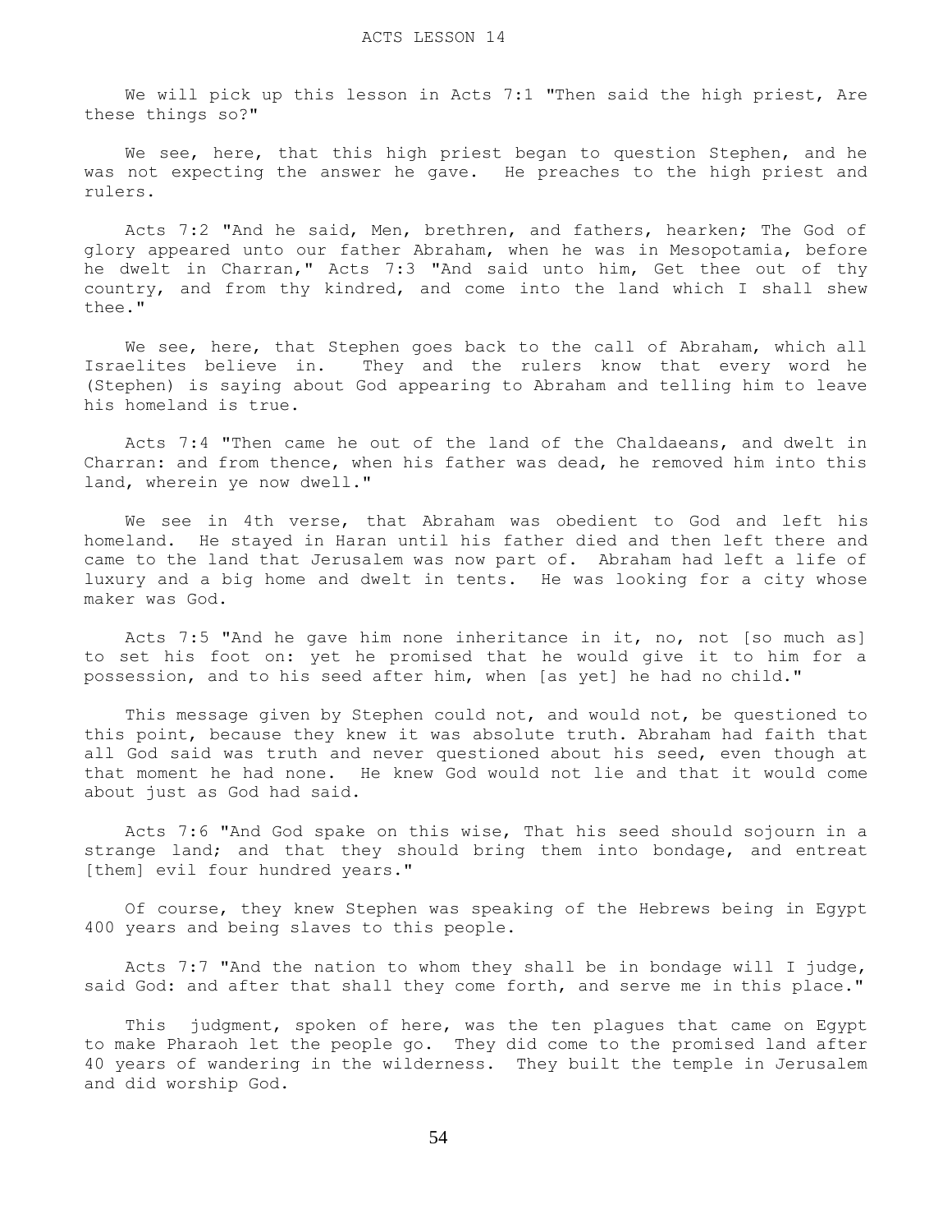# ACTS LESSON 14

We will pick up this lesson in Acts 7:1 "Then said the high priest, Are these things so?"

We see, here, that this high priest began to question Stephen, and he was not expecting the answer he gave. He preaches to the high priest and rulers.

Acts 7:2 "And he said, Men, brethren, and fathers, hearken; The God of glory appeared unto our father Abraham, when he was in Mesopotamia, before he dwelt in Charran," Acts 7:3 "And said unto him, Get thee out of thy country, and from thy kindred, and come into the land which I shall shew thee."

We see, here, that Stephen goes back to the call of Abraham, which all Israelites believe in. They and the rulers know that every word he (Stephen) is saying about God appearing to Abraham and telling him to leave his homeland is true.

Acts 7:4 "Then came he out of the land of the Chaldaeans, and dwelt in Charran: and from thence, when his father was dead, he removed him into this land, wherein ye now dwell."

We see in 4th verse, that Abraham was obedient to God and left his homeland. He stayed in Haran until his father died and then left there and came to the land that Jerusalem was now part of. Abraham had left a life of luxury and a big home and dwelt in tents. He was looking for a city whose maker was God.

Acts 7:5 "And he gave him none inheritance in it, no, not [so much as] to set his foot on: yet he promised that he would give it to him for a possession, and to his seed after him, when [as yet] he had no child."

This message given by Stephen could not, and would not, be questioned to this point, because they knew it was absolute truth. Abraham had faith that all God said was truth and never questioned about his seed, even though at that moment he had none. He knew God would not lie and that it would come about just as God had said.

Acts 7:6 "And God spake on this wise, That his seed should sojourn in a strange land; and that they should bring them into bondage, and entreat [them] evil four hundred years."

Of course, they knew Stephen was speaking of the Hebrews being in Egypt 400 years and being slaves to this people.

Acts 7:7 "And the nation to whom they shall be in bondage will I judge, said God: and after that shall they come forth, and serve me in this place."

This judgment, spoken of here, was the ten plagues that came on Egypt to make Pharaoh let the people go. They did come to the promised land after 40 years of wandering in the wilderness. They built the temple in Jerusalem and did worship God.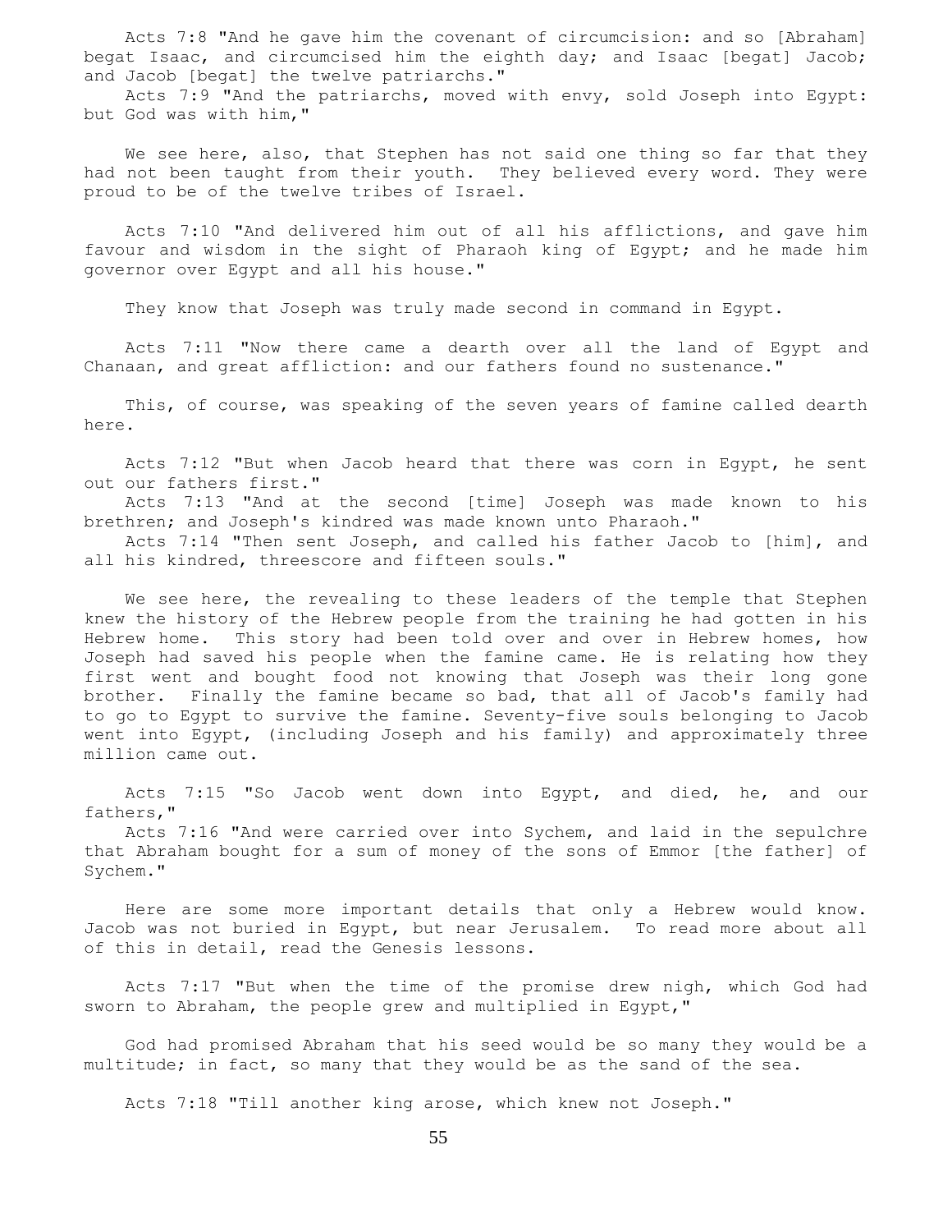Acts 7:8 "And he gave him the covenant of circumcision: and so [Abraham] begat Isaac, and circumcised him the eighth day; and Isaac [begat] Jacob; and Jacob [begat] the twelve patriarchs."

Acts 7:9 "And the patriarchs, moved with envy, sold Joseph into Egypt: but God was with him,"

We see here, also, that Stephen has not said one thing so far that they had not been taught from their youth. They believed every word. They were proud to be of the twelve tribes of Israel.

Acts 7:10 "And delivered him out of all his afflictions, and gave him favour and wisdom in the sight of Pharaoh king of Egypt; and he made him governor over Egypt and all his house."

They know that Joseph was truly made second in command in Egypt.

Acts 7:11 "Now there came a dearth over all the land of Egypt and Chanaan, and great affliction: and our fathers found no sustenance."

This, of course, was speaking of the seven years of famine called dearth here.

Acts 7:12 "But when Jacob heard that there was corn in Egypt, he sent out our fathers first."

Acts 7:13 "And at the second [time] Joseph was made known to his brethren; and Joseph's kindred was made known unto Pharaoh."

Acts 7:14 "Then sent Joseph, and called his father Jacob to [him], and all his kindred, threescore and fifteen souls."

We see here, the revealing to these leaders of the temple that Stephen knew the history of the Hebrew people from the training he had gotten in his Hebrew home. This story had been told over and over in Hebrew homes, how Joseph had saved his people when the famine came. He is relating how they first went and bought food not knowing that Joseph was their long gone brother. Finally the famine became so bad, that all of Jacob's family had to go to Egypt to survive the famine. Seventy-five souls belonging to Jacob went into Egypt, (including Joseph and his family) and approximately three million came out.

Acts 7:15 "So Jacob went down into Egypt, and died, he, and our fathers,"

Acts 7:16 "And were carried over into Sychem, and laid in the sepulchre that Abraham bought for a sum of money of the sons of Emmor [the father] of Sychem."

Here are some more important details that only a Hebrew would know. Jacob was not buried in Egypt, but near Jerusalem. To read more about all of this in detail, read the Genesis lessons.

Acts 7:17 "But when the time of the promise drew nigh, which God had sworn to Abraham, the people grew and multiplied in Egypt,"

God had promised Abraham that his seed would be so many they would be a multitude; in fact, so many that they would be as the sand of the sea.

Acts 7:18 "Till another king arose, which knew not Joseph."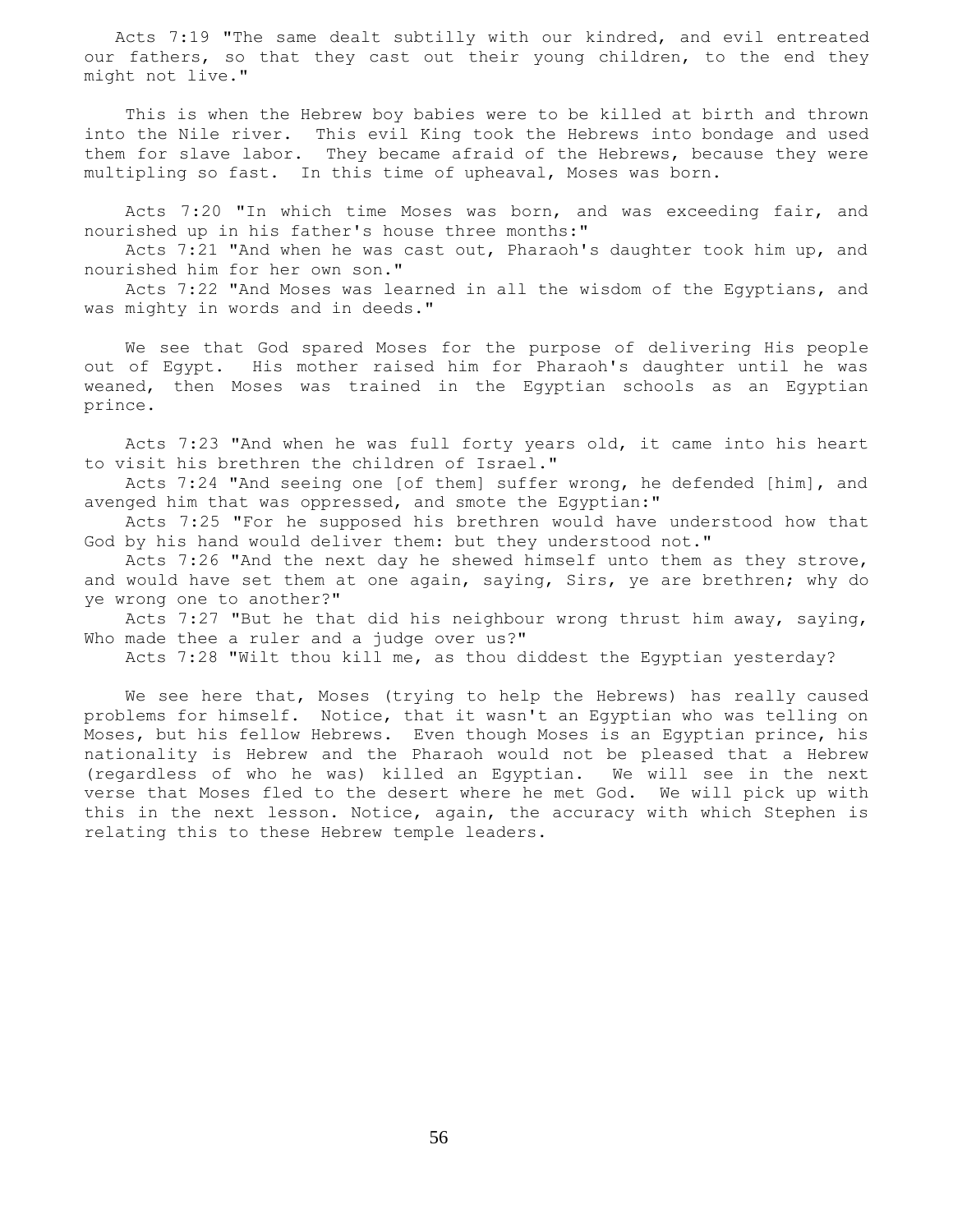Acts 7:19 "The same dealt subtilly with our kindred, and evil entreated our fathers, so that they cast out their young children, to the end they might not live."

This is when the Hebrew boy babies were to be killed at birth and thrown into the Nile river. This evil King took the Hebrews into bondage and used them for slave labor. They became afraid of the Hebrews, because they were multipling so fast. In this time of upheaval, Moses was born.

Acts 7:20 "In which time Moses was born, and was exceeding fair, and nourished up in his father's house three months:"
Acts 7:21 "And when he was cast out, Pharaoh's daughter took him up, and nourished him for her own son."
Acts 7:22 "And Moses was learned in all the wisdom of the Egyptians, and was mighty in words and in deeds."

We see that God spared Moses for the purpose of delivering His people out of Egypt. His mother raised him for Pharaoh's daughter until he was weaned, then Moses was trained in the Egyptian schools as an Egyptian prince.

Acts 7:23 "And when he was full forty years old, it came into his heart to visit his brethren the children of Israel."
Acts 7:24 "And seeing one [of them] suffer wrong, he defended [him], and avenged him that was oppressed, and smote the Egyptian:"
Acts 7:25 "For he supposed his brethren would have understood how that God by his hand would deliver them: but they understood not."
Acts 7:26 "And the next day he shewed himself unto them as they strove, and would have set them at one again, saying, Sirs, ye are brethren; why do ye wrong one to another?"
Acts 7:27 "But he that did his neighbour wrong thrust him away, saying, Who made thee a ruler and a judge over us?"
Acts 7:28 "Wilt thou kill me, as thou diddest the Egyptian yesterday?

We see here that, Moses (trying to help the Hebrews) has really caused problems for himself. Notice, that it wasn't an Egyptian who was telling on Moses, but his fellow Hebrews. Even though Moses is an Egyptian prince, his nationality is Hebrew and the Pharaoh would not be pleased that a Hebrew (regardless of who he was) killed an Egyptian. We will see in the next verse that Moses fled to the desert where he met God. We will pick up with this in the next lesson. Notice, again, the accuracy with which Stephen is relating this to these Hebrew temple leaders.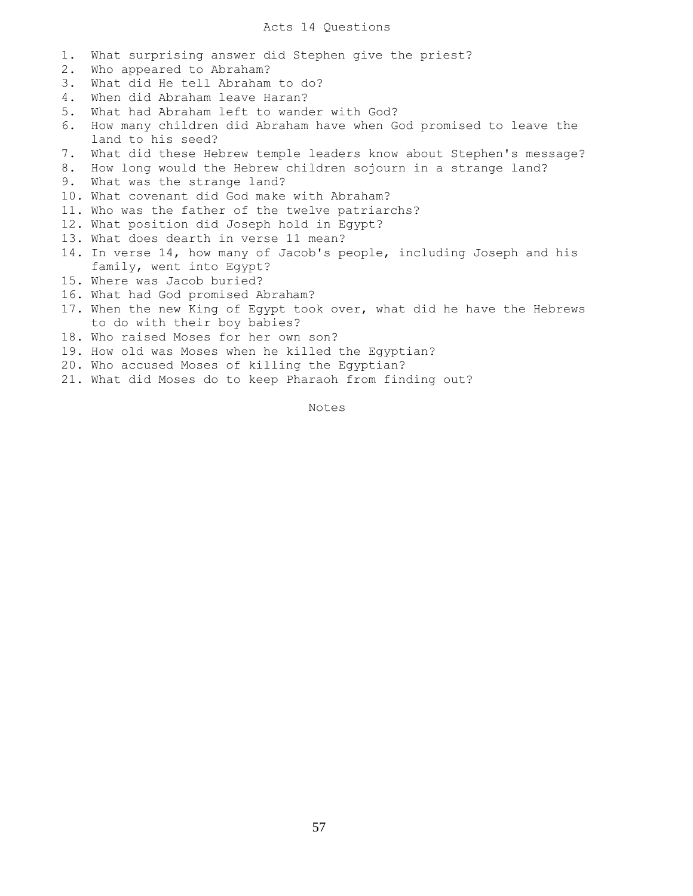# Acts 14 Questions

1. What surprising answer did Stephen give the priest?
2. Who appeared to Abraham?
3. What did He tell Abraham to do?
4. When did Abraham leave Haran?
5. What had Abraham left to wander with God?
6. How many children did Abraham have when God promised to leave the land to his seed?
7. What did these Hebrew temple leaders know about Stephen's message?
8. How long would the Hebrew children sojourn in a strange land?
9. What was the strange land?
10. What covenant did God make with Abraham?
11. Who was the father of the twelve patriarchs?
12. What position did Joseph hold in Egypt?
13. What does dearth in verse 11 mean?
14. In verse 14, how many of Jacob's people, including Joseph and his family, went into Egypt?
15. Where was Jacob buried?
16. What had God promised Abraham?
17. When the new King of Egypt took over, what did he have the Hebrews to do with their boy babies?
18. Who raised Moses for her own son?
19. How old was Moses when he killed the Egyptian?
20. Who accused Moses of killing the Egyptian?
21. What did Moses do to keep Pharaoh from finding out?

Notes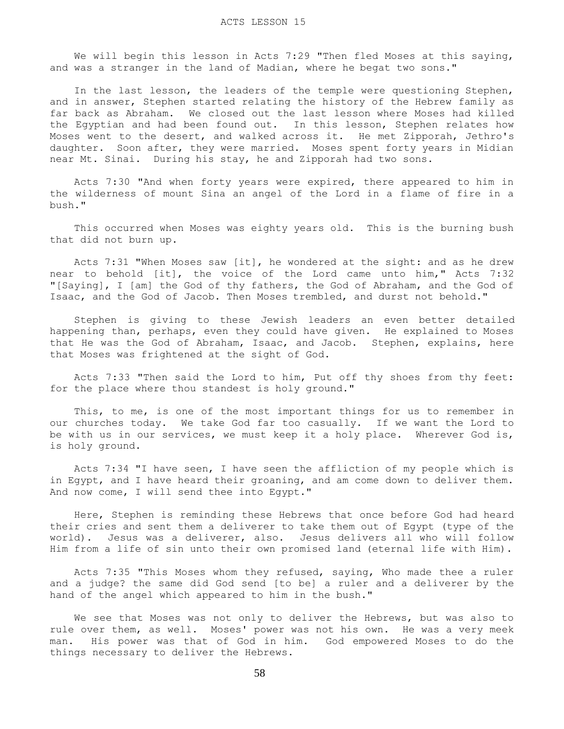# ACTS LESSON 15

We will begin this lesson in Acts 7:29 "Then fled Moses at this saying, and was a stranger in the land of Madian, where he begat two sons."

In the last lesson, the leaders of the temple were questioning Stephen, and in answer, Stephen started relating the history of the Hebrew family as far back as Abraham. We closed out the last lesson where Moses had killed the Egyptian and had been found out. In this lesson, Stephen relates how Moses went to the desert, and walked across it. He met Zipporah, Jethro's daughter. Soon after, they were married. Moses spent forty years in Midian near Mt. Sinai. During his stay, he and Zipporah had two sons.

Acts 7:30 "And when forty years were expired, there appeared to him in the wilderness of mount Sina an angel of the Lord in a flame of fire in a bush."

This occurred when Moses was eighty years old. This is the burning bush that did not burn up.

Acts 7:31 "When Moses saw [it], he wondered at the sight: and as he drew near to behold [it], the voice of the Lord came unto him," Acts 7:32 "[Saying], I [am] the God of thy fathers, the God of Abraham, and the God of Isaac, and the God of Jacob. Then Moses trembled, and durst not behold."

Stephen is giving to these Jewish leaders an even better detailed happening than, perhaps, even they could have given. He explained to Moses that He was the God of Abraham, Isaac, and Jacob. Stephen, explains, here that Moses was frightened at the sight of God.

Acts 7:33 "Then said the Lord to him, Put off thy shoes from thy feet: for the place where thou standest is holy ground."

This, to me, is one of the most important things for us to remember in our churches today. We take God far too casually. If we want the Lord to be with us in our services, we must keep it a holy place. Wherever God is, is holy ground.

Acts 7:34 "I have seen, I have seen the affliction of my people which is in Egypt, and I have heard their groaning, and am come down to deliver them. And now come, I will send thee into Egypt."

Here, Stephen is reminding these Hebrews that once before God had heard their cries and sent them a deliverer to take them out of Egypt (type of the world). Jesus was a deliverer, also. Jesus delivers all who will follow Him from a life of sin unto their own promised land (eternal life with Him).

Acts 7:35 "This Moses whom they refused, saying, Who made thee a ruler and a judge? the same did God send [to be] a ruler and a deliverer by the hand of the angel which appeared to him in the bush."

We see that Moses was not only to deliver the Hebrews, but was also to rule over them, as well. Moses' power was not his own. He was a very meek man. His power was that of God in him. God empowered Moses to do the things necessary to deliver the Hebrews.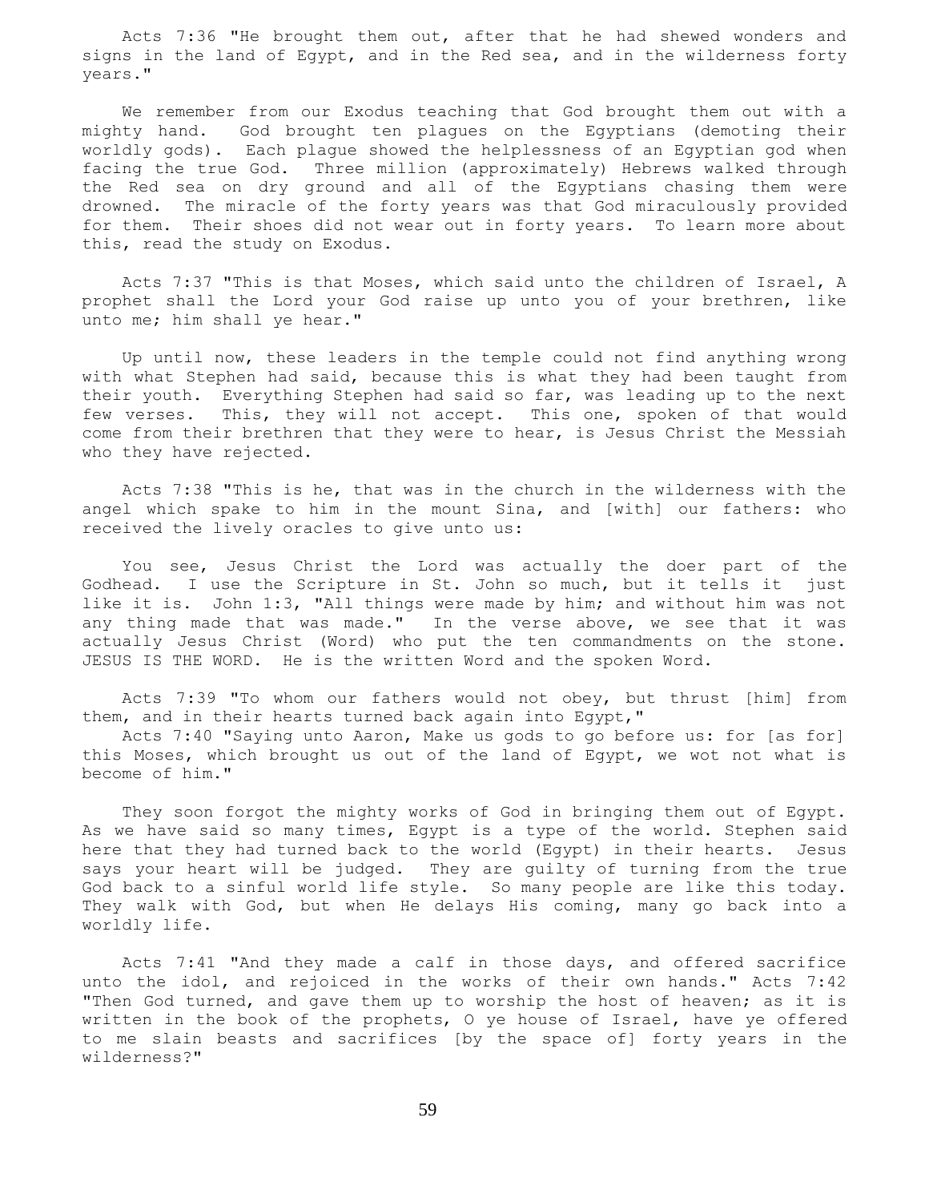Acts 7:36 "He brought them out, after that he had shewed wonders and signs in the land of Egypt, and in the Red sea, and in the wilderness forty years."

We remember from our Exodus teaching that God brought them out with a mighty hand. God brought ten plagues on the Egyptians (demoting their worldly gods). Each plague showed the helplessness of an Egyptian god when facing the true God. Three million (approximately) Hebrews walked through the Red sea on dry ground and all of the Egyptians chasing them were drowned. The miracle of the forty years was that God miraculously provided for them. Their shoes did not wear out in forty years. To learn more about this, read the study on Exodus.

Acts 7:37 "This is that Moses, which said unto the children of Israel, A prophet shall the Lord your God raise up unto you of your brethren, like unto me; him shall ye hear."

Up until now, these leaders in the temple could not find anything wrong with what Stephen had said, because this is what they had been taught from their youth. Everything Stephen had said so far, was leading up to the next few verses. This, they will not accept. This one, spoken of that would come from their brethren that they were to hear, is Jesus Christ the Messiah who they have rejected.

Acts 7:38 "This is he, that was in the church in the wilderness with the angel which spake to him in the mount Sina, and [with] our fathers: who received the lively oracles to give unto us:

You see, Jesus Christ the Lord was actually the doer part of the Godhead. I use the Scripture in St. John so much, but it tells it just like it is. John 1:3, "All things were made by him; and without him was not any thing made that was made." In the verse above, we see that it was actually Jesus Christ (Word) who put the ten commandments on the stone. JESUS IS THE WORD. He is the written Word and the spoken Word.

Acts 7:39 "To whom our fathers would not obey, but thrust [him] from them, and in their hearts turned back again into Egypt,"

Acts 7:40 "Saying unto Aaron, Make us gods to go before us: for [as for] this Moses, which brought us out of the land of Egypt, we wot not what is become of him."

They soon forgot the mighty works of God in bringing them out of Egypt. As we have said so many times, Egypt is a type of the world. Stephen said here that they had turned back to the world (Egypt) in their hearts. Jesus says your heart will be judged. They are guilty of turning from the true God back to a sinful world life style. So many people are like this today. They walk with God, but when He delays His coming, many go back into a worldly life.

Acts 7:41 "And they made a calf in those days, and offered sacrifice unto the idol, and rejoiced in the works of their own hands." Acts 7:42 "Then God turned, and gave them up to worship the host of heaven; as it is written in the book of the prophets, O ye house of Israel, have ye offered to me slain beasts and sacrifices [by the space of] forty years in the wilderness?"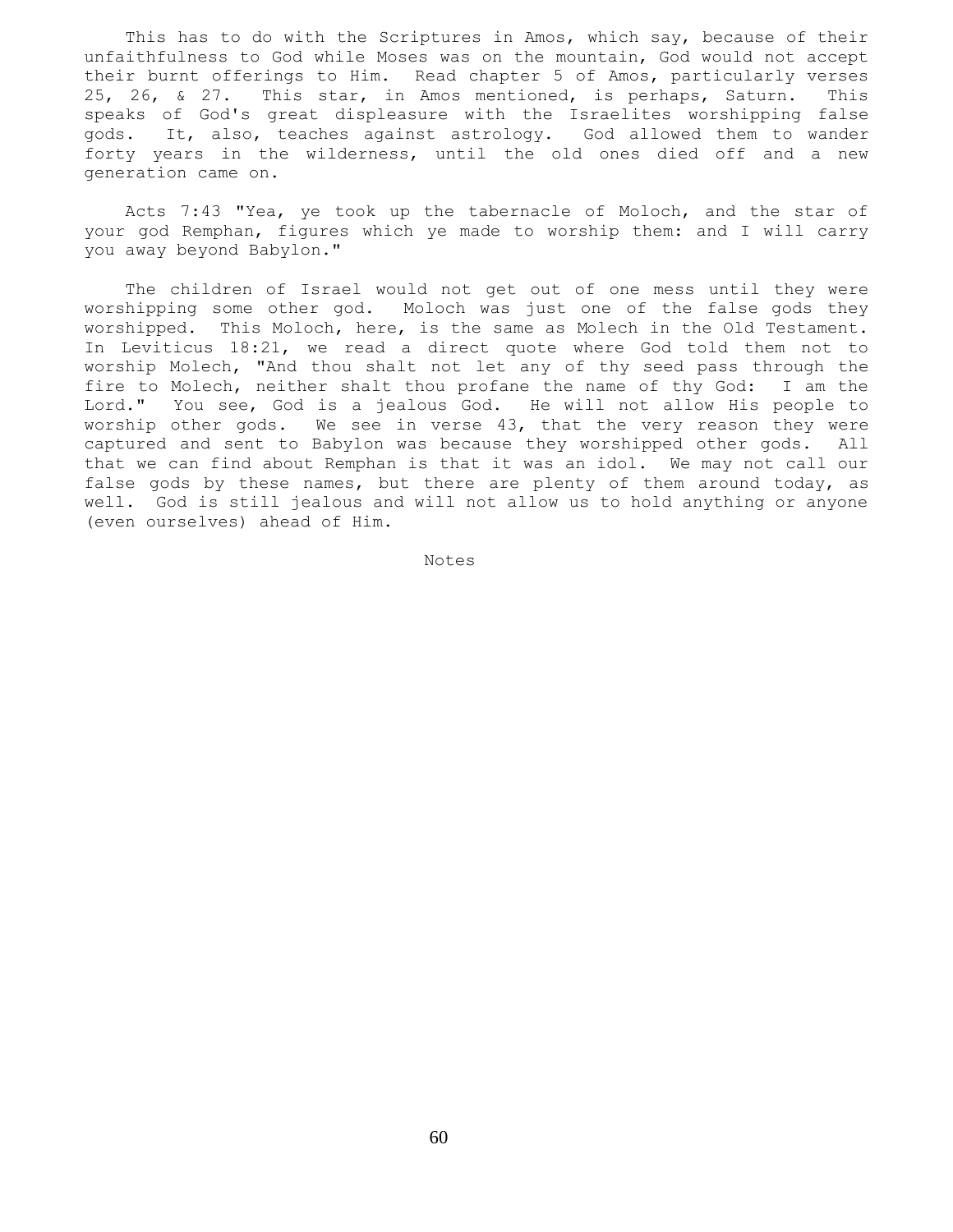This has to do with the Scriptures in Amos, which say, because of their unfaithfulness to God while Moses was on the mountain, God would not accept their burnt offerings to Him. Read chapter 5 of Amos, particularly verses 25, 26, & 27. This star, in Amos mentioned, is perhaps, Saturn. This speaks of God's great displeasure with the Israelites worshipping false gods. It, also, teaches against astrology. God allowed them to wander forty years in the wilderness, until the old ones died off and a new generation came on.

Acts 7:43 "Yea, ye took up the tabernacle of Moloch, and the star of your god Remphan, figures which ye made to worship them: and I will carry you away beyond Babylon."

The children of Israel would not get out of one mess until they were worshipping some other god. Moloch was just one of the false gods they worshipped. This Moloch, here, is the same as Molech in the Old Testament. In Leviticus 18:21, we read a direct quote where God told them not to worship Molech, "And thou shalt not let any of thy seed pass through the fire to Molech, neither shalt thou profane the name of thy God: I am the Lord." You see, God is a jealous God. He will not allow His people to worship other gods. We see in verse 43, that the very reason they were captured and sent to Babylon was because they worshipped other gods. All that we can find about Remphan is that it was an idol. We may not call our false gods by these names, but there are plenty of them around today, as well. God is still jealous and will not allow us to hold anything or anyone (even ourselves) ahead of Him.

Notes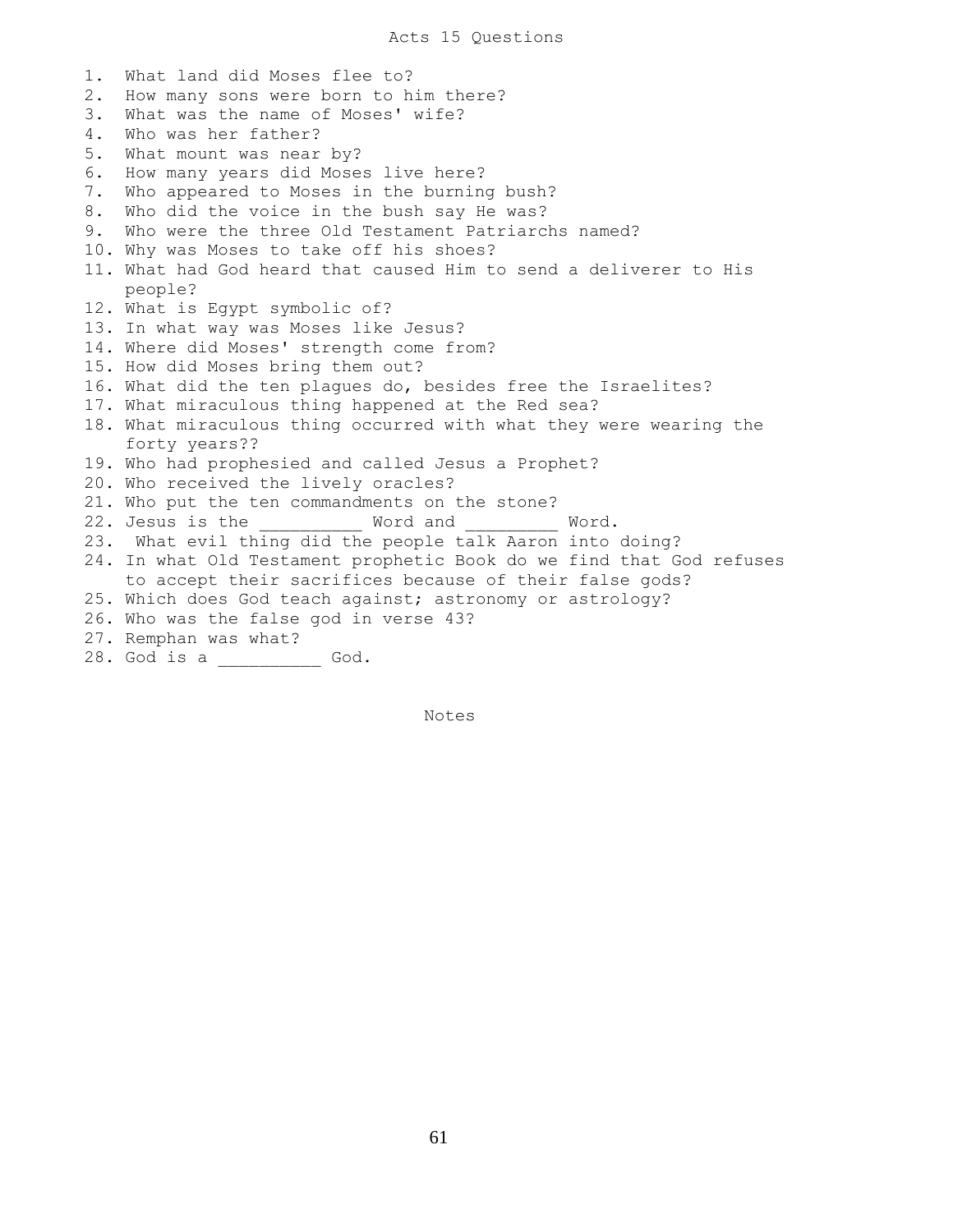# Acts 15 Questions

1. What land did Moses flee to?
2. How many sons were born to him there?
3. What was the name of Moses' wife?
4. Who was her father?
5. What mount was near by?
6. How many years did Moses live here?
7. Who appeared to Moses in the burning bush?
8. Who did the voice in the bush say He was?
9. Who were the three Old Testament Patriarchs named?
10. Why was Moses to take off his shoes?
11. What had God heard that caused Him to send a deliverer to His people?
12. What is Egypt symbolic of?
13. In what way was Moses like Jesus?
14. Where did Moses' strength come from?
15. How did Moses bring them out?
16. What did the ten plagues do, besides free the Israelites?
17. What miraculous thing happened at the Red sea?
18. What miraculous thing occurred with what they were wearing the forty years??
19. Who had prophesied and called Jesus a Prophet?
20. Who received the lively oracles?
21. Who put the ten commandments on the stone?
22. Jesus is the __________ Word and _________ Word.
23. What evil thing did the people talk Aaron into doing?
24. In what Old Testament prophetic Book do we find that God refuses to accept their sacrifices because of their false gods?
25. Which does God teach against; astronomy or astrology?
26. Who was the false god in verse 43?
27. Remphan was what?
28. God is a __________ God.

## Notes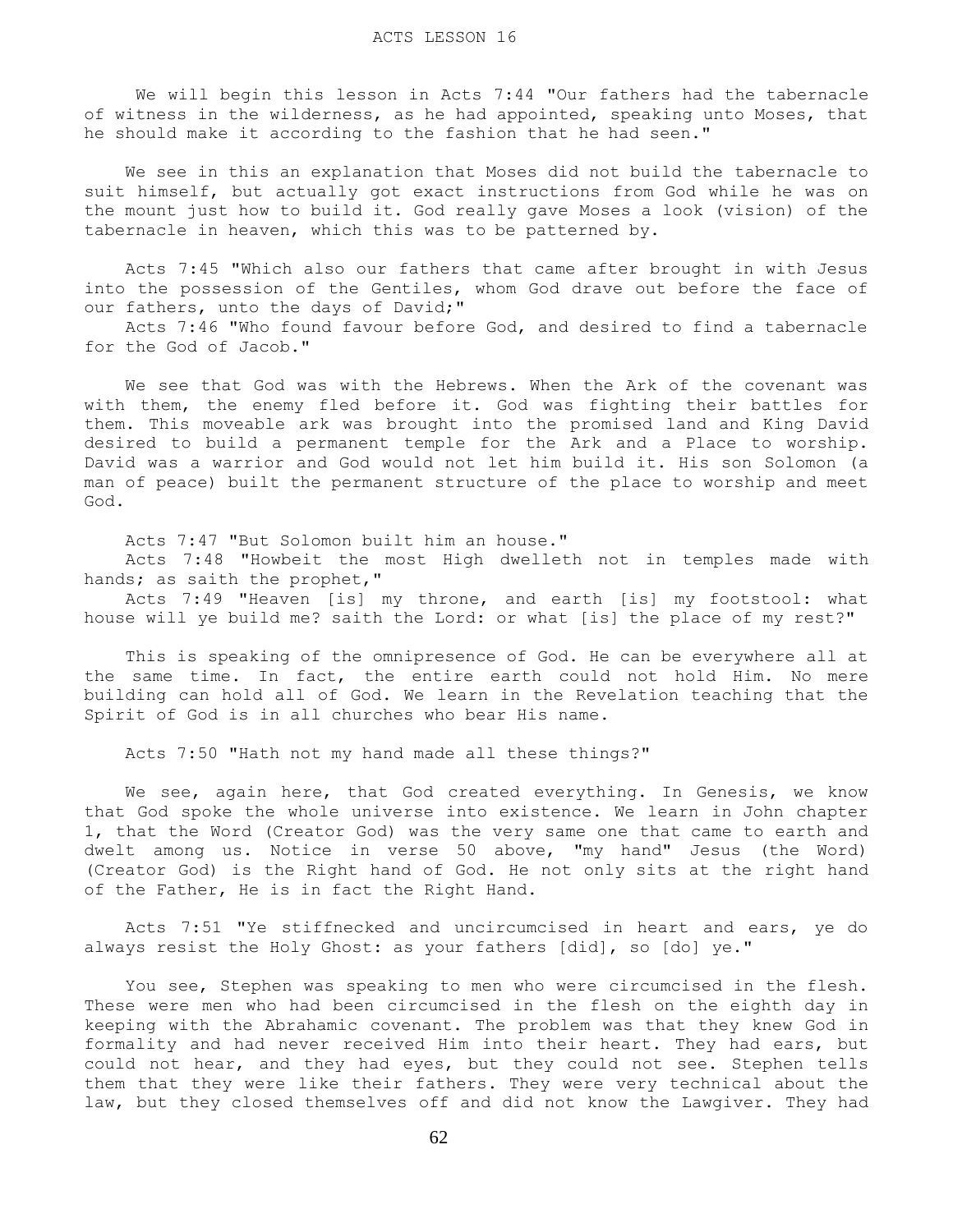# ACTS LESSON 16

We will begin this lesson in Acts 7:44 "Our fathers had the tabernacle of witness in the wilderness, as he had appointed, speaking unto Moses, that he should make it according to the fashion that he had seen."

We see in this an explanation that Moses did not build the tabernacle to suit himself, but actually got exact instructions from God while he was on the mount just how to build it. God really gave Moses a look (vision) of the tabernacle in heaven, which this was to be patterned by.

Acts 7:45 "Which also our fathers that came after brought in with Jesus into the possession of the Gentiles, whom God drave out before the face of our fathers, unto the days of David;"

Acts 7:46 "Who found favour before God, and desired to find a tabernacle for the God of Jacob."

We see that God was with the Hebrews. When the Ark of the covenant was with them, the enemy fled before it. God was fighting their battles for them. This moveable ark was brought into the promised land and King David desired to build a permanent temple for the Ark and a Place to worship. David was a warrior and God would not let him build it. His son Solomon (a man of peace) built the permanent structure of the place to worship and meet God.

Acts 7:47 "But Solomon built him an house."

Acts 7:48 "Howbeit the most High dwelleth not in temples made with hands; as saith the prophet,"

Acts 7:49 "Heaven [is] my throne, and earth [is] my footstool: what house will ye build me? saith the Lord: or what [is] the place of my rest?"

This is speaking of the omnipresence of God. He can be everywhere all at the same time. In fact, the entire earth could not hold Him. No mere building can hold all of God. We learn in the Revelation teaching that the Spirit of God is in all churches who bear His name.

Acts 7:50 "Hath not my hand made all these things?"

We see, again here, that God created everything. In Genesis, we know that God spoke the whole universe into existence. We learn in John chapter 1, that the Word (Creator God) was the very same one that came to earth and dwelt among us. Notice in verse 50 above, "my hand" Jesus (the Word) (Creator God) is the Right hand of God. He not only sits at the right hand of the Father, He is in fact the Right Hand.

Acts 7:51 "Ye stiffnecked and uncircumcised in heart and ears, ye do always resist the Holy Ghost: as your fathers [did], so [do] ye."

You see, Stephen was speaking to men who were circumcised in the flesh. These were men who had been circumcised in the flesh on the eighth day in keeping with the Abrahamic covenant. The problem was that they knew God in formality and had never received Him into their heart. They had ears, but could not hear, and they had eyes, but they could not see. Stephen tells them that they were like their fathers. They were very technical about the law, but they closed themselves off and did not know the Lawgiver. They had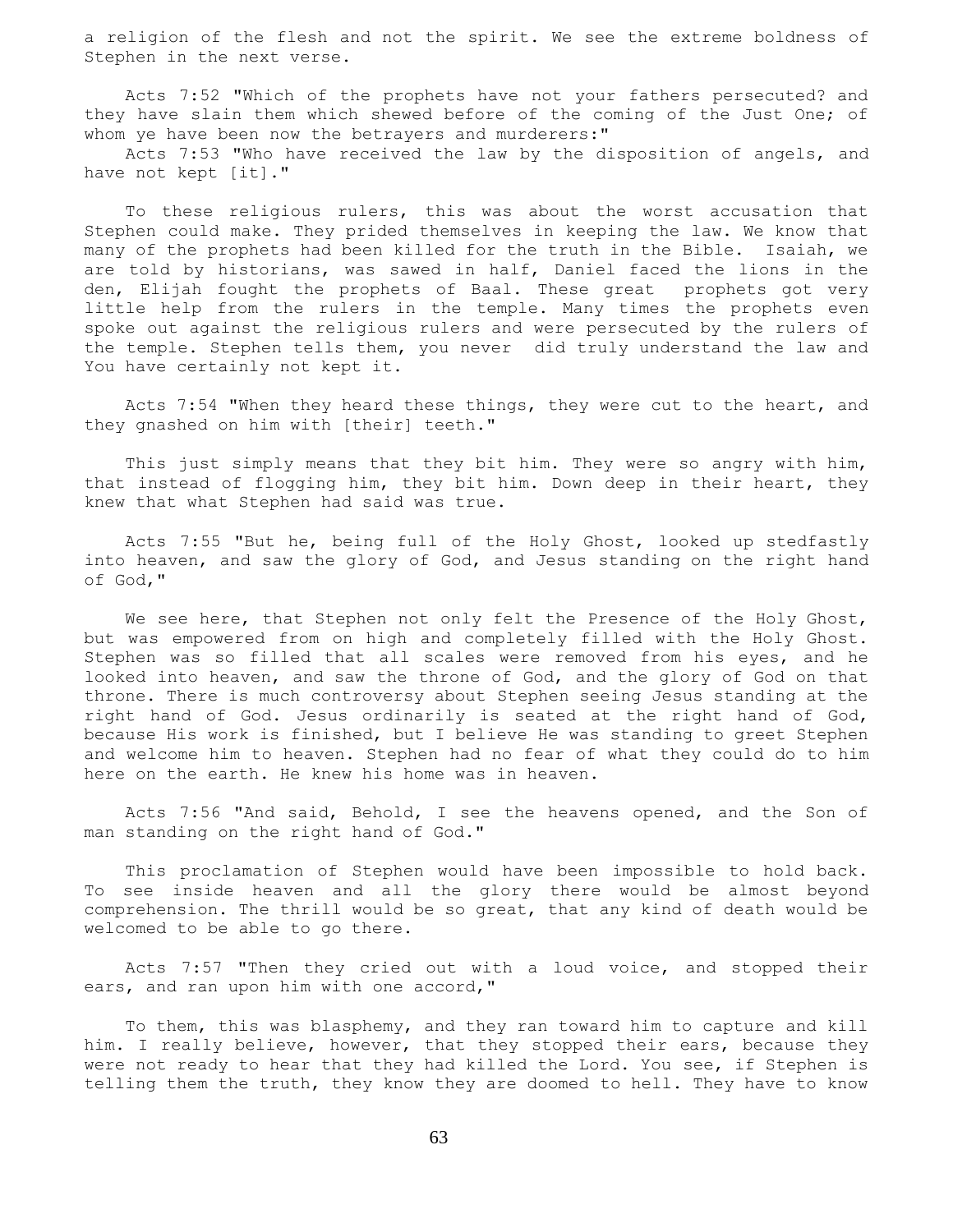a religion of the flesh and not the spirit. We see the extreme boldness of Stephen in the next verse.

Acts 7:52 "Which of the prophets have not your fathers persecuted? and they have slain them which shewed before of the coming of the Just One; of whom ye have been now the betrayers and murderers:"

Acts 7:53 "Who have received the law by the disposition of angels, and have not kept [it]."

To these religious rulers, this was about the worst accusation that Stephen could make. They prided themselves in keeping the law. We know that many of the prophets had been killed for the truth in the Bible. Isaiah, we are told by historians, was sawed in half, Daniel faced the lions in the den, Elijah fought the prophets of Baal. These great prophets got very little help from the rulers in the temple. Many times the prophets even spoke out against the religious rulers and were persecuted by the rulers of the temple. Stephen tells them, you never did truly understand the law and You have certainly not kept it.

Acts 7:54 "When they heard these things, they were cut to the heart, and they gnashed on him with [their] teeth."

This just simply means that they bit him. They were so angry with him, that instead of flogging him, they bit him. Down deep in their heart, they knew that what Stephen had said was true.

Acts 7:55 "But he, being full of the Holy Ghost, looked up stedfastly into heaven, and saw the glory of God, and Jesus standing on the right hand of God,"

We see here, that Stephen not only felt the Presence of the Holy Ghost, but was empowered from on high and completely filled with the Holy Ghost. Stephen was so filled that all scales were removed from his eyes, and he looked into heaven, and saw the throne of God, and the glory of God on that throne. There is much controversy about Stephen seeing Jesus standing at the right hand of God. Jesus ordinarily is seated at the right hand of God, because His work is finished, but I believe He was standing to greet Stephen and welcome him to heaven. Stephen had no fear of what they could do to him here on the earth. He knew his home was in heaven.

Acts 7:56 "And said, Behold, I see the heavens opened, and the Son of man standing on the right hand of God."

This proclamation of Stephen would have been impossible to hold back. To see inside heaven and all the glory there would be almost beyond comprehension. The thrill would be so great, that any kind of death would be welcomed to be able to go there.

Acts 7:57 "Then they cried out with a loud voice, and stopped their ears, and ran upon him with one accord,"

To them, this was blasphemy, and they ran toward him to capture and kill him. I really believe, however, that they stopped their ears, because they were not ready to hear that they had killed the Lord. You see, if Stephen is telling them the truth, they know they are doomed to hell. They have to know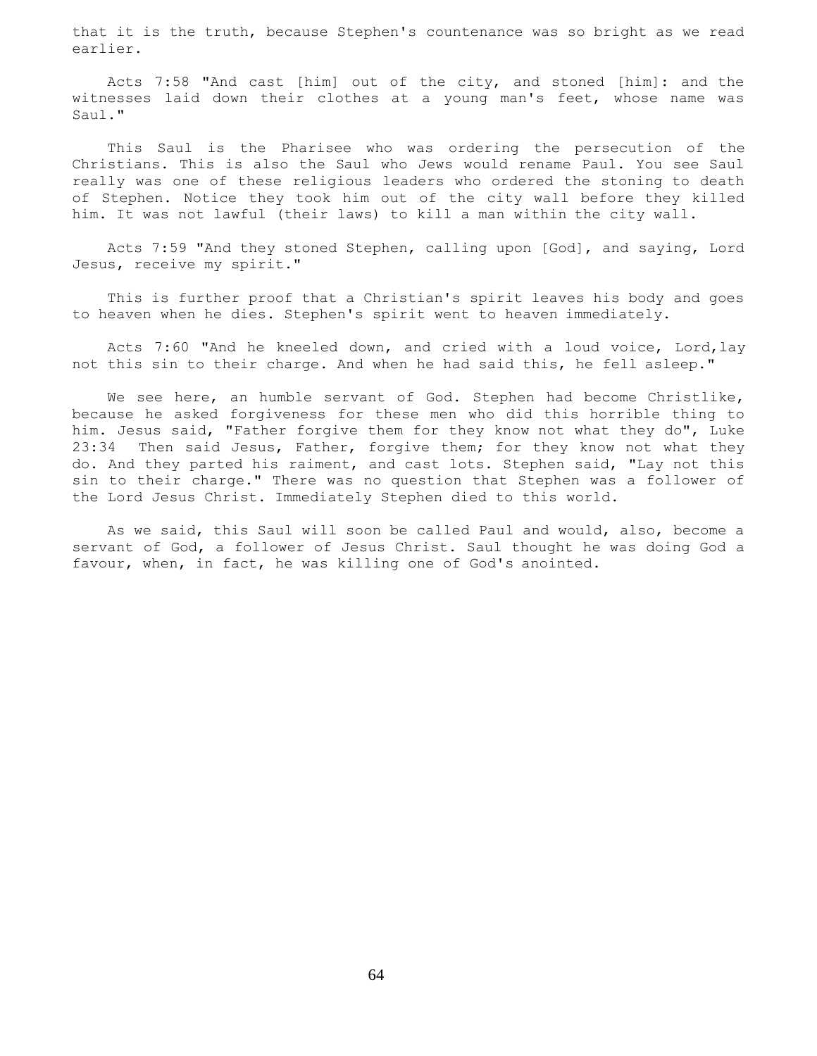that it is the truth, because Stephen's countenance was so bright as we read earlier.

Acts 7:58 "And cast [him] out of the city, and stoned [him]: and the witnesses laid down their clothes at a young man's feet, whose name was Saul."

This Saul is the Pharisee who was ordering the persecution of the Christians. This is also the Saul who Jews would rename Paul. You see Saul really was one of these religious leaders who ordered the stoning to death of Stephen. Notice they took him out of the city wall before they killed him. It was not lawful (their laws) to kill a man within the city wall.

Acts 7:59 "And they stoned Stephen, calling upon [God], and saying, Lord Jesus, receive my spirit."

This is further proof that a Christian's spirit leaves his body and goes to heaven when he dies. Stephen's spirit went to heaven immediately.

Acts 7:60 "And he kneeled down, and cried with a loud voice, Lord,lay not this sin to their charge. And when he had said this, he fell asleep."

We see here, an humble servant of God. Stephen had become Christlike, because he asked forgiveness for these men who did this horrible thing to him. Jesus said, "Father forgive them for they know not what they do", Luke 23:34 Then said Jesus, Father, forgive them; for they know not what they do. And they parted his raiment, and cast lots. Stephen said, "Lay not this sin to their charge." There was no question that Stephen was a follower of the Lord Jesus Christ. Immediately Stephen died to this world.

As we said, this Saul will soon be called Paul and would, also, become a servant of God, a follower of Jesus Christ. Saul thought he was doing God a favour, when, in fact, he was killing one of God's anointed.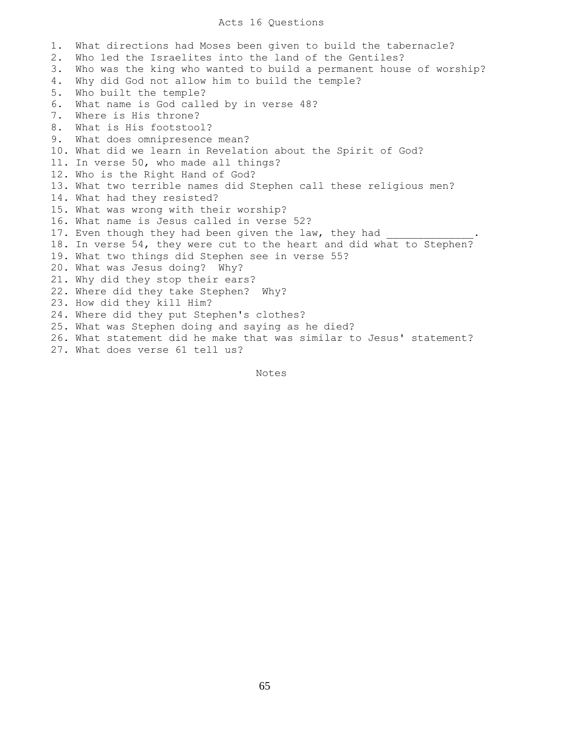# Acts 16 Questions

1. What directions had Moses been given to build the tabernacle?
2. Who led the Israelites into the land of the Gentiles?
3. Who was the king who wanted to build a permanent house of worship?
4. Why did God not allow him to build the temple?
5. Who built the temple?
6. What name is God called by in verse 48?
7. Where is His throne?
8. What is His footstool?
9. What does omnipresence mean?
10. What did we learn in Revelation about the Spirit of God?
11. In verse 50, who made all things?
12. Who is the Right Hand of God?
13. What two terrible names did Stephen call these religious men?
14. What had they resisted?
15. What was wrong with their worship?
16. What name is Jesus called in verse 52?
17. Even though they had been given the law, they had ______________.
18. In verse 54, they were cut to the heart and did what to Stephen?
19. What two things did Stephen see in verse 55?
20. What was Jesus doing? Why?
21. Why did they stop their ears?
22. Where did they take Stephen? Why?
23. How did they kill Him?
24. Where did they put Stephen's clothes?
25. What was Stephen doing and saying as he died?
26. What statement did he make that was similar to Jesus' statement?
27. What does verse 61 tell us?

Notes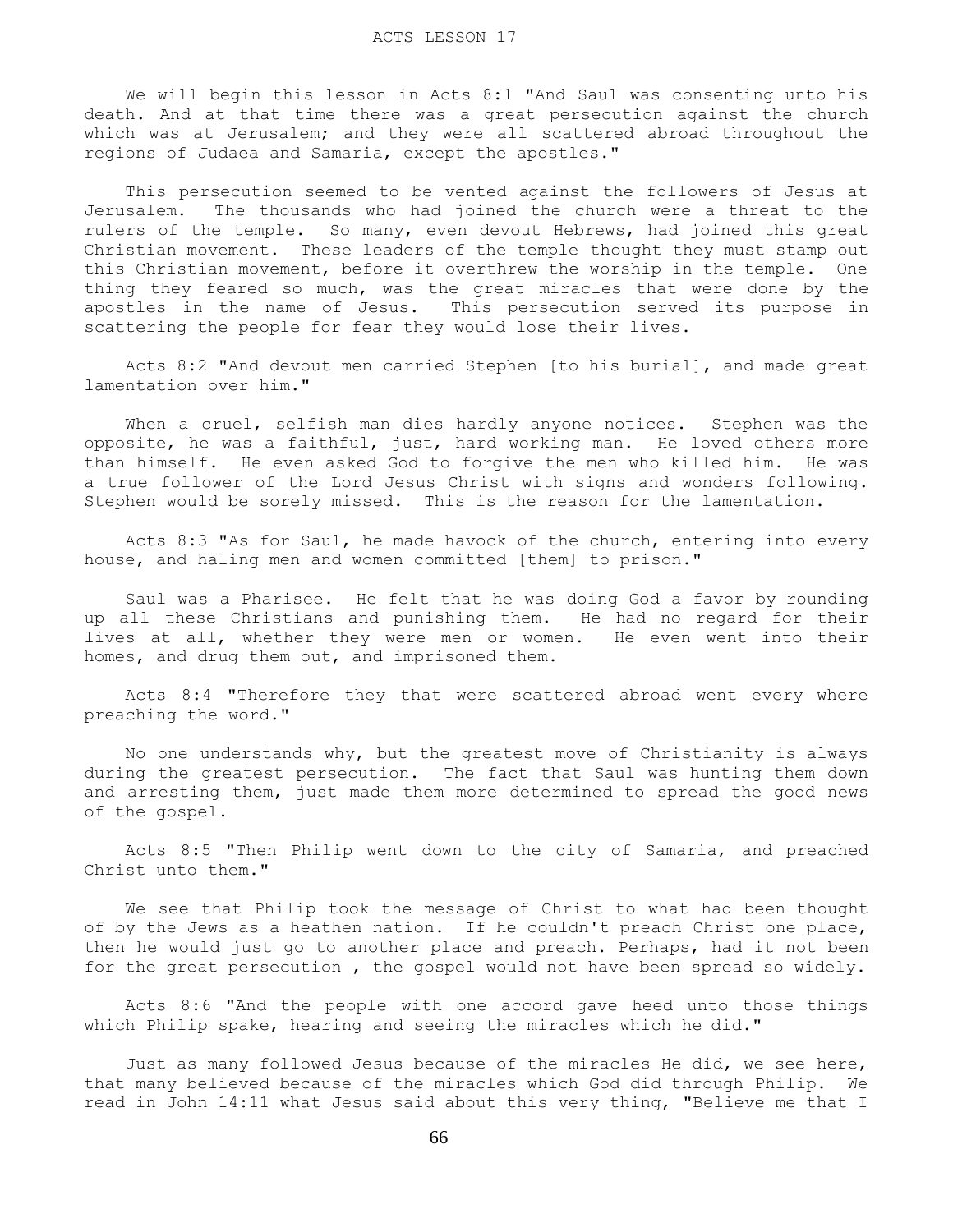ACTS LESSON 17

We will begin this lesson in Acts 8:1 "And Saul was consenting unto his death. And at that time there was a great persecution against the church which was at Jerusalem; and they were all scattered abroad throughout the regions of Judaea and Samaria, except the apostles."

This persecution seemed to be vented against the followers of Jesus at Jerusalem. The thousands who had joined the church were a threat to the rulers of the temple. So many, even devout Hebrews, had joined this great Christian movement. These leaders of the temple thought they must stamp out this Christian movement, before it overthrew the worship in the temple. One thing they feared so much, was the great miracles that were done by the apostles in the name of Jesus. This persecution served its purpose in scattering the people for fear they would lose their lives.

Acts 8:2 "And devout men carried Stephen [to his burial], and made great lamentation over him."

When a cruel, selfish man dies hardly anyone notices. Stephen was the opposite, he was a faithful, just, hard working man. He loved others more than himself. He even asked God to forgive the men who killed him. He was a true follower of the Lord Jesus Christ with signs and wonders following. Stephen would be sorely missed. This is the reason for the lamentation.

Acts 8:3 "As for Saul, he made havock of the church, entering into every house, and haling men and women committed [them] to prison."

Saul was a Pharisee. He felt that he was doing God a favor by rounding up all these Christians and punishing them. He had no regard for their lives at all, whether they were men or women. He even went into their homes, and drug them out, and imprisoned them.

Acts 8:4 "Therefore they that were scattered abroad went every where preaching the word."

No one understands why, but the greatest move of Christianity is always during the greatest persecution. The fact that Saul was hunting them down and arresting them, just made them more determined to spread the good news of the gospel.

Acts 8:5 "Then Philip went down to the city of Samaria, and preached Christ unto them."

We see that Philip took the message of Christ to what had been thought of by the Jews as a heathen nation. If he couldn't preach Christ one place, then he would just go to another place and preach. Perhaps, had it not been for the great persecution , the gospel would not have been spread so widely.

Acts 8:6 "And the people with one accord gave heed unto those things which Philip spake, hearing and seeing the miracles which he did."

Just as many followed Jesus because of the miracles He did, we see here, that many believed because of the miracles which God did through Philip. We read in John 14:11 what Jesus said about this very thing, "Believe me that I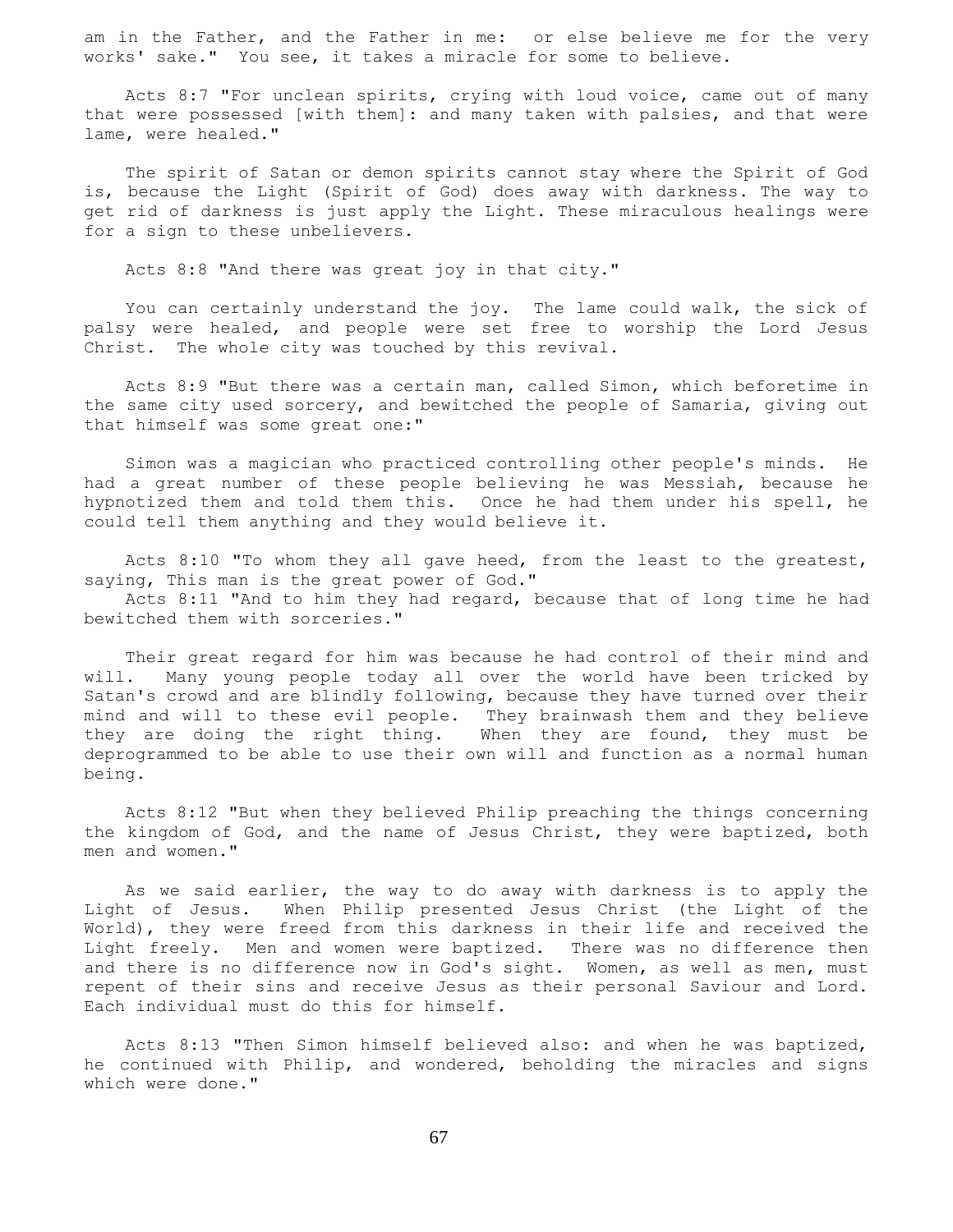am in the Father, and the Father in me: or else believe me for the very works' sake." You see, it takes a miracle for some to believe.

Acts 8:7 "For unclean spirits, crying with loud voice, came out of many that were possessed [with them]: and many taken with palsies, and that were lame, were healed."

The spirit of Satan or demon spirits cannot stay where the Spirit of God is, because the Light (Spirit of God) does away with darkness. The way to get rid of darkness is just apply the Light. These miraculous healings were for a sign to these unbelievers.

Acts 8:8 "And there was great joy in that city."

You can certainly understand the joy. The lame could walk, the sick of palsy were healed, and people were set free to worship the Lord Jesus Christ. The whole city was touched by this revival.

Acts 8:9 "But there was a certain man, called Simon, which beforetime in the same city used sorcery, and bewitched the people of Samaria, giving out that himself was some great one:"

Simon was a magician who practiced controlling other people's minds. He had a great number of these people believing he was Messiah, because he hypnotized them and told them this. Once he had them under his spell, he could tell them anything and they would believe it.

Acts 8:10 "To whom they all gave heed, from the least to the greatest, saying, This man is the great power of God."
Acts 8:11 "And to him they had regard, because that of long time he had bewitched them with sorceries."

Their great regard for him was because he had control of their mind and will. Many young people today all over the world have been tricked by Satan's crowd and are blindly following, because they have turned over their mind and will to these evil people. They brainwash them and they believe they are doing the right thing. When they are found, they must be deprogrammed to be able to use their own will and function as a normal human being.

Acts 8:12 "But when they believed Philip preaching the things concerning the kingdom of God, and the name of Jesus Christ, they were baptized, both men and women."

As we said earlier, the way to do away with darkness is to apply the Light of Jesus. When Philip presented Jesus Christ (the Light of the World), they were freed from this darkness in their life and received the Light freely. Men and women were baptized. There was no difference then and there is no difference now in God's sight. Women, as well as men, must repent of their sins and receive Jesus as their personal Saviour and Lord. Each individual must do this for himself.

Acts 8:13 "Then Simon himself believed also: and when he was baptized, he continued with Philip, and wondered, beholding the miracles and signs which were done."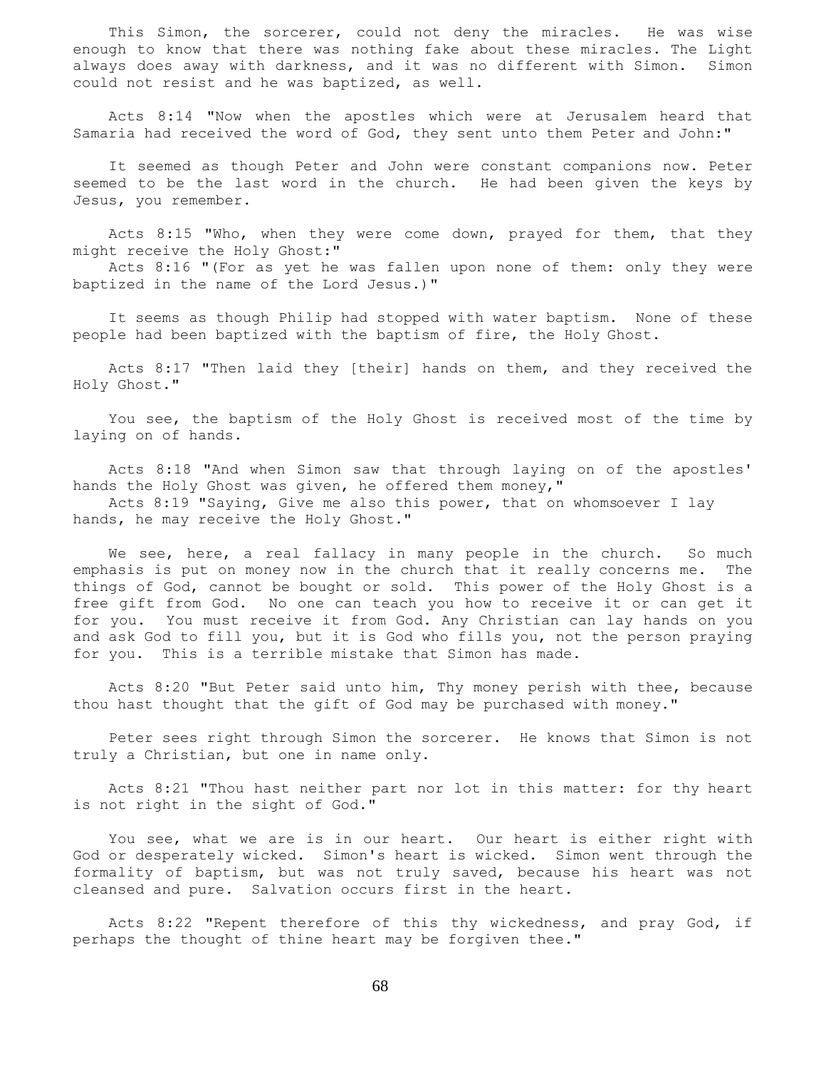This Simon, the sorcerer, could not deny the miracles. He was wise enough to know that there was nothing fake about these miracles. The Light always does away with darkness, and it was no different with Simon. Simon could not resist and he was baptized, as well.

Acts 8:14 "Now when the apostles which were at Jerusalem heard that Samaria had received the word of God, they sent unto them Peter and John:"

It seemed as though Peter and John were constant companions now. Peter seemed to be the last word in the church. He had been given the keys by Jesus, you remember.

Acts 8:15 "Who, when they were come down, prayed for them, that they might receive the Holy Ghost:"
Acts 8:16 "(For as yet he was fallen upon none of them: only they were baptized in the name of the Lord Jesus.)"

It seems as though Philip had stopped with water baptism. None of these people had been baptized with the baptism of fire, the Holy Ghost.

Acts 8:17 "Then laid they [their] hands on them, and they received the Holy Ghost."

You see, the baptism of the Holy Ghost is received most of the time by laying on of hands.

Acts 8:18 "And when Simon saw that through laying on of the apostles' hands the Holy Ghost was given, he offered them money,"
Acts 8:19 "Saying, Give me also this power, that on whomsoever I lay hands, he may receive the Holy Ghost."

We see, here, a real fallacy in many people in the church. So much emphasis is put on money now in the church that it really concerns me. The things of God, cannot be bought or sold. This power of the Holy Ghost is a free gift from God. No one can teach you how to receive it or can get it for you. You must receive it from God. Any Christian can lay hands on you and ask God to fill you, but it is God who fills you, not the person praying for you. This is a terrible mistake that Simon has made.

Acts 8:20 "But Peter said unto him, Thy money perish with thee, because thou hast thought that the gift of God may be purchased with money."

Peter sees right through Simon the sorcerer. He knows that Simon is not truly a Christian, but one in name only.

Acts 8:21 "Thou hast neither part nor lot in this matter: for thy heart is not right in the sight of God."

You see, what we are is in our heart. Our heart is either right with God or desperately wicked. Simon's heart is wicked. Simon went through the formality of baptism, but was not truly saved, because his heart was not cleansed and pure. Salvation occurs first in the heart.

Acts 8:22 "Repent therefore of this thy wickedness, and pray God, if perhaps the thought of thine heart may be forgiven thee."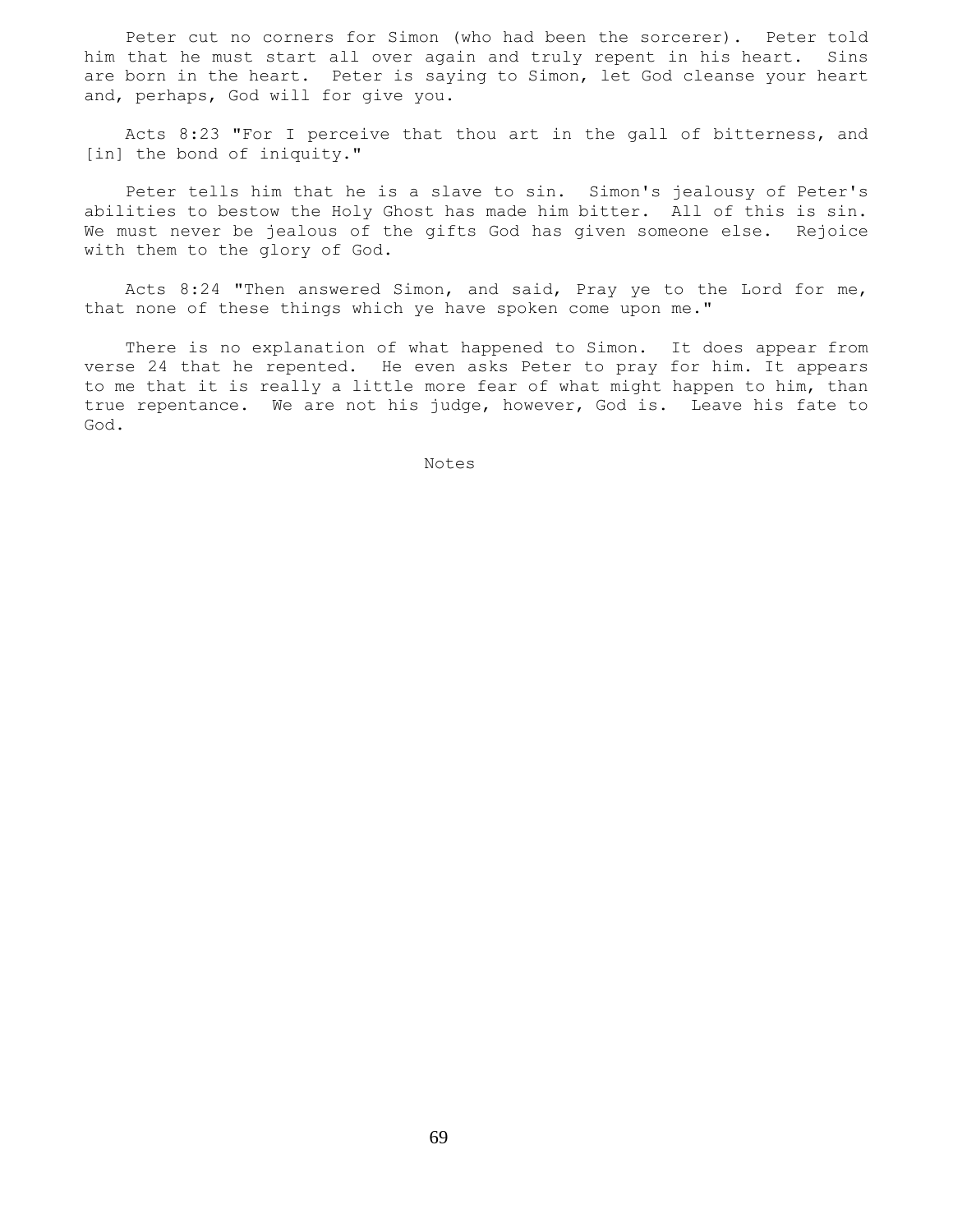Peter cut no corners for Simon (who had been the sorcerer). Peter told him that he must start all over again and truly repent in his heart. Sins are born in the heart. Peter is saying to Simon, let God cleanse your heart and, perhaps, God will for give you.

Acts 8:23 "For I perceive that thou art in the gall of bitterness, and [in] the bond of iniquity."

Peter tells him that he is a slave to sin. Simon's jealousy of Peter's abilities to bestow the Holy Ghost has made him bitter. All of this is sin. We must never be jealous of the gifts God has given someone else. Rejoice with them to the glory of God.

Acts 8:24 "Then answered Simon, and said, Pray ye to the Lord for me, that none of these things which ye have spoken come upon me."

There is no explanation of what happened to Simon. It does appear from verse 24 that he repented. He even asks Peter to pray for him. It appears to me that it is really a little more fear of what might happen to him, than true repentance. We are not his judge, however, God is. Leave his fate to God.

Notes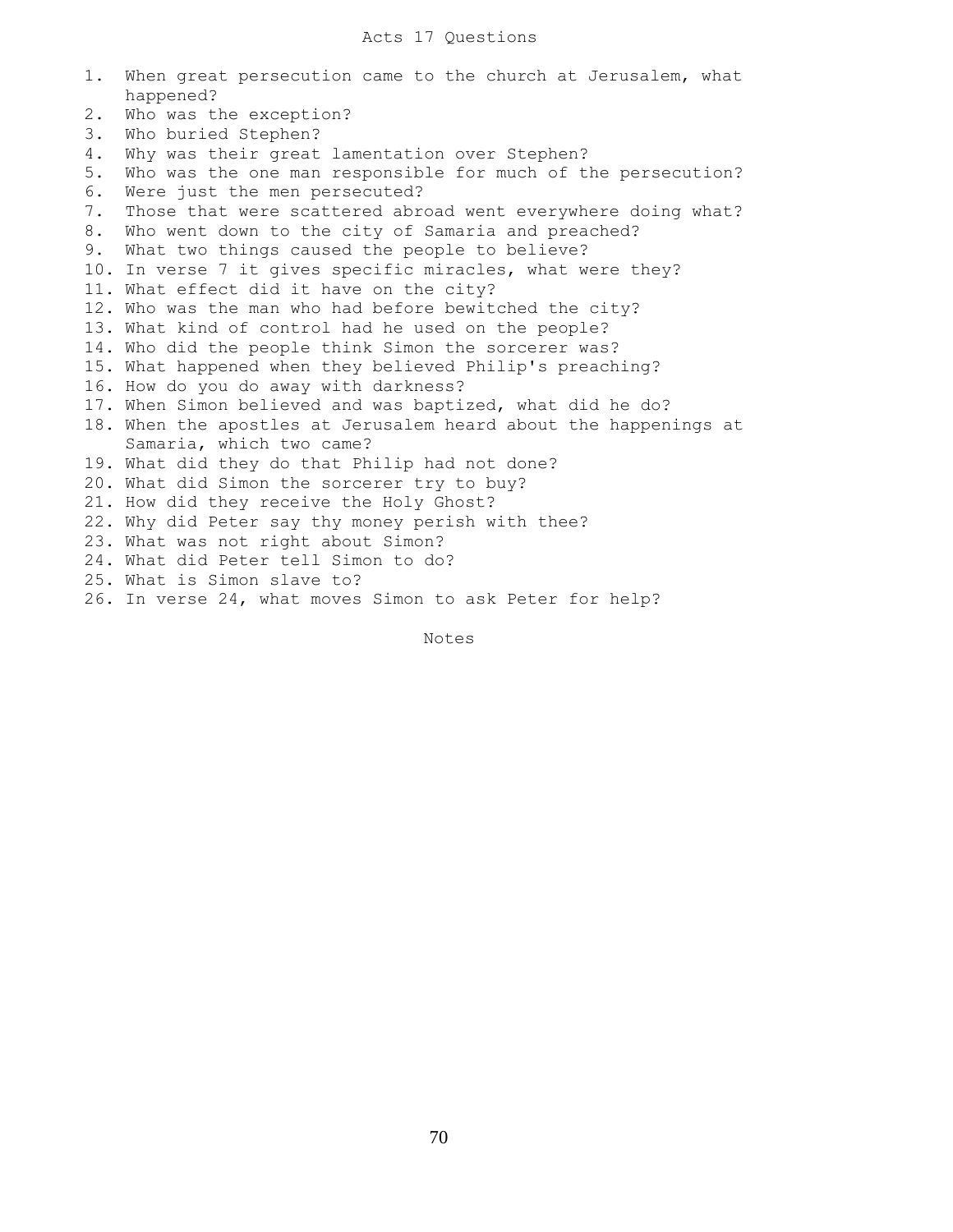# Acts 17 Questions

1. When great persecution came to the church at Jerusalem, what happened?
2. Who was the exception?
3. Who buried Stephen?
4. Why was their great lamentation over Stephen?
5. Who was the one man responsible for much of the persecution?
6. Were just the men persecuted?
7. Those that were scattered abroad went everywhere doing what?
8. Who went down to the city of Samaria and preached?
9. What two things caused the people to believe?
10. In verse 7 it gives specific miracles, what were they?
11. What effect did it have on the city?
12. Who was the man who had before bewitched the city?
13. What kind of control had he used on the people?
14. Who did the people think Simon the sorcerer was?
15. What happened when they believed Philip's preaching?
16. How do you do away with darkness?
17. When Simon believed and was baptized, what did he do?
18. When the apostles at Jerusalem heard about the happenings at Samaria, which two came?
19. What did they do that Philip had not done?
20. What did Simon the sorcerer try to buy?
21. How did they receive the Holy Ghost?
22. Why did Peter say thy money perish with thee?
23. What was not right about Simon?
24. What did Peter tell Simon to do?
25. What is Simon slave to?
26. In verse 24, what moves Simon to ask Peter for help?

Notes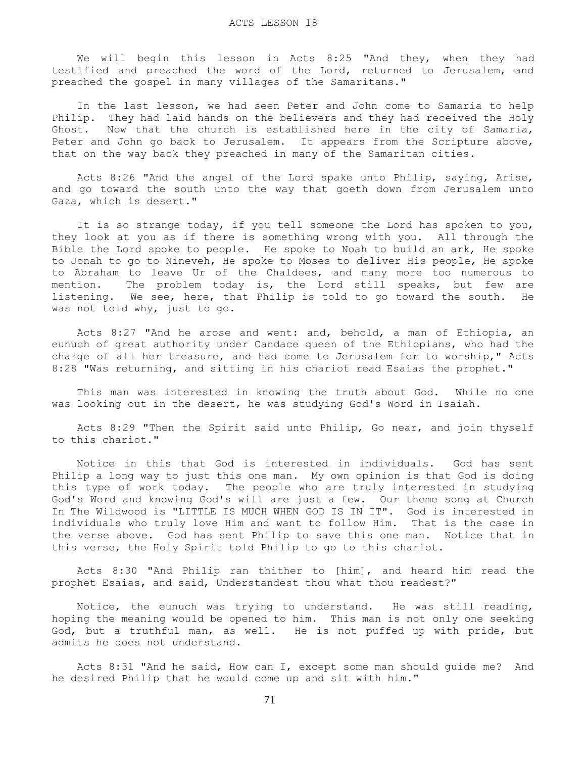# ACTS LESSON 18

We will begin this lesson in Acts 8:25 "And they, when they had testified and preached the word of the Lord, returned to Jerusalem, and preached the gospel in many villages of the Samaritans."

In the last lesson, we had seen Peter and John come to Samaria to help Philip. They had laid hands on the believers and they had received the Holy Ghost. Now that the church is established here in the city of Samaria, Peter and John go back to Jerusalem. It appears from the Scripture above, that on the way back they preached in many of the Samaritan cities.

Acts 8:26 "And the angel of the Lord spake unto Philip, saying, Arise, and go toward the south unto the way that goeth down from Jerusalem unto Gaza, which is desert."

It is so strange today, if you tell someone the Lord has spoken to you, they look at you as if there is something wrong with you. All through the Bible the Lord spoke to people. He spoke to Noah to build an ark, He spoke to Jonah to go to Nineveh, He spoke to Moses to deliver His people, He spoke to Abraham to leave Ur of the Chaldees, and many more too numerous to mention. The problem today is, the Lord still speaks, but few are listening. We see, here, that Philip is told to go toward the south. He was not told why, just to go.

Acts 8:27 "And he arose and went: and, behold, a man of Ethiopia, an eunuch of great authority under Candace queen of the Ethiopians, who had the charge of all her treasure, and had come to Jerusalem for to worship," Acts 8:28 "Was returning, and sitting in his chariot read Esaias the prophet."

This man was interested in knowing the truth about God. While no one was looking out in the desert, he was studying God's Word in Isaiah.

Acts 8:29 "Then the Spirit said unto Philip, Go near, and join thyself to this chariot."

Notice in this that God is interested in individuals. God has sent Philip a long way to just this one man. My own opinion is that God is doing this type of work today. The people who are truly interested in studying God's Word and knowing God's will are just a few. Our theme song at Church In The Wildwood is "LITTLE IS MUCH WHEN GOD IS IN IT". God is interested in individuals who truly love Him and want to follow Him. That is the case in the verse above. God has sent Philip to save this one man. Notice that in this verse, the Holy Spirit told Philip to go to this chariot.

Acts 8:30 "And Philip ran thither to [him], and heard him read the prophet Esaias, and said, Understandest thou what thou readest?"

Notice, the eunuch was trying to understand. He was still reading, hoping the meaning would be opened to him. This man is not only one seeking God, but a truthful man, as well. He is not puffed up with pride, but admits he does not understand.

Acts 8:31 "And he said, How can I, except some man should guide me? And he desired Philip that he would come up and sit with him."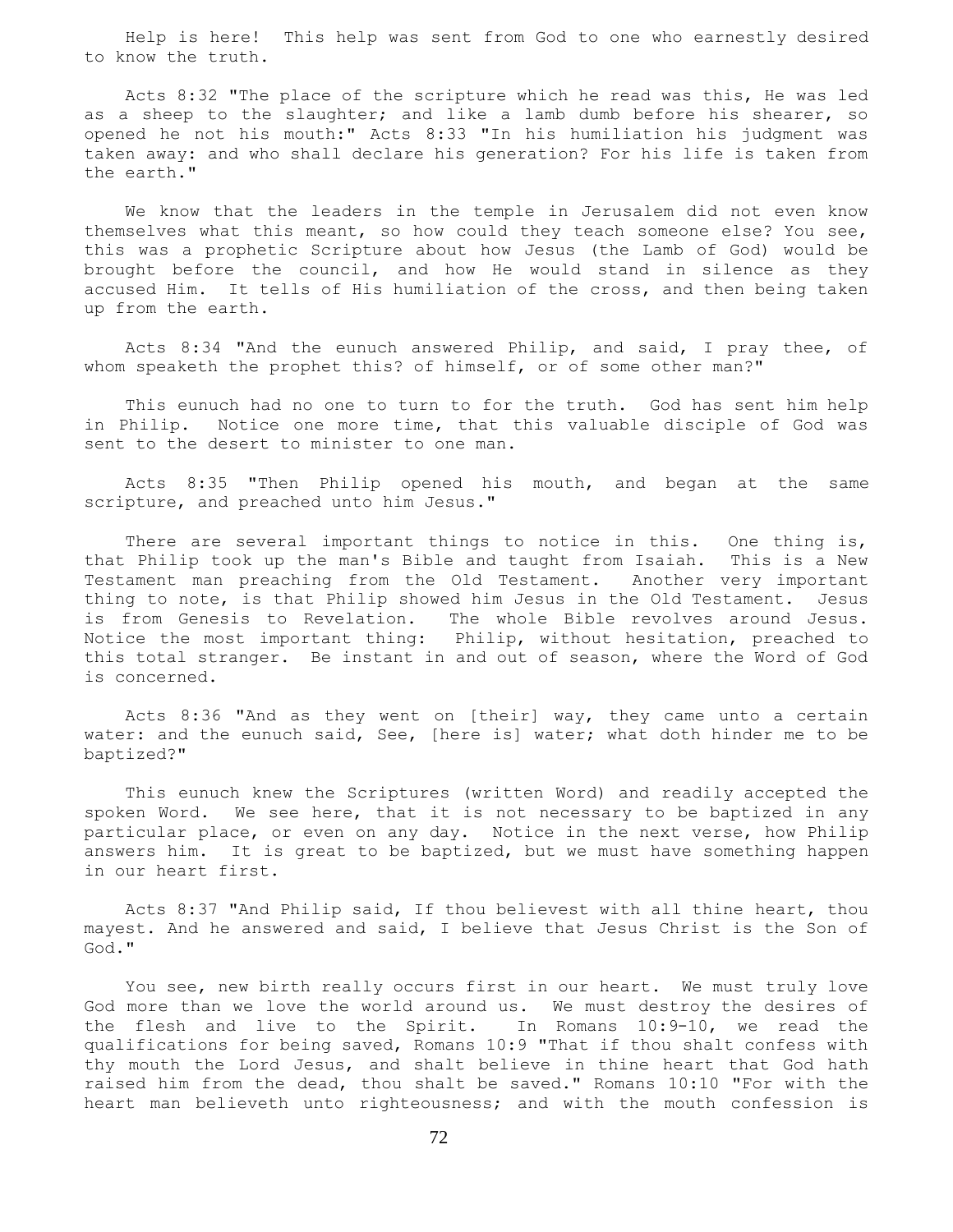Help is here! This help was sent from God to one who earnestly desired to know the truth.

Acts 8:32 "The place of the scripture which he read was this, He was led as a sheep to the slaughter; and like a lamb dumb before his shearer, so opened he not his mouth:" Acts 8:33 "In his humiliation his judgment was taken away: and who shall declare his generation? For his life is taken from the earth."

We know that the leaders in the temple in Jerusalem did not even know themselves what this meant, so how could they teach someone else? You see, this was a prophetic Scripture about how Jesus (the Lamb of God) would be brought before the council, and how He would stand in silence as they accused Him. It tells of His humiliation of the cross, and then being taken up from the earth.

Acts 8:34 "And the eunuch answered Philip, and said, I pray thee, of whom speaketh the prophet this? of himself, or of some other man?"

This eunuch had no one to turn to for the truth. God has sent him help in Philip. Notice one more time, that this valuable disciple of God was sent to the desert to minister to one man.

Acts 8:35 "Then Philip opened his mouth, and began at the same scripture, and preached unto him Jesus."

There are several important things to notice in this. One thing is, that Philip took up the man's Bible and taught from Isaiah. This is a New Testament man preaching from the Old Testament. Another very important thing to note, is that Philip showed him Jesus in the Old Testament. Jesus is from Genesis to Revelation. The whole Bible revolves around Jesus. Notice the most important thing: Philip, without hesitation, preached to this total stranger. Be instant in and out of season, where the Word of God is concerned.

Acts 8:36 "And as they went on [their] way, they came unto a certain water: and the eunuch said, See, [here is] water; what doth hinder me to be baptized?"

This eunuch knew the Scriptures (written Word) and readily accepted the spoken Word. We see here, that it is not necessary to be baptized in any particular place, or even on any day. Notice in the next verse, how Philip answers him. It is great to be baptized, but we must have something happen in our heart first.

Acts 8:37 "And Philip said, If thou believest with all thine heart, thou mayest. And he answered and said, I believe that Jesus Christ is the Son of God."

You see, new birth really occurs first in our heart. We must truly love God more than we love the world around us. We must destroy the desires of the flesh and live to the Spirit. In Romans 10:9-10, we read the qualifications for being saved, Romans 10:9 "That if thou shalt confess with thy mouth the Lord Jesus, and shalt believe in thine heart that God hath raised him from the dead, thou shalt be saved." Romans 10:10 "For with the heart man believeth unto righteousness; and with the mouth confession is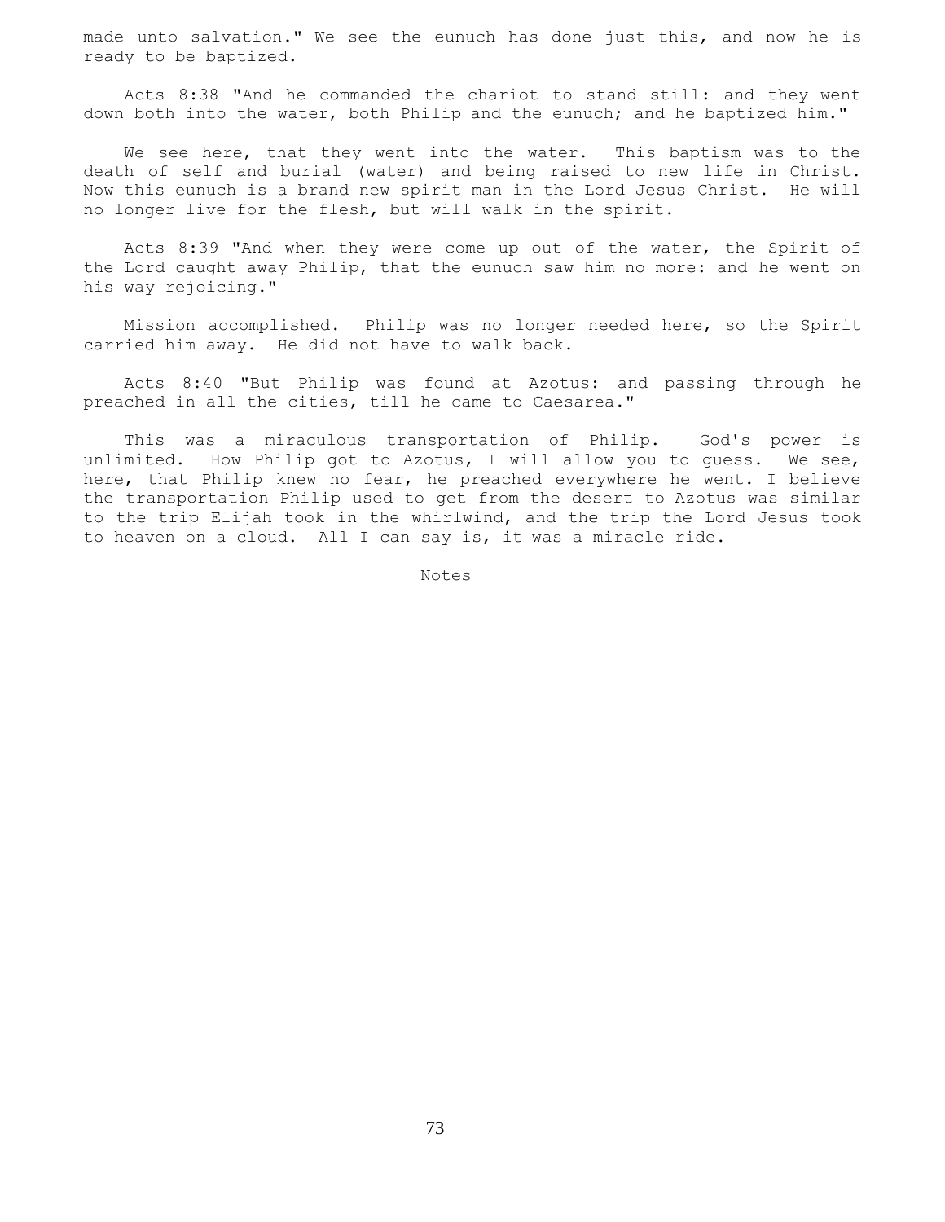made unto salvation." We see the eunuch has done just this, and now he is ready to be baptized.

Acts 8:38 "And he commanded the chariot to stand still: and they went down both into the water, both Philip and the eunuch; and he baptized him."

We see here, that they went into the water. This baptism was to the death of self and burial (water) and being raised to new life in Christ. Now this eunuch is a brand new spirit man in the Lord Jesus Christ. He will no longer live for the flesh, but will walk in the spirit.

Acts 8:39 "And when they were come up out of the water, the Spirit of the Lord caught away Philip, that the eunuch saw him no more: and he went on his way rejoicing."

Mission accomplished. Philip was no longer needed here, so the Spirit carried him away. He did not have to walk back.

Acts 8:40 "But Philip was found at Azotus: and passing through he preached in all the cities, till he came to Caesarea."

This was a miraculous transportation of Philip. God's power is unlimited. How Philip got to Azotus, I will allow you to guess. We see, here, that Philip knew no fear, he preached everywhere he went. I believe the transportation Philip used to get from the desert to Azotus was similar to the trip Elijah took in the whirlwind, and the trip the Lord Jesus took to heaven on a cloud. All I can say is, it was a miracle ride.

Notes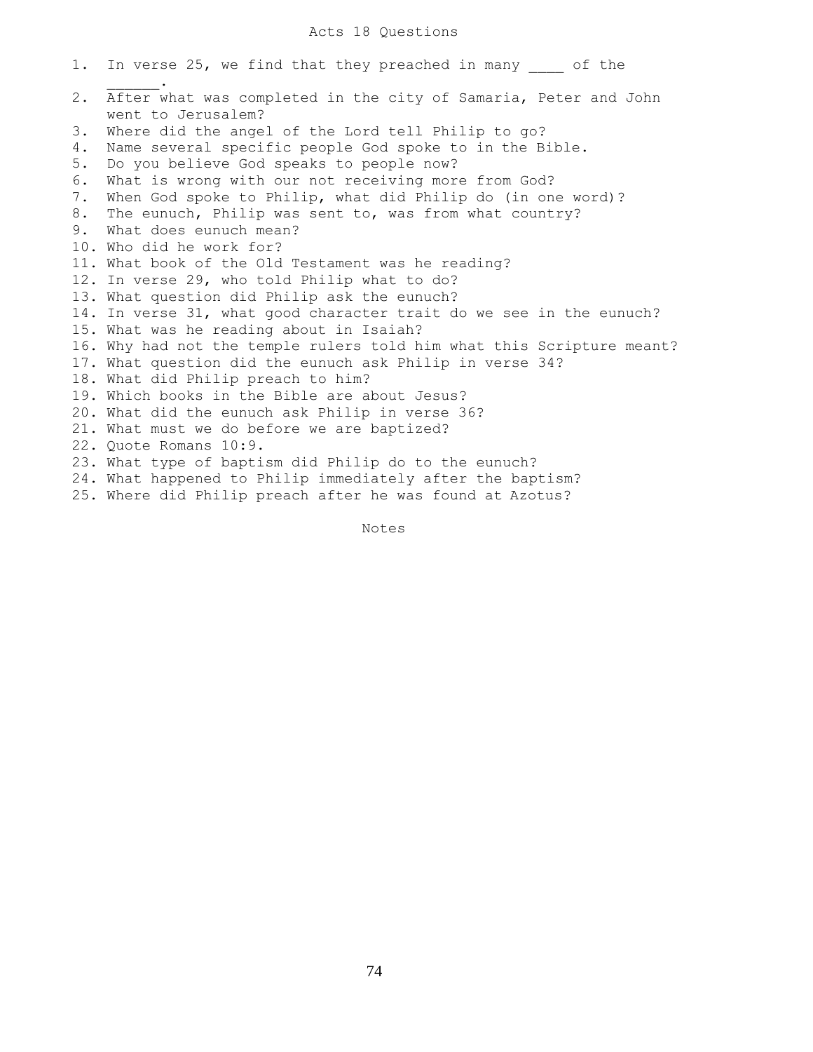# Acts 18 Questions

1. In verse 25, we find that they preached in many ____ of the ______.
2. After what was completed in the city of Samaria, Peter and John went to Jerusalem?
3. Where did the angel of the Lord tell Philip to go?
4. Name several specific people God spoke to in the Bible.
5. Do you believe God speaks to people now?
6. What is wrong with our not receiving more from God?
7. When God spoke to Philip, what did Philip do (in one word)?
8. The eunuch, Philip was sent to, was from what country?
9. What does eunuch mean?
10. Who did he work for?
11. What book of the Old Testament was he reading?
12. In verse 29, who told Philip what to do?
13. What question did Philip ask the eunuch?
14. In verse 31, what good character trait do we see in the eunuch?
15. What was he reading about in Isaiah?
16. Why had not the temple rulers told him what this Scripture meant?
17. What question did the eunuch ask Philip in verse 34?
18. What did Philip preach to him?
19. Which books in the Bible are about Jesus?
20. What did the eunuch ask Philip in verse 36?
21. What must we do before we are baptized?
22. Quote Romans 10:9.
23. What type of baptism did Philip do to the eunuch?
24. What happened to Philip immediately after the baptism?
25. Where did Philip preach after he was found at Azotus?

Notes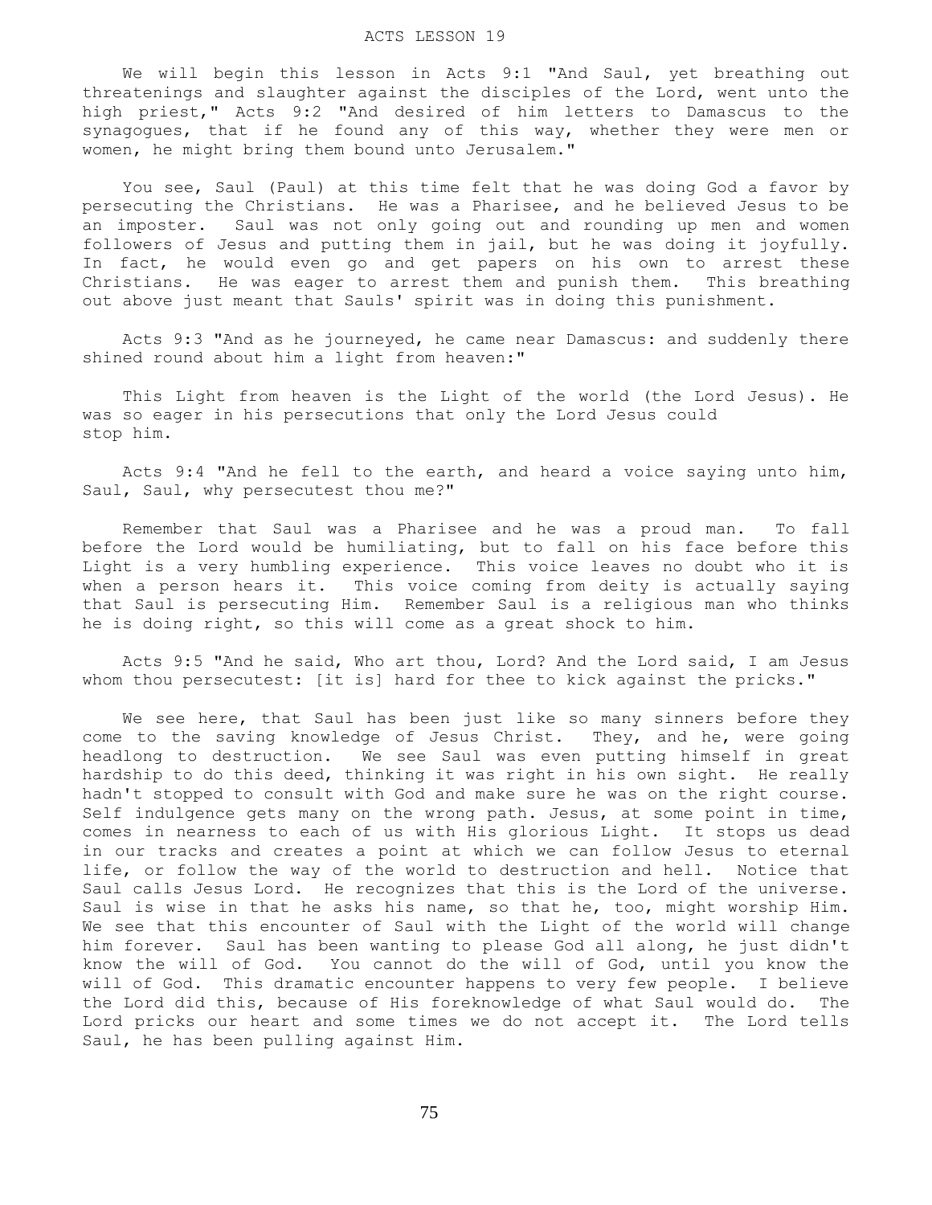# ACTS LESSON 19

We will begin this lesson in Acts 9:1 "And Saul, yet breathing out threatenings and slaughter against the disciples of the Lord, went unto the high priest," Acts 9:2 "And desired of him letters to Damascus to the synagogues, that if he found any of this way, whether they were men or women, he might bring them bound unto Jerusalem."

You see, Saul (Paul) at this time felt that he was doing God a favor by persecuting the Christians. He was a Pharisee, and he believed Jesus to be an imposter. Saul was not only going out and rounding up men and women followers of Jesus and putting them in jail, but he was doing it joyfully. In fact, he would even go and get papers on his own to arrest these Christians. He was eager to arrest them and punish them. This breathing out above just meant that Sauls' spirit was in doing this punishment.

Acts 9:3 "And as he journeyed, he came near Damascus: and suddenly there shined round about him a light from heaven:"

This Light from heaven is the Light of the world (the Lord Jesus). He was so eager in his persecutions that only the Lord Jesus could stop him.

Acts 9:4 "And he fell to the earth, and heard a voice saying unto him, Saul, Saul, why persecutest thou me?"

Remember that Saul was a Pharisee and he was a proud man. To fall before the Lord would be humiliating, but to fall on his face before this Light is a very humbling experience. This voice leaves no doubt who it is when a person hears it. This voice coming from deity is actually saying that Saul is persecuting Him. Remember Saul is a religious man who thinks he is doing right, so this will come as a great shock to him.

Acts 9:5 "And he said, Who art thou, Lord? And the Lord said, I am Jesus whom thou persecutest: [it is] hard for thee to kick against the pricks."

We see here, that Saul has been just like so many sinners before they come to the saving knowledge of Jesus Christ. They, and he, were going headlong to destruction. We see Saul was even putting himself in great hardship to do this deed, thinking it was right in his own sight. He really hadn't stopped to consult with God and make sure he was on the right course. Self indulgence gets many on the wrong path. Jesus, at some point in time, comes in nearness to each of us with His glorious Light. It stops us dead in our tracks and creates a point at which we can follow Jesus to eternal life, or follow the way of the world to destruction and hell. Notice that Saul calls Jesus Lord. He recognizes that this is the Lord of the universe. Saul is wise in that he asks his name, so that he, too, might worship Him. We see that this encounter of Saul with the Light of the world will change him forever. Saul has been wanting to please God all along, he just didn't know the will of God. You cannot do the will of God, until you know the will of God. This dramatic encounter happens to very few people. I believe the Lord did this, because of His foreknowledge of what Saul would do. The Lord pricks our heart and some times we do not accept it. The Lord tells Saul, he has been pulling against Him.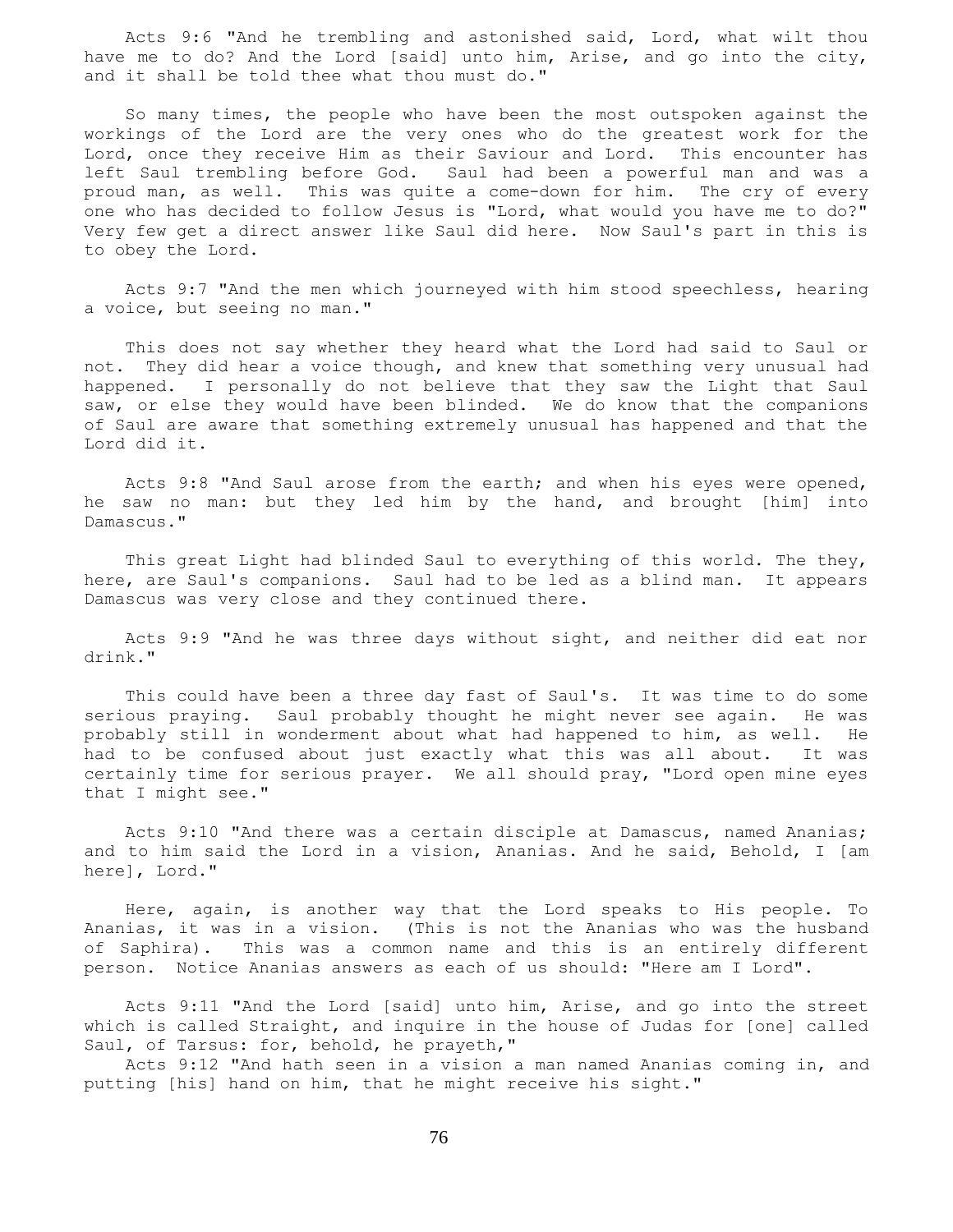Acts 9:6 "And he trembling and astonished said, Lord, what wilt thou have me to do? And the Lord [said] unto him, Arise, and go into the city, and it shall be told thee what thou must do."

So many times, the people who have been the most outspoken against the workings of the Lord are the very ones who do the greatest work for the Lord, once they receive Him as their Saviour and Lord. This encounter has left Saul trembling before God. Saul had been a powerful man and was a proud man, as well. This was quite a come-down for him. The cry of every one who has decided to follow Jesus is "Lord, what would you have me to do?" Very few get a direct answer like Saul did here. Now Saul's part in this is to obey the Lord.

Acts 9:7 "And the men which journeyed with him stood speechless, hearing a voice, but seeing no man."

This does not say whether they heard what the Lord had said to Saul or not. They did hear a voice though, and knew that something very unusual had happened. I personally do not believe that they saw the Light that Saul saw, or else they would have been blinded. We do know that the companions of Saul are aware that something extremely unusual has happened and that the Lord did it.

Acts 9:8 "And Saul arose from the earth; and when his eyes were opened, he saw no man: but they led him by the hand, and brought [him] into Damascus."

This great Light had blinded Saul to everything of this world. The they, here, are Saul's companions. Saul had to be led as a blind man. It appears Damascus was very close and they continued there.

Acts 9:9 "And he was three days without sight, and neither did eat nor drink."

This could have been a three day fast of Saul's. It was time to do some serious praying. Saul probably thought he might never see again. He was probably still in wonderment about what had happened to him, as well. He had to be confused about just exactly what this was all about. It was certainly time for serious prayer. We all should pray, "Lord open mine eyes that I might see."

Acts 9:10 "And there was a certain disciple at Damascus, named Ananias; and to him said the Lord in a vision, Ananias. And he said, Behold, I [am here], Lord."

Here, again, is another way that the Lord speaks to His people. To Ananias, it was in a vision. (This is not the Ananias who was the husband of Saphira). This was a common name and this is an entirely different person. Notice Ananias answers as each of us should: "Here am I Lord".

Acts 9:11 "And the Lord [said] unto him, Arise, and go into the street which is called Straight, and inquire in the house of Judas for [one] called Saul, of Tarsus: for, behold, he prayeth,"

Acts 9:12 "And hath seen in a vision a man named Ananias coming in, and putting [his] hand on him, that he might receive his sight."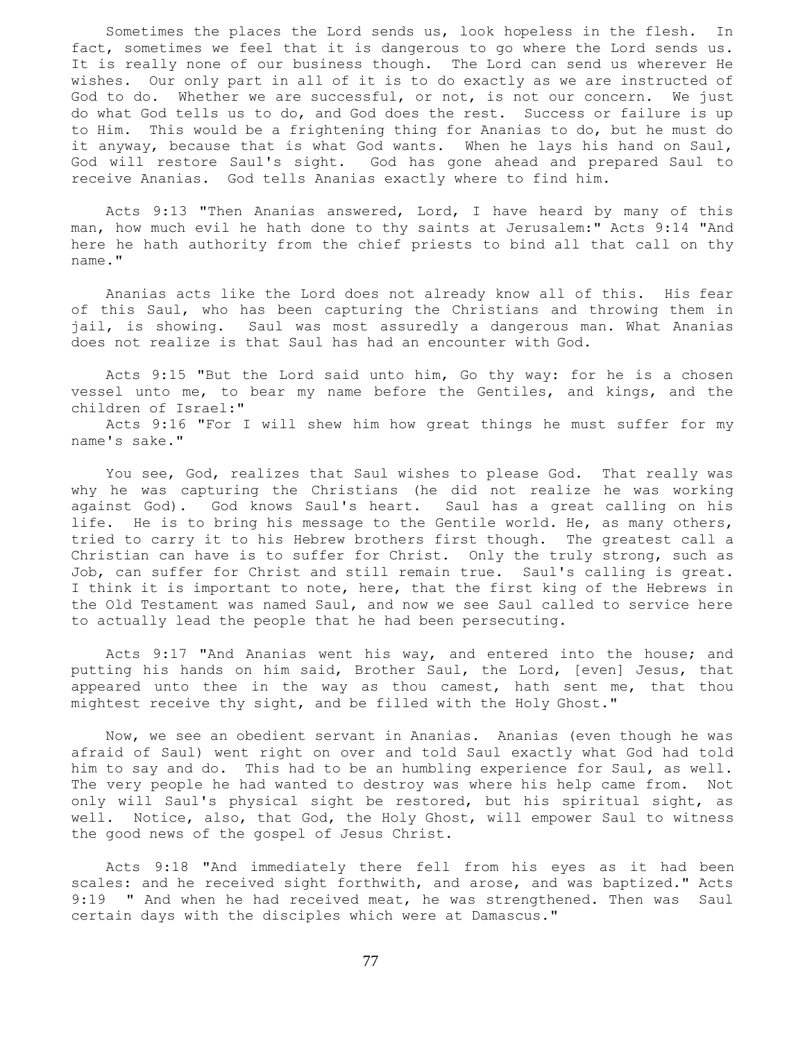Sometimes the places the Lord sends us, look hopeless in the flesh. In fact, sometimes we feel that it is dangerous to go where the Lord sends us. It is really none of our business though. The Lord can send us wherever He wishes. Our only part in all of it is to do exactly as we are instructed of God to do. Whether we are successful, or not, is not our concern. We just do what God tells us to do, and God does the rest. Success or failure is up to Him. This would be a frightening thing for Ananias to do, but he must do it anyway, because that is what God wants. When he lays his hand on Saul, God will restore Saul's sight. God has gone ahead and prepared Saul to receive Ananias. God tells Ananias exactly where to find him.

Acts 9:13 "Then Ananias answered, Lord, I have heard by many of this man, how much evil he hath done to thy saints at Jerusalem:" Acts 9:14 "And here he hath authority from the chief priests to bind all that call on thy name."

Ananias acts like the Lord does not already know all of this. His fear of this Saul, who has been capturing the Christians and throwing them in jail, is showing. Saul was most assuredly a dangerous man. What Ananias does not realize is that Saul has had an encounter with God.

Acts 9:15 "But the Lord said unto him, Go thy way: for he is a chosen vessel unto me, to bear my name before the Gentiles, and kings, and the children of Israel:"
Acts 9:16 "For I will shew him how great things he must suffer for my name's sake."

You see, God, realizes that Saul wishes to please God. That really was why he was capturing the Christians (he did not realize he was working against God). God knows Saul's heart. Saul has a great calling on his life. He is to bring his message to the Gentile world. He, as many others, tried to carry it to his Hebrew brothers first though. The greatest call a Christian can have is to suffer for Christ. Only the truly strong, such as Job, can suffer for Christ and still remain true. Saul's calling is great. I think it is important to note, here, that the first king of the Hebrews in the Old Testament was named Saul, and now we see Saul called to service here to actually lead the people that he had been persecuting.

Acts 9:17 "And Ananias went his way, and entered into the house; and putting his hands on him said, Brother Saul, the Lord, [even] Jesus, that appeared unto thee in the way as thou camest, hath sent me, that thou mightest receive thy sight, and be filled with the Holy Ghost."

Now, we see an obedient servant in Ananias. Ananias (even though he was afraid of Saul) went right on over and told Saul exactly what God had told him to say and do. This had to be an humbling experience for Saul, as well. The very people he had wanted to destroy was where his help came from. Not only will Saul's physical sight be restored, but his spiritual sight, as well. Notice, also, that God, the Holy Ghost, will empower Saul to witness the good news of the gospel of Jesus Christ.

Acts 9:18 "And immediately there fell from his eyes as it had been scales: and he received sight forthwith, and arose, and was baptized." Acts 9:19 " And when he had received meat, he was strengthened. Then was Saul certain days with the disciples which were at Damascus."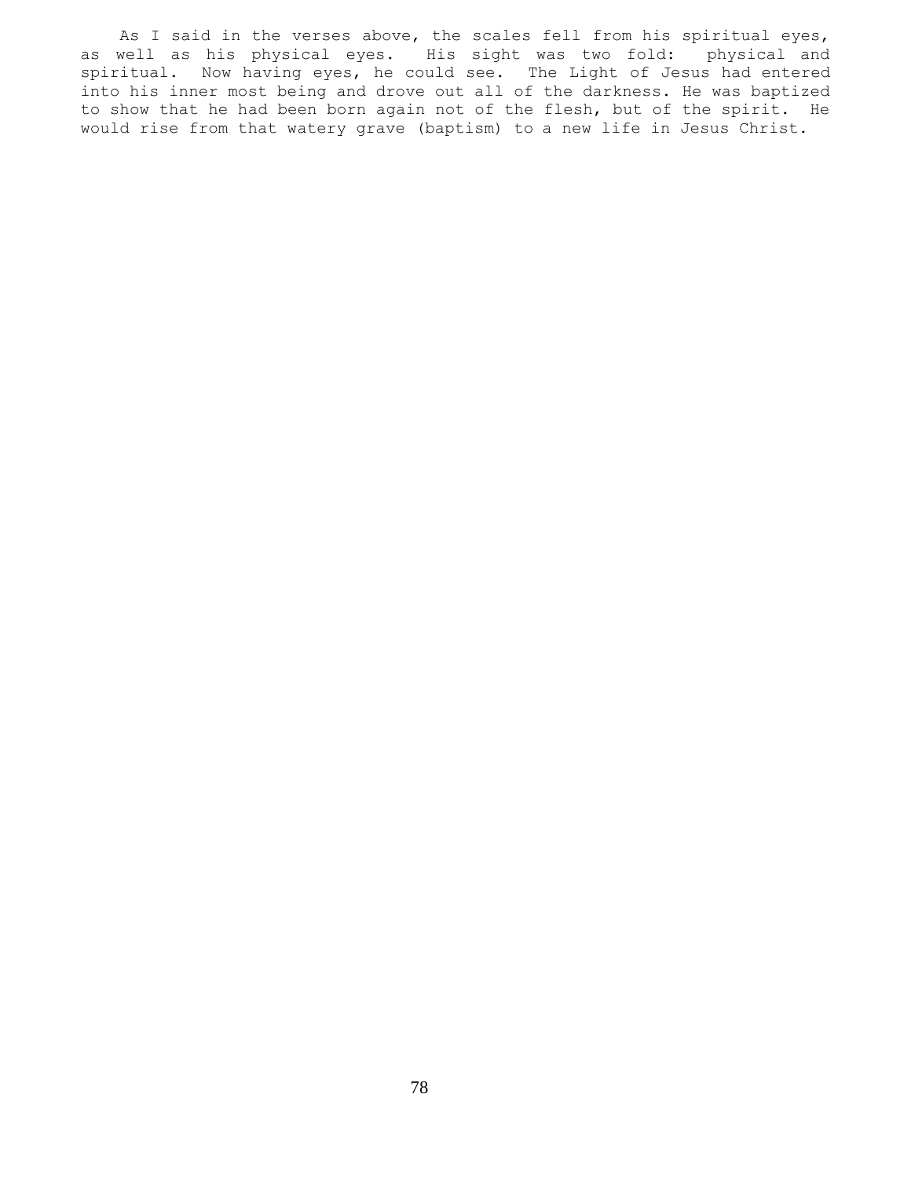As I said in the verses above, the scales fell from his spiritual eyes, as well as his physical eyes. His sight was two fold: physical and spiritual. Now having eyes, he could see. The Light of Jesus had entered into his inner most being and drove out all of the darkness. He was baptized to show that he had been born again not of the flesh, but of the spirit. He would rise from that watery grave (baptism) to a new life in Jesus Christ.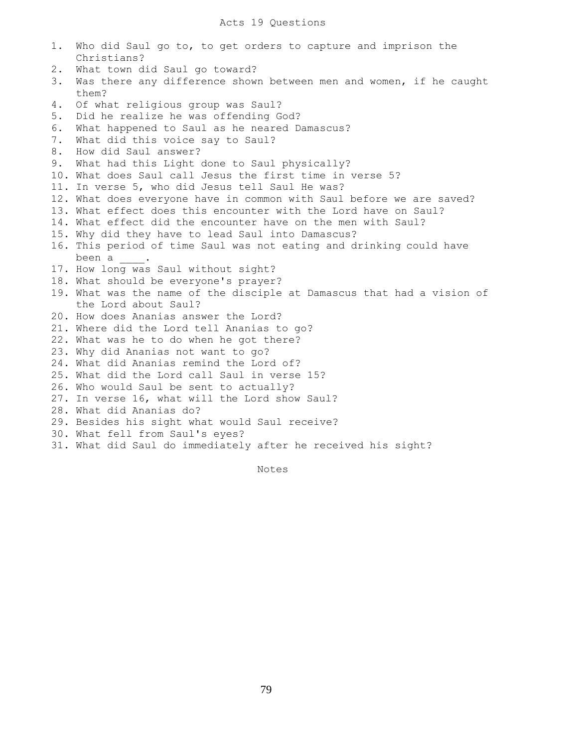# Acts 19 Questions

1. Who did Saul go to, to get orders to capture and imprison the Christians?
2. What town did Saul go toward?
3. Was there any difference shown between men and women, if he caught them?
4. Of what religious group was Saul?
5. Did he realize he was offending God?
6. What happened to Saul as he neared Damascus?
7. What did this voice say to Saul?
8. How did Saul answer?
9. What had this Light done to Saul physically?
10. What does Saul call Jesus the first time in verse 5?
11. In verse 5, who did Jesus tell Saul He was?
12. What does everyone have in common with Saul before we are saved?
13. What effect does this encounter with the Lord have on Saul?
14. What effect did the encounter have on the men with Saul?
15. Why did they have to lead Saul into Damascus?
16. This period of time Saul was not eating and drinking could have been a ____.
17. How long was Saul without sight?
18. What should be everyone's prayer?
19. What was the name of the disciple at Damascus that had a vision of the Lord about Saul?
20. How does Ananias answer the Lord?
21. Where did the Lord tell Ananias to go?
22. What was he to do when he got there?
23. Why did Ananias not want to go?
24. What did Ananias remind the Lord of?
25. What did the Lord call Saul in verse 15?
26. Who would Saul be sent to actually?
27. In verse 16, what will the Lord show Saul?
28. What did Ananias do?
29. Besides his sight what would Saul receive?
30. What fell from Saul's eyes?
31. What did Saul do immediately after he received his sight?

Notes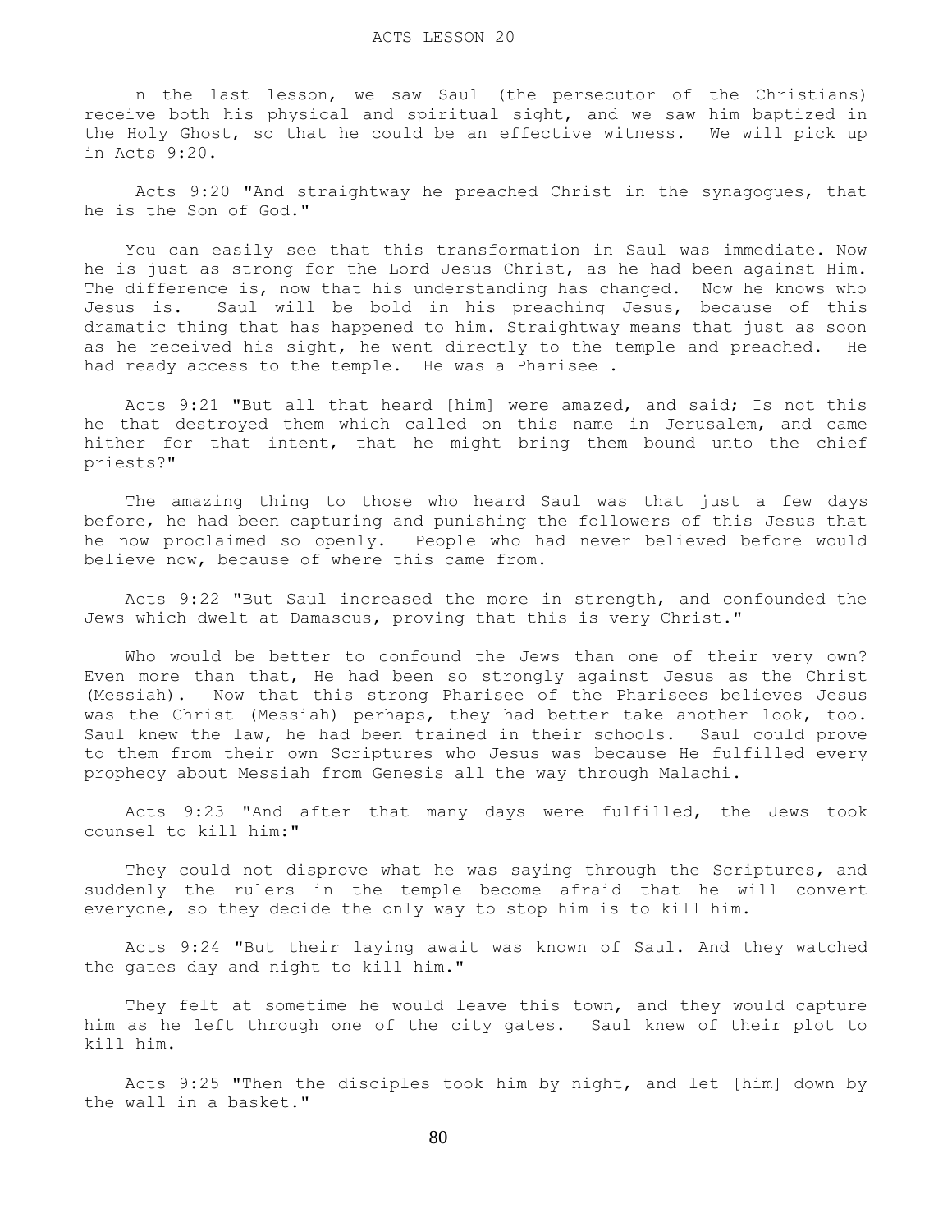# ACTS LESSON 20

In the last lesson, we saw Saul (the persecutor of the Christians) receive both his physical and spiritual sight, and we saw him baptized in the Holy Ghost, so that he could be an effective witness. We will pick up in Acts 9:20.

Acts 9:20 "And straightway he preached Christ in the synagogues, that he is the Son of God."

You can easily see that this transformation in Saul was immediate. Now he is just as strong for the Lord Jesus Christ, as he had been against Him. The difference is, now that his understanding has changed. Now he knows who Jesus is. Saul will be bold in his preaching Jesus, because of this dramatic thing that has happened to him. Straightway means that just as soon as he received his sight, he went directly to the temple and preached. He had ready access to the temple. He was a Pharisee .

Acts 9:21 "But all that heard [him] were amazed, and said; Is not this he that destroyed them which called on this name in Jerusalem, and came hither for that intent, that he might bring them bound unto the chief priests?"

The amazing thing to those who heard Saul was that just a few days before, he had been capturing and punishing the followers of this Jesus that he now proclaimed so openly. People who had never believed before would believe now, because of where this came from.

Acts 9:22 "But Saul increased the more in strength, and confounded the Jews which dwelt at Damascus, proving that this is very Christ."

Who would be better to confound the Jews than one of their very own? Even more than that, He had been so strongly against Jesus as the Christ (Messiah). Now that this strong Pharisee of the Pharisees believes Jesus was the Christ (Messiah) perhaps, they had better take another look, too. Saul knew the law, he had been trained in their schools. Saul could prove to them from their own Scriptures who Jesus was because He fulfilled every prophecy about Messiah from Genesis all the way through Malachi.

Acts 9:23 "And after that many days were fulfilled, the Jews took counsel to kill him:"

They could not disprove what he was saying through the Scriptures, and suddenly the rulers in the temple become afraid that he will convert everyone, so they decide the only way to stop him is to kill him.

Acts 9:24 "But their laying await was known of Saul. And they watched the gates day and night to kill him."

They felt at sometime he would leave this town, and they would capture him as he left through one of the city gates. Saul knew of their plot to kill him.

Acts 9:25 "Then the disciples took him by night, and let [him] down by the wall in a basket."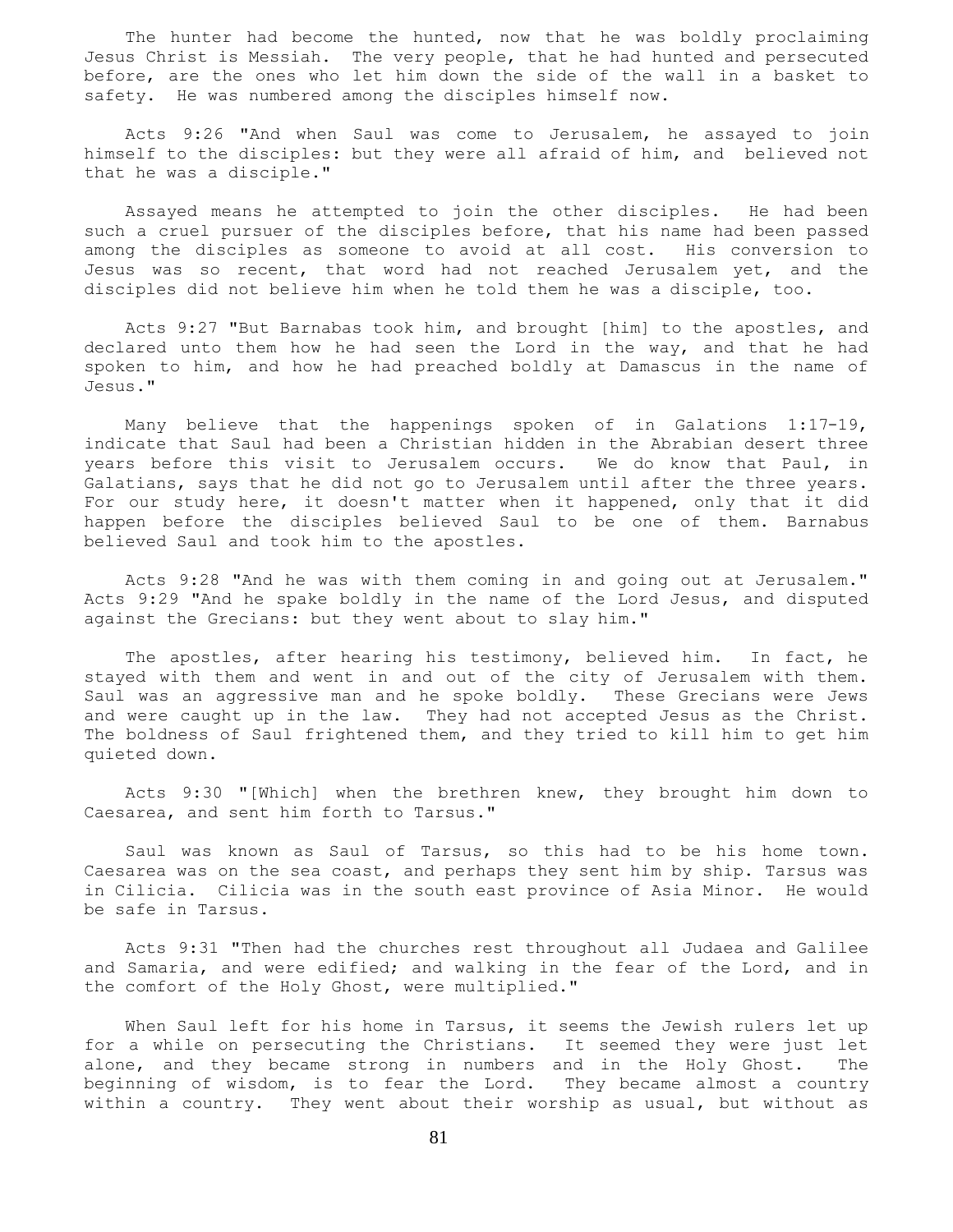The hunter had become the hunted, now that he was boldly proclaiming Jesus Christ is Messiah. The very people, that he had hunted and persecuted before, are the ones who let him down the side of the wall in a basket to safety. He was numbered among the disciples himself now.

Acts 9:26 "And when Saul was come to Jerusalem, he assayed to join himself to the disciples: but they were all afraid of him, and believed not that he was a disciple."

Assayed means he attempted to join the other disciples. He had been such a cruel pursuer of the disciples before, that his name had been passed among the disciples as someone to avoid at all cost. His conversion to Jesus was so recent, that word had not reached Jerusalem yet, and the disciples did not believe him when he told them he was a disciple, too.

Acts 9:27 "But Barnabas took him, and brought [him] to the apostles, and declared unto them how he had seen the Lord in the way, and that he had spoken to him, and how he had preached boldly at Damascus in the name of Jesus."

Many believe that the happenings spoken of in Galations 1:17-19, indicate that Saul had been a Christian hidden in the Abrabian desert three years before this visit to Jerusalem occurs. We do know that Paul, in Galatians, says that he did not go to Jerusalem until after the three years. For our study here, it doesn't matter when it happened, only that it did happen before the disciples believed Saul to be one of them. Barnabus believed Saul and took him to the apostles.

Acts 9:28 "And he was with them coming in and going out at Jerusalem." Acts 9:29 "And he spake boldly in the name of the Lord Jesus, and disputed against the Grecians: but they went about to slay him."

The apostles, after hearing his testimony, believed him. In fact, he stayed with them and went in and out of the city of Jerusalem with them. Saul was an aggressive man and he spoke boldly. These Grecians were Jews and were caught up in the law. They had not accepted Jesus as the Christ. The boldness of Saul frightened them, and they tried to kill him to get him quieted down.

Acts 9:30 "[Which] when the brethren knew, they brought him down to Caesarea, and sent him forth to Tarsus."

Saul was known as Saul of Tarsus, so this had to be his home town. Caesarea was on the sea coast, and perhaps they sent him by ship. Tarsus was in Cilicia. Cilicia was in the south east province of Asia Minor. He would be safe in Tarsus.

Acts 9:31 "Then had the churches rest throughout all Judaea and Galilee and Samaria, and were edified; and walking in the fear of the Lord, and in the comfort of the Holy Ghost, were multiplied."

When Saul left for his home in Tarsus, it seems the Jewish rulers let up for a while on persecuting the Christians. It seemed they were just let alone, and they became strong in numbers and in the Holy Ghost. The beginning of wisdom, is to fear the Lord. They became almost a country within a country. They went about their worship as usual, but without as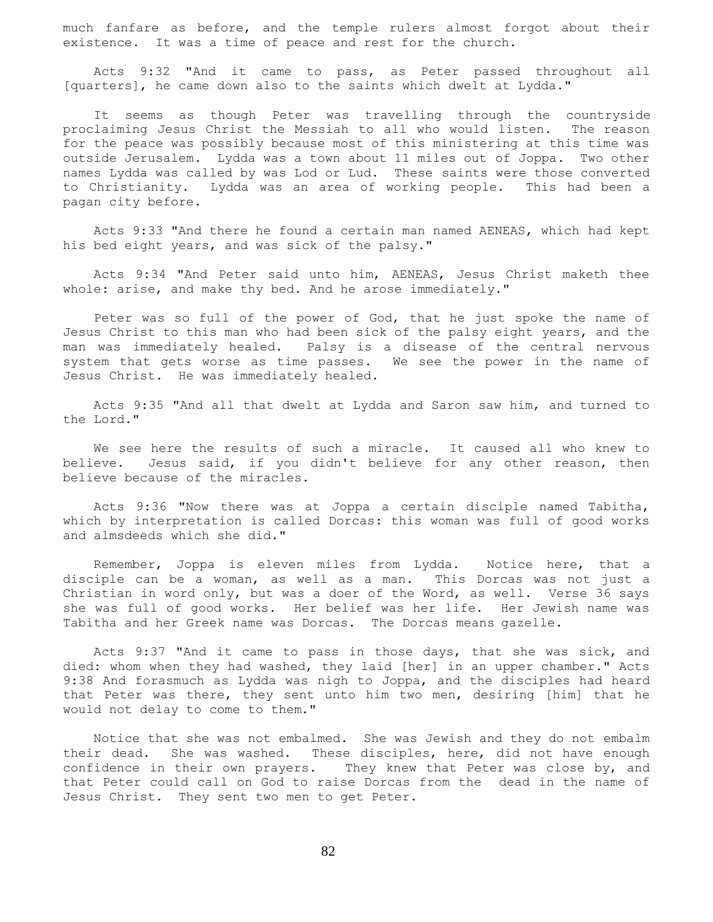much fanfare as before, and the temple rulers almost forgot about their existence. It was a time of peace and rest for the church.

Acts 9:32 "And it came to pass, as Peter passed throughout all [quarters], he came down also to the saints which dwelt at Lydda."

It seems as though Peter was travelling through the countryside proclaiming Jesus Christ the Messiah to all who would listen. The reason for the peace was possibly because most of this ministering at this time was outside Jerusalem. Lydda was a town about 11 miles out of Joppa. Two other names Lydda was called by was Lod or Lud. These saints were those converted to Christianity. Lydda was an area of working people. This had been a pagan city before.

Acts 9:33 "And there he found a certain man named AENEAS, which had kept his bed eight years, and was sick of the palsy."

Acts 9:34 "And Peter said unto him, AENEAS, Jesus Christ maketh thee whole: arise, and make thy bed. And he arose immediately."

Peter was so full of the power of God, that he just spoke the name of Jesus Christ to this man who had been sick of the palsy eight years, and the man was immediately healed. Palsy is a disease of the central nervous system that gets worse as time passes. We see the power in the name of Jesus Christ. He was immediately healed.

Acts 9:35 "And all that dwelt at Lydda and Saron saw him, and turned to the Lord."

We see here the results of such a miracle. It caused all who knew to believe. Jesus said, if you didn't believe for any other reason, then believe because of the miracles.

Acts 9:36 "Now there was at Joppa a certain disciple named Tabitha, which by interpretation is called Dorcas: this woman was full of good works and almsdeeds which she did."

Remember, Joppa is eleven miles from Lydda. Notice here, that a disciple can be a woman, as well as a man. This Dorcas was not just a Christian in word only, but was a doer of the Word, as well. Verse 36 says she was full of good works. Her belief was her life. Her Jewish name was Tabitha and her Greek name was Dorcas. The Dorcas means gazelle.

Acts 9:37 "And it came to pass in those days, that she was sick, and died: whom when they had washed, they laid [her] in an upper chamber." Acts 9:38 And forasmuch as Lydda was nigh to Joppa, and the disciples had heard that Peter was there, they sent unto him two men, desiring [him] that he would not delay to come to them."

Notice that she was not embalmed. She was Jewish and they do not embalm their dead. She was washed. These disciples, here, did not have enough confidence in their own prayers. They knew that Peter was close by, and that Peter could call on God to raise Dorcas from the dead in the name of Jesus Christ. They sent two men to get Peter.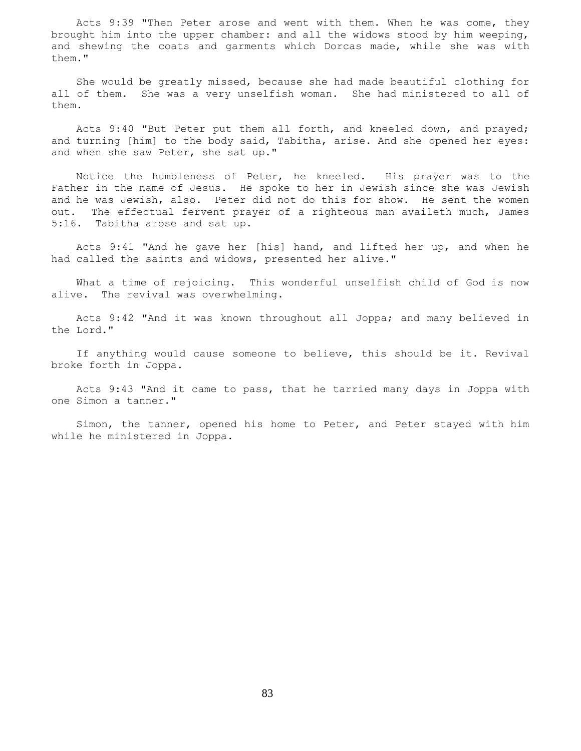Acts 9:39 "Then Peter arose and went with them. When he was come, they brought him into the upper chamber: and all the widows stood by him weeping, and shewing the coats and garments which Dorcas made, while she was with them."

She would be greatly missed, because she had made beautiful clothing for all of them. She was a very unselfish woman. She had ministered to all of them.

Acts 9:40 "But Peter put them all forth, and kneeled down, and prayed; and turning [him] to the body said, Tabitha, arise. And she opened her eyes: and when she saw Peter, she sat up."

Notice the humbleness of Peter, he kneeled. His prayer was to the Father in the name of Jesus. He spoke to her in Jewish since she was Jewish and he was Jewish, also. Peter did not do this for show. He sent the women out. The effectual fervent prayer of a righteous man availeth much, James 5:16. Tabitha arose and sat up.

Acts 9:41 "And he gave her [his] hand, and lifted her up, and when he had called the saints and widows, presented her alive."

What a time of rejoicing. This wonderful unselfish child of God is now alive. The revival was overwhelming.

Acts 9:42 "And it was known throughout all Joppa; and many believed in the Lord."

If anything would cause someone to believe, this should be it. Revival broke forth in Joppa.

Acts 9:43 "And it came to pass, that he tarried many days in Joppa with one Simon a tanner."

Simon, the tanner, opened his home to Peter, and Peter stayed with him while he ministered in Joppa.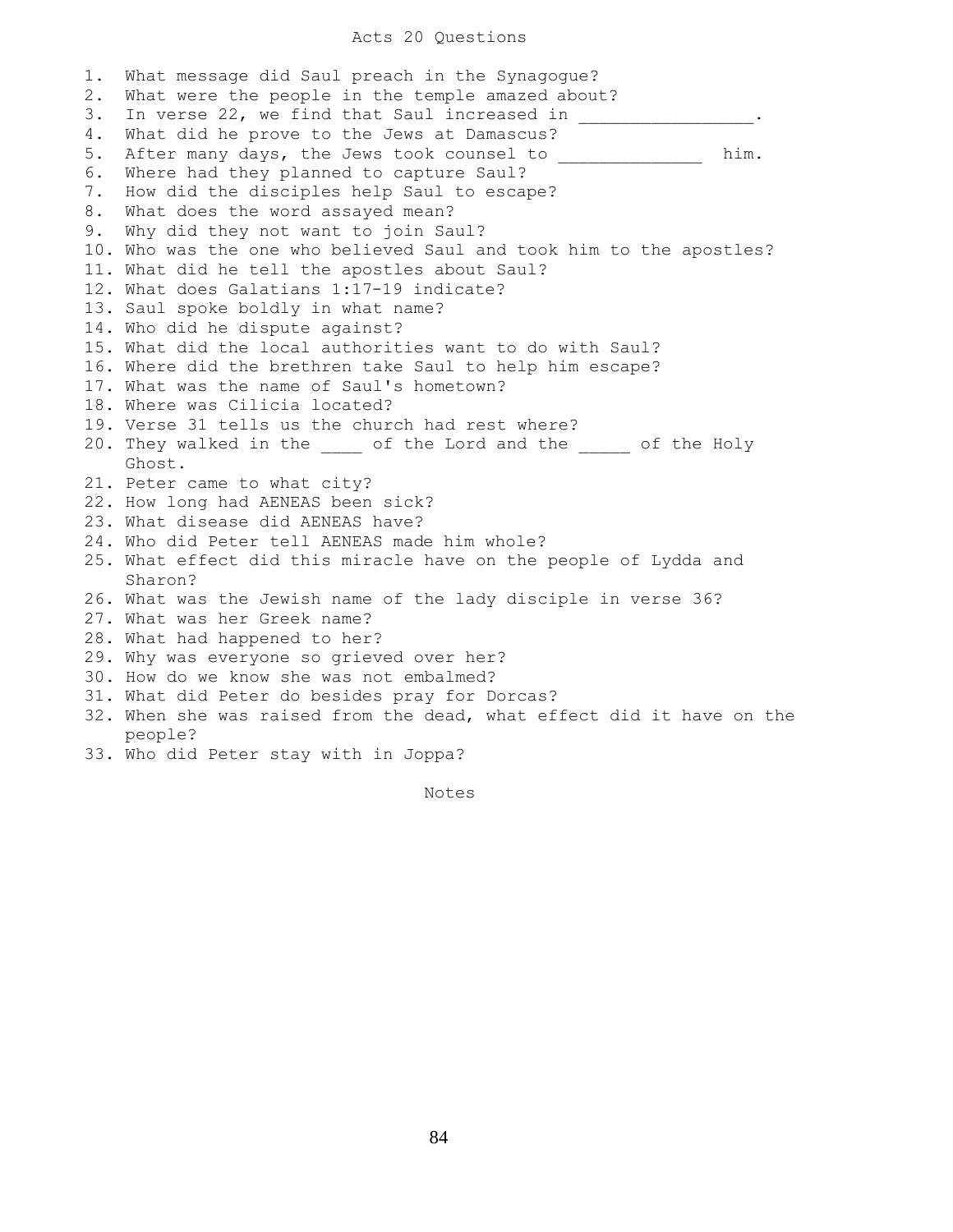# Acts 20 Questions

1. What message did Saul preach in the Synagogue?
2. What were the people in the temple amazed about?
3. In verse 22, we find that Saul increased in ________________.
4. What did he prove to the Jews at Damascus?
5. After many days, the Jews took counsel to ______________ him.
6. Where had they planned to capture Saul?
7. How did the disciples help Saul to escape?
8. What does the word assayed mean?
9. Why did they not want to join Saul?
10. Who was the one who believed Saul and took him to the apostles?
11. What did he tell the apostles about Saul?
12. What does Galatians 1:17-19 indicate?
13. Saul spoke boldly in what name?
14. Who did he dispute against?
15. What did the local authorities want to do with Saul?
16. Where did the brethren take Saul to help him escape?
17. What was the name of Saul's hometown?
18. Where was Cilicia located?
19. Verse 31 tells us the church had rest where?
20. They walked in the ____ of the Lord and the _____ of the Holy Ghost.
21. Peter came to what city?
22. How long had AENEAS been sick?
23. What disease did AENEAS have?
24. Who did Peter tell AENEAS made him whole?
25. What effect did this miracle have on the people of Lydda and Sharon?
26. What was the Jewish name of the lady disciple in verse 36?
27. What was her Greek name?
28. What had happened to her?
29. Why was everyone so grieved over her?
30. How do we know she was not embalmed?
31. What did Peter do besides pray for Dorcas?
32. When she was raised from the dead, what effect did it have on the people?
33. Who did Peter stay with in Joppa?

Notes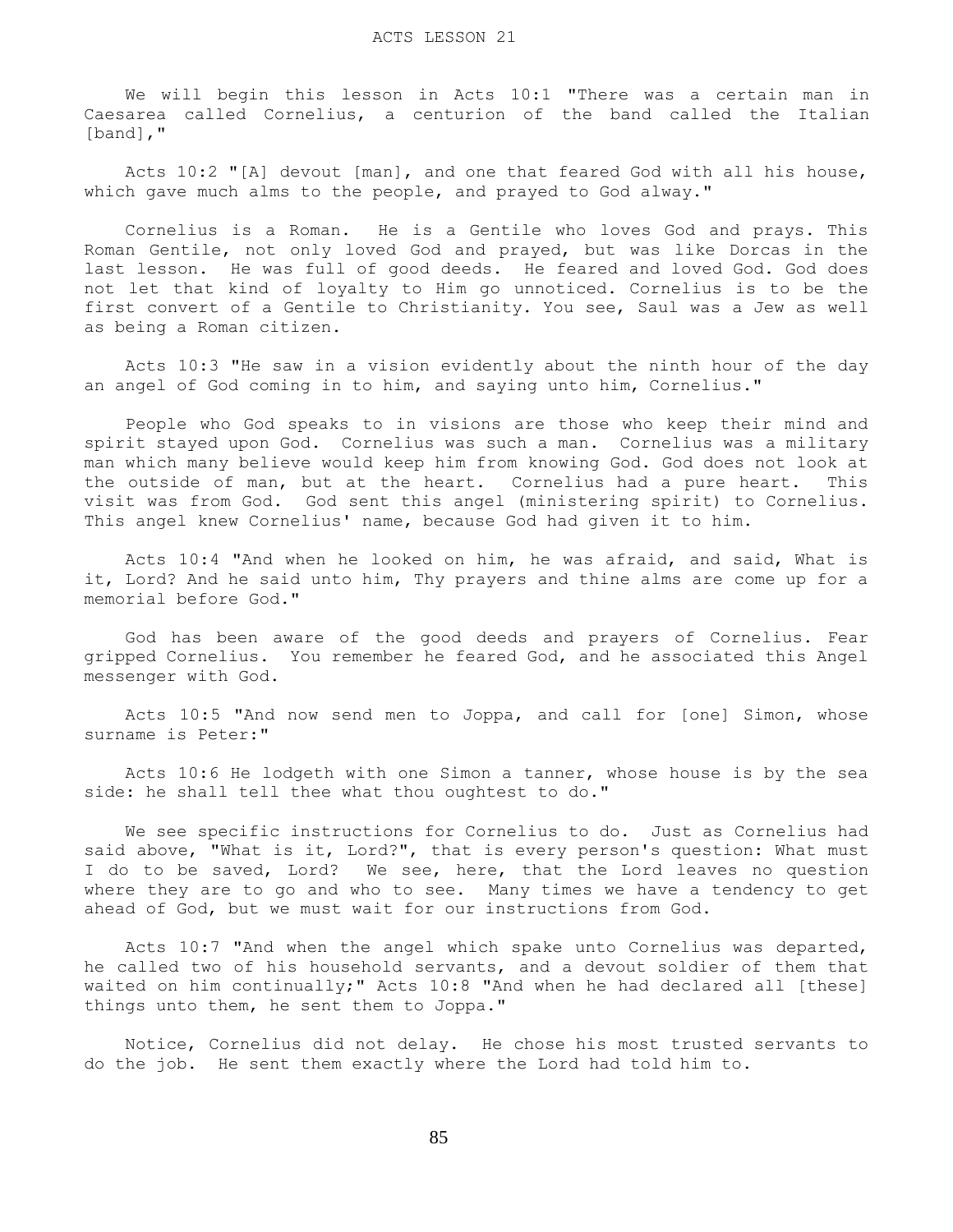# ACTS LESSON 21

We will begin this lesson in Acts 10:1 "There was a certain man in Caesarea called Cornelius, a centurion of the band called the Italian [band],"

Acts 10:2 "[A] devout [man], and one that feared God with all his house, which gave much alms to the people, and prayed to God alway."

Cornelius is a Roman. He is a Gentile who loves God and prays. This Roman Gentile, not only loved God and prayed, but was like Dorcas in the last lesson. He was full of good deeds. He feared and loved God. God does not let that kind of loyalty to Him go unnoticed. Cornelius is to be the first convert of a Gentile to Christianity. You see, Saul was a Jew as well as being a Roman citizen.

Acts 10:3 "He saw in a vision evidently about the ninth hour of the day an angel of God coming in to him, and saying unto him, Cornelius."

People who God speaks to in visions are those who keep their mind and spirit stayed upon God. Cornelius was such a man. Cornelius was a military man which many believe would keep him from knowing God. God does not look at the outside of man, but at the heart. Cornelius had a pure heart. This visit was from God. God sent this angel (ministering spirit) to Cornelius. This angel knew Cornelius' name, because God had given it to him.

Acts 10:4 "And when he looked on him, he was afraid, and said, What is it, Lord? And he said unto him, Thy prayers and thine alms are come up for a memorial before God."

God has been aware of the good deeds and prayers of Cornelius. Fear gripped Cornelius. You remember he feared God, and he associated this Angel messenger with God.

Acts 10:5 "And now send men to Joppa, and call for [one] Simon, whose surname is Peter:"

Acts 10:6 He lodgeth with one Simon a tanner, whose house is by the sea side: he shall tell thee what thou oughtest to do."

We see specific instructions for Cornelius to do. Just as Cornelius had said above, "What is it, Lord?", that is every person's question: What must I do to be saved, Lord? We see, here, that the Lord leaves no question where they are to go and who to see. Many times we have a tendency to get ahead of God, but we must wait for our instructions from God.

Acts 10:7 "And when the angel which spake unto Cornelius was departed, he called two of his household servants, and a devout soldier of them that waited on him continually;" Acts 10:8 "And when he had declared all [these] things unto them, he sent them to Joppa."

Notice, Cornelius did not delay. He chose his most trusted servants to do the job. He sent them exactly where the Lord had told him to.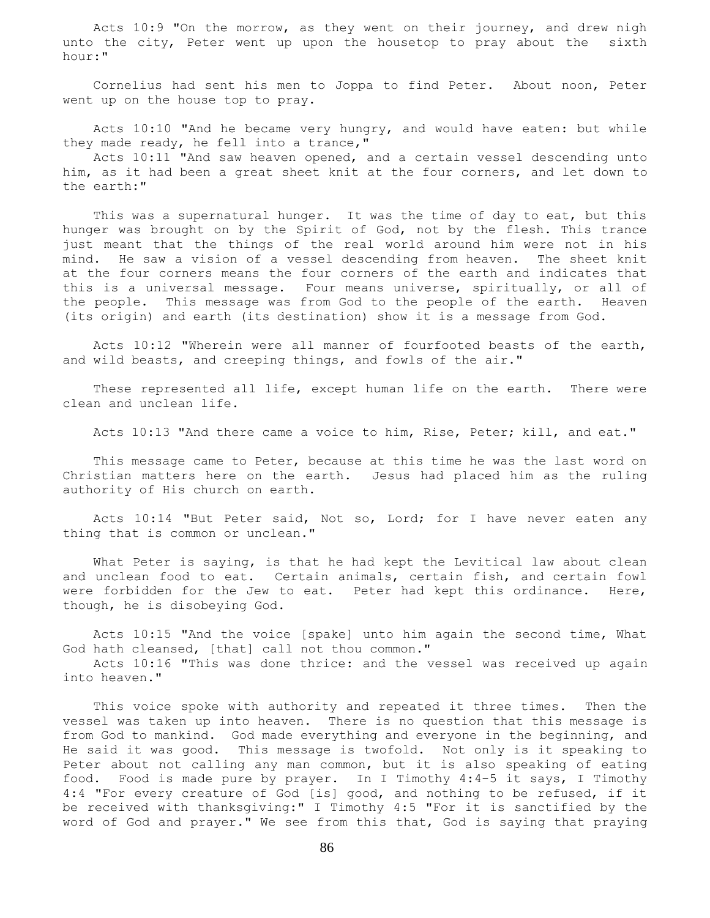Acts 10:9 "On the morrow, as they went on their journey, and drew nigh unto the city, Peter went up upon the housetop to pray about the sixth hour:"

Cornelius had sent his men to Joppa to find Peter. About noon, Peter went up on the house top to pray.

Acts 10:10 "And he became very hungry, and would have eaten: but while they made ready, he fell into a trance,"

Acts 10:11 "And saw heaven opened, and a certain vessel descending unto him, as it had been a great sheet knit at the four corners, and let down to the earth:"

This was a supernatural hunger. It was the time of day to eat, but this hunger was brought on by the Spirit of God, not by the flesh. This trance just meant that the things of the real world around him were not in his mind. He saw a vision of a vessel descending from heaven. The sheet knit at the four corners means the four corners of the earth and indicates that this is a universal message. Four means universe, spiritually, or all of the people. This message was from God to the people of the earth. Heaven (its origin) and earth (its destination) show it is a message from God.

Acts 10:12 "Wherein were all manner of fourfooted beasts of the earth, and wild beasts, and creeping things, and fowls of the air."

These represented all life, except human life on the earth. There were clean and unclean life.

Acts 10:13 "And there came a voice to him, Rise, Peter; kill, and eat."

This message came to Peter, because at this time he was the last word on Christian matters here on the earth. Jesus had placed him as the ruling authority of His church on earth.

Acts 10:14 "But Peter said, Not so, Lord; for I have never eaten any thing that is common or unclean."

What Peter is saying, is that he had kept the Levitical law about clean and unclean food to eat. Certain animals, certain fish, and certain fowl were forbidden for the Jew to eat. Peter had kept this ordinance. Here, though, he is disobeying God.

Acts 10:15 "And the voice [spake] unto him again the second time, What God hath cleansed, [that] call not thou common."

Acts 10:16 "This was done thrice: and the vessel was received up again into heaven."

This voice spoke with authority and repeated it three times. Then the vessel was taken up into heaven. There is no question that this message is from God to mankind. God made everything and everyone in the beginning, and He said it was good. This message is twofold. Not only is it speaking to Peter about not calling any man common, but it is also speaking of eating food. Food is made pure by prayer. In I Timothy 4:4-5 it says, I Timothy 4:4 "For every creature of God [is] good, and nothing to be refused, if it be received with thanksgiving:" I Timothy 4:5 "For it is sanctified by the word of God and prayer." We see from this that, God is saying that praying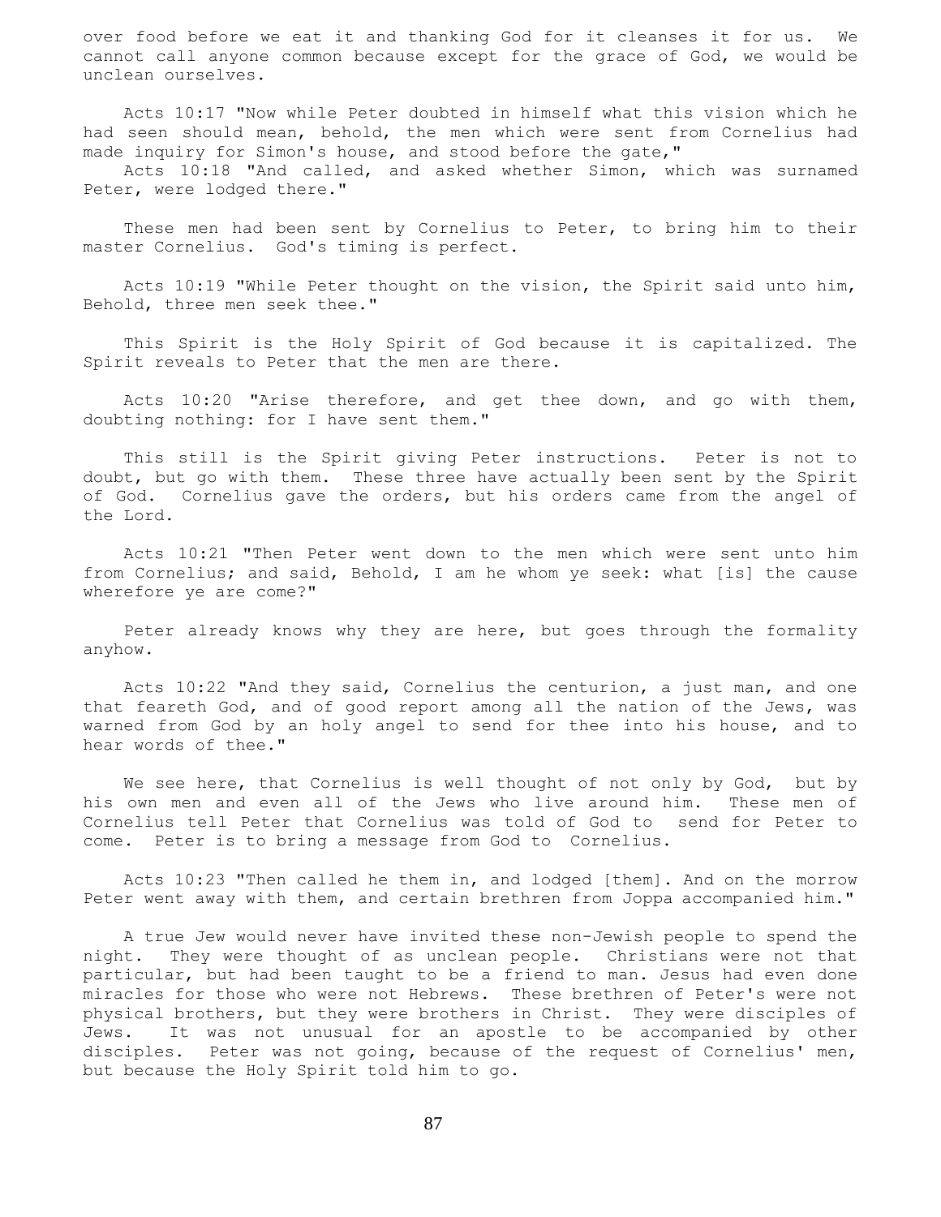over food before we eat it and thanking God for it cleanses it for us. We cannot call anyone common because except for the grace of God, we would be unclean ourselves.

Acts 10:17 "Now while Peter doubted in himself what this vision which he had seen should mean, behold, the men which were sent from Cornelius had made inquiry for Simon's house, and stood before the gate,"

Acts 10:18 "And called, and asked whether Simon, which was surnamed Peter, were lodged there."

These men had been sent by Cornelius to Peter, to bring him to their master Cornelius. God's timing is perfect.

Acts 10:19 "While Peter thought on the vision, the Spirit said unto him, Behold, three men seek thee."

This Spirit is the Holy Spirit of God because it is capitalized. The Spirit reveals to Peter that the men are there.

Acts 10:20 "Arise therefore, and get thee down, and go with them, doubting nothing: for I have sent them."

This still is the Spirit giving Peter instructions. Peter is not to doubt, but go with them. These three have actually been sent by the Spirit of God. Cornelius gave the orders, but his orders came from the angel of the Lord.

Acts 10:21 "Then Peter went down to the men which were sent unto him from Cornelius; and said, Behold, I am he whom ye seek: what [is] the cause wherefore ye are come?"

Peter already knows why they are here, but goes through the formality anyhow.

Acts 10:22 "And they said, Cornelius the centurion, a just man, and one that feareth God, and of good report among all the nation of the Jews, was warned from God by an holy angel to send for thee into his house, and to hear words of thee."

We see here, that Cornelius is well thought of not only by God, but by his own men and even all of the Jews who live around him. These men of Cornelius tell Peter that Cornelius was told of God to send for Peter to come. Peter is to bring a message from God to Cornelius.

Acts 10:23 "Then called he them in, and lodged [them]. And on the morrow Peter went away with them, and certain brethren from Joppa accompanied him."

A true Jew would never have invited these non-Jewish people to spend the night. They were thought of as unclean people. Christians were not that particular, but had been taught to be a friend to man. Jesus had even done miracles for those who were not Hebrews. These brethren of Peter's were not physical brothers, but they were brothers in Christ. They were disciples of Jews. It was not unusual for an apostle to be accompanied by other disciples. Peter was not going, because of the request of Cornelius' men, but because the Holy Spirit told him to go.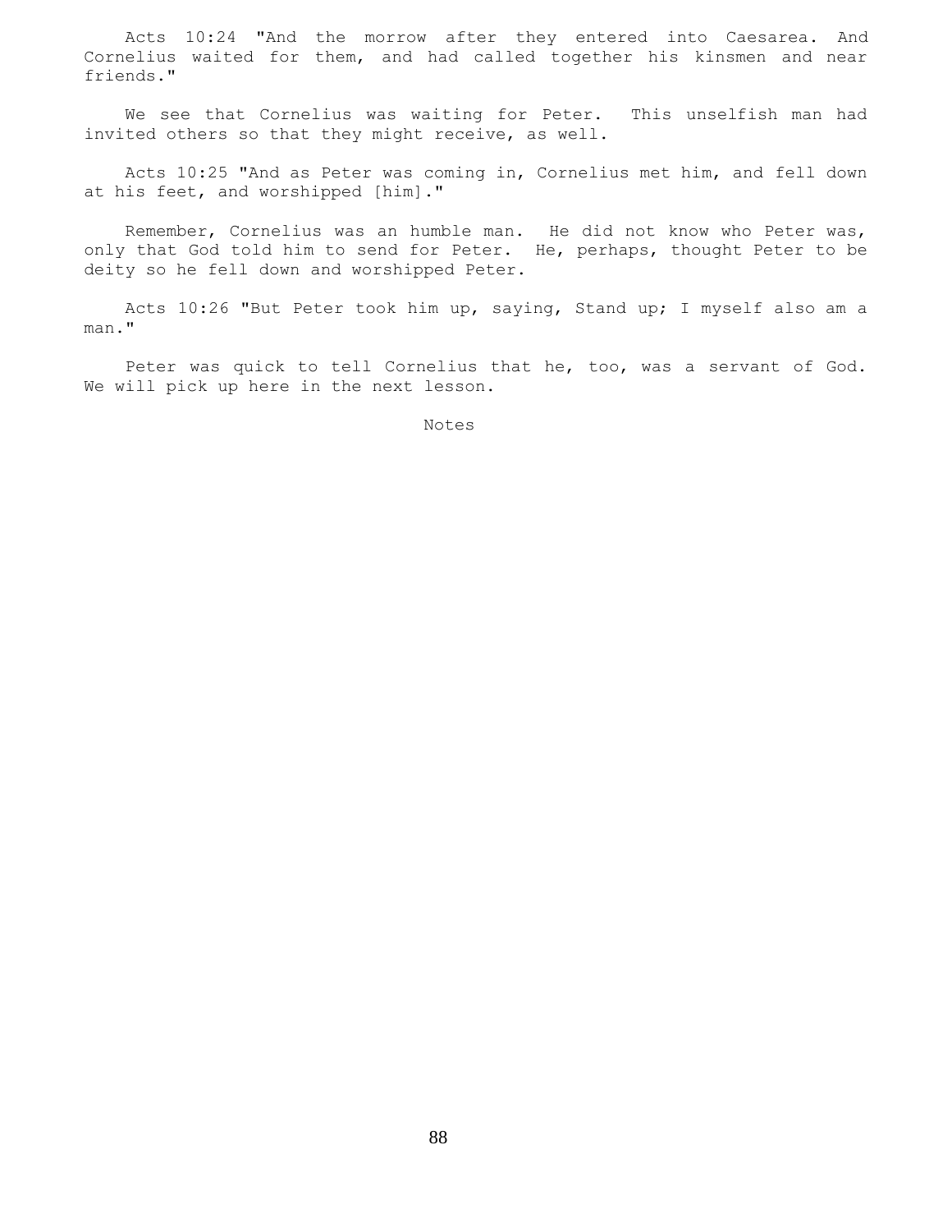Acts 10:24 "And the morrow after they entered into Caesarea. And Cornelius waited for them, and had called together his kinsmen and near friends."

We see that Cornelius was waiting for Peter. This unselfish man had invited others so that they might receive, as well.

Acts 10:25 "And as Peter was coming in, Cornelius met him, and fell down at his feet, and worshipped [him]."

Remember, Cornelius was an humble man. He did not know who Peter was, only that God told him to send for Peter. He, perhaps, thought Peter to be deity so he fell down and worshipped Peter.

Acts 10:26 "But Peter took him up, saying, Stand up; I myself also am a man."

Peter was quick to tell Cornelius that he, too, was a servant of God. We will pick up here in the next lesson.

Notes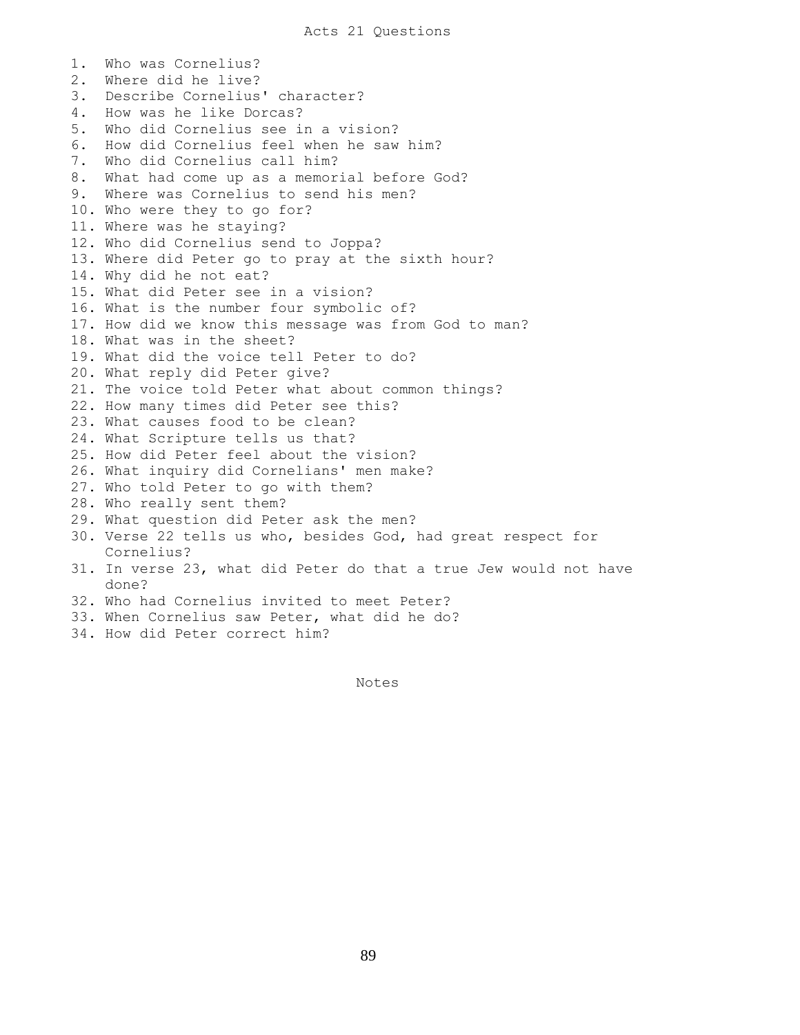# Acts 21 Questions

1. Who was Cornelius?
2. Where did he live?
3. Describe Cornelius' character?
4. How was he like Dorcas?
5. Who did Cornelius see in a vision?
6. How did Cornelius feel when he saw him?
7. Who did Cornelius call him?
8. What had come up as a memorial before God?
9. Where was Cornelius to send his men?
10. Who were they to go for?
11. Where was he staying?
12. Who did Cornelius send to Joppa?
13. Where did Peter go to pray at the sixth hour?
14. Why did he not eat?
15. What did Peter see in a vision?
16. What is the number four symbolic of?
17. How did we know this message was from God to man?
18. What was in the sheet?
19. What did the voice tell Peter to do?
20. What reply did Peter give?
21. The voice told Peter what about common things?
22. How many times did Peter see this?
23. What causes food to be clean?
24. What Scripture tells us that?
25. How did Peter feel about the vision?
26. What inquiry did Cornelians' men make?
27. Who told Peter to go with them?
28. Who really sent them?
29. What question did Peter ask the men?
30. Verse 22 tells us who, besides God, had great respect for Cornelius?
31. In verse 23, what did Peter do that a true Jew would not have done?
32. Who had Cornelius invited to meet Peter?
33. When Cornelius saw Peter, what did he do?
34. How did Peter correct him?

Notes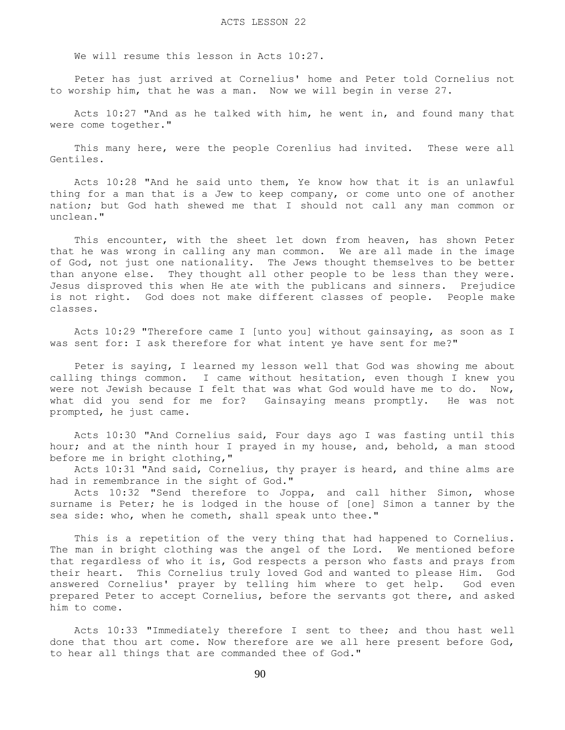# ACTS LESSON 22

We will resume this lesson in Acts 10:27.

Peter has just arrived at Cornelius' home and Peter told Cornelius not to worship him, that he was a man. Now we will begin in verse 27.

Acts 10:27 "And as he talked with him, he went in, and found many that were come together."

This many here, were the people Corenlius had invited. These were all Gentiles.

Acts 10:28 "And he said unto them, Ye know how that it is an unlawful thing for a man that is a Jew to keep company, or come unto one of another nation; but God hath shewed me that I should not call any man common or unclean."

This encounter, with the sheet let down from heaven, has shown Peter that he was wrong in calling any man common. We are all made in the image of God, not just one nationality. The Jews thought themselves to be better than anyone else. They thought all other people to be less than they were. Jesus disproved this when He ate with the publicans and sinners. Prejudice is not right. God does not make different classes of people. People make classes.

Acts 10:29 "Therefore came I [unto you] without gainsaying, as soon as I was sent for: I ask therefore for what intent ye have sent for me?"

Peter is saying, I learned my lesson well that God was showing me about calling things common. I came without hesitation, even though I knew you were not Jewish because I felt that was what God would have me to do. Now, what did you send for me for? Gainsaying means promptly. He was not prompted, he just came.

Acts 10:30 "And Cornelius said, Four days ago I was fasting until this hour; and at the ninth hour I prayed in my house, and, behold, a man stood before me in bright clothing,"

Acts 10:31 "And said, Cornelius, thy prayer is heard, and thine alms are had in remembrance in the sight of God."

Acts 10:32 "Send therefore to Joppa, and call hither Simon, whose surname is Peter; he is lodged in the house of [one] Simon a tanner by the sea side: who, when he cometh, shall speak unto thee."

This is a repetition of the very thing that had happened to Cornelius. The man in bright clothing was the angel of the Lord. We mentioned before that regardless of who it is, God respects a person who fasts and prays from their heart. This Cornelius truly loved God and wanted to please Him. God answered Cornelius' prayer by telling him where to get help. God even prepared Peter to accept Cornelius, before the servants got there, and asked him to come.

Acts 10:33 "Immediately therefore I sent to thee; and thou hast well done that thou art come. Now therefore are we all here present before God, to hear all things that are commanded thee of God."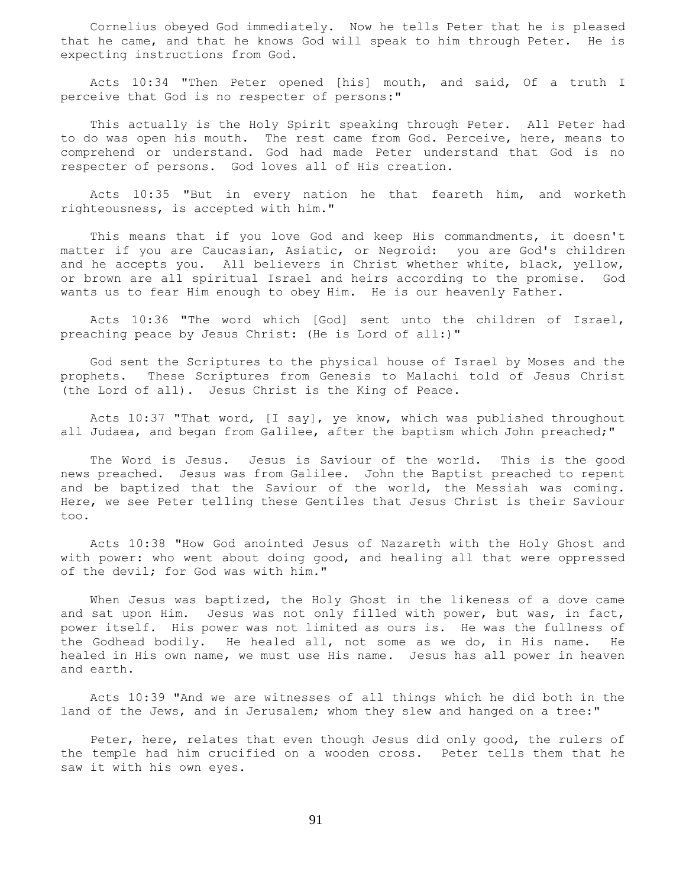Cornelius obeyed God immediately. Now he tells Peter that he is pleased that he came, and that he knows God will speak to him through Peter. He is expecting instructions from God.

Acts 10:34 "Then Peter opened [his] mouth, and said, Of a truth I perceive that God is no respecter of persons:"

This actually is the Holy Spirit speaking through Peter. All Peter had to do was open his mouth. The rest came from God. Perceive, here, means to comprehend or understand. God had made Peter understand that God is no respecter of persons. God loves all of His creation.

Acts 10:35 "But in every nation he that feareth him, and worketh righteousness, is accepted with him."

This means that if you love God and keep His commandments, it doesn't matter if you are Caucasian, Asiatic, or Negroid: you are God's children and he accepts you. All believers in Christ whether white, black, yellow, or brown are all spiritual Israel and heirs according to the promise. God wants us to fear Him enough to obey Him. He is our heavenly Father.

Acts 10:36 "The word which [God] sent unto the children of Israel, preaching peace by Jesus Christ: (He is Lord of all:)"

God sent the Scriptures to the physical house of Israel by Moses and the prophets. These Scriptures from Genesis to Malachi told of Jesus Christ (the Lord of all). Jesus Christ is the King of Peace.

Acts 10:37 "That word, [I say], ye know, which was published throughout all Judaea, and began from Galilee, after the baptism which John preached;"

The Word is Jesus. Jesus is Saviour of the world. This is the good news preached. Jesus was from Galilee. John the Baptist preached to repent and be baptized that the Saviour of the world, the Messiah was coming. Here, we see Peter telling these Gentiles that Jesus Christ is their Saviour too.

Acts 10:38 "How God anointed Jesus of Nazareth with the Holy Ghost and with power: who went about doing good, and healing all that were oppressed of the devil; for God was with him."

When Jesus was baptized, the Holy Ghost in the likeness of a dove came and sat upon Him. Jesus was not only filled with power, but was, in fact, power itself. His power was not limited as ours is. He was the fullness of the Godhead bodily. He healed all, not some as we do, in His name. He healed in His own name, we must use His name. Jesus has all power in heaven and earth.

Acts 10:39 "And we are witnesses of all things which he did both in the land of the Jews, and in Jerusalem; whom they slew and hanged on a tree:"

Peter, here, relates that even though Jesus did only good, the rulers of the temple had him crucified on a wooden cross. Peter tells them that he saw it with his own eyes.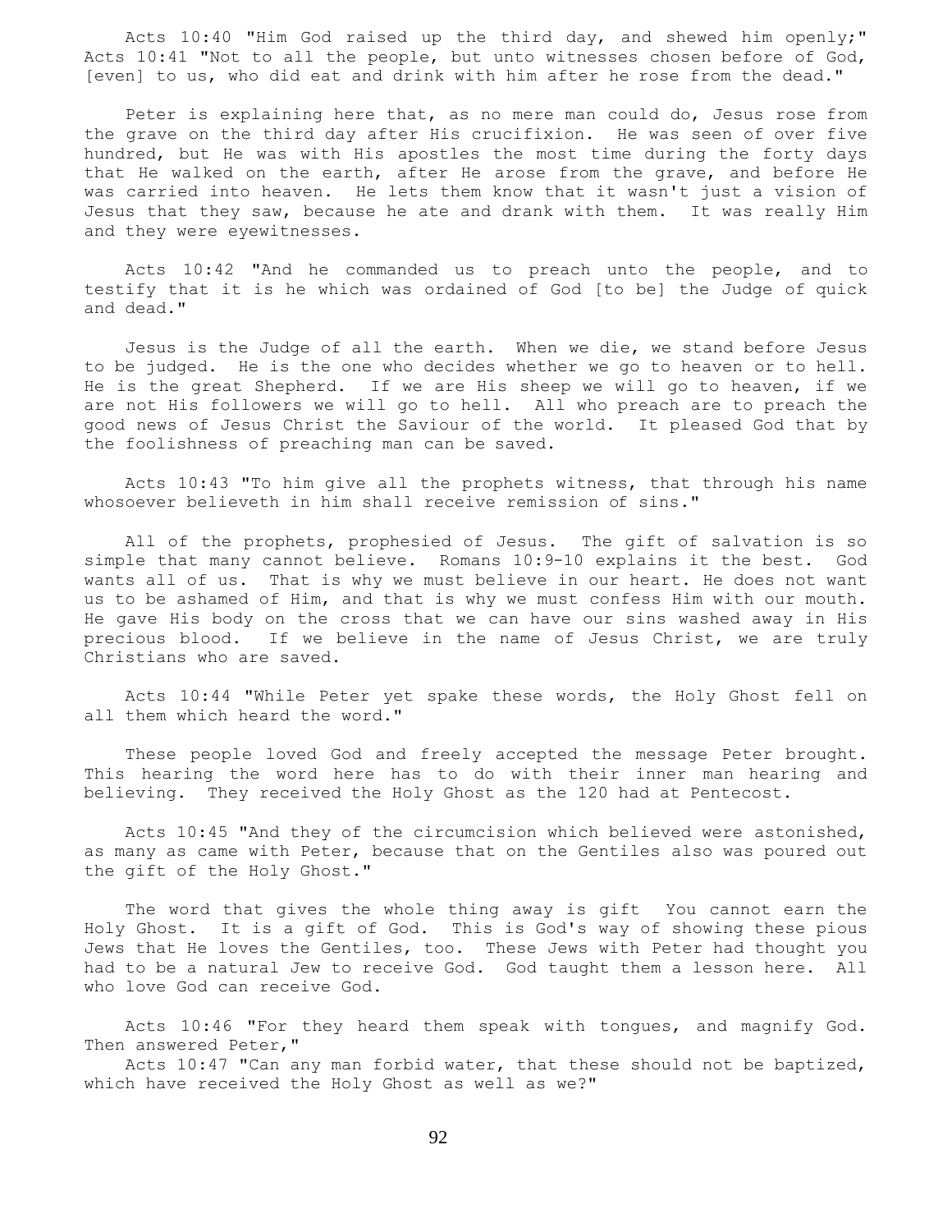Acts 10:40 "Him God raised up the third day, and shewed him openly;" Acts 10:41 "Not to all the people, but unto witnesses chosen before of God, [even] to us, who did eat and drink with him after he rose from the dead."

Peter is explaining here that, as no mere man could do, Jesus rose from the grave on the third day after His crucifixion. He was seen of over five hundred, but He was with His apostles the most time during the forty days that He walked on the earth, after He arose from the grave, and before He was carried into heaven. He lets them know that it wasn't just a vision of Jesus that they saw, because he ate and drank with them. It was really Him and they were eyewitnesses.

Acts 10:42 "And he commanded us to preach unto the people, and to testify that it is he which was ordained of God [to be] the Judge of quick and dead."

Jesus is the Judge of all the earth. When we die, we stand before Jesus to be judged. He is the one who decides whether we go to heaven or to hell. He is the great Shepherd. If we are His sheep we will go to heaven, if we are not His followers we will go to hell. All who preach are to preach the good news of Jesus Christ the Saviour of the world. It pleased God that by the foolishness of preaching man can be saved.

Acts 10:43 "To him give all the prophets witness, that through his name whosoever believeth in him shall receive remission of sins."

All of the prophets, prophesied of Jesus. The gift of salvation is so simple that many cannot believe. Romans 10:9-10 explains it the best. God wants all of us. That is why we must believe in our heart. He does not want us to be ashamed of Him, and that is why we must confess Him with our mouth. He gave His body on the cross that we can have our sins washed away in His precious blood. If we believe in the name of Jesus Christ, we are truly Christians who are saved.

Acts 10:44 "While Peter yet spake these words, the Holy Ghost fell on all them which heard the word."

These people loved God and freely accepted the message Peter brought. This hearing the word here has to do with their inner man hearing and believing. They received the Holy Ghost as the 120 had at Pentecost.

Acts 10:45 "And they of the circumcision which believed were astonished, as many as came with Peter, because that on the Gentiles also was poured out the gift of the Holy Ghost."

The word that gives the whole thing away is gift You cannot earn the Holy Ghost. It is a gift of God. This is God's way of showing these pious Jews that He loves the Gentiles, too. These Jews with Peter had thought you had to be a natural Jew to receive God. God taught them a lesson here. All who love God can receive God.

Acts 10:46 "For they heard them speak with tongues, and magnify God. Then answered Peter,"
Acts 10:47 "Can any man forbid water, that these should not be baptized, which have received the Holy Ghost as well as we?"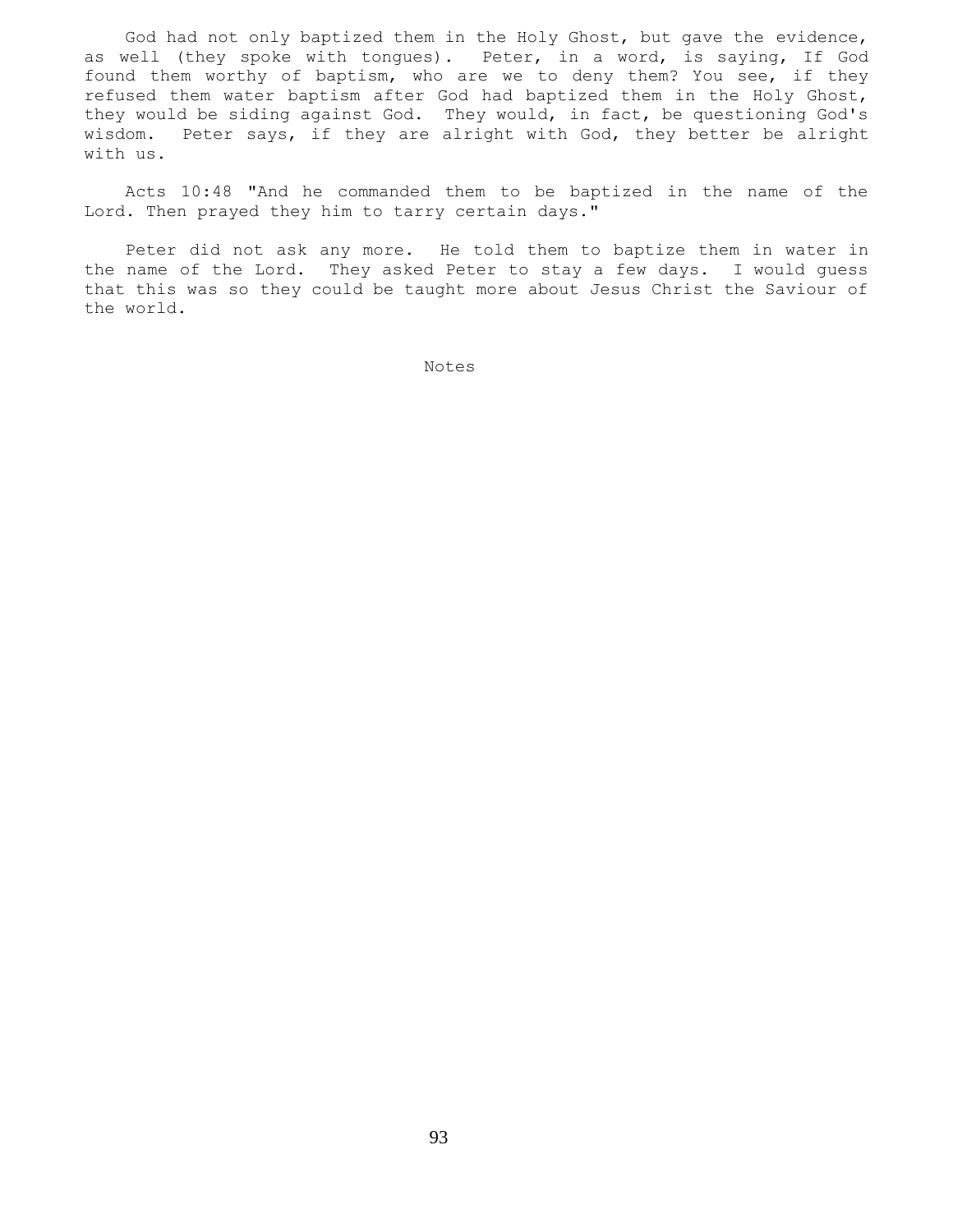God had not only baptized them in the Holy Ghost, but gave the evidence, as well (they spoke with tongues). Peter, in a word, is saying, If God found them worthy of baptism, who are we to deny them? You see, if they refused them water baptism after God had baptized them in the Holy Ghost, they would be siding against God. They would, in fact, be questioning God's wisdom. Peter says, if they are alright with God, they better be alright with us.

Acts 10:48 "And he commanded them to be baptized in the name of the Lord. Then prayed they him to tarry certain days."

Peter did not ask any more. He told them to baptize them in water in the name of the Lord. They asked Peter to stay a few days. I would guess that this was so they could be taught more about Jesus Christ the Saviour of the world.

Notes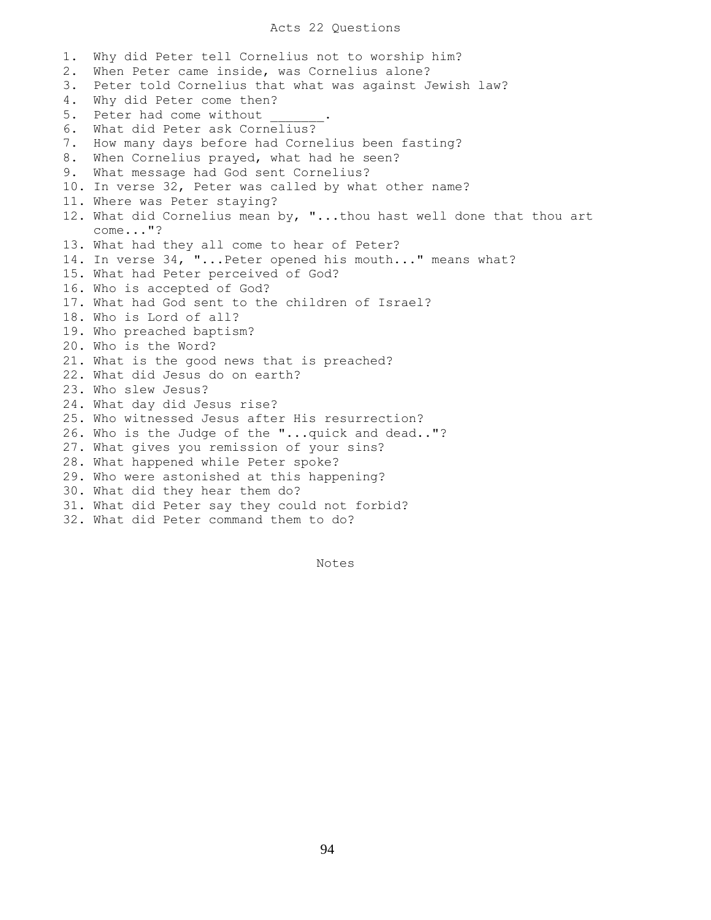# Acts 22 Questions

1. Why did Peter tell Cornelius not to worship him?
2. When Peter came inside, was Cornelius alone?
3. Peter told Cornelius that what was against Jewish law?
4. Why did Peter come then?
5. Peter had come without _______.
6. What did Peter ask Cornelius?
7. How many days before had Cornelius been fasting?
8. When Cornelius prayed, what had he seen?
9. What message had God sent Cornelius?
10. In verse 32, Peter was called by what other name?
11. Where was Peter staying?
12. What did Cornelius mean by, "...thou hast well done that thou art come..."?
13. What had they all come to hear of Peter?
14. In verse 34, "...Peter opened his mouth..." means what?
15. What had Peter perceived of God?
16. Who is accepted of God?
17. What had God sent to the children of Israel?
18. Who is Lord of all?
19. Who preached baptism?
20. Who is the Word?
21. What is the good news that is preached?
22. What did Jesus do on earth?
23. Who slew Jesus?
24. What day did Jesus rise?
25. Who witnessed Jesus after His resurrection?
26. Who is the Judge of the "...quick and dead.."?
27. What gives you remission of your sins?
28. What happened while Peter spoke?
29. Who were astonished at this happening?
30. What did they hear them do?
31. What did Peter say they could not forbid?
32. What did Peter command them to do?

Notes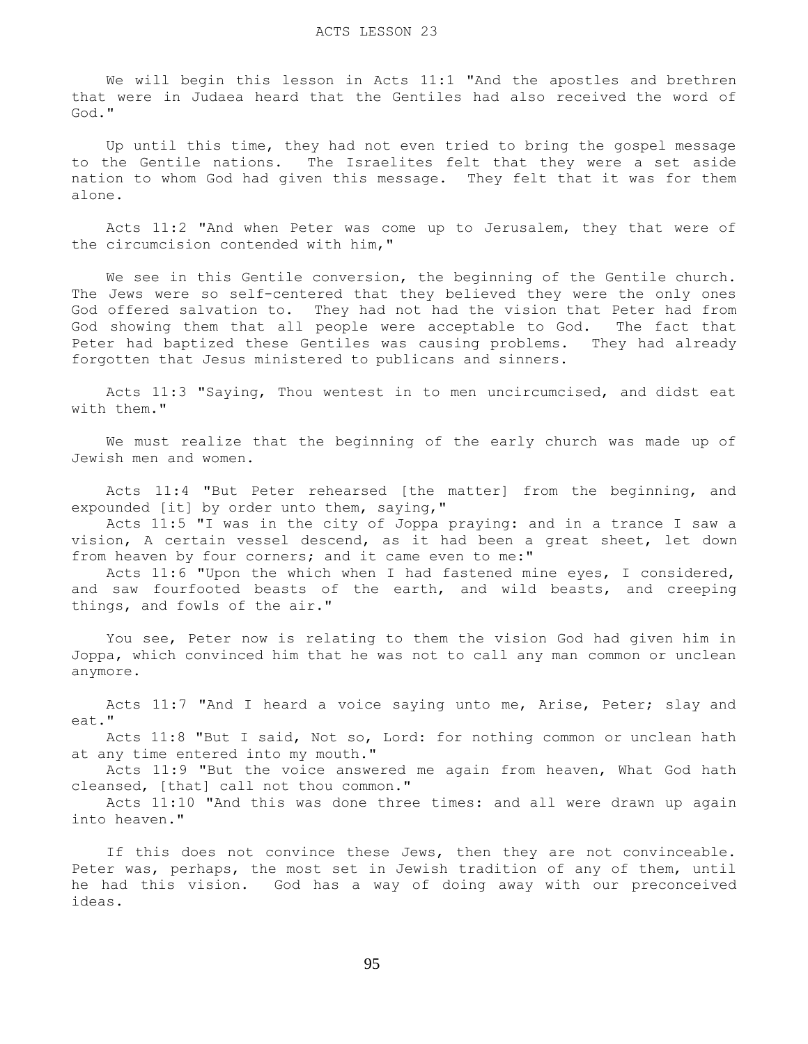# ACTS LESSON 23

We will begin this lesson in Acts 11:1 "And the apostles and brethren that were in Judaea heard that the Gentiles had also received the word of God."

Up until this time, they had not even tried to bring the gospel message to the Gentile nations. The Israelites felt that they were a set aside nation to whom God had given this message. They felt that it was for them alone.

Acts 11:2 "And when Peter was come up to Jerusalem, they that were of the circumcision contended with him,"

We see in this Gentile conversion, the beginning of the Gentile church. The Jews were so self-centered that they believed they were the only ones God offered salvation to. They had not had the vision that Peter had from God showing them that all people were acceptable to God. The fact that Peter had baptized these Gentiles was causing problems. They had already forgotten that Jesus ministered to publicans and sinners.

Acts 11:3 "Saying, Thou wentest in to men uncircumcised, and didst eat with them."

We must realize that the beginning of the early church was made up of Jewish men and women.

Acts 11:4 "But Peter rehearsed [the matter] from the beginning, and expounded [it] by order unto them, saying,"
Acts 11:5 "I was in the city of Joppa praying: and in a trance I saw a vision, A certain vessel descend, as it had been a great sheet, let down from heaven by four corners; and it came even to me:"
Acts 11:6 "Upon the which when I had fastened mine eyes, I considered, and saw fourfooted beasts of the earth, and wild beasts, and creeping things, and fowls of the air."

You see, Peter now is relating to them the vision God had given him in Joppa, which convinced him that he was not to call any man common or unclean anymore.

Acts 11:7 "And I heard a voice saying unto me, Arise, Peter; slay and eat."
Acts 11:8 "But I said, Not so, Lord: for nothing common or unclean hath at any time entered into my mouth."
Acts 11:9 "But the voice answered me again from heaven, What God hath cleansed, [that] call not thou common."
Acts 11:10 "And this was done three times: and all were drawn up again into heaven."

If this does not convince these Jews, then they are not convinceable. Peter was, perhaps, the most set in Jewish tradition of any of them, until he had this vision. God has a way of doing away with our preconceived ideas.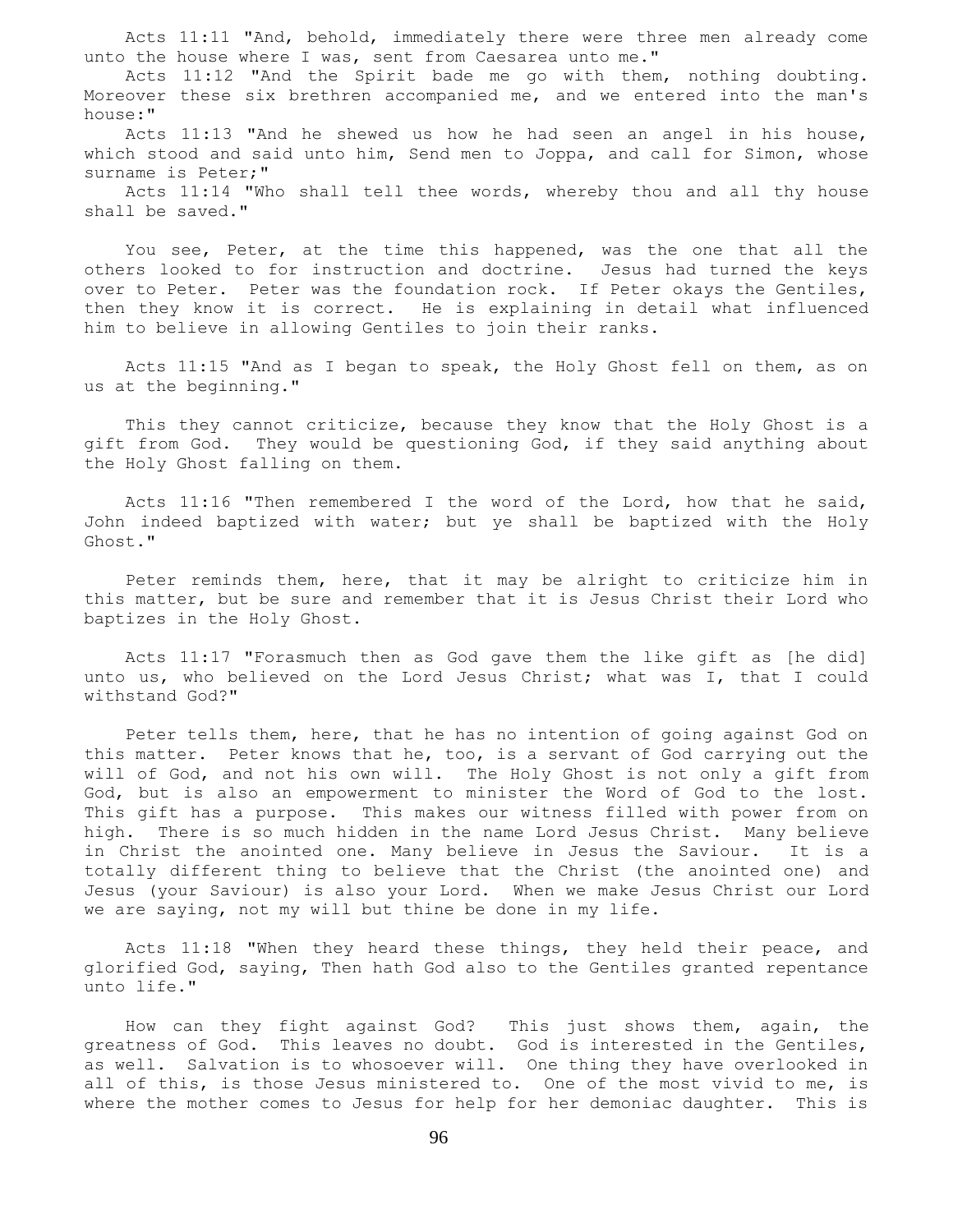Acts 11:11 "And, behold, immediately there were three men already come unto the house where I was, sent from Caesarea unto me."

Acts 11:12 "And the Spirit bade me go with them, nothing doubting. Moreover these six brethren accompanied me, and we entered into the man's house:"

Acts 11:13 "And he shewed us how he had seen an angel in his house, which stood and said unto him, Send men to Joppa, and call for Simon, whose surname is Peter;"

Acts 11:14 "Who shall tell thee words, whereby thou and all thy house shall be saved."

You see, Peter, at the time this happened, was the one that all the others looked to for instruction and doctrine. Jesus had turned the keys over to Peter. Peter was the foundation rock. If Peter okays the Gentiles, then they know it is correct. He is explaining in detail what influenced him to believe in allowing Gentiles to join their ranks.

Acts 11:15 "And as I began to speak, the Holy Ghost fell on them, as on us at the beginning."

This they cannot criticize, because they know that the Holy Ghost is a gift from God. They would be questioning God, if they said anything about the Holy Ghost falling on them.

Acts 11:16 "Then remembered I the word of the Lord, how that he said, John indeed baptized with water; but ye shall be baptized with the Holy Ghost."

Peter reminds them, here, that it may be alright to criticize him in this matter, but be sure and remember that it is Jesus Christ their Lord who baptizes in the Holy Ghost.

Acts 11:17 "Forasmuch then as God gave them the like gift as [he did] unto us, who believed on the Lord Jesus Christ; what was I, that I could withstand God?"

Peter tells them, here, that he has no intention of going against God on this matter. Peter knows that he, too, is a servant of God carrying out the will of God, and not his own will. The Holy Ghost is not only a gift from God, but is also an empowerment to minister the Word of God to the lost. This gift has a purpose. This makes our witness filled with power from on high. There is so much hidden in the name Lord Jesus Christ. Many believe in Christ the anointed one. Many believe in Jesus the Saviour. It is a totally different thing to believe that the Christ (the anointed one) and Jesus (your Saviour) is also your Lord. When we make Jesus Christ our Lord we are saying, not my will but thine be done in my life.

Acts 11:18 "When they heard these things, they held their peace, and glorified God, saying, Then hath God also to the Gentiles granted repentance unto life."

How can they fight against God? This just shows them, again, the greatness of God. This leaves no doubt. God is interested in the Gentiles, as well. Salvation is to whosoever will. One thing they have overlooked in all of this, is those Jesus ministered to. One of the most vivid to me, is where the mother comes to Jesus for help for her demoniac daughter. This is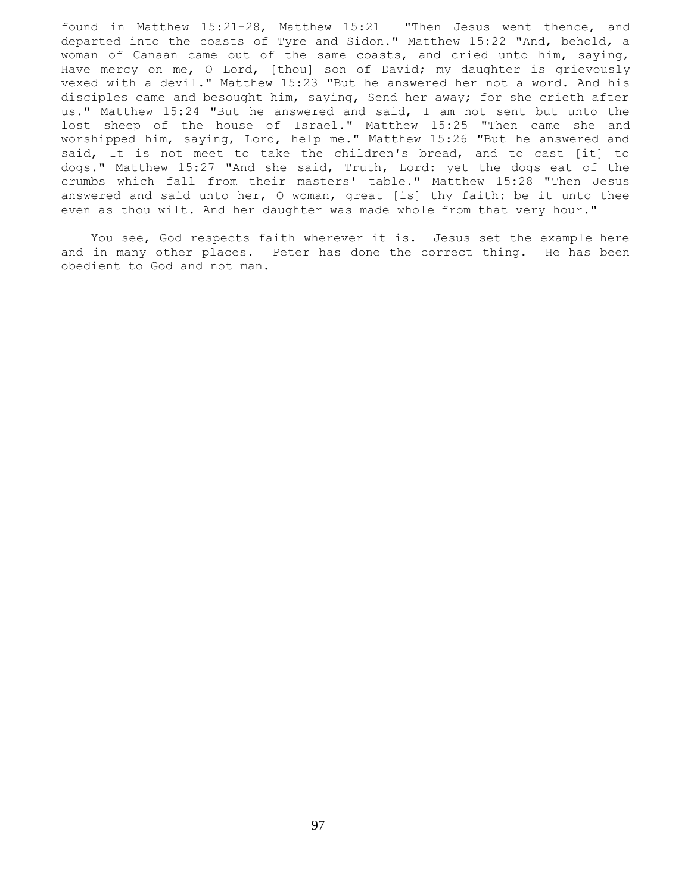found in Matthew 15:21-28, Matthew 15:21 "Then Jesus went thence, and departed into the coasts of Tyre and Sidon." Matthew 15:22 "And, behold, a woman of Canaan came out of the same coasts, and cried unto him, saying, Have mercy on me, O Lord, [thou] son of David; my daughter is grievously vexed with a devil." Matthew 15:23 "But he answered her not a word. And his disciples came and besought him, saying, Send her away; for she crieth after us." Matthew 15:24 "But he answered and said, I am not sent but unto the lost sheep of the house of Israel." Matthew 15:25 "Then came she and worshipped him, saying, Lord, help me." Matthew 15:26 "But he answered and said, It is not meet to take the children's bread, and to cast [it] to dogs." Matthew 15:27 "And she said, Truth, Lord: yet the dogs eat of the crumbs which fall from their masters' table." Matthew 15:28 "Then Jesus answered and said unto her, O woman, great [is] thy faith: be it unto thee even as thou wilt. And her daughter was made whole from that very hour."

You see, God respects faith wherever it is. Jesus set the example here and in many other places. Peter has done the correct thing. He has been obedient to God and not man.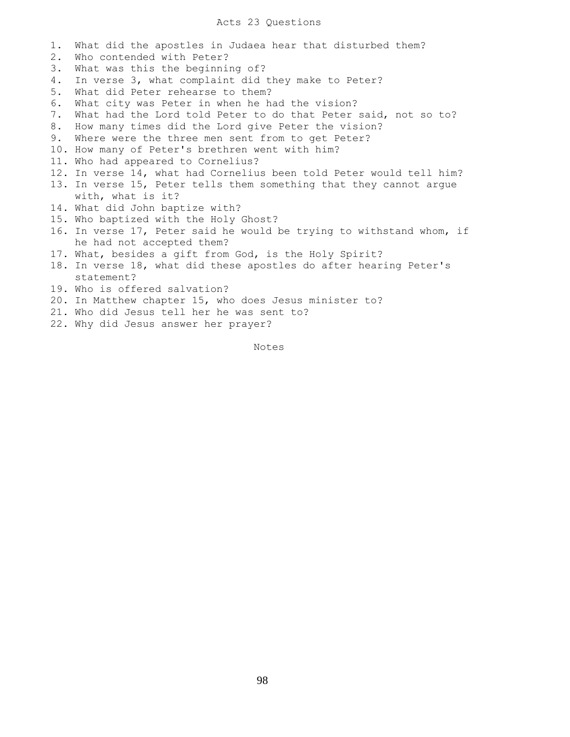# Acts 23 Questions

1. What did the apostles in Judaea hear that disturbed them?
2. Who contended with Peter?
3. What was this the beginning of?
4. In verse 3, what complaint did they make to Peter?
5. What did Peter rehearse to them?
6. What city was Peter in when he had the vision?
7. What had the Lord told Peter to do that Peter said, not so to?
8. How many times did the Lord give Peter the vision?
9. Where were the three men sent from to get Peter?
10. How many of Peter's brethren went with him?
11. Who had appeared to Cornelius?
12. In verse 14, what had Cornelius been told Peter would tell him?
13. In verse 15, Peter tells them something that they cannot argue with, what is it?
14. What did John baptize with?
15. Who baptized with the Holy Ghost?
16. In verse 17, Peter said he would be trying to withstand whom, if he had not accepted them?
17. What, besides a gift from God, is the Holy Spirit?
18. In verse 18, what did these apostles do after hearing Peter's statement?
19. Who is offered salvation?
20. In Matthew chapter 15, who does Jesus minister to?
21. Who did Jesus tell her he was sent to?
22. Why did Jesus answer her prayer?

Notes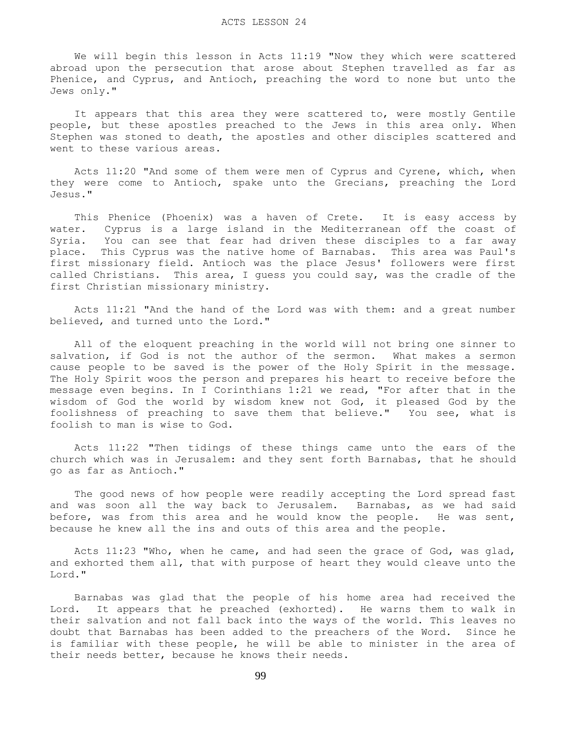# ACTS LESSON 24

We will begin this lesson in Acts 11:19 "Now they which were scattered abroad upon the persecution that arose about Stephen travelled as far as Phenice, and Cyprus, and Antioch, preaching the word to none but unto the Jews only."

It appears that this area they were scattered to, were mostly Gentile people, but these apostles preached to the Jews in this area only. When Stephen was stoned to death, the apostles and other disciples scattered and went to these various areas.

Acts 11:20 "And some of them were men of Cyprus and Cyrene, which, when they were come to Antioch, spake unto the Grecians, preaching the Lord Jesus."

This Phenice (Phoenix) was a haven of Crete. It is easy access by water. Cyprus is a large island in the Mediterranean off the coast of Syria. You can see that fear had driven these disciples to a far away place. This Cyprus was the native home of Barnabas. This area was Paul's first missionary field. Antioch was the place Jesus' followers were first called Christians. This area, I guess you could say, was the cradle of the first Christian missionary ministry.

Acts 11:21 "And the hand of the Lord was with them: and a great number believed, and turned unto the Lord."

All of the eloquent preaching in the world will not bring one sinner to salvation, if God is not the author of the sermon. What makes a sermon cause people to be saved is the power of the Holy Spirit in the message. The Holy Spirit woos the person and prepares his heart to receive before the message even begins. In I Corinthians 1:21 we read, "For after that in the wisdom of God the world by wisdom knew not God, it pleased God by the foolishness of preaching to save them that believe." You see, what is foolish to man is wise to God.

Acts 11:22 "Then tidings of these things came unto the ears of the church which was in Jerusalem: and they sent forth Barnabas, that he should go as far as Antioch."

The good news of how people were readily accepting the Lord spread fast and was soon all the way back to Jerusalem. Barnabas, as we had said before, was from this area and he would know the people. He was sent, because he knew all the ins and outs of this area and the people.

Acts 11:23 "Who, when he came, and had seen the grace of God, was glad, and exhorted them all, that with purpose of heart they would cleave unto the Lord."

Barnabas was glad that the people of his home area had received the Lord. It appears that he preached (exhorted). He warns them to walk in their salvation and not fall back into the ways of the world. This leaves no doubt that Barnabas has been added to the preachers of the Word. Since he is familiar with these people, he will be able to minister in the area of their needs better, because he knows their needs.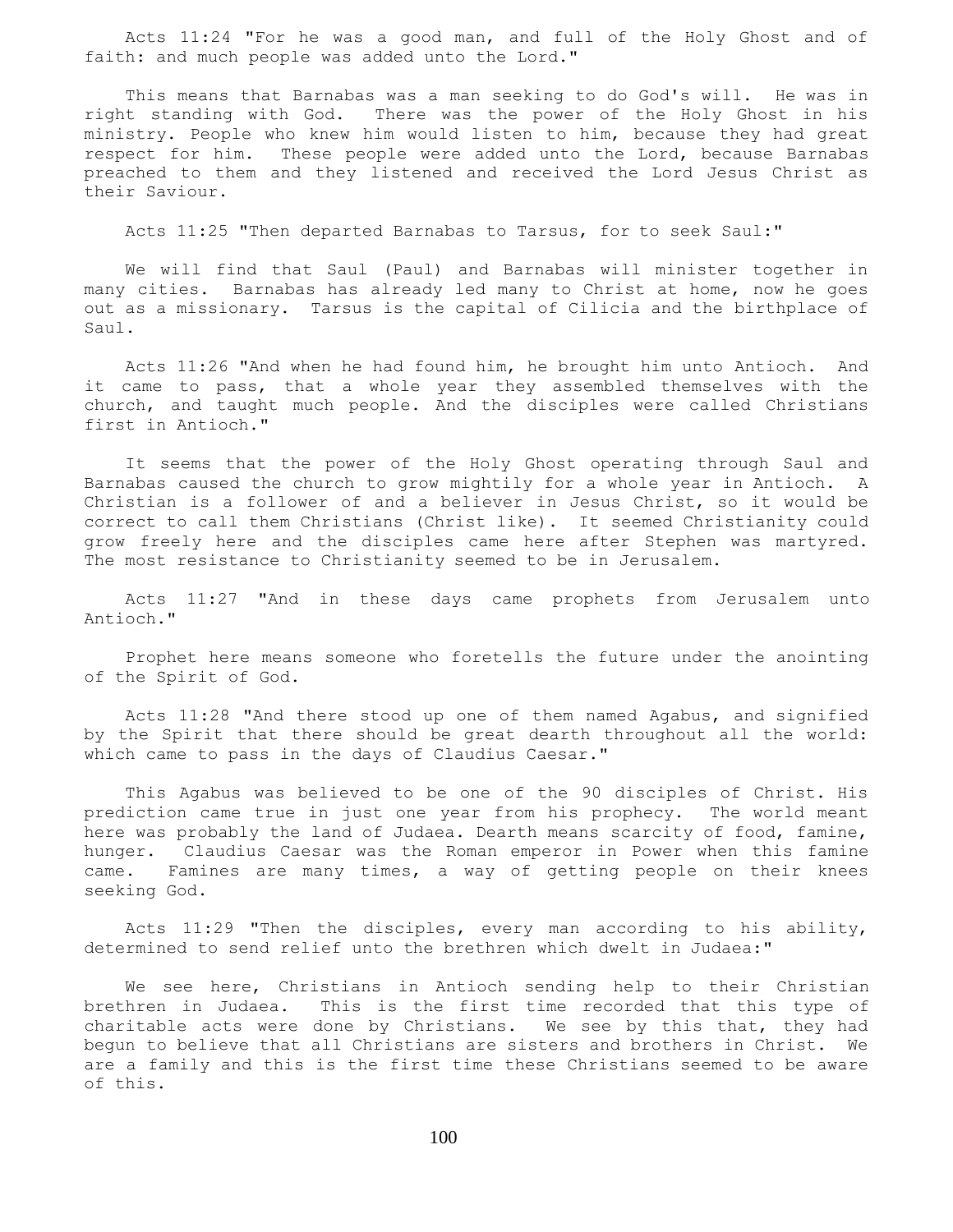Acts 11:24 "For he was a good man, and full of the Holy Ghost and of faith: and much people was added unto the Lord."

This means that Barnabas was a man seeking to do God's will. He was in right standing with God. There was the power of the Holy Ghost in his ministry. People who knew him would listen to him, because they had great respect for him. These people were added unto the Lord, because Barnabas preached to them and they listened and received the Lord Jesus Christ as their Saviour.

Acts 11:25 "Then departed Barnabas to Tarsus, for to seek Saul:"

We will find that Saul (Paul) and Barnabas will minister together in many cities. Barnabas has already led many to Christ at home, now he goes out as a missionary. Tarsus is the capital of Cilicia and the birthplace of Saul.

Acts 11:26 "And when he had found him, he brought him unto Antioch. And it came to pass, that a whole year they assembled themselves with the church, and taught much people. And the disciples were called Christians first in Antioch."

It seems that the power of the Holy Ghost operating through Saul and Barnabas caused the church to grow mightily for a whole year in Antioch. A Christian is a follower of and a believer in Jesus Christ, so it would be correct to call them Christians (Christ like). It seemed Christianity could grow freely here and the disciples came here after Stephen was martyred. The most resistance to Christianity seemed to be in Jerusalem.

Acts 11:27 "And in these days came prophets from Jerusalem unto Antioch."

Prophet here means someone who foretells the future under the anointing of the Spirit of God.

Acts 11:28 "And there stood up one of them named Agabus, and signified by the Spirit that there should be great dearth throughout all the world: which came to pass in the days of Claudius Caesar."

This Agabus was believed to be one of the 90 disciples of Christ. His prediction came true in just one year from his prophecy. The world meant here was probably the land of Judaea. Dearth means scarcity of food, famine, hunger. Claudius Caesar was the Roman emperor in Power when this famine came. Famines are many times, a way of getting people on their knees seeking God.

Acts 11:29 "Then the disciples, every man according to his ability, determined to send relief unto the brethren which dwelt in Judaea:"

We see here, Christians in Antioch sending help to their Christian brethren in Judaea. This is the first time recorded that this type of charitable acts were done by Christians. We see by this that, they had begun to believe that all Christians are sisters and brothers in Christ. We are a family and this is the first time these Christians seemed to be aware of this.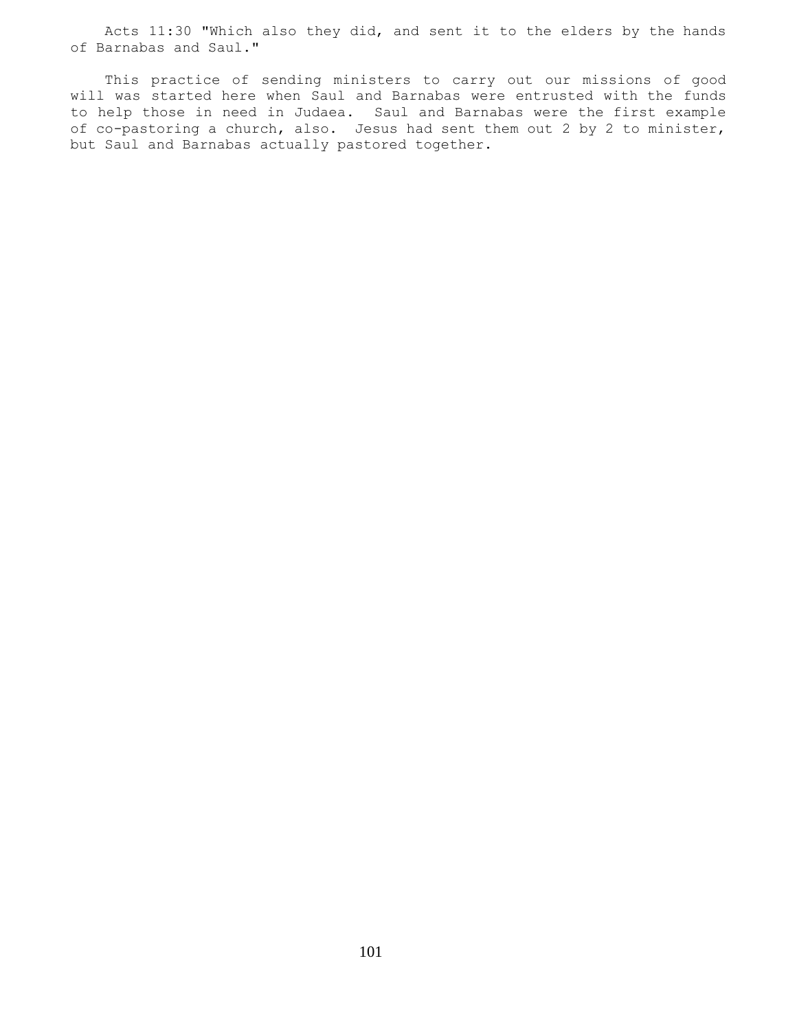Acts 11:30 "Which also they did, and sent it to the elders by the hands of Barnabas and Saul."

This practice of sending ministers to carry out our missions of good will was started here when Saul and Barnabas were entrusted with the funds to help those in need in Judaea. Saul and Barnabas were the first example of co-pastoring a church, also. Jesus had sent them out 2 by 2 to minister, but Saul and Barnabas actually pastored together.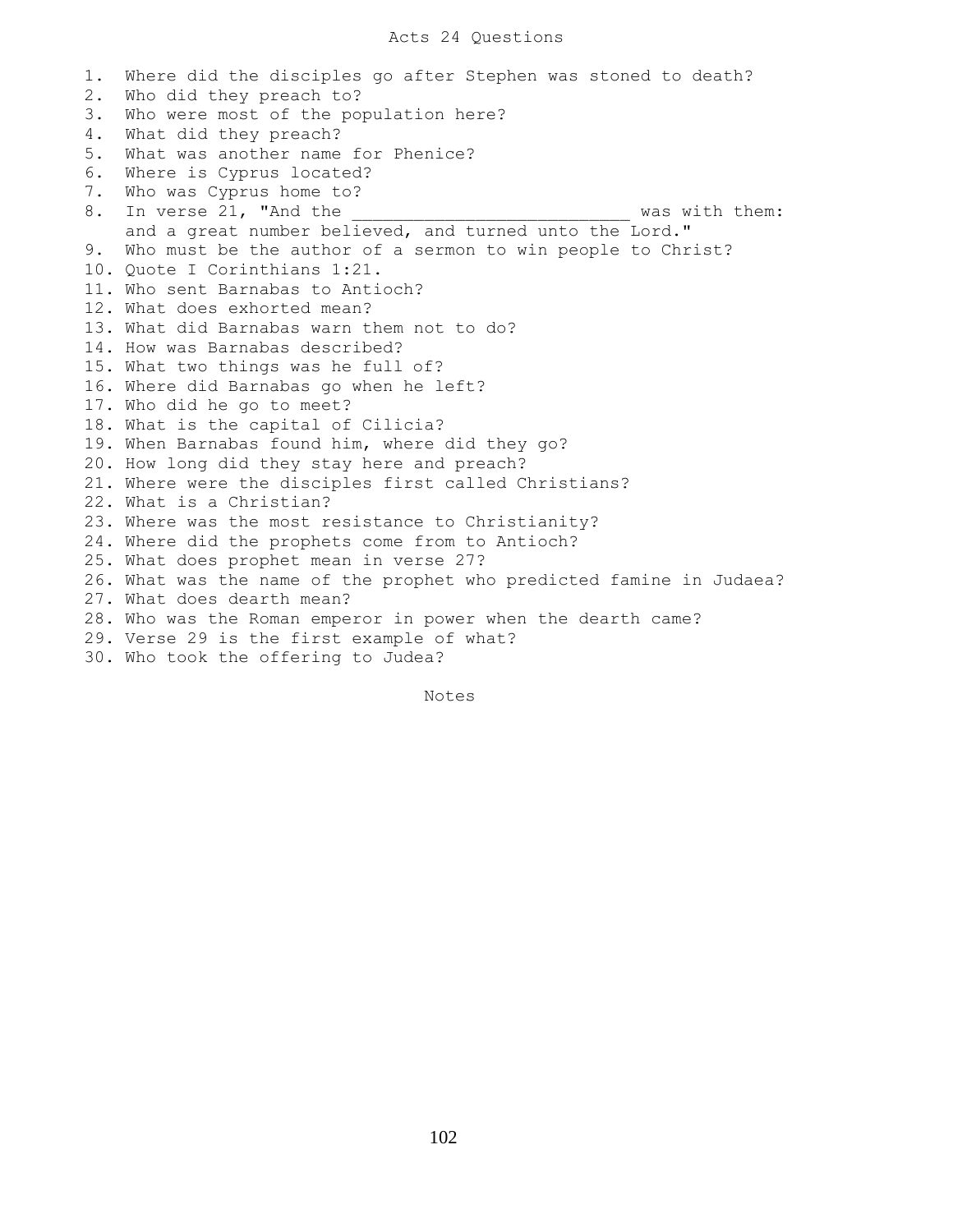# Acts 24 Questions

1. Where did the disciples go after Stephen was stoned to death?
2. Who did they preach to?
3. Who were most of the population here?
4. What did they preach?
5. What was another name for Phenice?
6. Where is Cyprus located?
7. Who was Cyprus home to?
8. In verse 21, "And the ___________________________ was with them: and a great number believed, and turned unto the Lord."
9. Who must be the author of a sermon to win people to Christ?
10. Quote I Corinthians 1:21.
11. Who sent Barnabas to Antioch?
12. What does exhorted mean?
13. What did Barnabas warn them not to do?
14. How was Barnabas described?
15. What two things was he full of?
16. Where did Barnabas go when he left?
17. Who did he go to meet?
18. What is the capital of Cilicia?
19. When Barnabas found him, where did they go?
20. How long did they stay here and preach?
21. Where were the disciples first called Christians?
22. What is a Christian?
23. Where was the most resistance to Christianity?
24. Where did the prophets come from to Antioch?
25. What does prophet mean in verse 27?
26. What was the name of the prophet who predicted famine in Judaea?
27. What does dearth mean?
28. Who was the Roman emperor in power when the dearth came?
29. Verse 29 is the first example of what?
30. Who took the offering to Judea?

Notes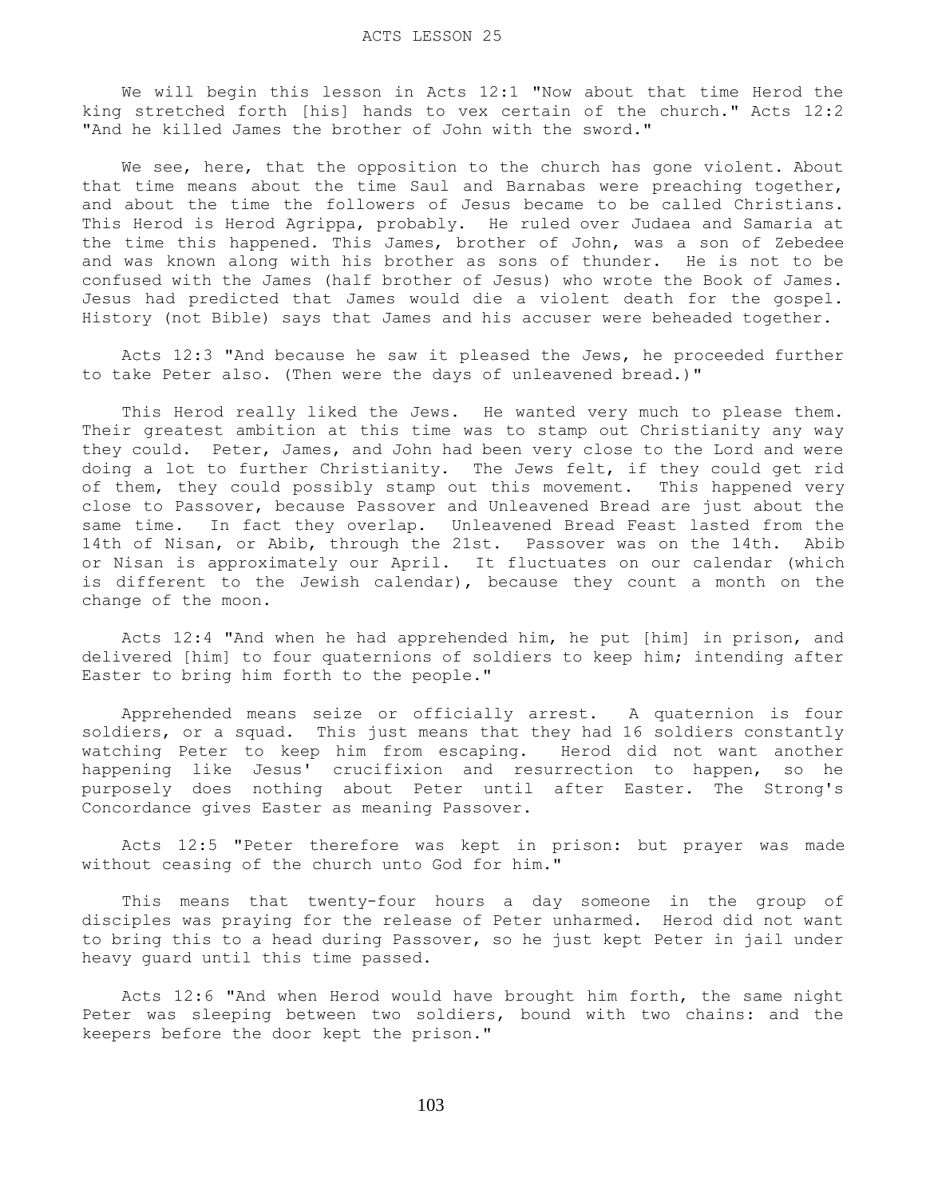# ACTS LESSON 25

We will begin this lesson in Acts 12:1 "Now about that time Herod the king stretched forth [his] hands to vex certain of the church." Acts 12:2 "And he killed James the brother of John with the sword."

We see, here, that the opposition to the church has gone violent. About that time means about the time Saul and Barnabas were preaching together, and about the time the followers of Jesus became to be called Christians. This Herod is Herod Agrippa, probably. He ruled over Judaea and Samaria at the time this happened. This James, brother of John, was a son of Zebedee and was known along with his brother as sons of thunder. He is not to be confused with the James (half brother of Jesus) who wrote the Book of James. Jesus had predicted that James would die a violent death for the gospel. History (not Bible) says that James and his accuser were beheaded together.

Acts 12:3 "And because he saw it pleased the Jews, he proceeded further to take Peter also. (Then were the days of unleavened bread.)"

This Herod really liked the Jews. He wanted very much to please them. Their greatest ambition at this time was to stamp out Christianity any way they could. Peter, James, and John had been very close to the Lord and were doing a lot to further Christianity. The Jews felt, if they could get rid of them, they could possibly stamp out this movement. This happened very close to Passover, because Passover and Unleavened Bread are just about the same time. In fact they overlap. Unleavened Bread Feast lasted from the 14th of Nisan, or Abib, through the 21st. Passover was on the 14th. Abib or Nisan is approximately our April. It fluctuates on our calendar (which is different to the Jewish calendar), because they count a month on the change of the moon.

Acts 12:4 "And when he had apprehended him, he put [him] in prison, and delivered [him] to four quaternions of soldiers to keep him; intending after Easter to bring him forth to the people."

Apprehended means seize or officially arrest. A quaternion is four soldiers, or a squad. This just means that they had 16 soldiers constantly watching Peter to keep him from escaping. Herod did not want another happening like Jesus' crucifixion and resurrection to happen, so he purposely does nothing about Peter until after Easter. The Strong's Concordance gives Easter as meaning Passover.

Acts 12:5 "Peter therefore was kept in prison: but prayer was made without ceasing of the church unto God for him."

This means that twenty-four hours a day someone in the group of disciples was praying for the release of Peter unharmed. Herod did not want to bring this to a head during Passover, so he just kept Peter in jail under heavy guard until this time passed.

Acts 12:6 "And when Herod would have brought him forth, the same night Peter was sleeping between two soldiers, bound with two chains: and the keepers before the door kept the prison."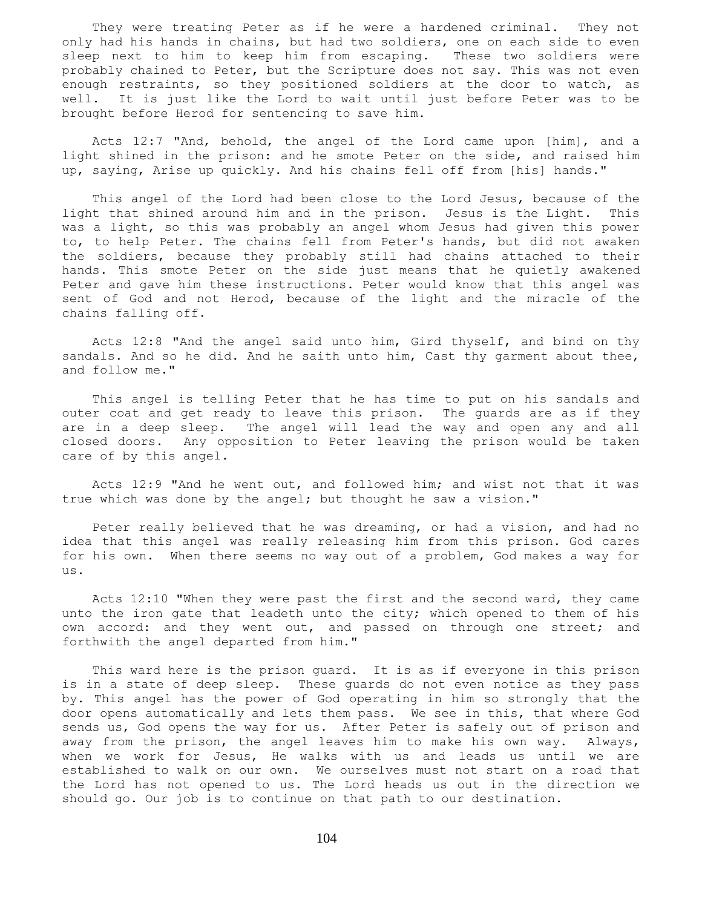They were treating Peter as if he were a hardened criminal. They not only had his hands in chains, but had two soldiers, one on each side to even sleep next to him to keep him from escaping. These two soldiers were probably chained to Peter, but the Scripture does not say. This was not even enough restraints, so they positioned soldiers at the door to watch, as well. It is just like the Lord to wait until just before Peter was to be brought before Herod for sentencing to save him.

Acts 12:7 "And, behold, the angel of the Lord came upon [him], and a light shined in the prison: and he smote Peter on the side, and raised him up, saying, Arise up quickly. And his chains fell off from [his] hands."

This angel of the Lord had been close to the Lord Jesus, because of the light that shined around him and in the prison. Jesus is the Light. This was a light, so this was probably an angel whom Jesus had given this power to, to help Peter. The chains fell from Peter's hands, but did not awaken the soldiers, because they probably still had chains attached to their hands. This smote Peter on the side just means that he quietly awakened Peter and gave him these instructions. Peter would know that this angel was sent of God and not Herod, because of the light and the miracle of the chains falling off.

Acts 12:8 "And the angel said unto him, Gird thyself, and bind on thy sandals. And so he did. And he saith unto him, Cast thy garment about thee, and follow me."

This angel is telling Peter that he has time to put on his sandals and outer coat and get ready to leave this prison. The guards are as if they are in a deep sleep. The angel will lead the way and open any and all closed doors. Any opposition to Peter leaving the prison would be taken care of by this angel.

Acts 12:9 "And he went out, and followed him; and wist not that it was true which was done by the angel; but thought he saw a vision."

Peter really believed that he was dreaming, or had a vision, and had no idea that this angel was really releasing him from this prison. God cares for his own. When there seems no way out of a problem, God makes a way for us.

Acts 12:10 "When they were past the first and the second ward, they came unto the iron gate that leadeth unto the city; which opened to them of his own accord: and they went out, and passed on through one street; and forthwith the angel departed from him."

This ward here is the prison guard. It is as if everyone in this prison is in a state of deep sleep. These guards do not even notice as they pass by. This angel has the power of God operating in him so strongly that the door opens automatically and lets them pass. We see in this, that where God sends us, God opens the way for us. After Peter is safely out of prison and away from the prison, the angel leaves him to make his own way. Always, when we work for Jesus, He walks with us and leads us until we are established to walk on our own. We ourselves must not start on a road that the Lord has not opened to us. The Lord heads us out in the direction we should go. Our job is to continue on that path to our destination.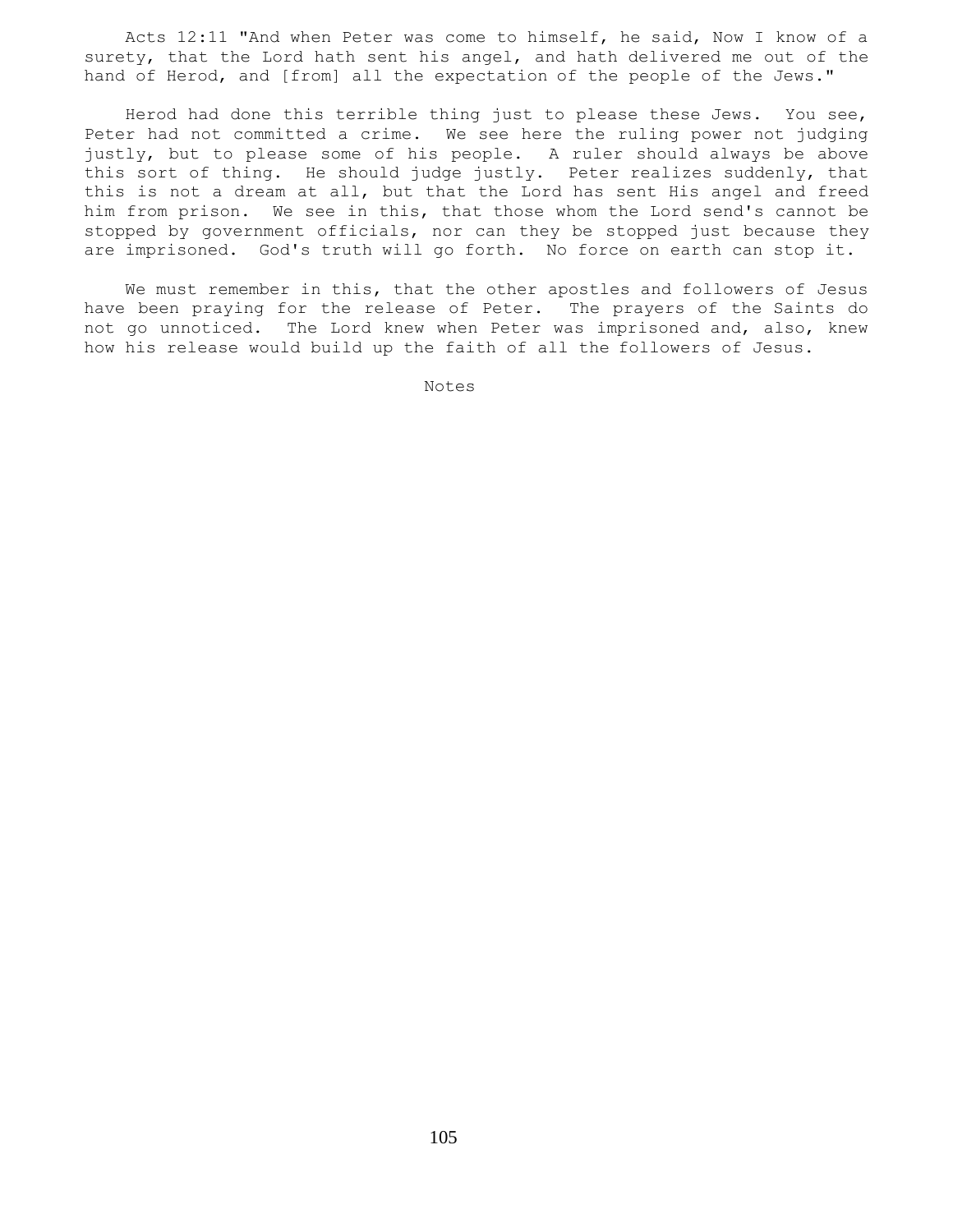Acts 12:11 "And when Peter was come to himself, he said, Now I know of a surety, that the Lord hath sent his angel, and hath delivered me out of the hand of Herod, and [from] all the expectation of the people of the Jews."

Herod had done this terrible thing just to please these Jews. You see, Peter had not committed a crime. We see here the ruling power not judging justly, but to please some of his people. A ruler should always be above this sort of thing. He should judge justly. Peter realizes suddenly, that this is not a dream at all, but that the Lord has sent His angel and freed him from prison. We see in this, that those whom the Lord send's cannot be stopped by government officials, nor can they be stopped just because they are imprisoned. God's truth will go forth. No force on earth can stop it.

We must remember in this, that the other apostles and followers of Jesus have been praying for the release of Peter. The prayers of the Saints do not go unnoticed. The Lord knew when Peter was imprisoned and, also, knew how his release would build up the faith of all the followers of Jesus.

Notes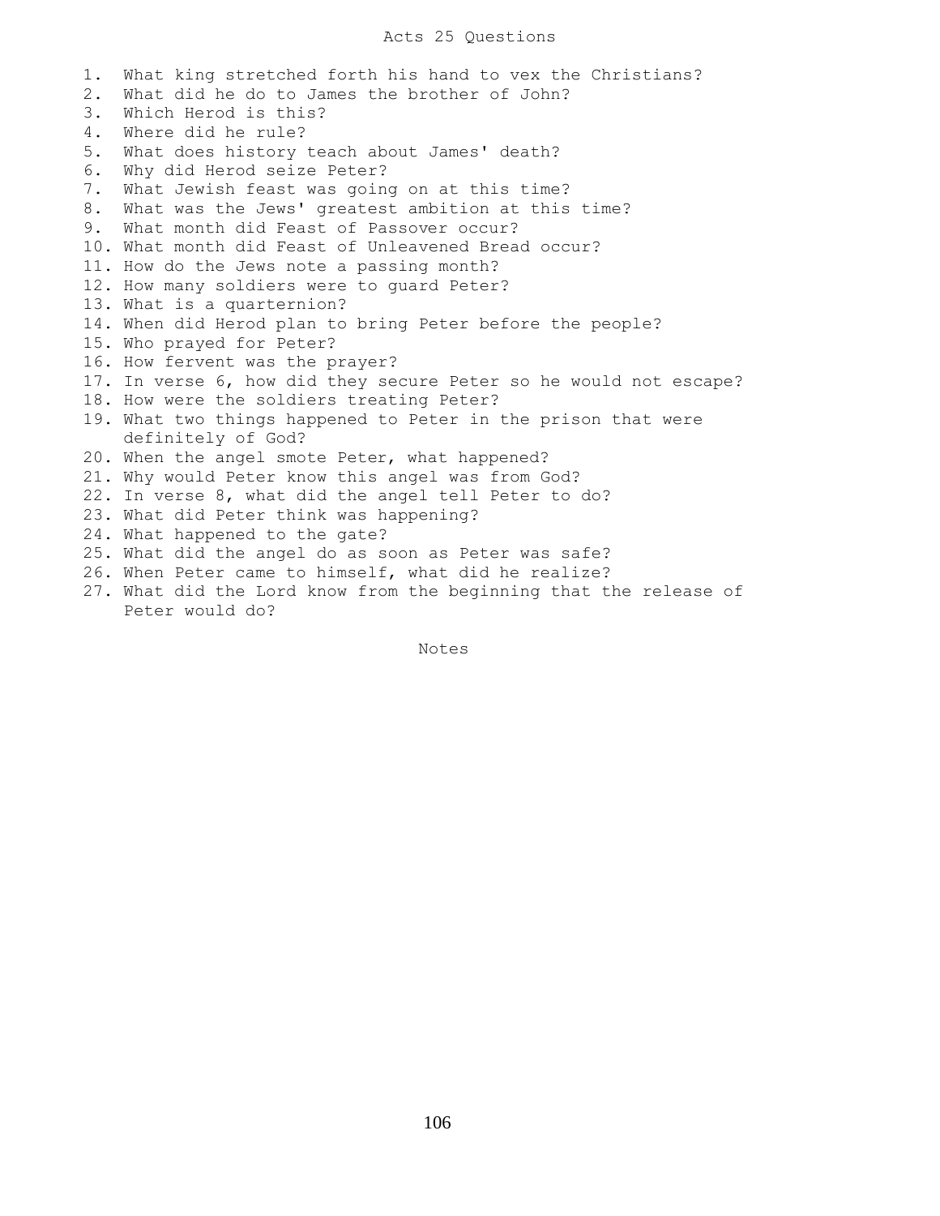# Acts 25 Questions

1. What king stretched forth his hand to vex the Christians?
2. What did he do to James the brother of John?
3. Which Herod is this?
4. Where did he rule?
5. What does history teach about James' death?
6. Why did Herod seize Peter?
7. What Jewish feast was going on at this time?
8. What was the Jews' greatest ambition at this time?
9. What month did Feast of Passover occur?
10. What month did Feast of Unleavened Bread occur?
11. How do the Jews note a passing month?
12. How many soldiers were to guard Peter?
13. What is a quarternion?
14. When did Herod plan to bring Peter before the people?
15. Who prayed for Peter?
16. How fervent was the prayer?
17. In verse 6, how did they secure Peter so he would not escape?
18. How were the soldiers treating Peter?
19. What two things happened to Peter in the prison that were definitely of God?
20. When the angel smote Peter, what happened?
21. Why would Peter know this angel was from God?
22. In verse 8, what did the angel tell Peter to do?
23. What did Peter think was happening?
24. What happened to the gate?
25. What did the angel do as soon as Peter was safe?
26. When Peter came to himself, what did he realize?
27. What did the Lord know from the beginning that the release of Peter would do?

Notes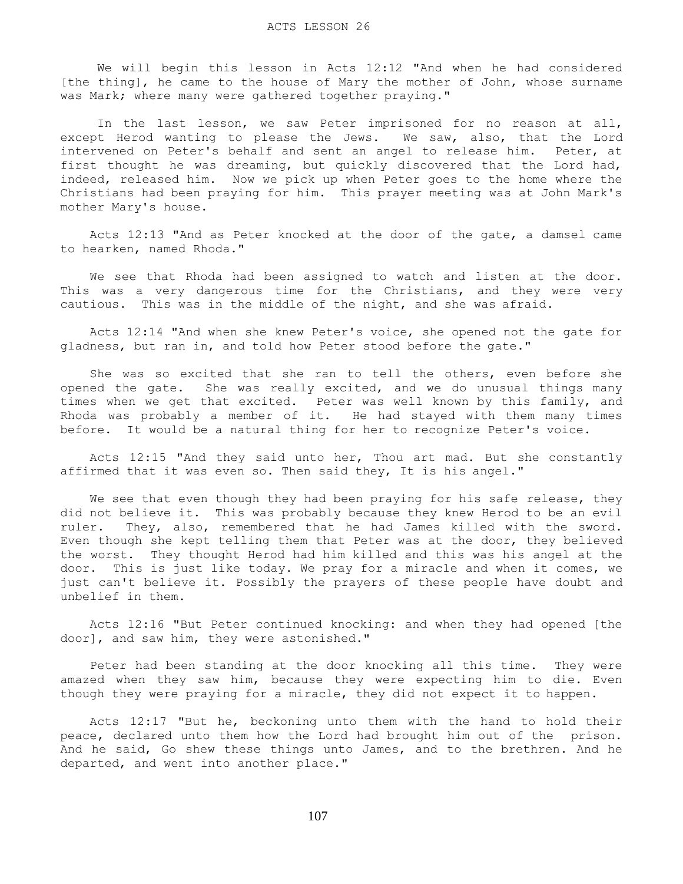# ACTS LESSON 26

We will begin this lesson in Acts 12:12 "And when he had considered [the thing], he came to the house of Mary the mother of John, whose surname was Mark; where many were gathered together praying."

In the last lesson, we saw Peter imprisoned for no reason at all, except Herod wanting to please the Jews. We saw, also, that the Lord intervened on Peter's behalf and sent an angel to release him. Peter, at first thought he was dreaming, but quickly discovered that the Lord had, indeed, released him. Now we pick up when Peter goes to the home where the Christians had been praying for him. This prayer meeting was at John Mark's mother Mary's house.

Acts 12:13 "And as Peter knocked at the door of the gate, a damsel came to hearken, named Rhoda."

We see that Rhoda had been assigned to watch and listen at the door. This was a very dangerous time for the Christians, and they were very cautious. This was in the middle of the night, and she was afraid.

Acts 12:14 "And when she knew Peter's voice, she opened not the gate for gladness, but ran in, and told how Peter stood before the gate."

She was so excited that she ran to tell the others, even before she opened the gate. She was really excited, and we do unusual things many times when we get that excited. Peter was well known by this family, and Rhoda was probably a member of it. He had stayed with them many times before. It would be a natural thing for her to recognize Peter's voice.

Acts 12:15 "And they said unto her, Thou art mad. But she constantly affirmed that it was even so. Then said they, It is his angel."

We see that even though they had been praying for his safe release, they did not believe it. This was probably because they knew Herod to be an evil ruler. They, also, remembered that he had James killed with the sword. Even though she kept telling them that Peter was at the door, they believed the worst. They thought Herod had him killed and this was his angel at the door. This is just like today. We pray for a miracle and when it comes, we just can't believe it. Possibly the prayers of these people have doubt and unbelief in them.

Acts 12:16 "But Peter continued knocking: and when they had opened [the door], and saw him, they were astonished."

Peter had been standing at the door knocking all this time. They were amazed when they saw him, because they were expecting him to die. Even though they were praying for a miracle, they did not expect it to happen.

Acts 12:17 "But he, beckoning unto them with the hand to hold their peace, declared unto them how the Lord had brought him out of the prison. And he said, Go shew these things unto James, and to the brethren. And he departed, and went into another place."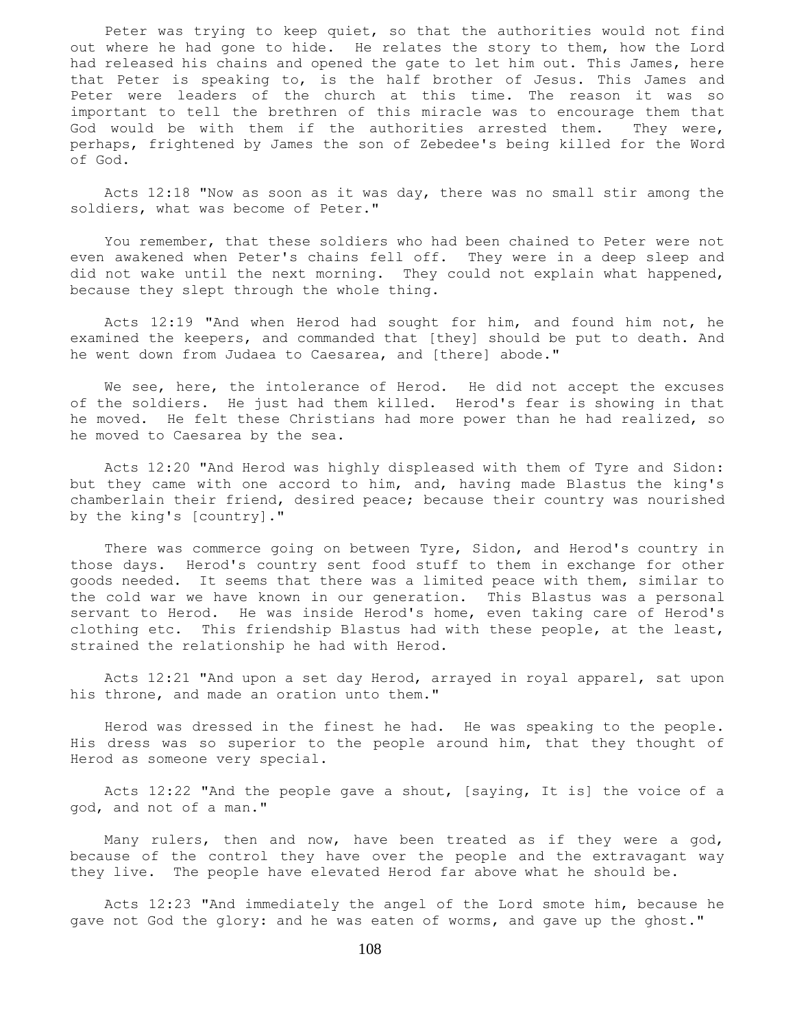Peter was trying to keep quiet, so that the authorities would not find out where he had gone to hide. He relates the story to them, how the Lord had released his chains and opened the gate to let him out. This James, here that Peter is speaking to, is the half brother of Jesus. This James and Peter were leaders of the church at this time. The reason it was so important to tell the brethren of this miracle was to encourage them that God would be with them if the authorities arrested them. They were, perhaps, frightened by James the son of Zebedee's being killed for the Word of God.

Acts 12:18 "Now as soon as it was day, there was no small stir among the soldiers, what was become of Peter."

You remember, that these soldiers who had been chained to Peter were not even awakened when Peter's chains fell off. They were in a deep sleep and did not wake until the next morning. They could not explain what happened, because they slept through the whole thing.

Acts 12:19 "And when Herod had sought for him, and found him not, he examined the keepers, and commanded that [they] should be put to death. And he went down from Judaea to Caesarea, and [there] abode."

We see, here, the intolerance of Herod. He did not accept the excuses of the soldiers. He just had them killed. Herod's fear is showing in that he moved. He felt these Christians had more power than he had realized, so he moved to Caesarea by the sea.

Acts 12:20 "And Herod was highly displeased with them of Tyre and Sidon: but they came with one accord to him, and, having made Blastus the king's chamberlain their friend, desired peace; because their country was nourished by the king's [country]."

There was commerce going on between Tyre, Sidon, and Herod's country in those days. Herod's country sent food stuff to them in exchange for other goods needed. It seems that there was a limited peace with them, similar to the cold war we have known in our generation. This Blastus was a personal servant to Herod. He was inside Herod's home, even taking care of Herod's clothing etc. This friendship Blastus had with these people, at the least, strained the relationship he had with Herod.

Acts 12:21 "And upon a set day Herod, arrayed in royal apparel, sat upon his throne, and made an oration unto them."

Herod was dressed in the finest he had. He was speaking to the people. His dress was so superior to the people around him, that they thought of Herod as someone very special.

Acts 12:22 "And the people gave a shout, [saying, It is] the voice of a god, and not of a man."

Many rulers, then and now, have been treated as if they were a god, because of the control they have over the people and the extravagant way they live. The people have elevated Herod far above what he should be.

Acts 12:23 "And immediately the angel of the Lord smote him, because he gave not God the glory: and he was eaten of worms, and gave up the ghost."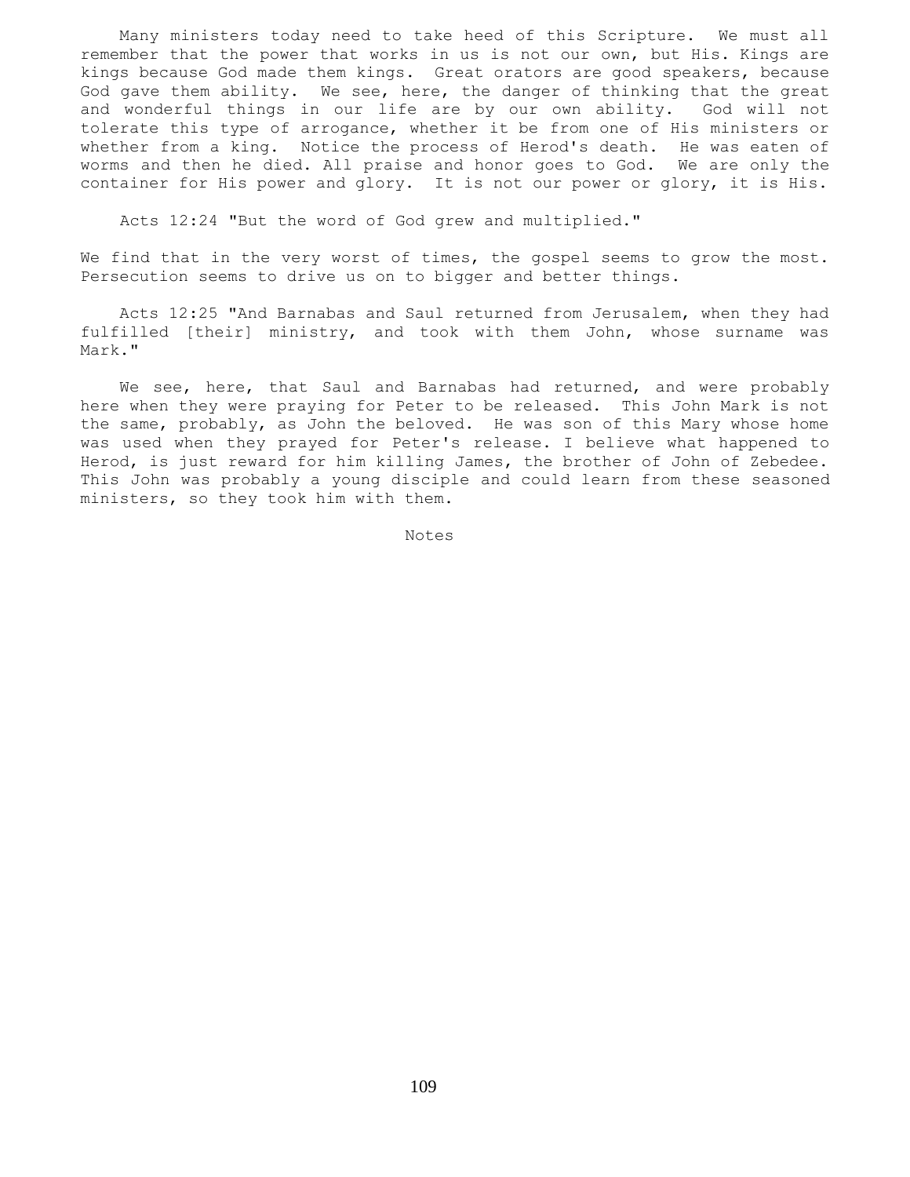Many ministers today need to take heed of this Scripture. We must all remember that the power that works in us is not our own, but His. Kings are kings because God made them kings. Great orators are good speakers, because God gave them ability. We see, here, the danger of thinking that the great and wonderful things in our life are by our own ability. God will not tolerate this type of arrogance, whether it be from one of His ministers or whether from a king. Notice the process of Herod's death. He was eaten of worms and then he died. All praise and honor goes to God. We are only the container for His power and glory. It is not our power or glory, it is His.

Acts 12:24 "But the word of God grew and multiplied."

We find that in the very worst of times, the gospel seems to grow the most. Persecution seems to drive us on to bigger and better things.

Acts 12:25 "And Barnabas and Saul returned from Jerusalem, when they had fulfilled [their] ministry, and took with them John, whose surname was Mark."

We see, here, that Saul and Barnabas had returned, and were probably here when they were praying for Peter to be released. This John Mark is not the same, probably, as John the beloved. He was son of this Mary whose home was used when they prayed for Peter's release. I believe what happened to Herod, is just reward for him killing James, the brother of John of Zebedee. This John was probably a young disciple and could learn from these seasoned ministers, so they took him with them.

Notes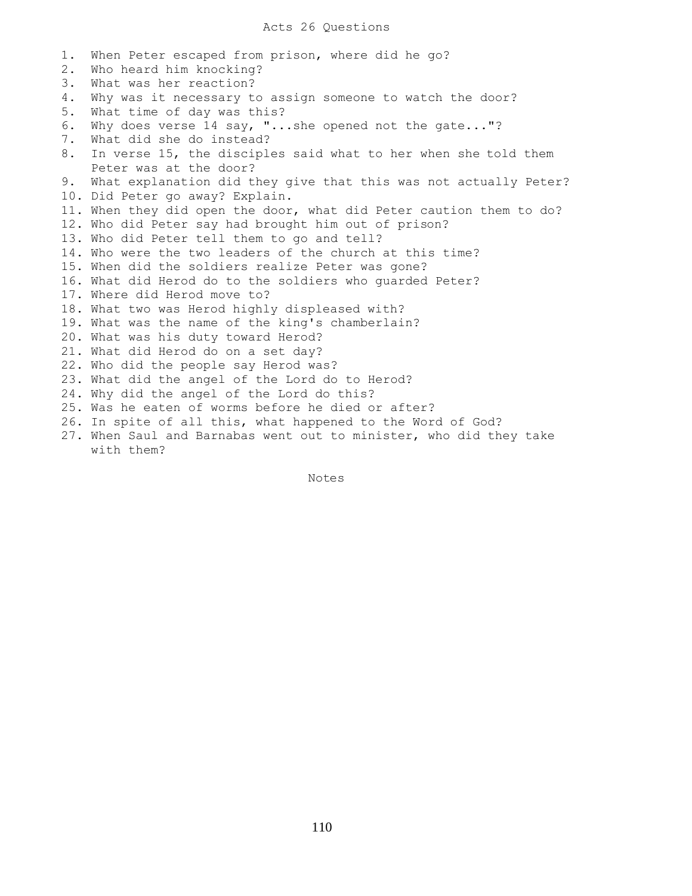# Acts 26 Questions

1. When Peter escaped from prison, where did he go?
2. Who heard him knocking?
3. What was her reaction?
4. Why was it necessary to assign someone to watch the door?
5. What time of day was this?
6. Why does verse 14 say, "...she opened not the gate..."?
7. What did she do instead?
8. In verse 15, the disciples said what to her when she told them Peter was at the door?
9. What explanation did they give that this was not actually Peter?
10. Did Peter go away? Explain.
11. When they did open the door, what did Peter caution them to do?
12. Who did Peter say had brought him out of prison?
13. Who did Peter tell them to go and tell?
14. Who were the two leaders of the church at this time?
15. When did the soldiers realize Peter was gone?
16. What did Herod do to the soldiers who guarded Peter?
17. Where did Herod move to?
18. What two was Herod highly displeased with?
19. What was the name of the king's chamberlain?
20. What was his duty toward Herod?
21. What did Herod do on a set day?
22. Who did the people say Herod was?
23. What did the angel of the Lord do to Herod?
24. Why did the angel of the Lord do this?
25. Was he eaten of worms before he died or after?
26. In spite of all this, what happened to the Word of God?
27. When Saul and Barnabas went out to minister, who did they take with them?

Notes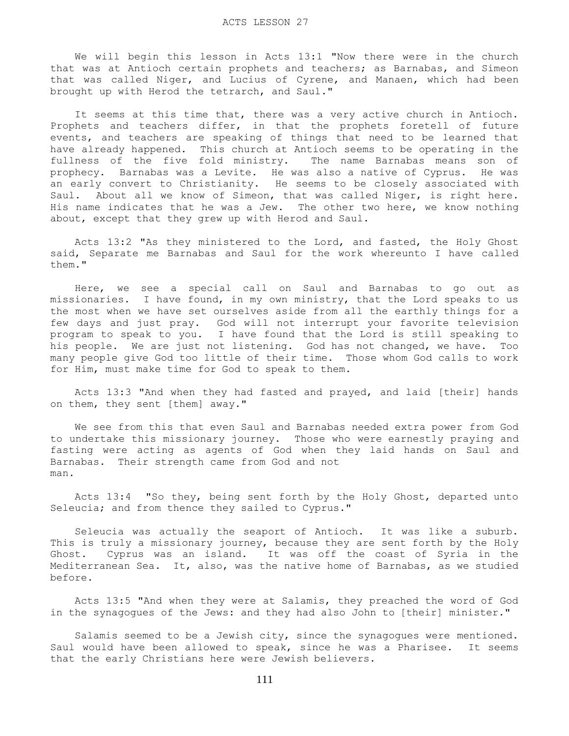ACTS LESSON 27

We will begin this lesson in Acts 13:1 "Now there were in the church that was at Antioch certain prophets and teachers; as Barnabas, and Simeon that was called Niger, and Lucius of Cyrene, and Manaen, which had been brought up with Herod the tetrarch, and Saul."

It seems at this time that, there was a very active church in Antioch. Prophets and teachers differ, in that the prophets foretell of future events, and teachers are speaking of things that need to be learned that have already happened. This church at Antioch seems to be operating in the fullness of the five fold ministry. The name Barnabas means son of prophecy. Barnabas was a Levite. He was also a native of Cyprus. He was an early convert to Christianity. He seems to be closely associated with Saul. About all we know of Simeon, that was called Niger, is right here. His name indicates that he was a Jew. The other two here, we know nothing about, except that they grew up with Herod and Saul.

Acts 13:2 "As they ministered to the Lord, and fasted, the Holy Ghost said, Separate me Barnabas and Saul for the work whereunto I have called them."

Here, we see a special call on Saul and Barnabas to go out as missionaries. I have found, in my own ministry, that the Lord speaks to us the most when we have set ourselves aside from all the earthly things for a few days and just pray. God will not interrupt your favorite television program to speak to you. I have found that the Lord is still speaking to his people. We are just not listening. God has not changed, we have. Too many people give God too little of their time. Those whom God calls to work for Him, must make time for God to speak to them.

Acts 13:3 "And when they had fasted and prayed, and laid [their] hands on them, they sent [them] away."

We see from this that even Saul and Barnabas needed extra power from God to undertake this missionary journey. Those who were earnestly praying and fasting were acting as agents of God when they laid hands on Saul and Barnabas. Their strength came from God and not man.

Acts 13:4 "So they, being sent forth by the Holy Ghost, departed unto Seleucia; and from thence they sailed to Cyprus."

Seleucia was actually the seaport of Antioch. It was like a suburb. This is truly a missionary journey, because they are sent forth by the Holy Ghost. Cyprus was an island. It was off the coast of Syria in the Mediterranean Sea. It, also, was the native home of Barnabas, as we studied before.

Acts 13:5 "And when they were at Salamis, they preached the word of God in the synagogues of the Jews: and they had also John to [their] minister."

Salamis seemed to be a Jewish city, since the synagogues were mentioned. Saul would have been allowed to speak, since he was a Pharisee. It seems that the early Christians here were Jewish believers.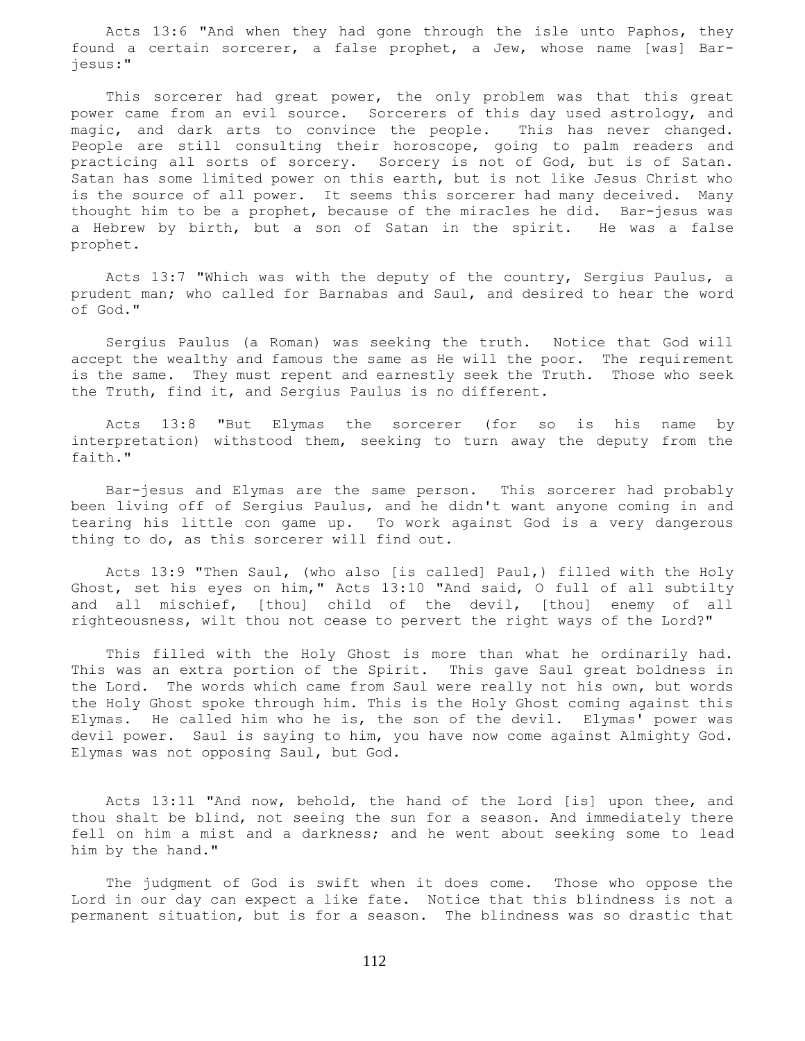Acts 13:6 "And when they had gone through the isle unto Paphos, they found a certain sorcerer, a false prophet, a Jew, whose name [was] Bar-jesus:"

This sorcerer had great power, the only problem was that this great power came from an evil source. Sorcerers of this day used astrology, and magic, and dark arts to convince the people. This has never changed. People are still consulting their horoscope, going to palm readers and practicing all sorts of sorcery. Sorcery is not of God, but is of Satan. Satan has some limited power on this earth, but is not like Jesus Christ who is the source of all power. It seems this sorcerer had many deceived. Many thought him to be a prophet, because of the miracles he did. Bar-jesus was a Hebrew by birth, but a son of Satan in the spirit. He was a false prophet.

Acts 13:7 "Which was with the deputy of the country, Sergius Paulus, a prudent man; who called for Barnabas and Saul, and desired to hear the word of God."

Sergius Paulus (a Roman) was seeking the truth. Notice that God will accept the wealthy and famous the same as He will the poor. The requirement is the same. They must repent and earnestly seek the Truth. Those who seek the Truth, find it, and Sergius Paulus is no different.

Acts 13:8 "But Elymas the sorcerer (for so is his name by interpretation) withstood them, seeking to turn away the deputy from the faith."

Bar-jesus and Elymas are the same person. This sorcerer had probably been living off of Sergius Paulus, and he didn't want anyone coming in and tearing his little con game up. To work against God is a very dangerous thing to do, as this sorcerer will find out.

Acts 13:9 "Then Saul, (who also [is called] Paul,) filled with the Holy Ghost, set his eyes on him," Acts 13:10 "And said, O full of all subtilty and all mischief, [thou] child of the devil, [thou] enemy of all righteousness, wilt thou not cease to pervert the right ways of the Lord?"

This filled with the Holy Ghost is more than what he ordinarily had. This was an extra portion of the Spirit. This gave Saul great boldness in the Lord. The words which came from Saul were really not his own, but words the Holy Ghost spoke through him. This is the Holy Ghost coming against this Elymas. He called him who he is, the son of the devil. Elymas' power was devil power. Saul is saying to him, you have now come against Almighty God. Elymas was not opposing Saul, but God.

Acts 13:11 "And now, behold, the hand of the Lord [is] upon thee, and thou shalt be blind, not seeing the sun for a season. And immediately there fell on him a mist and a darkness; and he went about seeking some to lead him by the hand."

The judgment of God is swift when it does come. Those who oppose the Lord in our day can expect a like fate. Notice that this blindness is not a permanent situation, but is for a season. The blindness was so drastic that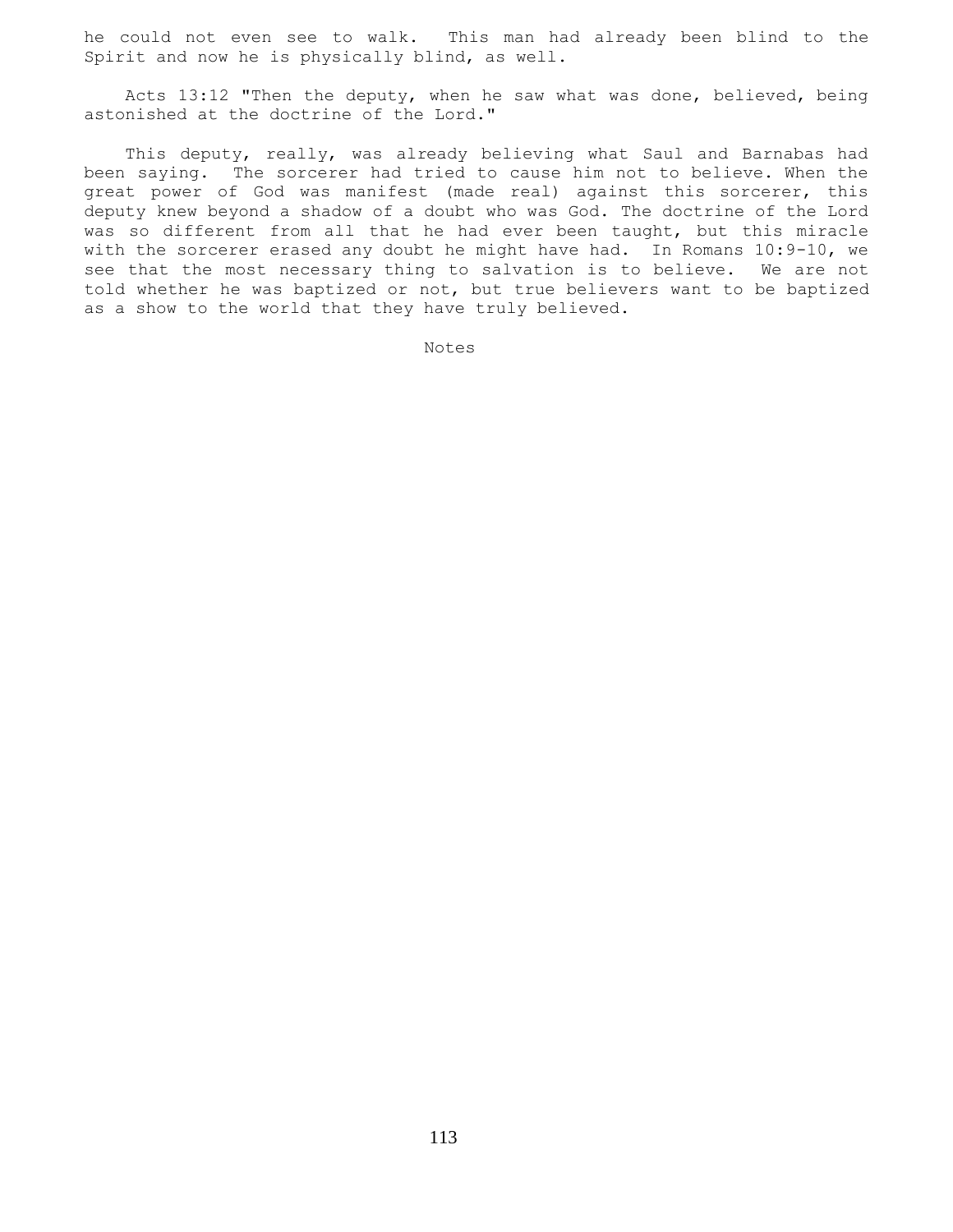he could not even see to walk. This man had already been blind to the Spirit and now he is physically blind, as well.

Acts 13:12 "Then the deputy, when he saw what was done, believed, being astonished at the doctrine of the Lord."

This deputy, really, was already believing what Saul and Barnabas had been saying. The sorcerer had tried to cause him not to believe. When the great power of God was manifest (made real) against this sorcerer, this deputy knew beyond a shadow of a doubt who was God. The doctrine of the Lord was so different from all that he had ever been taught, but this miracle with the sorcerer erased any doubt he might have had. In Romans 10:9-10, we see that the most necessary thing to salvation is to believe. We are not told whether he was baptized or not, but true believers want to be baptized as a show to the world that they have truly believed.

Notes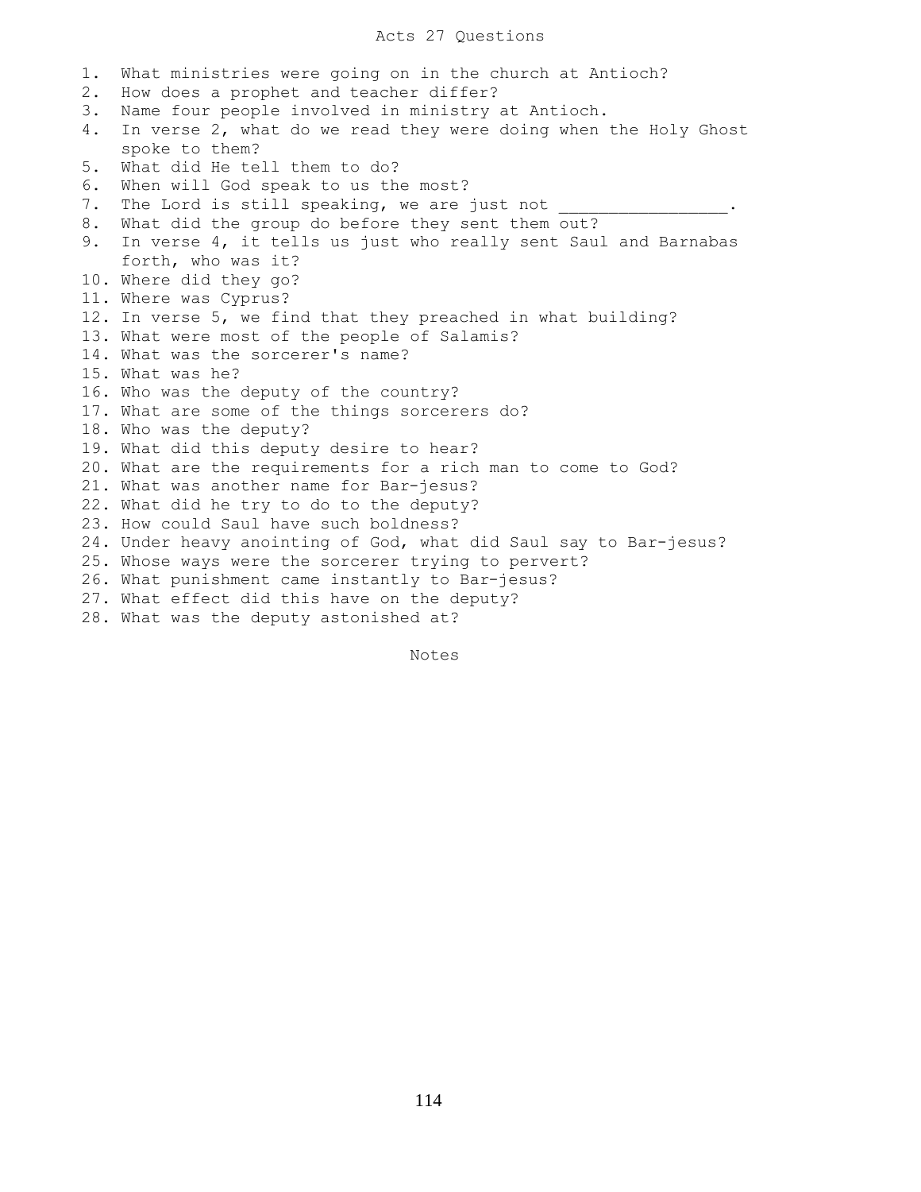# Acts 27 Questions

1. What ministries were going on in the church at Antioch?
2. How does a prophet and teacher differ?
3. Name four people involved in ministry at Antioch.
4. In verse 2, what do we read they were doing when the Holy Ghost spoke to them?
5. What did He tell them to do?
6. When will God speak to us the most?
7. The Lord is still speaking, we are just not _________________.
8. What did the group do before they sent them out?
9. In verse 4, it tells us just who really sent Saul and Barnabas forth, who was it?
10. Where did they go?
11. Where was Cyprus?
12. In verse 5, we find that they preached in what building?
13. What were most of the people of Salamis?
14. What was the sorcerer's name?
15. What was he?
16. Who was the deputy of the country?
17. What are some of the things sorcerers do?
18. Who was the deputy?
19. What did this deputy desire to hear?
20. What are the requirements for a rich man to come to God?
21. What was another name for Bar-jesus?
22. What did he try to do to the deputy?
23. How could Saul have such boldness?
24. Under heavy anointing of God, what did Saul say to Bar-jesus?
25. Whose ways were the sorcerer trying to pervert?
26. What punishment came instantly to Bar-jesus?
27. What effect did this have on the deputy?
28. What was the deputy astonished at?

Notes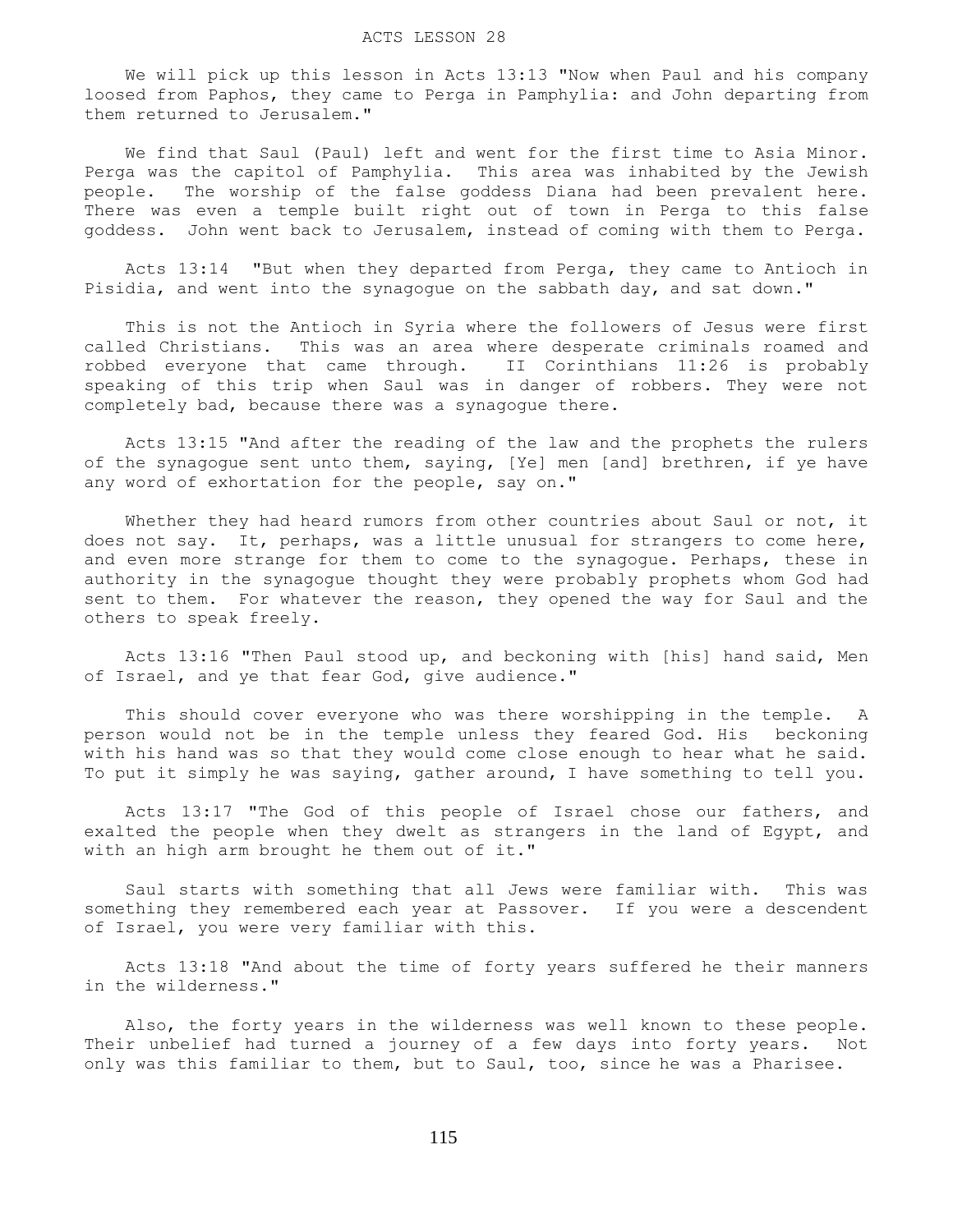# ACTS LESSON 28

We will pick up this lesson in Acts 13:13 "Now when Paul and his company loosed from Paphos, they came to Perga in Pamphylia: and John departing from them returned to Jerusalem."

We find that Saul (Paul) left and went for the first time to Asia Minor. Perga was the capitol of Pamphylia. This area was inhabited by the Jewish people. The worship of the false goddess Diana had been prevalent here. There was even a temple built right out of town in Perga to this false goddess. John went back to Jerusalem, instead of coming with them to Perga.

Acts 13:14 "But when they departed from Perga, they came to Antioch in Pisidia, and went into the synagogue on the sabbath day, and sat down."

This is not the Antioch in Syria where the followers of Jesus were first called Christians. This was an area where desperate criminals roamed and robbed everyone that came through. II Corinthians 11:26 is probably speaking of this trip when Saul was in danger of robbers. They were not completely bad, because there was a synagogue there.

Acts 13:15 "And after the reading of the law and the prophets the rulers of the synagogue sent unto them, saying, [Ye] men [and] brethren, if ye have any word of exhortation for the people, say on."

Whether they had heard rumors from other countries about Saul or not, it does not say. It, perhaps, was a little unusual for strangers to come here, and even more strange for them to come to the synagogue. Perhaps, these in authority in the synagogue thought they were probably prophets whom God had sent to them. For whatever the reason, they opened the way for Saul and the others to speak freely.

Acts 13:16 "Then Paul stood up, and beckoning with [his] hand said, Men of Israel, and ye that fear God, give audience."

This should cover everyone who was there worshipping in the temple. A person would not be in the temple unless they feared God. His beckoning with his hand was so that they would come close enough to hear what he said. To put it simply he was saying, gather around, I have something to tell you.

Acts 13:17 "The God of this people of Israel chose our fathers, and exalted the people when they dwelt as strangers in the land of Egypt, and with an high arm brought he them out of it."

Saul starts with something that all Jews were familiar with. This was something they remembered each year at Passover. If you were a descendent of Israel, you were very familiar with this.

Acts 13:18 "And about the time of forty years suffered he their manners in the wilderness."

Also, the forty years in the wilderness was well known to these people. Their unbelief had turned a journey of a few days into forty years. Not only was this familiar to them, but to Saul, too, since he was a Pharisee.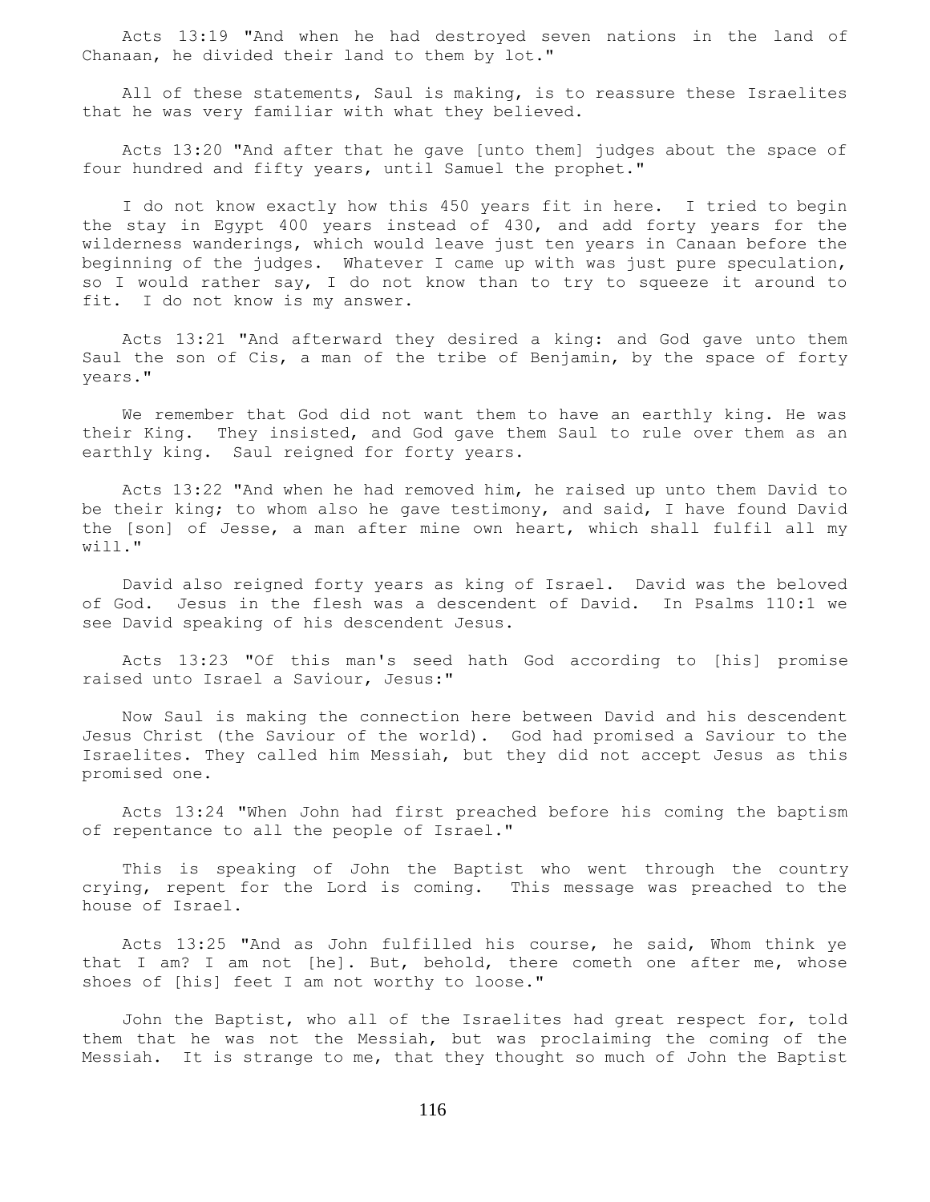Acts 13:19 "And when he had destroyed seven nations in the land of Chanaan, he divided their land to them by lot."

All of these statements, Saul is making, is to reassure these Israelites that he was very familiar with what they believed.

Acts 13:20 "And after that he gave [unto them] judges about the space of four hundred and fifty years, until Samuel the prophet."

I do not know exactly how this 450 years fit in here. I tried to begin the stay in Egypt 400 years instead of 430, and add forty years for the wilderness wanderings, which would leave just ten years in Canaan before the beginning of the judges. Whatever I came up with was just pure speculation, so I would rather say, I do not know than to try to squeeze it around to fit. I do not know is my answer.

Acts 13:21 "And afterward they desired a king: and God gave unto them Saul the son of Cis, a man of the tribe of Benjamin, by the space of forty years."

We remember that God did not want them to have an earthly king. He was their King. They insisted, and God gave them Saul to rule over them as an earthly king. Saul reigned for forty years.

Acts 13:22 "And when he had removed him, he raised up unto them David to be their king; to whom also he gave testimony, and said, I have found David the [son] of Jesse, a man after mine own heart, which shall fulfil all my will."

David also reigned forty years as king of Israel. David was the beloved of God. Jesus in the flesh was a descendent of David. In Psalms 110:1 we see David speaking of his descendent Jesus.

Acts 13:23 "Of this man's seed hath God according to [his] promise raised unto Israel a Saviour, Jesus:"

Now Saul is making the connection here between David and his descendent Jesus Christ (the Saviour of the world). God had promised a Saviour to the Israelites. They called him Messiah, but they did not accept Jesus as this promised one.

Acts 13:24 "When John had first preached before his coming the baptism of repentance to all the people of Israel."

This is speaking of John the Baptist who went through the country crying, repent for the Lord is coming. This message was preached to the house of Israel.

Acts 13:25 "And as John fulfilled his course, he said, Whom think ye that I am? I am not [he]. But, behold, there cometh one after me, whose shoes of [his] feet I am not worthy to loose."

John the Baptist, who all of the Israelites had great respect for, told them that he was not the Messiah, but was proclaiming the coming of the Messiah. It is strange to me, that they thought so much of John the Baptist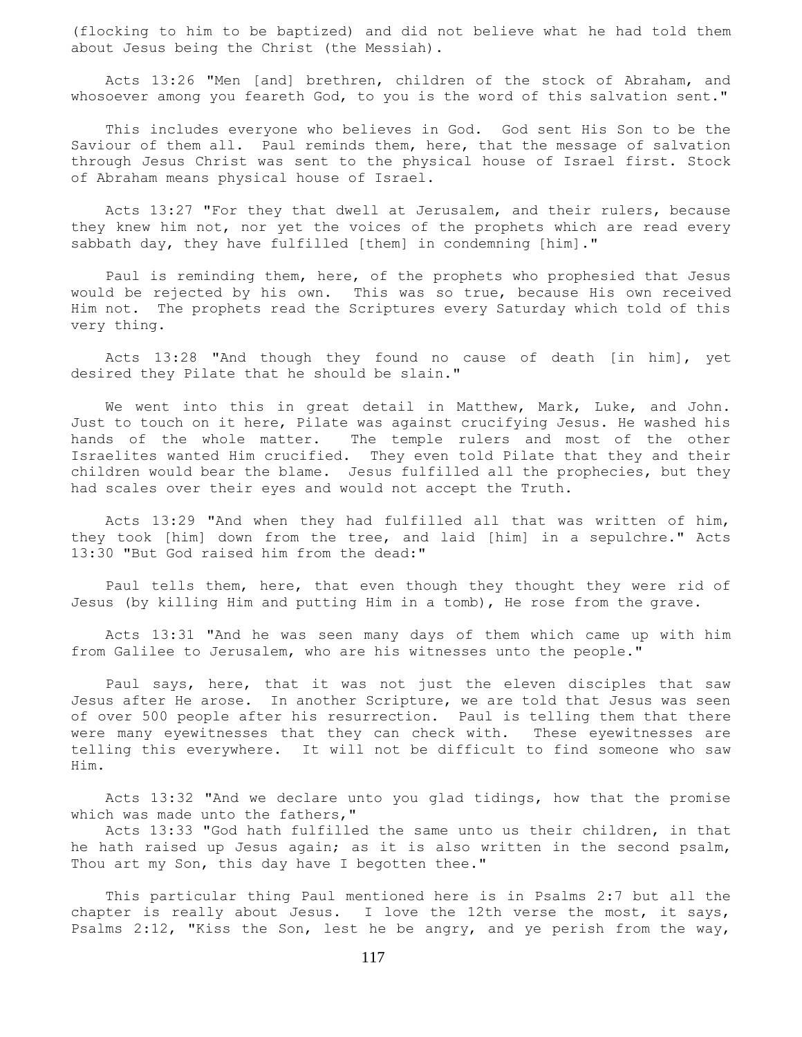(flocking to him to be baptized) and did not believe what he had told them about Jesus being the Christ (the Messiah).

Acts 13:26 "Men [and] brethren, children of the stock of Abraham, and whosoever among you feareth God, to you is the word of this salvation sent."

This includes everyone who believes in God. God sent His Son to be the Saviour of them all. Paul reminds them, here, that the message of salvation through Jesus Christ was sent to the physical house of Israel first. Stock of Abraham means physical house of Israel.

Acts 13:27 "For they that dwell at Jerusalem, and their rulers, because they knew him not, nor yet the voices of the prophets which are read every sabbath day, they have fulfilled [them] in condemning [him]."

Paul is reminding them, here, of the prophets who prophesied that Jesus would be rejected by his own. This was so true, because His own received Him not. The prophets read the Scriptures every Saturday which told of this very thing.

Acts 13:28 "And though they found no cause of death [in him], yet desired they Pilate that he should be slain."

We went into this in great detail in Matthew, Mark, Luke, and John. Just to touch on it here, Pilate was against crucifying Jesus. He washed his hands of the whole matter. The temple rulers and most of the other Israelites wanted Him crucified. They even told Pilate that they and their children would bear the blame. Jesus fulfilled all the prophecies, but they had scales over their eyes and would not accept the Truth.

Acts 13:29 "And when they had fulfilled all that was written of him, they took [him] down from the tree, and laid [him] in a sepulchre." Acts 13:30 "But God raised him from the dead:"

Paul tells them, here, that even though they thought they were rid of Jesus (by killing Him and putting Him in a tomb), He rose from the grave.

Acts 13:31 "And he was seen many days of them which came up with him from Galilee to Jerusalem, who are his witnesses unto the people."

Paul says, here, that it was not just the eleven disciples that saw Jesus after He arose. In another Scripture, we are told that Jesus was seen of over 500 people after his resurrection. Paul is telling them that there were many eyewitnesses that they can check with. These eyewitnesses are telling this everywhere. It will not be difficult to find someone who saw Him.

Acts 13:32 "And we declare unto you glad tidings, how that the promise which was made unto the fathers,"
Acts 13:33 "God hath fulfilled the same unto us their children, in that he hath raised up Jesus again; as it is also written in the second psalm, Thou art my Son, this day have I begotten thee."

This particular thing Paul mentioned here is in Psalms 2:7 but all the chapter is really about Jesus. I love the 12th verse the most, it says, Psalms 2:12, "Kiss the Son, lest he be angry, and ye perish from the way,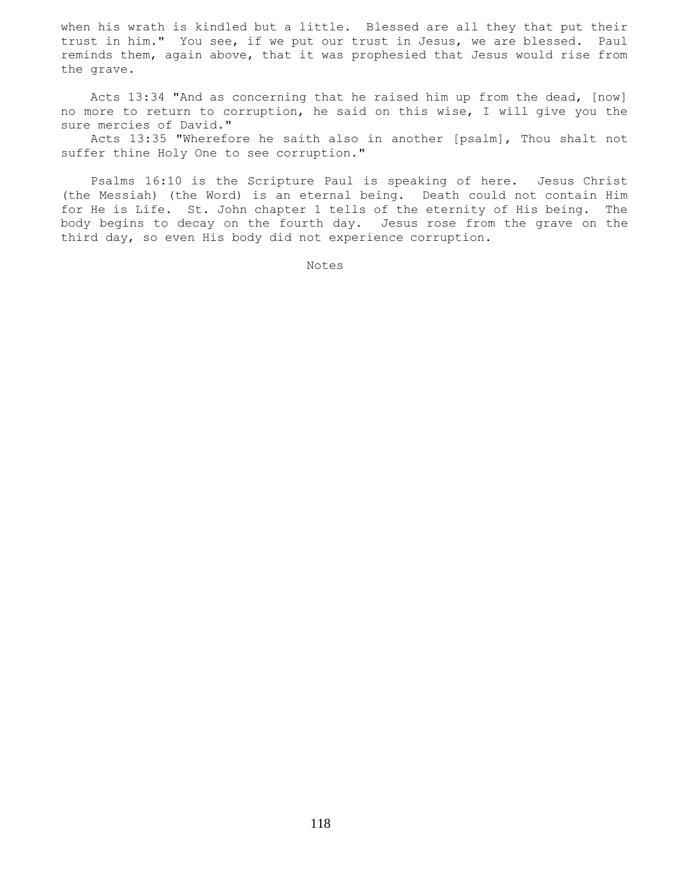when his wrath is kindled but a little. Blessed are all they that put their trust in him." You see, if we put our trust in Jesus, we are blessed. Paul reminds them, again above, that it was prophesied that Jesus would rise from the grave.

Acts 13:34 "And as concerning that he raised him up from the dead, [now] no more to return to corruption, he said on this wise, I will give you the sure mercies of David."

Acts 13:35 "Wherefore he saith also in another [psalm], Thou shalt not suffer thine Holy One to see corruption."

Psalms 16:10 is the Scripture Paul is speaking of here. Jesus Christ (the Messiah) (the Word) is an eternal being. Death could not contain Him for He is Life. St. John chapter 1 tells of the eternity of His being. The body begins to decay on the fourth day. Jesus rose from the grave on the third day, so even His body did not experience corruption.

Notes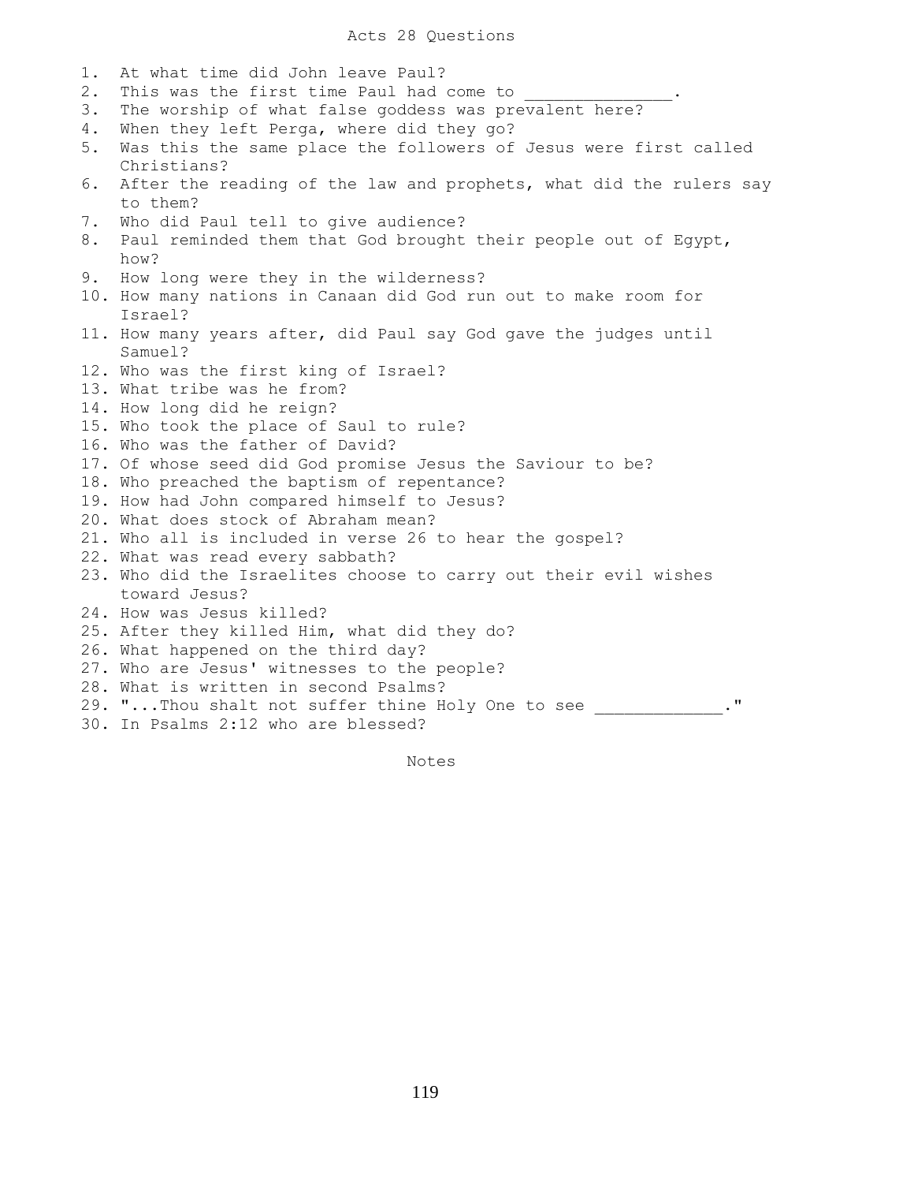# Acts 28 Questions

1. At what time did John leave Paul?
2. This was the first time Paul had come to _______________.
3. The worship of what false goddess was prevalent here?
4. When they left Perga, where did they go?
5. Was this the same place the followers of Jesus were first called Christians?
6. After the reading of the law and prophets, what did the rulers say to them?
7. Who did Paul tell to give audience?
8. Paul reminded them that God brought their people out of Egypt, how?
9. How long were they in the wilderness?
10. How many nations in Canaan did God run out to make room for Israel?
11. How many years after, did Paul say God gave the judges until Samuel?
12. Who was the first king of Israel?
13. What tribe was he from?
14. How long did he reign?
15. Who took the place of Saul to rule?
16. Who was the father of David?
17. Of whose seed did God promise Jesus the Saviour to be?
18. Who preached the baptism of repentance?
19. How had John compared himself to Jesus?
20. What does stock of Abraham mean?
21. Who all is included in verse 26 to hear the gospel?
22. What was read every sabbath?
23. Who did the Israelites choose to carry out their evil wishes toward Jesus?
24. How was Jesus killed?
25. After they killed Him, what did they do?
26. What happened on the third day?
27. Who are Jesus' witnesses to the people?
28. What is written in second Psalms?
29. "...Thou shalt not suffer thine Holy One to see _____________."
30. In Psalms 2:12 who are blessed?

Notes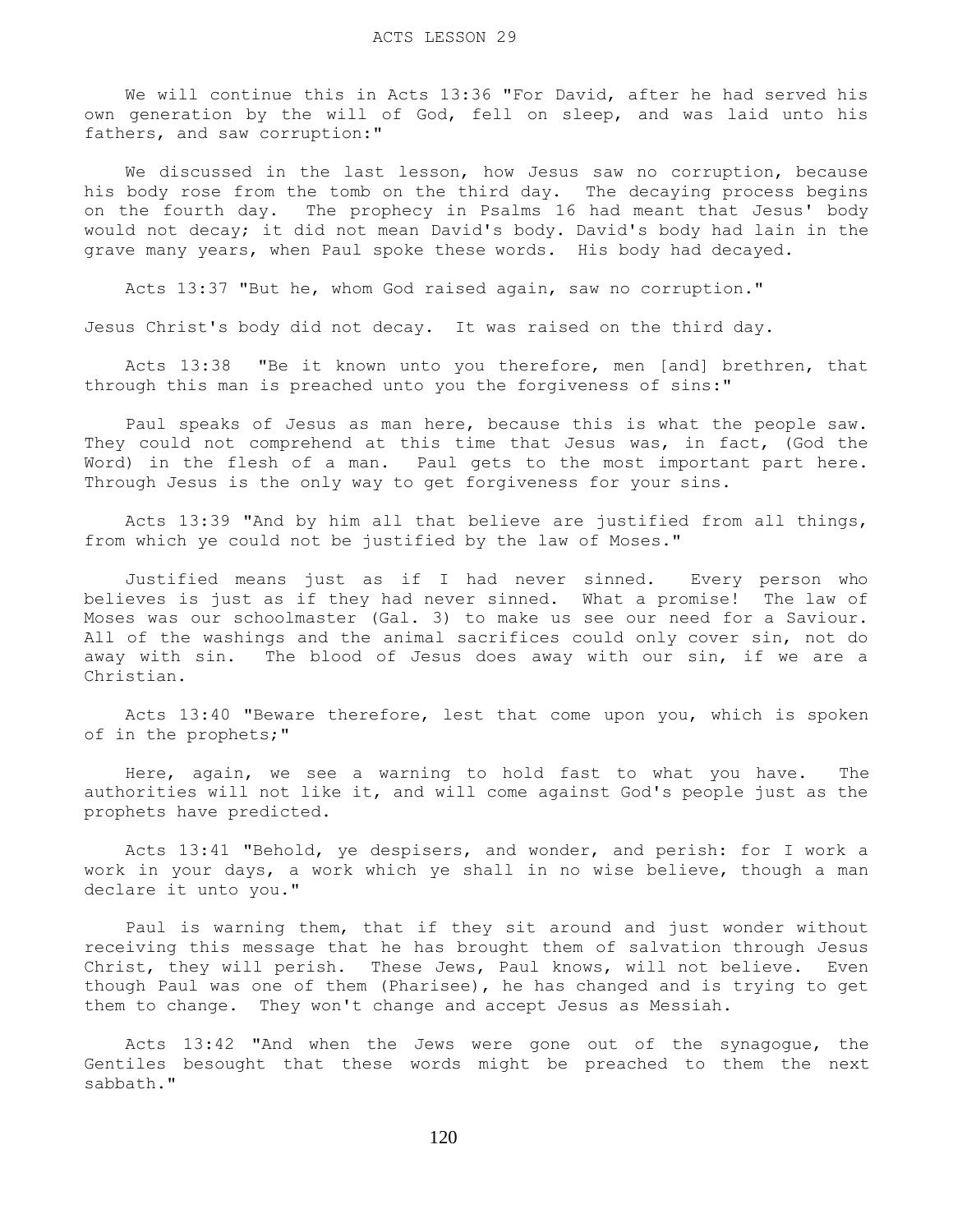# ACTS LESSON 29

We will continue this in Acts 13:36 "For David, after he had served his own generation by the will of God, fell on sleep, and was laid unto his fathers, and saw corruption:"

We discussed in the last lesson, how Jesus saw no corruption, because his body rose from the tomb on the third day. The decaying process begins on the fourth day. The prophecy in Psalms 16 had meant that Jesus' body would not decay; it did not mean David's body. David's body had lain in the grave many years, when Paul spoke these words. His body had decayed.

Acts 13:37 "But he, whom God raised again, saw no corruption."

Jesus Christ's body did not decay. It was raised on the third day.

Acts 13:38 "Be it known unto you therefore, men [and] brethren, that through this man is preached unto you the forgiveness of sins:"

Paul speaks of Jesus as man here, because this is what the people saw. They could not comprehend at this time that Jesus was, in fact, (God the Word) in the flesh of a man. Paul gets to the most important part here. Through Jesus is the only way to get forgiveness for your sins.

Acts 13:39 "And by him all that believe are justified from all things, from which ye could not be justified by the law of Moses."

Justified means just as if I had never sinned. Every person who believes is just as if they had never sinned. What a promise! The law of Moses was our schoolmaster (Gal. 3) to make us see our need for a Saviour. All of the washings and the animal sacrifices could only cover sin, not do away with sin. The blood of Jesus does away with our sin, if we are a Christian.

Acts 13:40 "Beware therefore, lest that come upon you, which is spoken of in the prophets;"

Here, again, we see a warning to hold fast to what you have. The authorities will not like it, and will come against God's people just as the prophets have predicted.

Acts 13:41 "Behold, ye despisers, and wonder, and perish: for I work a work in your days, a work which ye shall in no wise believe, though a man declare it unto you."

Paul is warning them, that if they sit around and just wonder without receiving this message that he has brought them of salvation through Jesus Christ, they will perish. These Jews, Paul knows, will not believe. Even though Paul was one of them (Pharisee), he has changed and is trying to get them to change. They won't change and accept Jesus as Messiah.

Acts 13:42 "And when the Jews were gone out of the synagogue, the Gentiles besought that these words might be preached to them the next sabbath."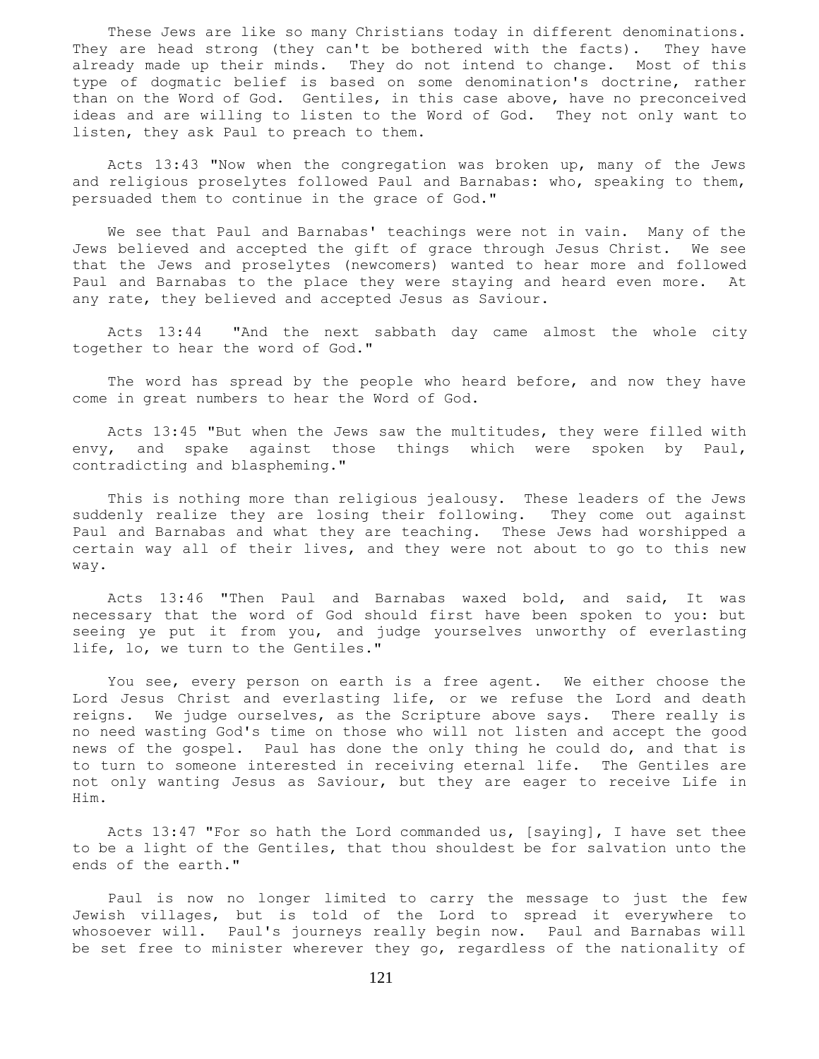These Jews are like so many Christians today in different denominations. They are head strong (they can't be bothered with the facts). They have already made up their minds. They do not intend to change. Most of this type of dogmatic belief is based on some denomination's doctrine, rather than on the Word of God. Gentiles, in this case above, have no preconceived ideas and are willing to listen to the Word of God. They not only want to listen, they ask Paul to preach to them.

Acts 13:43 "Now when the congregation was broken up, many of the Jews and religious proselytes followed Paul and Barnabas: who, speaking to them, persuaded them to continue in the grace of God."

We see that Paul and Barnabas' teachings were not in vain. Many of the Jews believed and accepted the gift of grace through Jesus Christ. We see that the Jews and proselytes (newcomers) wanted to hear more and followed Paul and Barnabas to the place they were staying and heard even more. At any rate, they believed and accepted Jesus as Saviour.

Acts 13:44 "And the next sabbath day came almost the whole city together to hear the word of God."

The word has spread by the people who heard before, and now they have come in great numbers to hear the Word of God.

Acts 13:45 "But when the Jews saw the multitudes, they were filled with envy, and spake against those things which were spoken by Paul, contradicting and blaspheming."

This is nothing more than religious jealousy. These leaders of the Jews suddenly realize they are losing their following. They come out against Paul and Barnabas and what they are teaching. These Jews had worshipped a certain way all of their lives, and they were not about to go to this new way.

Acts 13:46 "Then Paul and Barnabas waxed bold, and said, It was necessary that the word of God should first have been spoken to you: but seeing ye put it from you, and judge yourselves unworthy of everlasting life, lo, we turn to the Gentiles."

You see, every person on earth is a free agent. We either choose the Lord Jesus Christ and everlasting life, or we refuse the Lord and death reigns. We judge ourselves, as the Scripture above says. There really is no need wasting God's time on those who will not listen and accept the good news of the gospel. Paul has done the only thing he could do, and that is to turn to someone interested in receiving eternal life. The Gentiles are not only wanting Jesus as Saviour, but they are eager to receive Life in Him.

Acts 13:47 "For so hath the Lord commanded us, [saying], I have set thee to be a light of the Gentiles, that thou shouldest be for salvation unto the ends of the earth."

Paul is now no longer limited to carry the message to just the few Jewish villages, but is told of the Lord to spread it everywhere to whosoever will. Paul's journeys really begin now. Paul and Barnabas will be set free to minister wherever they go, regardless of the nationality of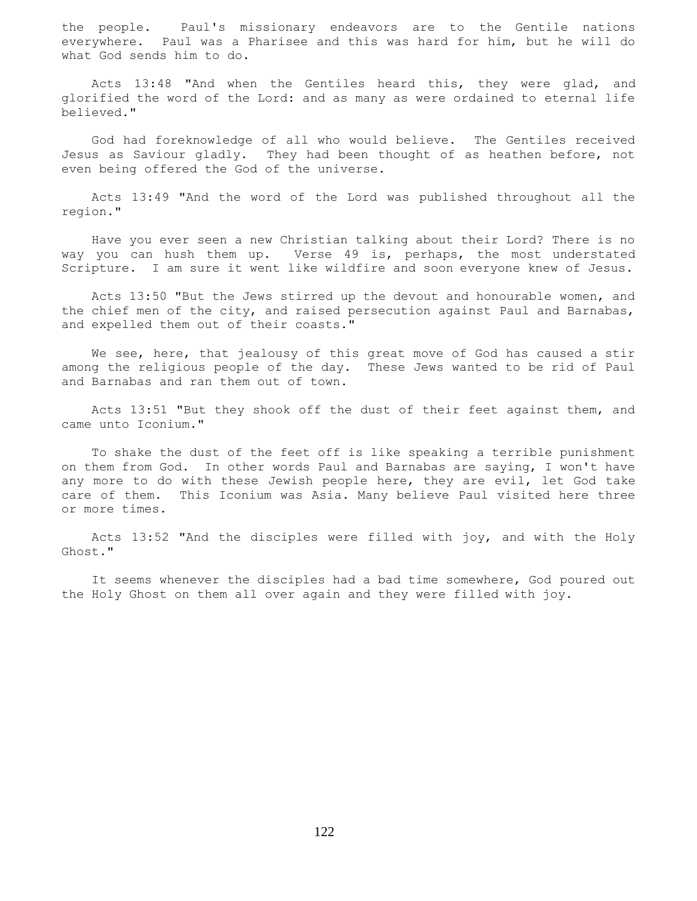the people. Paul's missionary endeavors are to the Gentile nations everywhere. Paul was a Pharisee and this was hard for him, but he will do what God sends him to do.

Acts 13:48 "And when the Gentiles heard this, they were glad, and glorified the word of the Lord: and as many as were ordained to eternal life believed."

God had foreknowledge of all who would believe. The Gentiles received Jesus as Saviour gladly. They had been thought of as heathen before, not even being offered the God of the universe.

Acts 13:49 "And the word of the Lord was published throughout all the region."

Have you ever seen a new Christian talking about their Lord? There is no way you can hush them up. Verse 49 is, perhaps, the most understated Scripture. I am sure it went like wildfire and soon everyone knew of Jesus.

Acts 13:50 "But the Jews stirred up the devout and honourable women, and the chief men of the city, and raised persecution against Paul and Barnabas, and expelled them out of their coasts."

We see, here, that jealousy of this great move of God has caused a stir among the religious people of the day. These Jews wanted to be rid of Paul and Barnabas and ran them out of town.

Acts 13:51 "But they shook off the dust of their feet against them, and came unto Iconium."

To shake the dust of the feet off is like speaking a terrible punishment on them from God. In other words Paul and Barnabas are saying, I won't have any more to do with these Jewish people here, they are evil, let God take care of them. This Iconium was Asia. Many believe Paul visited here three or more times.

Acts 13:52 "And the disciples were filled with joy, and with the Holy Ghost."

It seems whenever the disciples had a bad time somewhere, God poured out the Holy Ghost on them all over again and they were filled with joy.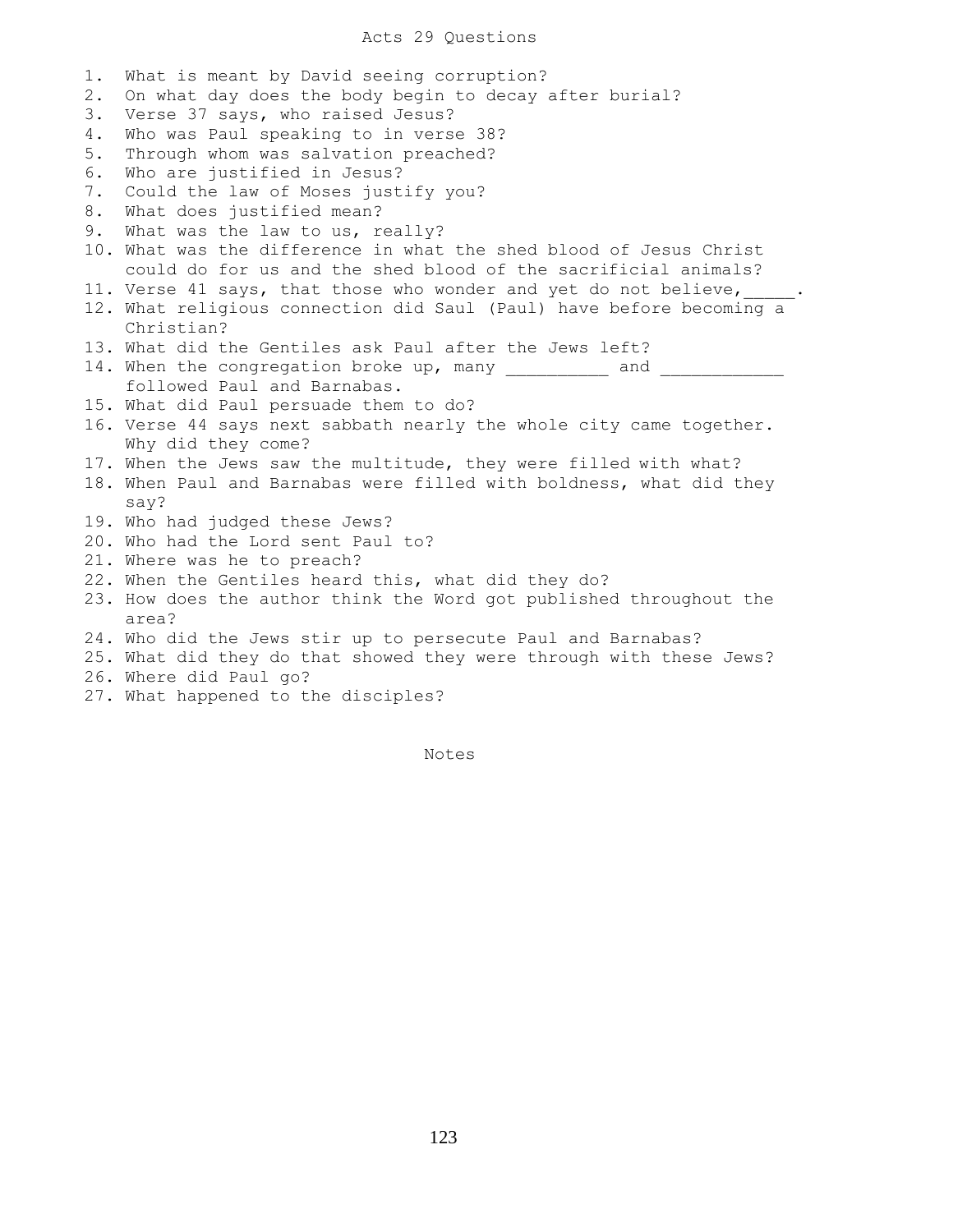# Acts 29 Questions

1. What is meant by David seeing corruption?
2. On what day does the body begin to decay after burial?
3. Verse 37 says, who raised Jesus?
4. Who was Paul speaking to in verse 38?
5. Through whom was salvation preached?
6. Who are justified in Jesus?
7. Could the law of Moses justify you?
8. What does justified mean?
9. What was the law to us, really?
10. What was the difference in what the shed blood of Jesus Christ could do for us and the shed blood of the sacrificial animals?
11. Verse 41 says, that those who wonder and yet do not believe,_____.
12. What religious connection did Saul (Paul) have before becoming a Christian?
13. What did the Gentiles ask Paul after the Jews left?
14. When the congregation broke up, many __________ and ___________ followed Paul and Barnabas.
15. What did Paul persuade them to do?
16. Verse 44 says next sabbath nearly the whole city came together. Why did they come?
17. When the Jews saw the multitude, they were filled with what?
18. When Paul and Barnabas were filled with boldness, what did they say?
19. Who had judged these Jews?
20. Who had the Lord sent Paul to?
21. Where was he to preach?
22. When the Gentiles heard this, what did they do?
23. How does the author think the Word got published throughout the area?
24. Who did the Jews stir up to persecute Paul and Barnabas?
25. What did they do that showed they were through with these Jews?
26. Where did Paul go?
27. What happened to the disciples?

Notes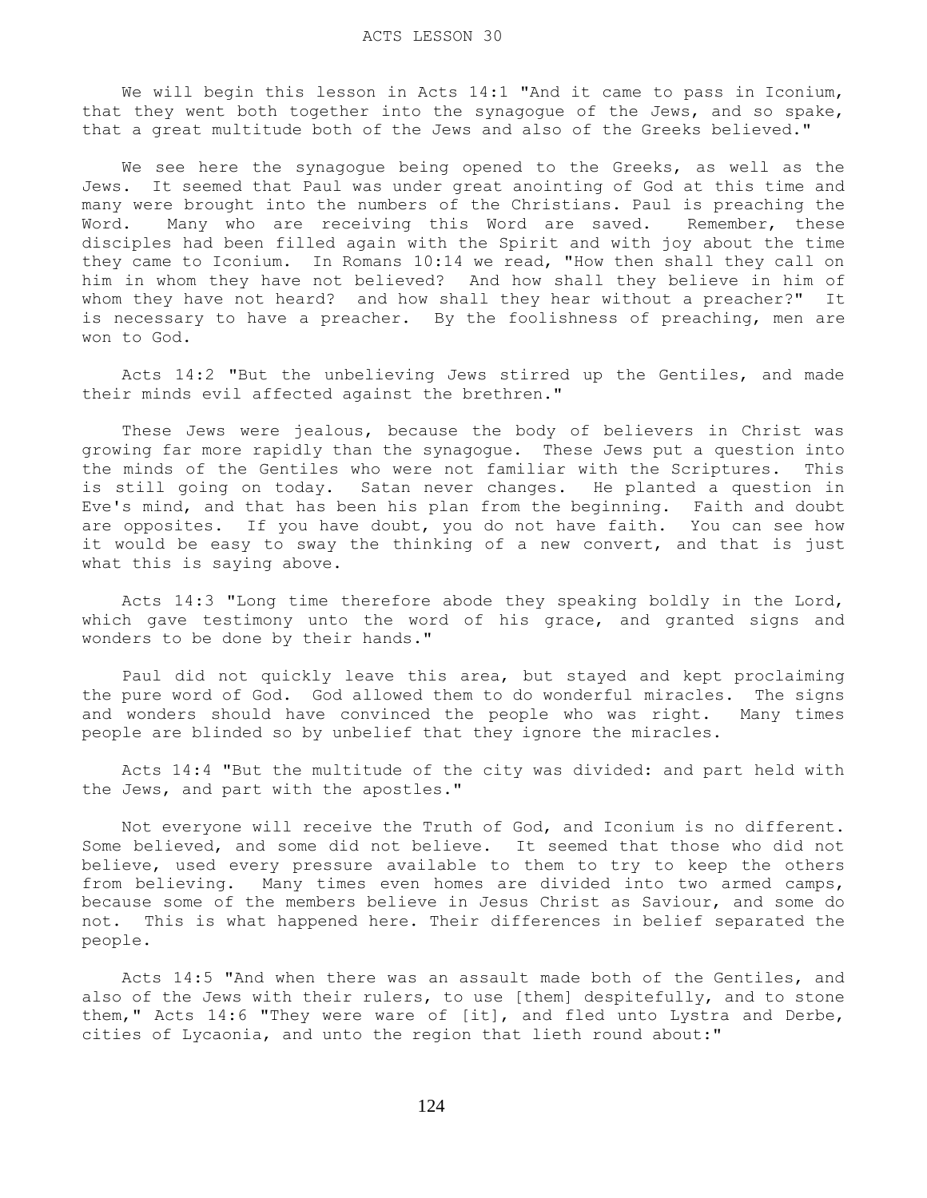# ACTS LESSON 30

We will begin this lesson in Acts 14:1 "And it came to pass in Iconium, that they went both together into the synagogue of the Jews, and so spake, that a great multitude both of the Jews and also of the Greeks believed."

We see here the synagogue being opened to the Greeks, as well as the Jews. It seemed that Paul was under great anointing of God at this time and many were brought into the numbers of the Christians. Paul is preaching the Word. Many who are receiving this Word are saved. Remember, these disciples had been filled again with the Spirit and with joy about the time they came to Iconium. In Romans 10:14 we read, "How then shall they call on him in whom they have not believed? And how shall they believe in him of whom they have not heard? and how shall they hear without a preacher?" It is necessary to have a preacher. By the foolishness of preaching, men are won to God.

Acts 14:2 "But the unbelieving Jews stirred up the Gentiles, and made their minds evil affected against the brethren."

These Jews were jealous, because the body of believers in Christ was growing far more rapidly than the synagogue. These Jews put a question into the minds of the Gentiles who were not familiar with the Scriptures. This is still going on today. Satan never changes. He planted a question in Eve's mind, and that has been his plan from the beginning. Faith and doubt are opposites. If you have doubt, you do not have faith. You can see how it would be easy to sway the thinking of a new convert, and that is just what this is saying above.

Acts 14:3 "Long time therefore abode they speaking boldly in the Lord, which gave testimony unto the word of his grace, and granted signs and wonders to be done by their hands."

Paul did not quickly leave this area, but stayed and kept proclaiming the pure word of God. God allowed them to do wonderful miracles. The signs and wonders should have convinced the people who was right. Many times people are blinded so by unbelief that they ignore the miracles.

Acts 14:4 "But the multitude of the city was divided: and part held with the Jews, and part with the apostles."

Not everyone will receive the Truth of God, and Iconium is no different. Some believed, and some did not believe. It seemed that those who did not believe, used every pressure available to them to try to keep the others from believing. Many times even homes are divided into two armed camps, because some of the members believe in Jesus Christ as Saviour, and some do not. This is what happened here. Their differences in belief separated the people.

Acts 14:5 "And when there was an assault made both of the Gentiles, and also of the Jews with their rulers, to use [them] despitefully, and to stone them," Acts 14:6 "They were ware of [it], and fled unto Lystra and Derbe, cities of Lycaonia, and unto the region that lieth round about:"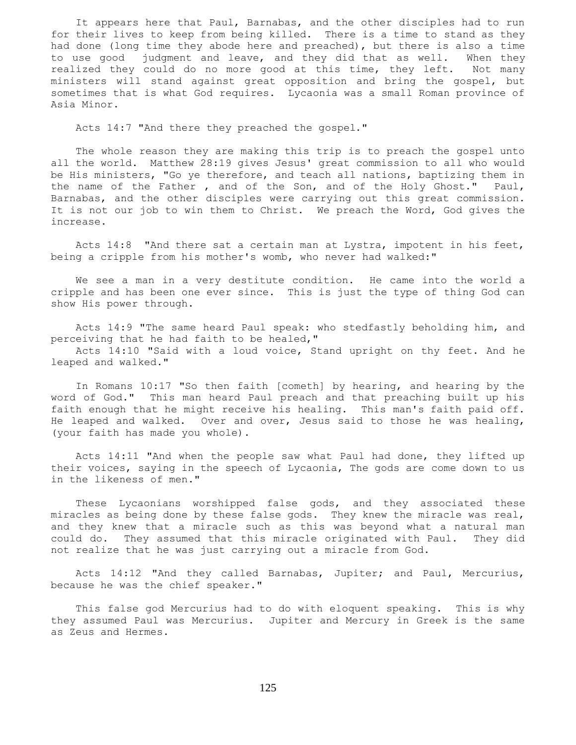It appears here that Paul, Barnabas, and the other disciples had to run for their lives to keep from being killed. There is a time to stand as they had done (long time they abode here and preached), but there is also a time to use good judgment and leave, and they did that as well. When they realized they could do no more good at this time, they left. Not many ministers will stand against great opposition and bring the gospel, but sometimes that is what God requires. Lycaonia was a small Roman province of Asia Minor.

Acts 14:7 "And there they preached the gospel."

The whole reason they are making this trip is to preach the gospel unto all the world. Matthew 28:19 gives Jesus' great commission to all who would be His ministers, "Go ye therefore, and teach all nations, baptizing them in the name of the Father , and of the Son, and of the Holy Ghost." Paul, Barnabas, and the other disciples were carrying out this great commission. It is not our job to win them to Christ. We preach the Word, God gives the increase.

Acts 14:8 "And there sat a certain man at Lystra, impotent in his feet, being a cripple from his mother's womb, who never had walked:"

We see a man in a very destitute condition. He came into the world a cripple and has been one ever since. This is just the type of thing God can show His power through.

Acts 14:9 "The same heard Paul speak: who stedfastly beholding him, and perceiving that he had faith to be healed,"

Acts 14:10 "Said with a loud voice, Stand upright on thy feet. And he leaped and walked."

In Romans 10:17 "So then faith [cometh] by hearing, and hearing by the word of God." This man heard Paul preach and that preaching built up his faith enough that he might receive his healing. This man's faith paid off. He leaped and walked. Over and over, Jesus said to those he was healing, (your faith has made you whole).

Acts 14:11 "And when the people saw what Paul had done, they lifted up their voices, saying in the speech of Lycaonia, The gods are come down to us in the likeness of men."

These Lycaonians worshipped false gods, and they associated these miracles as being done by these false gods. They knew the miracle was real, and they knew that a miracle such as this was beyond what a natural man could do. They assumed that this miracle originated with Paul. They did not realize that he was just carrying out a miracle from God.

Acts 14:12 "And they called Barnabas, Jupiter; and Paul, Mercurius, because he was the chief speaker."

This false god Mercurius had to do with eloquent speaking. This is why they assumed Paul was Mercurius. Jupiter and Mercury in Greek is the same as Zeus and Hermes.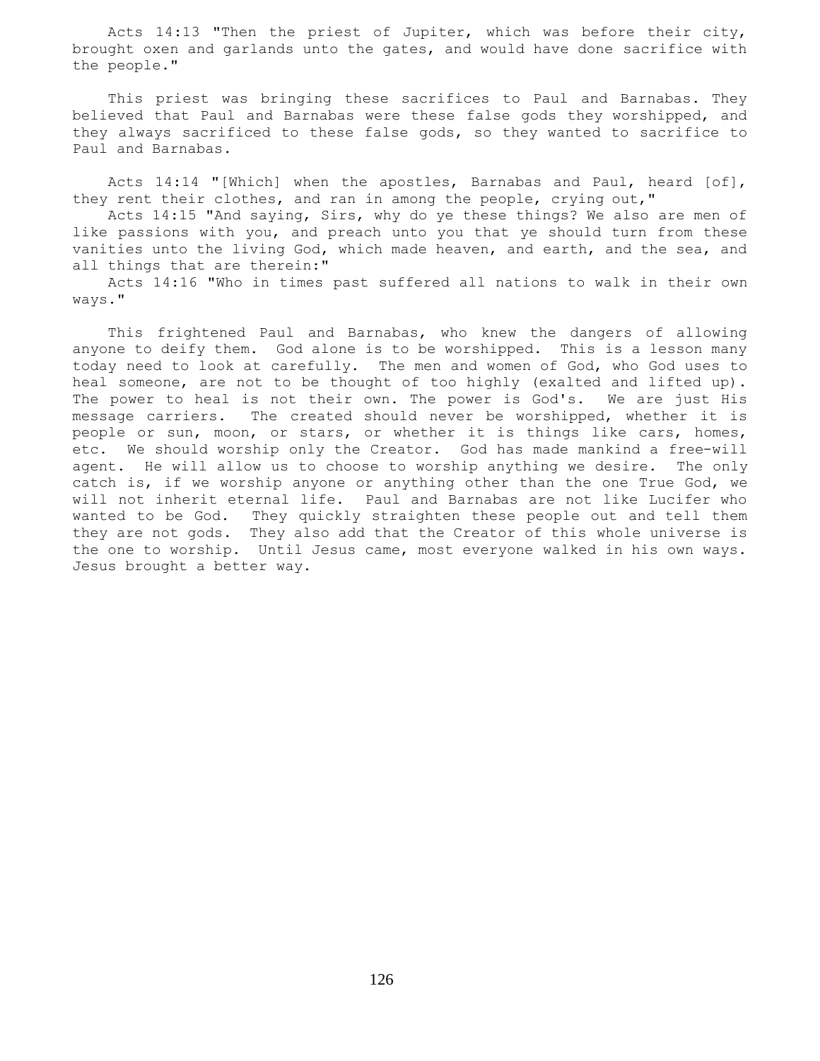Acts 14:13 "Then the priest of Jupiter, which was before their city, brought oxen and garlands unto the gates, and would have done sacrifice with the people."

This priest was bringing these sacrifices to Paul and Barnabas. They believed that Paul and Barnabas were these false gods they worshipped, and they always sacrificed to these false gods, so they wanted to sacrifice to Paul and Barnabas.

Acts 14:14 "[Which] when the apostles, Barnabas and Paul, heard [of], they rent their clothes, and ran in among the people, crying out,"
Acts 14:15 "And saying, Sirs, why do ye these things? We also are men of like passions with you, and preach unto you that ye should turn from these vanities unto the living God, which made heaven, and earth, and the sea, and all things that are therein:"
Acts 14:16 "Who in times past suffered all nations to walk in their own ways."

This frightened Paul and Barnabas, who knew the dangers of allowing anyone to deify them. God alone is to be worshipped. This is a lesson many today need to look at carefully. The men and women of God, who God uses to heal someone, are not to be thought of too highly (exalted and lifted up). The power to heal is not their own. The power is God's. We are just His message carriers. The created should never be worshipped, whether it is people or sun, moon, or stars, or whether it is things like cars, homes, etc. We should worship only the Creator. God has made mankind a free-will agent. He will allow us to choose to worship anything we desire. The only catch is, if we worship anyone or anything other than the one True God, we will not inherit eternal life. Paul and Barnabas are not like Lucifer who wanted to be God. They quickly straighten these people out and tell them they are not gods. They also add that the Creator of this whole universe is the one to worship. Until Jesus came, most everyone walked in his own ways. Jesus brought a better way.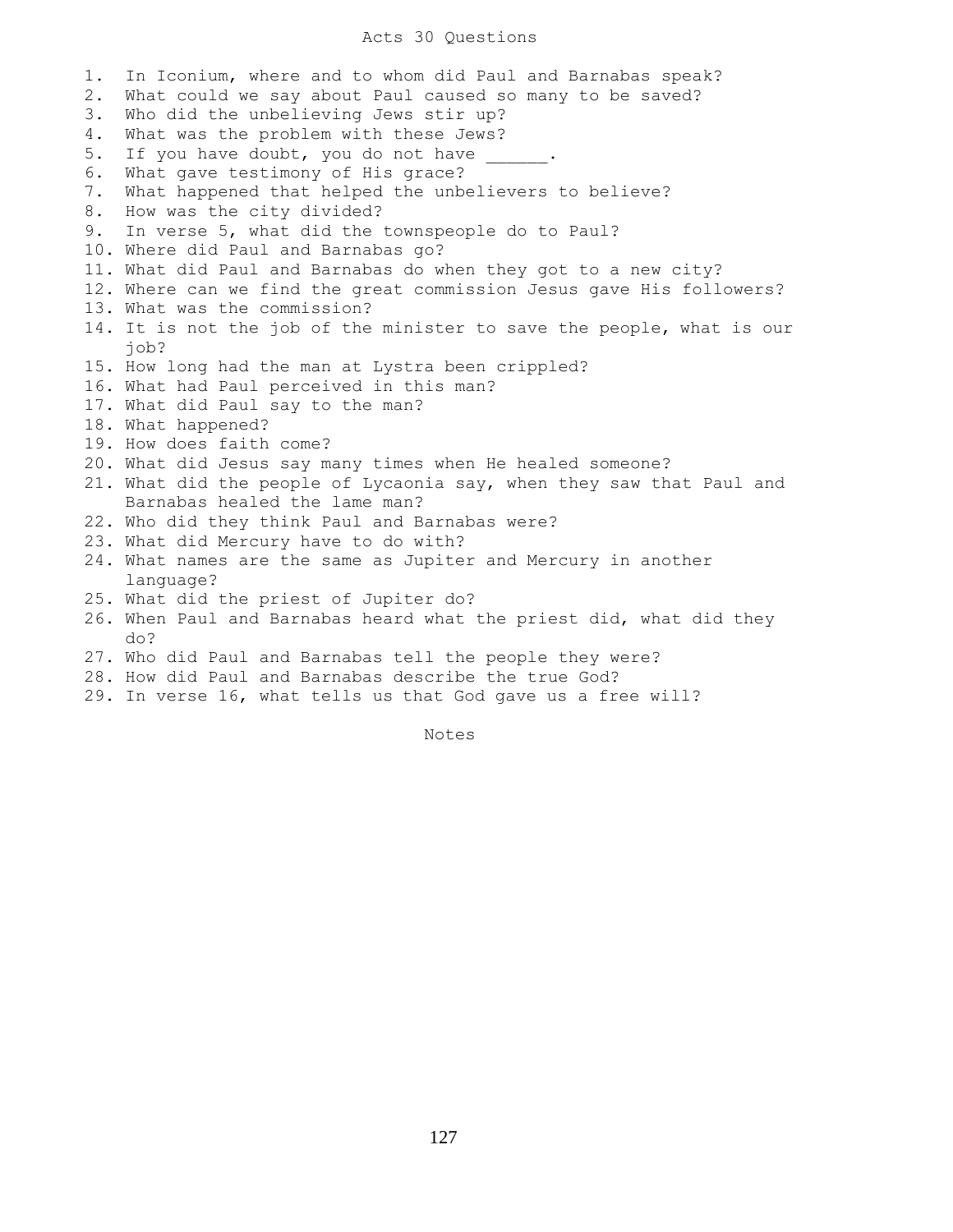# Acts 30 Questions

1. In Iconium, where and to whom did Paul and Barnabas speak?
2. What could we say about Paul caused so many to be saved?
3. Who did the unbelieving Jews stir up?
4. What was the problem with these Jews?
5. If you have doubt, you do not have ______.
6. What gave testimony of His grace?
7. What happened that helped the unbelievers to believe?
8. How was the city divided?
9. In verse 5, what did the townspeople do to Paul?
10. Where did Paul and Barnabas go?
11. What did Paul and Barnabas do when they got to a new city?
12. Where can we find the great commission Jesus gave His followers?
13. What was the commission?
14. It is not the job of the minister to save the people, what is our job?
15. How long had the man at Lystra been crippled?
16. What had Paul perceived in this man?
17. What did Paul say to the man?
18. What happened?
19. How does faith come?
20. What did Jesus say many times when He healed someone?
21. What did the people of Lycaonia say, when they saw that Paul and Barnabas healed the lame man?
22. Who did they think Paul and Barnabas were?
23. What did Mercury have to do with?
24. What names are the same as Jupiter and Mercury in another language?
25. What did the priest of Jupiter do?
26. When Paul and Barnabas heard what the priest did, what did they do?
27. Who did Paul and Barnabas tell the people they were?
28. How did Paul and Barnabas describe the true God?
29. In verse 16, what tells us that God gave us a free will?

Notes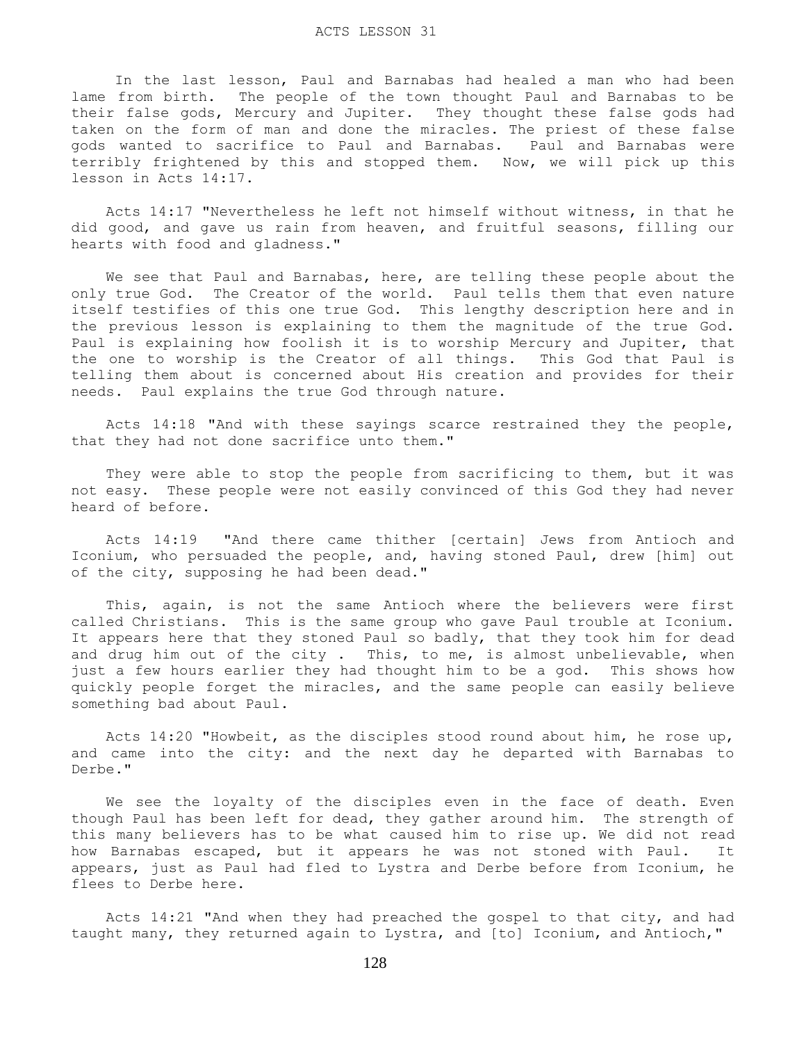# ACTS LESSON 31

In the last lesson, Paul and Barnabas had healed a man who had been lame from birth. The people of the town thought Paul and Barnabas to be their false gods, Mercury and Jupiter. They thought these false gods had taken on the form of man and done the miracles. The priest of these false gods wanted to sacrifice to Paul and Barnabas. Paul and Barnabas were terribly frightened by this and stopped them. Now, we will pick up this lesson in Acts 14:17.

Acts 14:17 "Nevertheless he left not himself without witness, in that he did good, and gave us rain from heaven, and fruitful seasons, filling our hearts with food and gladness."

We see that Paul and Barnabas, here, are telling these people about the only true God. The Creator of the world. Paul tells them that even nature itself testifies of this one true God. This lengthy description here and in the previous lesson is explaining to them the magnitude of the true God. Paul is explaining how foolish it is to worship Mercury and Jupiter, that the one to worship is the Creator of all things. This God that Paul is telling them about is concerned about His creation and provides for their needs. Paul explains the true God through nature.

Acts 14:18 "And with these sayings scarce restrained they the people, that they had not done sacrifice unto them."

They were able to stop the people from sacrificing to them, but it was not easy. These people were not easily convinced of this God they had never heard of before.

Acts 14:19 "And there came thither [certain] Jews from Antioch and Iconium, who persuaded the people, and, having stoned Paul, drew [him] out of the city, supposing he had been dead."

This, again, is not the same Antioch where the believers were first called Christians. This is the same group who gave Paul trouble at Iconium. It appears here that they stoned Paul so badly, that they took him for dead and drug him out of the city . This, to me, is almost unbelievable, when just a few hours earlier they had thought him to be a god. This shows how quickly people forget the miracles, and the same people can easily believe something bad about Paul.

Acts 14:20 "Howbeit, as the disciples stood round about him, he rose up, and came into the city: and the next day he departed with Barnabas to Derbe."

We see the loyalty of the disciples even in the face of death. Even though Paul has been left for dead, they gather around him. The strength of this many believers has to be what caused him to rise up. We did not read how Barnabas escaped, but it appears he was not stoned with Paul. It appears, just as Paul had fled to Lystra and Derbe before from Iconium, he flees to Derbe here.

Acts 14:21 "And when they had preached the gospel to that city, and had taught many, they returned again to Lystra, and [to] Iconium, and Antioch,"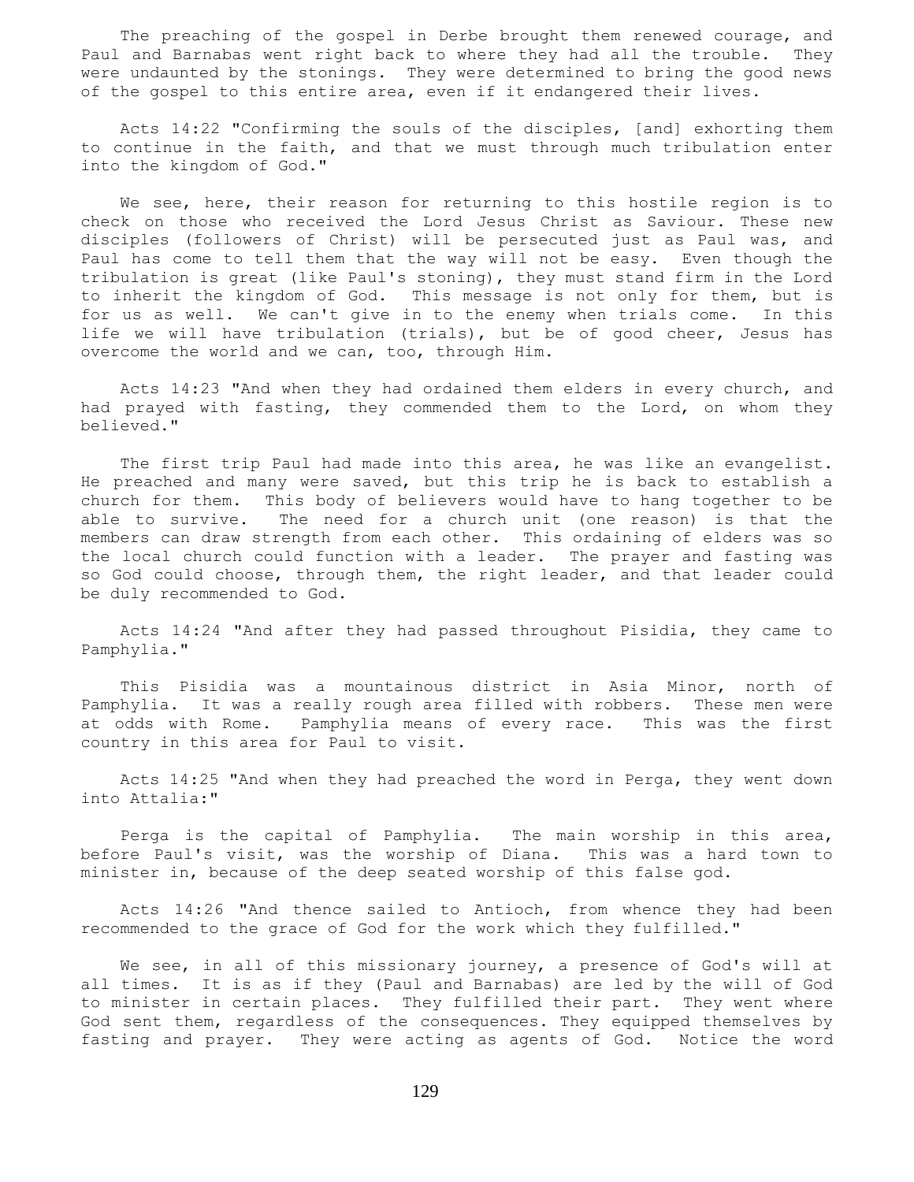The preaching of the gospel in Derbe brought them renewed courage, and Paul and Barnabas went right back to where they had all the trouble. They were undaunted by the stonings. They were determined to bring the good news of the gospel to this entire area, even if it endangered their lives.

Acts 14:22 "Confirming the souls of the disciples, [and] exhorting them to continue in the faith, and that we must through much tribulation enter into the kingdom of God."

We see, here, their reason for returning to this hostile region is to check on those who received the Lord Jesus Christ as Saviour. These new disciples (followers of Christ) will be persecuted just as Paul was, and Paul has come to tell them that the way will not be easy. Even though the tribulation is great (like Paul's stoning), they must stand firm in the Lord to inherit the kingdom of God. This message is not only for them, but is for us as well. We can't give in to the enemy when trials come. In this life we will have tribulation (trials), but be of good cheer, Jesus has overcome the world and we can, too, through Him.

Acts 14:23 "And when they had ordained them elders in every church, and had prayed with fasting, they commended them to the Lord, on whom they believed."

The first trip Paul had made into this area, he was like an evangelist. He preached and many were saved, but this trip he is back to establish a church for them. This body of believers would have to hang together to be able to survive. The need for a church unit (one reason) is that the members can draw strength from each other. This ordaining of elders was so the local church could function with a leader. The prayer and fasting was so God could choose, through them, the right leader, and that leader could be duly recommended to God.

Acts 14:24 "And after they had passed throughout Pisidia, they came to Pamphylia."

This Pisidia was a mountainous district in Asia Minor, north of Pamphylia. It was a really rough area filled with robbers. These men were at odds with Rome. Pamphylia means of every race. This was the first country in this area for Paul to visit.

Acts 14:25 "And when they had preached the word in Perga, they went down into Attalia:"

Perga is the capital of Pamphylia. The main worship in this area, before Paul's visit, was the worship of Diana. This was a hard town to minister in, because of the deep seated worship of this false god.

Acts 14:26 "And thence sailed to Antioch, from whence they had been recommended to the grace of God for the work which they fulfilled."

We see, in all of this missionary journey, a presence of God's will at all times. It is as if they (Paul and Barnabas) are led by the will of God to minister in certain places. They fulfilled their part. They went where God sent them, regardless of the consequences. They equipped themselves by fasting and prayer. They were acting as agents of God. Notice the word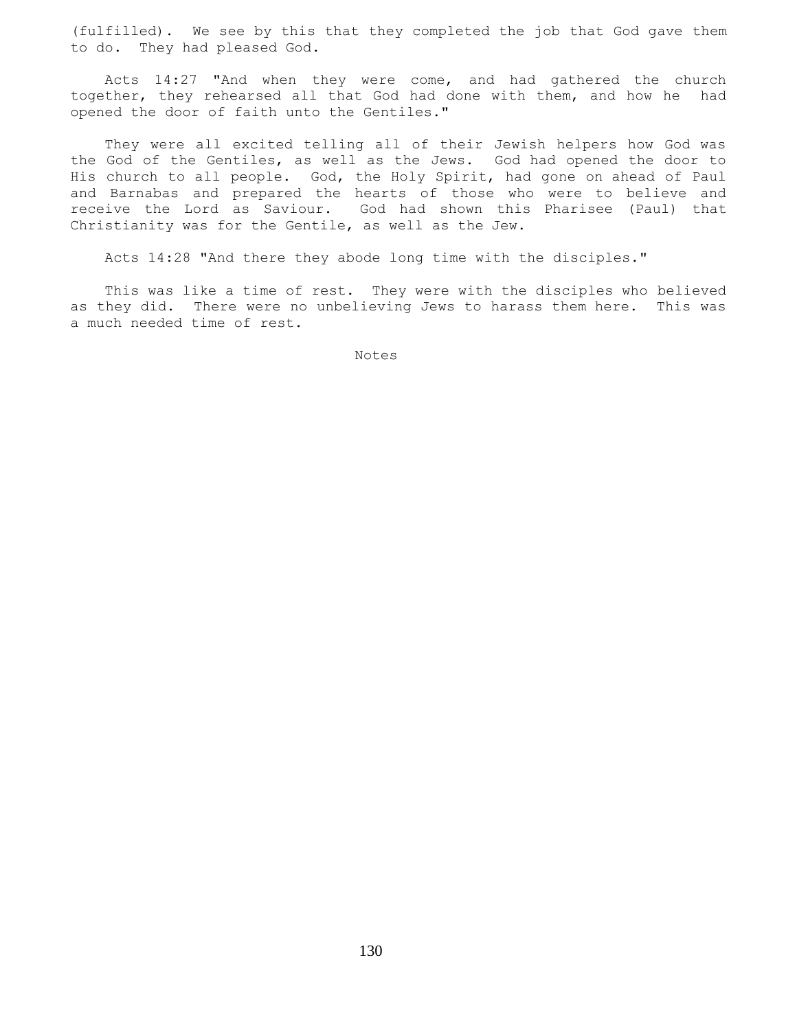(fulfilled). We see by this that they completed the job that God gave them to do. They had pleased God.

Acts 14:27 "And when they were come, and had gathered the church together, they rehearsed all that God had done with them, and how he had opened the door of faith unto the Gentiles."

They were all excited telling all of their Jewish helpers how God was the God of the Gentiles, as well as the Jews. God had opened the door to His church to all people. God, the Holy Spirit, had gone on ahead of Paul and Barnabas and prepared the hearts of those who were to believe and receive the Lord as Saviour. God had shown this Pharisee (Paul) that Christianity was for the Gentile, as well as the Jew.

Acts 14:28 "And there they abode long time with the disciples."

This was like a time of rest. They were with the disciples who believed as they did. There were no unbelieving Jews to harass them here. This was a much needed time of rest.

Notes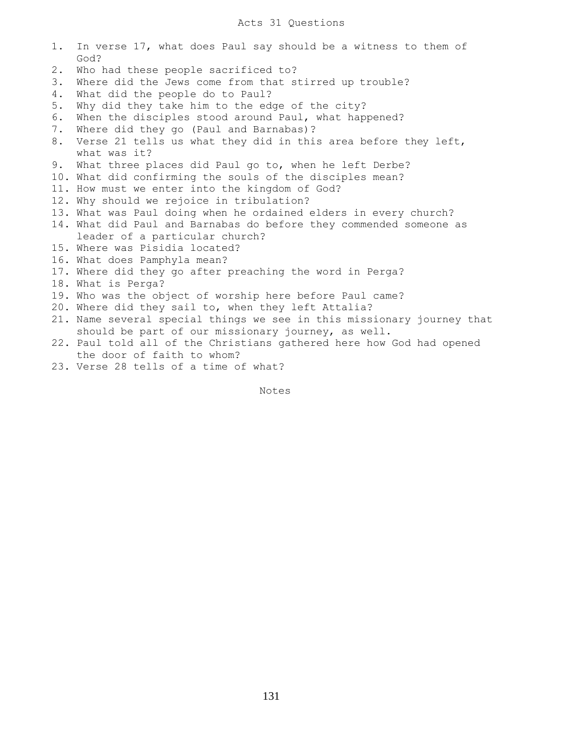# Acts 31 Questions

1. In verse 17, what does Paul say should be a witness to them of God?
2. Who had these people sacrificed to?
3. Where did the Jews come from that stirred up trouble?
4. What did the people do to Paul?
5. Why did they take him to the edge of the city?
6. When the disciples stood around Paul, what happened?
7. Where did they go (Paul and Barnabas)?
8. Verse 21 tells us what they did in this area before they left, what was it?
9. What three places did Paul go to, when he left Derbe?
10. What did confirming the souls of the disciples mean?
11. How must we enter into the kingdom of God?
12. Why should we rejoice in tribulation?
13. What was Paul doing when he ordained elders in every church?
14. What did Paul and Barnabas do before they commended someone as leader of a particular church?
15. Where was Pisidia located?
16. What does Pamphyla mean?
17. Where did they go after preaching the word in Perga?
18. What is Perga?
19. Who was the object of worship here before Paul came?
20. Where did they sail to, when they left Attalia?
21. Name several special things we see in this missionary journey that should be part of our missionary journey, as well.
22. Paul told all of the Christians gathered here how God had opened the door of faith to whom?
23. Verse 28 tells of a time of what?

Notes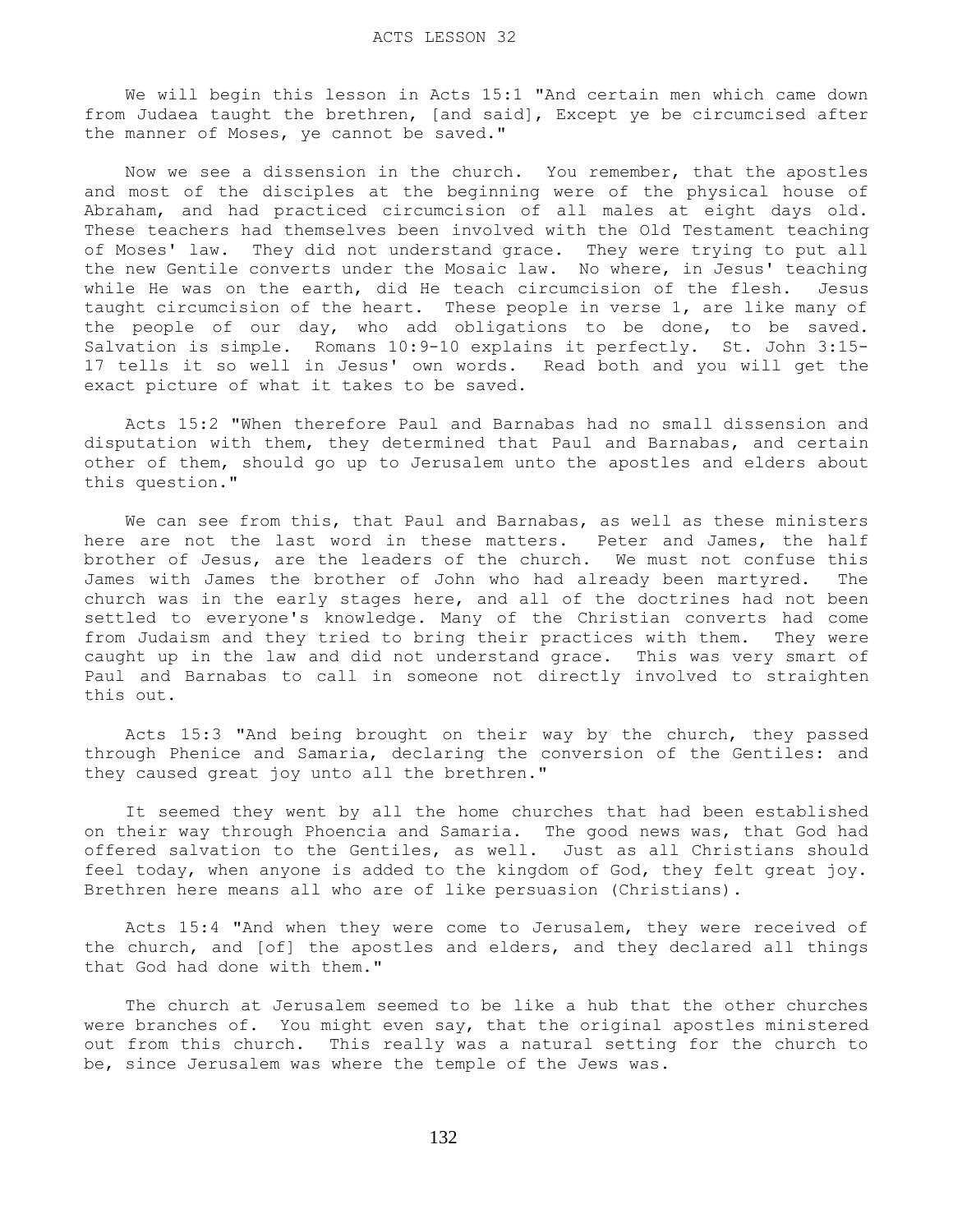# ACTS LESSON 32

We will begin this lesson in Acts 15:1 "And certain men which came down from Judaea taught the brethren, [and said], Except ye be circumcised after the manner of Moses, ye cannot be saved."

Now we see a dissension in the church. You remember, that the apostles and most of the disciples at the beginning were of the physical house of Abraham, and had practiced circumcision of all males at eight days old. These teachers had themselves been involved with the Old Testament teaching of Moses' law. They did not understand grace. They were trying to put all the new Gentile converts under the Mosaic law. No where, in Jesus' teaching while He was on the earth, did He teach circumcision of the flesh. Jesus taught circumcision of the heart. These people in verse 1, are like many of the people of our day, who add obligations to be done, to be saved. Salvation is simple. Romans 10:9-10 explains it perfectly. St. John 3:15-17 tells it so well in Jesus' own words. Read both and you will get the exact picture of what it takes to be saved.

Acts 15:2 "When therefore Paul and Barnabas had no small dissension and disputation with them, they determined that Paul and Barnabas, and certain other of them, should go up to Jerusalem unto the apostles and elders about this question."

We can see from this, that Paul and Barnabas, as well as these ministers here are not the last word in these matters. Peter and James, the half brother of Jesus, are the leaders of the church. We must not confuse this James with James the brother of John who had already been martyred. The church was in the early stages here, and all of the doctrines had not been settled to everyone's knowledge. Many of the Christian converts had come from Judaism and they tried to bring their practices with them. They were caught up in the law and did not understand grace. This was very smart of Paul and Barnabas to call in someone not directly involved to straighten this out.

Acts 15:3 "And being brought on their way by the church, they passed through Phenice and Samaria, declaring the conversion of the Gentiles: and they caused great joy unto all the brethren."

It seemed they went by all the home churches that had been established on their way through Phoencia and Samaria. The good news was, that God had offered salvation to the Gentiles, as well. Just as all Christians should feel today, when anyone is added to the kingdom of God, they felt great joy. Brethren here means all who are of like persuasion (Christians).

Acts 15:4 "And when they were come to Jerusalem, they were received of the church, and [of] the apostles and elders, and they declared all things that God had done with them."

The church at Jerusalem seemed to be like a hub that the other churches were branches of. You might even say, that the original apostles ministered out from this church. This really was a natural setting for the church to be, since Jerusalem was where the temple of the Jews was.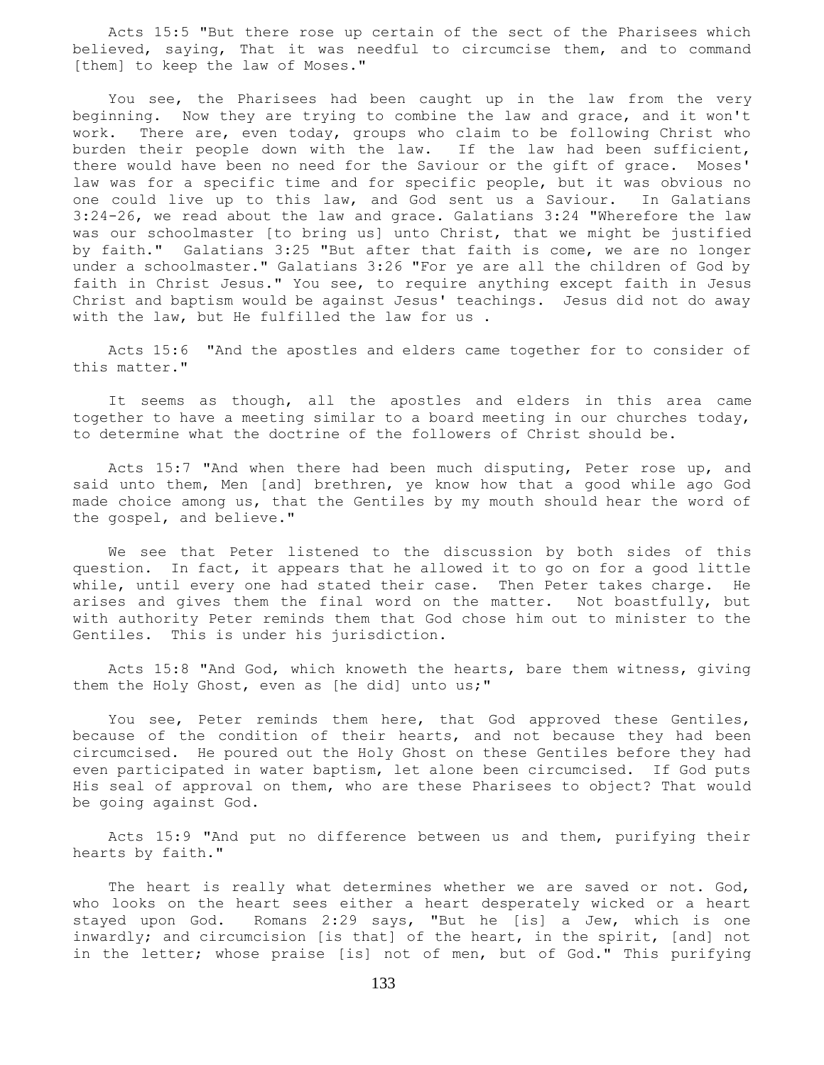Acts 15:5 "But there rose up certain of the sect of the Pharisees which believed, saying, That it was needful to circumcise them, and to command [them] to keep the law of Moses."

You see, the Pharisees had been caught up in the law from the very beginning. Now they are trying to combine the law and grace, and it won't work. There are, even today, groups who claim to be following Christ who burden their people down with the law. If the law had been sufficient, there would have been no need for the Saviour or the gift of grace. Moses' law was for a specific time and for specific people, but it was obvious no one could live up to this law, and God sent us a Saviour. In Galatians 3:24-26, we read about the law and grace. Galatians 3:24 "Wherefore the law was our schoolmaster [to bring us] unto Christ, that we might be justified by faith." Galatians 3:25 "But after that faith is come, we are no longer under a schoolmaster." Galatians 3:26 "For ye are all the children of God by faith in Christ Jesus." You see, to require anything except faith in Jesus Christ and baptism would be against Jesus' teachings. Jesus did not do away with the law, but He fulfilled the law for us .

Acts 15:6 "And the apostles and elders came together for to consider of this matter."

It seems as though, all the apostles and elders in this area came together to have a meeting similar to a board meeting in our churches today, to determine what the doctrine of the followers of Christ should be.

Acts 15:7 "And when there had been much disputing, Peter rose up, and said unto them, Men [and] brethren, ye know how that a good while ago God made choice among us, that the Gentiles by my mouth should hear the word of the gospel, and believe."

We see that Peter listened to the discussion by both sides of this question. In fact, it appears that he allowed it to go on for a good little while, until every one had stated their case. Then Peter takes charge. He arises and gives them the final word on the matter. Not boastfully, but with authority Peter reminds them that God chose him out to minister to the Gentiles. This is under his jurisdiction.

Acts 15:8 "And God, which knoweth the hearts, bare them witness, giving them the Holy Ghost, even as [he did] unto us;"

You see, Peter reminds them here, that God approved these Gentiles, because of the condition of their hearts, and not because they had been circumcised. He poured out the Holy Ghost on these Gentiles before they had even participated in water baptism, let alone been circumcised. If God puts His seal of approval on them, who are these Pharisees to object? That would be going against God.

Acts 15:9 "And put no difference between us and them, purifying their hearts by faith."

The heart is really what determines whether we are saved or not. God, who looks on the heart sees either a heart desperately wicked or a heart stayed upon God. Romans 2:29 says, "But he [is] a Jew, which is one inwardly; and circumcision [is that] of the heart, in the spirit, [and] not in the letter; whose praise [is] not of men, but of God." This purifying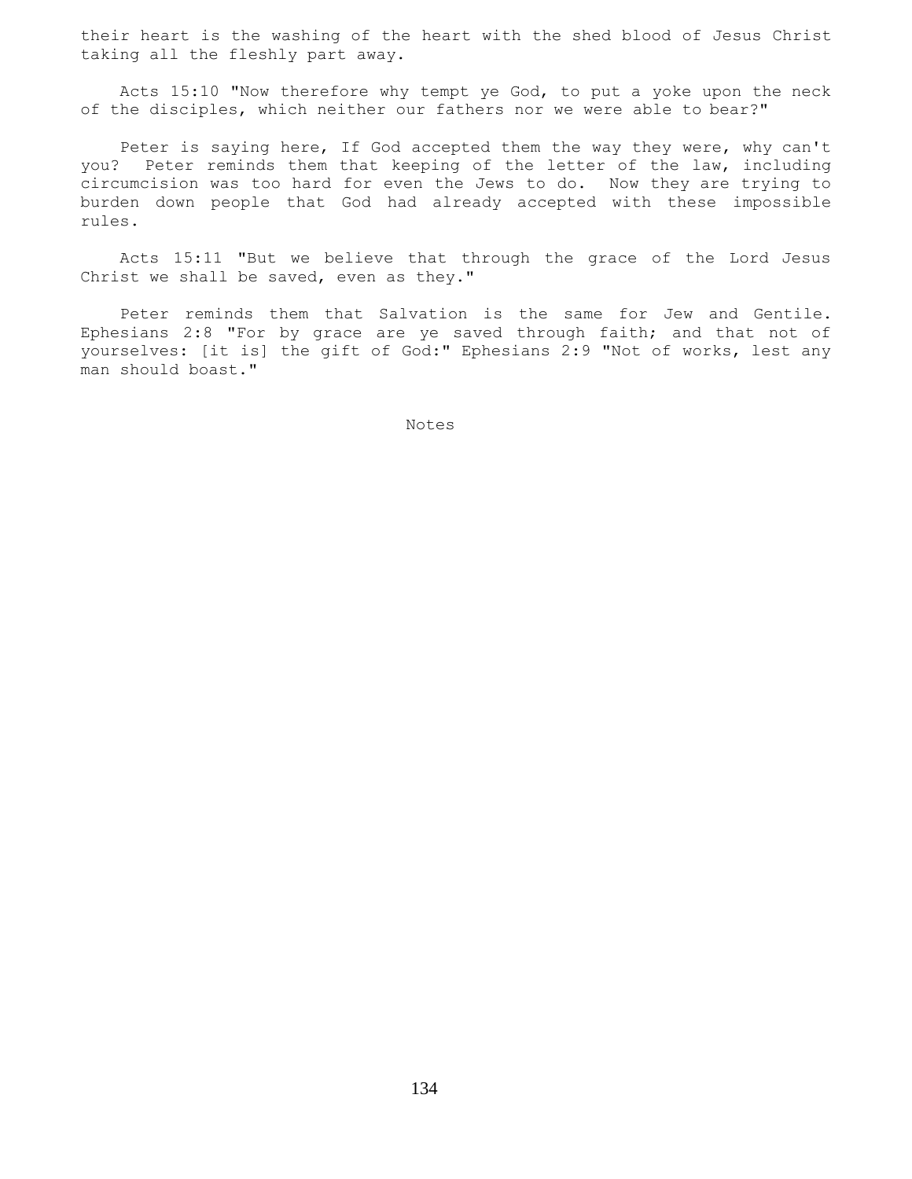their heart is the washing of the heart with the shed blood of Jesus Christ taking all the fleshly part away.

Acts 15:10 "Now therefore why tempt ye God, to put a yoke upon the neck of the disciples, which neither our fathers nor we were able to bear?"

Peter is saying here, If God accepted them the way they were, why can't you? Peter reminds them that keeping of the letter of the law, including circumcision was too hard for even the Jews to do. Now they are trying to burden down people that God had already accepted with these impossible rules.

Acts 15:11 "But we believe that through the grace of the Lord Jesus Christ we shall be saved, even as they."

Peter reminds them that Salvation is the same for Jew and Gentile. Ephesians 2:8 "For by grace are ye saved through faith; and that not of yourselves: [it is] the gift of God:" Ephesians 2:9 "Not of works, lest any man should boast."

Notes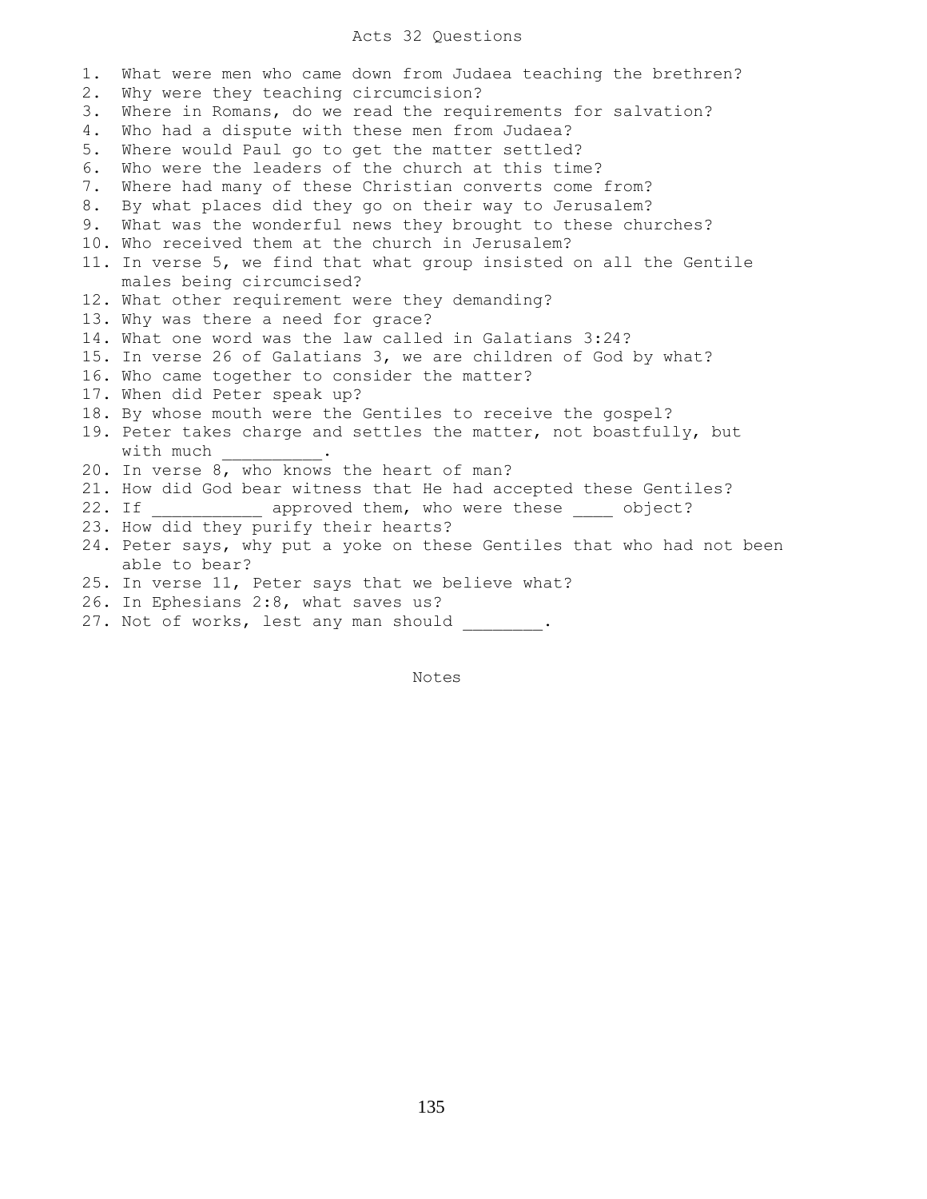# Acts 32 Questions

1. What were men who came down from Judaea teaching the brethren?
2. Why were they teaching circumcision?
3. Where in Romans, do we read the requirements for salvation?
4. Who had a dispute with these men from Judaea?
5. Where would Paul go to get the matter settled?
6. Who were the leaders of the church at this time?
7. Where had many of these Christian converts come from?
8. By what places did they go on their way to Jerusalem?
9. What was the wonderful news they brought to these churches?
10. Who received them at the church in Jerusalem?
11. In verse 5, we find that what group insisted on all the Gentile males being circumcised?
12. What other requirement were they demanding?
13. Why was there a need for grace?
14. What one word was the law called in Galatians 3:24?
15. In verse 26 of Galatians 3, we are children of God by what?
16. Who came together to consider the matter?
17. When did Peter speak up?
18. By whose mouth were the Gentiles to receive the gospel?
19. Peter takes charge and settles the matter, not boastfully, but with much __________.
20. In verse 8, who knows the heart of man?
21. How did God bear witness that He had accepted these Gentiles?
22. If ___________ approved them, who were these ____ object?
23. How did they purify their hearts?
24. Peter says, why put a yoke on these Gentiles that who had not been able to bear?
25. In verse 11, Peter says that we believe what?
26. In Ephesians 2:8, what saves us?
27. Not of works, lest any man should ________.

Notes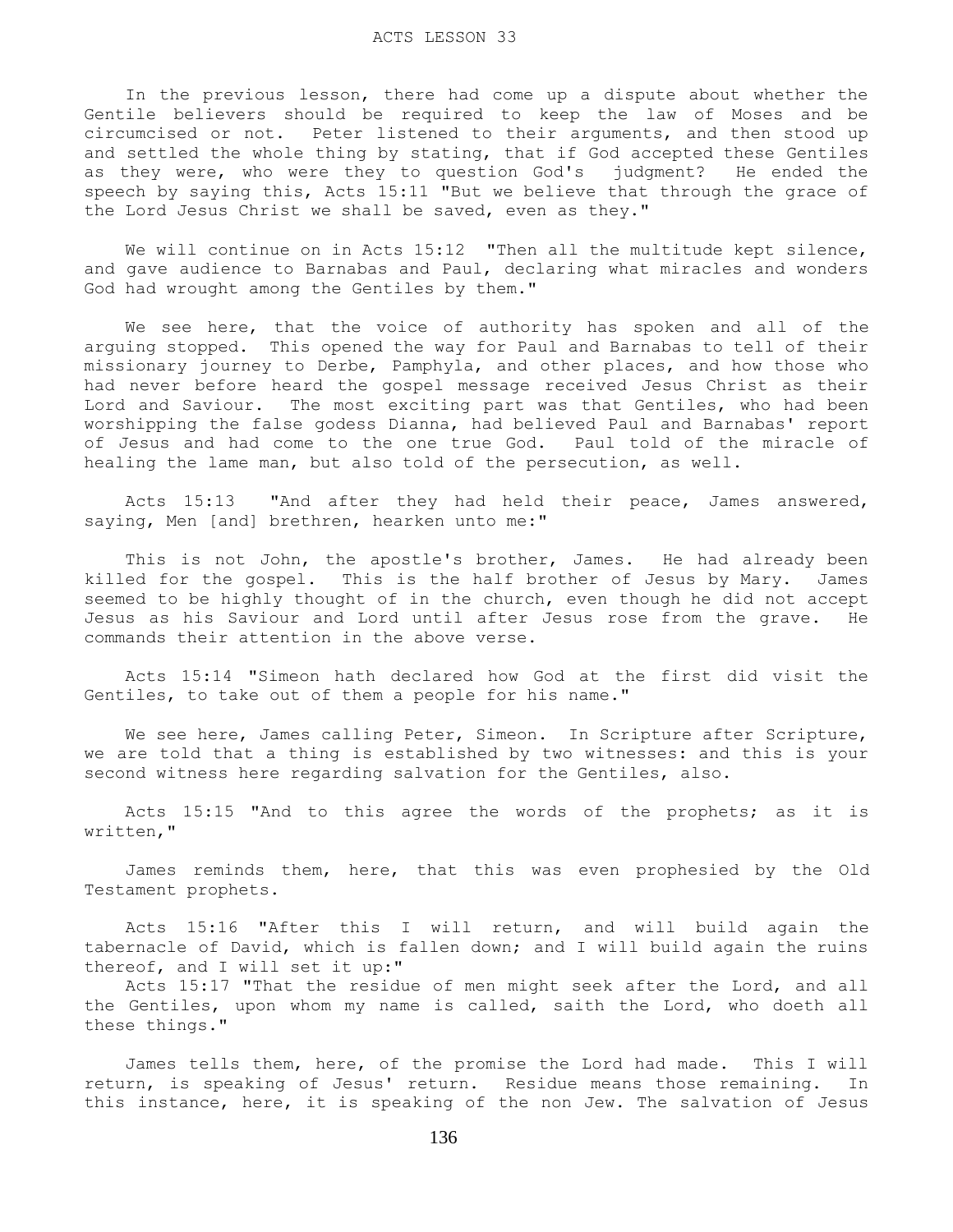# ACTS LESSON 33

In the previous lesson, there had come up a dispute about whether the Gentile believers should be required to keep the law of Moses and be circumcised or not. Peter listened to their arguments, and then stood up and settled the whole thing by stating, that if God accepted these Gentiles as they were, who were they to question God's judgment? He ended the speech by saying this, Acts 15:11 "But we believe that through the grace of the Lord Jesus Christ we shall be saved, even as they."

We will continue on in Acts 15:12 "Then all the multitude kept silence, and gave audience to Barnabas and Paul, declaring what miracles and wonders God had wrought among the Gentiles by them."

We see here, that the voice of authority has spoken and all of the arguing stopped. This opened the way for Paul and Barnabas to tell of their missionary journey to Derbe, Pamphyla, and other places, and how those who had never before heard the gospel message received Jesus Christ as their Lord and Saviour. The most exciting part was that Gentiles, who had been worshipping the false godess Dianna, had believed Paul and Barnabas' report of Jesus and had come to the one true God. Paul told of the miracle of healing the lame man, but also told of the persecution, as well.

Acts 15:13 "And after they had held their peace, James answered, saying, Men [and] brethren, hearken unto me:"

This is not John, the apostle's brother, James. He had already been killed for the gospel. This is the half brother of Jesus by Mary. James seemed to be highly thought of in the church, even though he did not accept Jesus as his Saviour and Lord until after Jesus rose from the grave. He commands their attention in the above verse.

Acts 15:14 "Simeon hath declared how God at the first did visit the Gentiles, to take out of them a people for his name."

We see here, James calling Peter, Simeon. In Scripture after Scripture, we are told that a thing is established by two witnesses: and this is your second witness here regarding salvation for the Gentiles, also.

Acts 15:15 "And to this agree the words of the prophets; as it is written,"

James reminds them, here, that this was even prophesied by the Old Testament prophets.

Acts 15:16 "After this I will return, and will build again the tabernacle of David, which is fallen down; and I will build again the ruins thereof, and I will set it up:"
Acts 15:17 "That the residue of men might seek after the Lord, and all the Gentiles, upon whom my name is called, saith the Lord, who doeth all these things."

James tells them, here, of the promise the Lord had made. This I will return, is speaking of Jesus' return. Residue means those remaining. In this instance, here, it is speaking of the non Jew. The salvation of Jesus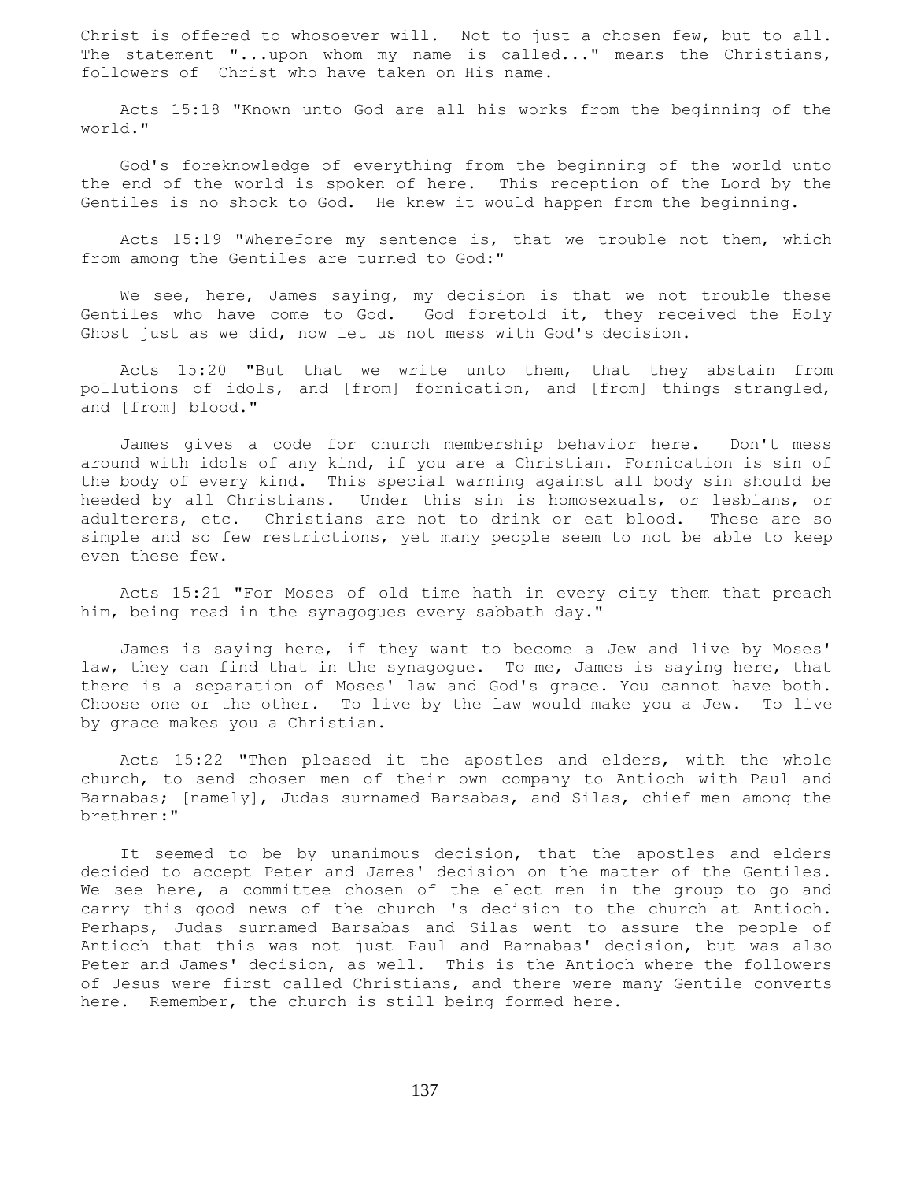Christ is offered to whosoever will. Not to just a chosen few, but to all. The statement "...upon whom my name is called..." means the Christians, followers of Christ who have taken on His name.

Acts 15:18 "Known unto God are all his works from the beginning of the world."

God's foreknowledge of everything from the beginning of the world unto the end of the world is spoken of here. This reception of the Lord by the Gentiles is no shock to God. He knew it would happen from the beginning.

Acts 15:19 "Wherefore my sentence is, that we trouble not them, which from among the Gentiles are turned to God:"

We see, here, James saying, my decision is that we not trouble these Gentiles who have come to God. God foretold it, they received the Holy Ghost just as we did, now let us not mess with God's decision.

Acts 15:20 "But that we write unto them, that they abstain from pollutions of idols, and [from] fornication, and [from] things strangled, and [from] blood."

James gives a code for church membership behavior here. Don't mess around with idols of any kind, if you are a Christian. Fornication is sin of the body of every kind. This special warning against all body sin should be heeded by all Christians. Under this sin is homosexuals, or lesbians, or adulterers, etc. Christians are not to drink or eat blood. These are so simple and so few restrictions, yet many people seem to not be able to keep even these few.

Acts 15:21 "For Moses of old time hath in every city them that preach him, being read in the synagogues every sabbath day."

James is saying here, if they want to become a Jew and live by Moses' law, they can find that in the synagogue. To me, James is saying here, that there is a separation of Moses' law and God's grace. You cannot have both. Choose one or the other. To live by the law would make you a Jew. To live by grace makes you a Christian.

Acts 15:22 "Then pleased it the apostles and elders, with the whole church, to send chosen men of their own company to Antioch with Paul and Barnabas; [namely], Judas surnamed Barsabas, and Silas, chief men among the brethren:"

It seemed to be by unanimous decision, that the apostles and elders decided to accept Peter and James' decision on the matter of the Gentiles. We see here, a committee chosen of the elect men in the group to go and carry this good news of the church 's decision to the church at Antioch. Perhaps, Judas surnamed Barsabas and Silas went to assure the people of Antioch that this was not just Paul and Barnabas' decision, but was also Peter and James' decision, as well. This is the Antioch where the followers of Jesus were first called Christians, and there were many Gentile converts here. Remember, the church is still being formed here.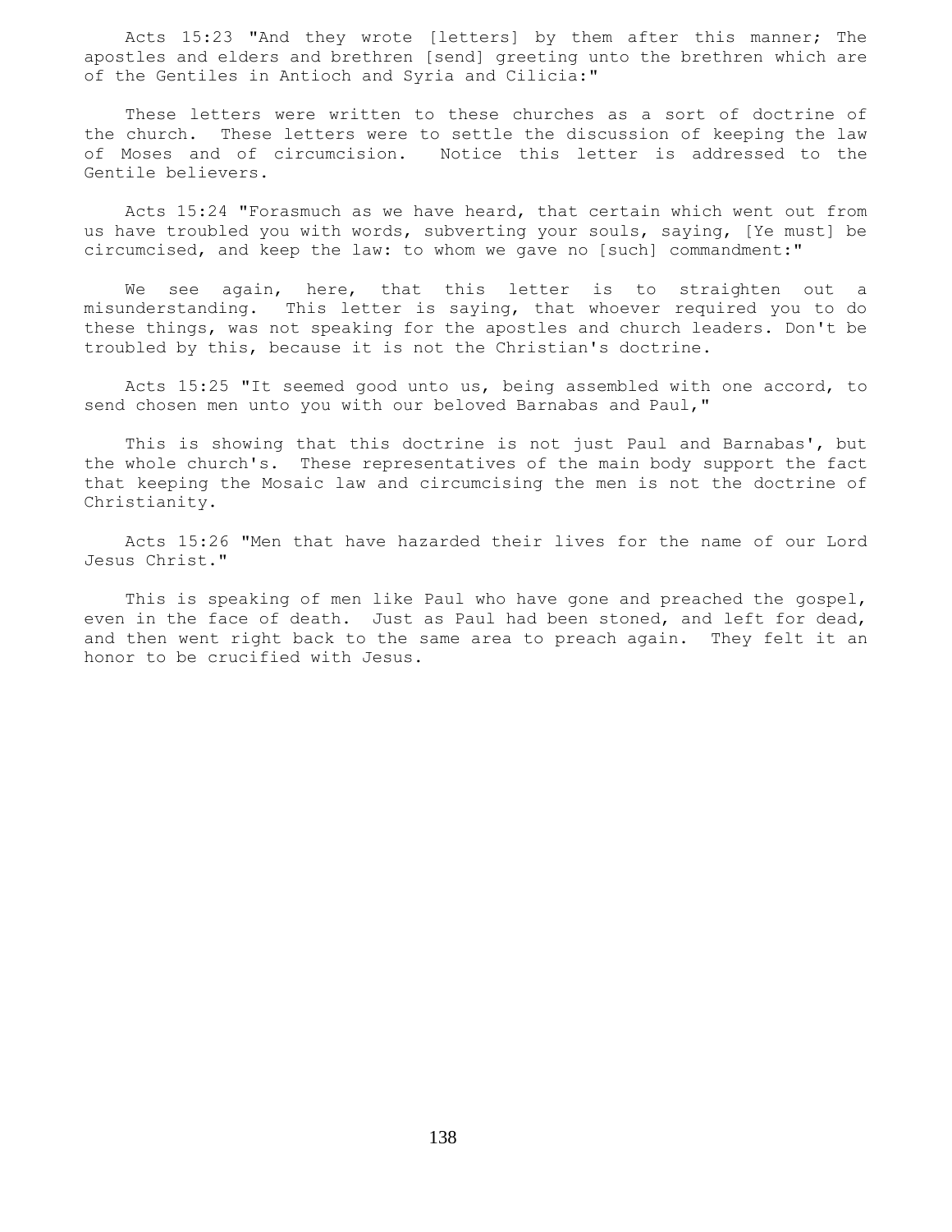Acts 15:23 "And they wrote [letters] by them after this manner; The apostles and elders and brethren [send] greeting unto the brethren which are of the Gentiles in Antioch and Syria and Cilicia:"

These letters were written to these churches as a sort of doctrine of the church. These letters were to settle the discussion of keeping the law of Moses and of circumcision. Notice this letter is addressed to the Gentile believers.

Acts 15:24 "Forasmuch as we have heard, that certain which went out from us have troubled you with words, subverting your souls, saying, [Ye must] be circumcised, and keep the law: to whom we gave no [such] commandment:"

We see again, here, that this letter is to straighten out a misunderstanding. This letter is saying, that whoever required you to do these things, was not speaking for the apostles and church leaders. Don't be troubled by this, because it is not the Christian's doctrine.

Acts 15:25 "It seemed good unto us, being assembled with one accord, to send chosen men unto you with our beloved Barnabas and Paul,"

This is showing that this doctrine is not just Paul and Barnabas', but the whole church's. These representatives of the main body support the fact that keeping the Mosaic law and circumcising the men is not the doctrine of Christianity.

Acts 15:26 "Men that have hazarded their lives for the name of our Lord Jesus Christ."

This is speaking of men like Paul who have gone and preached the gospel, even in the face of death. Just as Paul had been stoned, and left for dead, and then went right back to the same area to preach again. They felt it an honor to be crucified with Jesus.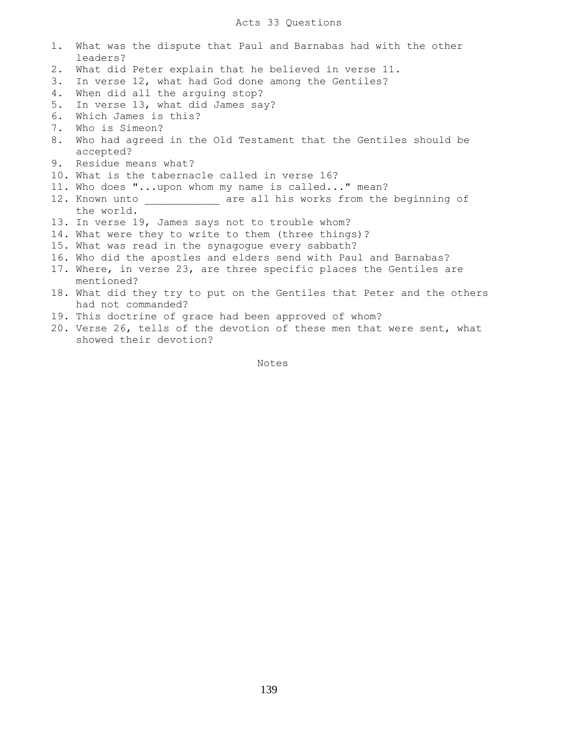# Acts 33 Questions

1. What was the dispute that Paul and Barnabas had with the other leaders?
2. What did Peter explain that he believed in verse 11.
3. In verse 12, what had God done among the Gentiles?
4. When did all the arguing stop?
5. In verse 13, what did James say?
6. Which James is this?
7. Who is Simeon?
8. Who had agreed in the Old Testament that the Gentiles should be accepted?
9. Residue means what?
10. What is the tabernacle called in verse 16?
11. Who does "...upon whom my name is called..." mean?
12. Known unto ___________ are all his works from the beginning of the world.
13. In verse 19, James says not to trouble whom?
14. What were they to write to them (three things)?
15. What was read in the synagogue every sabbath?
16. Who did the apostles and elders send with Paul and Barnabas?
17. Where, in verse 23, are three specific places the Gentiles are mentioned?
18. What did they try to put on the Gentiles that Peter and the others had not commanded?
19. This doctrine of grace had been approved of whom?
20. Verse 26, tells of the devotion of these men that were sent, what showed their devotion?

Notes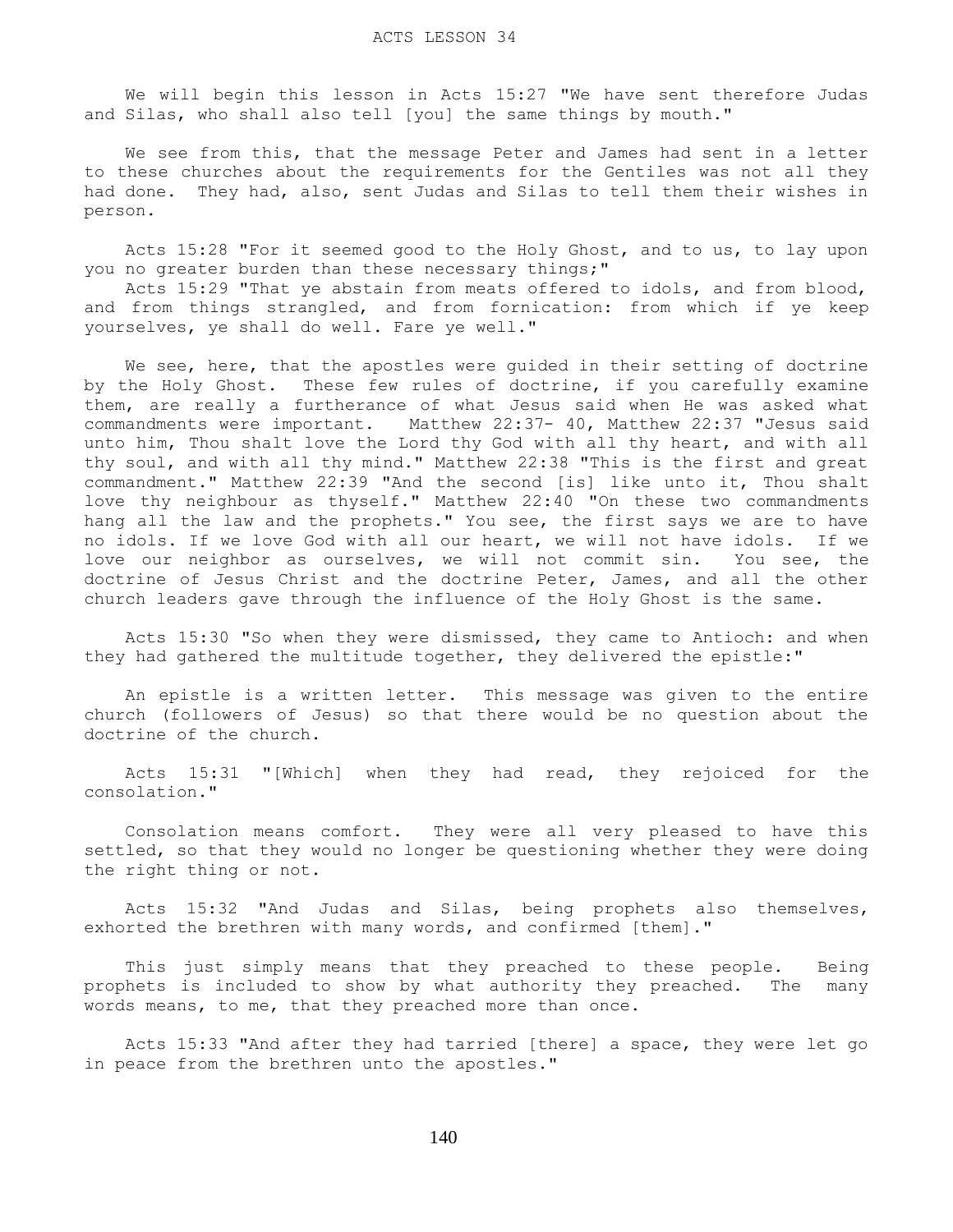# ACTS LESSON 34

We will begin this lesson in Acts 15:27 "We have sent therefore Judas and Silas, who shall also tell [you] the same things by mouth."

We see from this, that the message Peter and James had sent in a letter to these churches about the requirements for the Gentiles was not all they had done. They had, also, sent Judas and Silas to tell them their wishes in person.

Acts 15:28 "For it seemed good to the Holy Ghost, and to us, to lay upon you no greater burden than these necessary things;"

Acts 15:29 "That ye abstain from meats offered to idols, and from blood, and from things strangled, and from fornication: from which if ye keep yourselves, ye shall do well. Fare ye well."

We see, here, that the apostles were guided in their setting of doctrine by the Holy Ghost. These few rules of doctrine, if you carefully examine them, are really a furtherance of what Jesus said when He was asked what commandments were important. Matthew 22:37- 40, Matthew 22:37 "Jesus said unto him, Thou shalt love the Lord thy God with all thy heart, and with all thy soul, and with all thy mind." Matthew 22:38 "This is the first and great commandment." Matthew 22:39 "And the second [is] like unto it, Thou shalt love thy neighbour as thyself." Matthew 22:40 "On these two commandments hang all the law and the prophets." You see, the first says we are to have no idols. If we love God with all our heart, we will not have idols. If we love our neighbor as ourselves, we will not commit sin. You see, the doctrine of Jesus Christ and the doctrine Peter, James, and all the other church leaders gave through the influence of the Holy Ghost is the same.

Acts 15:30 "So when they were dismissed, they came to Antioch: and when they had gathered the multitude together, they delivered the epistle:"

An epistle is a written letter. This message was given to the entire church (followers of Jesus) so that there would be no question about the doctrine of the church.

Acts 15:31 "[Which] when they had read, they rejoiced for the consolation."

Consolation means comfort. They were all very pleased to have this settled, so that they would no longer be questioning whether they were doing the right thing or not.

Acts 15:32 "And Judas and Silas, being prophets also themselves, exhorted the brethren with many words, and confirmed [them]."

This just simply means that they preached to these people. Being prophets is included to show by what authority they preached. The many words means, to me, that they preached more than once.

Acts 15:33 "And after they had tarried [there] a space, they were let go in peace from the brethren unto the apostles."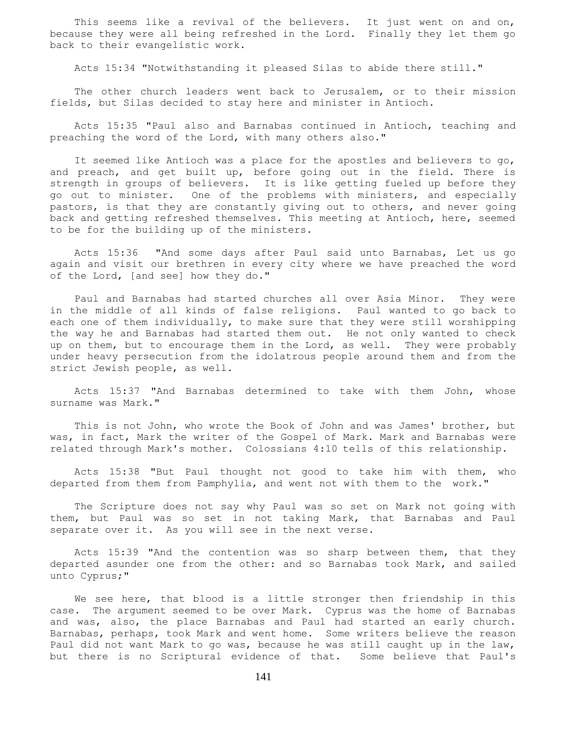This seems like a revival of the believers. It just went on and on, because they were all being refreshed in the Lord. Finally they let them go back to their evangelistic work.

Acts 15:34 "Notwithstanding it pleased Silas to abide there still."

The other church leaders went back to Jerusalem, or to their mission fields, but Silas decided to stay here and minister in Antioch.

Acts 15:35 "Paul also and Barnabas continued in Antioch, teaching and preaching the word of the Lord, with many others also."

It seemed like Antioch was a place for the apostles and believers to go, and preach, and get built up, before going out in the field. There is strength in groups of believers. It is like getting fueled up before they go out to minister. One of the problems with ministers, and especially pastors, is that they are constantly giving out to others, and never going back and getting refreshed themselves. This meeting at Antioch, here, seemed to be for the building up of the ministers.

Acts 15:36 "And some days after Paul said unto Barnabas, Let us go again and visit our brethren in every city where we have preached the word of the Lord, [and see] how they do."

Paul and Barnabas had started churches all over Asia Minor. They were in the middle of all kinds of false religions. Paul wanted to go back to each one of them individually, to make sure that they were still worshipping the way he and Barnabas had started them out. He not only wanted to check up on them, but to encourage them in the Lord, as well. They were probably under heavy persecution from the idolatrous people around them and from the strict Jewish people, as well.

Acts 15:37 "And Barnabas determined to take with them John, whose surname was Mark."

This is not John, who wrote the Book of John and was James' brother, but was, in fact, Mark the writer of the Gospel of Mark. Mark and Barnabas were related through Mark's mother. Colossians 4:10 tells of this relationship.

Acts 15:38 "But Paul thought not good to take him with them, who departed from them from Pamphylia, and went not with them to the work."

The Scripture does not say why Paul was so set on Mark not going with them, but Paul was so set in not taking Mark, that Barnabas and Paul separate over it. As you will see in the next verse.

Acts 15:39 "And the contention was so sharp between them, that they departed asunder one from the other: and so Barnabas took Mark, and sailed unto Cyprus;"

We see here, that blood is a little stronger then friendship in this case. The argument seemed to be over Mark. Cyprus was the home of Barnabas and was, also, the place Barnabas and Paul had started an early church. Barnabas, perhaps, took Mark and went home. Some writers believe the reason Paul did not want Mark to go was, because he was still caught up in the law, but there is no Scriptural evidence of that. Some believe that Paul's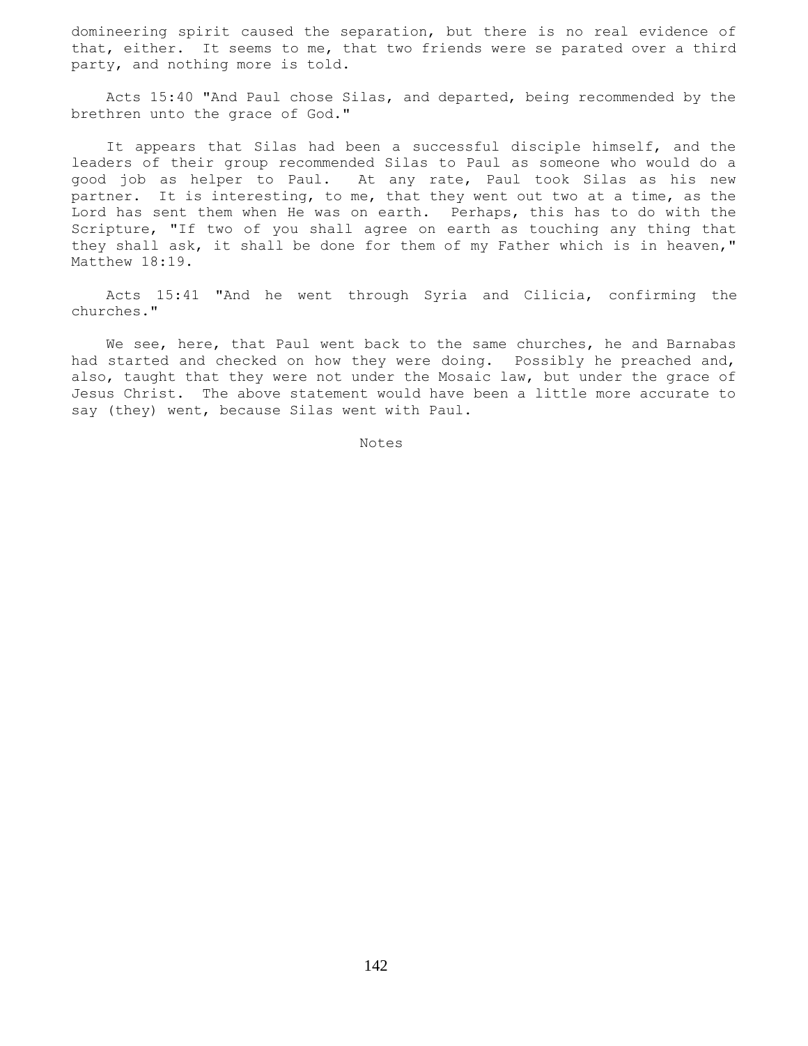domineering spirit caused the separation, but there is no real evidence of that, either. It seems to me, that two friends were se parated over a third party, and nothing more is told.

Acts 15:40 "And Paul chose Silas, and departed, being recommended by the brethren unto the grace of God."

It appears that Silas had been a successful disciple himself, and the leaders of their group recommended Silas to Paul as someone who would do a good job as helper to Paul. At any rate, Paul took Silas as his new partner. It is interesting, to me, that they went out two at a time, as the Lord has sent them when He was on earth. Perhaps, this has to do with the Scripture, "If two of you shall agree on earth as touching any thing that they shall ask, it shall be done for them of my Father which is in heaven," Matthew 18:19.

Acts 15:41 "And he went through Syria and Cilicia, confirming the churches."

We see, here, that Paul went back to the same churches, he and Barnabas had started and checked on how they were doing. Possibly he preached and, also, taught that they were not under the Mosaic law, but under the grace of Jesus Christ. The above statement would have been a little more accurate to say (they) went, because Silas went with Paul.

Notes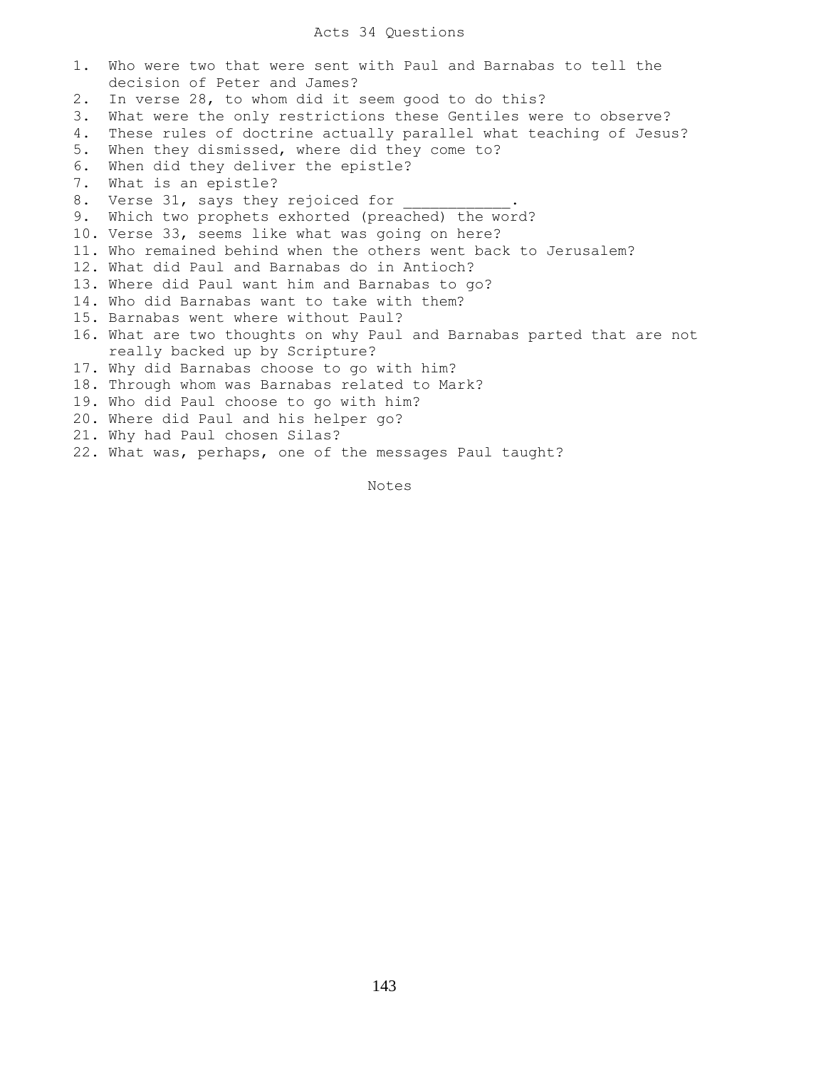# Acts 34 Questions

1. Who were two that were sent with Paul and Barnabas to tell the decision of Peter and James?
2. In verse 28, to whom did it seem good to do this?
3. What were the only restrictions these Gentiles were to observe?
4. These rules of doctrine actually parallel what teaching of Jesus?
5. When they dismissed, where did they come to?
6. When did they deliver the epistle?
7. What is an epistle?
8. Verse 31, says they rejoiced for ___________.
9. Which two prophets exhorted (preached) the word?
10. Verse 33, seems like what was going on here?
11. Who remained behind when the others went back to Jerusalem?
12. What did Paul and Barnabas do in Antioch?
13. Where did Paul want him and Barnabas to go?
14. Who did Barnabas want to take with them?
15. Barnabas went where without Paul?
16. What are two thoughts on why Paul and Barnabas parted that are not really backed up by Scripture?
17. Why did Barnabas choose to go with him?
18. Through whom was Barnabas related to Mark?
19. Who did Paul choose to go with him?
20. Where did Paul and his helper go?
21. Why had Paul chosen Silas?
22. What was, perhaps, one of the messages Paul taught?

Notes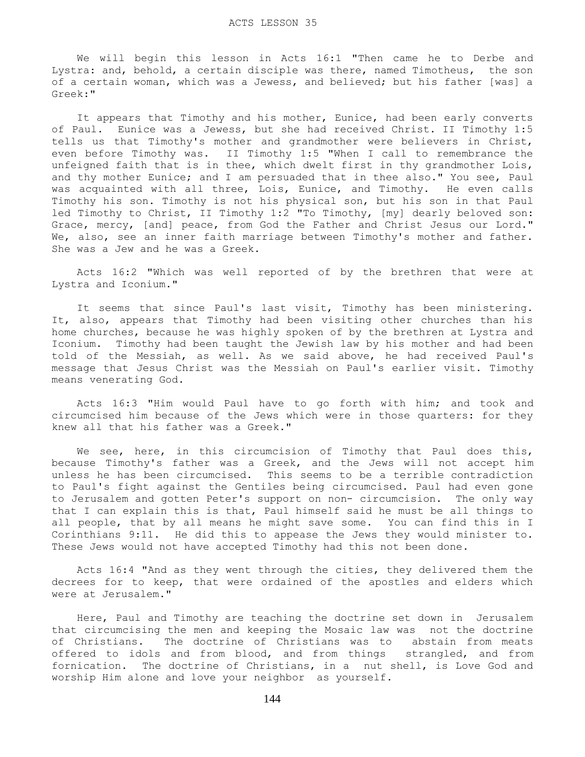# ACTS LESSON 35

We will begin this lesson in Acts 16:1 "Then came he to Derbe and Lystra: and, behold, a certain disciple was there, named Timotheus, the son of a certain woman, which was a Jewess, and believed; but his father [was] a Greek:"

It appears that Timothy and his mother, Eunice, had been early converts of Paul. Eunice was a Jewess, but she had received Christ. II Timothy 1:5 tells us that Timothy's mother and grandmother were believers in Christ, even before Timothy was. II Timothy 1:5 "When I call to remembrance the unfeigned faith that is in thee, which dwelt first in thy grandmother Lois, and thy mother Eunice; and I am persuaded that in thee also." You see, Paul was acquainted with all three, Lois, Eunice, and Timothy. He even calls Timothy his son. Timothy is not his physical son, but his son in that Paul led Timothy to Christ, II Timothy 1:2 "To Timothy, [my] dearly beloved son: Grace, mercy, [and] peace, from God the Father and Christ Jesus our Lord." We, also, see an inner faith marriage between Timothy's mother and father. She was a Jew and he was a Greek.

Acts 16:2 "Which was well reported of by the brethren that were at Lystra and Iconium."

It seems that since Paul's last visit, Timothy has been ministering. It, also, appears that Timothy had been visiting other churches than his home churches, because he was highly spoken of by the brethren at Lystra and Iconium. Timothy had been taught the Jewish law by his mother and had been told of the Messiah, as well. As we said above, he had received Paul's message that Jesus Christ was the Messiah on Paul's earlier visit. Timothy means venerating God.

Acts 16:3 "Him would Paul have to go forth with him; and took and circumcised him because of the Jews which were in those quarters: for they knew all that his father was a Greek."

We see, here, in this circumcision of Timothy that Paul does this, because Timothy's father was a Greek, and the Jews will not accept him unless he has been circumcised. This seems to be a terrible contradiction to Paul's fight against the Gentiles being circumcised. Paul had even gone to Jerusalem and gotten Peter's support on non- circumcision. The only way that I can explain this is that, Paul himself said he must be all things to all people, that by all means he might save some. You can find this in I Corinthians 9:11. He did this to appease the Jews they would minister to. These Jews would not have accepted Timothy had this not been done.

Acts 16:4 "And as they went through the cities, they delivered them the decrees for to keep, that were ordained of the apostles and elders which were at Jerusalem."

Here, Paul and Timothy are teaching the doctrine set down in Jerusalem that circumcising the men and keeping the Mosaic law was not the doctrine of Christians. The doctrine of Christians was to abstain from meats offered to idols and from blood, and from things strangled, and from fornication. The doctrine of Christians, in a nut shell, is Love God and worship Him alone and love your neighbor as yourself.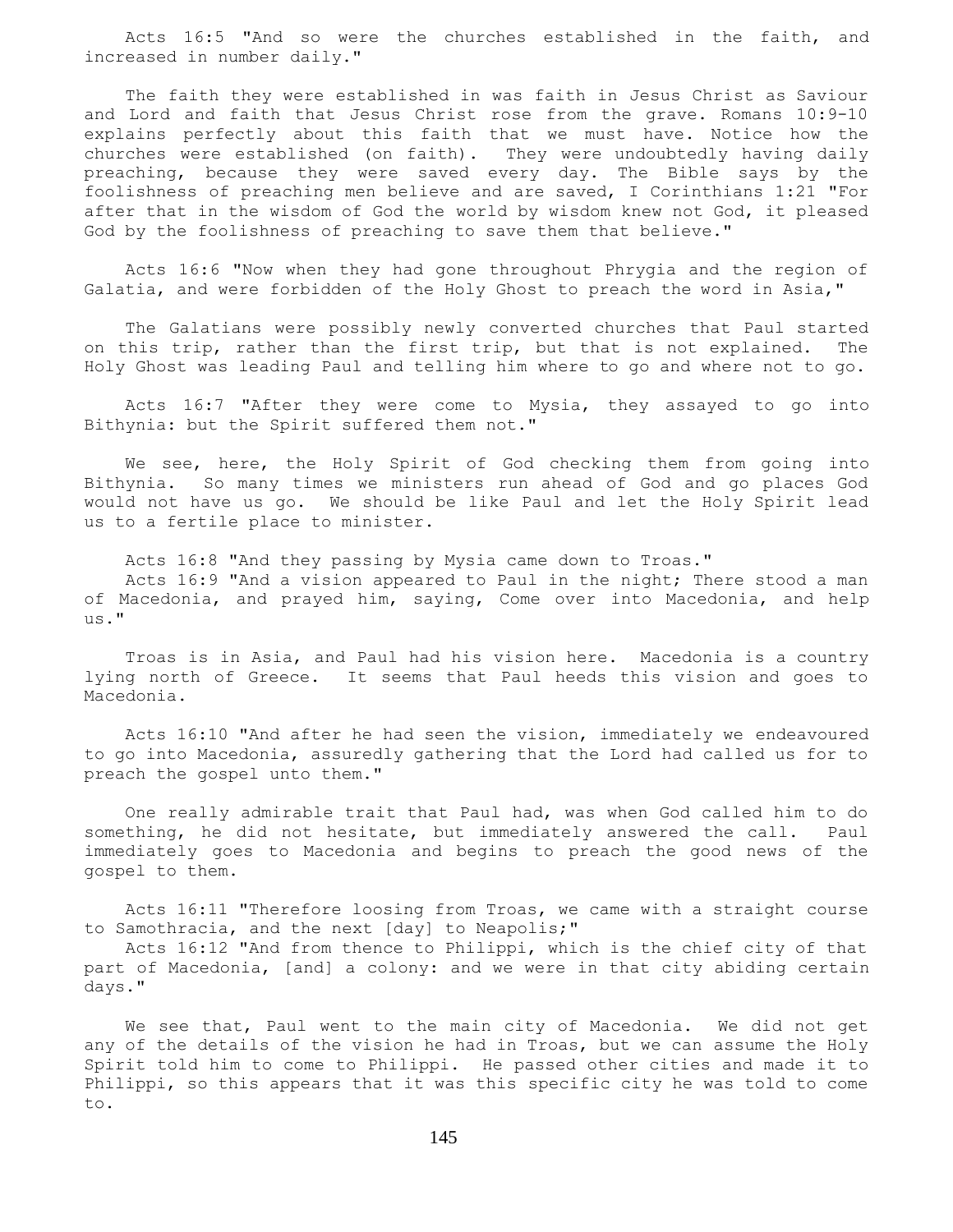Acts 16:5 "And so were the churches established in the faith, and increased in number daily."

The faith they were established in was faith in Jesus Christ as Saviour and Lord and faith that Jesus Christ rose from the grave. Romans 10:9-10 explains perfectly about this faith that we must have. Notice how the churches were established (on faith). They were undoubtedly having daily preaching, because they were saved every day. The Bible says by the foolishness of preaching men believe and are saved, I Corinthians 1:21 "For after that in the wisdom of God the world by wisdom knew not God, it pleased God by the foolishness of preaching to save them that believe."

Acts 16:6 "Now when they had gone throughout Phrygia and the region of Galatia, and were forbidden of the Holy Ghost to preach the word in Asia,"

The Galatians were possibly newly converted churches that Paul started on this trip, rather than the first trip, but that is not explained. The Holy Ghost was leading Paul and telling him where to go and where not to go.

Acts 16:7 "After they were come to Mysia, they assayed to go into Bithynia: but the Spirit suffered them not."

We see, here, the Holy Spirit of God checking them from going into Bithynia. So many times we ministers run ahead of God and go places God would not have us go. We should be like Paul and let the Holy Spirit lead us to a fertile place to minister.

Acts 16:8 "And they passing by Mysia came down to Troas."
Acts 16:9 "And a vision appeared to Paul in the night; There stood a man of Macedonia, and prayed him, saying, Come over into Macedonia, and help us."

Troas is in Asia, and Paul had his vision here. Macedonia is a country lying north of Greece. It seems that Paul heeds this vision and goes to Macedonia.

Acts 16:10 "And after he had seen the vision, immediately we endeavoured to go into Macedonia, assuredly gathering that the Lord had called us for to preach the gospel unto them."

One really admirable trait that Paul had, was when God called him to do something, he did not hesitate, but immediately answered the call. Paul immediately goes to Macedonia and begins to preach the good news of the gospel to them.

Acts 16:11 "Therefore loosing from Troas, we came with a straight course to Samothracia, and the next [day] to Neapolis;"
Acts 16:12 "And from thence to Philippi, which is the chief city of that part of Macedonia, [and] a colony: and we were in that city abiding certain days."

We see that, Paul went to the main city of Macedonia. We did not get any of the details of the vision he had in Troas, but we can assume the Holy Spirit told him to come to Philippi. He passed other cities and made it to Philippi, so this appears that it was this specific city he was told to come to.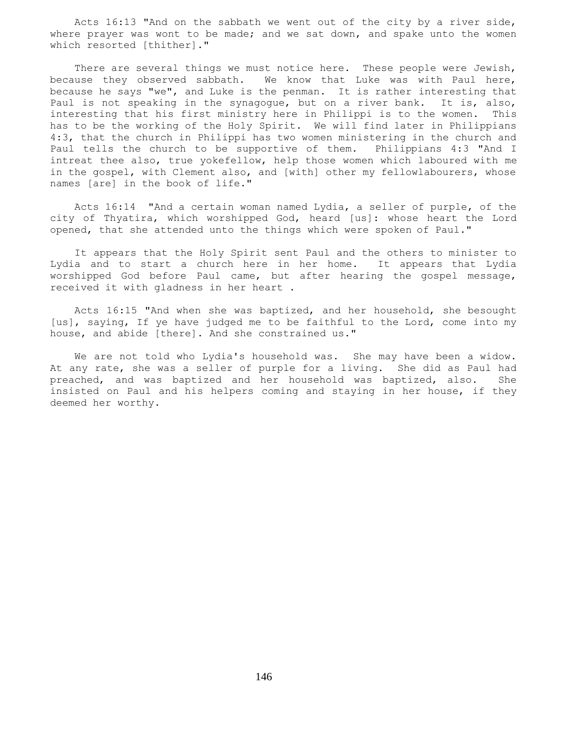Acts 16:13 "And on the sabbath we went out of the city by a river side, where prayer was wont to be made; and we sat down, and spake unto the women which resorted [thither]."

There are several things we must notice here. These people were Jewish, because they observed sabbath. We know that Luke was with Paul here, because he says "we", and Luke is the penman. It is rather interesting that Paul is not speaking in the synagogue, but on a river bank. It is, also, interesting that his first ministry here in Philippi is to the women. This has to be the working of the Holy Spirit. We will find later in Philippians 4:3, that the church in Philippi has two women ministering in the church and Paul tells the church to be supportive of them. Philippians 4:3 "And I intreat thee also, true yokefellow, help those women which laboured with me in the gospel, with Clement also, and [with] other my fellowlabourers, whose names [are] in the book of life."

Acts 16:14 "And a certain woman named Lydia, a seller of purple, of the city of Thyatira, which worshipped God, heard [us]: whose heart the Lord opened, that she attended unto the things which were spoken of Paul."

It appears that the Holy Spirit sent Paul and the others to minister to Lydia and to start a church here in her home. It appears that Lydia worshipped God before Paul came, but after hearing the gospel message, received it with gladness in her heart .

Acts 16:15 "And when she was baptized, and her household, she besought [us], saying, If ye have judged me to be faithful to the Lord, come into my house, and abide [there]. And she constrained us."

We are not told who Lydia's household was. She may have been a widow. At any rate, she was a seller of purple for a living. She did as Paul had preached, and was baptized and her household was baptized, also. She insisted on Paul and his helpers coming and staying in her house, if they deemed her worthy.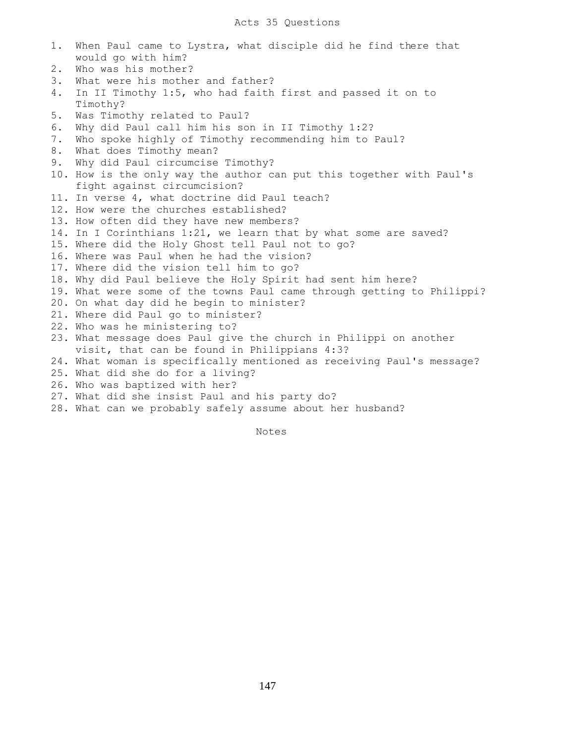# Acts 35 Questions

1. When Paul came to Lystra, what disciple did he find there that would go with him?
2. Who was his mother?
3. What were his mother and father?
4. In II Timothy 1:5, who had faith first and passed it on to Timothy?
5. Was Timothy related to Paul?
6. Why did Paul call him his son in II Timothy 1:2?
7. Who spoke highly of Timothy recommending him to Paul?
8. What does Timothy mean?
9. Why did Paul circumcise Timothy?
10. How is the only way the author can put this together with Paul's fight against circumcision?
11. In verse 4, what doctrine did Paul teach?
12. How were the churches established?
13. How often did they have new members?
14. In I Corinthians 1:21, we learn that by what some are saved?
15. Where did the Holy Ghost tell Paul not to go?
16. Where was Paul when he had the vision?
17. Where did the vision tell him to go?
18. Why did Paul believe the Holy Spirit had sent him here?
19. What were some of the towns Paul came through getting to Philippi?
20. On what day did he begin to minister?
21. Where did Paul go to minister?
22. Who was he ministering to?
23. What message does Paul give the church in Philippi on another visit, that can be found in Philippians 4:3?
24. What woman is specifically mentioned as receiving Paul's message?
25. What did she do for a living?
26. Who was baptized with her?
27. What did she insist Paul and his party do?
28. What can we probably safely assume about her husband?

Notes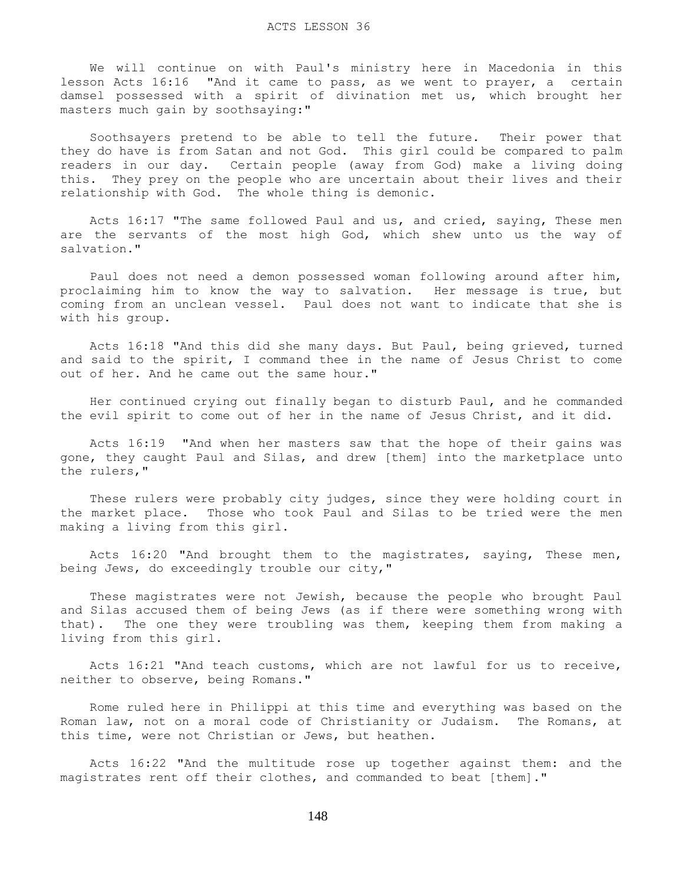# ACTS LESSON 36

We will continue on with Paul's ministry here in Macedonia in this lesson Acts 16:16 "And it came to pass, as we went to prayer, a certain damsel possessed with a spirit of divination met us, which brought her masters much gain by soothsaying:"

Soothsayers pretend to be able to tell the future. Their power that they do have is from Satan and not God. This girl could be compared to palm readers in our day. Certain people (away from God) make a living doing this. They prey on the people who are uncertain about their lives and their relationship with God. The whole thing is demonic.

Acts 16:17 "The same followed Paul and us, and cried, saying, These men are the servants of the most high God, which shew unto us the way of salvation."

Paul does not need a demon possessed woman following around after him, proclaiming him to know the way to salvation. Her message is true, but coming from an unclean vessel. Paul does not want to indicate that she is with his group.

Acts 16:18 "And this did she many days. But Paul, being grieved, turned and said to the spirit, I command thee in the name of Jesus Christ to come out of her. And he came out the same hour."

Her continued crying out finally began to disturb Paul, and he commanded the evil spirit to come out of her in the name of Jesus Christ, and it did.

Acts 16:19 "And when her masters saw that the hope of their gains was gone, they caught Paul and Silas, and drew [them] into the marketplace unto the rulers,"

These rulers were probably city judges, since they were holding court in the market place. Those who took Paul and Silas to be tried were the men making a living from this girl.

Acts 16:20 "And brought them to the magistrates, saying, These men, being Jews, do exceedingly trouble our city,"

These magistrates were not Jewish, because the people who brought Paul and Silas accused them of being Jews (as if there were something wrong with that). The one they were troubling was them, keeping them from making a living from this girl.

Acts 16:21 "And teach customs, which are not lawful for us to receive, neither to observe, being Romans."

Rome ruled here in Philippi at this time and everything was based on the Roman law, not on a moral code of Christianity or Judaism. The Romans, at this time, were not Christian or Jews, but heathen.

Acts 16:22 "And the multitude rose up together against them: and the magistrates rent off their clothes, and commanded to beat [them]."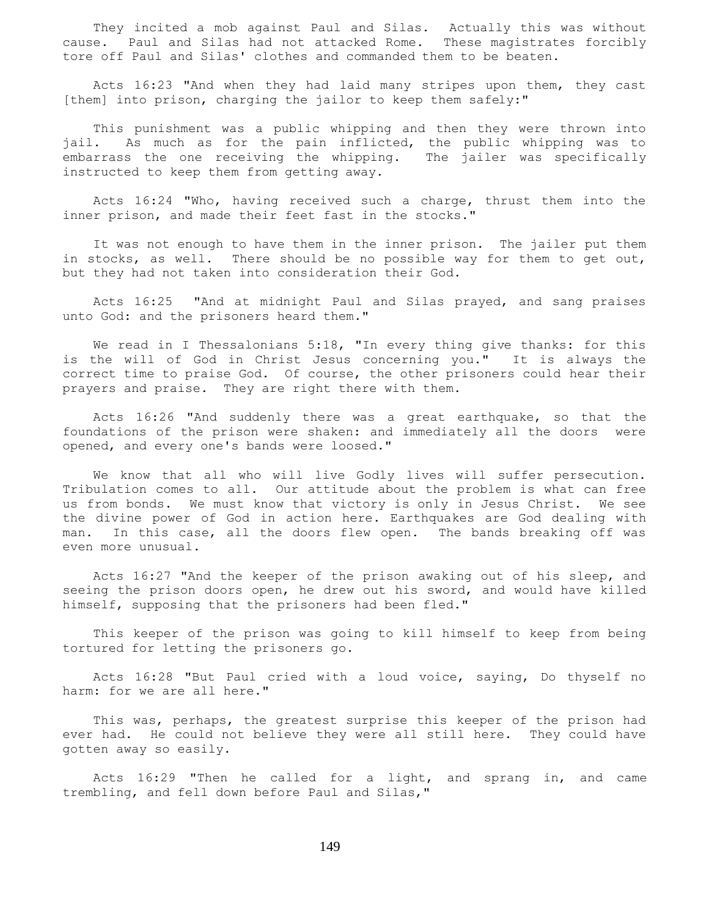They incited a mob against Paul and Silas. Actually this was without cause. Paul and Silas had not attacked Rome. These magistrates forcibly tore off Paul and Silas' clothes and commanded them to be beaten.

Acts 16:23 "And when they had laid many stripes upon them, they cast [them] into prison, charging the jailor to keep them safely:"

This punishment was a public whipping and then they were thrown into jail. As much as for the pain inflicted, the public whipping was to embarrass the one receiving the whipping. The jailer was specifically instructed to keep them from getting away.

Acts 16:24 "Who, having received such a charge, thrust them into the inner prison, and made their feet fast in the stocks."

It was not enough to have them in the inner prison. The jailer put them in stocks, as well. There should be no possible way for them to get out, but they had not taken into consideration their God.

Acts 16:25 "And at midnight Paul and Silas prayed, and sang praises unto God: and the prisoners heard them."

We read in I Thessalonians 5:18, "In every thing give thanks: for this is the will of God in Christ Jesus concerning you." It is always the correct time to praise God. Of course, the other prisoners could hear their prayers and praise. They are right there with them.

Acts 16:26 "And suddenly there was a great earthquake, so that the foundations of the prison were shaken: and immediately all the doors were opened, and every one's bands were loosed."

We know that all who will live Godly lives will suffer persecution. Tribulation comes to all. Our attitude about the problem is what can free us from bonds. We must know that victory is only in Jesus Christ. We see the divine power of God in action here. Earthquakes are God dealing with man. In this case, all the doors flew open. The bands breaking off was even more unusual.

Acts 16:27 "And the keeper of the prison awaking out of his sleep, and seeing the prison doors open, he drew out his sword, and would have killed himself, supposing that the prisoners had been fled."

This keeper of the prison was going to kill himself to keep from being tortured for letting the prisoners go.

Acts 16:28 "But Paul cried with a loud voice, saying, Do thyself no harm: for we are all here."

This was, perhaps, the greatest surprise this keeper of the prison had ever had. He could not believe they were all still here. They could have gotten away so easily.

Acts 16:29 "Then he called for a light, and sprang in, and came trembling, and fell down before Paul and Silas,"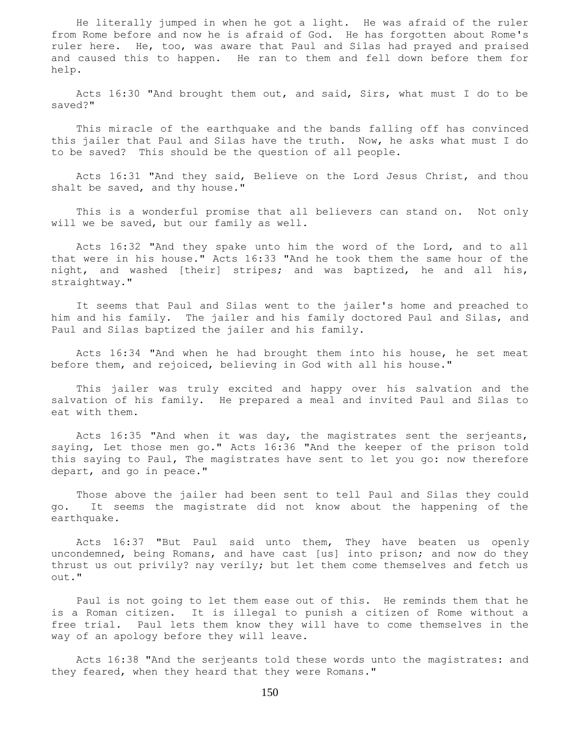He literally jumped in when he got a light. He was afraid of the ruler from Rome before and now he is afraid of God. He has forgotten about Rome's ruler here. He, too, was aware that Paul and Silas had prayed and praised and caused this to happen. He ran to them and fell down before them for help.

Acts 16:30 "And brought them out, and said, Sirs, what must I do to be saved?"

This miracle of the earthquake and the bands falling off has convinced this jailer that Paul and Silas have the truth. Now, he asks what must I do to be saved? This should be the question of all people.

Acts 16:31 "And they said, Believe on the Lord Jesus Christ, and thou shalt be saved, and thy house."

This is a wonderful promise that all believers can stand on. Not only will we be saved, but our family as well.

Acts 16:32 "And they spake unto him the word of the Lord, and to all that were in his house." Acts 16:33 "And he took them the same hour of the night, and washed [their] stripes; and was baptized, he and all his, straightway."

It seems that Paul and Silas went to the jailer's home and preached to him and his family. The jailer and his family doctored Paul and Silas, and Paul and Silas baptized the jailer and his family.

Acts 16:34 "And when he had brought them into his house, he set meat before them, and rejoiced, believing in God with all his house."

This jailer was truly excited and happy over his salvation and the salvation of his family. He prepared a meal and invited Paul and Silas to eat with them.

Acts 16:35 "And when it was day, the magistrates sent the serjeants, saying, Let those men go." Acts 16:36 "And the keeper of the prison told this saying to Paul, The magistrates have sent to let you go: now therefore depart, and go in peace."

Those above the jailer had been sent to tell Paul and Silas they could go. It seems the magistrate did not know about the happening of the earthquake.

Acts 16:37 "But Paul said unto them, They have beaten us openly uncondemned, being Romans, and have cast [us] into prison; and now do they thrust us out privily? nay verily; but let them come themselves and fetch us out."

Paul is not going to let them ease out of this. He reminds them that he is a Roman citizen. It is illegal to punish a citizen of Rome without a free trial. Paul lets them know they will have to come themselves in the way of an apology before they will leave.

Acts 16:38 "And the serjeants told these words unto the magistrates: and they feared, when they heard that they were Romans."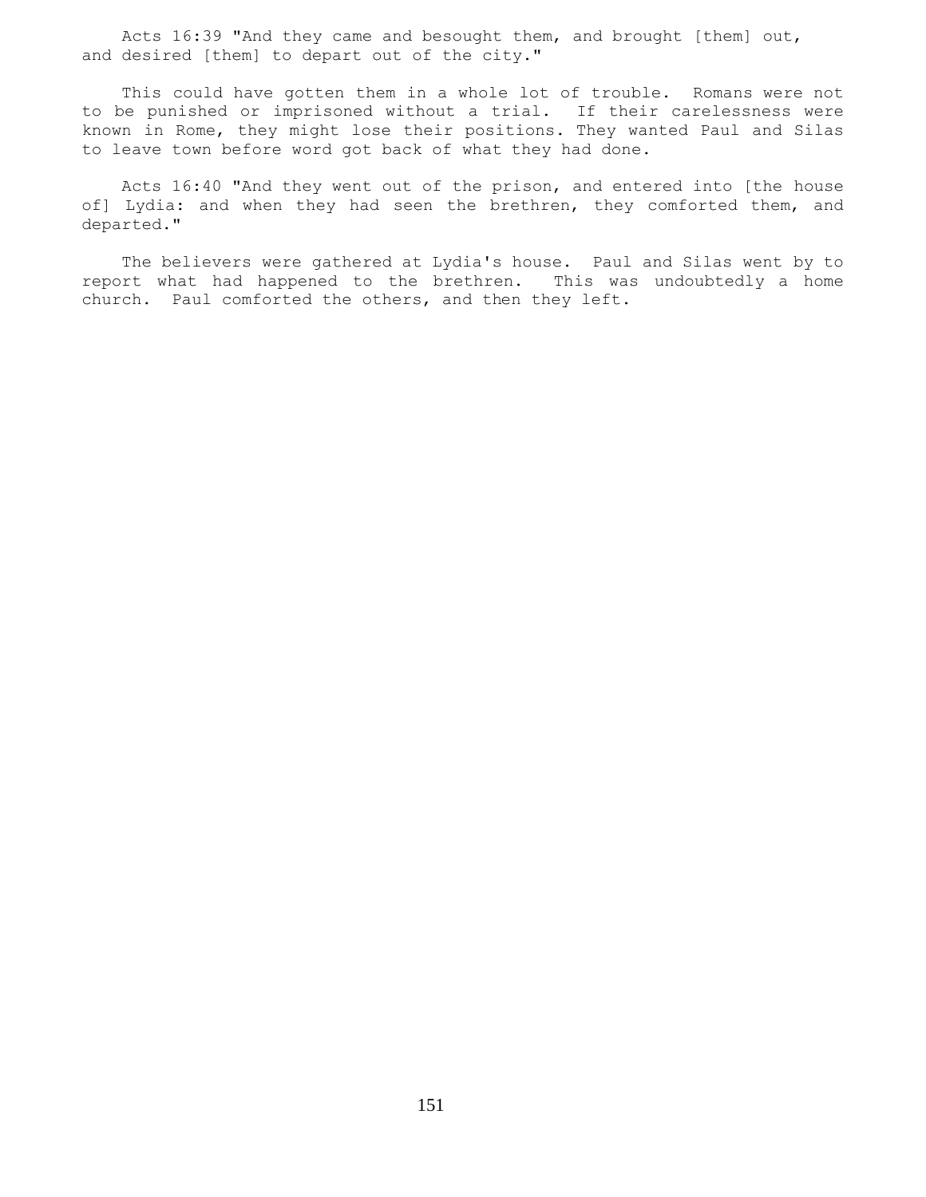Acts 16:39 "And they came and besought them, and brought [them] out, and desired [them] to depart out of the city."

This could have gotten them in a whole lot of trouble. Romans were not to be punished or imprisoned without a trial. If their carelessness were known in Rome, they might lose their positions. They wanted Paul and Silas to leave town before word got back of what they had done.

Acts 16:40 "And they went out of the prison, and entered into [the house of] Lydia: and when they had seen the brethren, they comforted them, and departed."

The believers were gathered at Lydia's house. Paul and Silas went by to report what had happened to the brethren. This was undoubtedly a home church. Paul comforted the others, and then they left.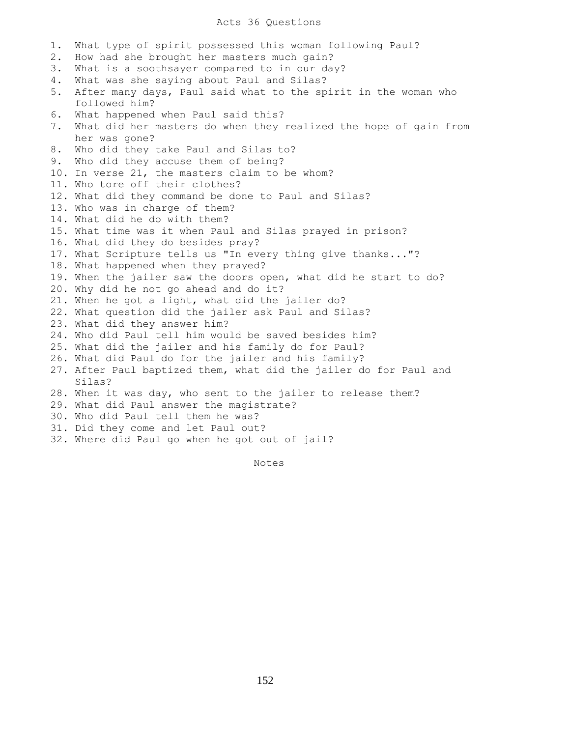# Acts 36 Questions

1. What type of spirit possessed this woman following Paul?
2. How had she brought her masters much gain?
3. What is a soothsayer compared to in our day?
4. What was she saying about Paul and Silas?
5. After many days, Paul said what to the spirit in the woman who followed him?
6. What happened when Paul said this?
7. What did her masters do when they realized the hope of gain from her was gone?
8. Who did they take Paul and Silas to?
9. Who did they accuse them of being?
10. In verse 21, the masters claim to be whom?
11. Who tore off their clothes?
12. What did they command be done to Paul and Silas?
13. Who was in charge of them?
14. What did he do with them?
15. What time was it when Paul and Silas prayed in prison?
16. What did they do besides pray?
17. What Scripture tells us "In every thing give thanks..."?
18. What happened when they prayed?
19. When the jailer saw the doors open, what did he start to do?
20. Why did he not go ahead and do it?
21. When he got a light, what did the jailer do?
22. What question did the jailer ask Paul and Silas?
23. What did they answer him?
24. Who did Paul tell him would be saved besides him?
25. What did the jailer and his family do for Paul?
26. What did Paul do for the jailer and his family?
27. After Paul baptized them, what did the jailer do for Paul and Silas?
28. When it was day, who sent to the jailer to release them?
29. What did Paul answer the magistrate?
30. Who did Paul tell them he was?
31. Did they come and let Paul out?
32. Where did Paul go when he got out of jail?

Notes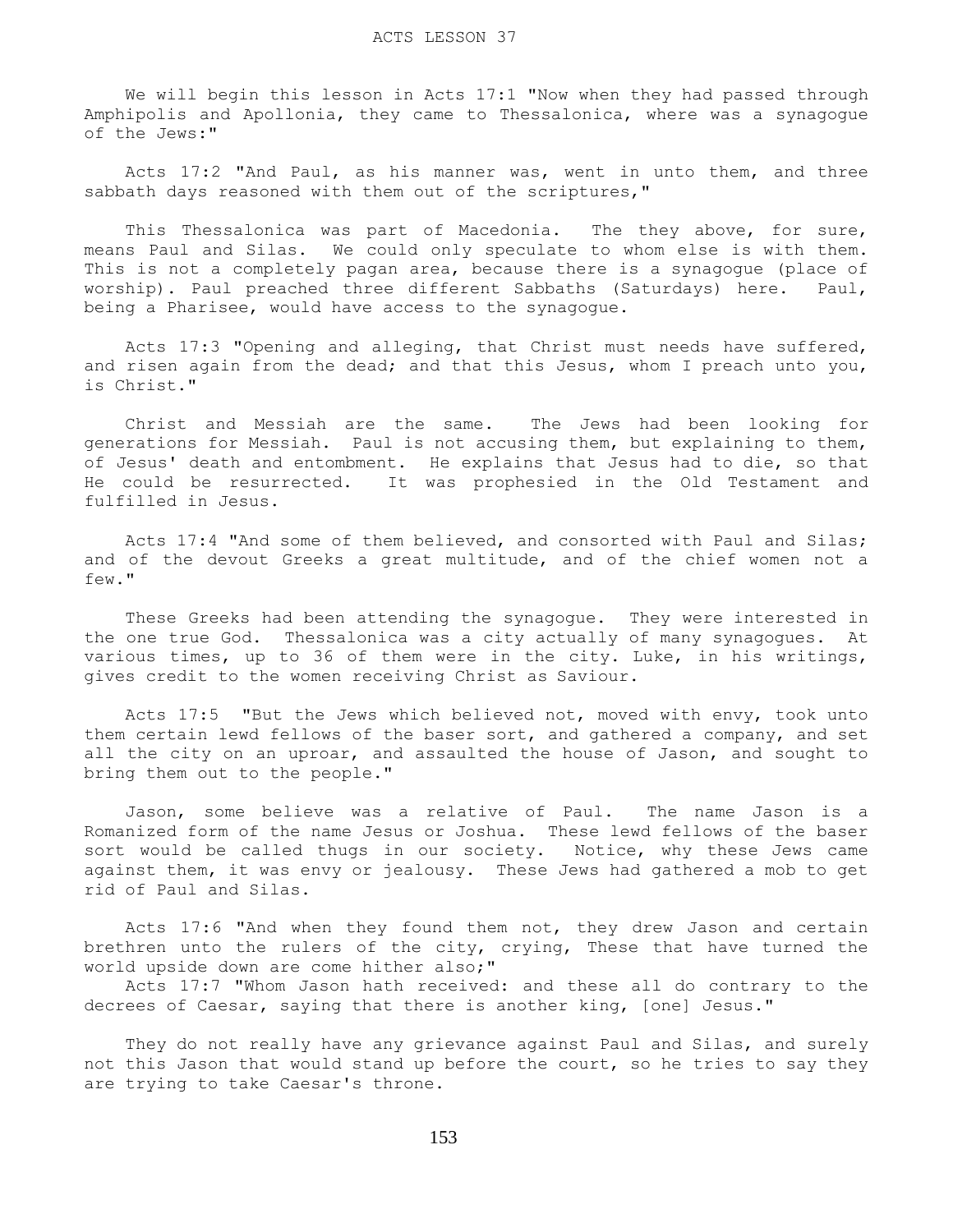# ACTS LESSON 37

We will begin this lesson in Acts 17:1 "Now when they had passed through Amphipolis and Apollonia, they came to Thessalonica, where was a synagogue of the Jews:"

Acts 17:2 "And Paul, as his manner was, went in unto them, and three sabbath days reasoned with them out of the scriptures,"

This Thessalonica was part of Macedonia. The they above, for sure, means Paul and Silas. We could only speculate to whom else is with them. This is not a completely pagan area, because there is a synagogue (place of worship). Paul preached three different Sabbaths (Saturdays) here. Paul, being a Pharisee, would have access to the synagogue.

Acts 17:3 "Opening and alleging, that Christ must needs have suffered, and risen again from the dead; and that this Jesus, whom I preach unto you, is Christ."

Christ and Messiah are the same. The Jews had been looking for generations for Messiah. Paul is not accusing them, but explaining to them, of Jesus' death and entombment. He explains that Jesus had to die, so that He could be resurrected. It was prophesied in the Old Testament and fulfilled in Jesus.

Acts 17:4 "And some of them believed, and consorted with Paul and Silas; and of the devout Greeks a great multitude, and of the chief women not a few."

These Greeks had been attending the synagogue. They were interested in the one true God. Thessalonica was a city actually of many synagogues. At various times, up to 36 of them were in the city. Luke, in his writings, gives credit to the women receiving Christ as Saviour.

Acts 17:5 "But the Jews which believed not, moved with envy, took unto them certain lewd fellows of the baser sort, and gathered a company, and set all the city on an uproar, and assaulted the house of Jason, and sought to bring them out to the people."

Jason, some believe was a relative of Paul. The name Jason is a Romanized form of the name Jesus or Joshua. These lewd fellows of the baser sort would be called thugs in our society. Notice, why these Jews came against them, it was envy or jealousy. These Jews had gathered a mob to get rid of Paul and Silas.

Acts 17:6 "And when they found them not, they drew Jason and certain brethren unto the rulers of the city, crying, These that have turned the world upside down are come hither also;"
Acts 17:7 "Whom Jason hath received: and these all do contrary to the decrees of Caesar, saying that there is another king, [one] Jesus."

They do not really have any grievance against Paul and Silas, and surely not this Jason that would stand up before the court, so he tries to say they are trying to take Caesar's throne.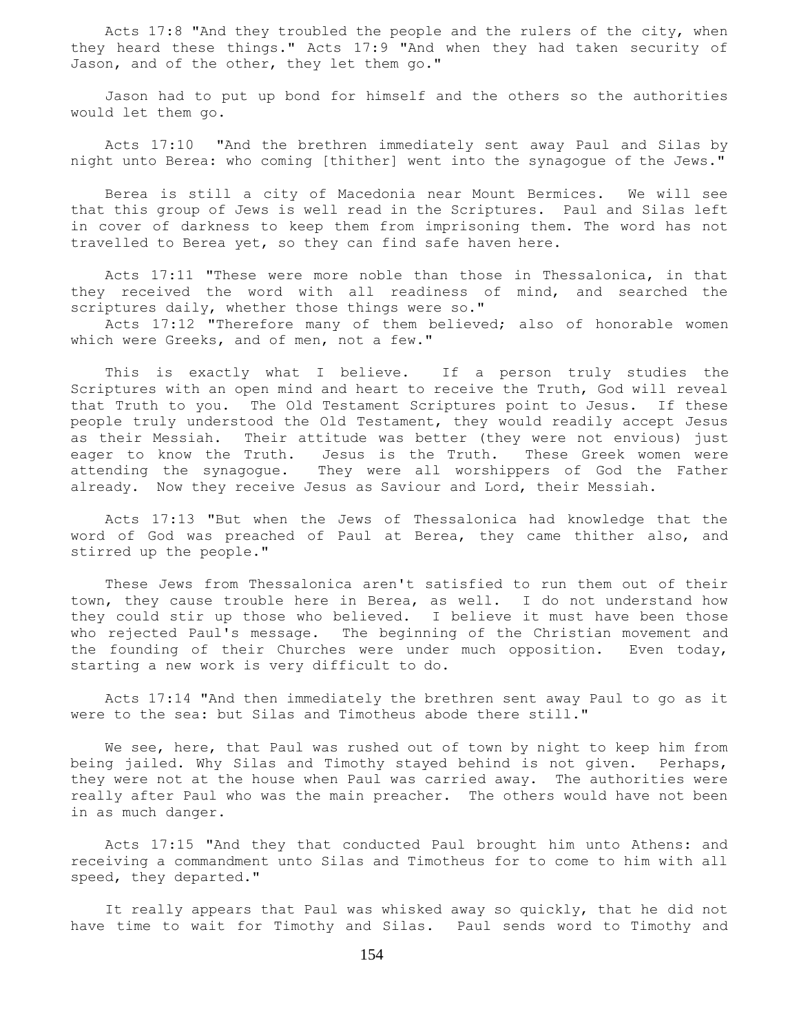Acts 17:8 "And they troubled the people and the rulers of the city, when they heard these things." Acts 17:9 "And when they had taken security of Jason, and of the other, they let them go."

Jason had to put up bond for himself and the others so the authorities would let them go.

Acts 17:10 "And the brethren immediately sent away Paul and Silas by night unto Berea: who coming [thither] went into the synagogue of the Jews."

Berea is still a city of Macedonia near Mount Bermices. We will see that this group of Jews is well read in the Scriptures. Paul and Silas left in cover of darkness to keep them from imprisoning them. The word has not travelled to Berea yet, so they can find safe haven here.

Acts 17:11 "These were more noble than those in Thessalonica, in that they received the word with all readiness of mind, and searched the scriptures daily, whether those things were so."
Acts 17:12 "Therefore many of them believed; also of honorable women which were Greeks, and of men, not a few."

This is exactly what I believe. If a person truly studies the Scriptures with an open mind and heart to receive the Truth, God will reveal that Truth to you. The Old Testament Scriptures point to Jesus. If these people truly understood the Old Testament, they would readily accept Jesus as their Messiah. Their attitude was better (they were not envious) just eager to know the Truth. Jesus is the Truth. These Greek women were attending the synagogue. They were all worshippers of God the Father already. Now they receive Jesus as Saviour and Lord, their Messiah.

Acts 17:13 "But when the Jews of Thessalonica had knowledge that the word of God was preached of Paul at Berea, they came thither also, and stirred up the people."

These Jews from Thessalonica aren't satisfied to run them out of their town, they cause trouble here in Berea, as well. I do not understand how they could stir up those who believed. I believe it must have been those who rejected Paul's message. The beginning of the Christian movement and the founding of their Churches were under much opposition. Even today, starting a new work is very difficult to do.

Acts 17:14 "And then immediately the brethren sent away Paul to go as it were to the sea: but Silas and Timotheus abode there still."

We see, here, that Paul was rushed out of town by night to keep him from being jailed. Why Silas and Timothy stayed behind is not given. Perhaps, they were not at the house when Paul was carried away. The authorities were really after Paul who was the main preacher. The others would have not been in as much danger.

Acts 17:15 "And they that conducted Paul brought him unto Athens: and receiving a commandment unto Silas and Timotheus for to come to him with all speed, they departed."

It really appears that Paul was whisked away so quickly, that he did not have time to wait for Timothy and Silas. Paul sends word to Timothy and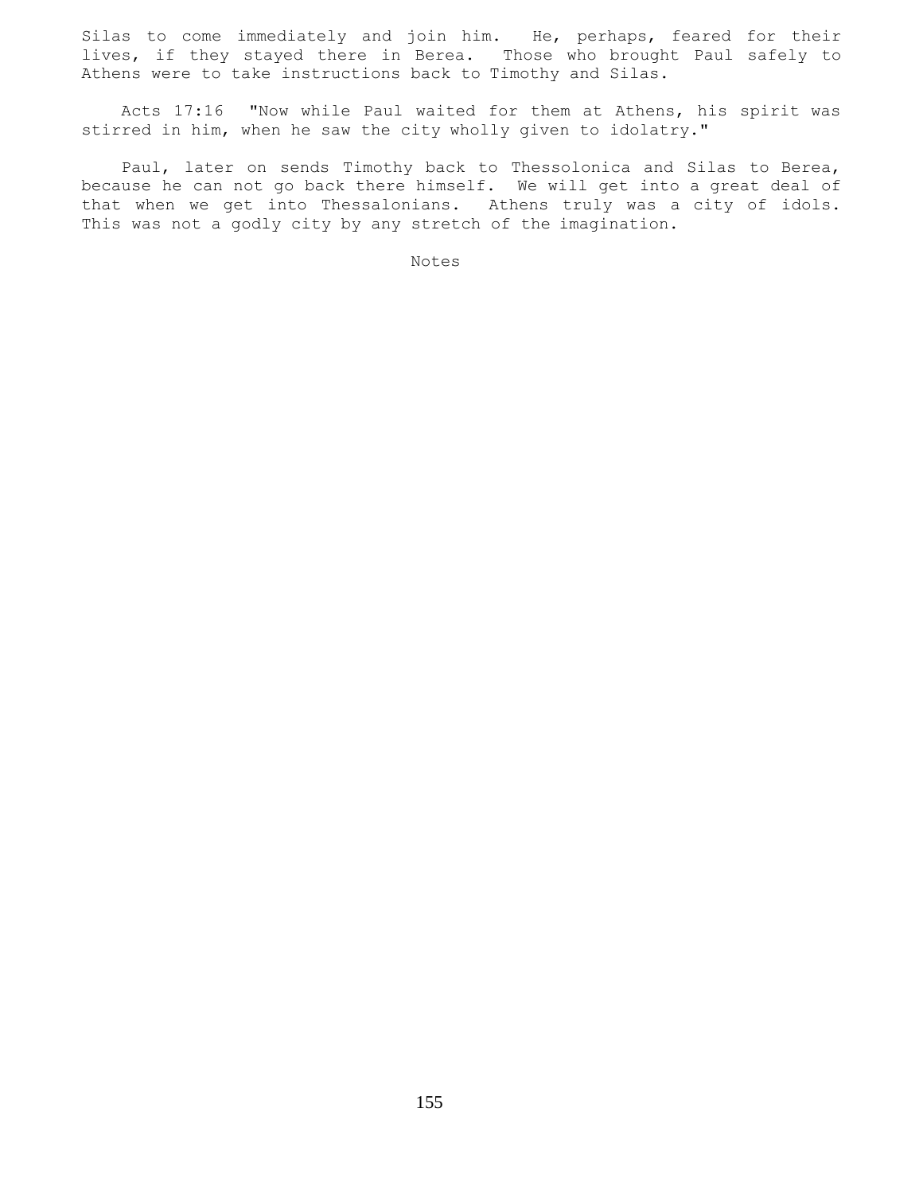Silas to come immediately and join him. He, perhaps, feared for their lives, if they stayed there in Berea. Those who brought Paul safely to Athens were to take instructions back to Timothy and Silas.

Acts 17:16 "Now while Paul waited for them at Athens, his spirit was stirred in him, when he saw the city wholly given to idolatry."

Paul, later on sends Timothy back to Thessolonica and Silas to Berea, because he can not go back there himself. We will get into a great deal of that when we get into Thessalonians. Athens truly was a city of idols. This was not a godly city by any stretch of the imagination.

Notes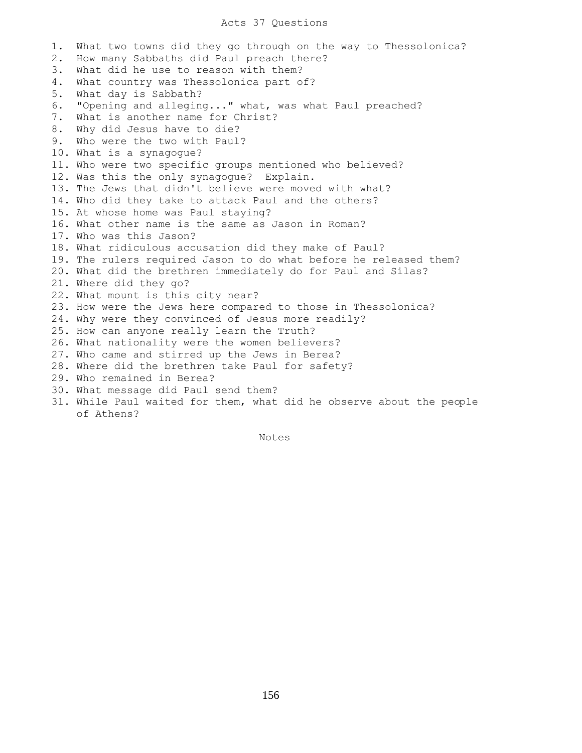# Acts 37 Questions

1. What two towns did they go through on the way to Thessolonica?
2. How many Sabbaths did Paul preach there?
3. What did he use to reason with them?
4. What country was Thessolonica part of?
5. What day is Sabbath?
6. "Opening and alleging..." what, was what Paul preached?
7. What is another name for Christ?
8. Why did Jesus have to die?
9. Who were the two with Paul?
10. What is a synagogue?
11. Who were two specific groups mentioned who believed?
12. Was this the only synagogue? Explain.
13. The Jews that didn't believe were moved with what?
14. Who did they take to attack Paul and the others?
15. At whose home was Paul staying?
16. What other name is the same as Jason in Roman?
17. Who was this Jason?
18. What ridiculous accusation did they make of Paul?
19. The rulers required Jason to do what before he released them?
20. What did the brethren immediately do for Paul and Silas?
21. Where did they go?
22. What mount is this city near?
23. How were the Jews here compared to those in Thessolonica?
24. Why were they convinced of Jesus more readily?
25. How can anyone really learn the Truth?
26. What nationality were the women believers?
27. Who came and stirred up the Jews in Berea?
28. Where did the brethren take Paul for safety?
29. Who remained in Berea?
30. What message did Paul send them?
31. While Paul waited for them, what did he observe about the people of Athens?

Notes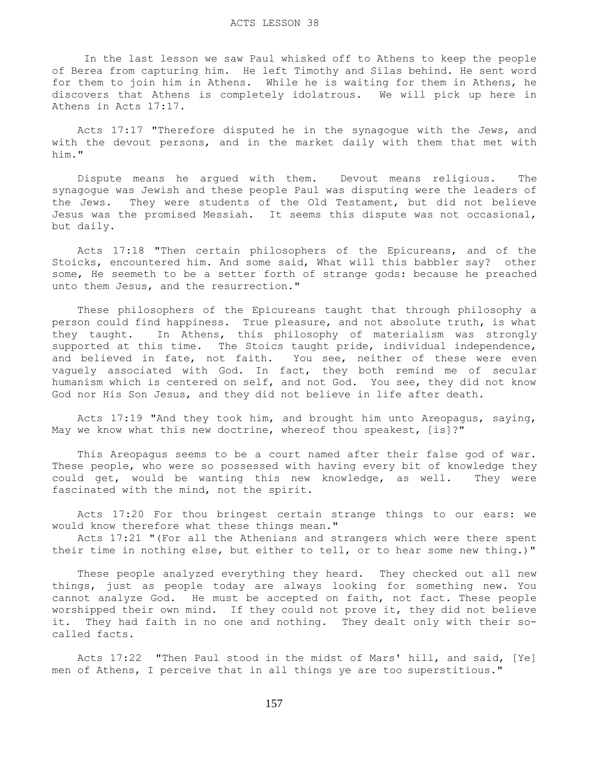# ACTS LESSON 38

In the last lesson we saw Paul whisked off to Athens to keep the people of Berea from capturing him. He left Timothy and Silas behind. He sent word for them to join him in Athens. While he is waiting for them in Athens, he discovers that Athens is completely idolatrous. We will pick up here in Athens in Acts 17:17.

Acts 17:17 "Therefore disputed he in the synagogue with the Jews, and with the devout persons, and in the market daily with them that met with him."

Dispute means he argued with them. Devout means religious. The synagogue was Jewish and these people Paul was disputing were the leaders of the Jews. They were students of the Old Testament, but did not believe Jesus was the promised Messiah. It seems this dispute was not occasional, but daily.

Acts 17:18 "Then certain philosophers of the Epicureans, and of the Stoicks, encountered him. And some said, What will this babbler say? other some, He seemeth to be a setter forth of strange gods: because he preached unto them Jesus, and the resurrection."

These philosophers of the Epicureans taught that through philosophy a person could find happiness. True pleasure, and not absolute truth, is what they taught. In Athens, this philosophy of materialism was strongly supported at this time. The Stoics taught pride, individual independence, and believed in fate, not faith. You see, neither of these were even vaguely associated with God. In fact, they both remind me of secular humanism which is centered on self, and not God. You see, they did not know God nor His Son Jesus, and they did not believe in life after death.

Acts 17:19 "And they took him, and brought him unto Areopagus, saying, May we know what this new doctrine, whereof thou speakest, [is]?"

This Areopagus seems to be a court named after their false god of war. These people, who were so possessed with having every bit of knowledge they could get, would be wanting this new knowledge, as well. They were fascinated with the mind, not the spirit.

Acts 17:20 For thou bringest certain strange things to our ears: we would know therefore what these things mean."
Acts 17:21 "(For all the Athenians and strangers which were there spent their time in nothing else, but either to tell, or to hear some new thing.)"

These people analyzed everything they heard. They checked out all new things, just as people today are always looking for something new. You cannot analyze God. He must be accepted on faith, not fact. These people worshipped their own mind. If they could not prove it, they did not believe it. They had faith in no one and nothing. They dealt only with their so-called facts.

Acts 17:22 "Then Paul stood in the midst of Mars' hill, and said, [Ye] men of Athens, I perceive that in all things ye are too superstitious."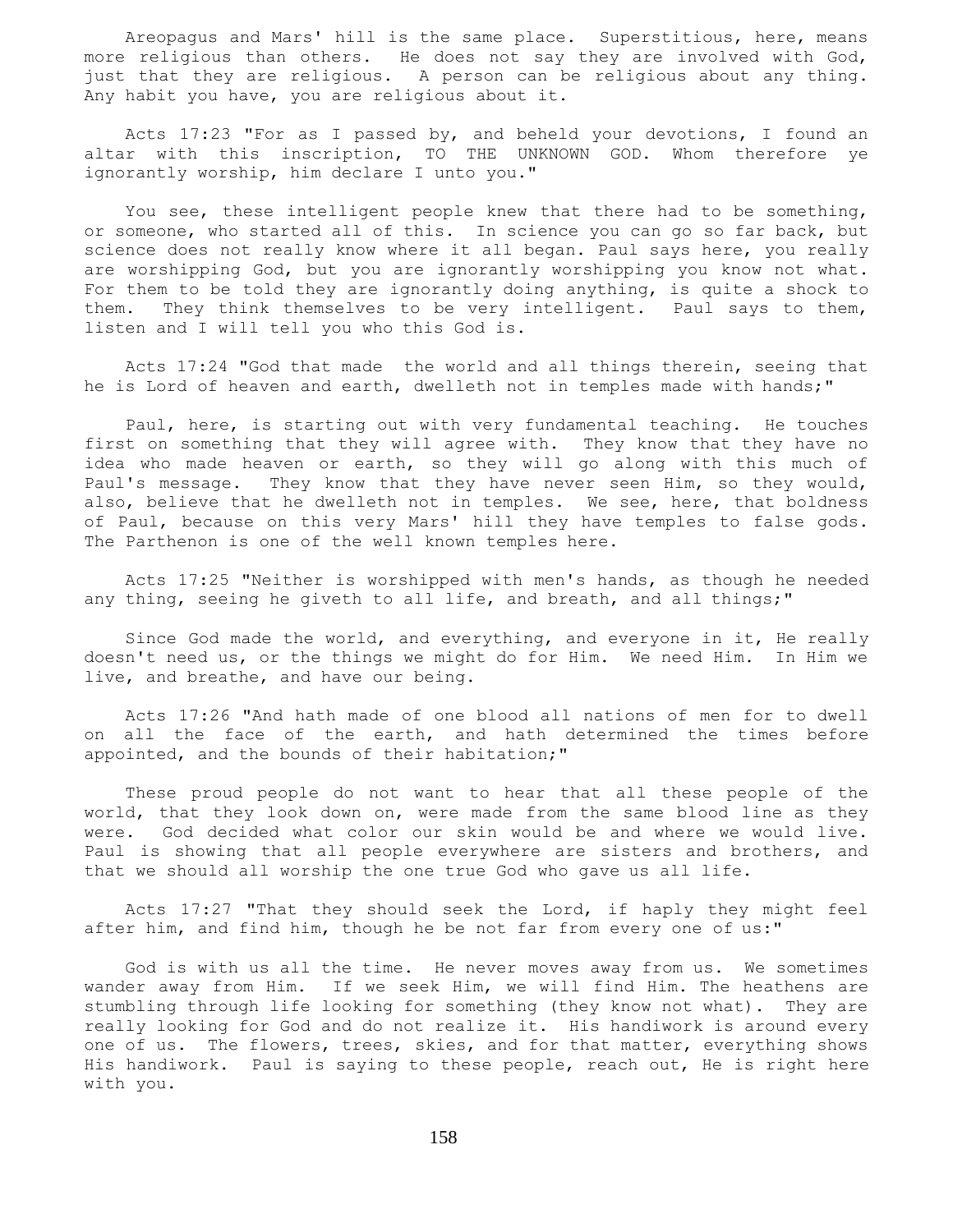Areopagus and Mars' hill is the same place. Superstitious, here, means more religious than others. He does not say they are involved with God, just that they are religious. A person can be religious about any thing. Any habit you have, you are religious about it.

Acts 17:23 "For as I passed by, and beheld your devotions, I found an altar with this inscription, TO THE UNKNOWN GOD. Whom therefore ye ignorantly worship, him declare I unto you."

You see, these intelligent people knew that there had to be something, or someone, who started all of this. In science you can go so far back, but science does not really know where it all began. Paul says here, you really are worshipping God, but you are ignorantly worshipping you know not what. For them to be told they are ignorantly doing anything, is quite a shock to them. They think themselves to be very intelligent. Paul says to them, listen and I will tell you who this God is.

Acts 17:24 "God that made the world and all things therein, seeing that he is Lord of heaven and earth, dwelleth not in temples made with hands;"

Paul, here, is starting out with very fundamental teaching. He touches first on something that they will agree with. They know that they have no idea who made heaven or earth, so they will go along with this much of Paul's message. They know that they have never seen Him, so they would, also, believe that he dwelleth not in temples. We see, here, that boldness of Paul, because on this very Mars' hill they have temples to false gods. The Parthenon is one of the well known temples here.

Acts 17:25 "Neither is worshipped with men's hands, as though he needed any thing, seeing he giveth to all life, and breath, and all things;"

Since God made the world, and everything, and everyone in it, He really doesn't need us, or the things we might do for Him. We need Him. In Him we live, and breathe, and have our being.

Acts 17:26 "And hath made of one blood all nations of men for to dwell on all the face of the earth, and hath determined the times before appointed, and the bounds of their habitation;"

These proud people do not want to hear that all these people of the world, that they look down on, were made from the same blood line as they were. God decided what color our skin would be and where we would live. Paul is showing that all people everywhere are sisters and brothers, and that we should all worship the one true God who gave us all life.

Acts 17:27 "That they should seek the Lord, if haply they might feel after him, and find him, though he be not far from every one of us:"

God is with us all the time. He never moves away from us. We sometimes wander away from Him. If we seek Him, we will find Him. The heathens are stumbling through life looking for something (they know not what). They are really looking for God and do not realize it. His handiwork is around every one of us. The flowers, trees, skies, and for that matter, everything shows His handiwork. Paul is saying to these people, reach out, He is right here with you.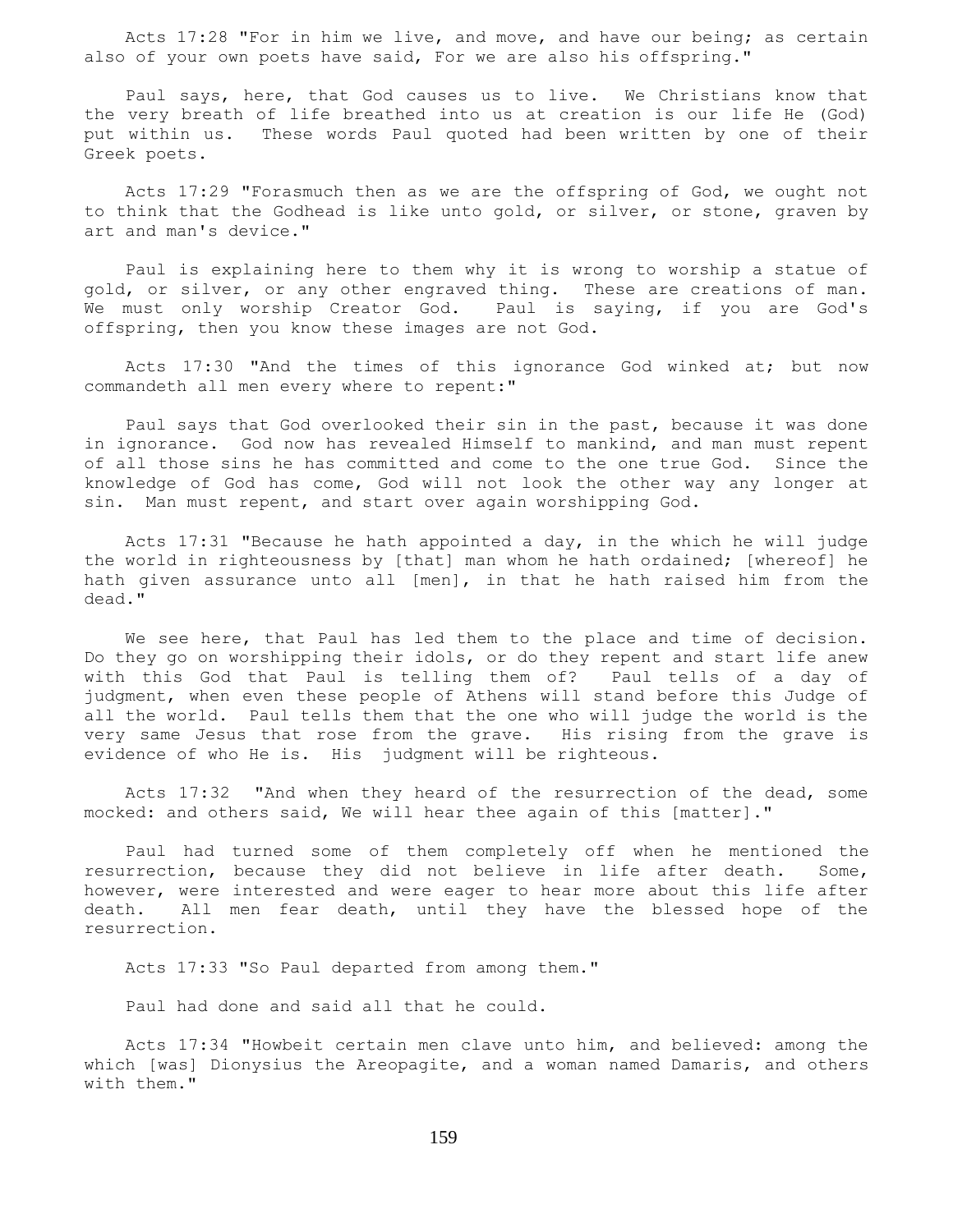Acts 17:28 "For in him we live, and move, and have our being; as certain also of your own poets have said, For we are also his offspring."

Paul says, here, that God causes us to live. We Christians know that the very breath of life breathed into us at creation is our life He (God) put within us. These words Paul quoted had been written by one of their Greek poets.

Acts 17:29 "Forasmuch then as we are the offspring of God, we ought not to think that the Godhead is like unto gold, or silver, or stone, graven by art and man's device."

Paul is explaining here to them why it is wrong to worship a statue of gold, or silver, or any other engraved thing. These are creations of man. We must only worship Creator God. Paul is saying, if you are God's offspring, then you know these images are not God.

Acts 17:30 "And the times of this ignorance God winked at; but now commandeth all men every where to repent:"

Paul says that God overlooked their sin in the past, because it was done in ignorance. God now has revealed Himself to mankind, and man must repent of all those sins he has committed and come to the one true God. Since the knowledge of God has come, God will not look the other way any longer at sin. Man must repent, and start over again worshipping God.

Acts 17:31 "Because he hath appointed a day, in the which he will judge the world in righteousness by [that] man whom he hath ordained; [whereof] he hath given assurance unto all [men], in that he hath raised him from the dead."

We see here, that Paul has led them to the place and time of decision. Do they go on worshipping their idols, or do they repent and start life anew with this God that Paul is telling them of? Paul tells of a day of judgment, when even these people of Athens will stand before this Judge of all the world. Paul tells them that the one who will judge the world is the very same Jesus that rose from the grave. His rising from the grave is evidence of who He is. His judgment will be righteous.

Acts 17:32 "And when they heard of the resurrection of the dead, some mocked: and others said, We will hear thee again of this [matter]."

Paul had turned some of them completely off when he mentioned the resurrection, because they did not believe in life after death. Some, however, were interested and were eager to hear more about this life after death. All men fear death, until they have the blessed hope of the resurrection.

Acts 17:33 "So Paul departed from among them."

Paul had done and said all that he could.

Acts 17:34 "Howbeit certain men clave unto him, and believed: among the which [was] Dionysius the Areopagite, and a woman named Damaris, and others with them."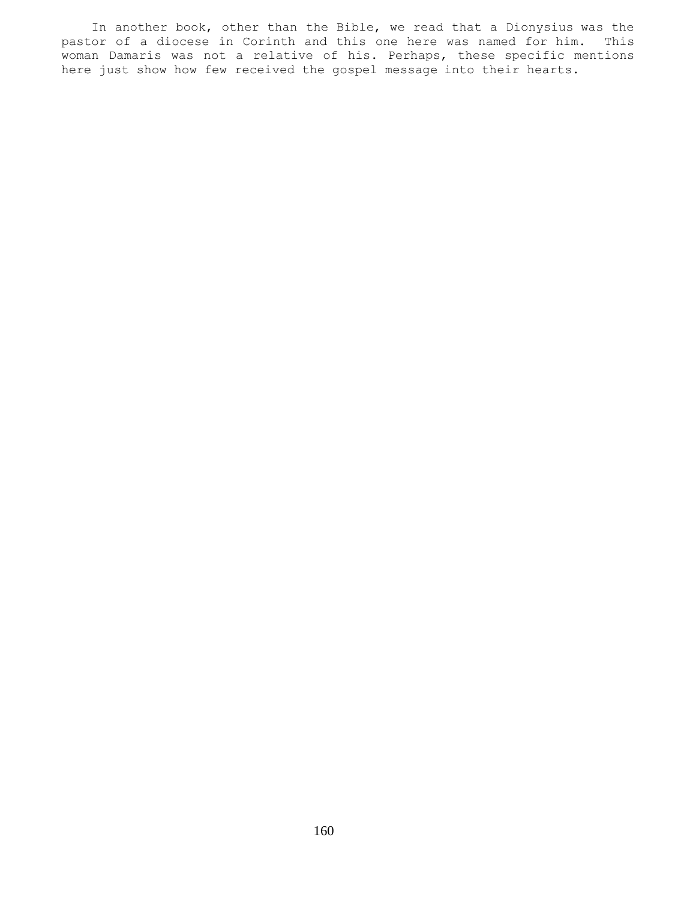In another book, other than the Bible, we read that a Dionysius was the pastor of a diocese in Corinth and this one here was named for him. This woman Damaris was not a relative of his. Perhaps, these specific mentions here just show how few received the gospel message into their hearts.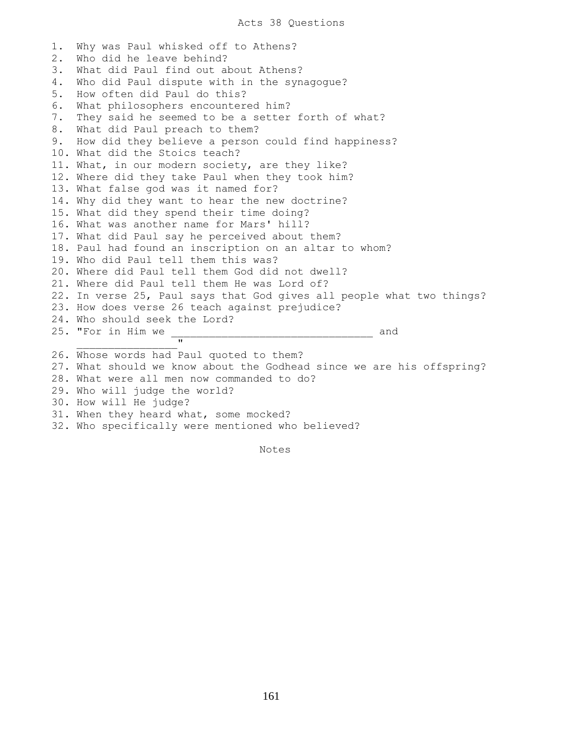# Acts 38 Questions

1. Why was Paul whisked off to Athens?
2. Who did he leave behind?
3. What did Paul find out about Athens?
4. Who did Paul dispute with in the synagogue?
5. How often did Paul do this?
6. What philosophers encountered him?
7. They said he seemed to be a setter forth of what?
8. What did Paul preach to them?
9. How did they believe a person could find happiness?
10. What did the Stoics teach?
11. What, in our modern society, are they like?
12. Where did they take Paul when they took him?
13. What false god was it named for?
14. Why did they want to hear the new doctrine?
15. What did they spend their time doing?
16. What was another name for Mars' hill?
17. What did Paul say he perceived about them?
18. Paul had found an inscription on an altar to whom?
19. Who did Paul tell them this was?
20. Where did Paul tell them God did not dwell?
21. Where did Paul tell them He was Lord of?
22. In verse 25, Paul says that God gives all people what two things?
23. How does verse 26 teach against prejudice?
24. Who should seek the Lord?
25. "For in Him we ________________________________ and ________________"
26. Whose words had Paul quoted to them?
27. What should we know about the Godhead since we are his offspring?
28. What were all men now commanded to do?
29. Who will judge the world?
30. How will He judge?
31. When they heard what, some mocked?
32. Who specifically were mentioned who believed?

Notes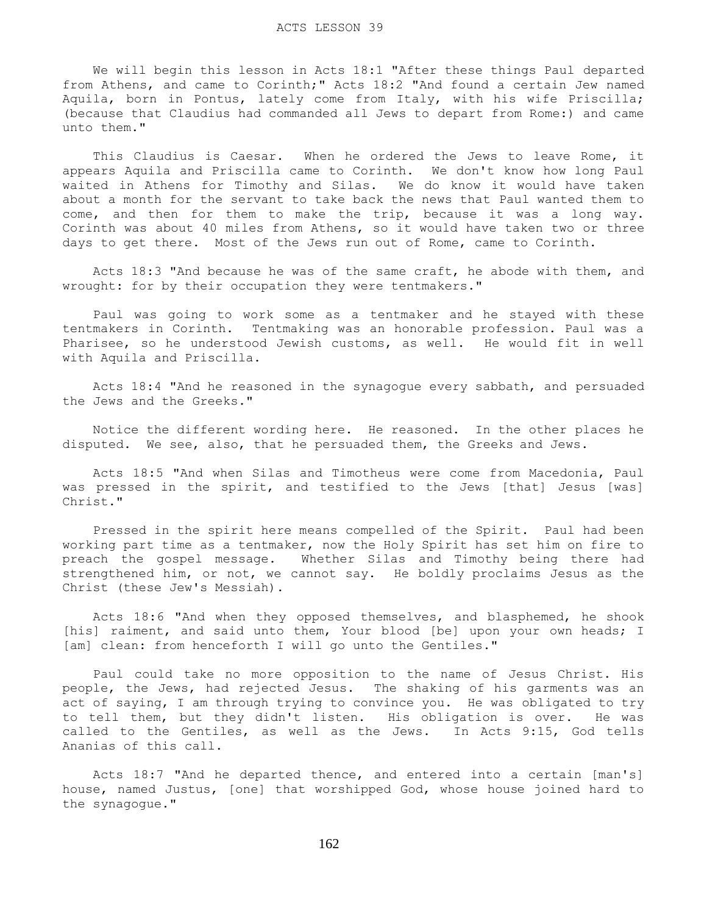# ACTS LESSON 39

We will begin this lesson in Acts 18:1 "After these things Paul departed from Athens, and came to Corinth;" Acts 18:2 "And found a certain Jew named Aquila, born in Pontus, lately come from Italy, with his wife Priscilla; (because that Claudius had commanded all Jews to depart from Rome:) and came unto them."

This Claudius is Caesar. When he ordered the Jews to leave Rome, it appears Aquila and Priscilla came to Corinth. We don't know how long Paul waited in Athens for Timothy and Silas. We do know it would have taken about a month for the servant to take back the news that Paul wanted them to come, and then for them to make the trip, because it was a long way. Corinth was about 40 miles from Athens, so it would have taken two or three days to get there. Most of the Jews run out of Rome, came to Corinth.

Acts 18:3 "And because he was of the same craft, he abode with them, and wrought: for by their occupation they were tentmakers."

Paul was going to work some as a tentmaker and he stayed with these tentmakers in Corinth. Tentmaking was an honorable profession. Paul was a Pharisee, so he understood Jewish customs, as well. He would fit in well with Aquila and Priscilla.

Acts 18:4 "And he reasoned in the synagogue every sabbath, and persuaded the Jews and the Greeks."

Notice the different wording here. He reasoned. In the other places he disputed. We see, also, that he persuaded them, the Greeks and Jews.

Acts 18:5 "And when Silas and Timotheus were come from Macedonia, Paul was pressed in the spirit, and testified to the Jews [that] Jesus [was] Christ."

Pressed in the spirit here means compelled of the Spirit. Paul had been working part time as a tentmaker, now the Holy Spirit has set him on fire to preach the gospel message. Whether Silas and Timothy being there had strengthened him, or not, we cannot say. He boldly proclaims Jesus as the Christ (these Jew's Messiah).

Acts 18:6 "And when they opposed themselves, and blasphemed, he shook [his] raiment, and said unto them, Your blood [be] upon your own heads; I [am] clean: from henceforth I will go unto the Gentiles."

Paul could take no more opposition to the name of Jesus Christ. His people, the Jews, had rejected Jesus. The shaking of his garments was an act of saying, I am through trying to convince you. He was obligated to try to tell them, but they didn't listen. His obligation is over. He was called to the Gentiles, as well as the Jews. In Acts 9:15, God tells Ananias of this call.

Acts 18:7 "And he departed thence, and entered into a certain [man's] house, named Justus, [one] that worshipped God, whose house joined hard to the synagogue."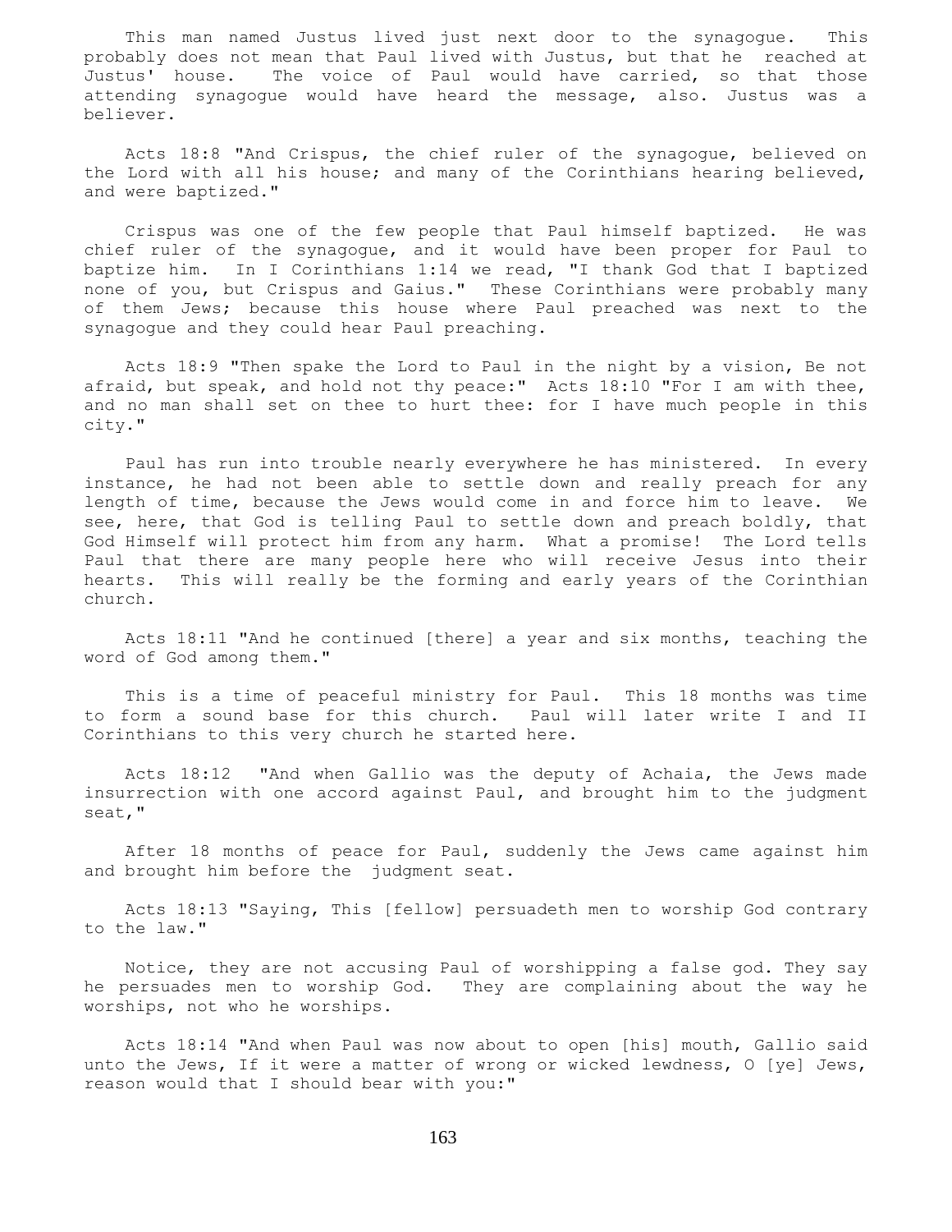This man named Justus lived just next door to the synagogue. This probably does not mean that Paul lived with Justus, but that he reached at Justus' house. The voice of Paul would have carried, so that those attending synagogue would have heard the message, also. Justus was a believer.

Acts 18:8 "And Crispus, the chief ruler of the synagogue, believed on the Lord with all his house; and many of the Corinthians hearing believed, and were baptized."

Crispus was one of the few people that Paul himself baptized. He was chief ruler of the synagogue, and it would have been proper for Paul to baptize him. In I Corinthians 1:14 we read, "I thank God that I baptized none of you, but Crispus and Gaius." These Corinthians were probably many of them Jews; because this house where Paul preached was next to the synagogue and they could hear Paul preaching.

Acts 18:9 "Then spake the Lord to Paul in the night by a vision, Be not afraid, but speak, and hold not thy peace:" Acts 18:10 "For I am with thee, and no man shall set on thee to hurt thee: for I have much people in this city."

Paul has run into trouble nearly everywhere he has ministered. In every instance, he had not been able to settle down and really preach for any length of time, because the Jews would come in and force him to leave. We see, here, that God is telling Paul to settle down and preach boldly, that God Himself will protect him from any harm. What a promise! The Lord tells Paul that there are many people here who will receive Jesus into their hearts. This will really be the forming and early years of the Corinthian church.

Acts 18:11 "And he continued [there] a year and six months, teaching the word of God among them."

This is a time of peaceful ministry for Paul. This 18 months was time to form a sound base for this church. Paul will later write I and II Corinthians to this very church he started here.

Acts 18:12 "And when Gallio was the deputy of Achaia, the Jews made insurrection with one accord against Paul, and brought him to the judgment seat,"

After 18 months of peace for Paul, suddenly the Jews came against him and brought him before the judgment seat.

Acts 18:13 "Saying, This [fellow] persuadeth men to worship God contrary to the law."

Notice, they are not accusing Paul of worshipping a false god. They say he persuades men to worship God. They are complaining about the way he worships, not who he worships.

Acts 18:14 "And when Paul was now about to open [his] mouth, Gallio said unto the Jews, If it were a matter of wrong or wicked lewdness, O [ye] Jews, reason would that I should bear with you:"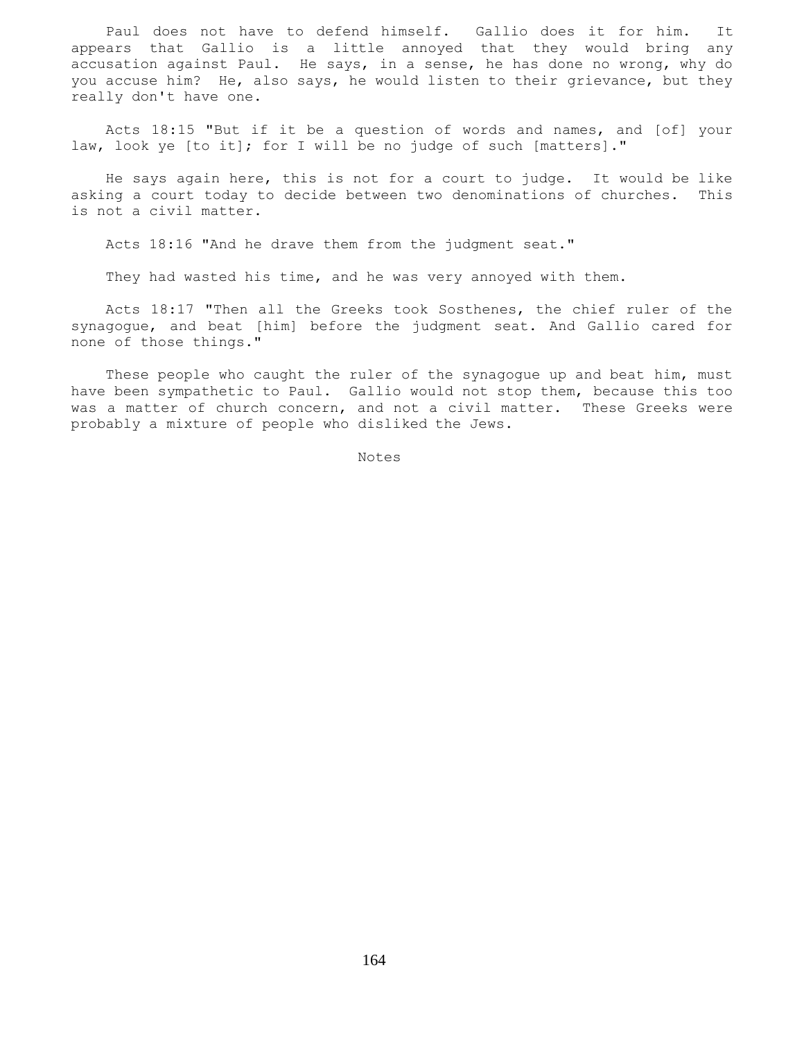Paul does not have to defend himself. Gallio does it for him. It appears that Gallio is a little annoyed that they would bring any accusation against Paul. He says, in a sense, he has done no wrong, why do you accuse him? He, also says, he would listen to their grievance, but they really don't have one.

Acts 18:15 "But if it be a question of words and names, and [of] your law, look ye [to it]; for I will be no judge of such [matters]."

He says again here, this is not for a court to judge. It would be like asking a court today to decide between two denominations of churches. This is not a civil matter.

Acts 18:16 "And he drave them from the judgment seat."

They had wasted his time, and he was very annoyed with them.

Acts 18:17 "Then all the Greeks took Sosthenes, the chief ruler of the synagogue, and beat [him] before the judgment seat. And Gallio cared for none of those things."

These people who caught the ruler of the synagogue up and beat him, must have been sympathetic to Paul. Gallio would not stop them, because this too was a matter of church concern, and not a civil matter. These Greeks were probably a mixture of people who disliked the Jews.

Notes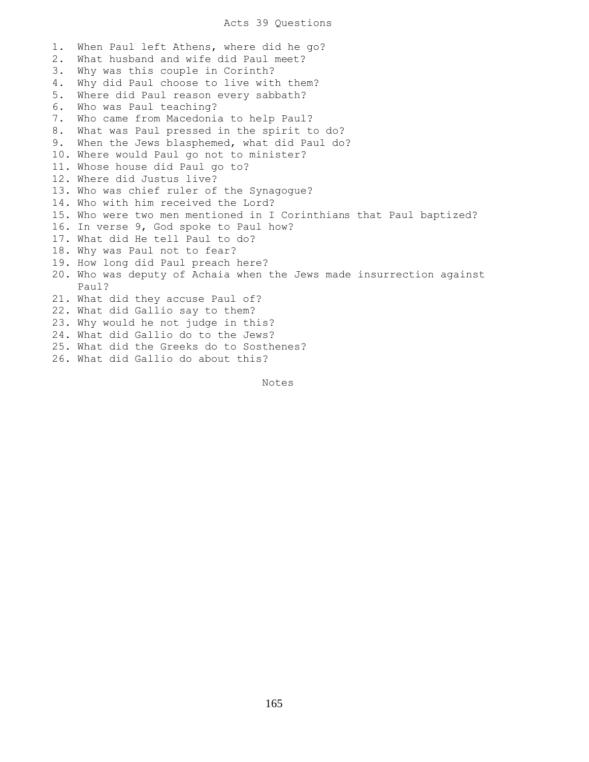# Acts 39 Questions

1. When Paul left Athens, where did he go?
2. What husband and wife did Paul meet?
3. Why was this couple in Corinth?
4. Why did Paul choose to live with them?
5. Where did Paul reason every sabbath?
6. Who was Paul teaching?
7. Who came from Macedonia to help Paul?
8. What was Paul pressed in the spirit to do?
9. When the Jews blasphemed, what did Paul do?
10. Where would Paul go not to minister?
11. Whose house did Paul go to?
12. Where did Justus live?
13. Who was chief ruler of the Synagogue?
14. Who with him received the Lord?
15. Who were two men mentioned in I Corinthians that Paul baptized?
16. In verse 9, God spoke to Paul how?
17. What did He tell Paul to do?
18. Why was Paul not to fear?
19. How long did Paul preach here?
20. Who was deputy of Achaia when the Jews made insurrection against Paul?
21. What did they accuse Paul of?
22. What did Gallio say to them?
23. Why would he not judge in this?
24. What did Gallio do to the Jews?
25. What did the Greeks do to Sosthenes?
26. What did Gallio do about this?

Notes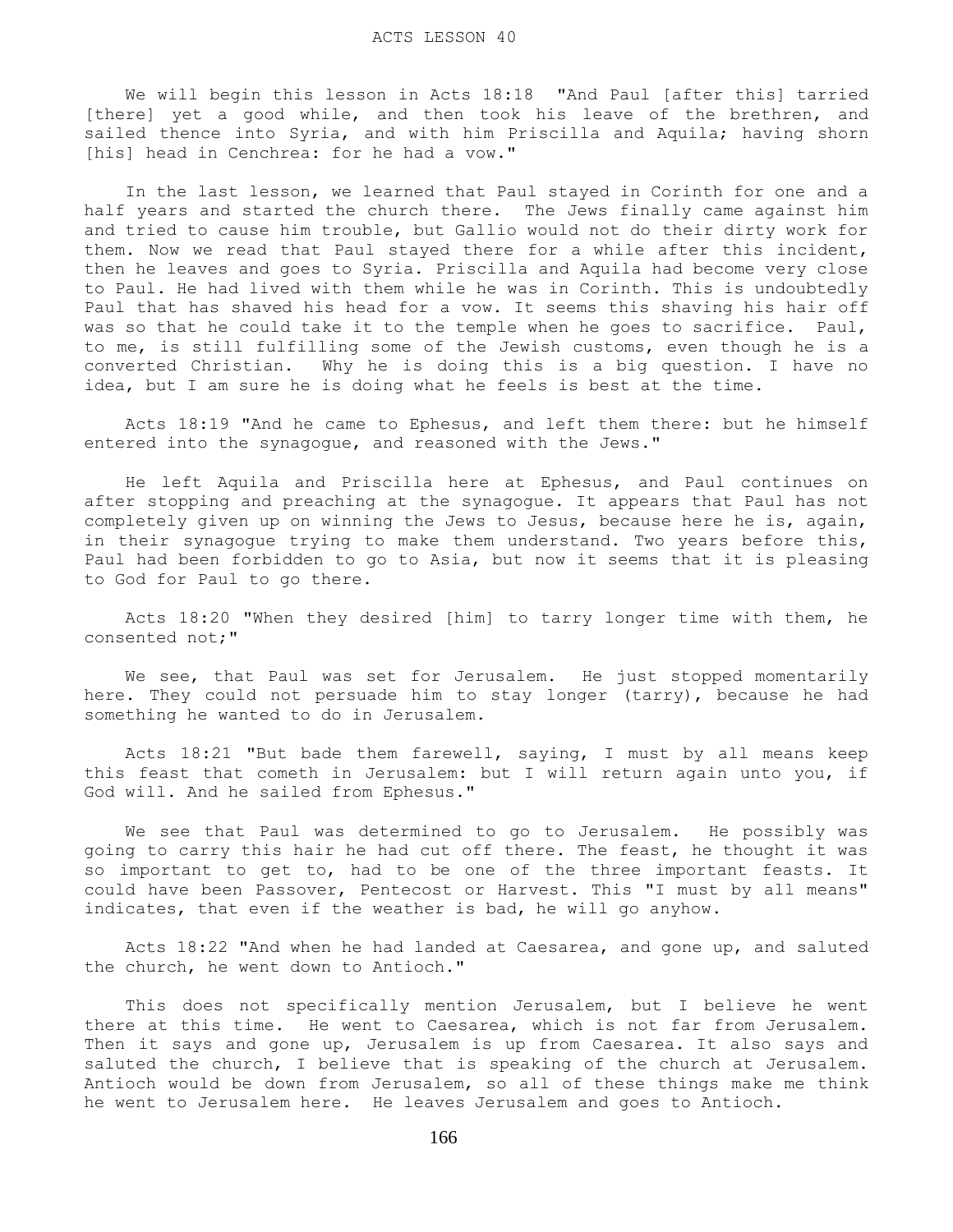# ACTS LESSON 40

We will begin this lesson in Acts 18:18 "And Paul [after this] tarried [there] yet a good while, and then took his leave of the brethren, and sailed thence into Syria, and with him Priscilla and Aquila; having shorn [his] head in Cenchrea: for he had a vow."

In the last lesson, we learned that Paul stayed in Corinth for one and a half years and started the church there. The Jews finally came against him and tried to cause him trouble, but Gallio would not do their dirty work for them. Now we read that Paul stayed there for a while after this incident, then he leaves and goes to Syria. Priscilla and Aquila had become very close to Paul. He had lived with them while he was in Corinth. This is undoubtedly Paul that has shaved his head for a vow. It seems this shaving his hair off was so that he could take it to the temple when he goes to sacrifice. Paul, to me, is still fulfilling some of the Jewish customs, even though he is a converted Christian. Why he is doing this is a big question. I have no idea, but I am sure he is doing what he feels is best at the time.

Acts 18:19 "And he came to Ephesus, and left them there: but he himself entered into the synagogue, and reasoned with the Jews."

He left Aquila and Priscilla here at Ephesus, and Paul continues on after stopping and preaching at the synagogue. It appears that Paul has not completely given up on winning the Jews to Jesus, because here he is, again, in their synagogue trying to make them understand. Two years before this, Paul had been forbidden to go to Asia, but now it seems that it is pleasing to God for Paul to go there.

Acts 18:20 "When they desired [him] to tarry longer time with them, he consented not;"

We see, that Paul was set for Jerusalem. He just stopped momentarily here. They could not persuade him to stay longer (tarry), because he had something he wanted to do in Jerusalem.

Acts 18:21 "But bade them farewell, saying, I must by all means keep this feast that cometh in Jerusalem: but I will return again unto you, if God will. And he sailed from Ephesus."

We see that Paul was determined to go to Jerusalem. He possibly was going to carry this hair he had cut off there. The feast, he thought it was so important to get to, had to be one of the three important feasts. It could have been Passover, Pentecost or Harvest. This "I must by all means" indicates, that even if the weather is bad, he will go anyhow.

Acts 18:22 "And when he had landed at Caesarea, and gone up, and saluted the church, he went down to Antioch."

This does not specifically mention Jerusalem, but I believe he went there at this time. He went to Caesarea, which is not far from Jerusalem. Then it says and gone up, Jerusalem is up from Caesarea. It also says and saluted the church, I believe that is speaking of the church at Jerusalem. Antioch would be down from Jerusalem, so all of these things make me think he went to Jerusalem here. He leaves Jerusalem and goes to Antioch.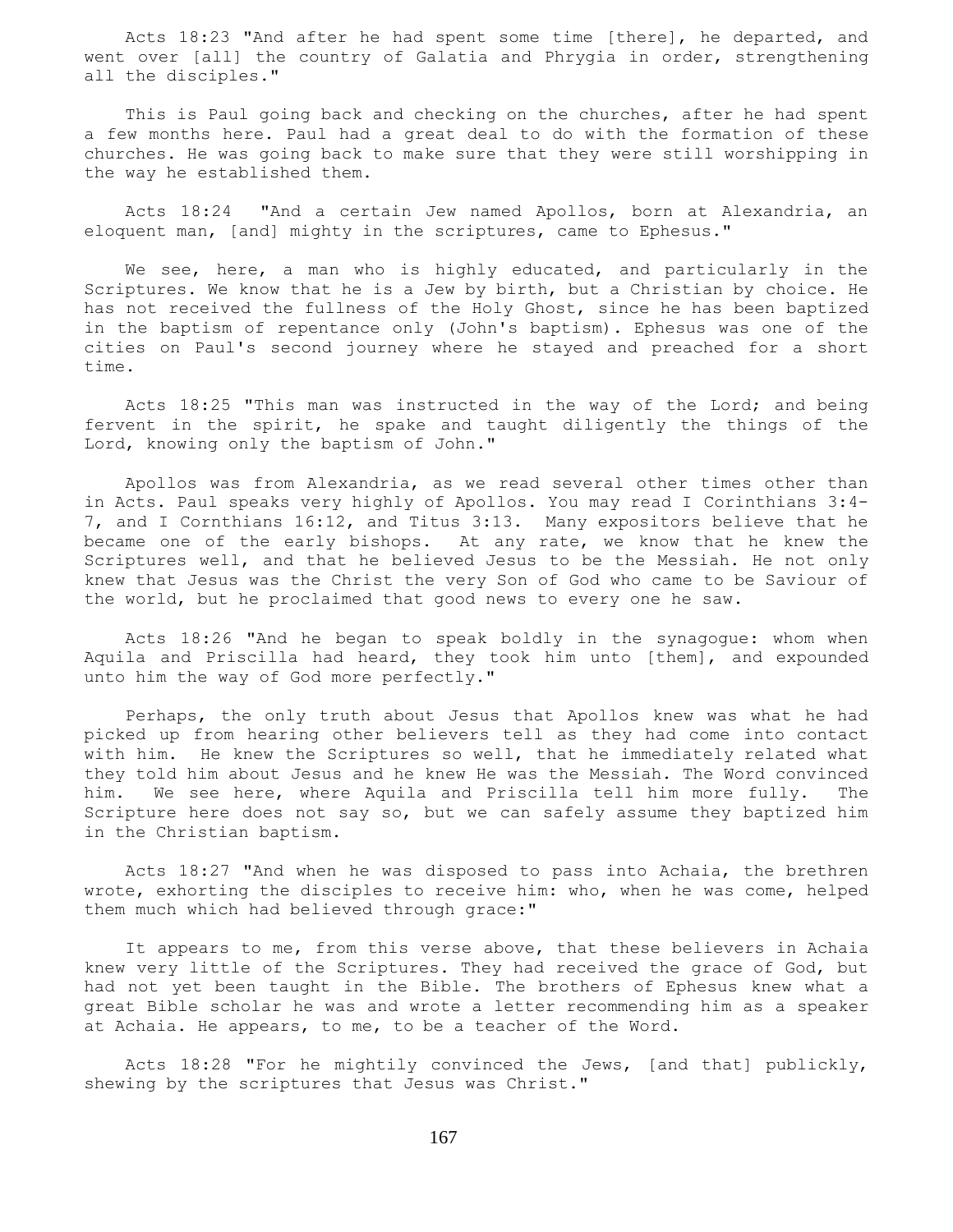Acts 18:23 "And after he had spent some time [there], he departed, and went over [all] the country of Galatia and Phrygia in order, strengthening all the disciples."

This is Paul going back and checking on the churches, after he had spent a few months here. Paul had a great deal to do with the formation of these churches. He was going back to make sure that they were still worshipping in the way he established them.

Acts 18:24 "And a certain Jew named Apollos, born at Alexandria, an eloquent man, [and] mighty in the scriptures, came to Ephesus."

We see, here, a man who is highly educated, and particularly in the Scriptures. We know that he is a Jew by birth, but a Christian by choice. He has not received the fullness of the Holy Ghost, since he has been baptized in the baptism of repentance only (John's baptism). Ephesus was one of the cities on Paul's second journey where he stayed and preached for a short time.

Acts 18:25 "This man was instructed in the way of the Lord; and being fervent in the spirit, he spake and taught diligently the things of the Lord, knowing only the baptism of John."

Apollos was from Alexandria, as we read several other times other than in Acts. Paul speaks very highly of Apollos. You may read I Corinthians 3:4-7, and I Cornthians 16:12, and Titus 3:13. Many expositors believe that he became one of the early bishops. At any rate, we know that he knew the Scriptures well, and that he believed Jesus to be the Messiah. He not only knew that Jesus was the Christ the very Son of God who came to be Saviour of the world, but he proclaimed that good news to every one he saw.

Acts 18:26 "And he began to speak boldly in the synagogue: whom when Aquila and Priscilla had heard, they took him unto [them], and expounded unto him the way of God more perfectly."

Perhaps, the only truth about Jesus that Apollos knew was what he had picked up from hearing other believers tell as they had come into contact with him. He knew the Scriptures so well, that he immediately related what they told him about Jesus and he knew He was the Messiah. The Word convinced him. We see here, where Aquila and Priscilla tell him more fully. The Scripture here does not say so, but we can safely assume they baptized him in the Christian baptism.

Acts 18:27 "And when he was disposed to pass into Achaia, the brethren wrote, exhorting the disciples to receive him: who, when he was come, helped them much which had believed through grace:"

It appears to me, from this verse above, that these believers in Achaia knew very little of the Scriptures. They had received the grace of God, but had not yet been taught in the Bible. The brothers of Ephesus knew what a great Bible scholar he was and wrote a letter recommending him as a speaker at Achaia. He appears, to me, to be a teacher of the Word.

Acts 18:28 "For he mightily convinced the Jews, [and that] publickly, shewing by the scriptures that Jesus was Christ."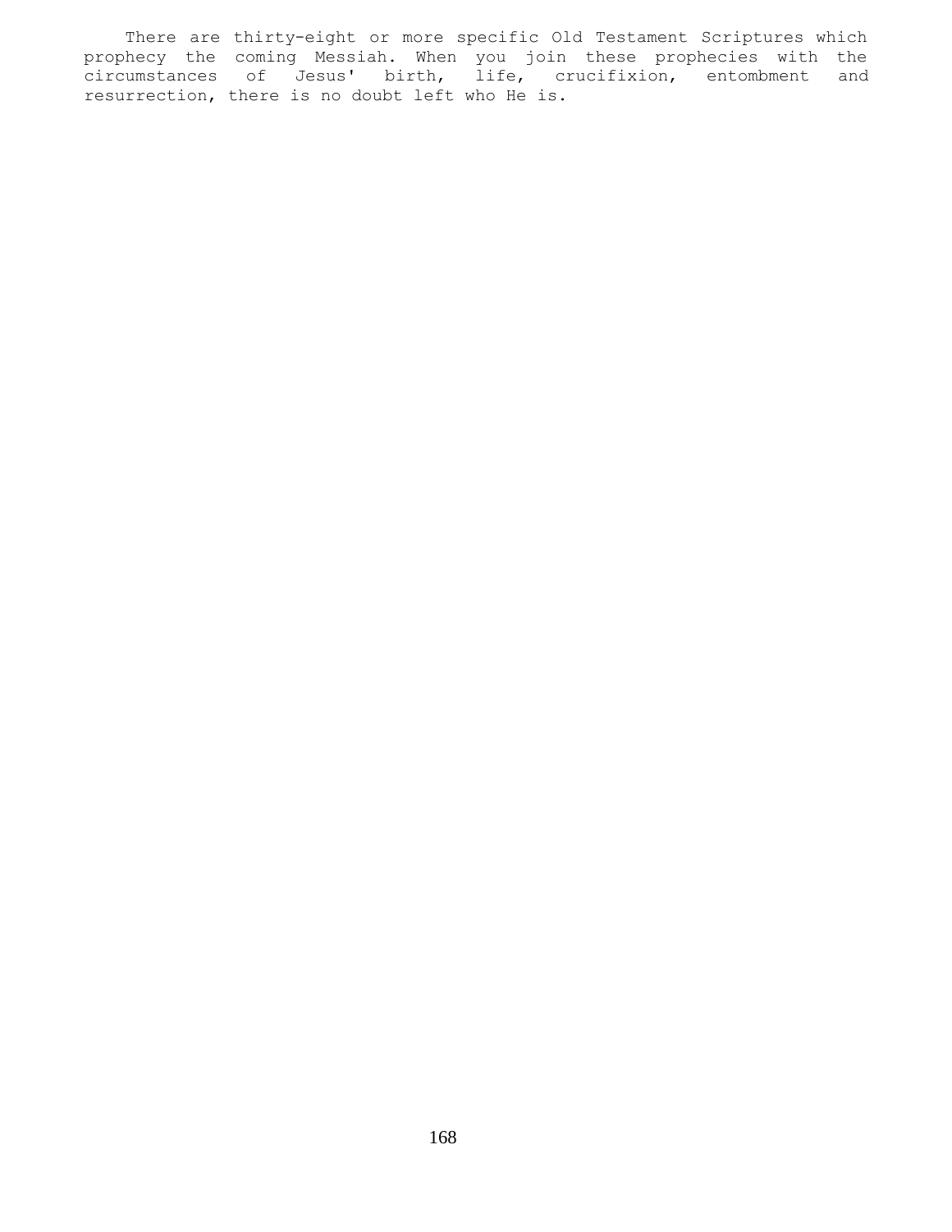There are thirty-eight or more specific Old Testament Scriptures which prophecy the coming Messiah. When you join these prophecies with the circumstances of Jesus' birth, life, crucifixion, entombment and resurrection, there is no doubt left who He is.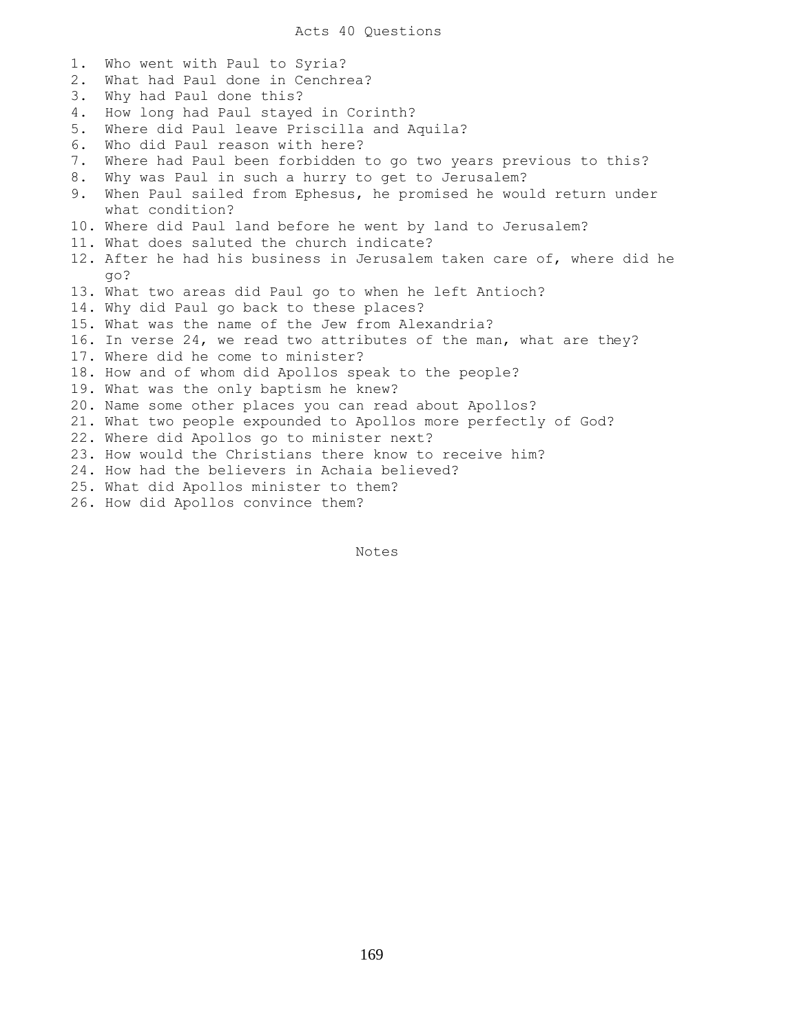# Acts 40 Questions

1. Who went with Paul to Syria?
2. What had Paul done in Cenchrea?
3. Why had Paul done this?
4. How long had Paul stayed in Corinth?
5. Where did Paul leave Priscilla and Aquila?
6. Who did Paul reason with here?
7. Where had Paul been forbidden to go two years previous to this?
8. Why was Paul in such a hurry to get to Jerusalem?
9. When Paul sailed from Ephesus, he promised he would return under what condition?
10. Where did Paul land before he went by land to Jerusalem?
11. What does saluted the church indicate?
12. After he had his business in Jerusalem taken care of, where did he go?
13. What two areas did Paul go to when he left Antioch?
14. Why did Paul go back to these places?
15. What was the name of the Jew from Alexandria?
16. In verse 24, we read two attributes of the man, what are they?
17. Where did he come to minister?
18. How and of whom did Apollos speak to the people?
19. What was the only baptism he knew?
20. Name some other places you can read about Apollos?
21. What two people expounded to Apollos more perfectly of God?
22. Where did Apollos go to minister next?
23. How would the Christians there know to receive him?
24. How had the believers in Achaia believed?
25. What did Apollos minister to them?
26. How did Apollos convince them?

Notes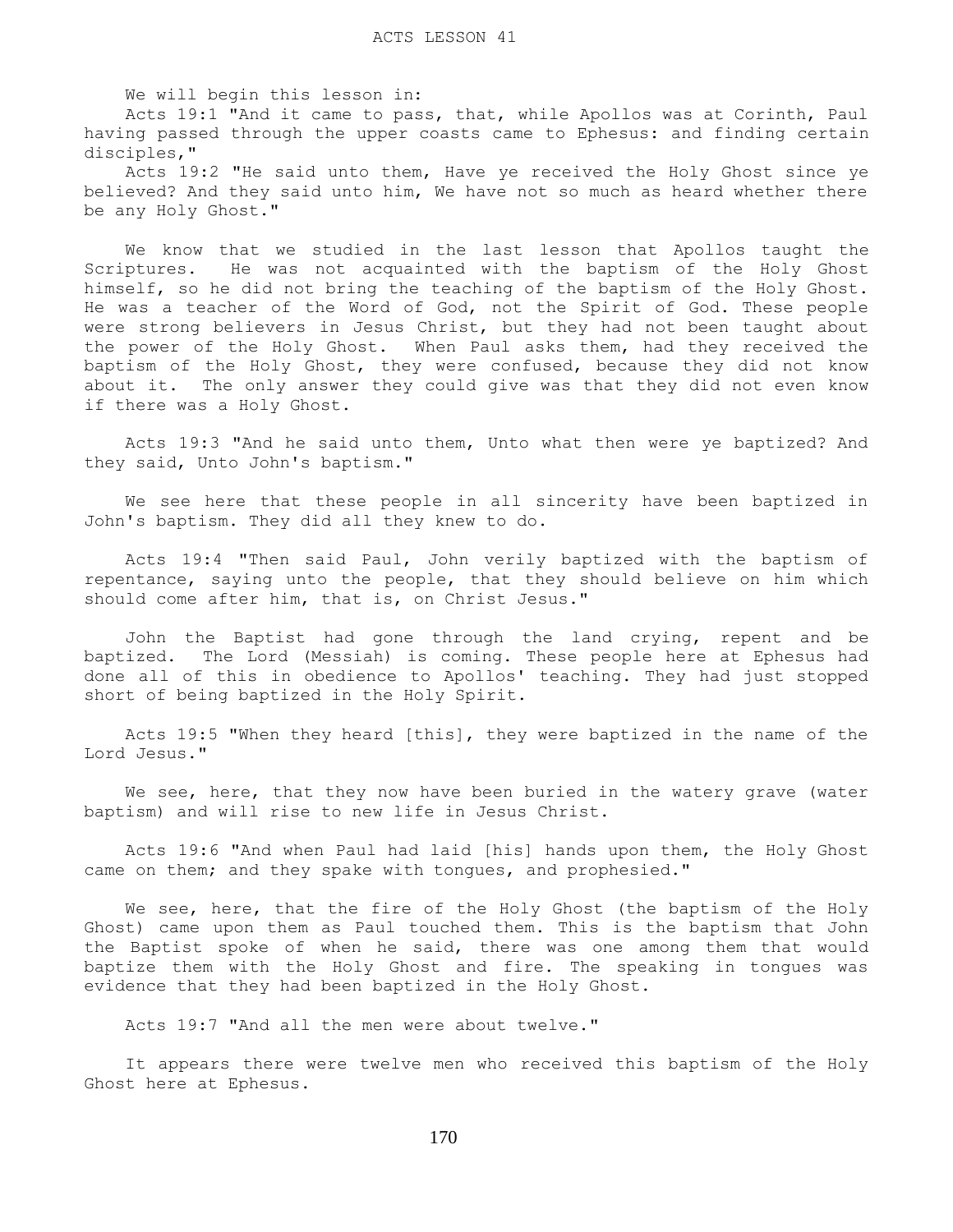# ACTS LESSON 41

We will begin this lesson in:

Acts 19:1 "And it came to pass, that, while Apollos was at Corinth, Paul having passed through the upper coasts came to Ephesus: and finding certain disciples,"

Acts 19:2 "He said unto them, Have ye received the Holy Ghost since ye believed? And they said unto him, We have not so much as heard whether there be any Holy Ghost."

We know that we studied in the last lesson that Apollos taught the Scriptures. He was not acquainted with the baptism of the Holy Ghost himself, so he did not bring the teaching of the baptism of the Holy Ghost. He was a teacher of the Word of God, not the Spirit of God. These people were strong believers in Jesus Christ, but they had not been taught about the power of the Holy Ghost. When Paul asks them, had they received the baptism of the Holy Ghost, they were confused, because they did not know about it. The only answer they could give was that they did not even know if there was a Holy Ghost.

Acts 19:3 "And he said unto them, Unto what then were ye baptized? And they said, Unto John's baptism."

We see here that these people in all sincerity have been baptized in John's baptism. They did all they knew to do.

Acts 19:4 "Then said Paul, John verily baptized with the baptism of repentance, saying unto the people, that they should believe on him which should come after him, that is, on Christ Jesus."

John the Baptist had gone through the land crying, repent and be baptized. The Lord (Messiah) is coming. These people here at Ephesus had done all of this in obedience to Apollos' teaching. They had just stopped short of being baptized in the Holy Spirit.

Acts 19:5 "When they heard [this], they were baptized in the name of the Lord Jesus."

We see, here, that they now have been buried in the watery grave (water baptism) and will rise to new life in Jesus Christ.

Acts 19:6 "And when Paul had laid [his] hands upon them, the Holy Ghost came on them; and they spake with tongues, and prophesied."

We see, here, that the fire of the Holy Ghost (the baptism of the Holy Ghost) came upon them as Paul touched them. This is the baptism that John the Baptist spoke of when he said, there was one among them that would baptize them with the Holy Ghost and fire. The speaking in tongues was evidence that they had been baptized in the Holy Ghost.

Acts 19:7 "And all the men were about twelve."

It appears there were twelve men who received this baptism of the Holy Ghost here at Ephesus.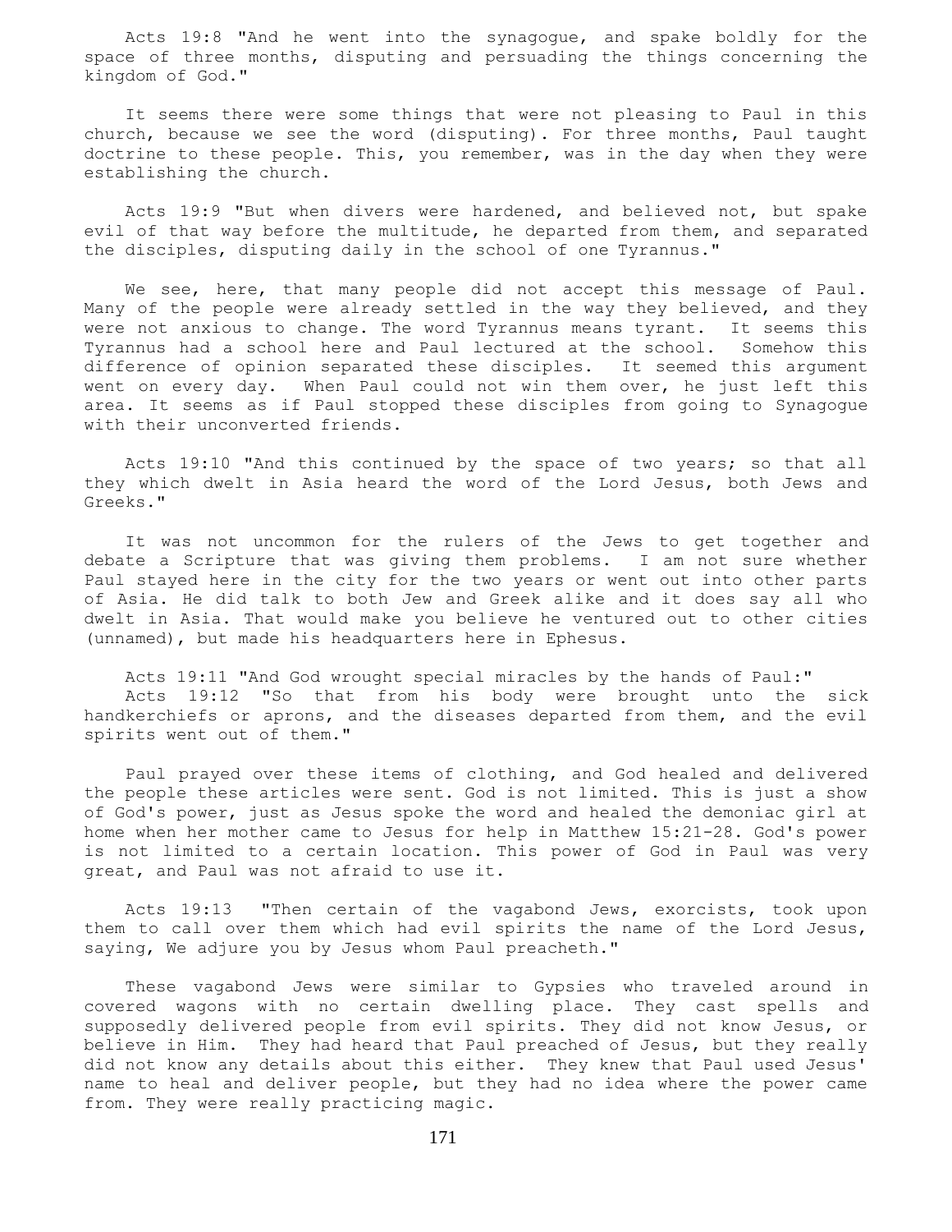Acts 19:8 "And he went into the synagogue, and spake boldly for the space of three months, disputing and persuading the things concerning the kingdom of God."

It seems there were some things that were not pleasing to Paul in this church, because we see the word (disputing). For three months, Paul taught doctrine to these people. This, you remember, was in the day when they were establishing the church.

Acts 19:9 "But when divers were hardened, and believed not, but spake evil of that way before the multitude, he departed from them, and separated the disciples, disputing daily in the school of one Tyrannus."

We see, here, that many people did not accept this message of Paul. Many of the people were already settled in the way they believed, and they were not anxious to change. The word Tyrannus means tyrant. It seems this Tyrannus had a school here and Paul lectured at the school. Somehow this difference of opinion separated these disciples. It seemed this argument went on every day. When Paul could not win them over, he just left this area. It seems as if Paul stopped these disciples from going to Synagogue with their unconverted friends.

Acts 19:10 "And this continued by the space of two years; so that all they which dwelt in Asia heard the word of the Lord Jesus, both Jews and Greeks."

It was not uncommon for the rulers of the Jews to get together and debate a Scripture that was giving them problems. I am not sure whether Paul stayed here in the city for the two years or went out into other parts of Asia. He did talk to both Jew and Greek alike and it does say all who dwelt in Asia. That would make you believe he ventured out to other cities (unnamed), but made his headquarters here in Ephesus.

Acts 19:11 "And God wrought special miracles by the hands of Paul:"
Acts 19:12 "So that from his body were brought unto the sick handkerchiefs or aprons, and the diseases departed from them, and the evil spirits went out of them."

Paul prayed over these items of clothing, and God healed and delivered the people these articles were sent. God is not limited. This is just a show of God's power, just as Jesus spoke the word and healed the demoniac girl at home when her mother came to Jesus for help in Matthew 15:21-28. God's power is not limited to a certain location. This power of God in Paul was very great, and Paul was not afraid to use it.

Acts 19:13 "Then certain of the vagabond Jews, exorcists, took upon them to call over them which had evil spirits the name of the Lord Jesus, saying, We adjure you by Jesus whom Paul preacheth."

These vagabond Jews were similar to Gypsies who traveled around in covered wagons with no certain dwelling place. They cast spells and supposedly delivered people from evil spirits. They did not know Jesus, or believe in Him. They had heard that Paul preached of Jesus, but they really did not know any details about this either. They knew that Paul used Jesus' name to heal and deliver people, but they had no idea where the power came from. They were really practicing magic.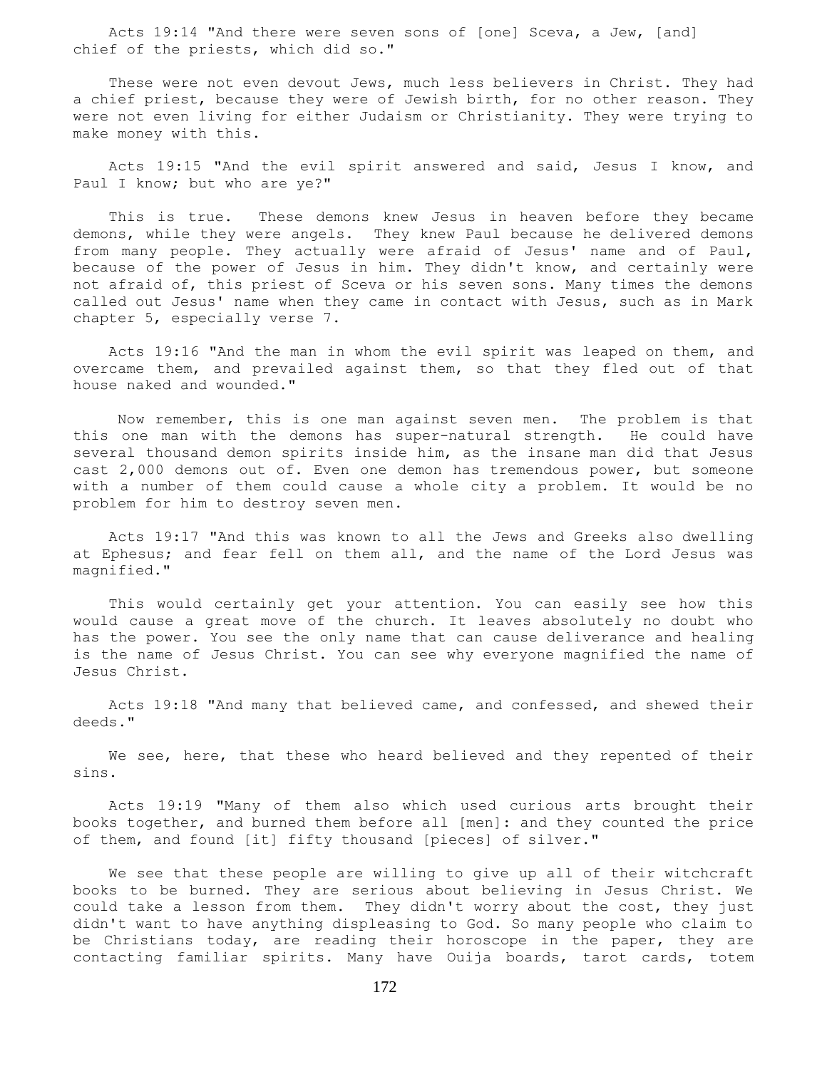Acts 19:14 "And there were seven sons of [one] Sceva, a Jew, [and] chief of the priests, which did so."

These were not even devout Jews, much less believers in Christ. They had a chief priest, because they were of Jewish birth, for no other reason. They were not even living for either Judaism or Christianity. They were trying to make money with this.

Acts 19:15 "And the evil spirit answered and said, Jesus I know, and Paul I know; but who are ye?"

This is true. These demons knew Jesus in heaven before they became demons, while they were angels. They knew Paul because he delivered demons from many people. They actually were afraid of Jesus' name and of Paul, because of the power of Jesus in him. They didn't know, and certainly were not afraid of, this priest of Sceva or his seven sons. Many times the demons called out Jesus' name when they came in contact with Jesus, such as in Mark chapter 5, especially verse 7.

Acts 19:16 "And the man in whom the evil spirit was leaped on them, and overcame them, and prevailed against them, so that they fled out of that house naked and wounded."

Now remember, this is one man against seven men. The problem is that this one man with the demons has super-natural strength. He could have several thousand demon spirits inside him, as the insane man did that Jesus cast 2,000 demons out of. Even one demon has tremendous power, but someone with a number of them could cause a whole city a problem. It would be no problem for him to destroy seven men.

Acts 19:17 "And this was known to all the Jews and Greeks also dwelling at Ephesus; and fear fell on them all, and the name of the Lord Jesus was magnified."

This would certainly get your attention. You can easily see how this would cause a great move of the church. It leaves absolutely no doubt who has the power. You see the only name that can cause deliverance and healing is the name of Jesus Christ. You can see why everyone magnified the name of Jesus Christ.

Acts 19:18 "And many that believed came, and confessed, and shewed their deeds."

We see, here, that these who heard believed and they repented of their sins.

Acts 19:19 "Many of them also which used curious arts brought their books together, and burned them before all [men]: and they counted the price of them, and found [it] fifty thousand [pieces] of silver."

We see that these people are willing to give up all of their witchcraft books to be burned. They are serious about believing in Jesus Christ. We could take a lesson from them. They didn't worry about the cost, they just didn't want to have anything displeasing to God. So many people who claim to be Christians today, are reading their horoscope in the paper, they are contacting familiar spirits. Many have Ouija boards, tarot cards, totem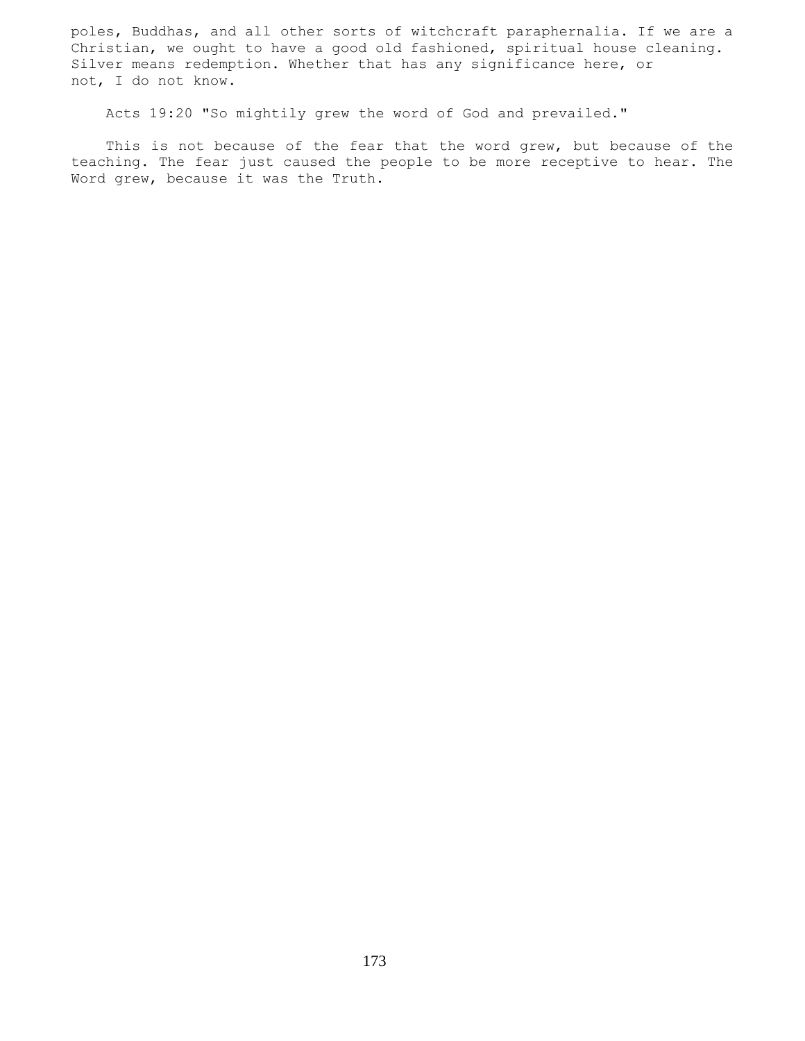poles, Buddhas, and all other sorts of witchcraft paraphernalia. If we are a Christian, we ought to have a good old fashioned, spiritual house cleaning. Silver means redemption. Whether that has any significance here, or not, I do not know.

Acts 19:20 "So mightily grew the word of God and prevailed."

This is not because of the fear that the word grew, but because of the teaching. The fear just caused the people to be more receptive to hear. The Word grew, because it was the Truth.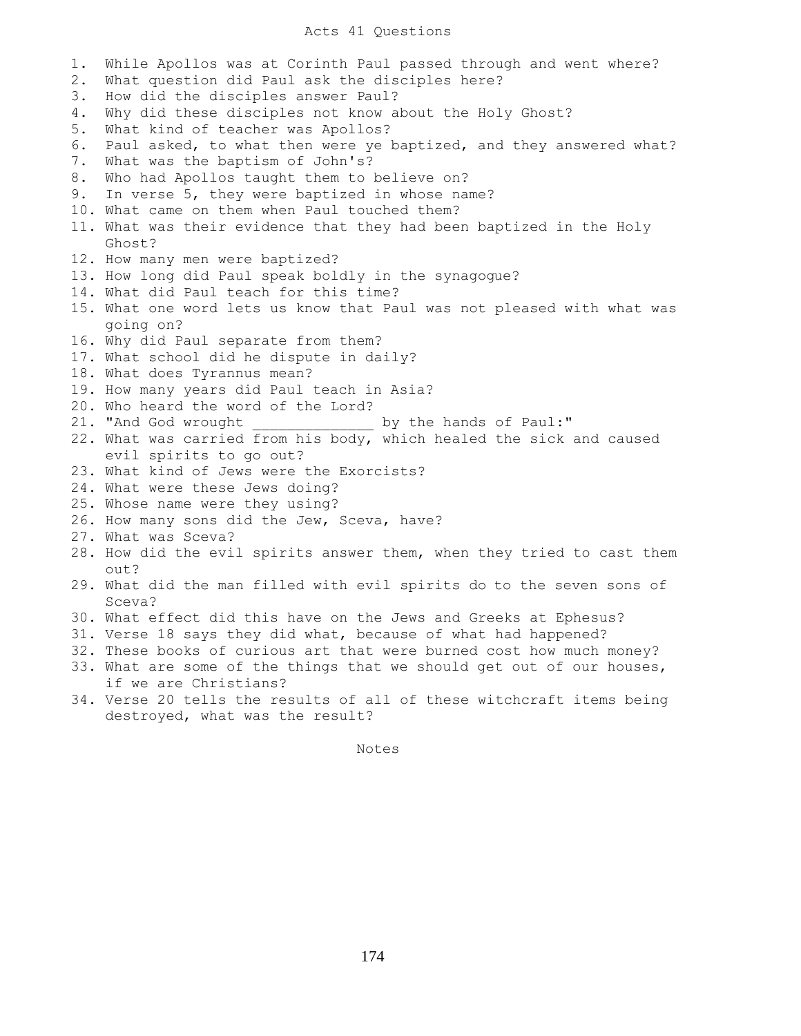# Acts 41 Questions

1. While Apollos was at Corinth Paul passed through and went where?
2. What question did Paul ask the disciples here?
3. How did the disciples answer Paul?
4. Why did these disciples not know about the Holy Ghost?
5. What kind of teacher was Apollos?
6. Paul asked, to what then were ye baptized, and they answered what?
7. What was the baptism of John's?
8. Who had Apollos taught them to believe on?
9. In verse 5, they were baptized in whose name?
10. What came on them when Paul touched them?
11. What was their evidence that they had been baptized in the Holy Ghost?
12. How many men were baptized?
13. How long did Paul speak boldly in the synagogue?
14. What did Paul teach for this time?
15. What one word lets us know that Paul was not pleased with what was going on?
16. Why did Paul separate from them?
17. What school did he dispute in daily?
18. What does Tyrannus mean?
19. How many years did Paul teach in Asia?
20. Who heard the word of the Lord?
21. "And God wrought ______________ by the hands of Paul:"
22. What was carried from his body, which healed the sick and caused evil spirits to go out?
23. What kind of Jews were the Exorcists?
24. What were these Jews doing?
25. Whose name were they using?
26. How many sons did the Jew, Sceva, have?
27. What was Sceva?
28. How did the evil spirits answer them, when they tried to cast them out?
29. What did the man filled with evil spirits do to the seven sons of Sceva?
30. What effect did this have on the Jews and Greeks at Ephesus?
31. Verse 18 says they did what, because of what had happened?
32. These books of curious art that were burned cost how much money?
33. What are some of the things that we should get out of our houses, if we are Christians?
34. Verse 20 tells the results of all of these witchcraft items being destroyed, what was the result?

Notes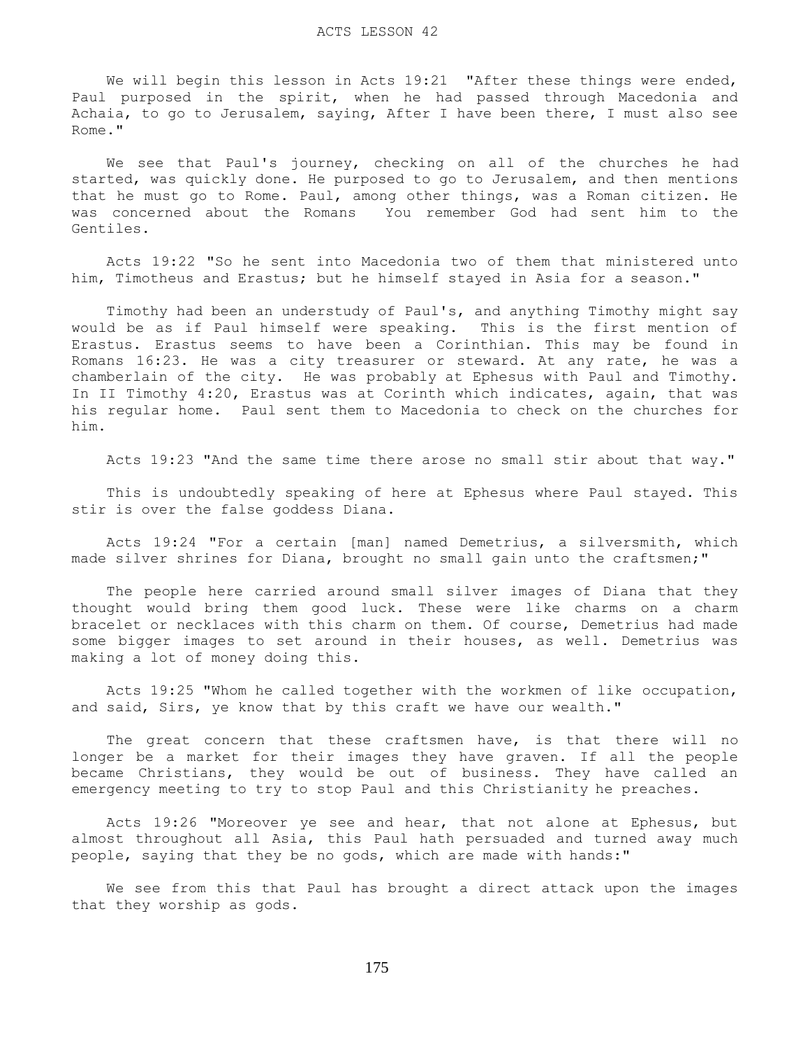# ACTS LESSON 42

We will begin this lesson in Acts 19:21 "After these things were ended, Paul purposed in the spirit, when he had passed through Macedonia and Achaia, to go to Jerusalem, saying, After I have been there, I must also see Rome."

We see that Paul's journey, checking on all of the churches he had started, was quickly done. He purposed to go to Jerusalem, and then mentions that he must go to Rome. Paul, among other things, was a Roman citizen. He was concerned about the Romans You remember God had sent him to the Gentiles.

Acts 19:22 "So he sent into Macedonia two of them that ministered unto him, Timotheus and Erastus; but he himself stayed in Asia for a season."

Timothy had been an understudy of Paul's, and anything Timothy might say would be as if Paul himself were speaking. This is the first mention of Erastus. Erastus seems to have been a Corinthian. This may be found in Romans 16:23. He was a city treasurer or steward. At any rate, he was a chamberlain of the city. He was probably at Ephesus with Paul and Timothy. In II Timothy 4:20, Erastus was at Corinth which indicates, again, that was his regular home. Paul sent them to Macedonia to check on the churches for him.

Acts 19:23 "And the same time there arose no small stir about that way."

This is undoubtedly speaking of here at Ephesus where Paul stayed. This stir is over the false goddess Diana.

Acts 19:24 "For a certain [man] named Demetrius, a silversmith, which made silver shrines for Diana, brought no small gain unto the craftsmen;"

The people here carried around small silver images of Diana that they thought would bring them good luck. These were like charms on a charm bracelet or necklaces with this charm on them. Of course, Demetrius had made some bigger images to set around in their houses, as well. Demetrius was making a lot of money doing this.

Acts 19:25 "Whom he called together with the workmen of like occupation, and said, Sirs, ye know that by this craft we have our wealth."

The great concern that these craftsmen have, is that there will no longer be a market for their images they have graven. If all the people became Christians, they would be out of business. They have called an emergency meeting to try to stop Paul and this Christianity he preaches.

Acts 19:26 "Moreover ye see and hear, that not alone at Ephesus, but almost throughout all Asia, this Paul hath persuaded and turned away much people, saying that they be no gods, which are made with hands:"

We see from this that Paul has brought a direct attack upon the images that they worship as gods.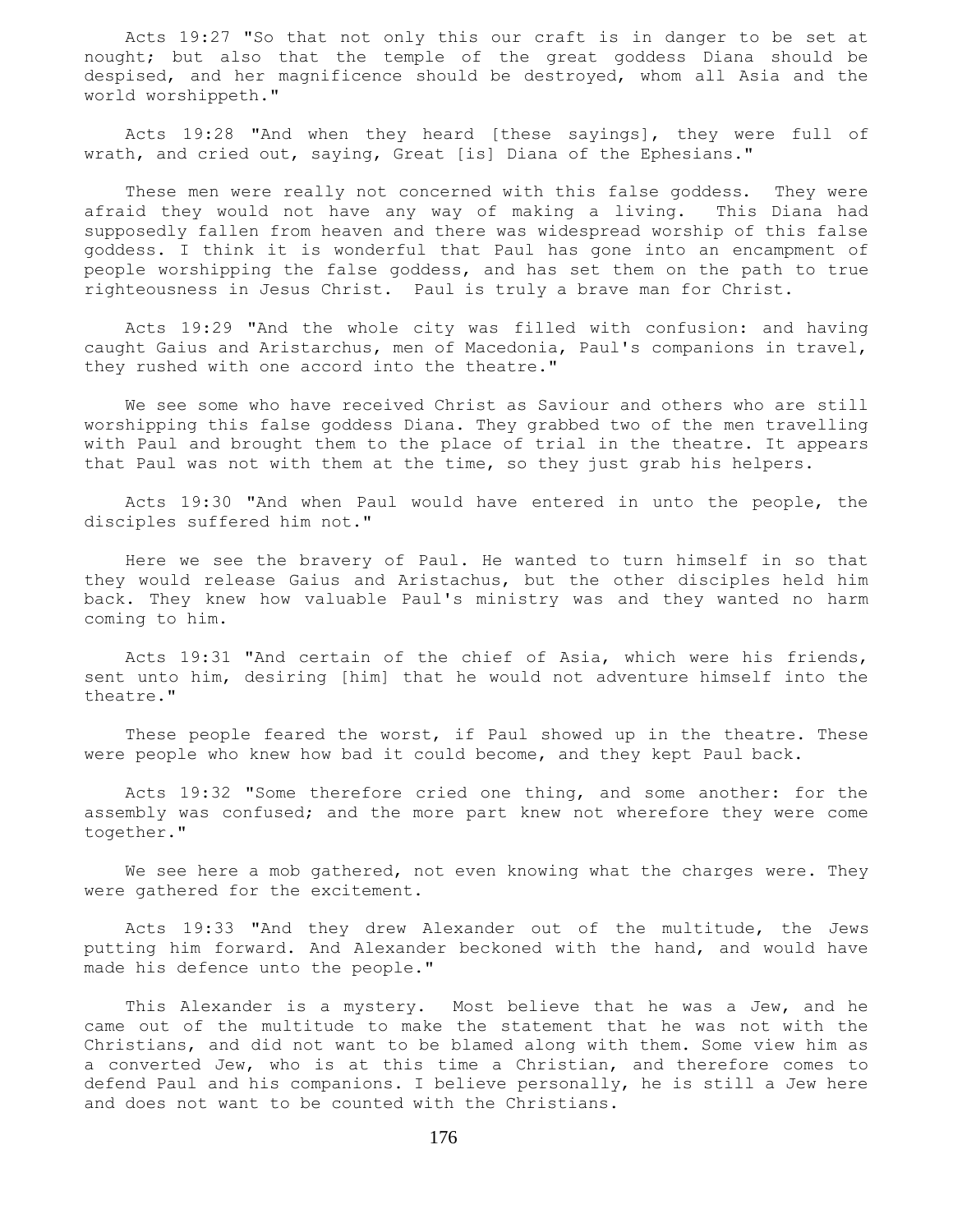Acts 19:27 "So that not only this our craft is in danger to be set at nought; but also that the temple of the great goddess Diana should be despised, and her magnificence should be destroyed, whom all Asia and the world worshippeth."

Acts 19:28 "And when they heard [these sayings], they were full of wrath, and cried out, saying, Great [is] Diana of the Ephesians."

These men were really not concerned with this false goddess. They were afraid they would not have any way of making a living. This Diana had supposedly fallen from heaven and there was widespread worship of this false goddess. I think it is wonderful that Paul has gone into an encampment of people worshipping the false goddess, and has set them on the path to true righteousness in Jesus Christ. Paul is truly a brave man for Christ.

Acts 19:29 "And the whole city was filled with confusion: and having caught Gaius and Aristarchus, men of Macedonia, Paul's companions in travel, they rushed with one accord into the theatre."

We see some who have received Christ as Saviour and others who are still worshipping this false goddess Diana. They grabbed two of the men travelling with Paul and brought them to the place of trial in the theatre. It appears that Paul was not with them at the time, so they just grab his helpers.

Acts 19:30 "And when Paul would have entered in unto the people, the disciples suffered him not."

Here we see the bravery of Paul. He wanted to turn himself in so that they would release Gaius and Aristachus, but the other disciples held him back. They knew how valuable Paul's ministry was and they wanted no harm coming to him.

Acts 19:31 "And certain of the chief of Asia, which were his friends, sent unto him, desiring [him] that he would not adventure himself into the theatre."

These people feared the worst, if Paul showed up in the theatre. These were people who knew how bad it could become, and they kept Paul back.

Acts 19:32 "Some therefore cried one thing, and some another: for the assembly was confused; and the more part knew not wherefore they were come together."

We see here a mob gathered, not even knowing what the charges were. They were gathered for the excitement.

Acts 19:33 "And they drew Alexander out of the multitude, the Jews putting him forward. And Alexander beckoned with the hand, and would have made his defence unto the people."

This Alexander is a mystery. Most believe that he was a Jew, and he came out of the multitude to make the statement that he was not with the Christians, and did not want to be blamed along with them. Some view him as a converted Jew, who is at this time a Christian, and therefore comes to defend Paul and his companions. I believe personally, he is still a Jew here and does not want to be counted with the Christians.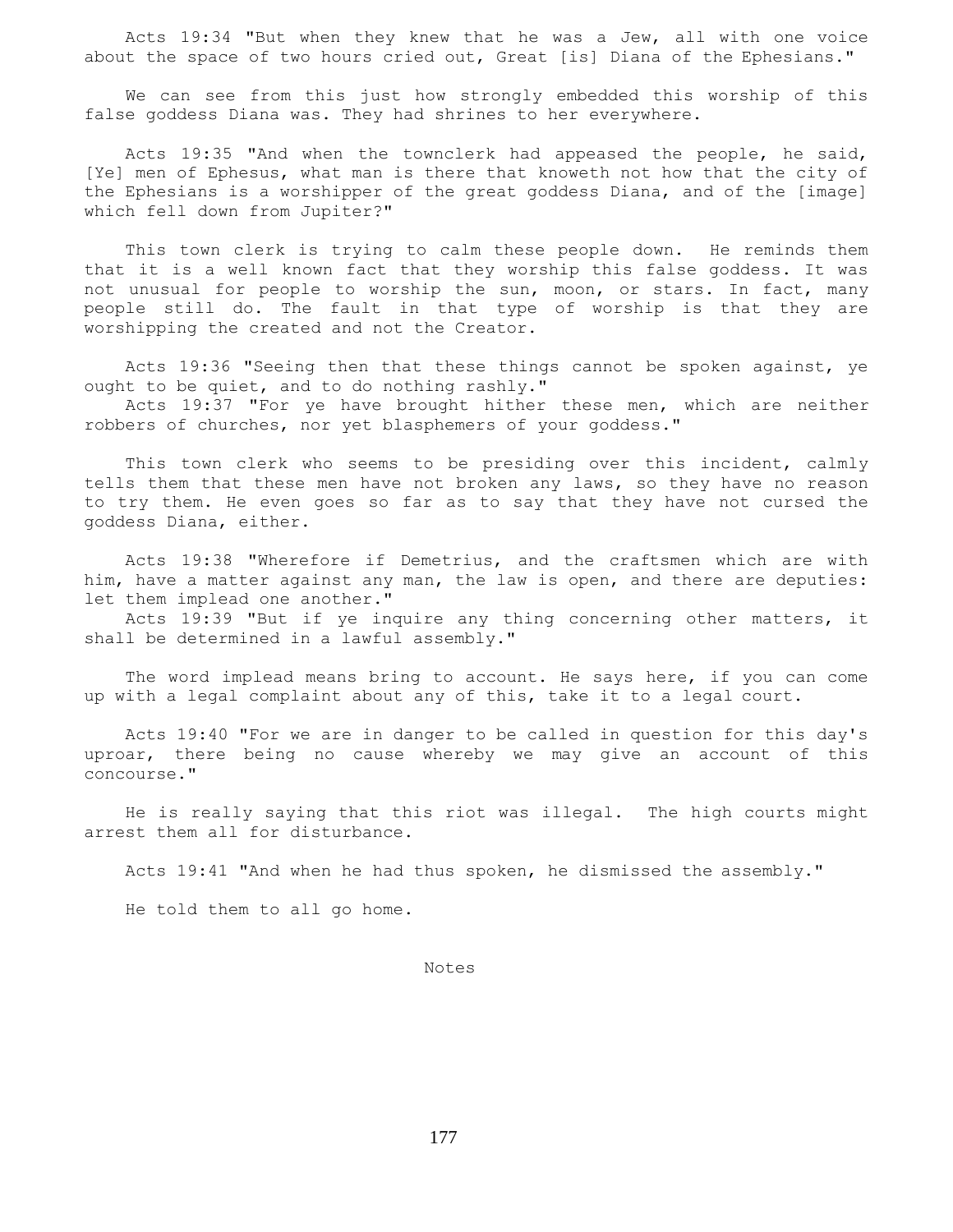Acts 19:34 "But when they knew that he was a Jew, all with one voice about the space of two hours cried out, Great [is] Diana of the Ephesians."

We can see from this just how strongly embedded this worship of this false goddess Diana was. They had shrines to her everywhere.

Acts 19:35 "And when the townclerk had appeased the people, he said, [Ye] men of Ephesus, what man is there that knoweth not how that the city of the Ephesians is a worshipper of the great goddess Diana, and of the [image] which fell down from Jupiter?"

This town clerk is trying to calm these people down. He reminds them that it is a well known fact that they worship this false goddess. It was not unusual for people to worship the sun, moon, or stars. In fact, many people still do. The fault in that type of worship is that they are worshipping the created and not the Creator.

Acts 19:36 "Seeing then that these things cannot be spoken against, ye ought to be quiet, and to do nothing rashly."
Acts 19:37 "For ye have brought hither these men, which are neither robbers of churches, nor yet blasphemers of your goddess."

This town clerk who seems to be presiding over this incident, calmly tells them that these men have not broken any laws, so they have no reason to try them. He even goes so far as to say that they have not cursed the goddess Diana, either.

Acts 19:38 "Wherefore if Demetrius, and the craftsmen which are with him, have a matter against any man, the law is open, and there are deputies: let them implead one another."
Acts 19:39 "But if ye inquire any thing concerning other matters, it shall be determined in a lawful assembly."

The word implead means bring to account. He says here, if you can come up with a legal complaint about any of this, take it to a legal court.

Acts 19:40 "For we are in danger to be called in question for this day's uproar, there being no cause whereby we may give an account of this concourse."

He is really saying that this riot was illegal. The high courts might arrest them all for disturbance.

Acts 19:41 "And when he had thus spoken, he dismissed the assembly."

He told them to all go home.

Notes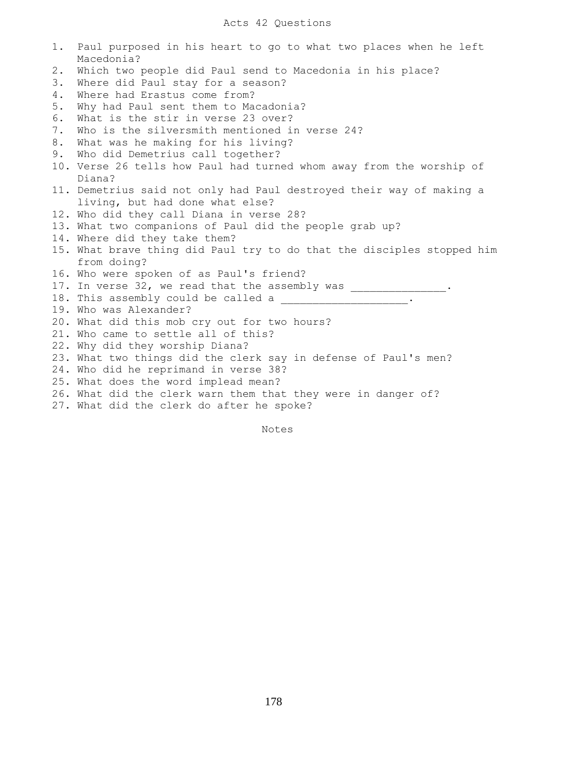# Acts 42 Questions

1. Paul purposed in his heart to go to what two places when he left Macedonia?
2. Which two people did Paul send to Macedonia in his place?
3. Where did Paul stay for a season?
4. Where had Erastus come from?
5. Why had Paul sent them to Macadonia?
6. What is the stir in verse 23 over?
7. Who is the silversmith mentioned in verse 24?
8. What was he making for his living?
9. Who did Demetrius call together?
10. Verse 26 tells how Paul had turned whom away from the worship of Diana?
11. Demetrius said not only had Paul destroyed their way of making a living, but had done what else?
12. Who did they call Diana in verse 28?
13. What two companions of Paul did the people grab up?
14. Where did they take them?
15. What brave thing did Paul try to do that the disciples stopped him from doing?
16. Who were spoken of as Paul's friend?
17. In verse 32, we read that the assembly was _______________.
18. This assembly could be called a ____________________.
19. Who was Alexander?
20. What did this mob cry out for two hours?
21. Who came to settle all of this?
22. Why did they worship Diana?
23. What two things did the clerk say in defense of Paul's men?
24. Who did he reprimand in verse 38?
25. What does the word implead mean?
26. What did the clerk warn them that they were in danger of?
27. What did the clerk do after he spoke?

Notes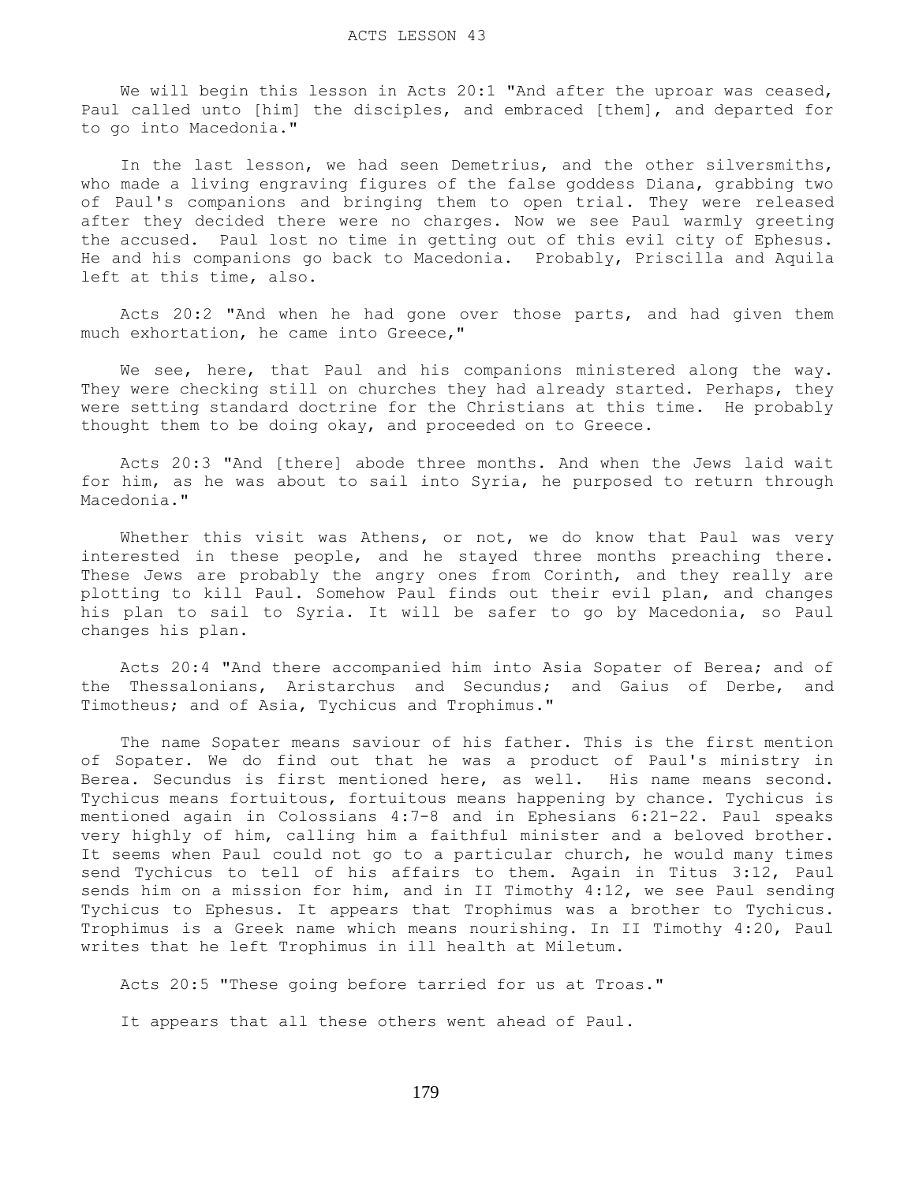# ACTS LESSON 43

We will begin this lesson in Acts 20:1 "And after the uproar was ceased, Paul called unto [him] the disciples, and embraced [them], and departed for to go into Macedonia."

In the last lesson, we had seen Demetrius, and the other silversmiths, who made a living engraving figures of the false goddess Diana, grabbing two of Paul's companions and bringing them to open trial. They were released after they decided there were no charges. Now we see Paul warmly greeting the accused. Paul lost no time in getting out of this evil city of Ephesus. He and his companions go back to Macedonia. Probably, Priscilla and Aquila left at this time, also.

Acts 20:2 "And when he had gone over those parts, and had given them much exhortation, he came into Greece,"

We see, here, that Paul and his companions ministered along the way. They were checking still on churches they had already started. Perhaps, they were setting standard doctrine for the Christians at this time. He probably thought them to be doing okay, and proceeded on to Greece.

Acts 20:3 "And [there] abode three months. And when the Jews laid wait for him, as he was about to sail into Syria, he purposed to return through Macedonia."

Whether this visit was Athens, or not, we do know that Paul was very interested in these people, and he stayed three months preaching there. These Jews are probably the angry ones from Corinth, and they really are plotting to kill Paul. Somehow Paul finds out their evil plan, and changes his plan to sail to Syria. It will be safer to go by Macedonia, so Paul changes his plan.

Acts 20:4 "And there accompanied him into Asia Sopater of Berea; and of the Thessalonians, Aristarchus and Secundus; and Gaius of Derbe, and Timotheus; and of Asia, Tychicus and Trophimus."

The name Sopater means saviour of his father. This is the first mention of Sopater. We do find out that he was a product of Paul's ministry in Berea. Secundus is first mentioned here, as well. His name means second. Tychicus means fortuitous, fortuitous means happening by chance. Tychicus is mentioned again in Colossians 4:7-8 and in Ephesians 6:21-22. Paul speaks very highly of him, calling him a faithful minister and a beloved brother. It seems when Paul could not go to a particular church, he would many times send Tychicus to tell of his affairs to them. Again in Titus 3:12, Paul sends him on a mission for him, and in II Timothy 4:12, we see Paul sending Tychicus to Ephesus. It appears that Trophimus was a brother to Tychicus. Trophimus is a Greek name which means nourishing. In II Timothy 4:20, Paul writes that he left Trophimus in ill health at Miletum.

Acts 20:5 "These going before tarried for us at Troas."

It appears that all these others went ahead of Paul.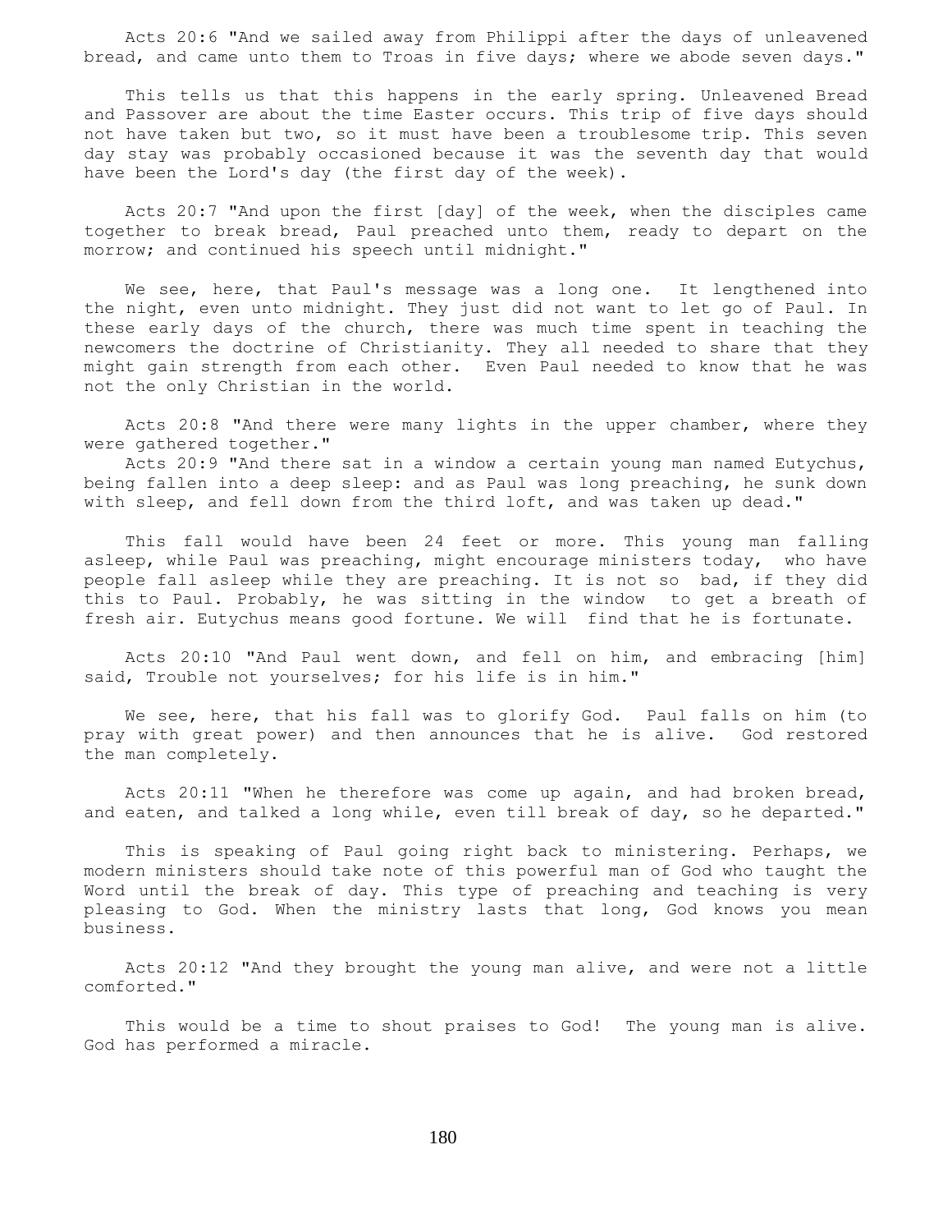Acts 20:6 "And we sailed away from Philippi after the days of unleavened bread, and came unto them to Troas in five days; where we abode seven days."

This tells us that this happens in the early spring. Unleavened Bread and Passover are about the time Easter occurs. This trip of five days should not have taken but two, so it must have been a troublesome trip. This seven day stay was probably occasioned because it was the seventh day that would have been the Lord's day (the first day of the week).

Acts 20:7 "And upon the first [day] of the week, when the disciples came together to break bread, Paul preached unto them, ready to depart on the morrow; and continued his speech until midnight."

We see, here, that Paul's message was a long one. It lengthened into the night, even unto midnight. They just did not want to let go of Paul. In these early days of the church, there was much time spent in teaching the newcomers the doctrine of Christianity. They all needed to share that they might gain strength from each other. Even Paul needed to know that he was not the only Christian in the world.

Acts 20:8 "And there were many lights in the upper chamber, where they were gathered together."

Acts 20:9 "And there sat in a window a certain young man named Eutychus, being fallen into a deep sleep: and as Paul was long preaching, he sunk down with sleep, and fell down from the third loft, and was taken up dead."

This fall would have been 24 feet or more. This young man falling asleep, while Paul was preaching, might encourage ministers today, who have people fall asleep while they are preaching. It is not so bad, if they did this to Paul. Probably, he was sitting in the window to get a breath of fresh air. Eutychus means good fortune. We will find that he is fortunate.

Acts 20:10 "And Paul went down, and fell on him, and embracing [him] said, Trouble not yourselves; for his life is in him."

We see, here, that his fall was to glorify God. Paul falls on him (to pray with great power) and then announces that he is alive. God restored the man completely.

Acts 20:11 "When he therefore was come up again, and had broken bread, and eaten, and talked a long while, even till break of day, so he departed."

This is speaking of Paul going right back to ministering. Perhaps, we modern ministers should take note of this powerful man of God who taught the Word until the break of day. This type of preaching and teaching is very pleasing to God. When the ministry lasts that long, God knows you mean business.

Acts 20:12 "And they brought the young man alive, and were not a little comforted."

This would be a time to shout praises to God! The young man is alive. God has performed a miracle.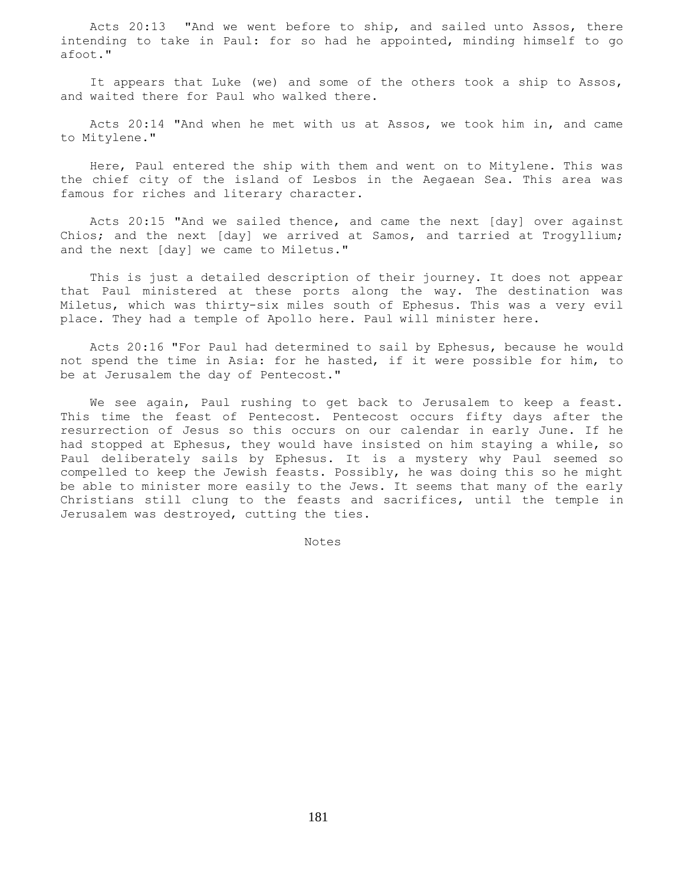Acts 20:13 "And we went before to ship, and sailed unto Assos, there intending to take in Paul: for so had he appointed, minding himself to go afoot."

It appears that Luke (we) and some of the others took a ship to Assos, and waited there for Paul who walked there.

Acts 20:14 "And when he met with us at Assos, we took him in, and came to Mitylene."

Here, Paul entered the ship with them and went on to Mitylene. This was the chief city of the island of Lesbos in the Aegaean Sea. This area was famous for riches and literary character.

Acts 20:15 "And we sailed thence, and came the next [day] over against Chios; and the next [day] we arrived at Samos, and tarried at Trogyllium; and the next [day] we came to Miletus."

This is just a detailed description of their journey. It does not appear that Paul ministered at these ports along the way. The destination was Miletus, which was thirty-six miles south of Ephesus. This was a very evil place. They had a temple of Apollo here. Paul will minister here.

Acts 20:16 "For Paul had determined to sail by Ephesus, because he would not spend the time in Asia: for he hasted, if it were possible for him, to be at Jerusalem the day of Pentecost."

We see again, Paul rushing to get back to Jerusalem to keep a feast. This time the feast of Pentecost. Pentecost occurs fifty days after the resurrection of Jesus so this occurs on our calendar in early June. If he had stopped at Ephesus, they would have insisted on him staying a while, so Paul deliberately sails by Ephesus. It is a mystery why Paul seemed so compelled to keep the Jewish feasts. Possibly, he was doing this so he might be able to minister more easily to the Jews. It seems that many of the early Christians still clung to the feasts and sacrifices, until the temple in Jerusalem was destroyed, cutting the ties.

Notes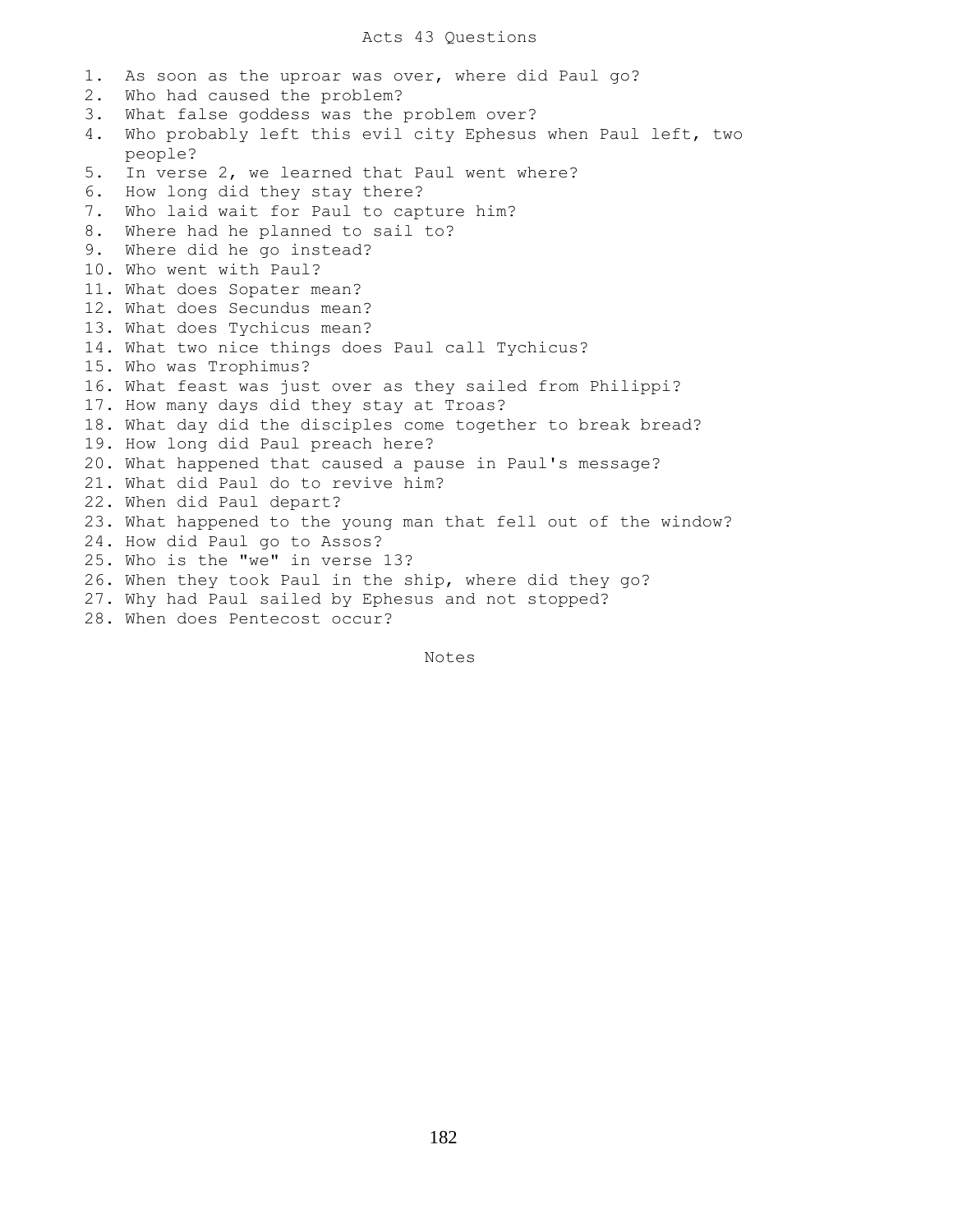# Acts 43 Questions

1. As soon as the uproar was over, where did Paul go?
2. Who had caused the problem?
3. What false goddess was the problem over?
4. Who probably left this evil city Ephesus when Paul left, two people?
5. In verse 2, we learned that Paul went where?
6. How long did they stay there?
7. Who laid wait for Paul to capture him?
8. Where had he planned to sail to?
9. Where did he go instead?
10. Who went with Paul?
11. What does Sopater mean?
12. What does Secundus mean?
13. What does Tychicus mean?
14. What two nice things does Paul call Tychicus?
15. Who was Trophimus?
16. What feast was just over as they sailed from Philippi?
17. How many days did they stay at Troas?
18. What day did the disciples come together to break bread?
19. How long did Paul preach here?
20. What happened that caused a pause in Paul's message?
21. What did Paul do to revive him?
22. When did Paul depart?
23. What happened to the young man that fell out of the window?
24. How did Paul go to Assos?
25. Who is the "we" in verse 13?
26. When they took Paul in the ship, where did they go?
27. Why had Paul sailed by Ephesus and not stopped?
28. When does Pentecost occur?

Notes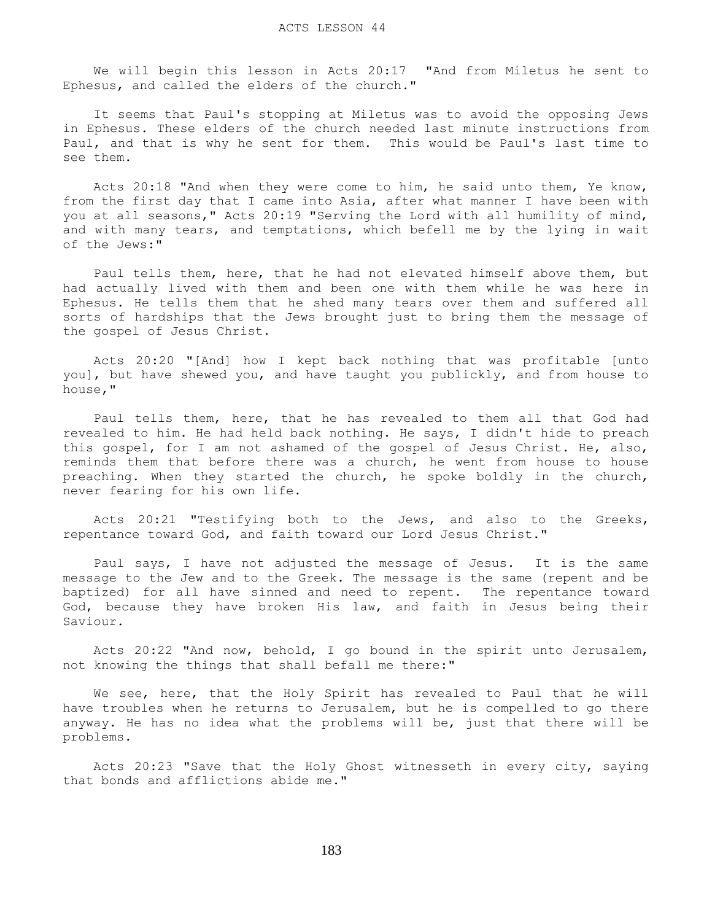# ACTS LESSON 44

We will begin this lesson in Acts 20:17 "And from Miletus he sent to Ephesus, and called the elders of the church."

It seems that Paul's stopping at Miletus was to avoid the opposing Jews in Ephesus. These elders of the church needed last minute instructions from Paul, and that is why he sent for them. This would be Paul's last time to see them.

Acts 20:18 "And when they were come to him, he said unto them, Ye know, from the first day that I came into Asia, after what manner I have been with you at all seasons," Acts 20:19 "Serving the Lord with all humility of mind, and with many tears, and temptations, which befell me by the lying in wait of the Jews:"

Paul tells them, here, that he had not elevated himself above them, but had actually lived with them and been one with them while he was here in Ephesus. He tells them that he shed many tears over them and suffered all sorts of hardships that the Jews brought just to bring them the message of the gospel of Jesus Christ.

Acts 20:20 "[And] how I kept back nothing that was profitable [unto you], but have shewed you, and have taught you publickly, and from house to house,"

Paul tells them, here, that he has revealed to them all that God had revealed to him. He had held back nothing. He says, I didn't hide to preach this gospel, for I am not ashamed of the gospel of Jesus Christ. He, also, reminds them that before there was a church, he went from house to house preaching. When they started the church, he spoke boldly in the church, never fearing for his own life.

Acts 20:21 "Testifying both to the Jews, and also to the Greeks, repentance toward God, and faith toward our Lord Jesus Christ."

Paul says, I have not adjusted the message of Jesus. It is the same message to the Jew and to the Greek. The message is the same (repent and be baptized) for all have sinned and need to repent. The repentance toward God, because they have broken His law, and faith in Jesus being their Saviour.

Acts 20:22 "And now, behold, I go bound in the spirit unto Jerusalem, not knowing the things that shall befall me there:"

We see, here, that the Holy Spirit has revealed to Paul that he will have troubles when he returns to Jerusalem, but he is compelled to go there anyway. He has no idea what the problems will be, just that there will be problems.

Acts 20:23 "Save that the Holy Ghost witnesseth in every city, saying that bonds and afflictions abide me."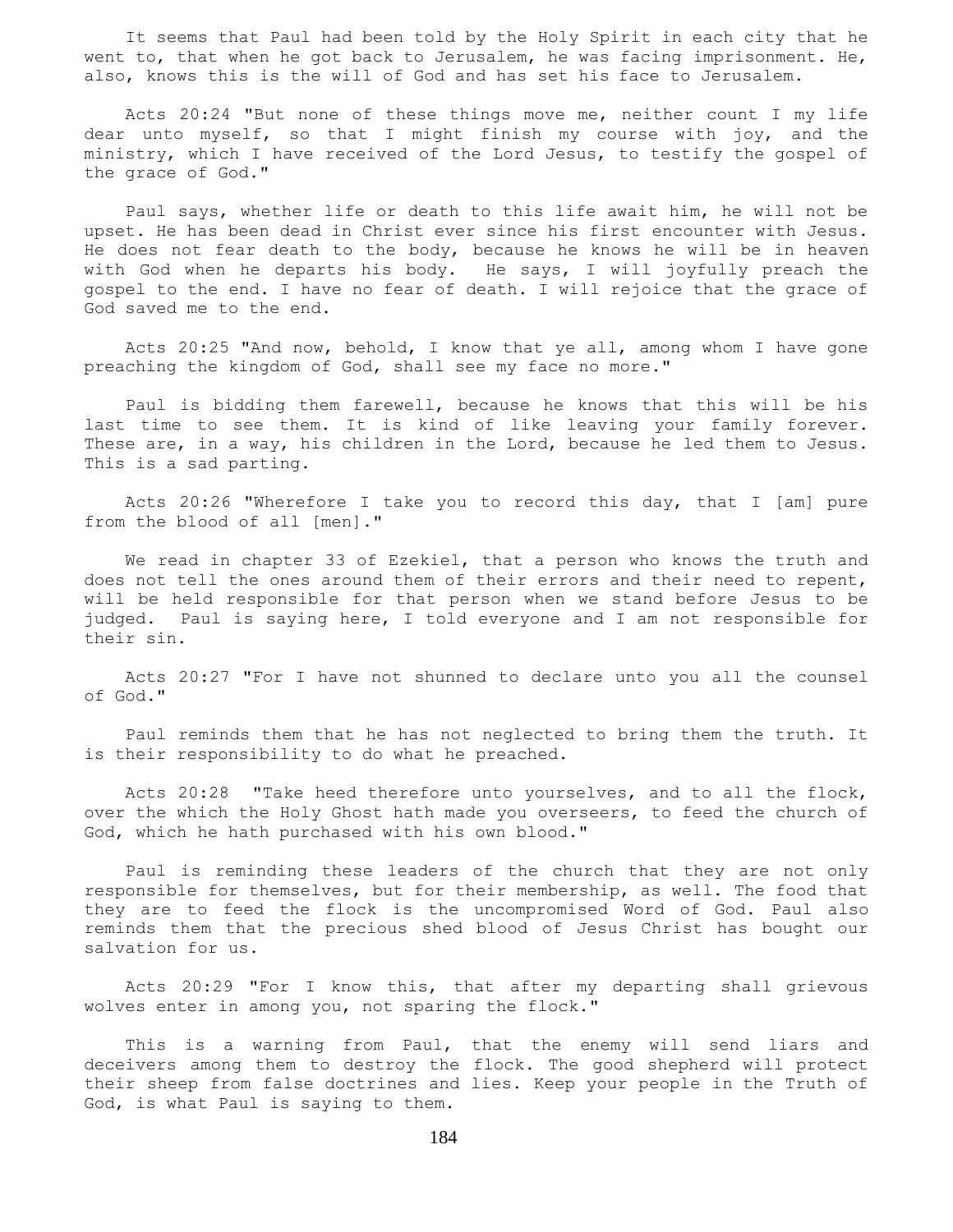It seems that Paul had been told by the Holy Spirit in each city that he went to, that when he got back to Jerusalem, he was facing imprisonment. He, also, knows this is the will of God and has set his face to Jerusalem.

Acts 20:24 "But none of these things move me, neither count I my life dear unto myself, so that I might finish my course with joy, and the ministry, which I have received of the Lord Jesus, to testify the gospel of the grace of God."

Paul says, whether life or death to this life await him, he will not be upset. He has been dead in Christ ever since his first encounter with Jesus. He does not fear death to the body, because he knows he will be in heaven with God when he departs his body. He says, I will joyfully preach the gospel to the end. I have no fear of death. I will rejoice that the grace of God saved me to the end.

Acts 20:25 "And now, behold, I know that ye all, among whom I have gone preaching the kingdom of God, shall see my face no more."

Paul is bidding them farewell, because he knows that this will be his last time to see them. It is kind of like leaving your family forever. These are, in a way, his children in the Lord, because he led them to Jesus. This is a sad parting.

Acts 20:26 "Wherefore I take you to record this day, that I [am] pure from the blood of all [men]."

We read in chapter 33 of Ezekiel, that a person who knows the truth and does not tell the ones around them of their errors and their need to repent, will be held responsible for that person when we stand before Jesus to be judged. Paul is saying here, I told everyone and I am not responsible for their sin.

Acts 20:27 "For I have not shunned to declare unto you all the counsel of God."

Paul reminds them that he has not neglected to bring them the truth. It is their responsibility to do what he preached.

Acts 20:28 "Take heed therefore unto yourselves, and to all the flock, over the which the Holy Ghost hath made you overseers, to feed the church of God, which he hath purchased with his own blood."

Paul is reminding these leaders of the church that they are not only responsible for themselves, but for their membership, as well. The food that they are to feed the flock is the uncompromised Word of God. Paul also reminds them that the precious shed blood of Jesus Christ has bought our salvation for us.

Acts 20:29 "For I know this, that after my departing shall grievous wolves enter in among you, not sparing the flock."

This is a warning from Paul, that the enemy will send liars and deceivers among them to destroy the flock. The good shepherd will protect their sheep from false doctrines and lies. Keep your people in the Truth of God, is what Paul is saying to them.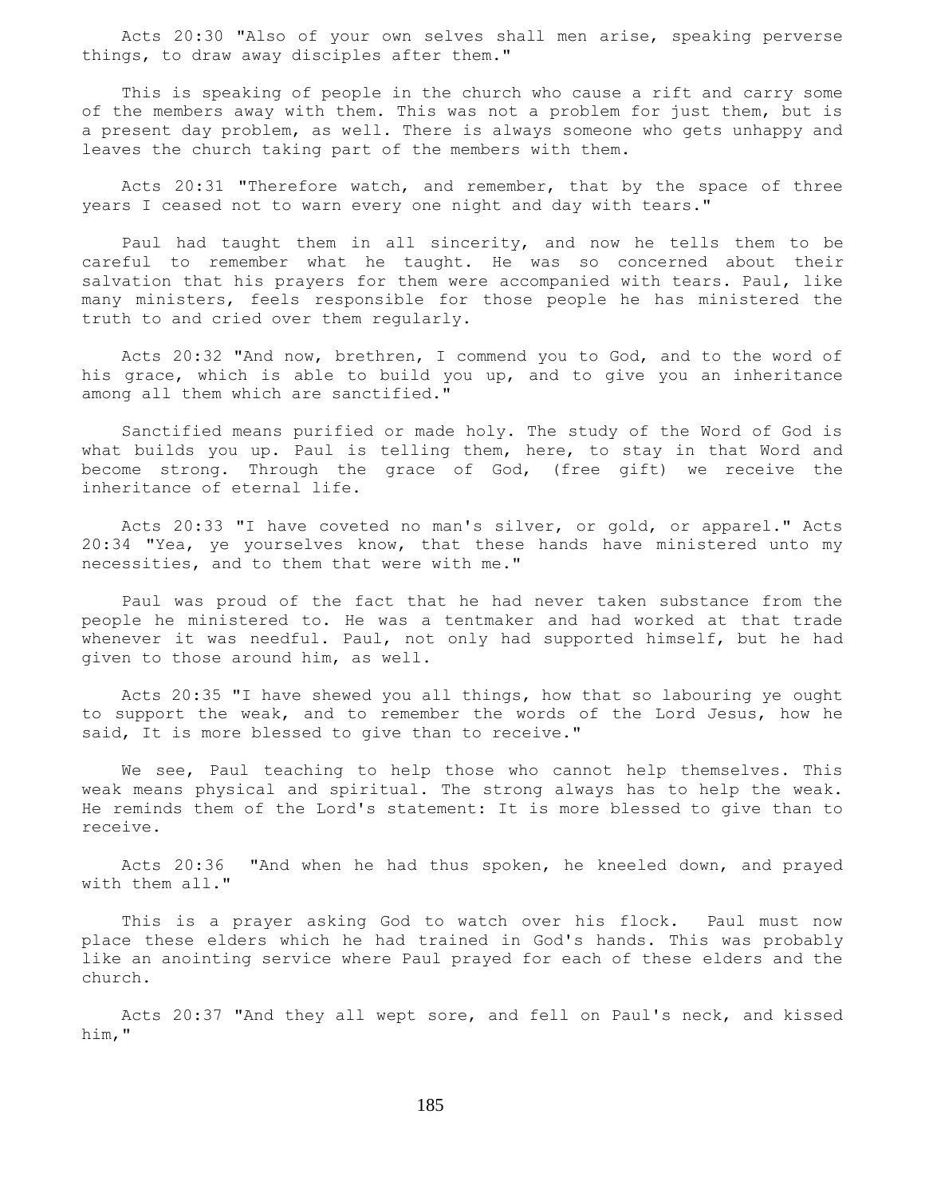Acts 20:30 "Also of your own selves shall men arise, speaking perverse things, to draw away disciples after them."

This is speaking of people in the church who cause a rift and carry some of the members away with them. This was not a problem for just them, but is a present day problem, as well. There is always someone who gets unhappy and leaves the church taking part of the members with them.

Acts 20:31 "Therefore watch, and remember, that by the space of three years I ceased not to warn every one night and day with tears."

Paul had taught them in all sincerity, and now he tells them to be careful to remember what he taught. He was so concerned about their salvation that his prayers for them were accompanied with tears. Paul, like many ministers, feels responsible for those people he has ministered the truth to and cried over them regularly.

Acts 20:32 "And now, brethren, I commend you to God, and to the word of his grace, which is able to build you up, and to give you an inheritance among all them which are sanctified."

Sanctified means purified or made holy. The study of the Word of God is what builds you up. Paul is telling them, here, to stay in that Word and become strong. Through the grace of God, (free gift) we receive the inheritance of eternal life.

Acts 20:33 "I have coveted no man's silver, or gold, or apparel." Acts 20:34 "Yea, ye yourselves know, that these hands have ministered unto my necessities, and to them that were with me."

Paul was proud of the fact that he had never taken substance from the people he ministered to. He was a tentmaker and had worked at that trade whenever it was needful. Paul, not only had supported himself, but he had given to those around him, as well.

Acts 20:35 "I have shewed you all things, how that so labouring ye ought to support the weak, and to remember the words of the Lord Jesus, how he said, It is more blessed to give than to receive."

We see, Paul teaching to help those who cannot help themselves. This weak means physical and spiritual. The strong always has to help the weak. He reminds them of the Lord's statement: It is more blessed to give than to receive.

Acts 20:36 "And when he had thus spoken, he kneeled down, and prayed with them all."

This is a prayer asking God to watch over his flock. Paul must now place these elders which he had trained in God's hands. This was probably like an anointing service where Paul prayed for each of these elders and the church.

Acts 20:37 "And they all wept sore, and fell on Paul's neck, and kissed him,"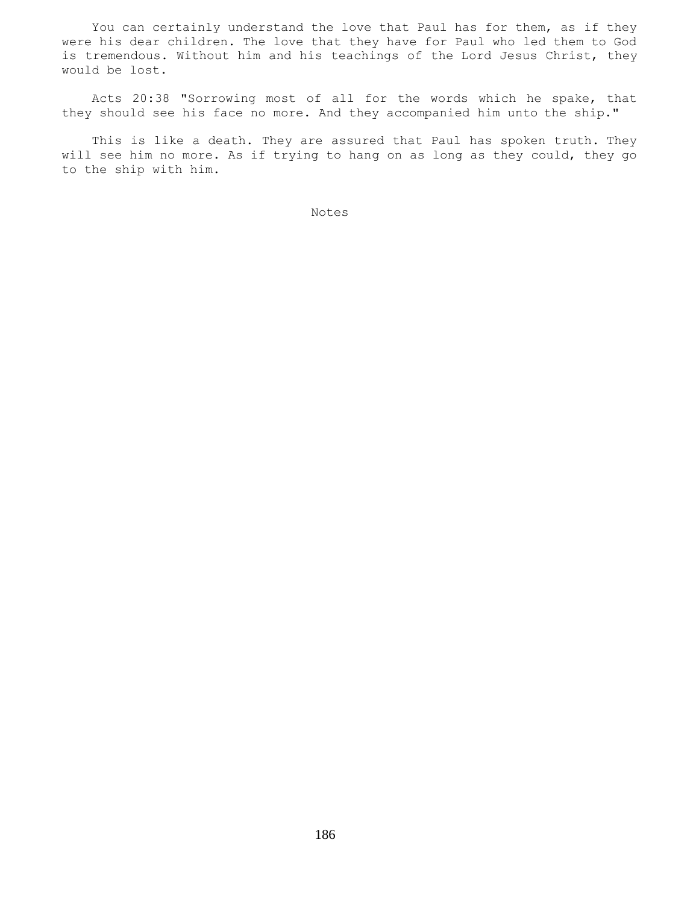You can certainly understand the love that Paul has for them, as if they were his dear children. The love that they have for Paul who led them to God is tremendous. Without him and his teachings of the Lord Jesus Christ, they would be lost.

Acts 20:38 "Sorrowing most of all for the words which he spake, that they should see his face no more. And they accompanied him unto the ship."

This is like a death. They are assured that Paul has spoken truth. They will see him no more. As if trying to hang on as long as they could, they go to the ship with him.

Notes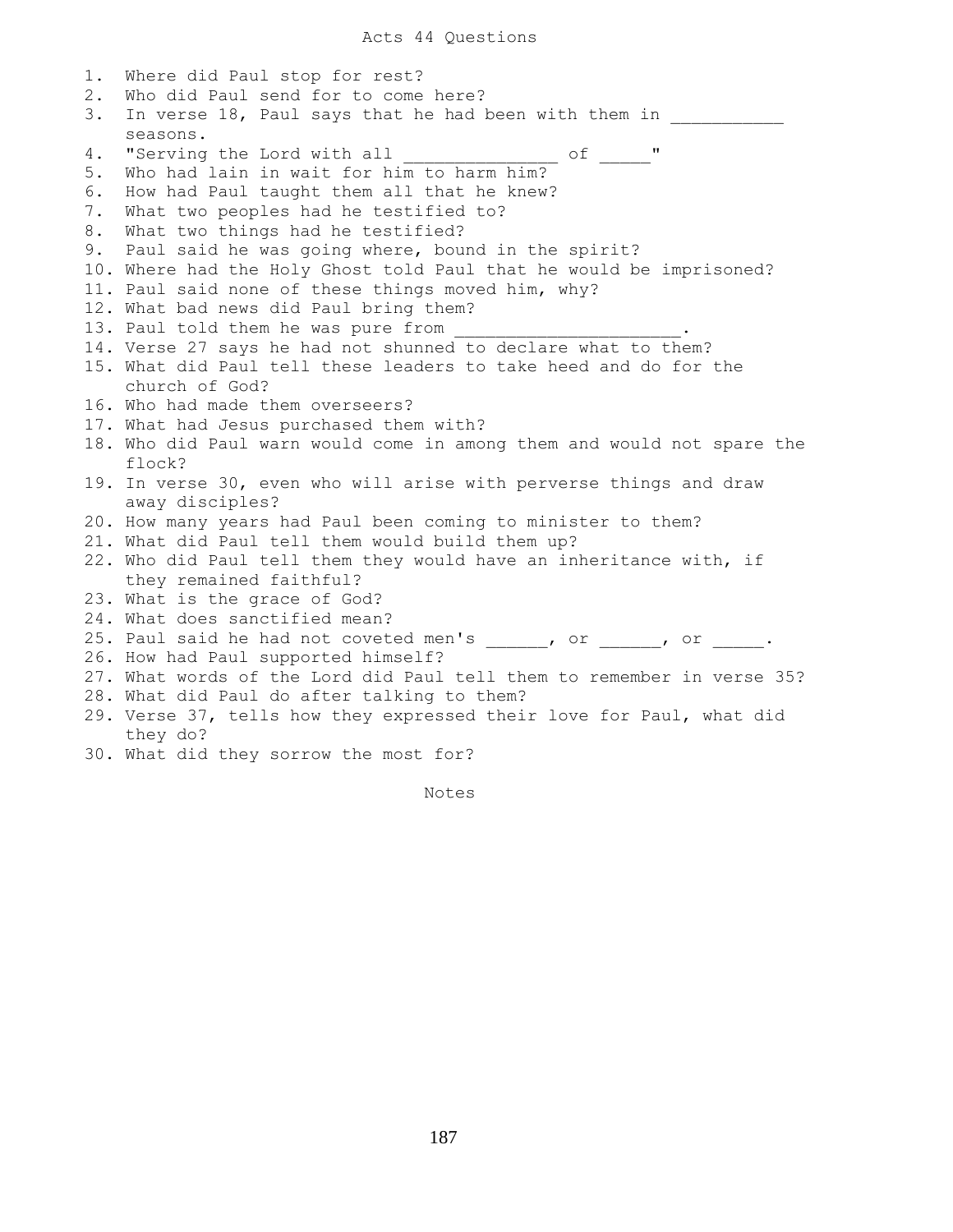# Acts 44 Questions

1. Where did Paul stop for rest?
2. Who did Paul send for to come here?
3. In verse 18, Paul says that he had been with them in ___________ seasons.
4. "Serving the Lord with all _______________ of _____"
5. Who had lain in wait for him to harm him?
6. How had Paul taught them all that he knew?
7. What two peoples had he testified to?
8. What two things had he testified?
9. Paul said he was going where, bound in the spirit?
10. Where had the Holy Ghost told Paul that he would be imprisoned?
11. Paul said none of these things moved him, why?
12. What bad news did Paul bring them?
13. Paul told them he was pure from ______________________.
14. Verse 27 says he had not shunned to declare what to them?
15. What did Paul tell these leaders to take heed and do for the church of God?
16. Who had made them overseers?
17. What had Jesus purchased them with?
18. Who did Paul warn would come in among them and would not spare the flock?
19. In verse 30, even who will arise with perverse things and draw away disciples?
20. How many years had Paul been coming to minister to them?
21. What did Paul tell them would build them up?
22. Who did Paul tell them they would have an inheritance with, if they remained faithful?
23. What is the grace of God?
24. What does sanctified mean?
25. Paul said he had not coveted men's ______, or ______, or _____.
26. How had Paul supported himself?
27. What words of the Lord did Paul tell them to remember in verse 35?
28. What did Paul do after talking to them?
29. Verse 37, tells how they expressed their love for Paul, what did they do?
30. What did they sorrow the most for?

Notes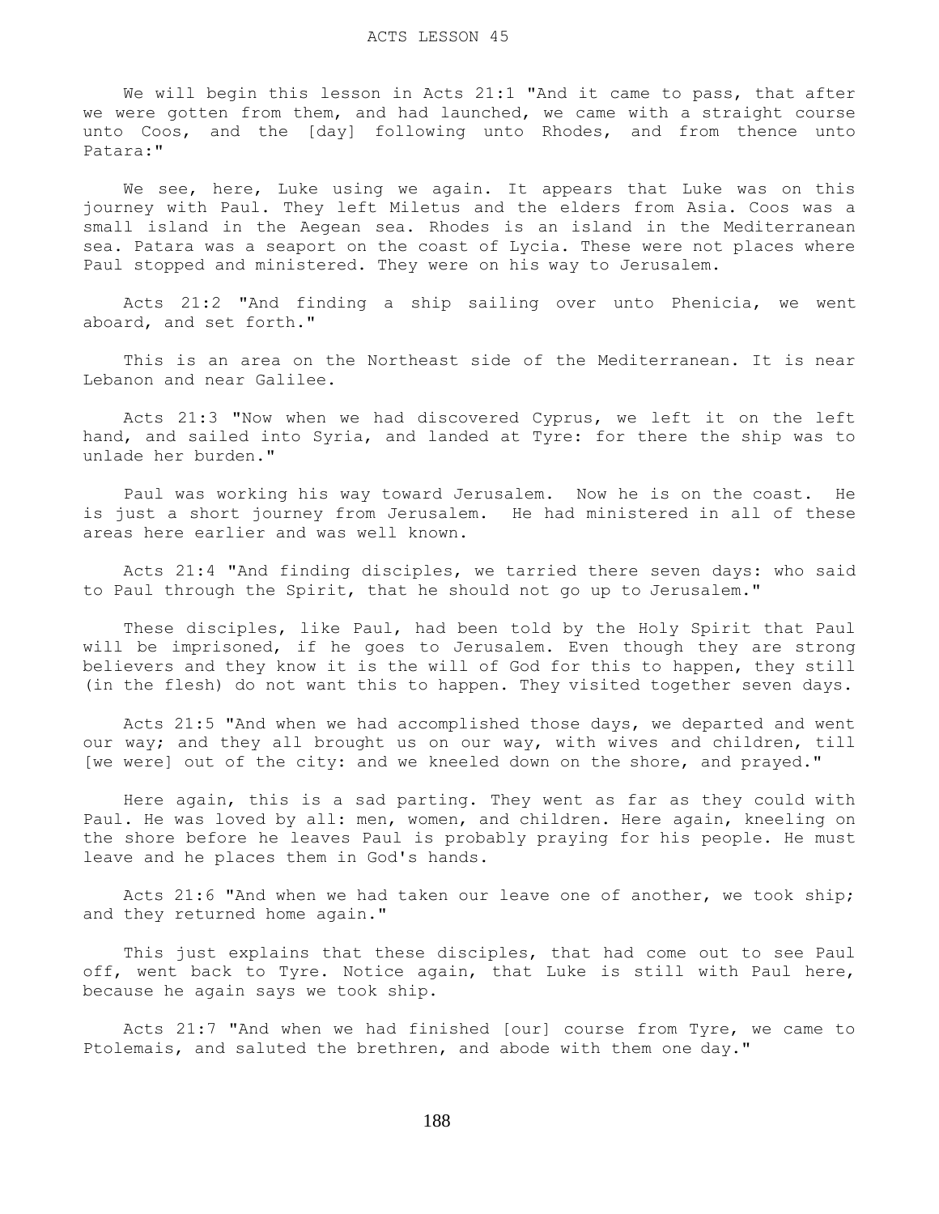# ACTS LESSON 45

We will begin this lesson in Acts 21:1 "And it came to pass, that after we were gotten from them, and had launched, we came with a straight course unto Coos, and the [day] following unto Rhodes, and from thence unto Patara:"

We see, here, Luke using we again. It appears that Luke was on this journey with Paul. They left Miletus and the elders from Asia. Coos was a small island in the Aegean sea. Rhodes is an island in the Mediterranean sea. Patara was a seaport on the coast of Lycia. These were not places where Paul stopped and ministered. They were on his way to Jerusalem.

Acts 21:2 "And finding a ship sailing over unto Phenicia, we went aboard, and set forth."

This is an area on the Northeast side of the Mediterranean. It is near Lebanon and near Galilee.

Acts 21:3 "Now when we had discovered Cyprus, we left it on the left hand, and sailed into Syria, and landed at Tyre: for there the ship was to unlade her burden."

Paul was working his way toward Jerusalem. Now he is on the coast. He is just a short journey from Jerusalem. He had ministered in all of these areas here earlier and was well known.

Acts 21:4 "And finding disciples, we tarried there seven days: who said to Paul through the Spirit, that he should not go up to Jerusalem."

These disciples, like Paul, had been told by the Holy Spirit that Paul will be imprisoned, if he goes to Jerusalem. Even though they are strong believers and they know it is the will of God for this to happen, they still (in the flesh) do not want this to happen. They visited together seven days.

Acts 21:5 "And when we had accomplished those days, we departed and went our way; and they all brought us on our way, with wives and children, till [we were] out of the city: and we kneeled down on the shore, and prayed."

Here again, this is a sad parting. They went as far as they could with Paul. He was loved by all: men, women, and children. Here again, kneeling on the shore before he leaves Paul is probably praying for his people. He must leave and he places them in God's hands.

Acts 21:6 "And when we had taken our leave one of another, we took ship; and they returned home again."

This just explains that these disciples, that had come out to see Paul off, went back to Tyre. Notice again, that Luke is still with Paul here, because he again says we took ship.

Acts 21:7 "And when we had finished [our] course from Tyre, we came to Ptolemais, and saluted the brethren, and abode with them one day."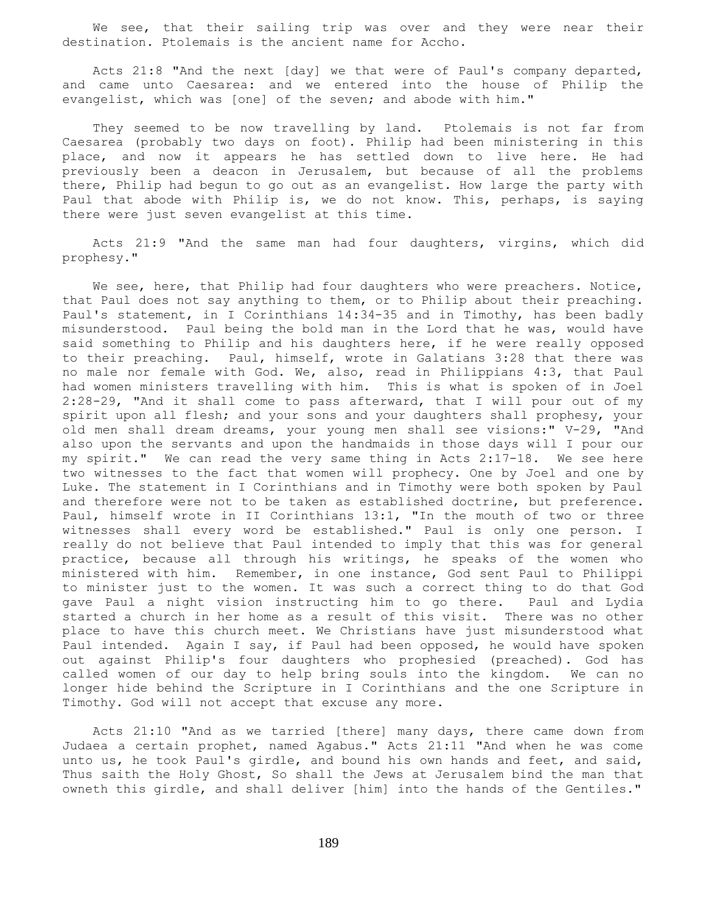We see, that their sailing trip was over and they were near their destination. Ptolemais is the ancient name for Accho.

Acts 21:8 "And the next [day] we that were of Paul's company departed, and came unto Caesarea: and we entered into the house of Philip the evangelist, which was [one] of the seven; and abode with him."

They seemed to be now travelling by land. Ptolemais is not far from Caesarea (probably two days on foot). Philip had been ministering in this place, and now it appears he has settled down to live here. He had previously been a deacon in Jerusalem, but because of all the problems there, Philip had begun to go out as an evangelist. How large the party with Paul that abode with Philip is, we do not know. This, perhaps, is saying there were just seven evangelist at this time.

Acts 21:9 "And the same man had four daughters, virgins, which did prophesy."

We see, here, that Philip had four daughters who were preachers. Notice, that Paul does not say anything to them, or to Philip about their preaching. Paul's statement, in I Corinthians 14:34-35 and in Timothy, has been badly misunderstood. Paul being the bold man in the Lord that he was, would have said something to Philip and his daughters here, if he were really opposed to their preaching. Paul, himself, wrote in Galatians 3:28 that there was no male nor female with God. We, also, read in Philippians 4:3, that Paul had women ministers travelling with him. This is what is spoken of in Joel 2:28-29, "And it shall come to pass afterward, that I will pour out of my spirit upon all flesh; and your sons and your daughters shall prophesy, your old men shall dream dreams, your young men shall see visions:" V-29, "And also upon the servants and upon the handmaids in those days will I pour our my spirit." We can read the very same thing in Acts 2:17-18. We see here two witnesses to the fact that women will prophecy. One by Joel and one by Luke. The statement in I Corinthians and in Timothy were both spoken by Paul and therefore were not to be taken as established doctrine, but preference. Paul, himself wrote in II Corinthians 13:1, "In the mouth of two or three witnesses shall every word be established." Paul is only one person. I really do not believe that Paul intended to imply that this was for general practice, because all through his writings, he speaks of the women who ministered with him. Remember, in one instance, God sent Paul to Philippi to minister just to the women. It was such a correct thing to do that God gave Paul a night vision instructing him to go there. Paul and Lydia started a church in her home as a result of this visit. There was no other place to have this church meet. We Christians have just misunderstood what Paul intended. Again I say, if Paul had been opposed, he would have spoken out against Philip's four daughters who prophesied (preached). God has called women of our day to help bring souls into the kingdom. We can no longer hide behind the Scripture in I Corinthians and the one Scripture in Timothy. God will not accept that excuse any more.

Acts 21:10 "And as we tarried [there] many days, there came down from Judaea a certain prophet, named Agabus." Acts 21:11 "And when he was come unto us, he took Paul's girdle, and bound his own hands and feet, and said, Thus saith the Holy Ghost, So shall the Jews at Jerusalem bind the man that owneth this girdle, and shall deliver [him] into the hands of the Gentiles."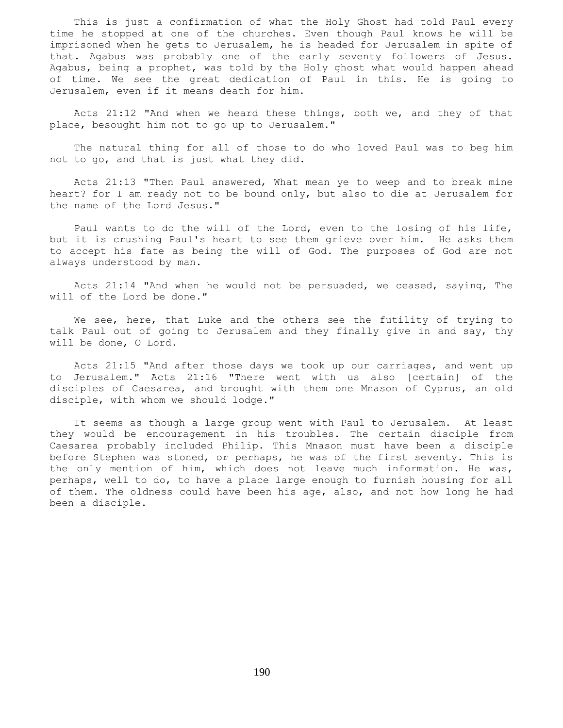This is just a confirmation of what the Holy Ghost had told Paul every time he stopped at one of the churches. Even though Paul knows he will be imprisoned when he gets to Jerusalem, he is headed for Jerusalem in spite of that. Agabus was probably one of the early seventy followers of Jesus. Agabus, being a prophet, was told by the Holy ghost what would happen ahead of time. We see the great dedication of Paul in this. He is going to Jerusalem, even if it means death for him.

Acts 21:12 "And when we heard these things, both we, and they of that place, besought him not to go up to Jerusalem."

The natural thing for all of those to do who loved Paul was to beg him not to go, and that is just what they did.

Acts 21:13 "Then Paul answered, What mean ye to weep and to break mine heart? for I am ready not to be bound only, but also to die at Jerusalem for the name of the Lord Jesus."

Paul wants to do the will of the Lord, even to the losing of his life, but it is crushing Paul's heart to see them grieve over him. He asks them to accept his fate as being the will of God. The purposes of God are not always understood by man.

Acts 21:14 "And when he would not be persuaded, we ceased, saying, The will of the Lord be done."

We see, here, that Luke and the others see the futility of trying to talk Paul out of going to Jerusalem and they finally give in and say, thy will be done, O Lord.

Acts 21:15 "And after those days we took up our carriages, and went up to Jerusalem." Acts 21:16 "There went with us also [certain] of the disciples of Caesarea, and brought with them one Mnason of Cyprus, an old disciple, with whom we should lodge."

It seems as though a large group went with Paul to Jerusalem. At least they would be encouragement in his troubles. The certain disciple from Caesarea probably included Philip. This Mnason must have been a disciple before Stephen was stoned, or perhaps, he was of the first seventy. This is the only mention of him, which does not leave much information. He was, perhaps, well to do, to have a place large enough to furnish housing for all of them. The oldness could have been his age, also, and not how long he had been a disciple.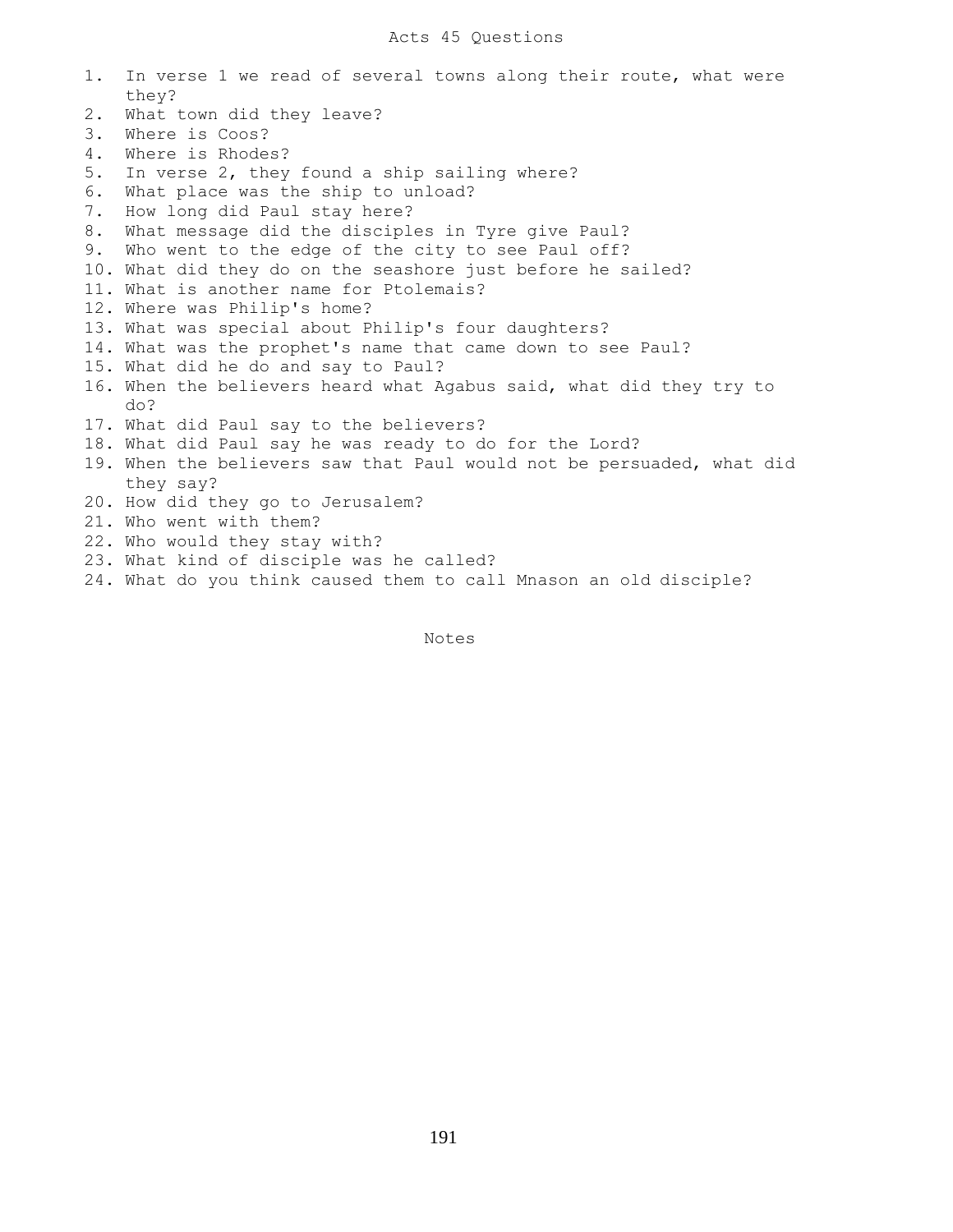# Acts 45 Questions

1. In verse 1 we read of several towns along their route, what were they?
2. What town did they leave?
3. Where is Coos?
4. Where is Rhodes?
5. In verse 2, they found a ship sailing where?
6. What place was the ship to unload?
7. How long did Paul stay here?
8. What message did the disciples in Tyre give Paul?
9. Who went to the edge of the city to see Paul off?
10. What did they do on the seashore just before he sailed?
11. What is another name for Ptolemais?
12. Where was Philip's home?
13. What was special about Philip's four daughters?
14. What was the prophet's name that came down to see Paul?
15. What did he do and say to Paul?
16. When the believers heard what Agabus said, what did they try to do?
17. What did Paul say to the believers?
18. What did Paul say he was ready to do for the Lord?
19. When the believers saw that Paul would not be persuaded, what did they say?
20. How did they go to Jerusalem?
21. Who went with them?
22. Who would they stay with?
23. What kind of disciple was he called?
24. What do you think caused them to call Mnason an old disciple?

Notes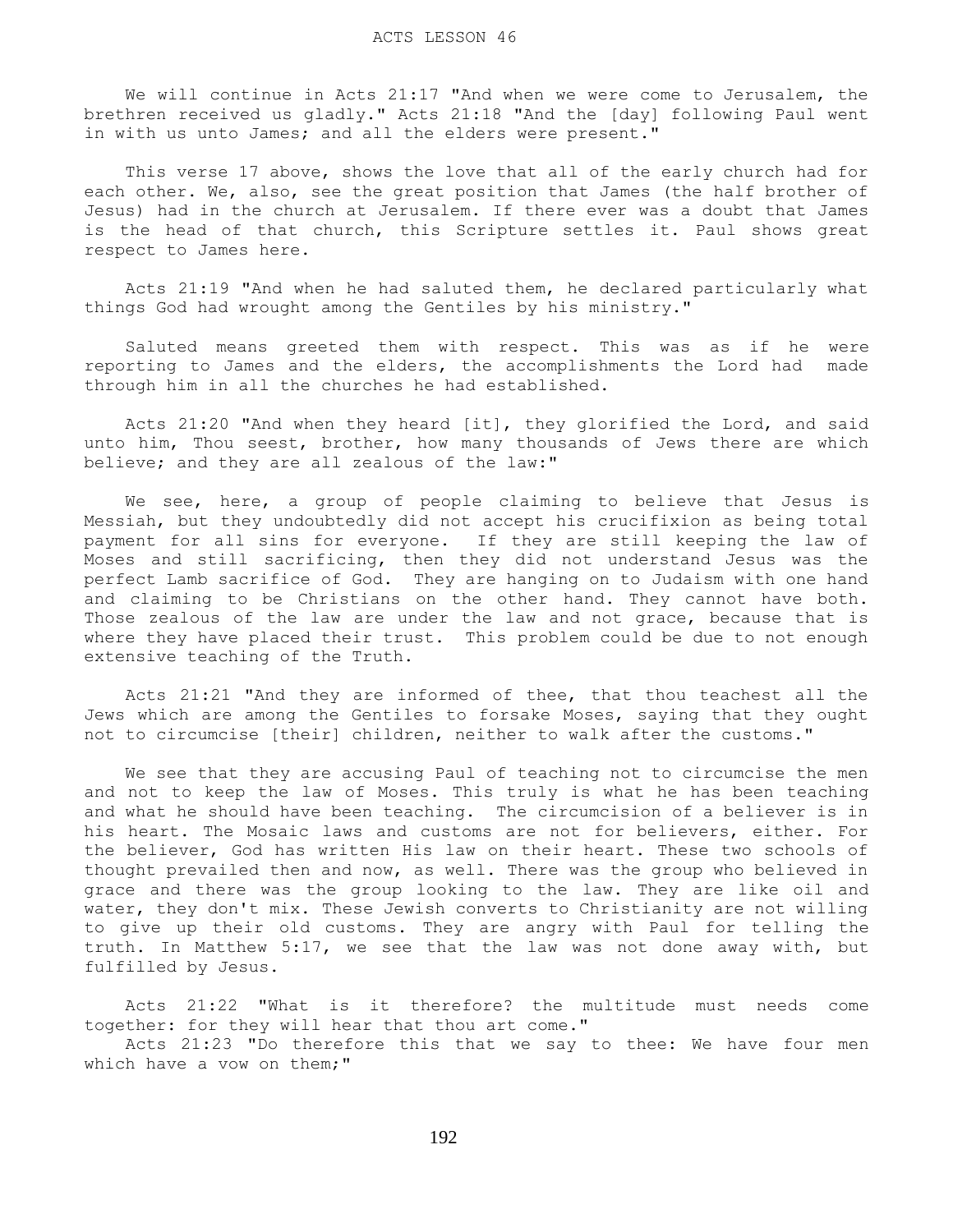# ACTS LESSON 46

We will continue in Acts 21:17 "And when we were come to Jerusalem, the brethren received us gladly." Acts 21:18 "And the [day] following Paul went in with us unto James; and all the elders were present."

This verse 17 above, shows the love that all of the early church had for each other. We, also, see the great position that James (the half brother of Jesus) had in the church at Jerusalem. If there ever was a doubt that James is the head of that church, this Scripture settles it. Paul shows great respect to James here.

Acts 21:19 "And when he had saluted them, he declared particularly what things God had wrought among the Gentiles by his ministry."

Saluted means greeted them with respect. This was as if he were reporting to James and the elders, the accomplishments the Lord had made through him in all the churches he had established.

Acts 21:20 "And when they heard [it], they glorified the Lord, and said unto him, Thou seest, brother, how many thousands of Jews there are which believe; and they are all zealous of the law:"

We see, here, a group of people claiming to believe that Jesus is Messiah, but they undoubtedly did not accept his crucifixion as being total payment for all sins for everyone. If they are still keeping the law of Moses and still sacrificing, then they did not understand Jesus was the perfect Lamb sacrifice of God. They are hanging on to Judaism with one hand and claiming to be Christians on the other hand. They cannot have both. Those zealous of the law are under the law and not grace, because that is where they have placed their trust. This problem could be due to not enough extensive teaching of the Truth.

Acts 21:21 "And they are informed of thee, that thou teachest all the Jews which are among the Gentiles to forsake Moses, saying that they ought not to circumcise [their] children, neither to walk after the customs."

We see that they are accusing Paul of teaching not to circumcise the men and not to keep the law of Moses. This truly is what he has been teaching and what he should have been teaching. The circumcision of a believer is in his heart. The Mosaic laws and customs are not for believers, either. For the believer, God has written His law on their heart. These two schools of thought prevailed then and now, as well. There was the group who believed in grace and there was the group looking to the law. They are like oil and water, they don't mix. These Jewish converts to Christianity are not willing to give up their old customs. They are angry with Paul for telling the truth. In Matthew 5:17, we see that the law was not done away with, but fulfilled by Jesus.

Acts 21:22 "What is it therefore? the multitude must needs come together: for they will hear that thou art come."
Acts 21:23 "Do therefore this that we say to thee: We have four men which have a vow on them;"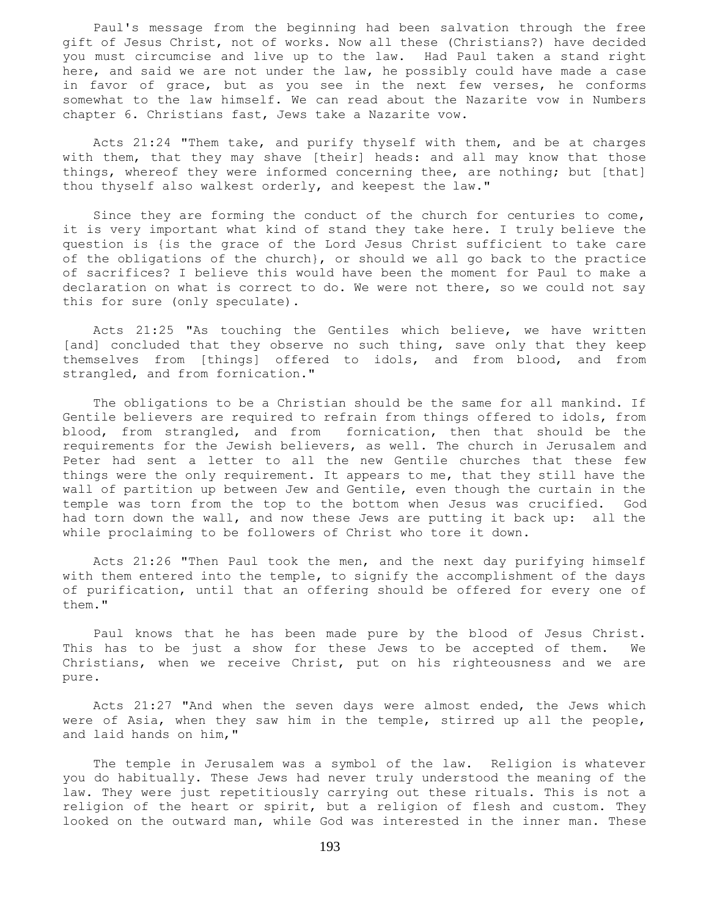Paul's message from the beginning had been salvation through the free gift of Jesus Christ, not of works. Now all these (Christians?) have decided you must circumcise and live up to the law. Had Paul taken a stand right here, and said we are not under the law, he possibly could have made a case in favor of grace, but as you see in the next few verses, he conforms somewhat to the law himself. We can read about the Nazarite vow in Numbers chapter 6. Christians fast, Jews take a Nazarite vow.

Acts 21:24 "Them take, and purify thyself with them, and be at charges with them, that they may shave [their] heads: and all may know that those things, whereof they were informed concerning thee, are nothing; but [that] thou thyself also walkest orderly, and keepest the law."

Since they are forming the conduct of the church for centuries to come, it is very important what kind of stand they take here. I truly believe the question is {is the grace of the Lord Jesus Christ sufficient to take care of the obligations of the church}, or should we all go back to the practice of sacrifices? I believe this would have been the moment for Paul to make a declaration on what is correct to do. We were not there, so we could not say this for sure (only speculate).

Acts 21:25 "As touching the Gentiles which believe, we have written [and] concluded that they observe no such thing, save only that they keep themselves from [things] offered to idols, and from blood, and from strangled, and from fornication."

The obligations to be a Christian should be the same for all mankind. If Gentile believers are required to refrain from things offered to idols, from blood, from strangled, and from fornication, then that should be the requirements for the Jewish believers, as well. The church in Jerusalem and Peter had sent a letter to all the new Gentile churches that these few things were the only requirement. It appears to me, that they still have the wall of partition up between Jew and Gentile, even though the curtain in the temple was torn from the top to the bottom when Jesus was crucified. God had torn down the wall, and now these Jews are putting it back up: all the while proclaiming to be followers of Christ who tore it down.

Acts 21:26 "Then Paul took the men, and the next day purifying himself with them entered into the temple, to signify the accomplishment of the days of purification, until that an offering should be offered for every one of them."

Paul knows that he has been made pure by the blood of Jesus Christ. This has to be just a show for these Jews to be accepted of them. We Christians, when we receive Christ, put on his righteousness and we are pure.

Acts 21:27 "And when the seven days were almost ended, the Jews which were of Asia, when they saw him in the temple, stirred up all the people, and laid hands on him,"

The temple in Jerusalem was a symbol of the law. Religion is whatever you do habitually. These Jews had never truly understood the meaning of the law. They were just repetitiously carrying out these rituals. This is not a religion of the heart or spirit, but a religion of flesh and custom. They looked on the outward man, while God was interested in the inner man. These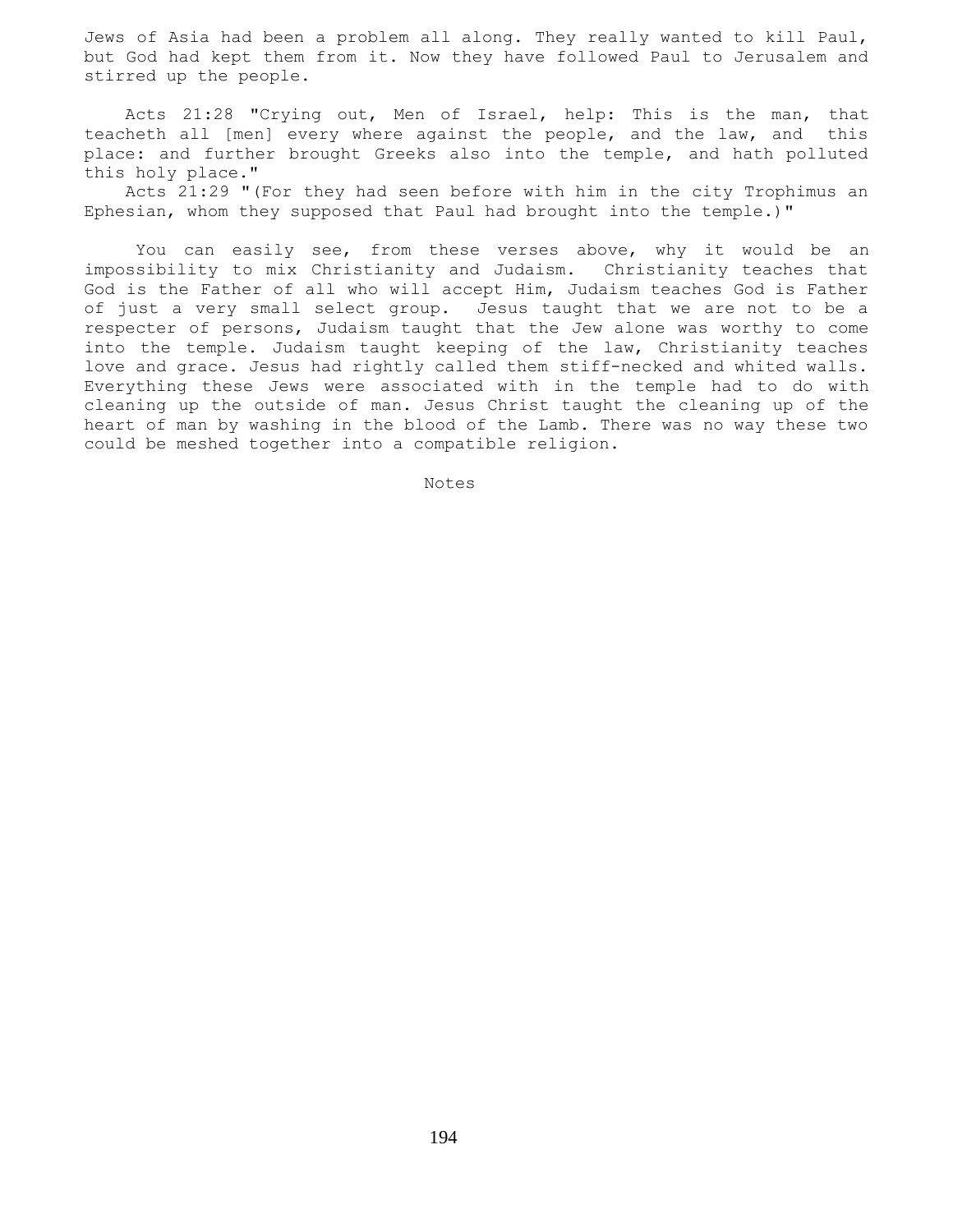Jews of Asia had been a problem all along. They really wanted to kill Paul, but God had kept them from it. Now they have followed Paul to Jerusalem and stirred up the people.

Acts 21:28 "Crying out, Men of Israel, help: This is the man, that teacheth all [men] every where against the people, and the law, and this place: and further brought Greeks also into the temple, and hath polluted this holy place."

Acts 21:29 "(For they had seen before with him in the city Trophimus an Ephesian, whom they supposed that Paul had brought into the temple.)"

You can easily see, from these verses above, why it would be an impossibility to mix Christianity and Judaism. Christianity teaches that God is the Father of all who will accept Him, Judaism teaches God is Father of just a very small select group. Jesus taught that we are not to be a respecter of persons, Judaism taught that the Jew alone was worthy to come into the temple. Judaism taught keeping of the law, Christianity teaches love and grace. Jesus had rightly called them stiff-necked and whited walls. Everything these Jews were associated with in the temple had to do with cleaning up the outside of man. Jesus Christ taught the cleaning up of the heart of man by washing in the blood of the Lamb. There was no way these two could be meshed together into a compatible religion.

Notes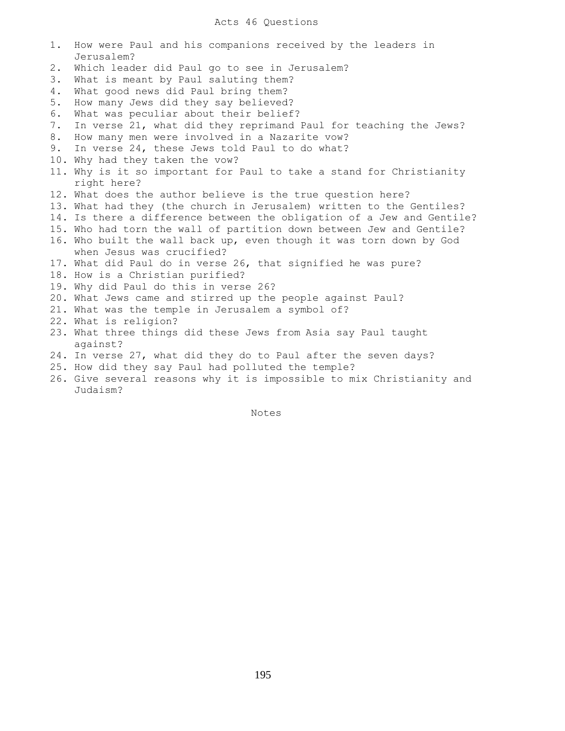# Acts 46 Questions

1. How were Paul and his companions received by the leaders in Jerusalem?
2. Which leader did Paul go to see in Jerusalem?
3. What is meant by Paul saluting them?
4. What good news did Paul bring them?
5. How many Jews did they say believed?
6. What was peculiar about their belief?
7. In verse 21, what did they reprimand Paul for teaching the Jews?
8. How many men were involved in a Nazarite vow?
9. In verse 24, these Jews told Paul to do what?
10. Why had they taken the vow?
11. Why is it so important for Paul to take a stand for Christianity right here?
12. What does the author believe is the true question here?
13. What had they (the church in Jerusalem) written to the Gentiles?
14. Is there a difference between the obligation of a Jew and Gentile?
15. Who had torn the wall of partition down between Jew and Gentile?
16. Who built the wall back up, even though it was torn down by God when Jesus was crucified?
17. What did Paul do in verse 26, that signified he was pure?
18. How is a Christian purified?
19. Why did Paul do this in verse 26?
20. What Jews came and stirred up the people against Paul?
21. What was the temple in Jerusalem a symbol of?
22. What is religion?
23. What three things did these Jews from Asia say Paul taught against?
24. In verse 27, what did they do to Paul after the seven days?
25. How did they say Paul had polluted the temple?
26. Give several reasons why it is impossible to mix Christianity and Judaism?

Notes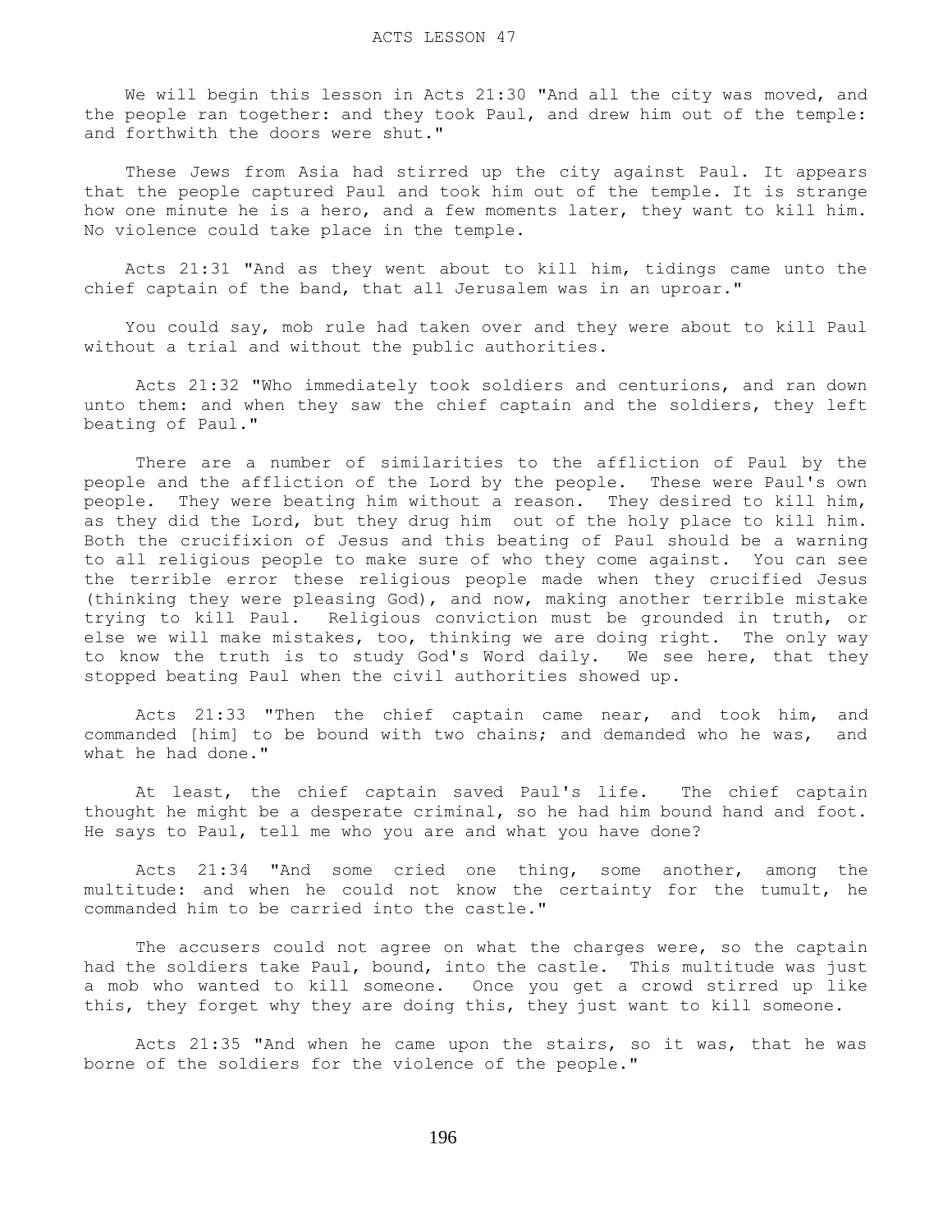ACTS LESSON 47

We will begin this lesson in Acts 21:30 "And all the city was moved, and the people ran together: and they took Paul, and drew him out of the temple: and forthwith the doors were shut."

These Jews from Asia had stirred up the city against Paul. It appears that the people captured Paul and took him out of the temple. It is strange how one minute he is a hero, and a few moments later, they want to kill him. No violence could take place in the temple.

Acts 21:31 "And as they went about to kill him, tidings came unto the chief captain of the band, that all Jerusalem was in an uproar."

You could say, mob rule had taken over and they were about to kill Paul without a trial and without the public authorities.

Acts 21:32 "Who immediately took soldiers and centurions, and ran down unto them: and when they saw the chief captain and the soldiers, they left beating of Paul."

There are a number of similarities to the affliction of Paul by the people and the affliction of the Lord by the people. These were Paul's own people. They were beating him without a reason. They desired to kill him, as they did the Lord, but they drug him out of the holy place to kill him. Both the crucifixion of Jesus and this beating of Paul should be a warning to all religious people to make sure of who they come against. You can see the terrible error these religious people made when they crucified Jesus (thinking they were pleasing God), and now, making another terrible mistake trying to kill Paul. Religious conviction must be grounded in truth, or else we will make mistakes, too, thinking we are doing right. The only way to know the truth is to study God's Word daily. We see here, that they stopped beating Paul when the civil authorities showed up.

Acts 21:33 "Then the chief captain came near, and took him, and commanded [him] to be bound with two chains; and demanded who he was, and what he had done."

At least, the chief captain saved Paul's life. The chief captain thought he might be a desperate criminal, so he had him bound hand and foot. He says to Paul, tell me who you are and what you have done?

Acts 21:34 "And some cried one thing, some another, among the multitude: and when he could not know the certainty for the tumult, he commanded him to be carried into the castle."

The accusers could not agree on what the charges were, so the captain had the soldiers take Paul, bound, into the castle. This multitude was just a mob who wanted to kill someone. Once you get a crowd stirred up like this, they forget why they are doing this, they just want to kill someone.

Acts 21:35 "And when he came upon the stairs, so it was, that he was borne of the soldiers for the violence of the people."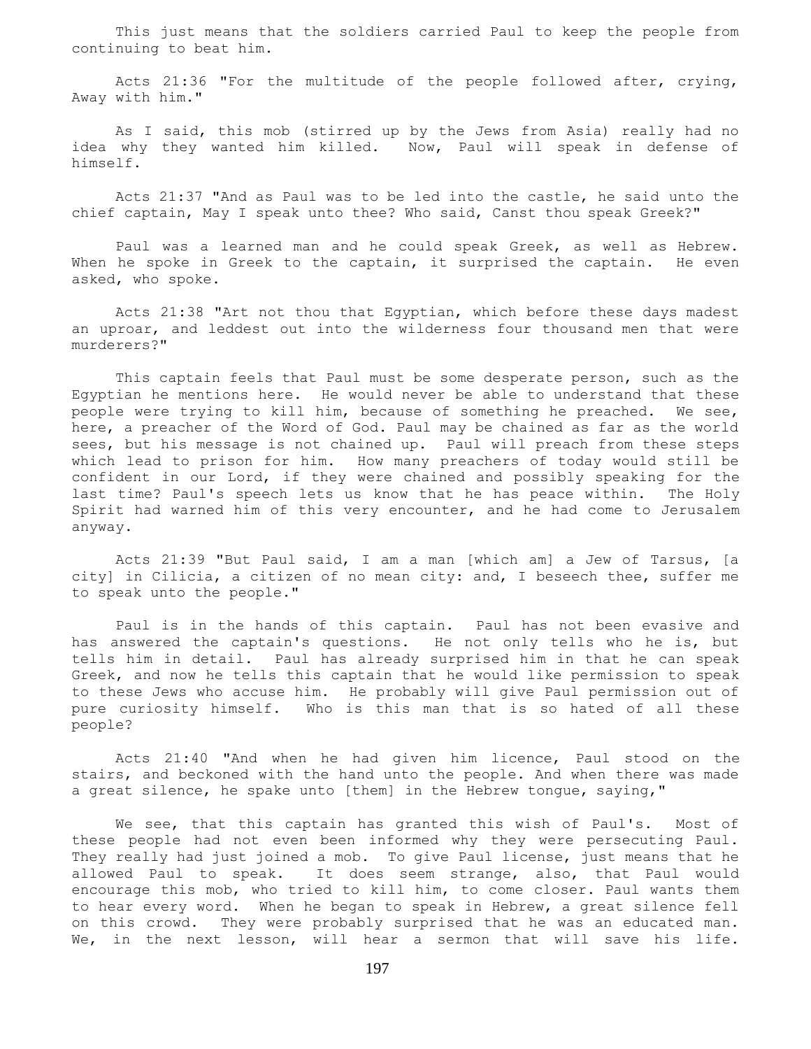This just means that the soldiers carried Paul to keep the people from continuing to beat him.

Acts 21:36 "For the multitude of the people followed after, crying, Away with him."

As I said, this mob (stirred up by the Jews from Asia) really had no idea why they wanted him killed. Now, Paul will speak in defense of himself.

Acts 21:37 "And as Paul was to be led into the castle, he said unto the chief captain, May I speak unto thee? Who said, Canst thou speak Greek?"

Paul was a learned man and he could speak Greek, as well as Hebrew. When he spoke in Greek to the captain, it surprised the captain. He even asked, who spoke.

Acts 21:38 "Art not thou that Egyptian, which before these days madest an uproar, and leddest out into the wilderness four thousand men that were murderers?"

This captain feels that Paul must be some desperate person, such as the Egyptian he mentions here. He would never be able to understand that these people were trying to kill him, because of something he preached. We see, here, a preacher of the Word of God. Paul may be chained as far as the world sees, but his message is not chained up. Paul will preach from these steps which lead to prison for him. How many preachers of today would still be confident in our Lord, if they were chained and possibly speaking for the last time? Paul's speech lets us know that he has peace within. The Holy Spirit had warned him of this very encounter, and he had come to Jerusalem anyway.

Acts 21:39 "But Paul said, I am a man [which am] a Jew of Tarsus, [a city] in Cilicia, a citizen of no mean city: and, I beseech thee, suffer me to speak unto the people."

Paul is in the hands of this captain. Paul has not been evasive and has answered the captain's questions. He not only tells who he is, but tells him in detail. Paul has already surprised him in that he can speak Greek, and now he tells this captain that he would like permission to speak to these Jews who accuse him. He probably will give Paul permission out of pure curiosity himself. Who is this man that is so hated of all these people?

Acts 21:40 "And when he had given him licence, Paul stood on the stairs, and beckoned with the hand unto the people. And when there was made a great silence, he spake unto [them] in the Hebrew tongue, saying,"

We see, that this captain has granted this wish of Paul's. Most of these people had not even been informed why they were persecuting Paul. They really had just joined a mob. To give Paul license, just means that he allowed Paul to speak. It does seem strange, also, that Paul would encourage this mob, who tried to kill him, to come closer. Paul wants them to hear every word. When he began to speak in Hebrew, a great silence fell on this crowd. They were probably surprised that he was an educated man. We, in the next lesson, will hear a sermon that will save his life.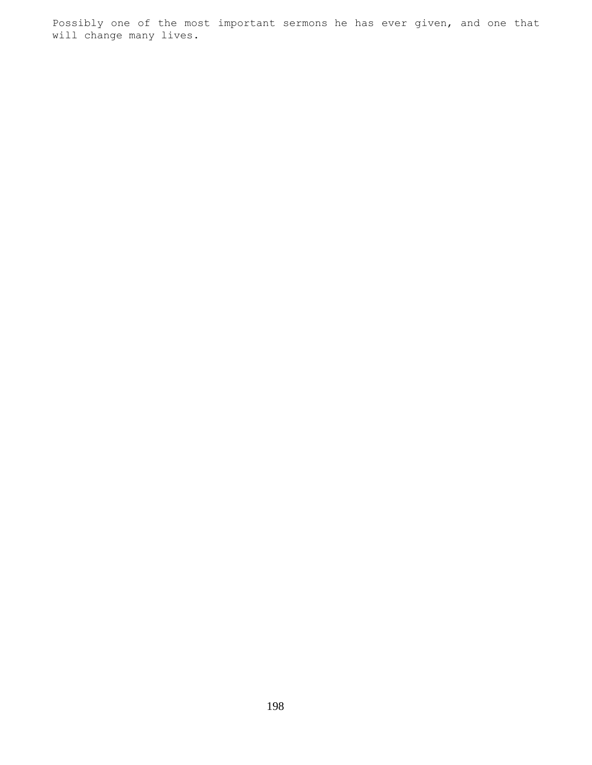Possibly one of the most important sermons he has ever given, and one that will change many lives.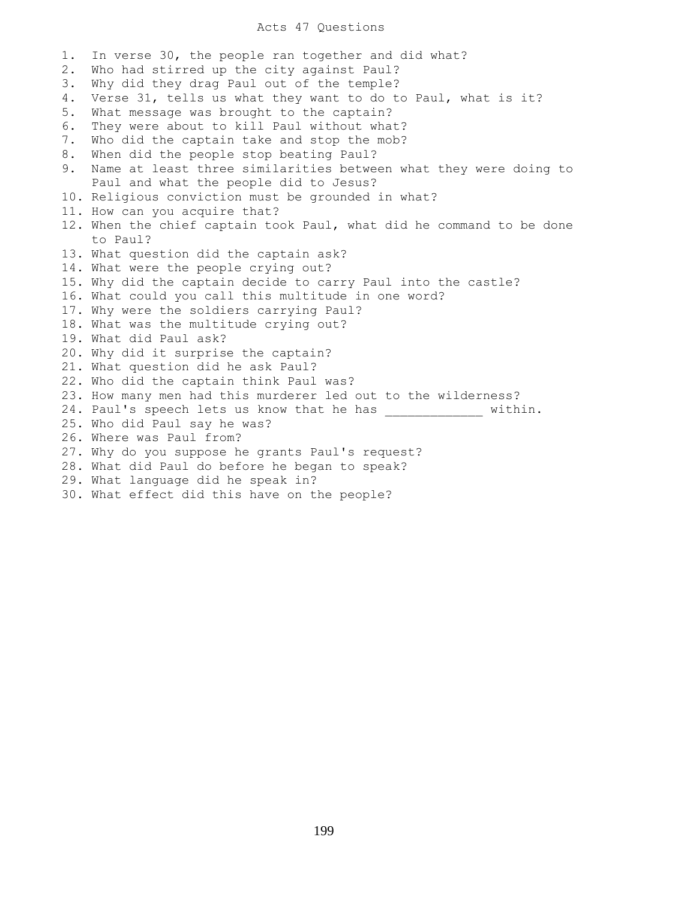# Acts 47 Questions

1. In verse 30, the people ran together and did what?
2. Who had stirred up the city against Paul?
3. Why did they drag Paul out of the temple?
4. Verse 31, tells us what they want to do to Paul, what is it?
5. What message was brought to the captain?
6. They were about to kill Paul without what?
7. Who did the captain take and stop the mob?
8. When did the people stop beating Paul?
9. Name at least three similarities between what they were doing to Paul and what the people did to Jesus?
10. Religious conviction must be grounded in what?
11. How can you acquire that?
12. When the chief captain took Paul, what did he command to be done to Paul?
13. What question did the captain ask?
14. What were the people crying out?
15. Why did the captain decide to carry Paul into the castle?
16. What could you call this multitude in one word?
17. Why were the soldiers carrying Paul?
18. What was the multitude crying out?
19. What did Paul ask?
20. Why did it surprise the captain?
21. What question did he ask Paul?
22. Who did the captain think Paul was?
23. How many men had this murderer led out to the wilderness?
24. Paul's speech lets us know that he has _____________ within.
25. Who did Paul say he was?
26. Where was Paul from?
27. Why do you suppose he grants Paul's request?
28. What did Paul do before he began to speak?
29. What language did he speak in?
30. What effect did this have on the people?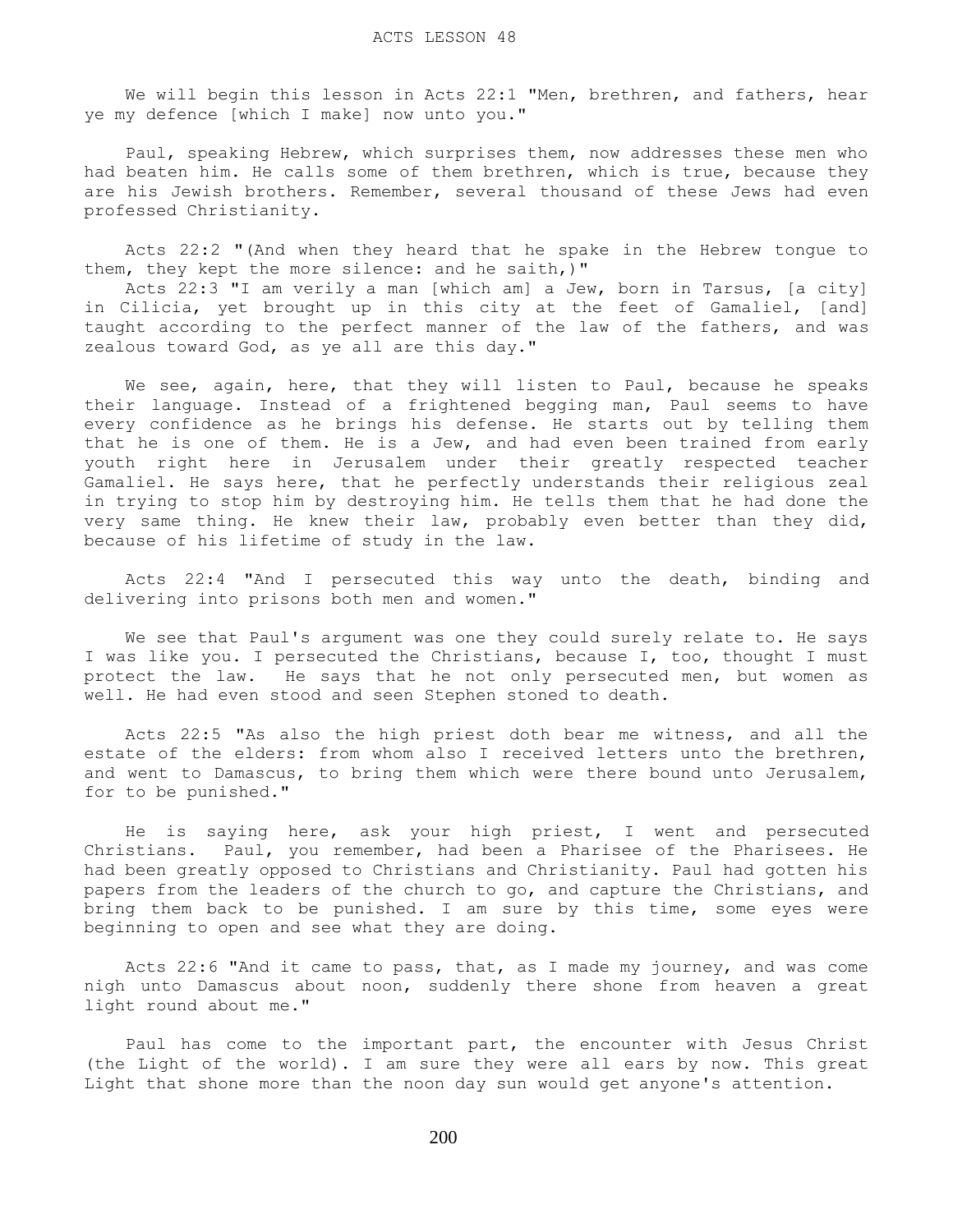# ACTS LESSON 48

We will begin this lesson in Acts 22:1 "Men, brethren, and fathers, hear ye my defence [which I make] now unto you."

Paul, speaking Hebrew, which surprises them, now addresses these men who had beaten him. He calls some of them brethren, which is true, because they are his Jewish brothers. Remember, several thousand of these Jews had even professed Christianity.

Acts 22:2 "(And when they heard that he spake in the Hebrew tongue to them, they kept the more silence: and he saith,)"

Acts 22:3 "I am verily a man [which am] a Jew, born in Tarsus, [a city] in Cilicia, yet brought up in this city at the feet of Gamaliel, [and] taught according to the perfect manner of the law of the fathers, and was zealous toward God, as ye all are this day."

We see, again, here, that they will listen to Paul, because he speaks their language. Instead of a frightened begging man, Paul seems to have every confidence as he brings his defense. He starts out by telling them that he is one of them. He is a Jew, and had even been trained from early youth right here in Jerusalem under their greatly respected teacher Gamaliel. He says here, that he perfectly understands their religious zeal in trying to stop him by destroying him. He tells them that he had done the very same thing. He knew their law, probably even better than they did, because of his lifetime of study in the law.

Acts 22:4 "And I persecuted this way unto the death, binding and delivering into prisons both men and women."

We see that Paul's argument was one they could surely relate to. He says I was like you. I persecuted the Christians, because I, too, thought I must protect the law. He says that he not only persecuted men, but women as well. He had even stood and seen Stephen stoned to death.

Acts 22:5 "As also the high priest doth bear me witness, and all the estate of the elders: from whom also I received letters unto the brethren, and went to Damascus, to bring them which were there bound unto Jerusalem, for to be punished."

He is saying here, ask your high priest, I went and persecuted Christians. Paul, you remember, had been a Pharisee of the Pharisees. He had been greatly opposed to Christians and Christianity. Paul had gotten his papers from the leaders of the church to go, and capture the Christians, and bring them back to be punished. I am sure by this time, some eyes were beginning to open and see what they are doing.

Acts 22:6 "And it came to pass, that, as I made my journey, and was come nigh unto Damascus about noon, suddenly there shone from heaven a great light round about me."

Paul has come to the important part, the encounter with Jesus Christ (the Light of the world). I am sure they were all ears by now. This great Light that shone more than the noon day sun would get anyone's attention.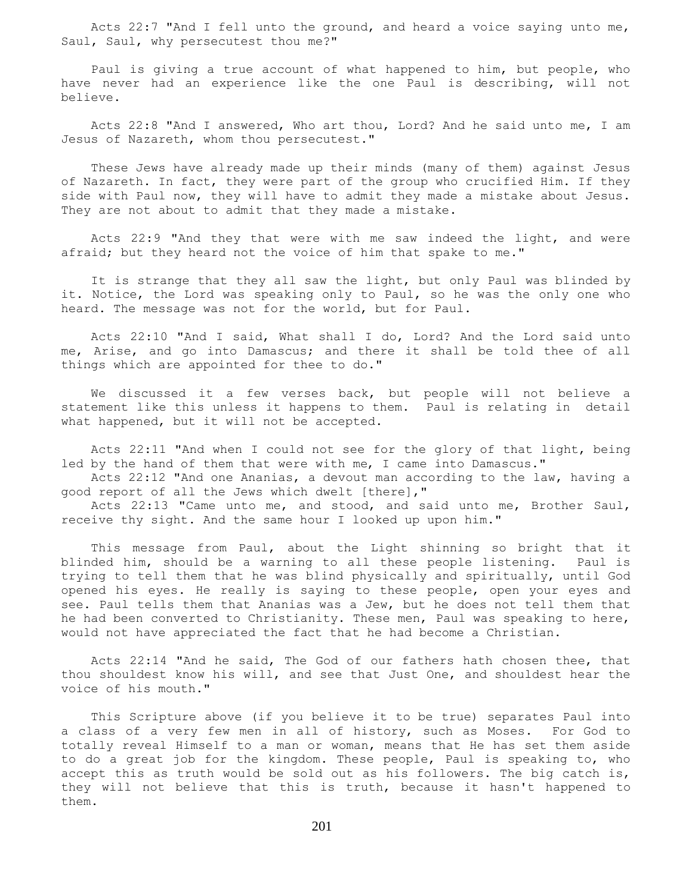Acts 22:7 "And I fell unto the ground, and heard a voice saying unto me, Saul, Saul, why persecutest thou me?"

Paul is giving a true account of what happened to him, but people, who have never had an experience like the one Paul is describing, will not believe.

Acts 22:8 "And I answered, Who art thou, Lord? And he said unto me, I am Jesus of Nazareth, whom thou persecutest."

These Jews have already made up their minds (many of them) against Jesus of Nazareth. In fact, they were part of the group who crucified Him. If they side with Paul now, they will have to admit they made a mistake about Jesus. They are not about to admit that they made a mistake.

Acts 22:9 "And they that were with me saw indeed the light, and were afraid; but they heard not the voice of him that spake to me."

It is strange that they all saw the light, but only Paul was blinded by it. Notice, the Lord was speaking only to Paul, so he was the only one who heard. The message was not for the world, but for Paul.

Acts 22:10 "And I said, What shall I do, Lord? And the Lord said unto me, Arise, and go into Damascus; and there it shall be told thee of all things which are appointed for thee to do."

We discussed it a few verses back, but people will not believe a statement like this unless it happens to them. Paul is relating in detail what happened, but it will not be accepted.

Acts 22:11 "And when I could not see for the glory of that light, being led by the hand of them that were with me, I came into Damascus."
Acts 22:12 "And one Ananias, a devout man according to the law, having a good report of all the Jews which dwelt [there],"
Acts 22:13 "Came unto me, and stood, and said unto me, Brother Saul, receive thy sight. And the same hour I looked up upon him."

This message from Paul, about the Light shinning so bright that it blinded him, should be a warning to all these people listening. Paul is trying to tell them that he was blind physically and spiritually, until God opened his eyes. He really is saying to these people, open your eyes and see. Paul tells them that Ananias was a Jew, but he does not tell them that he had been converted to Christianity. These men, Paul was speaking to here, would not have appreciated the fact that he had become a Christian.

Acts 22:14 "And he said, The God of our fathers hath chosen thee, that thou shouldest know his will, and see that Just One, and shouldest hear the voice of his mouth."

This Scripture above (if you believe it to be true) separates Paul into a class of a very few men in all of history, such as Moses. For God to totally reveal Himself to a man or woman, means that He has set them aside to do a great job for the kingdom. These people, Paul is speaking to, who accept this as truth would be sold out as his followers. The big catch is, they will not believe that this is truth, because it hasn't happened to them.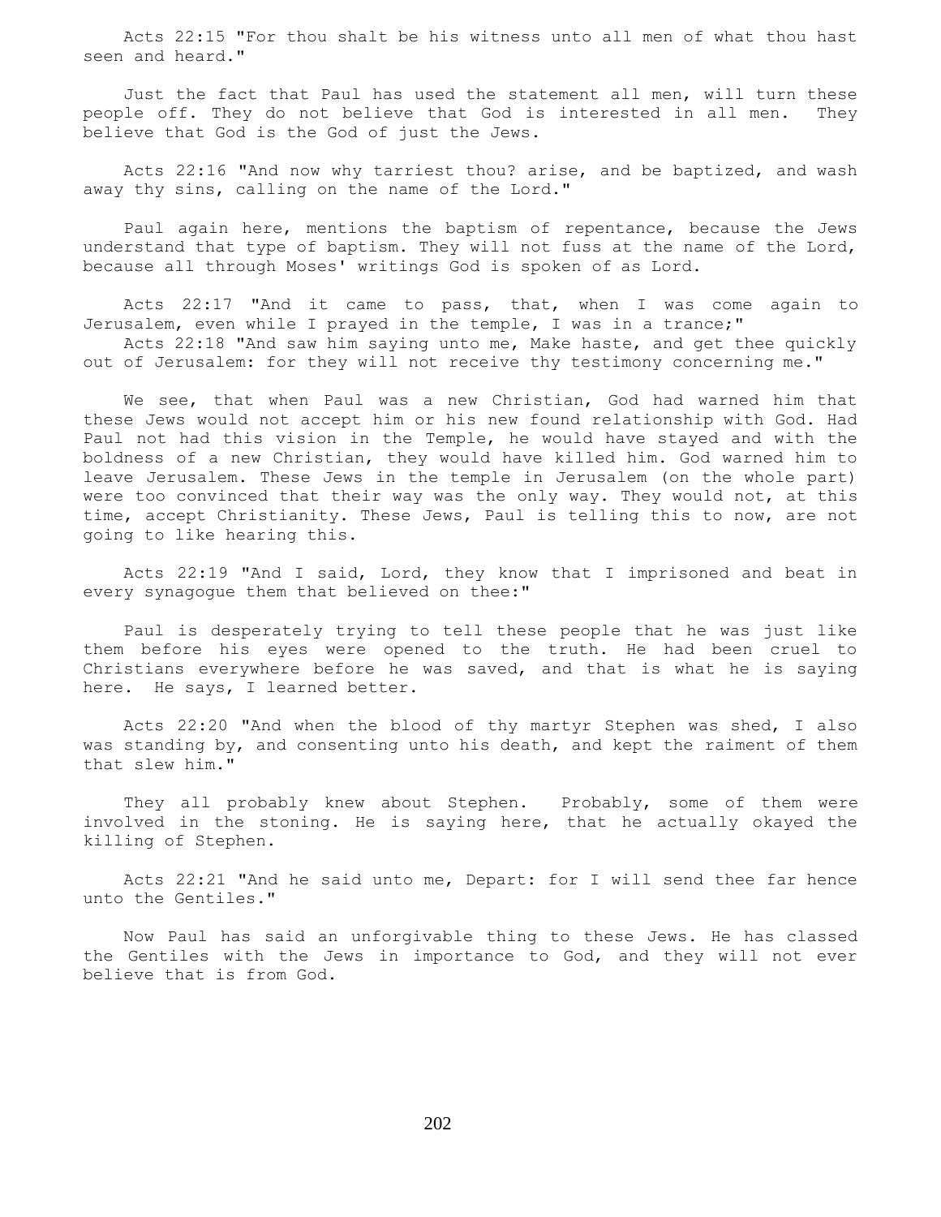Acts 22:15 "For thou shalt be his witness unto all men of what thou hast seen and heard."

Just the fact that Paul has used the statement all men, will turn these people off. They do not believe that God is interested in all men. They believe that God is the God of just the Jews.

Acts 22:16 "And now why tarriest thou? arise, and be baptized, and wash away thy sins, calling on the name of the Lord."

Paul again here, mentions the baptism of repentance, because the Jews understand that type of baptism. They will not fuss at the name of the Lord, because all through Moses' writings God is spoken of as Lord.

Acts 22:17 "And it came to pass, that, when I was come again to Jerusalem, even while I prayed in the temple, I was in a trance;"
Acts 22:18 "And saw him saying unto me, Make haste, and get thee quickly out of Jerusalem: for they will not receive thy testimony concerning me."

We see, that when Paul was a new Christian, God had warned him that these Jews would not accept him or his new found relationship with God. Had Paul not had this vision in the Temple, he would have stayed and with the boldness of a new Christian, they would have killed him. God warned him to leave Jerusalem. These Jews in the temple in Jerusalem (on the whole part) were too convinced that their way was the only way. They would not, at this time, accept Christianity. These Jews, Paul is telling this to now, are not going to like hearing this.

Acts 22:19 "And I said, Lord, they know that I imprisoned and beat in every synagogue them that believed on thee:"

Paul is desperately trying to tell these people that he was just like them before his eyes were opened to the truth. He had been cruel to Christians everywhere before he was saved, and that is what he is saying here. He says, I learned better.

Acts 22:20 "And when the blood of thy martyr Stephen was shed, I also was standing by, and consenting unto his death, and kept the raiment of them that slew him."

They all probably knew about Stephen. Probably, some of them were involved in the stoning. He is saying here, that he actually okayed the killing of Stephen.

Acts 22:21 "And he said unto me, Depart: for I will send thee far hence unto the Gentiles."

Now Paul has said an unforgivable thing to these Jews. He has classed the Gentiles with the Jews in importance to God, and they will not ever believe that is from God.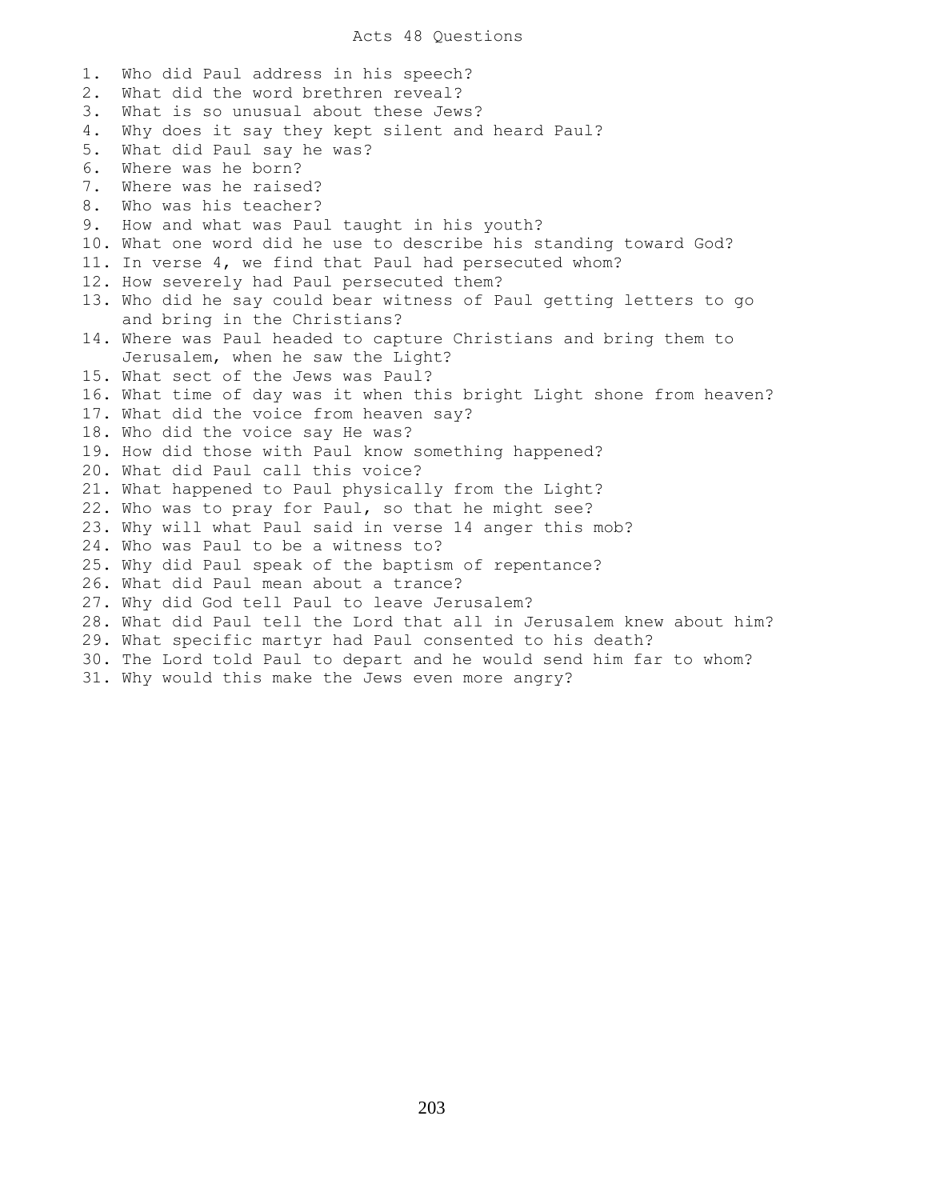# Acts 48 Questions

1. Who did Paul address in his speech?
2. What did the word brethren reveal?
3. What is so unusual about these Jews?
4. Why does it say they kept silent and heard Paul?
5. What did Paul say he was?
6. Where was he born?
7. Where was he raised?
8. Who was his teacher?
9. How and what was Paul taught in his youth?
10. What one word did he use to describe his standing toward God?
11. In verse 4, we find that Paul had persecuted whom?
12. How severely had Paul persecuted them?
13. Who did he say could bear witness of Paul getting letters to go and bring in the Christians?
14. Where was Paul headed to capture Christians and bring them to Jerusalem, when he saw the Light?
15. What sect of the Jews was Paul?
16. What time of day was it when this bright Light shone from heaven?
17. What did the voice from heaven say?
18. Who did the voice say He was?
19. How did those with Paul know something happened?
20. What did Paul call this voice?
21. What happened to Paul physically from the Light?
22. Who was to pray for Paul, so that he might see?
23. Why will what Paul said in verse 14 anger this mob?
24. Who was Paul to be a witness to?
25. Why did Paul speak of the baptism of repentance?
26. What did Paul mean about a trance?
27. Why did God tell Paul to leave Jerusalem?
28. What did Paul tell the Lord that all in Jerusalem knew about him?
29. What specific martyr had Paul consented to his death?
30. The Lord told Paul to depart and he would send him far to whom?
31. Why would this make the Jews even more angry?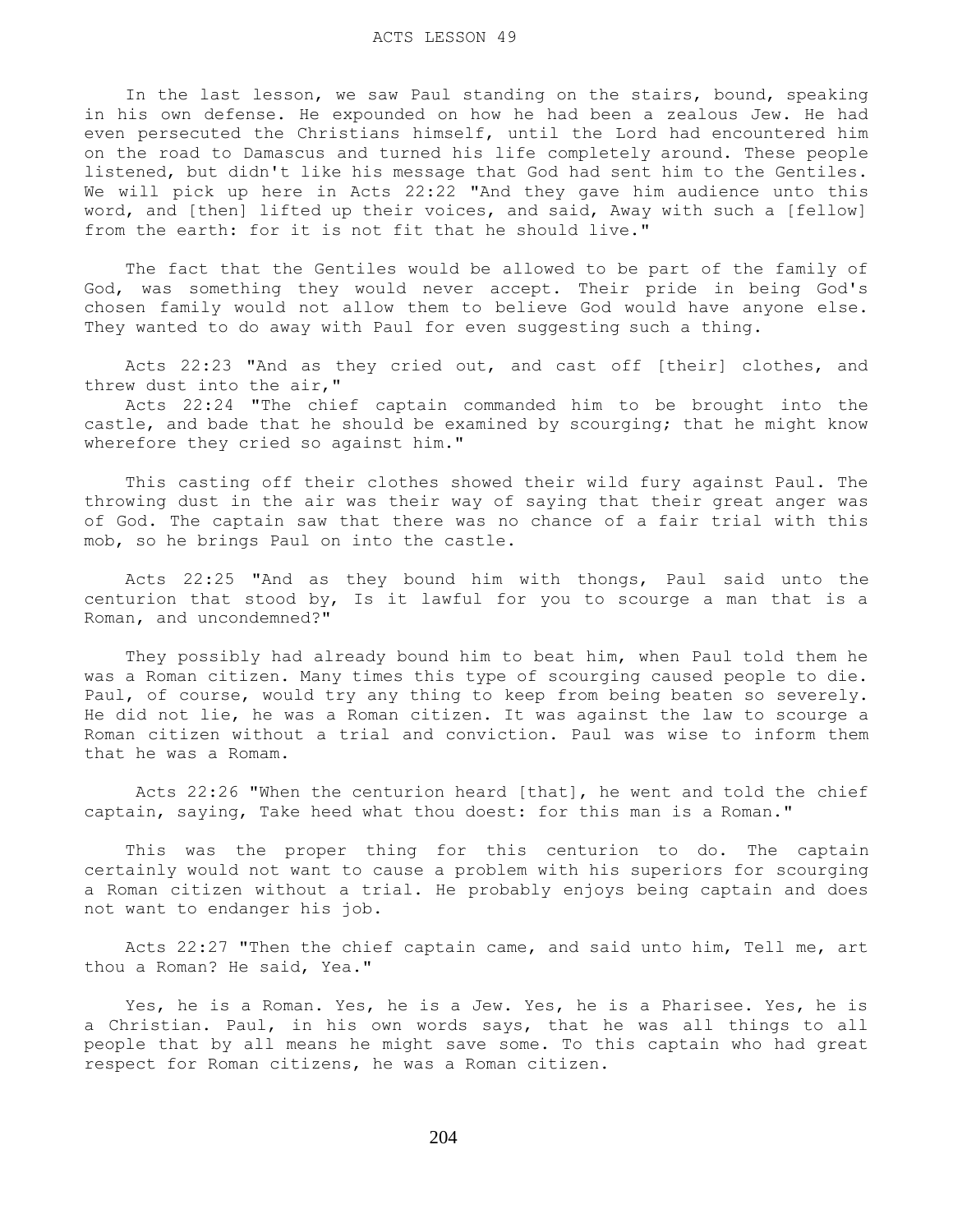# ACTS LESSON 49

In the last lesson, we saw Paul standing on the stairs, bound, speaking in his own defense. He expounded on how he had been a zealous Jew. He had even persecuted the Christians himself, until the Lord had encountered him on the road to Damascus and turned his life completely around. These people listened, but didn't like his message that God had sent him to the Gentiles. We will pick up here in Acts 22:22 "And they gave him audience unto this word, and [then] lifted up their voices, and said, Away with such a [fellow] from the earth: for it is not fit that he should live."

The fact that the Gentiles would be allowed to be part of the family of God, was something they would never accept. Their pride in being God's chosen family would not allow them to believe God would have anyone else. They wanted to do away with Paul for even suggesting such a thing.

Acts 22:23 "And as they cried out, and cast off [their] clothes, and threw dust into the air,"

Acts 22:24 "The chief captain commanded him to be brought into the castle, and bade that he should be examined by scourging; that he might know wherefore they cried so against him."

This casting off their clothes showed their wild fury against Paul. The throwing dust in the air was their way of saying that their great anger was of God. The captain saw that there was no chance of a fair trial with this mob, so he brings Paul on into the castle.

Acts 22:25 "And as they bound him with thongs, Paul said unto the centurion that stood by, Is it lawful for you to scourge a man that is a Roman, and uncondemned?"

They possibly had already bound him to beat him, when Paul told them he was a Roman citizen. Many times this type of scourging caused people to die. Paul, of course, would try any thing to keep from being beaten so severely. He did not lie, he was a Roman citizen. It was against the law to scourge a Roman citizen without a trial and conviction. Paul was wise to inform them that he was a Romam.

Acts 22:26 "When the centurion heard [that], he went and told the chief captain, saying, Take heed what thou doest: for this man is a Roman."

This was the proper thing for this centurion to do. The captain certainly would not want to cause a problem with his superiors for scourging a Roman citizen without a trial. He probably enjoys being captain and does not want to endanger his job.

Acts 22:27 "Then the chief captain came, and said unto him, Tell me, art thou a Roman? He said, Yea."

Yes, he is a Roman. Yes, he is a Jew. Yes, he is a Pharisee. Yes, he is a Christian. Paul, in his own words says, that he was all things to all people that by all means he might save some. To this captain who had great respect for Roman citizens, he was a Roman citizen.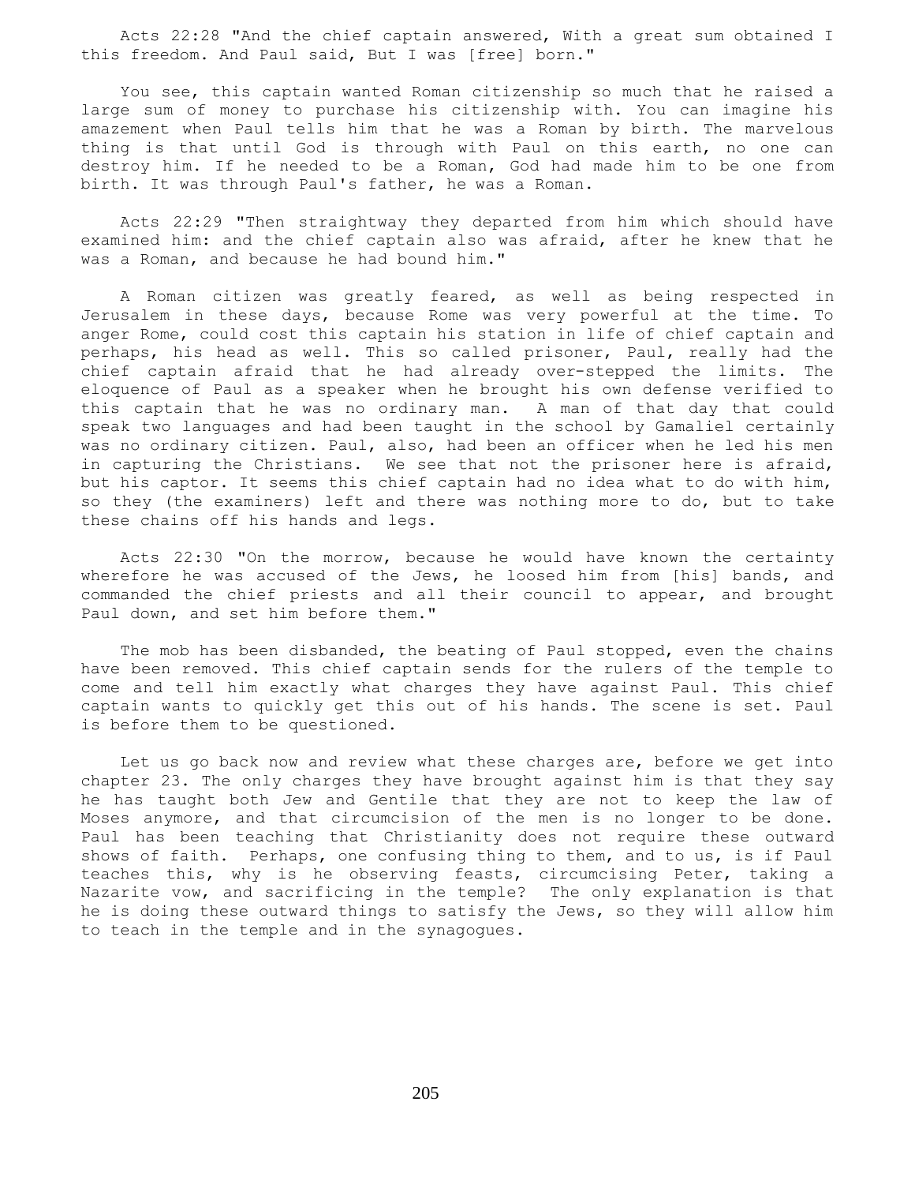Acts 22:28 "And the chief captain answered, With a great sum obtained I this freedom. And Paul said, But I was [free] born."

You see, this captain wanted Roman citizenship so much that he raised a large sum of money to purchase his citizenship with. You can imagine his amazement when Paul tells him that he was a Roman by birth. The marvelous thing is that until God is through with Paul on this earth, no one can destroy him. If he needed to be a Roman, God had made him to be one from birth. It was through Paul's father, he was a Roman.

Acts 22:29 "Then straightway they departed from him which should have examined him: and the chief captain also was afraid, after he knew that he was a Roman, and because he had bound him."

A Roman citizen was greatly feared, as well as being respected in Jerusalem in these days, because Rome was very powerful at the time. To anger Rome, could cost this captain his station in life of chief captain and perhaps, his head as well. This so called prisoner, Paul, really had the chief captain afraid that he had already over-stepped the limits. The eloquence of Paul as a speaker when he brought his own defense verified to this captain that he was no ordinary man. A man of that day that could speak two languages and had been taught in the school by Gamaliel certainly was no ordinary citizen. Paul, also, had been an officer when he led his men in capturing the Christians. We see that not the prisoner here is afraid, but his captor. It seems this chief captain had no idea what to do with him, so they (the examiners) left and there was nothing more to do, but to take these chains off his hands and legs.

Acts 22:30 "On the morrow, because he would have known the certainty wherefore he was accused of the Jews, he loosed him from [his] bands, and commanded the chief priests and all their council to appear, and brought Paul down, and set him before them."

The mob has been disbanded, the beating of Paul stopped, even the chains have been removed. This chief captain sends for the rulers of the temple to come and tell him exactly what charges they have against Paul. This chief captain wants to quickly get this out of his hands. The scene is set. Paul is before them to be questioned.

Let us go back now and review what these charges are, before we get into chapter 23. The only charges they have brought against him is that they say he has taught both Jew and Gentile that they are not to keep the law of Moses anymore, and that circumcision of the men is no longer to be done. Paul has been teaching that Christianity does not require these outward shows of faith. Perhaps, one confusing thing to them, and to us, is if Paul teaches this, why is he observing feasts, circumcising Peter, taking a Nazarite vow, and sacrificing in the temple? The only explanation is that he is doing these outward things to satisfy the Jews, so they will allow him to teach in the temple and in the synagogues.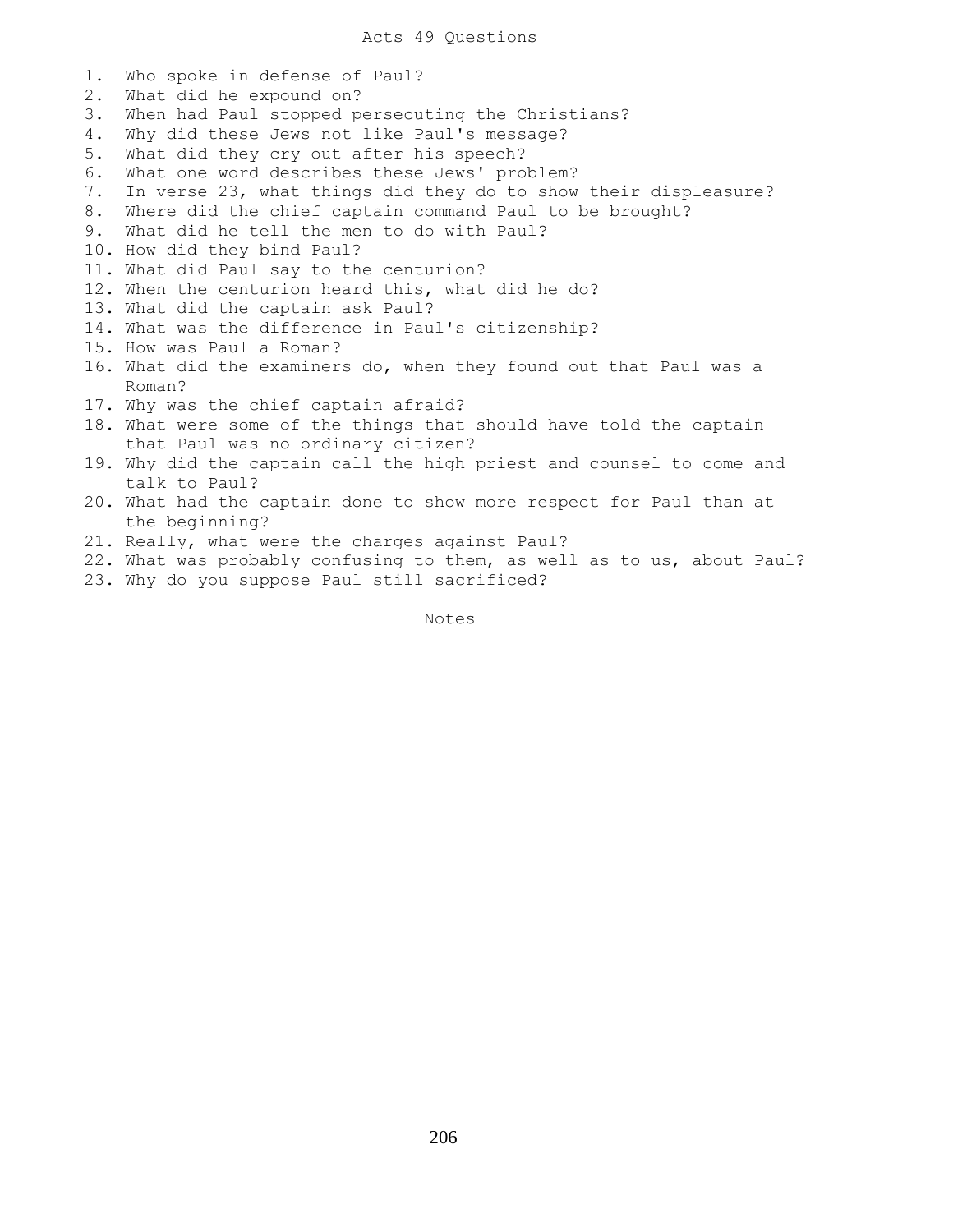# Acts 49 Questions

1. Who spoke in defense of Paul?
2. What did he expound on?
3. When had Paul stopped persecuting the Christians?
4. Why did these Jews not like Paul's message?
5. What did they cry out after his speech?
6. What one word describes these Jews' problem?
7. In verse 23, what things did they do to show their displeasure?
8. Where did the chief captain command Paul to be brought?
9. What did he tell the men to do with Paul?
10. How did they bind Paul?
11. What did Paul say to the centurion?
12. When the centurion heard this, what did he do?
13. What did the captain ask Paul?
14. What was the difference in Paul's citizenship?
15. How was Paul a Roman?
16. What did the examiners do, when they found out that Paul was a Roman?
17. Why was the chief captain afraid?
18. What were some of the things that should have told the captain that Paul was no ordinary citizen?
19. Why did the captain call the high priest and counsel to come and talk to Paul?
20. What had the captain done to show more respect for Paul than at the beginning?
21. Really, what were the charges against Paul?
22. What was probably confusing to them, as well as to us, about Paul?
23. Why do you suppose Paul still sacrificed?

Notes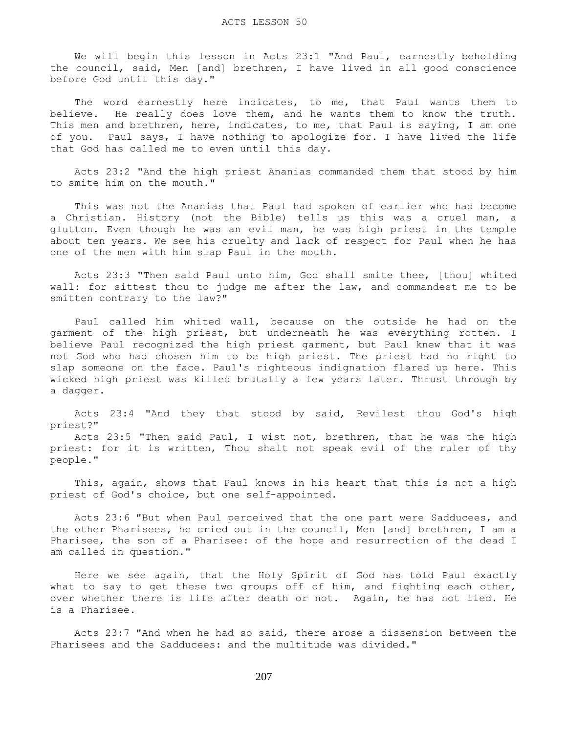# ACTS LESSON 50

We will begin this lesson in Acts 23:1 "And Paul, earnestly beholding the council, said, Men [and] brethren, I have lived in all good conscience before God until this day."

The word earnestly here indicates, to me, that Paul wants them to believe. He really does love them, and he wants them to know the truth. This men and brethren, here, indicates, to me, that Paul is saying, I am one of you. Paul says, I have nothing to apologize for. I have lived the life that God has called me to even until this day.

Acts 23:2 "And the high priest Ananias commanded them that stood by him to smite him on the mouth."

This was not the Ananias that Paul had spoken of earlier who had become a Christian. History (not the Bible) tells us this was a cruel man, a glutton. Even though he was an evil man, he was high priest in the temple about ten years. We see his cruelty and lack of respect for Paul when he has one of the men with him slap Paul in the mouth.

Acts 23:3 "Then said Paul unto him, God shall smite thee, [thou] whited wall: for sittest thou to judge me after the law, and commandest me to be smitten contrary to the law?"

Paul called him whited wall, because on the outside he had on the garment of the high priest, but underneath he was everything rotten. I believe Paul recognized the high priest garment, but Paul knew that it was not God who had chosen him to be high priest. The priest had no right to slap someone on the face. Paul's righteous indignation flared up here. This wicked high priest was killed brutally a few years later. Thrust through by a dagger.

Acts 23:4 "And they that stood by said, Revilest thou God's high priest?"

Acts 23:5 "Then said Paul, I wist not, brethren, that he was the high priest: for it is written, Thou shalt not speak evil of the ruler of thy people."

This, again, shows that Paul knows in his heart that this is not a high priest of God's choice, but one self-appointed.

Acts 23:6 "But when Paul perceived that the one part were Sadducees, and the other Pharisees, he cried out in the council, Men [and] brethren, I am a Pharisee, the son of a Pharisee: of the hope and resurrection of the dead I am called in question."

Here we see again, that the Holy Spirit of God has told Paul exactly what to say to get these two groups off of him, and fighting each other, over whether there is life after death or not. Again, he has not lied. He is a Pharisee.

Acts 23:7 "And when he had so said, there arose a dissension between the Pharisees and the Sadducees: and the multitude was divided."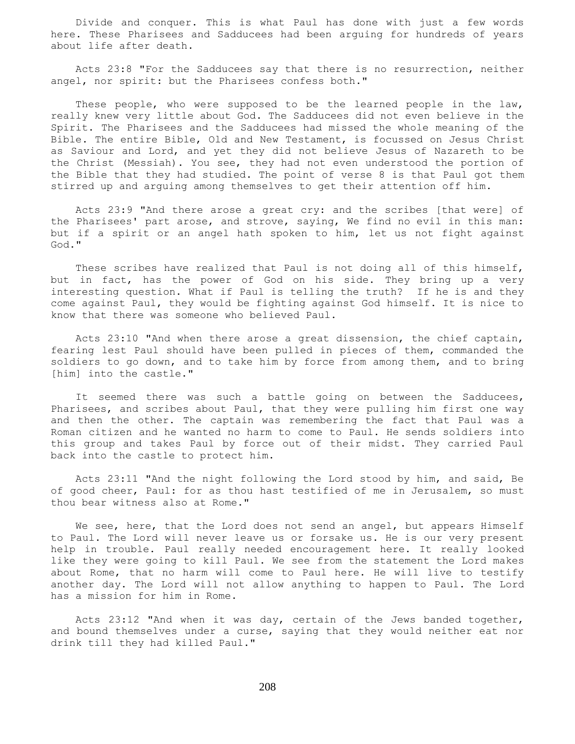Divide and conquer. This is what Paul has done with just a few words here. These Pharisees and Sadducees had been arguing for hundreds of years about life after death.

Acts 23:8 "For the Sadducees say that there is no resurrection, neither angel, nor spirit: but the Pharisees confess both."

These people, who were supposed to be the learned people in the law, really knew very little about God. The Sadducees did not even believe in the Spirit. The Pharisees and the Sadducees had missed the whole meaning of the Bible. The entire Bible, Old and New Testament, is focussed on Jesus Christ as Saviour and Lord, and yet they did not believe Jesus of Nazareth to be the Christ (Messiah). You see, they had not even understood the portion of the Bible that they had studied. The point of verse 8 is that Paul got them stirred up and arguing among themselves to get their attention off him.

Acts 23:9 "And there arose a great cry: and the scribes [that were] of the Pharisees' part arose, and strove, saying, We find no evil in this man: but if a spirit or an angel hath spoken to him, let us not fight against God."

These scribes have realized that Paul is not doing all of this himself, but in fact, has the power of God on his side. They bring up a very interesting question. What if Paul is telling the truth? If he is and they come against Paul, they would be fighting against God himself. It is nice to know that there was someone who believed Paul.

Acts 23:10 "And when there arose a great dissension, the chief captain, fearing lest Paul should have been pulled in pieces of them, commanded the soldiers to go down, and to take him by force from among them, and to bring [him] into the castle."

It seemed there was such a battle going on between the Sadducees, Pharisees, and scribes about Paul, that they were pulling him first one way and then the other. The captain was remembering the fact that Paul was a Roman citizen and he wanted no harm to come to Paul. He sends soldiers into this group and takes Paul by force out of their midst. They carried Paul back into the castle to protect him.

Acts 23:11 "And the night following the Lord stood by him, and said, Be of good cheer, Paul: for as thou hast testified of me in Jerusalem, so must thou bear witness also at Rome."

We see, here, that the Lord does not send an angel, but appears Himself to Paul. The Lord will never leave us or forsake us. He is our very present help in trouble. Paul really needed encouragement here. It really looked like they were going to kill Paul. We see from the statement the Lord makes about Rome, that no harm will come to Paul here. He will live to testify another day. The Lord will not allow anything to happen to Paul. The Lord has a mission for him in Rome.

Acts 23:12 "And when it was day, certain of the Jews banded together, and bound themselves under a curse, saying that they would neither eat nor drink till they had killed Paul."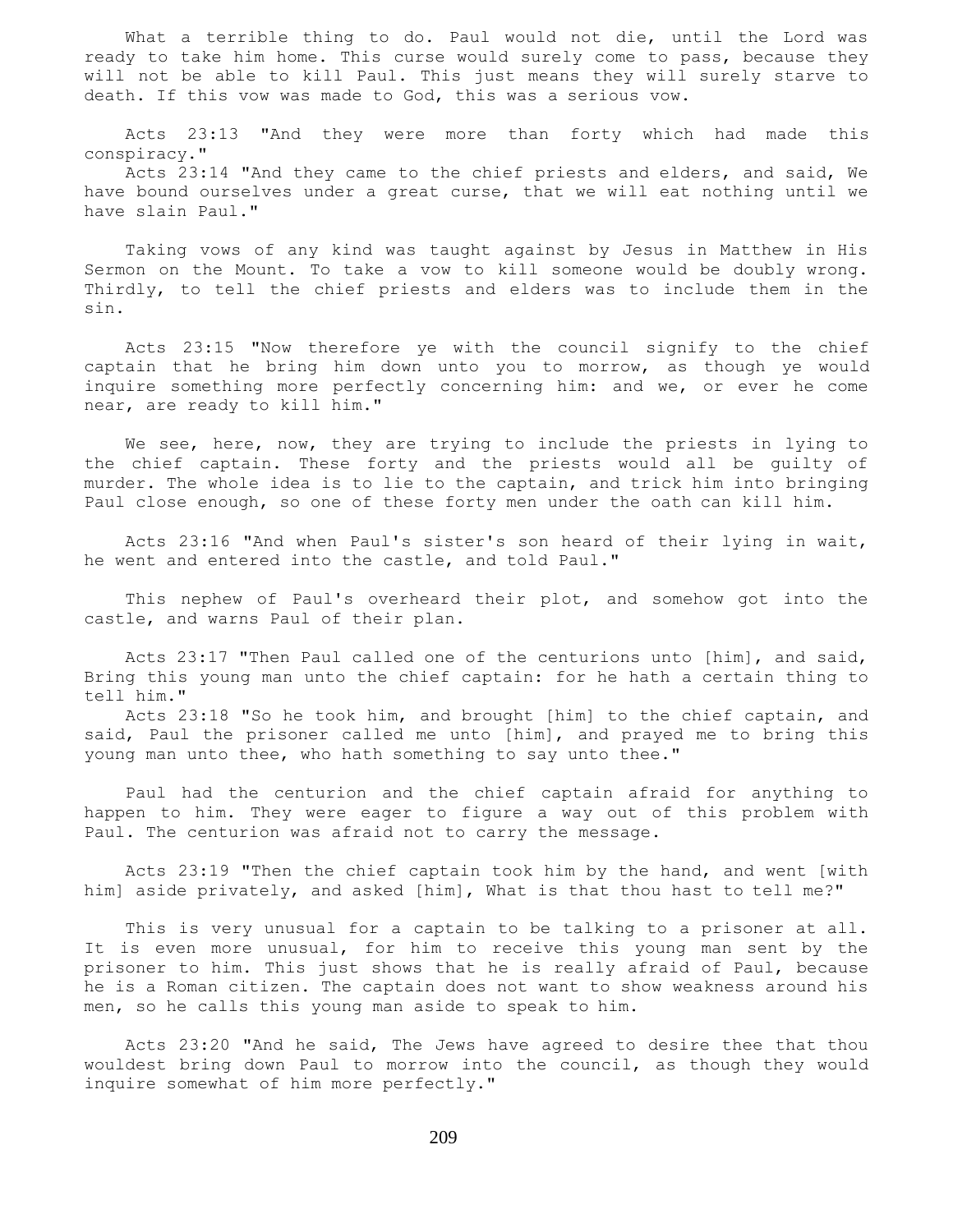What a terrible thing to do. Paul would not die, until the Lord was ready to take him home. This curse would surely come to pass, because they will not be able to kill Paul. This just means they will surely starve to death. If this vow was made to God, this was a serious vow.

Acts 23:13 "And they were more than forty which had made this conspiracy."
Acts 23:14 "And they came to the chief priests and elders, and said, We have bound ourselves under a great curse, that we will eat nothing until we have slain Paul."

Taking vows of any kind was taught against by Jesus in Matthew in His Sermon on the Mount. To take a vow to kill someone would be doubly wrong. Thirdly, to tell the chief priests and elders was to include them in the sin.

Acts 23:15 "Now therefore ye with the council signify to the chief captain that he bring him down unto you to morrow, as though ye would inquire something more perfectly concerning him: and we, or ever he come near, are ready to kill him."

We see, here, now, they are trying to include the priests in lying to the chief captain. These forty and the priests would all be guilty of murder. The whole idea is to lie to the captain, and trick him into bringing Paul close enough, so one of these forty men under the oath can kill him.

Acts 23:16 "And when Paul's sister's son heard of their lying in wait, he went and entered into the castle, and told Paul."

This nephew of Paul's overheard their plot, and somehow got into the castle, and warns Paul of their plan.

Acts 23:17 "Then Paul called one of the centurions unto [him], and said, Bring this young man unto the chief captain: for he hath a certain thing to tell him."
Acts 23:18 "So he took him, and brought [him] to the chief captain, and said, Paul the prisoner called me unto [him], and prayed me to bring this young man unto thee, who hath something to say unto thee."

Paul had the centurion and the chief captain afraid for anything to happen to him. They were eager to figure a way out of this problem with Paul. The centurion was afraid not to carry the message.

Acts 23:19 "Then the chief captain took him by the hand, and went [with him] aside privately, and asked [him], What is that thou hast to tell me?"

This is very unusual for a captain to be talking to a prisoner at all. It is even more unusual, for him to receive this young man sent by the prisoner to him. This just shows that he is really afraid of Paul, because he is a Roman citizen. The captain does not want to show weakness around his men, so he calls this young man aside to speak to him.

Acts 23:20 "And he said, The Jews have agreed to desire thee that thou wouldest bring down Paul to morrow into the council, as though they would inquire somewhat of him more perfectly."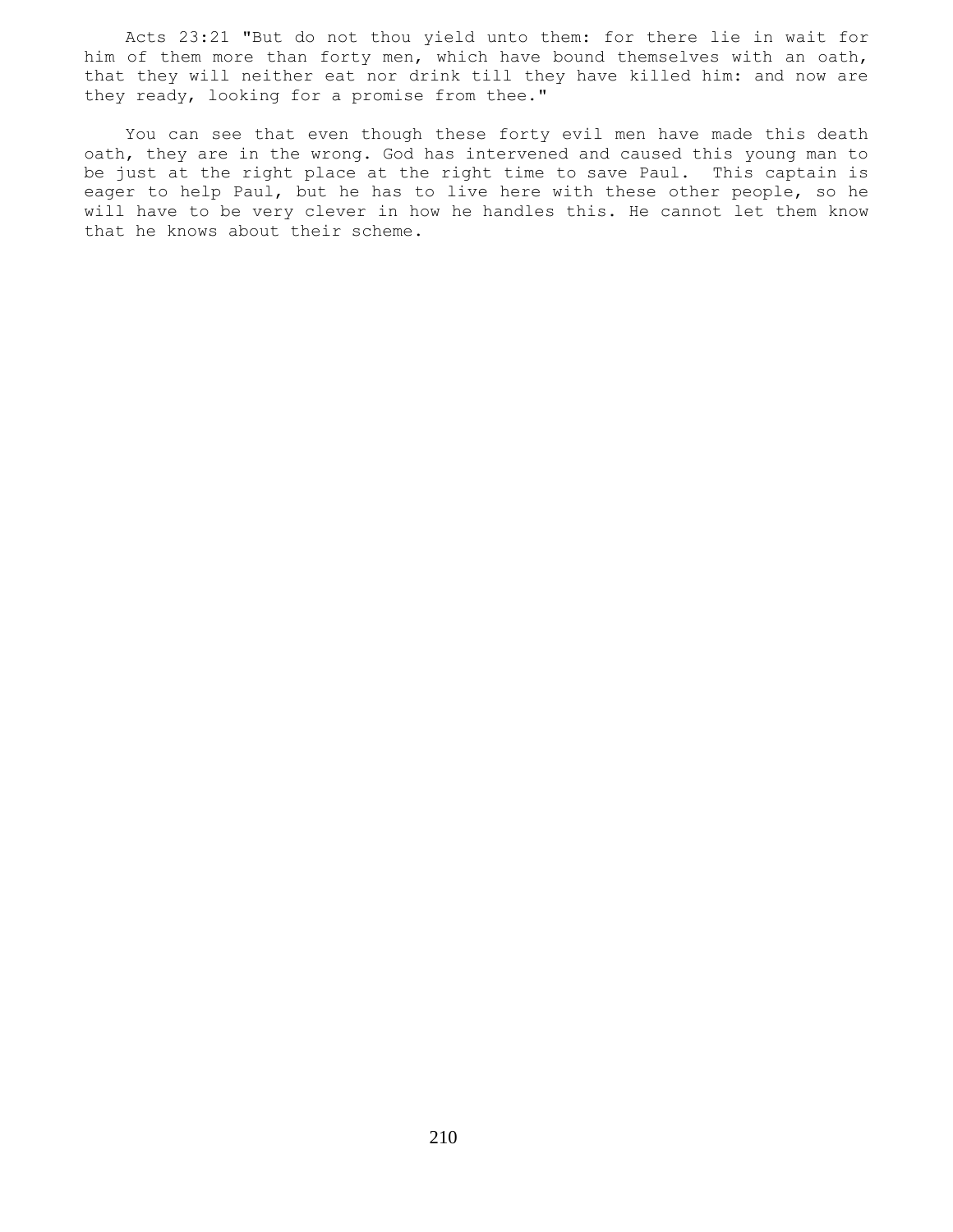Acts 23:21 "But do not thou yield unto them: for there lie in wait for him of them more than forty men, which have bound themselves with an oath, that they will neither eat nor drink till they have killed him: and now are they ready, looking for a promise from thee."

You can see that even though these forty evil men have made this death oath, they are in the wrong. God has intervened and caused this young man to be just at the right place at the right time to save Paul. This captain is eager to help Paul, but he has to live here with these other people, so he will have to be very clever in how he handles this. He cannot let them know that he knows about their scheme.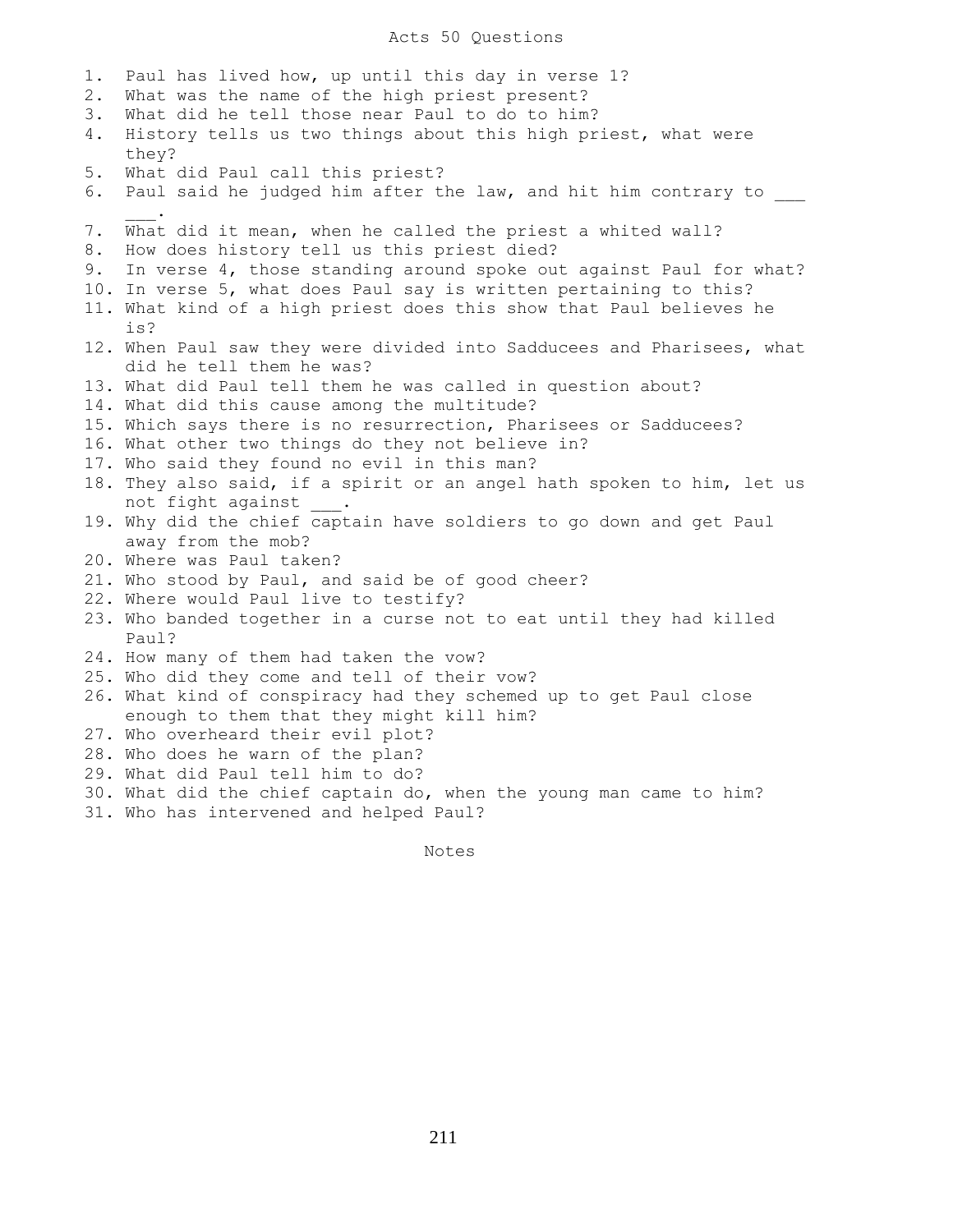# Acts 50 Questions

1. Paul has lived how, up until this day in verse 1?
2. What was the name of the high priest present?
3. What did he tell those near Paul to do to him?
4. History tells us two things about this high priest, what were they?
5. What did Paul call this priest?
6. Paul said he judged him after the law, and hit him contrary to ___ ___.
7. What did it mean, when he called the priest a whited wall?
8. How does history tell us this priest died?
9. In verse 4, those standing around spoke out against Paul for what?
10. In verse 5, what does Paul say is written pertaining to this?
11. What kind of a high priest does this show that Paul believes he is?
12. When Paul saw they were divided into Sadducees and Pharisees, what did he tell them he was?
13. What did Paul tell them he was called in question about?
14. What did this cause among the multitude?
15. Which says there is no resurrection, Pharisees or Sadducees?
16. What other two things do they not believe in?
17. Who said they found no evil in this man?
18. They also said, if a spirit or an angel hath spoken to him, let us not fight against ___.
19. Why did the chief captain have soldiers to go down and get Paul away from the mob?
20. Where was Paul taken?
21. Who stood by Paul, and said be of good cheer?
22. Where would Paul live to testify?
23. Who banded together in a curse not to eat until they had killed Paul?
24. How many of them had taken the vow?
25. Who did they come and tell of their vow?
26. What kind of conspiracy had they schemed up to get Paul close enough to them that they might kill him?
27. Who overheard their evil plot?
28. Who does he warn of the plan?
29. What did Paul tell him to do?
30. What did the chief captain do, when the young man came to him?
31. Who has intervened and helped Paul?

Notes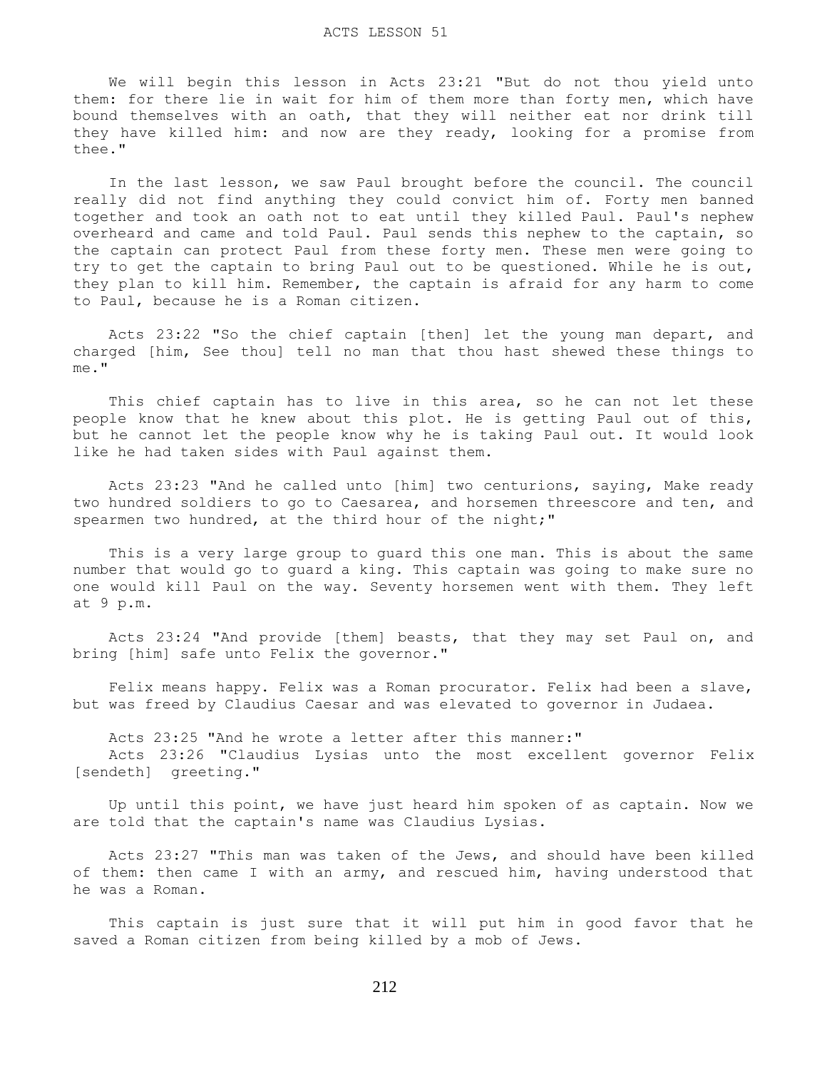# ACTS LESSON 51

We will begin this lesson in Acts 23:21 "But do not thou yield unto them: for there lie in wait for him of them more than forty men, which have bound themselves with an oath, that they will neither eat nor drink till they have killed him: and now are they ready, looking for a promise from thee."

In the last lesson, we saw Paul brought before the council. The council really did not find anything they could convict him of. Forty men banned together and took an oath not to eat until they killed Paul. Paul's nephew overheard and came and told Paul. Paul sends this nephew to the captain, so the captain can protect Paul from these forty men. These men were going to try to get the captain to bring Paul out to be questioned. While he is out, they plan to kill him. Remember, the captain is afraid for any harm to come to Paul, because he is a Roman citizen.

Acts 23:22 "So the chief captain [then] let the young man depart, and charged [him, See thou] tell no man that thou hast shewed these things to me."

This chief captain has to live in this area, so he can not let these people know that he knew about this plot. He is getting Paul out of this, but he cannot let the people know why he is taking Paul out. It would look like he had taken sides with Paul against them.

Acts 23:23 "And he called unto [him] two centurions, saying, Make ready two hundred soldiers to go to Caesarea, and horsemen threescore and ten, and spearmen two hundred, at the third hour of the night;"

This is a very large group to guard this one man. This is about the same number that would go to guard a king. This captain was going to make sure no one would kill Paul on the way. Seventy horsemen went with them. They left at 9 p.m.

Acts 23:24 "And provide [them] beasts, that they may set Paul on, and bring [him] safe unto Felix the governor."

Felix means happy. Felix was a Roman procurator. Felix had been a slave, but was freed by Claudius Caesar and was elevated to governor in Judaea.

Acts 23:25 "And he wrote a letter after this manner:"
Acts 23:26 "Claudius Lysias unto the most excellent governor Felix [sendeth] greeting."

Up until this point, we have just heard him spoken of as captain. Now we are told that the captain's name was Claudius Lysias.

Acts 23:27 "This man was taken of the Jews, and should have been killed of them: then came I with an army, and rescued him, having understood that he was a Roman.

This captain is just sure that it will put him in good favor that he saved a Roman citizen from being killed by a mob of Jews.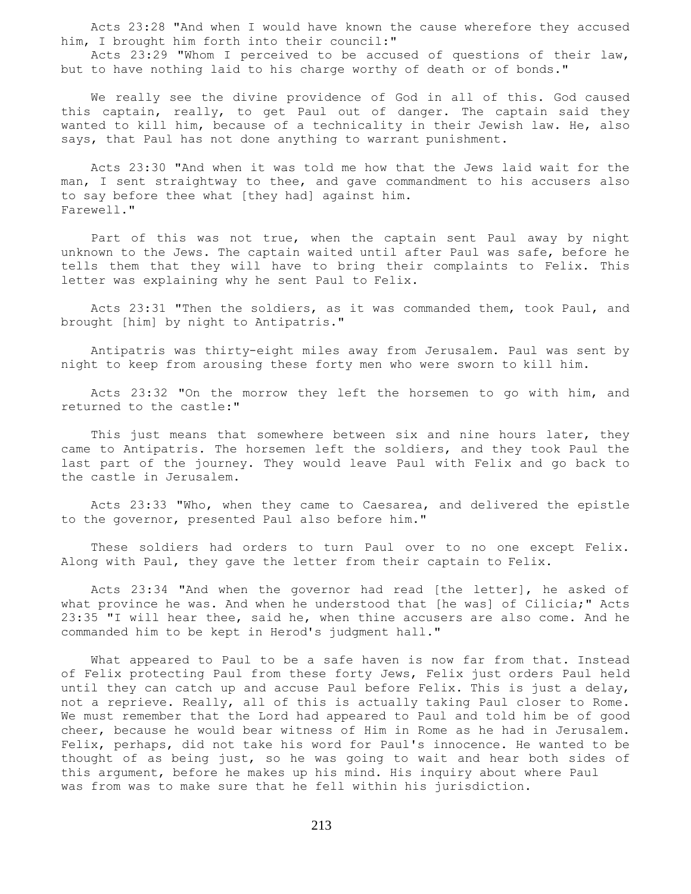Acts 23:28 "And when I would have known the cause wherefore they accused him, I brought him forth into their council:"

Acts 23:29 "Whom I perceived to be accused of questions of their law, but to have nothing laid to his charge worthy of death or of bonds."

We really see the divine providence of God in all of this. God caused this captain, really, to get Paul out of danger. The captain said they wanted to kill him, because of a technicality in their Jewish law. He, also says, that Paul has not done anything to warrant punishment.

Acts 23:30 "And when it was told me how that the Jews laid wait for the man, I sent straightway to thee, and gave commandment to his accusers also to say before thee what [they had] against him. Farewell."

Part of this was not true, when the captain sent Paul away by night unknown to the Jews. The captain waited until after Paul was safe, before he tells them that they will have to bring their complaints to Felix. This letter was explaining why he sent Paul to Felix.

Acts 23:31 "Then the soldiers, as it was commanded them, took Paul, and brought [him] by night to Antipatris."

Antipatris was thirty-eight miles away from Jerusalem. Paul was sent by night to keep from arousing these forty men who were sworn to kill him.

Acts 23:32 "On the morrow they left the horsemen to go with him, and returned to the castle:"

This just means that somewhere between six and nine hours later, they came to Antipatris. The horsemen left the soldiers, and they took Paul the last part of the journey. They would leave Paul with Felix and go back to the castle in Jerusalem.

Acts 23:33 "Who, when they came to Caesarea, and delivered the epistle to the governor, presented Paul also before him."

These soldiers had orders to turn Paul over to no one except Felix. Along with Paul, they gave the letter from their captain to Felix.

Acts 23:34 "And when the governor had read [the letter], he asked of what province he was. And when he understood that [he was] of Cilicia;" Acts 23:35 "I will hear thee, said he, when thine accusers are also come. And he commanded him to be kept in Herod's judgment hall."

What appeared to Paul to be a safe haven is now far from that. Instead of Felix protecting Paul from these forty Jews, Felix just orders Paul held until they can catch up and accuse Paul before Felix. This is just a delay, not a reprieve. Really, all of this is actually taking Paul closer to Rome. We must remember that the Lord had appeared to Paul and told him be of good cheer, because he would bear witness of Him in Rome as he had in Jerusalem. Felix, perhaps, did not take his word for Paul's innocence. He wanted to be thought of as being just, so he was going to wait and hear both sides of this argument, before he makes up his mind. His inquiry about where Paul was from was to make sure that he fell within his jurisdiction.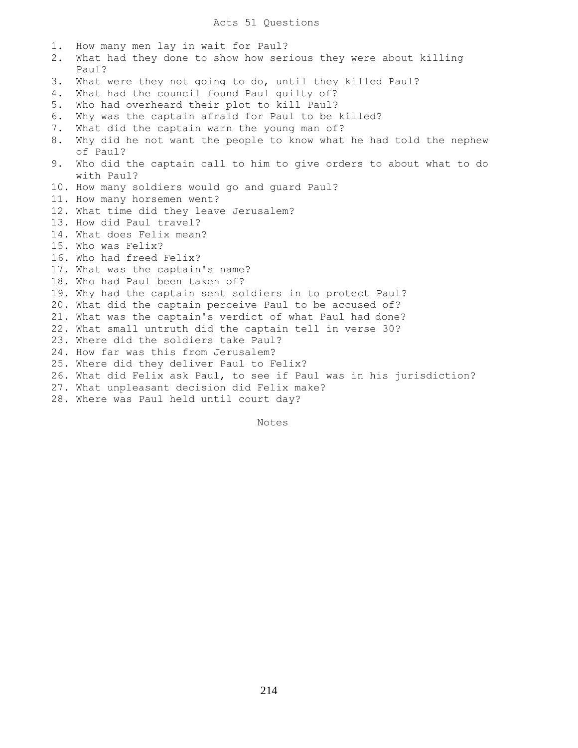# Acts 51 Questions

1. How many men lay in wait for Paul?
2. What had they done to show how serious they were about killing Paul?
3. What were they not going to do, until they killed Paul?
4. What had the council found Paul guilty of?
5. Who had overheard their plot to kill Paul?
6. Why was the captain afraid for Paul to be killed?
7. What did the captain warn the young man of?
8. Why did he not want the people to know what he had told the nephew of Paul?
9. Who did the captain call to him to give orders to about what to do with Paul?
10. How many soldiers would go and guard Paul?
11. How many horsemen went?
12. What time did they leave Jerusalem?
13. How did Paul travel?
14. What does Felix mean?
15. Who was Felix?
16. Who had freed Felix?
17. What was the captain's name?
18. Who had Paul been taken of?
19. Why had the captain sent soldiers in to protect Paul?
20. What did the captain perceive Paul to be accused of?
21. What was the captain's verdict of what Paul had done?
22. What small untruth did the captain tell in verse 30?
23. Where did the soldiers take Paul?
24. How far was this from Jerusalem?
25. Where did they deliver Paul to Felix?
26. What did Felix ask Paul, to see if Paul was in his jurisdiction?
27. What unpleasant decision did Felix make?
28. Where was Paul held until court day?

Notes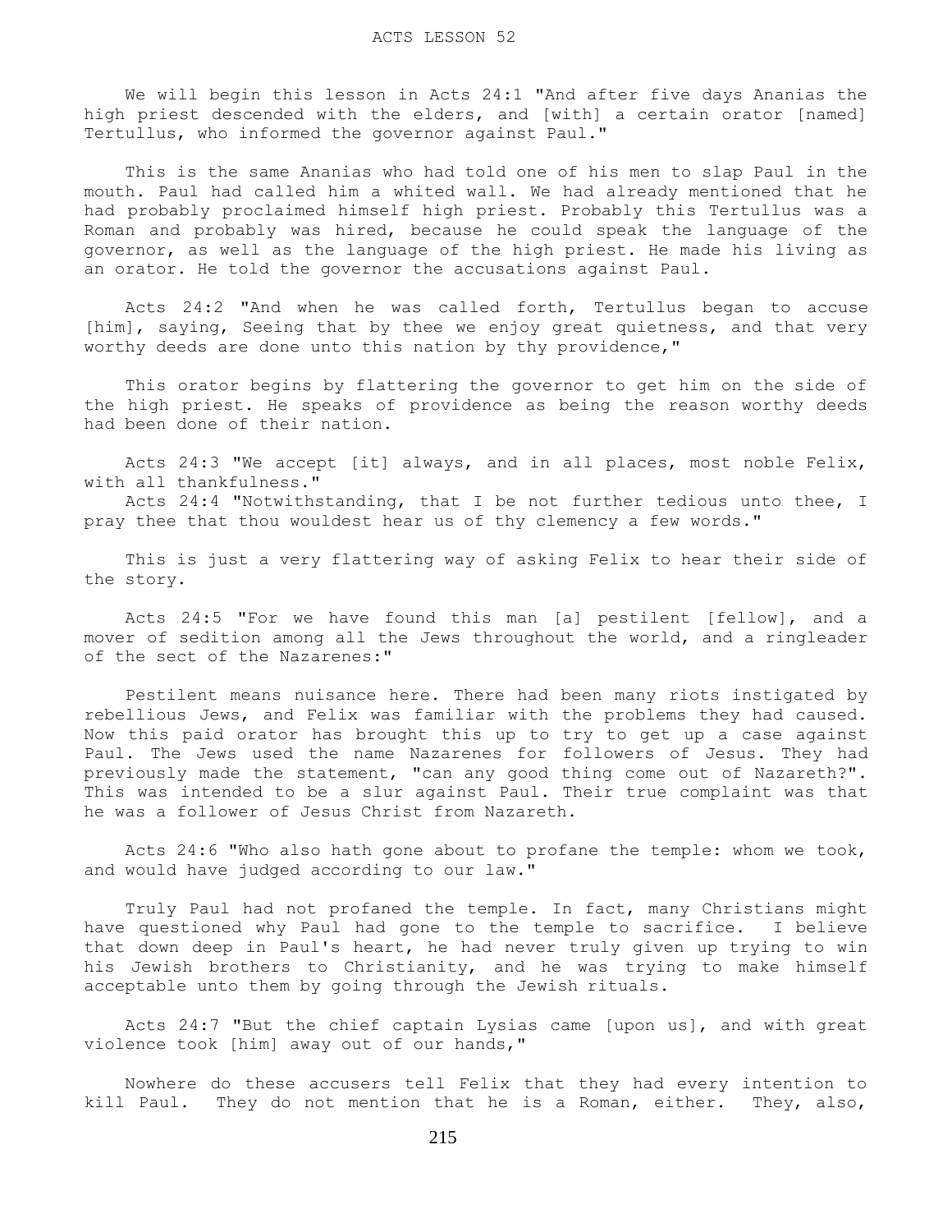# ACTS LESSON 52

We will begin this lesson in Acts 24:1 "And after five days Ananias the high priest descended with the elders, and [with] a certain orator [named] Tertullus, who informed the governor against Paul."

This is the same Ananias who had told one of his men to slap Paul in the mouth. Paul had called him a whited wall. We had already mentioned that he had probably proclaimed himself high priest. Probably this Tertullus was a Roman and probably was hired, because he could speak the language of the governor, as well as the language of the high priest. He made his living as an orator. He told the governor the accusations against Paul.

Acts 24:2 "And when he was called forth, Tertullus began to accuse [him], saying, Seeing that by thee we enjoy great quietness, and that very worthy deeds are done unto this nation by thy providence,"

This orator begins by flattering the governor to get him on the side of the high priest. He speaks of providence as being the reason worthy deeds had been done of their nation.

Acts 24:3 "We accept [it] always, and in all places, most noble Felix, with all thankfulness."

Acts 24:4 "Notwithstanding, that I be not further tedious unto thee, I pray thee that thou wouldest hear us of thy clemency a few words."

This is just a very flattering way of asking Felix to hear their side of the story.

Acts 24:5 "For we have found this man [a] pestilent [fellow], and a mover of sedition among all the Jews throughout the world, and a ringleader of the sect of the Nazarenes:"

Pestilent means nuisance here. There had been many riots instigated by rebellious Jews, and Felix was familiar with the problems they had caused. Now this paid orator has brought this up to try to get up a case against Paul. The Jews used the name Nazarenes for followers of Jesus. They had previously made the statement, "can any good thing come out of Nazareth?". This was intended to be a slur against Paul. Their true complaint was that he was a follower of Jesus Christ from Nazareth.

Acts 24:6 "Who also hath gone about to profane the temple: whom we took, and would have judged according to our law."

Truly Paul had not profaned the temple. In fact, many Christians might have questioned why Paul had gone to the temple to sacrifice. I believe that down deep in Paul's heart, he had never truly given up trying to win his Jewish brothers to Christianity, and he was trying to make himself acceptable unto them by going through the Jewish rituals.

Acts 24:7 "But the chief captain Lysias came [upon us], and with great violence took [him] away out of our hands,"

Nowhere do these accusers tell Felix that they had every intention to kill Paul. They do not mention that he is a Roman, either. They, also,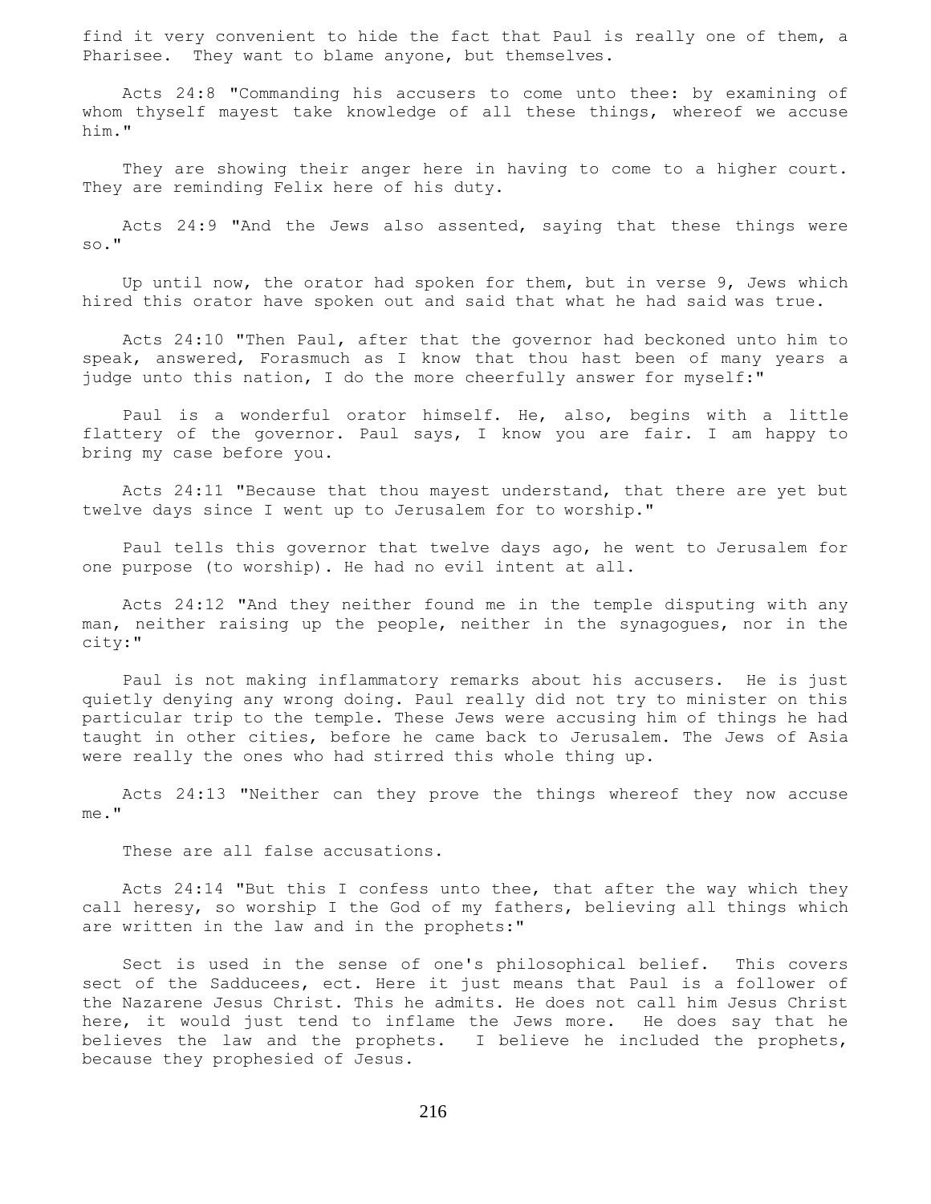find it very convenient to hide the fact that Paul is really one of them, a Pharisee. They want to blame anyone, but themselves.

Acts 24:8 "Commanding his accusers to come unto thee: by examining of whom thyself mayest take knowledge of all these things, whereof we accuse him."

They are showing their anger here in having to come to a higher court. They are reminding Felix here of his duty.

Acts 24:9 "And the Jews also assented, saying that these things were so."

Up until now, the orator had spoken for them, but in verse 9, Jews which hired this orator have spoken out and said that what he had said was true.

Acts 24:10 "Then Paul, after that the governor had beckoned unto him to speak, answered, Forasmuch as I know that thou hast been of many years a judge unto this nation, I do the more cheerfully answer for myself:"

Paul is a wonderful orator himself. He, also, begins with a little flattery of the governor. Paul says, I know you are fair. I am happy to bring my case before you.

Acts 24:11 "Because that thou mayest understand, that there are yet but twelve days since I went up to Jerusalem for to worship."

Paul tells this governor that twelve days ago, he went to Jerusalem for one purpose (to worship). He had no evil intent at all.

Acts 24:12 "And they neither found me in the temple disputing with any man, neither raising up the people, neither in the synagogues, nor in the city:"

Paul is not making inflammatory remarks about his accusers. He is just quietly denying any wrong doing. Paul really did not try to minister on this particular trip to the temple. These Jews were accusing him of things he had taught in other cities, before he came back to Jerusalem. The Jews of Asia were really the ones who had stirred this whole thing up.

Acts 24:13 "Neither can they prove the things whereof they now accuse me."

These are all false accusations.

Acts 24:14 "But this I confess unto thee, that after the way which they call heresy, so worship I the God of my fathers, believing all things which are written in the law and in the prophets:"

Sect is used in the sense of one's philosophical belief. This covers sect of the Sadducees, ect. Here it just means that Paul is a follower of the Nazarene Jesus Christ. This he admits. He does not call him Jesus Christ here, it would just tend to inflame the Jews more. He does say that he believes the law and the prophets. I believe he included the prophets, because they prophesied of Jesus.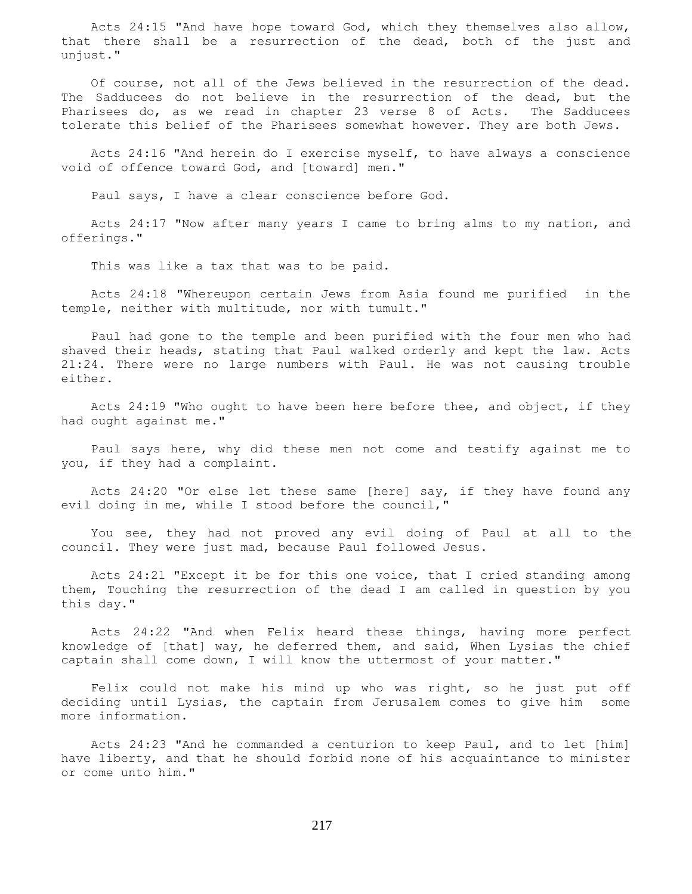Acts 24:15 "And have hope toward God, which they themselves also allow, that there shall be a resurrection of the dead, both of the just and unjust."

Of course, not all of the Jews believed in the resurrection of the dead. The Sadducees do not believe in the resurrection of the dead, but the Pharisees do, as we read in chapter 23 verse 8 of Acts. The Sadducees tolerate this belief of the Pharisees somewhat however. They are both Jews.

Acts 24:16 "And herein do I exercise myself, to have always a conscience void of offence toward God, and [toward] men."

Paul says, I have a clear conscience before God.

Acts 24:17 "Now after many years I came to bring alms to my nation, and offerings."

This was like a tax that was to be paid.

Acts 24:18 "Whereupon certain Jews from Asia found me purified in the temple, neither with multitude, nor with tumult."

Paul had gone to the temple and been purified with the four men who had shaved their heads, stating that Paul walked orderly and kept the law. Acts 21:24. There were no large numbers with Paul. He was not causing trouble either.

Acts 24:19 "Who ought to have been here before thee, and object, if they had ought against me."

Paul says here, why did these men not come and testify against me to you, if they had a complaint.

Acts 24:20 "Or else let these same [here] say, if they have found any evil doing in me, while I stood before the council,"

You see, they had not proved any evil doing of Paul at all to the council. They were just mad, because Paul followed Jesus.

Acts 24:21 "Except it be for this one voice, that I cried standing among them, Touching the resurrection of the dead I am called in question by you this day."

Acts 24:22 "And when Felix heard these things, having more perfect knowledge of [that] way, he deferred them, and said, When Lysias the chief captain shall come down, I will know the uttermost of your matter."

Felix could not make his mind up who was right, so he just put off deciding until Lysias, the captain from Jerusalem comes to give him some more information.

Acts 24:23 "And he commanded a centurion to keep Paul, and to let [him] have liberty, and that he should forbid none of his acquaintance to minister or come unto him."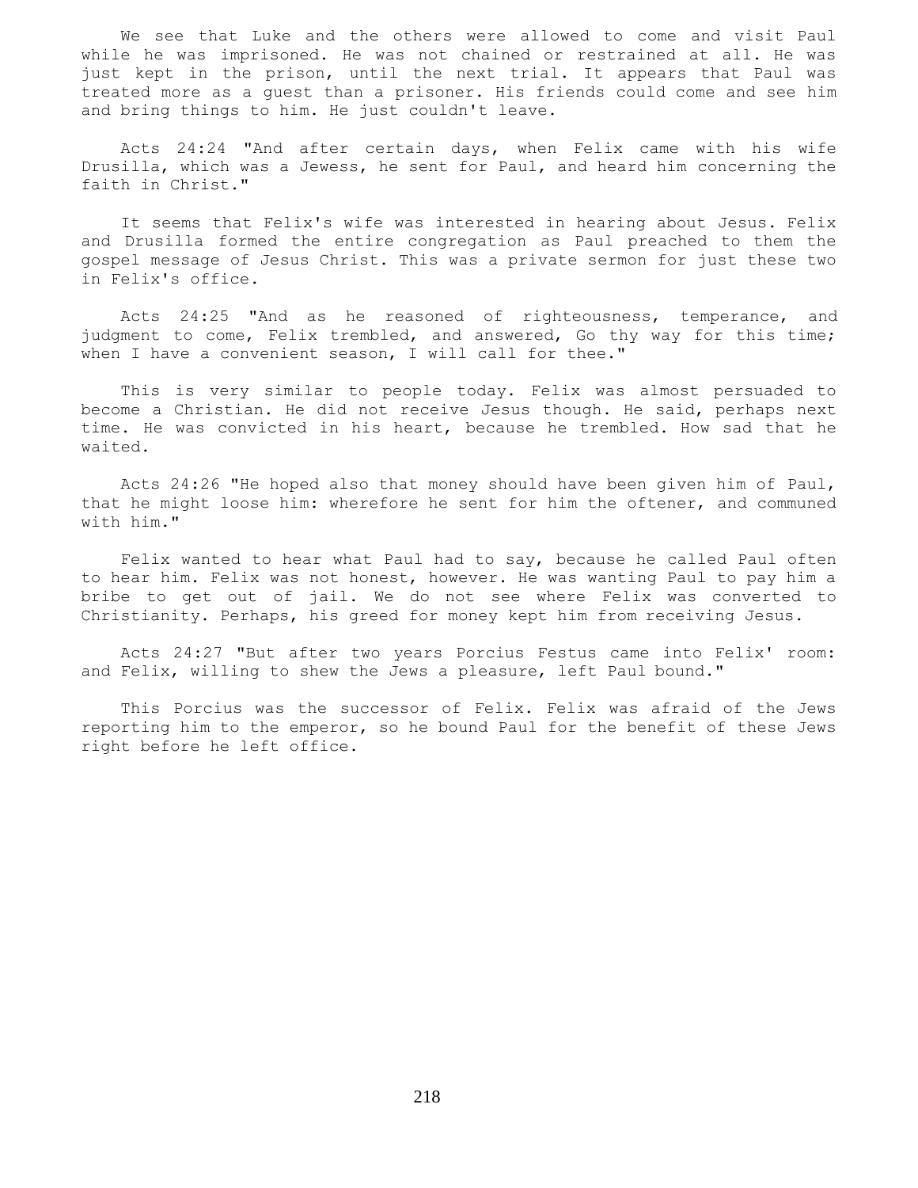We see that Luke and the others were allowed to come and visit Paul while he was imprisoned. He was not chained or restrained at all. He was just kept in the prison, until the next trial. It appears that Paul was treated more as a guest than a prisoner. His friends could come and see him and bring things to him. He just couldn't leave.

Acts 24:24 "And after certain days, when Felix came with his wife Drusilla, which was a Jewess, he sent for Paul, and heard him concerning the faith in Christ."

It seems that Felix's wife was interested in hearing about Jesus. Felix and Drusilla formed the entire congregation as Paul preached to them the gospel message of Jesus Christ. This was a private sermon for just these two in Felix's office.

Acts 24:25 "And as he reasoned of righteousness, temperance, and judgment to come, Felix trembled, and answered, Go thy way for this time; when I have a convenient season, I will call for thee."

This is very similar to people today. Felix was almost persuaded to become a Christian. He did not receive Jesus though. He said, perhaps next time. He was convicted in his heart, because he trembled. How sad that he waited.

Acts 24:26 "He hoped also that money should have been given him of Paul, that he might loose him: wherefore he sent for him the oftener, and communed with him."

Felix wanted to hear what Paul had to say, because he called Paul often to hear him. Felix was not honest, however. He was wanting Paul to pay him a bribe to get out of jail. We do not see where Felix was converted to Christianity. Perhaps, his greed for money kept him from receiving Jesus.

Acts 24:27 "But after two years Porcius Festus came into Felix' room: and Felix, willing to shew the Jews a pleasure, left Paul bound."

This Porcius was the successor of Felix. Felix was afraid of the Jews reporting him to the emperor, so he bound Paul for the benefit of these Jews right before he left office.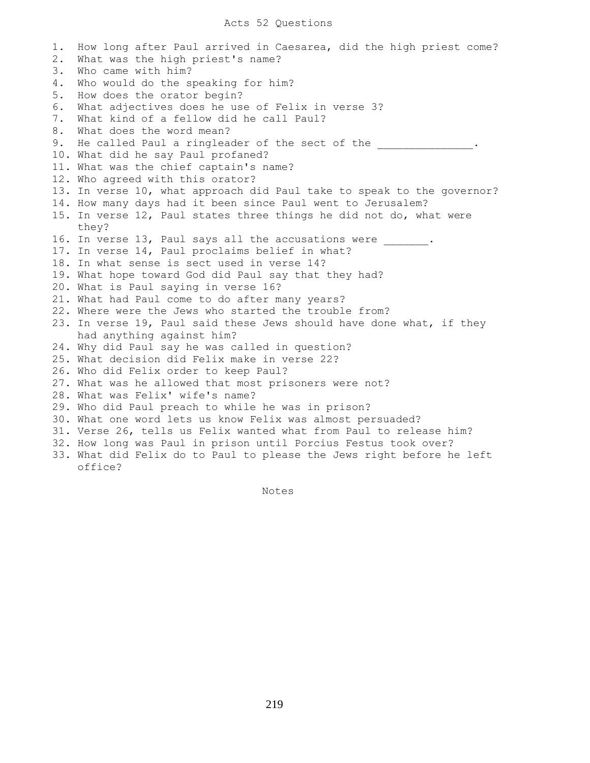# Acts 52 Questions

1. How long after Paul arrived in Caesarea, did the high priest come?
2. What was the high priest's name?
3. Who came with him?
4. Who would do the speaking for him?
5. How does the orator begin?
6. What adjectives does he use of Felix in verse 3?
7. What kind of a fellow did he call Paul?
8. What does the word mean?
9. He called Paul a ringleader of the sect of the _______________.
10. What did he say Paul profaned?
11. What was the chief captain's name?
12. Who agreed with this orator?
13. In verse 10, what approach did Paul take to speak to the governor?
14. How many days had it been since Paul went to Jerusalem?
15. In verse 12, Paul states three things he did not do, what were they?
16. In verse 13, Paul says all the accusations were _______.
17. In verse 14, Paul proclaims belief in what?
18. In what sense is sect used in verse 14?
19. What hope toward God did Paul say that they had?
20. What is Paul saying in verse 16?
21. What had Paul come to do after many years?
22. Where were the Jews who started the trouble from?
23. In verse 19, Paul said these Jews should have done what, if they had anything against him?
24. Why did Paul say he was called in question?
25. What decision did Felix make in verse 22?
26. Who did Felix order to keep Paul?
27. What was he allowed that most prisoners were not?
28. What was Felix' wife's name?
29. Who did Paul preach to while he was in prison?
30. What one word lets us know Felix was almost persuaded?
31. Verse 26, tells us Felix wanted what from Paul to release him?
32. How long was Paul in prison until Porcius Festus took over?
33. What did Felix do to Paul to please the Jews right before he left office?

Notes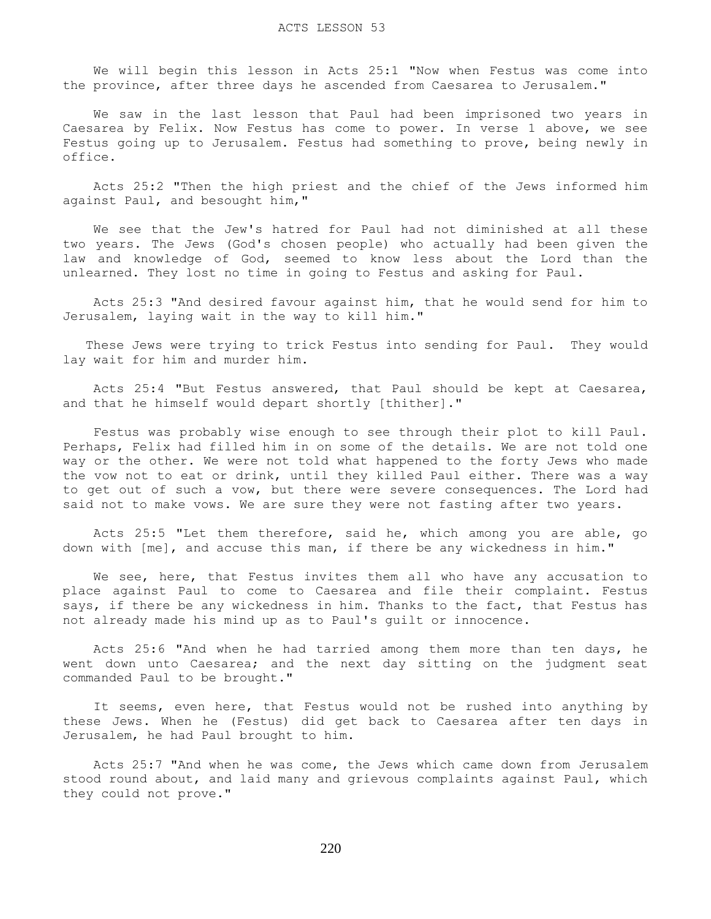# ACTS LESSON 53

We will begin this lesson in Acts 25:1 "Now when Festus was come into the province, after three days he ascended from Caesarea to Jerusalem."

We saw in the last lesson that Paul had been imprisoned two years in Caesarea by Felix. Now Festus has come to power. In verse 1 above, we see Festus going up to Jerusalem. Festus had something to prove, being newly in office.

Acts 25:2 "Then the high priest and the chief of the Jews informed him against Paul, and besought him,"

We see that the Jew's hatred for Paul had not diminished at all these two years. The Jews (God's chosen people) who actually had been given the law and knowledge of God, seemed to know less about the Lord than the unlearned. They lost no time in going to Festus and asking for Paul.

Acts 25:3 "And desired favour against him, that he would send for him to Jerusalem, laying wait in the way to kill him."

These Jews were trying to trick Festus into sending for Paul. They would lay wait for him and murder him.

Acts 25:4 "But Festus answered, that Paul should be kept at Caesarea, and that he himself would depart shortly [thither]."

Festus was probably wise enough to see through their plot to kill Paul. Perhaps, Felix had filled him in on some of the details. We are not told one way or the other. We were not told what happened to the forty Jews who made the vow not to eat or drink, until they killed Paul either. There was a way to get out of such a vow, but there were severe consequences. The Lord had said not to make vows. We are sure they were not fasting after two years.

Acts 25:5 "Let them therefore, said he, which among you are able, go down with [me], and accuse this man, if there be any wickedness in him."

We see, here, that Festus invites them all who have any accusation to place against Paul to come to Caesarea and file their complaint. Festus says, if there be any wickedness in him. Thanks to the fact, that Festus has not already made his mind up as to Paul's guilt or innocence.

Acts 25:6 "And when he had tarried among them more than ten days, he went down unto Caesarea; and the next day sitting on the judgment seat commanded Paul to be brought."

It seems, even here, that Festus would not be rushed into anything by these Jews. When he (Festus) did get back to Caesarea after ten days in Jerusalem, he had Paul brought to him.

Acts 25:7 "And when he was come, the Jews which came down from Jerusalem stood round about, and laid many and grievous complaints against Paul, which they could not prove."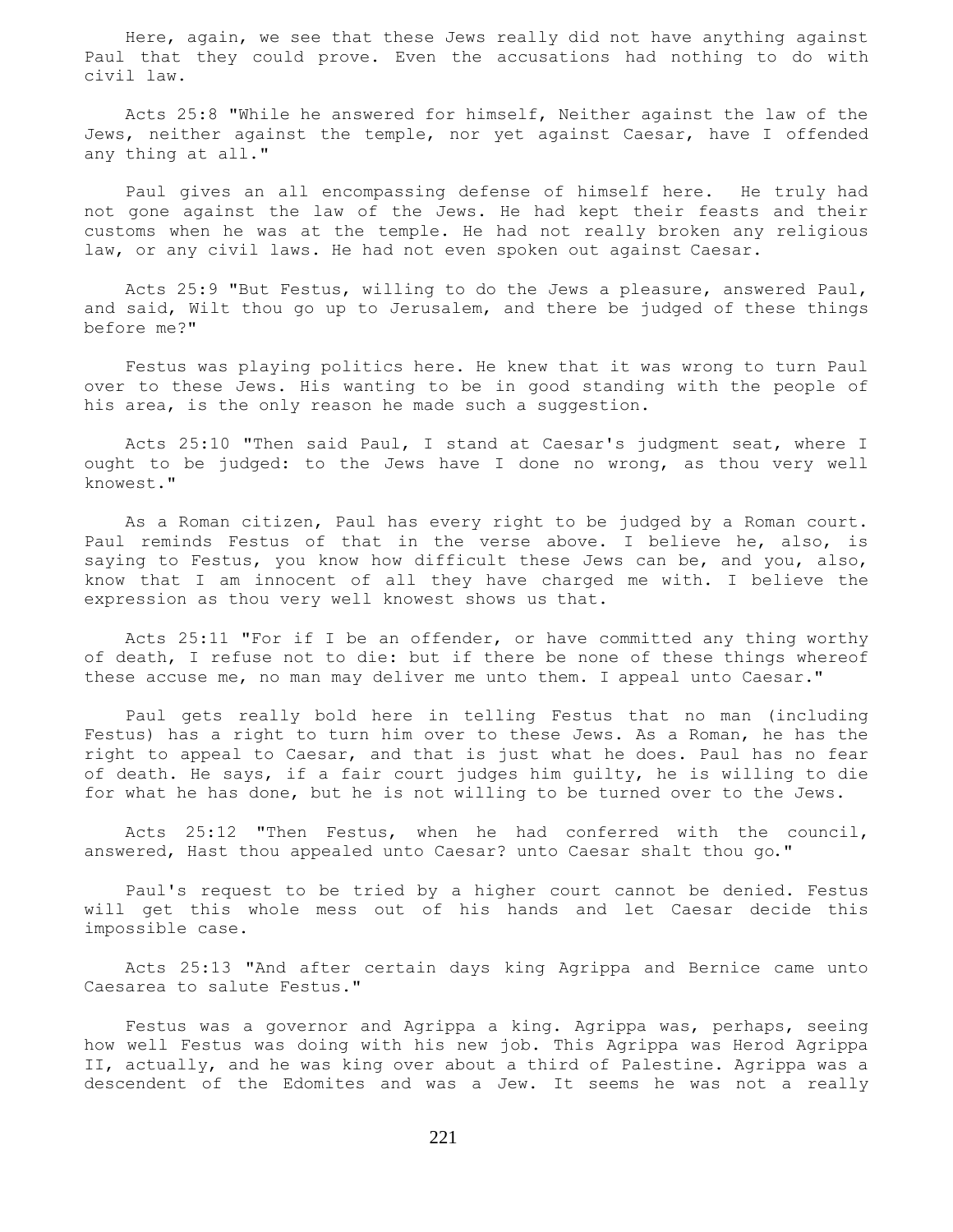Here, again, we see that these Jews really did not have anything against Paul that they could prove. Even the accusations had nothing to do with civil law.

Acts 25:8 "While he answered for himself, Neither against the law of the Jews, neither against the temple, nor yet against Caesar, have I offended any thing at all."

Paul gives an all encompassing defense of himself here. He truly had not gone against the law of the Jews. He had kept their feasts and their customs when he was at the temple. He had not really broken any religious law, or any civil laws. He had not even spoken out against Caesar.

Acts 25:9 "But Festus, willing to do the Jews a pleasure, answered Paul, and said, Wilt thou go up to Jerusalem, and there be judged of these things before me?"

Festus was playing politics here. He knew that it was wrong to turn Paul over to these Jews. His wanting to be in good standing with the people of his area, is the only reason he made such a suggestion.

Acts 25:10 "Then said Paul, I stand at Caesar's judgment seat, where I ought to be judged: to the Jews have I done no wrong, as thou very well knowest."

As a Roman citizen, Paul has every right to be judged by a Roman court. Paul reminds Festus of that in the verse above. I believe he, also, is saying to Festus, you know how difficult these Jews can be, and you, also, know that I am innocent of all they have charged me with. I believe the expression as thou very well knowest shows us that.

Acts 25:11 "For if I be an offender, or have committed any thing worthy of death, I refuse not to die: but if there be none of these things whereof these accuse me, no man may deliver me unto them. I appeal unto Caesar."

Paul gets really bold here in telling Festus that no man (including Festus) has a right to turn him over to these Jews. As a Roman, he has the right to appeal to Caesar, and that is just what he does. Paul has no fear of death. He says, if a fair court judges him guilty, he is willing to die for what he has done, but he is not willing to be turned over to the Jews.

Acts 25:12 "Then Festus, when he had conferred with the council, answered, Hast thou appealed unto Caesar? unto Caesar shalt thou go."

Paul's request to be tried by a higher court cannot be denied. Festus will get this whole mess out of his hands and let Caesar decide this impossible case.

Acts 25:13 "And after certain days king Agrippa and Bernice came unto Caesarea to salute Festus."

Festus was a governor and Agrippa a king. Agrippa was, perhaps, seeing how well Festus was doing with his new job. This Agrippa was Herod Agrippa II, actually, and he was king over about a third of Palestine. Agrippa was a descendent of the Edomites and was a Jew. It seems he was not a really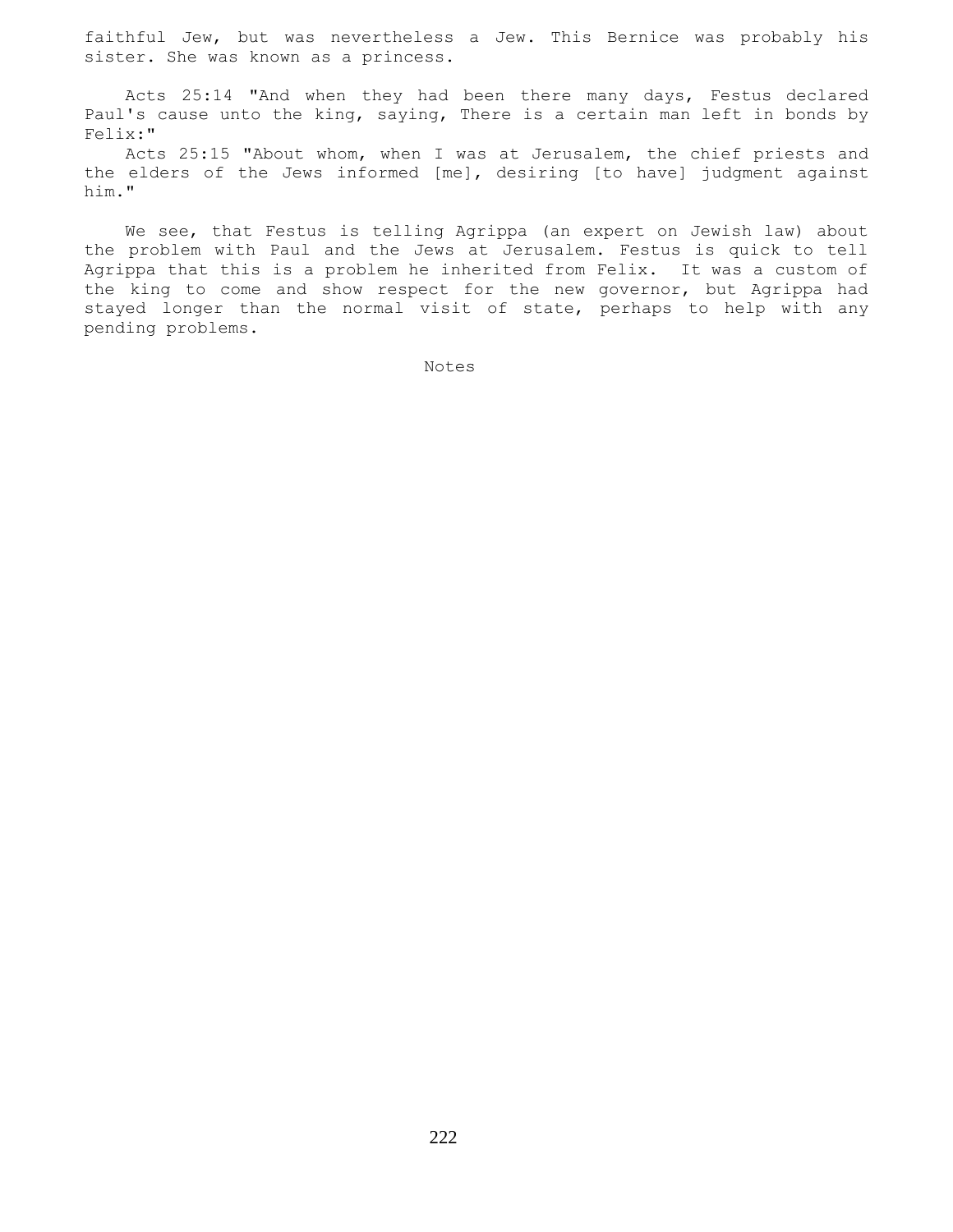faithful Jew, but was nevertheless a Jew. This Bernice was probably his sister. She was known as a princess.

Acts 25:14 "And when they had been there many days, Festus declared Paul's cause unto the king, saying, There is a certain man left in bonds by Felix:"

Acts 25:15 "About whom, when I was at Jerusalem, the chief priests and the elders of the Jews informed [me], desiring [to have] judgment against him."

We see, that Festus is telling Agrippa (an expert on Jewish law) about the problem with Paul and the Jews at Jerusalem. Festus is quick to tell Agrippa that this is a problem he inherited from Felix. It was a custom of the king to come and show respect for the new governor, but Agrippa had stayed longer than the normal visit of state, perhaps to help with any pending problems.

Notes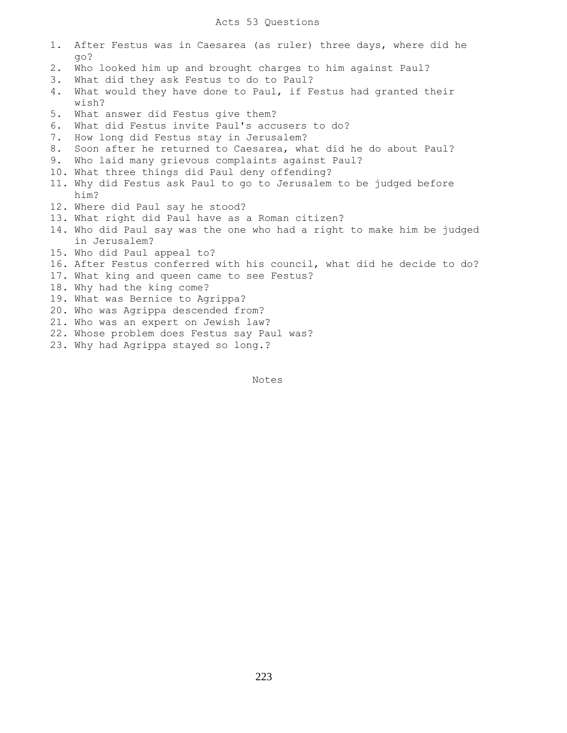# Acts 53 Questions

1. After Festus was in Caesarea (as ruler) three days, where did he go?
2. Who looked him up and brought charges to him against Paul?
3. What did they ask Festus to do to Paul?
4. What would they have done to Paul, if Festus had granted their wish?
5. What answer did Festus give them?
6. What did Festus invite Paul's accusers to do?
7. How long did Festus stay in Jerusalem?
8. Soon after he returned to Caesarea, what did he do about Paul?
9. Who laid many grievous complaints against Paul?
10. What three things did Paul deny offending?
11. Why did Festus ask Paul to go to Jerusalem to be judged before him?
12. Where did Paul say he stood?
13. What right did Paul have as a Roman citizen?
14. Who did Paul say was the one who had a right to make him be judged in Jerusalem?
15. Who did Paul appeal to?
16. After Festus conferred with his council, what did he decide to do?
17. What king and queen came to see Festus?
18. Why had the king come?
19. What was Bernice to Agrippa?
20. Who was Agrippa descended from?
21. Who was an expert on Jewish law?
22. Whose problem does Festus say Paul was?
23. Why had Agrippa stayed so long.?

Notes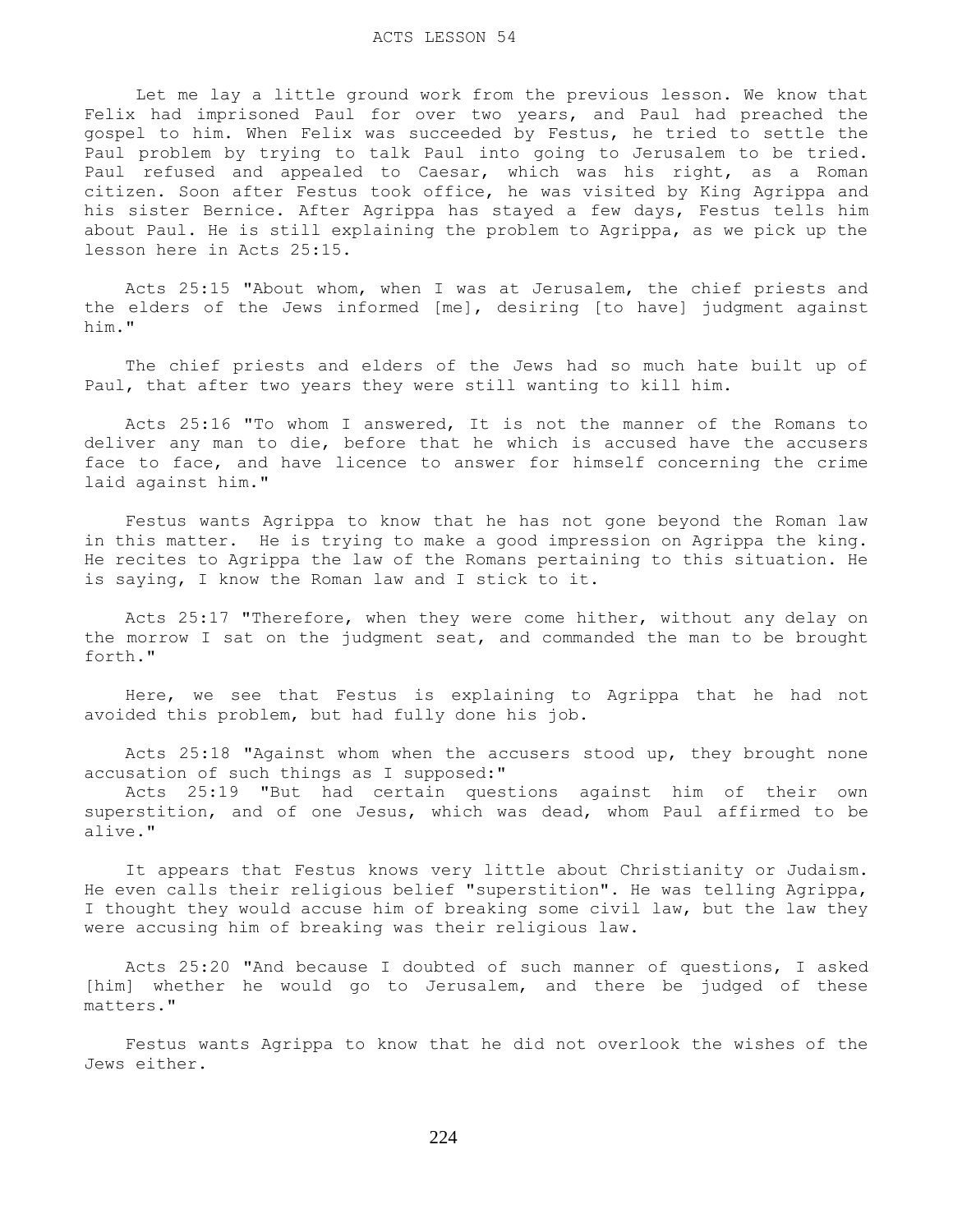# ACTS LESSON 54

Let me lay a little ground work from the previous lesson. We know that Felix had imprisoned Paul for over two years, and Paul had preached the gospel to him. When Felix was succeeded by Festus, he tried to settle the Paul problem by trying to talk Paul into going to Jerusalem to be tried. Paul refused and appealed to Caesar, which was his right, as a Roman citizen. Soon after Festus took office, he was visited by King Agrippa and his sister Bernice. After Agrippa has stayed a few days, Festus tells him about Paul. He is still explaining the problem to Agrippa, as we pick up the lesson here in Acts 25:15.

Acts 25:15 "About whom, when I was at Jerusalem, the chief priests and the elders of the Jews informed [me], desiring [to have] judgment against him."

The chief priests and elders of the Jews had so much hate built up of Paul, that after two years they were still wanting to kill him.

Acts 25:16 "To whom I answered, It is not the manner of the Romans to deliver any man to die, before that he which is accused have the accusers face to face, and have licence to answer for himself concerning the crime laid against him."

Festus wants Agrippa to know that he has not gone beyond the Roman law in this matter. He is trying to make a good impression on Agrippa the king. He recites to Agrippa the law of the Romans pertaining to this situation. He is saying, I know the Roman law and I stick to it.

Acts 25:17 "Therefore, when they were come hither, without any delay on the morrow I sat on the judgment seat, and commanded the man to be brought forth."

Here, we see that Festus is explaining to Agrippa that he had not avoided this problem, but had fully done his job.

Acts 25:18 "Against whom when the accusers stood up, they brought none accusation of such things as I supposed:"
Acts 25:19 "But had certain questions against him of their own superstition, and of one Jesus, which was dead, whom Paul affirmed to be alive."

It appears that Festus knows very little about Christianity or Judaism. He even calls their religious belief "superstition". He was telling Agrippa, I thought they would accuse him of breaking some civil law, but the law they were accusing him of breaking was their religious law.

Acts 25:20 "And because I doubted of such manner of questions, I asked [him] whether he would go to Jerusalem, and there be judged of these matters."

Festus wants Agrippa to know that he did not overlook the wishes of the Jews either.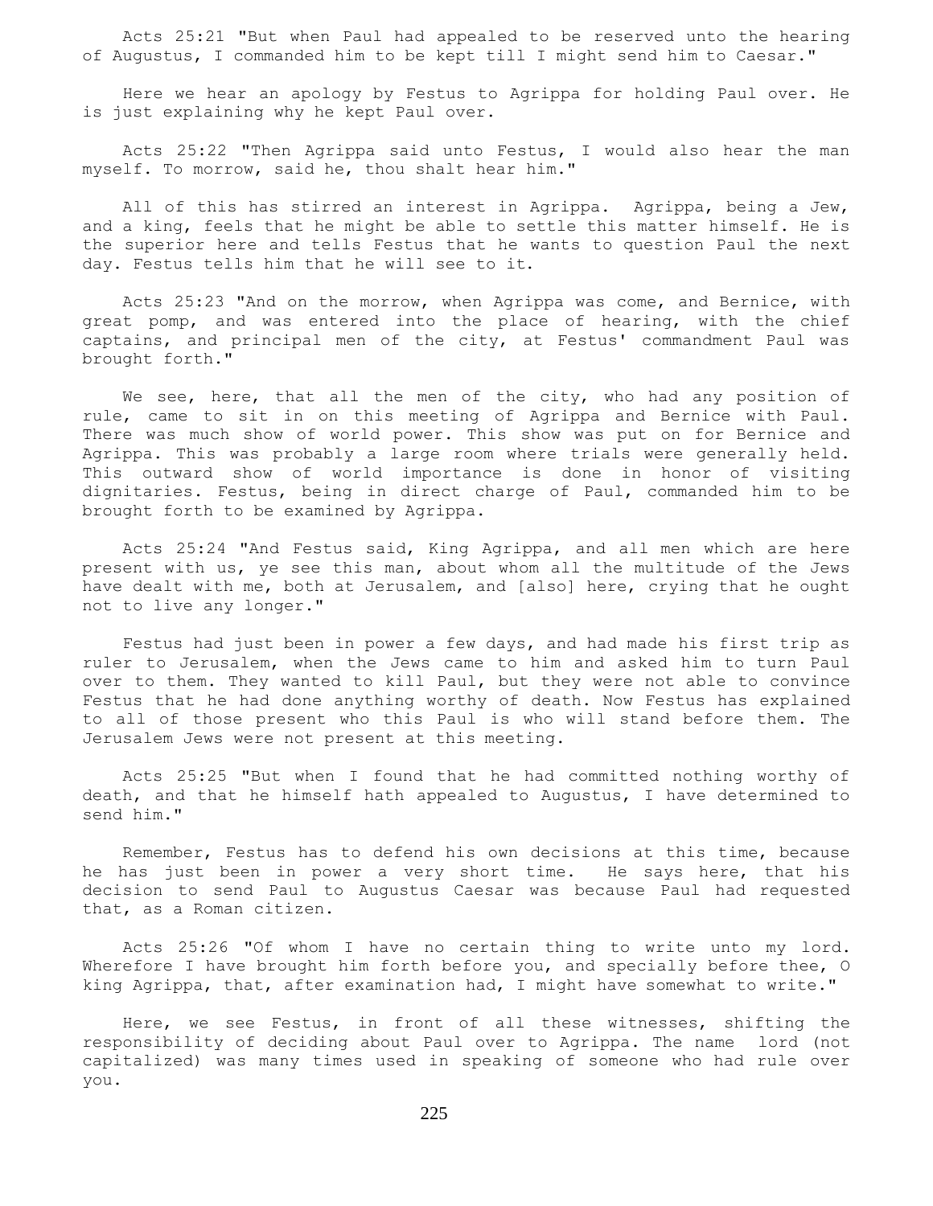Acts 25:21 "But when Paul had appealed to be reserved unto the hearing of Augustus, I commanded him to be kept till I might send him to Caesar."

Here we hear an apology by Festus to Agrippa for holding Paul over. He is just explaining why he kept Paul over.

Acts 25:22 "Then Agrippa said unto Festus, I would also hear the man myself. To morrow, said he, thou shalt hear him."

All of this has stirred an interest in Agrippa. Agrippa, being a Jew, and a king, feels that he might be able to settle this matter himself. He is the superior here and tells Festus that he wants to question Paul the next day. Festus tells him that he will see to it.

Acts 25:23 "And on the morrow, when Agrippa was come, and Bernice, with great pomp, and was entered into the place of hearing, with the chief captains, and principal men of the city, at Festus' commandment Paul was brought forth."

We see, here, that all the men of the city, who had any position of rule, came to sit in on this meeting of Agrippa and Bernice with Paul. There was much show of world power. This show was put on for Bernice and Agrippa. This was probably a large room where trials were generally held. This outward show of world importance is done in honor of visiting dignitaries. Festus, being in direct charge of Paul, commanded him to be brought forth to be examined by Agrippa.

Acts 25:24 "And Festus said, King Agrippa, and all men which are here present with us, ye see this man, about whom all the multitude of the Jews have dealt with me, both at Jerusalem, and [also] here, crying that he ought not to live any longer."

Festus had just been in power a few days, and had made his first trip as ruler to Jerusalem, when the Jews came to him and asked him to turn Paul over to them. They wanted to kill Paul, but they were not able to convince Festus that he had done anything worthy of death. Now Festus has explained to all of those present who this Paul is who will stand before them. The Jerusalem Jews were not present at this meeting.

Acts 25:25 "But when I found that he had committed nothing worthy of death, and that he himself hath appealed to Augustus, I have determined to send him."

Remember, Festus has to defend his own decisions at this time, because he has just been in power a very short time. He says here, that his decision to send Paul to Augustus Caesar was because Paul had requested that, as a Roman citizen.

Acts 25:26 "Of whom I have no certain thing to write unto my lord. Wherefore I have brought him forth before you, and specially before thee, O king Agrippa, that, after examination had, I might have somewhat to write."

Here, we see Festus, in front of all these witnesses, shifting the responsibility of deciding about Paul over to Agrippa. The name lord (not capitalized) was many times used in speaking of someone who had rule over you.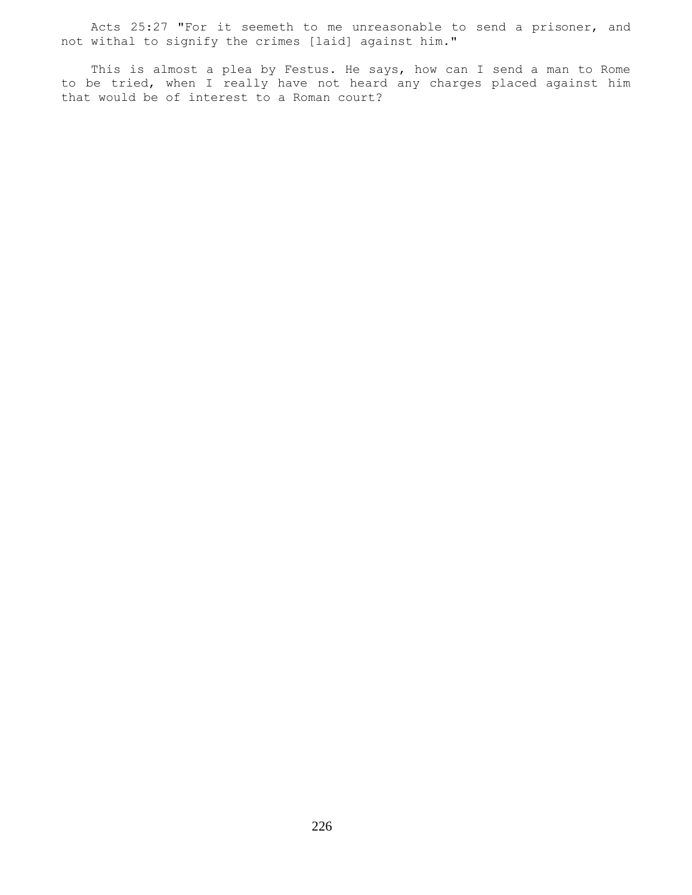Acts 25:27 "For it seemeth to me unreasonable to send a prisoner, and not withal to signify the crimes [laid] against him."

This is almost a plea by Festus. He says, how can I send a man to Rome to be tried, when I really have not heard any charges placed against him that would be of interest to a Roman court?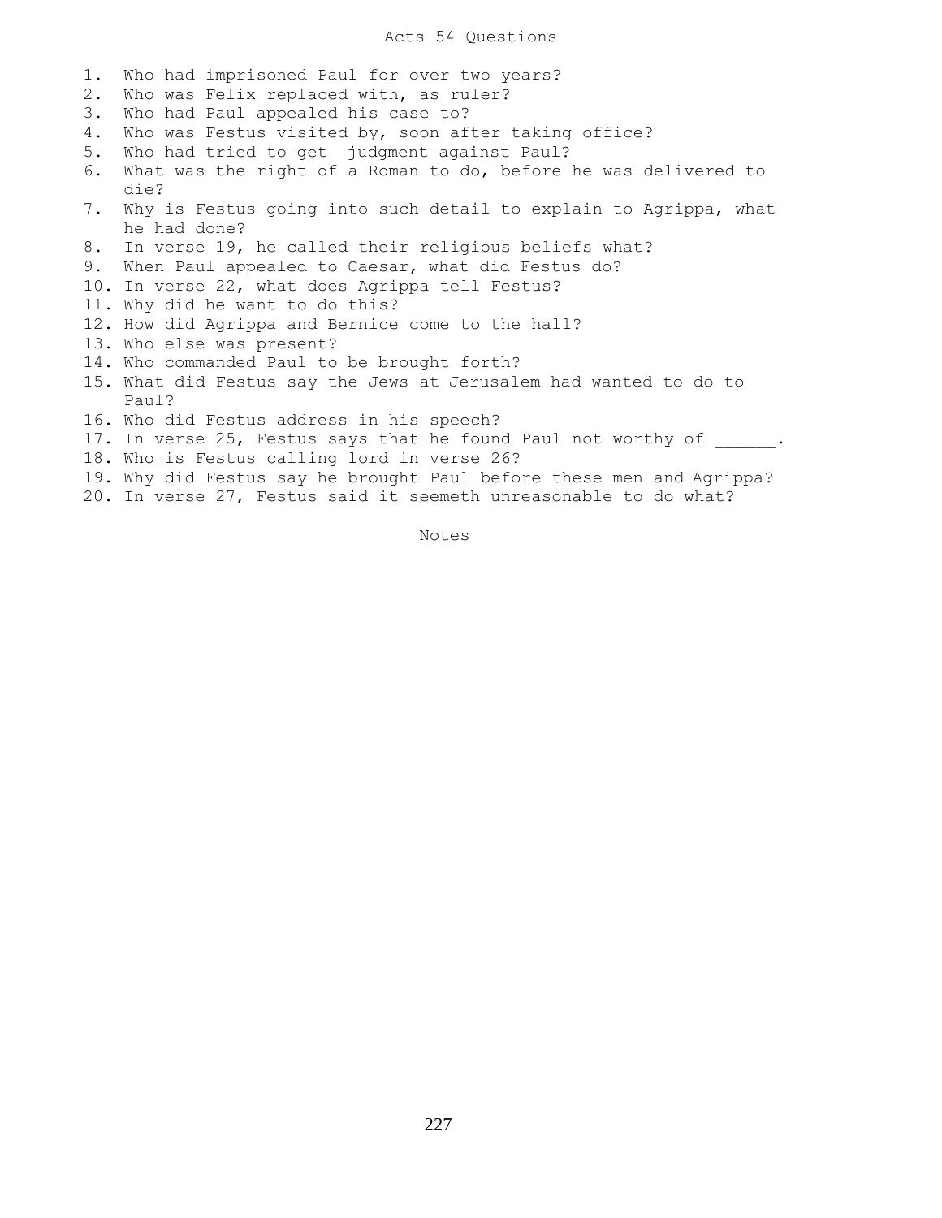# Acts 54 Questions

1. Who had imprisoned Paul for over two years?
2. Who was Felix replaced with, as ruler?
3. Who had Paul appealed his case to?
4. Who was Festus visited by, soon after taking office?
5. Who had tried to get judgment against Paul?
6. What was the right of a Roman to do, before he was delivered to die?
7. Why is Festus going into such detail to explain to Agrippa, what he had done?
8. In verse 19, he called their religious beliefs what?
9. When Paul appealed to Caesar, what did Festus do?
10. In verse 22, what does Agrippa tell Festus?
11. Why did he want to do this?
12. How did Agrippa and Bernice come to the hall?
13. Who else was present?
14. Who commanded Paul to be brought forth?
15. What did Festus say the Jews at Jerusalem had wanted to do to Paul?
16. Who did Festus address in his speech?
17. In verse 25, Festus says that he found Paul not worthy of ______.
18. Who is Festus calling lord in verse 26?
19. Why did Festus say he brought Paul before these men and Agrippa?
20. In verse 27, Festus said it seemeth unreasonable to do what?

Notes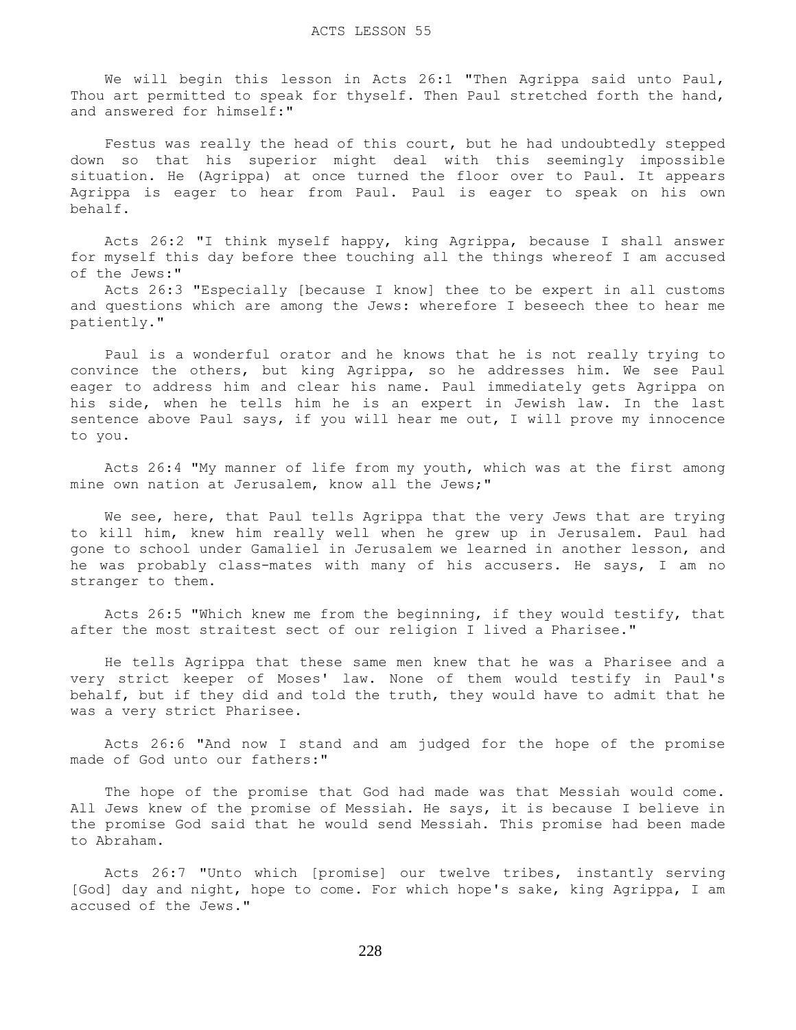# ACTS LESSON 55

We will begin this lesson in Acts 26:1 "Then Agrippa said unto Paul, Thou art permitted to speak for thyself. Then Paul stretched forth the hand, and answered for himself:"

Festus was really the head of this court, but he had undoubtedly stepped down so that his superior might deal with this seemingly impossible situation. He (Agrippa) at once turned the floor over to Paul. It appears Agrippa is eager to hear from Paul. Paul is eager to speak on his own behalf.

Acts 26:2 "I think myself happy, king Agrippa, because I shall answer for myself this day before thee touching all the things whereof I am accused of the Jews:"

Acts 26:3 "Especially [because I know] thee to be expert in all customs and questions which are among the Jews: wherefore I beseech thee to hear me patiently."

Paul is a wonderful orator and he knows that he is not really trying to convince the others, but king Agrippa, so he addresses him. We see Paul eager to address him and clear his name. Paul immediately gets Agrippa on his side, when he tells him he is an expert in Jewish law. In the last sentence above Paul says, if you will hear me out, I will prove my innocence to you.

Acts 26:4 "My manner of life from my youth, which was at the first among mine own nation at Jerusalem, know all the Jews;"

We see, here, that Paul tells Agrippa that the very Jews that are trying to kill him, knew him really well when he grew up in Jerusalem. Paul had gone to school under Gamaliel in Jerusalem we learned in another lesson, and he was probably class-mates with many of his accusers. He says, I am no stranger to them.

Acts 26:5 "Which knew me from the beginning, if they would testify, that after the most straitest sect of our religion I lived a Pharisee."

He tells Agrippa that these same men knew that he was a Pharisee and a very strict keeper of Moses' law. None of them would testify in Paul's behalf, but if they did and told the truth, they would have to admit that he was a very strict Pharisee.

Acts 26:6 "And now I stand and am judged for the hope of the promise made of God unto our fathers:"

The hope of the promise that God had made was that Messiah would come. All Jews knew of the promise of Messiah. He says, it is because I believe in the promise God said that he would send Messiah. This promise had been made to Abraham.

Acts 26:7 "Unto which [promise] our twelve tribes, instantly serving [God] day and night, hope to come. For which hope's sake, king Agrippa, I am accused of the Jews."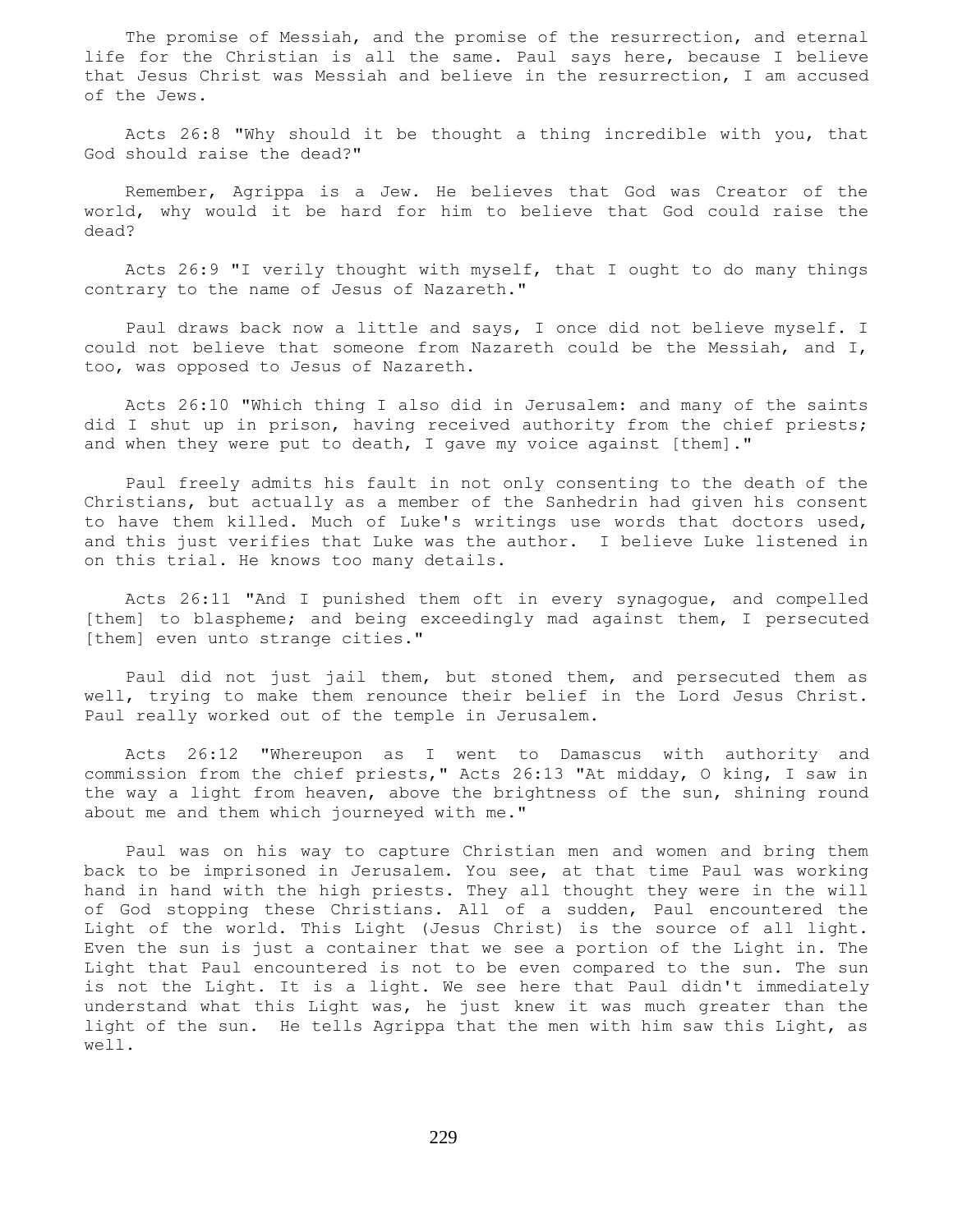The promise of Messiah, and the promise of the resurrection, and eternal life for the Christian is all the same. Paul says here, because I believe that Jesus Christ was Messiah and believe in the resurrection, I am accused of the Jews.

Acts 26:8 "Why should it be thought a thing incredible with you, that God should raise the dead?"

Remember, Agrippa is a Jew. He believes that God was Creator of the world, why would it be hard for him to believe that God could raise the dead?

Acts 26:9 "I verily thought with myself, that I ought to do many things contrary to the name of Jesus of Nazareth."

Paul draws back now a little and says, I once did not believe myself. I could not believe that someone from Nazareth could be the Messiah, and I, too, was opposed to Jesus of Nazareth.

Acts 26:10 "Which thing I also did in Jerusalem: and many of the saints did I shut up in prison, having received authority from the chief priests; and when they were put to death, I gave my voice against [them]."

Paul freely admits his fault in not only consenting to the death of the Christians, but actually as a member of the Sanhedrin had given his consent to have them killed. Much of Luke's writings use words that doctors used, and this just verifies that Luke was the author. I believe Luke listened in on this trial. He knows too many details.

Acts 26:11 "And I punished them oft in every synagogue, and compelled [them] to blaspheme; and being exceedingly mad against them, I persecuted [them] even unto strange cities."

Paul did not just jail them, but stoned them, and persecuted them as well, trying to make them renounce their belief in the Lord Jesus Christ. Paul really worked out of the temple in Jerusalem.

Acts 26:12 "Whereupon as I went to Damascus with authority and commission from the chief priests," Acts 26:13 "At midday, O king, I saw in the way a light from heaven, above the brightness of the sun, shining round about me and them which journeyed with me."

Paul was on his way to capture Christian men and women and bring them back to be imprisoned in Jerusalem. You see, at that time Paul was working hand in hand with the high priests. They all thought they were in the will of God stopping these Christians. All of a sudden, Paul encountered the Light of the world. This Light (Jesus Christ) is the source of all light. Even the sun is just a container that we see a portion of the Light in. The Light that Paul encountered is not to be even compared to the sun. The sun is not the Light. It is a light. We see here that Paul didn't immediately understand what this Light was, he just knew it was much greater than the light of the sun. He tells Agrippa that the men with him saw this Light, as well.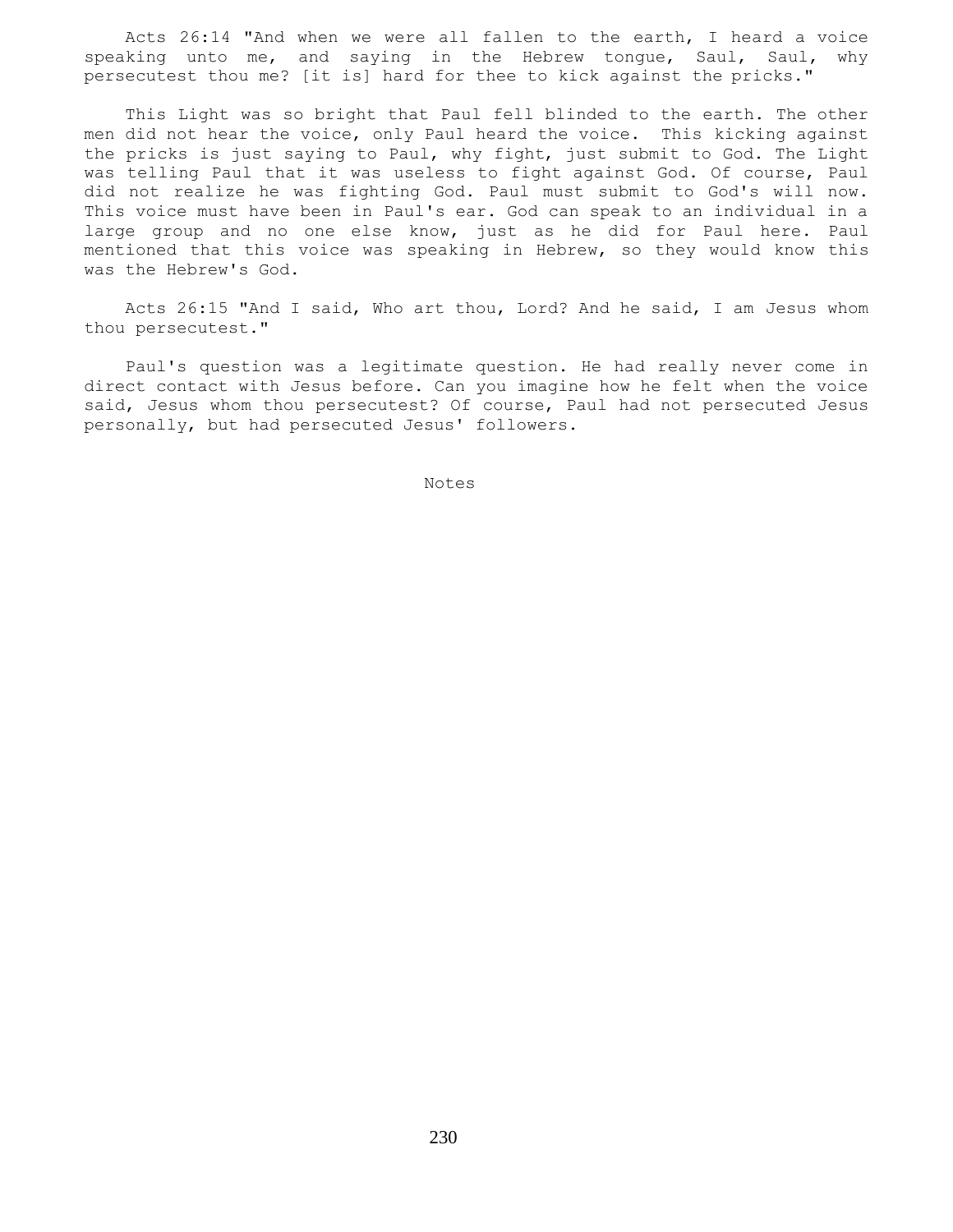Acts 26:14 "And when we were all fallen to the earth, I heard a voice speaking unto me, and saying in the Hebrew tongue, Saul, Saul, why persecutest thou me? [it is] hard for thee to kick against the pricks."

This Light was so bright that Paul fell blinded to the earth. The other men did not hear the voice, only Paul heard the voice. This kicking against the pricks is just saying to Paul, why fight, just submit to God. The Light was telling Paul that it was useless to fight against God. Of course, Paul did not realize he was fighting God. Paul must submit to God's will now. This voice must have been in Paul's ear. God can speak to an individual in a large group and no one else know, just as he did for Paul here. Paul mentioned that this voice was speaking in Hebrew, so they would know this was the Hebrew's God.

Acts 26:15 "And I said, Who art thou, Lord? And he said, I am Jesus whom thou persecutest."

Paul's question was a legitimate question. He had really never come in direct contact with Jesus before. Can you imagine how he felt when the voice said, Jesus whom thou persecutest? Of course, Paul had not persecuted Jesus personally, but had persecuted Jesus' followers.

Notes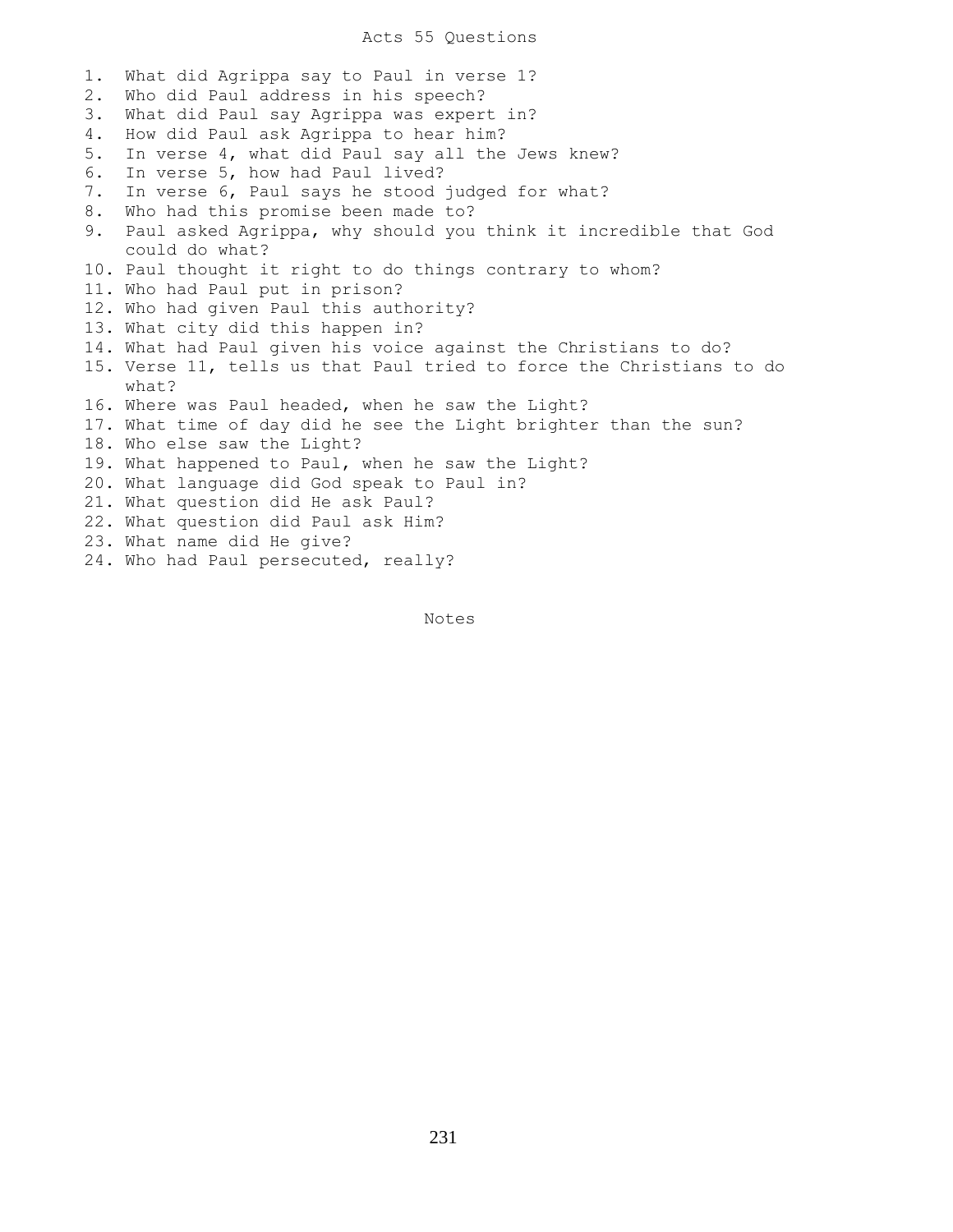# Acts 55 Questions

1. What did Agrippa say to Paul in verse 1?
2. Who did Paul address in his speech?
3. What did Paul say Agrippa was expert in?
4. How did Paul ask Agrippa to hear him?
5. In verse 4, what did Paul say all the Jews knew?
6. In verse 5, how had Paul lived?
7. In verse 6, Paul says he stood judged for what?
8. Who had this promise been made to?
9. Paul asked Agrippa, why should you think it incredible that God could do what?
10. Paul thought it right to do things contrary to whom?
11. Who had Paul put in prison?
12. Who had given Paul this authority?
13. What city did this happen in?
14. What had Paul given his voice against the Christians to do?
15. Verse 11, tells us that Paul tried to force the Christians to do what?
16. Where was Paul headed, when he saw the Light?
17. What time of day did he see the Light brighter than the sun?
18. Who else saw the Light?
19. What happened to Paul, when he saw the Light?
20. What language did God speak to Paul in?
21. What question did He ask Paul?
22. What question did Paul ask Him?
23. What name did He give?
24. Who had Paul persecuted, really?

Notes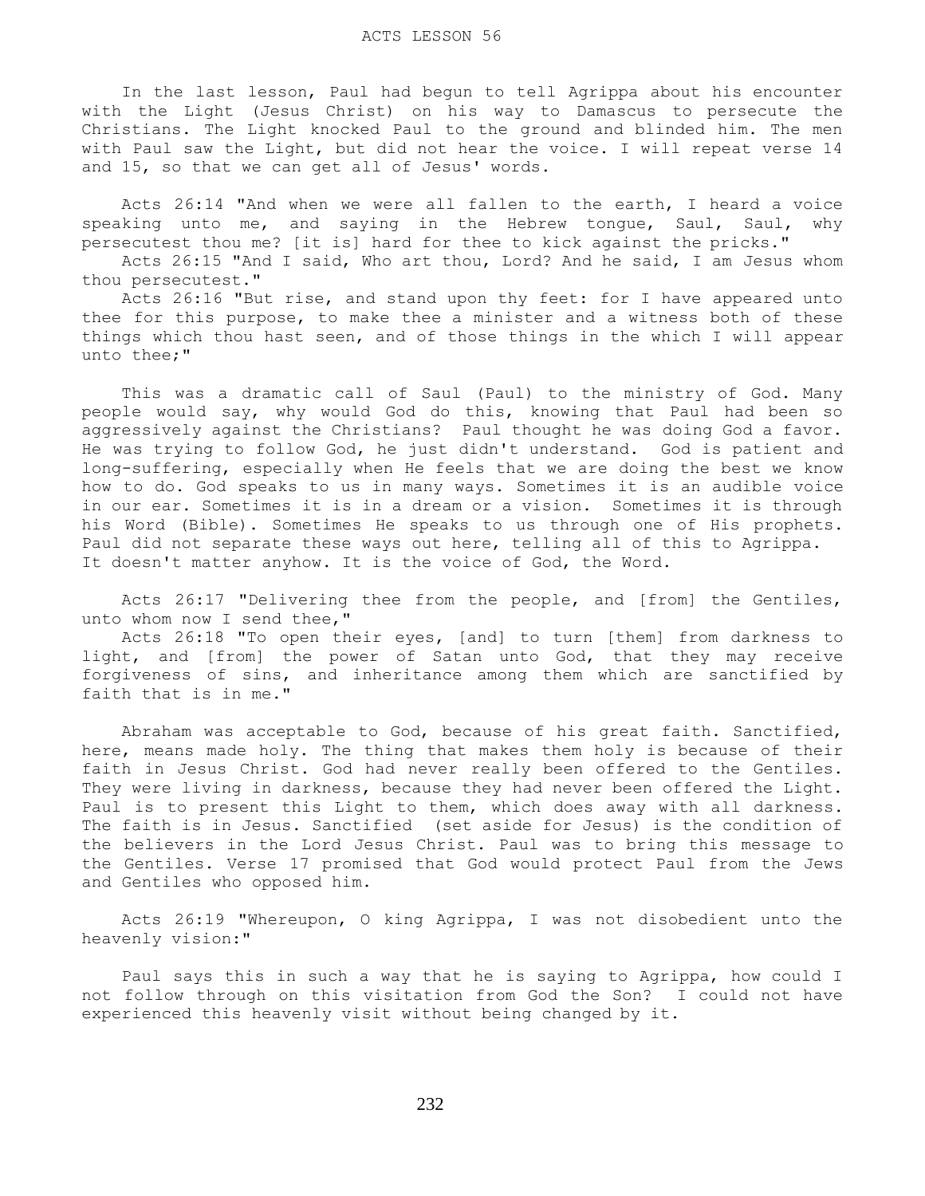# ACTS LESSON 56

In the last lesson, Paul had begun to tell Agrippa about his encounter with the Light (Jesus Christ) on his way to Damascus to persecute the Christians. The Light knocked Paul to the ground and blinded him. The men with Paul saw the Light, but did not hear the voice. I will repeat verse 14 and 15, so that we can get all of Jesus' words.

Acts 26:14 "And when we were all fallen to the earth, I heard a voice speaking unto me, and saying in the Hebrew tongue, Saul, Saul, why persecutest thou me? [it is] hard for thee to kick against the pricks."
Acts 26:15 "And I said, Who art thou, Lord? And he said, I am Jesus whom thou persecutest."
Acts 26:16 "But rise, and stand upon thy feet: for I have appeared unto thee for this purpose, to make thee a minister and a witness both of these things which thou hast seen, and of those things in the which I will appear unto thee;"

This was a dramatic call of Saul (Paul) to the ministry of God. Many people would say, why would God do this, knowing that Paul had been so aggressively against the Christians? Paul thought he was doing God a favor. He was trying to follow God, he just didn't understand. God is patient and long-suffering, especially when He feels that we are doing the best we know how to do. God speaks to us in many ways. Sometimes it is an audible voice in our ear. Sometimes it is in a dream or a vision. Sometimes it is through his Word (Bible). Sometimes He speaks to us through one of His prophets. Paul did not separate these ways out here, telling all of this to Agrippa. It doesn't matter anyhow. It is the voice of God, the Word.

Acts 26:17 "Delivering thee from the people, and [from] the Gentiles, unto whom now I send thee,"
Acts 26:18 "To open their eyes, [and] to turn [them] from darkness to light, and [from] the power of Satan unto God, that they may receive forgiveness of sins, and inheritance among them which are sanctified by faith that is in me."

Abraham was acceptable to God, because of his great faith. Sanctified, here, means made holy. The thing that makes them holy is because of their faith in Jesus Christ. God had never really been offered to the Gentiles. They were living in darkness, because they had never been offered the Light. Paul is to present this Light to them, which does away with all darkness. The faith is in Jesus. Sanctified (set aside for Jesus) is the condition of the believers in the Lord Jesus Christ. Paul was to bring this message to the Gentiles. Verse 17 promised that God would protect Paul from the Jews and Gentiles who opposed him.

Acts 26:19 "Whereupon, O king Agrippa, I was not disobedient unto the heavenly vision:"

Paul says this in such a way that he is saying to Agrippa, how could I not follow through on this visitation from God the Son? I could not have experienced this heavenly visit without being changed by it.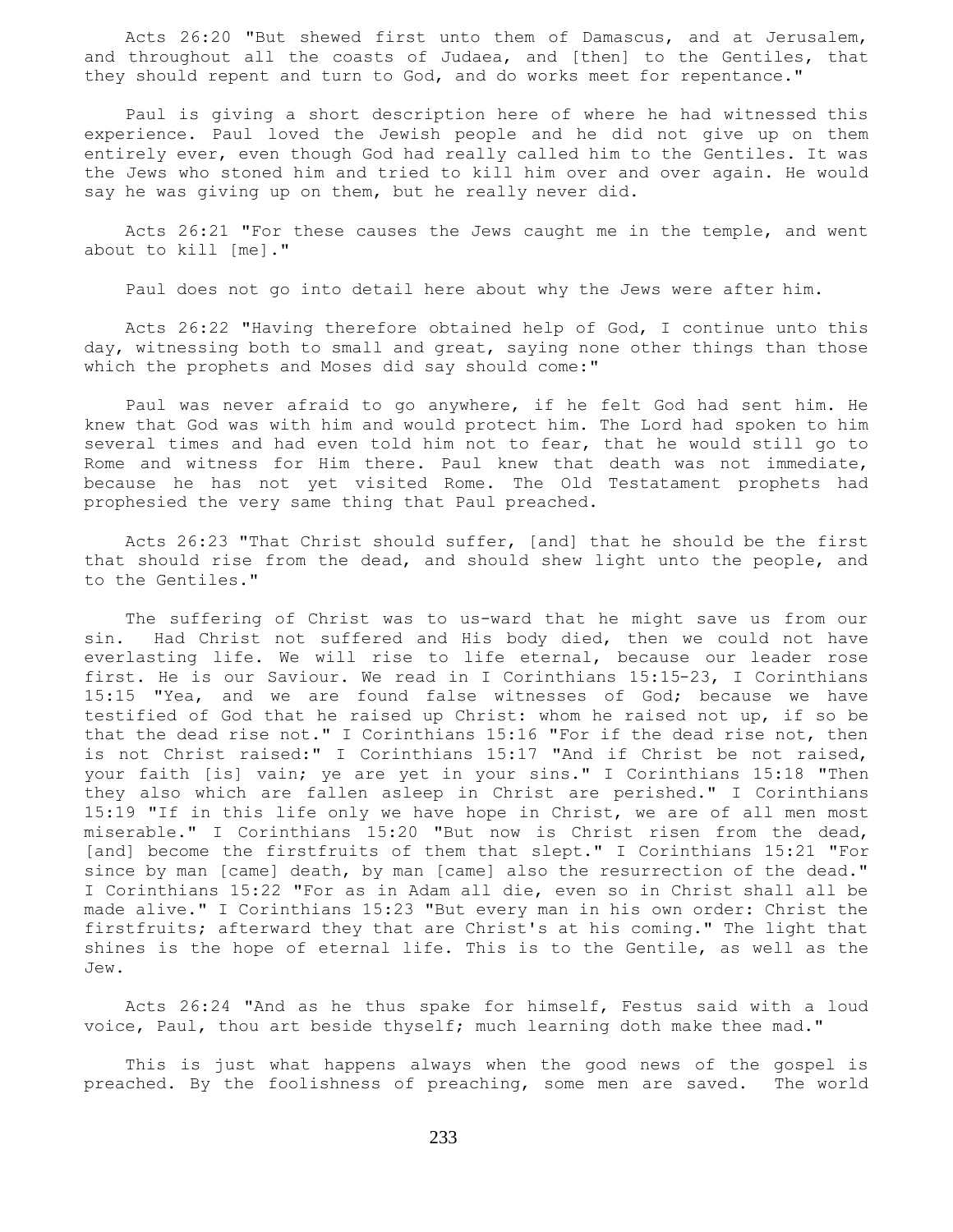Acts 26:20 "But shewed first unto them of Damascus, and at Jerusalem, and throughout all the coasts of Judaea, and [then] to the Gentiles, that they should repent and turn to God, and do works meet for repentance."

Paul is giving a short description here of where he had witnessed this experience. Paul loved the Jewish people and he did not give up on them entirely ever, even though God had really called him to the Gentiles. It was the Jews who stoned him and tried to kill him over and over again. He would say he was giving up on them, but he really never did.

Acts 26:21 "For these causes the Jews caught me in the temple, and went about to kill [me]."

Paul does not go into detail here about why the Jews were after him.

Acts 26:22 "Having therefore obtained help of God, I continue unto this day, witnessing both to small and great, saying none other things than those which the prophets and Moses did say should come:"

Paul was never afraid to go anywhere, if he felt God had sent him. He knew that God was with him and would protect him. The Lord had spoken to him several times and had even told him not to fear, that he would still go to Rome and witness for Him there. Paul knew that death was not immediate, because he has not yet visited Rome. The Old Testatament prophets had prophesied the very same thing that Paul preached.

Acts 26:23 "That Christ should suffer, [and] that he should be the first that should rise from the dead, and should shew light unto the people, and to the Gentiles."

The suffering of Christ was to us-ward that he might save us from our sin. Had Christ not suffered and His body died, then we could not have everlasting life. We will rise to life eternal, because our leader rose first. He is our Saviour. We read in I Corinthians 15:15-23, I Corinthians 15:15 "Yea, and we are found false witnesses of God; because we have testified of God that he raised up Christ: whom he raised not up, if so be that the dead rise not." I Corinthians 15:16 "For if the dead rise not, then is not Christ raised:" I Corinthians 15:17 "And if Christ be not raised, your faith [is] vain; ye are yet in your sins." I Corinthians 15:18 "Then they also which are fallen asleep in Christ are perished." I Corinthians 15:19 "If in this life only we have hope in Christ, we are of all men most miserable." I Corinthians 15:20 "But now is Christ risen from the dead, [and] become the firstfruits of them that slept." I Corinthians 15:21 "For since by man [came] death, by man [came] also the resurrection of the dead." I Corinthians 15:22 "For as in Adam all die, even so in Christ shall all be made alive." I Corinthians 15:23 "But every man in his own order: Christ the firstfruits; afterward they that are Christ's at his coming." The light that shines is the hope of eternal life. This is to the Gentile, as well as the Jew.

Acts 26:24 "And as he thus spake for himself, Festus said with a loud voice, Paul, thou art beside thyself; much learning doth make thee mad."

This is just what happens always when the good news of the gospel is preached. By the foolishness of preaching, some men are saved. The world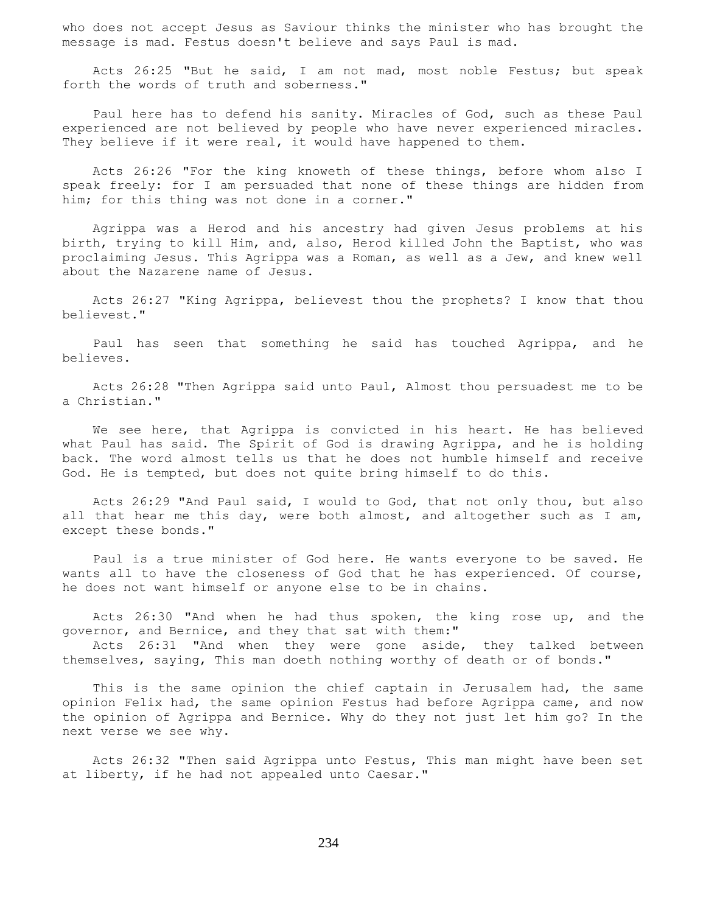who does not accept Jesus as Saviour thinks the minister who has brought the message is mad. Festus doesn't believe and says Paul is mad.

Acts 26:25 "But he said, I am not mad, most noble Festus; but speak forth the words of truth and soberness."

Paul here has to defend his sanity. Miracles of God, such as these Paul experienced are not believed by people who have never experienced miracles. They believe if it were real, it would have happened to them.

Acts 26:26 "For the king knoweth of these things, before whom also I speak freely: for I am persuaded that none of these things are hidden from him; for this thing was not done in a corner."

Agrippa was a Herod and his ancestry had given Jesus problems at his birth, trying to kill Him, and, also, Herod killed John the Baptist, who was proclaiming Jesus. This Agrippa was a Roman, as well as a Jew, and knew well about the Nazarene name of Jesus.

Acts 26:27 "King Agrippa, believest thou the prophets? I know that thou believest."

Paul has seen that something he said has touched Agrippa, and he believes.

Acts 26:28 "Then Agrippa said unto Paul, Almost thou persuadest me to be a Christian."

We see here, that Agrippa is convicted in his heart. He has believed what Paul has said. The Spirit of God is drawing Agrippa, and he is holding back. The word almost tells us that he does not humble himself and receive God. He is tempted, but does not quite bring himself to do this.

Acts 26:29 "And Paul said, I would to God, that not only thou, but also all that hear me this day, were both almost, and altogether such as I am, except these bonds."

Paul is a true minister of God here. He wants everyone to be saved. He wants all to have the closeness of God that he has experienced. Of course, he does not want himself or anyone else to be in chains.

Acts 26:30 "And when he had thus spoken, the king rose up, and the governor, and Bernice, and they that sat with them:"
Acts 26:31 "And when they were gone aside, they talked between themselves, saying, This man doeth nothing worthy of death or of bonds."

This is the same opinion the chief captain in Jerusalem had, the same opinion Felix had, the same opinion Festus had before Agrippa came, and now the opinion of Agrippa and Bernice. Why do they not just let him go? In the next verse we see why.

Acts 26:32 "Then said Agrippa unto Festus, This man might have been set at liberty, if he had not appealed unto Caesar."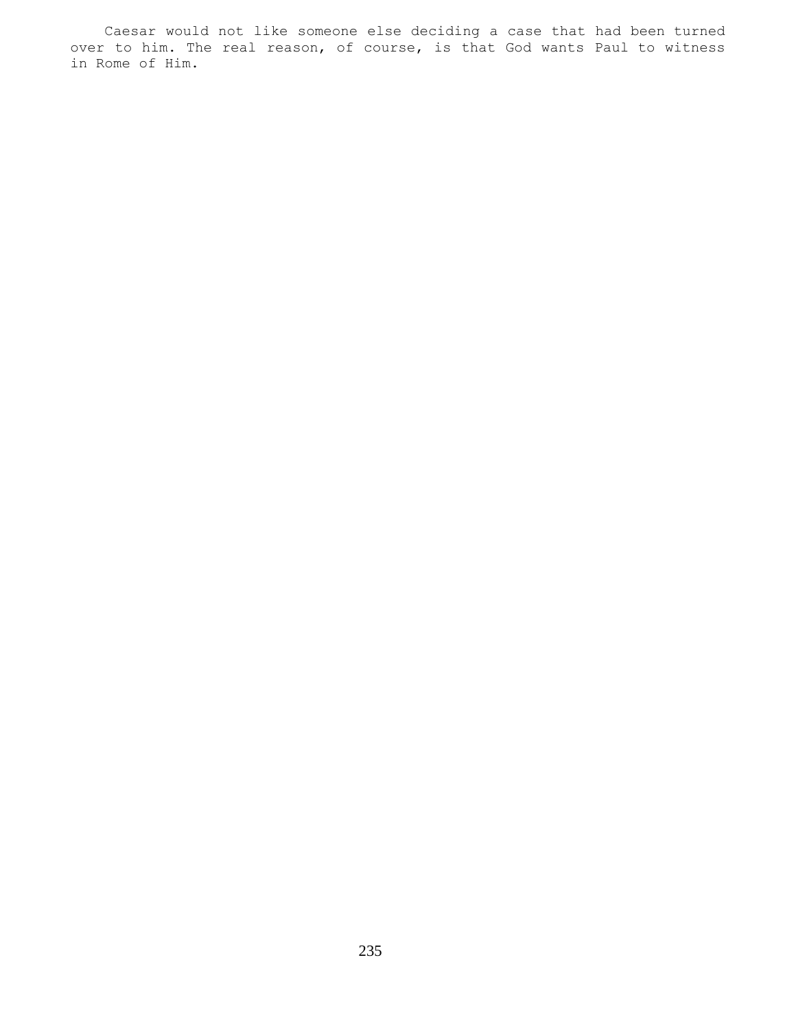Caesar would not like someone else deciding a case that had been turned over to him. The real reason, of course, is that God wants Paul to witness in Rome of Him.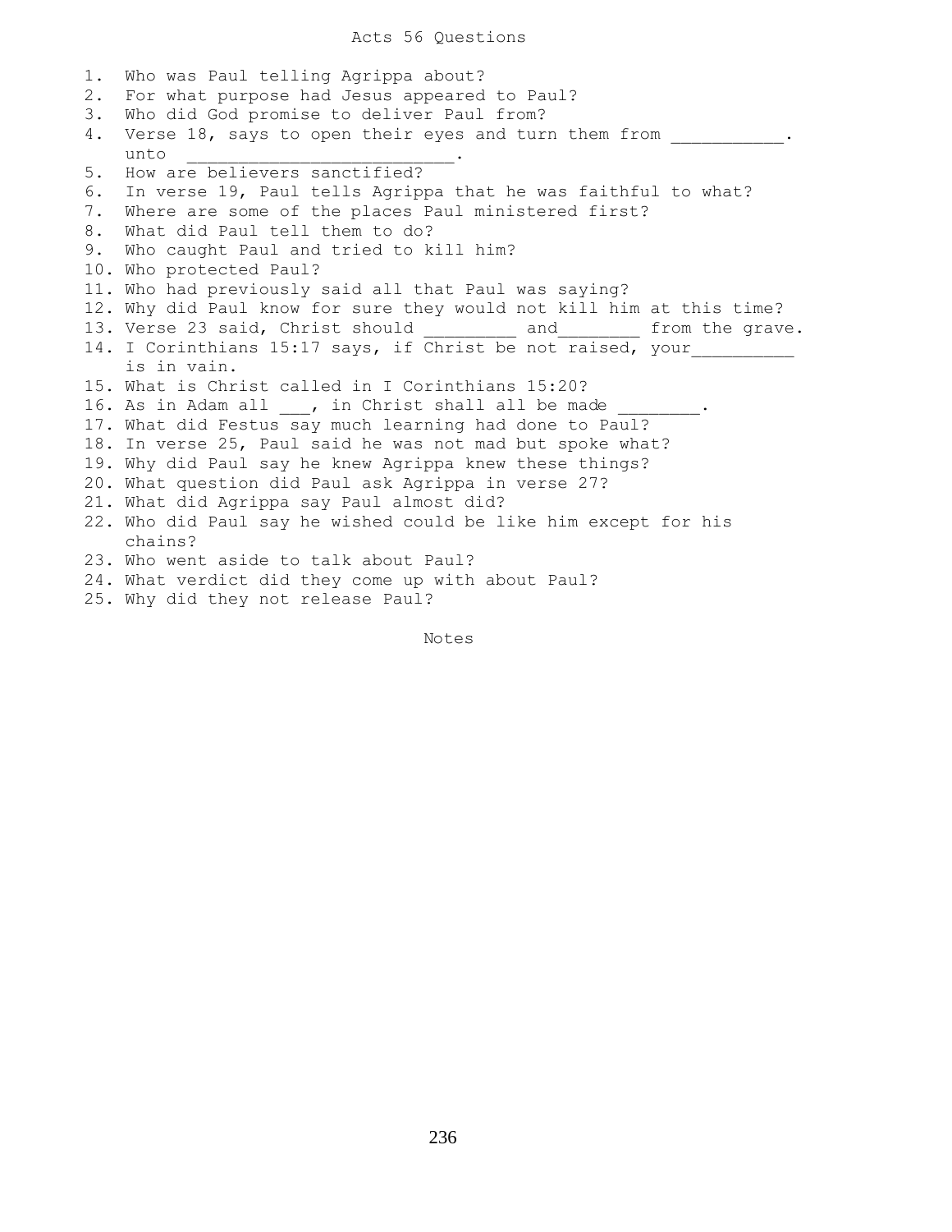# Acts 56 Questions

1. Who was Paul telling Agrippa about?
2. For what purpose had Jesus appeared to Paul?
3. Who did God promise to deliver Paul from?
4. Verse 18, says to open their eyes and turn them from ___________. unto ___________________________.
5. How are believers sanctified?
6. In verse 19, Paul tells Agrippa that he was faithful to what?
7. Where are some of the places Paul ministered first?
8. What did Paul tell them to do?
9. Who caught Paul and tried to kill him?
10. Who protected Paul?
11. Who had previously said all that Paul was saying?
12. Why did Paul know for sure they would not kill him at this time?
13. Verse 23 said, Christ should _________ and________ from the grave.
14. I Corinthians 15:17 says, if Christ be not raised, your__________ is in vain.
15. What is Christ called in I Corinthians 15:20?
16. As in Adam all ___, in Christ shall all be made ________.
17. What did Festus say much learning had done to Paul?
18. In verse 25, Paul said he was not mad but spoke what?
19. Why did Paul say he knew Agrippa knew these things?
20. What question did Paul ask Agrippa in verse 27?
21. What did Agrippa say Paul almost did?
22. Who did Paul say he wished could be like him except for his chains?
23. Who went aside to talk about Paul?
24. What verdict did they come up with about Paul?
25. Why did they not release Paul?

Notes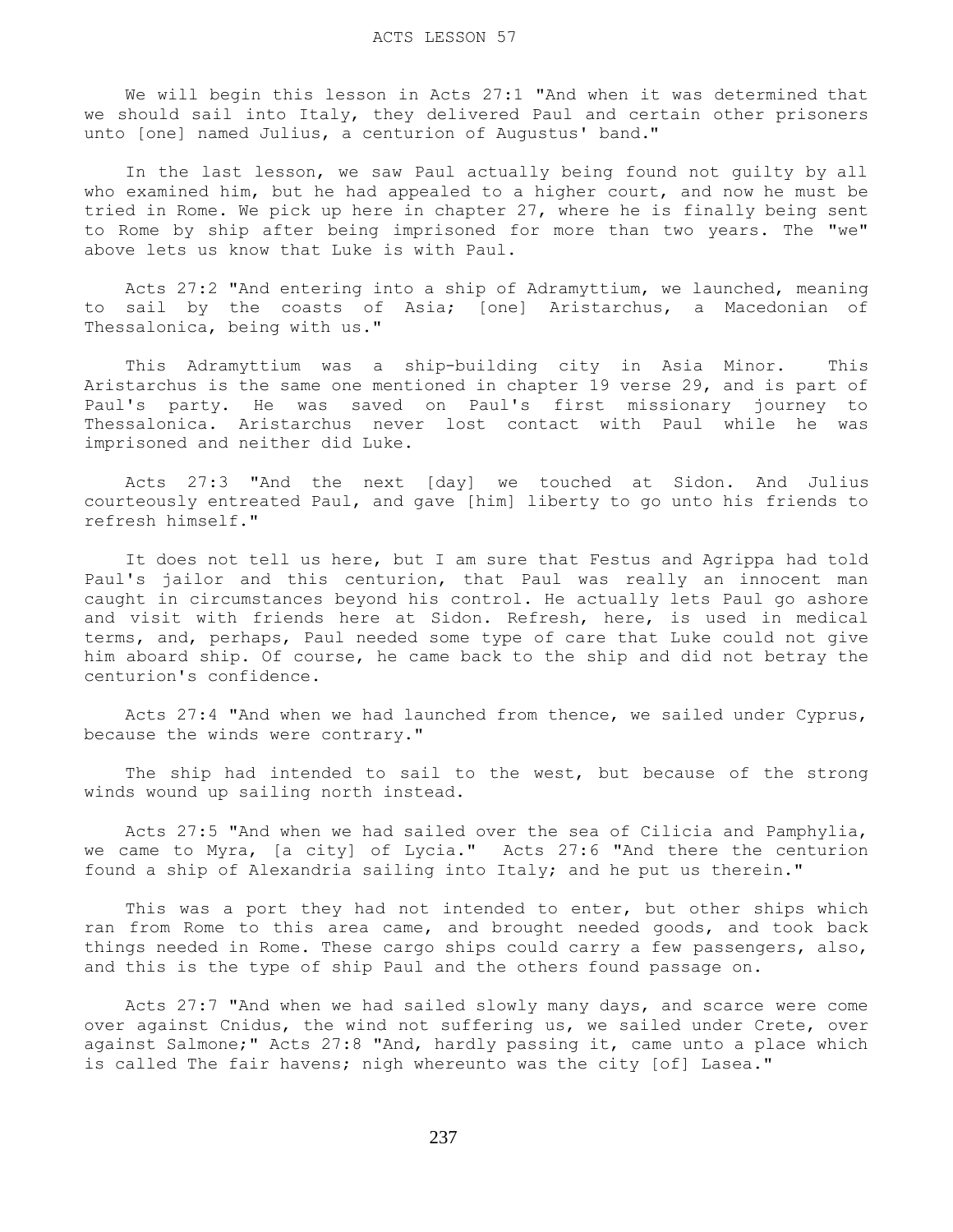# ACTS LESSON 57

We will begin this lesson in Acts 27:1 "And when it was determined that we should sail into Italy, they delivered Paul and certain other prisoners unto [one] named Julius, a centurion of Augustus' band."

In the last lesson, we saw Paul actually being found not guilty by all who examined him, but he had appealed to a higher court, and now he must be tried in Rome. We pick up here in chapter 27, where he is finally being sent to Rome by ship after being imprisoned for more than two years. The "we" above lets us know that Luke is with Paul.

Acts 27:2 "And entering into a ship of Adramyttium, we launched, meaning to sail by the coasts of Asia; [one] Aristarchus, a Macedonian of Thessalonica, being with us."

This Adramyttium was a ship-building city in Asia Minor. This Aristarchus is the same one mentioned in chapter 19 verse 29, and is part of Paul's party. He was saved on Paul's first missionary journey to Thessalonica. Aristarchus never lost contact with Paul while he was imprisoned and neither did Luke.

Acts 27:3 "And the next [day] we touched at Sidon. And Julius courteously entreated Paul, and gave [him] liberty to go unto his friends to refresh himself."

It does not tell us here, but I am sure that Festus and Agrippa had told Paul's jailor and this centurion, that Paul was really an innocent man caught in circumstances beyond his control. He actually lets Paul go ashore and visit with friends here at Sidon. Refresh, here, is used in medical terms, and, perhaps, Paul needed some type of care that Luke could not give him aboard ship. Of course, he came back to the ship and did not betray the centurion's confidence.

Acts 27:4 "And when we had launched from thence, we sailed under Cyprus, because the winds were contrary."

The ship had intended to sail to the west, but because of the strong winds wound up sailing north instead.

Acts 27:5 "And when we had sailed over the sea of Cilicia and Pamphylia, we came to Myra, [a city] of Lycia." Acts 27:6 "And there the centurion found a ship of Alexandria sailing into Italy; and he put us therein."

This was a port they had not intended to enter, but other ships which ran from Rome to this area came, and brought needed goods, and took back things needed in Rome. These cargo ships could carry a few passengers, also, and this is the type of ship Paul and the others found passage on.

Acts 27:7 "And when we had sailed slowly many days, and scarce were come over against Cnidus, the wind not suffering us, we sailed under Crete, over against Salmone;" Acts 27:8 "And, hardly passing it, came unto a place which is called The fair havens; nigh whereunto was the city [of] Lasea."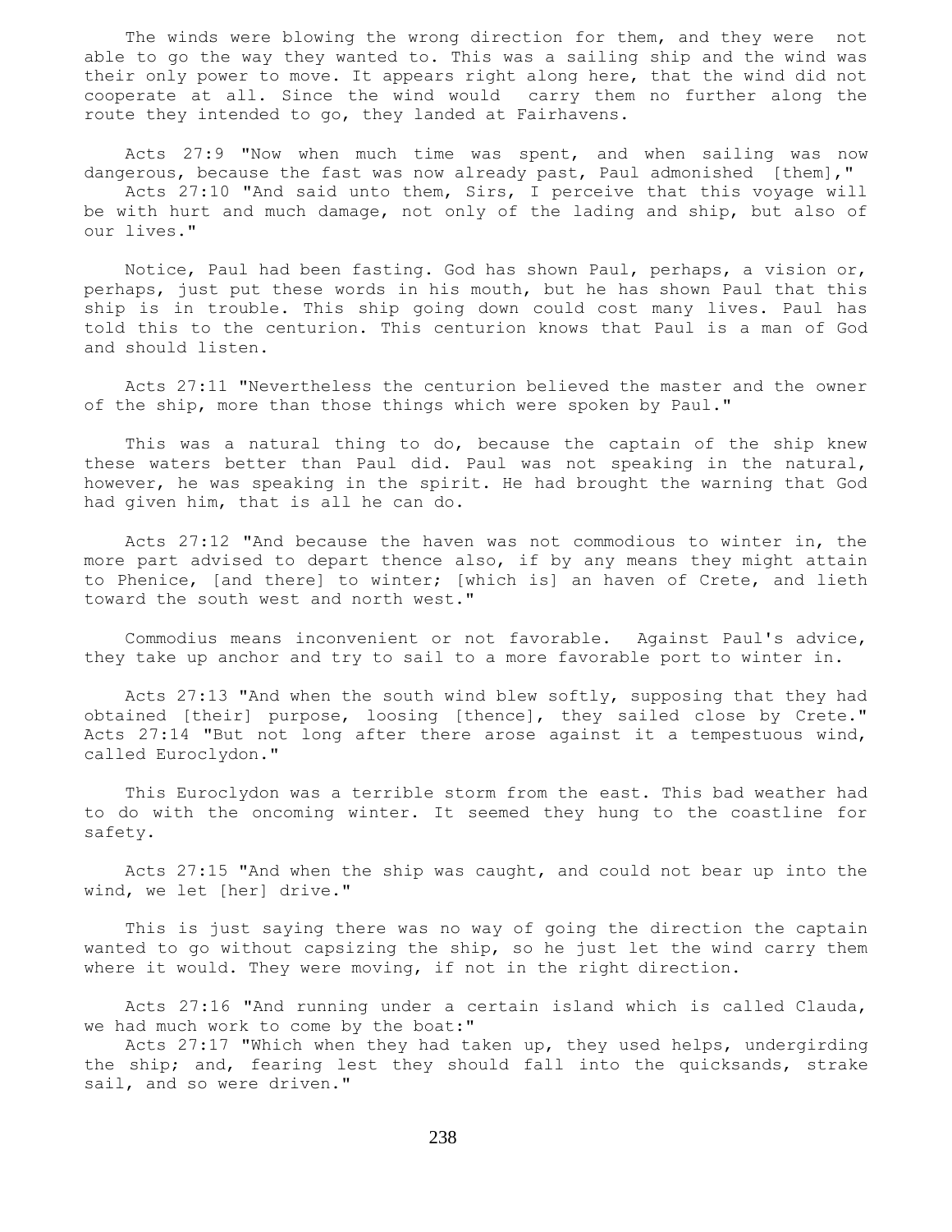The winds were blowing the wrong direction for them, and they were not able to go the way they wanted to. This was a sailing ship and the wind was their only power to move. It appears right along here, that the wind did not cooperate at all. Since the wind would carry them no further along the route they intended to go, they landed at Fairhavens.

Acts 27:9 "Now when much time was spent, and when sailing was now dangerous, because the fast was now already past, Paul admonished [them],"
Acts 27:10 "And said unto them, Sirs, I perceive that this voyage will be with hurt and much damage, not only of the lading and ship, but also of our lives."

Notice, Paul had been fasting. God has shown Paul, perhaps, a vision or, perhaps, just put these words in his mouth, but he has shown Paul that this ship is in trouble. This ship going down could cost many lives. Paul has told this to the centurion. This centurion knows that Paul is a man of God and should listen.

Acts 27:11 "Nevertheless the centurion believed the master and the owner of the ship, more than those things which were spoken by Paul."

This was a natural thing to do, because the captain of the ship knew these waters better than Paul did. Paul was not speaking in the natural, however, he was speaking in the spirit. He had brought the warning that God had given him, that is all he can do.

Acts 27:12 "And because the haven was not commodious to winter in, the more part advised to depart thence also, if by any means they might attain to Phenice, [and there] to winter; [which is] an haven of Crete, and lieth toward the south west and north west."

Commodius means inconvenient or not favorable. Against Paul's advice, they take up anchor and try to sail to a more favorable port to winter in.

Acts 27:13 "And when the south wind blew softly, supposing that they had obtained [their] purpose, loosing [thence], they sailed close by Crete."
Acts 27:14 "But not long after there arose against it a tempestuous wind, called Euroclydon."

This Euroclydon was a terrible storm from the east. This bad weather had to do with the oncoming winter. It seemed they hung to the coastline for safety.

Acts 27:15 "And when the ship was caught, and could not bear up into the wind, we let [her] drive."

This is just saying there was no way of going the direction the captain wanted to go without capsizing the ship, so he just let the wind carry them where it would. They were moving, if not in the right direction.

Acts 27:16 "And running under a certain island which is called Clauda, we had much work to come by the boat:"
Acts 27:17 "Which when they had taken up, they used helps, undergirding the ship; and, fearing lest they should fall into the quicksands, strake sail, and so were driven."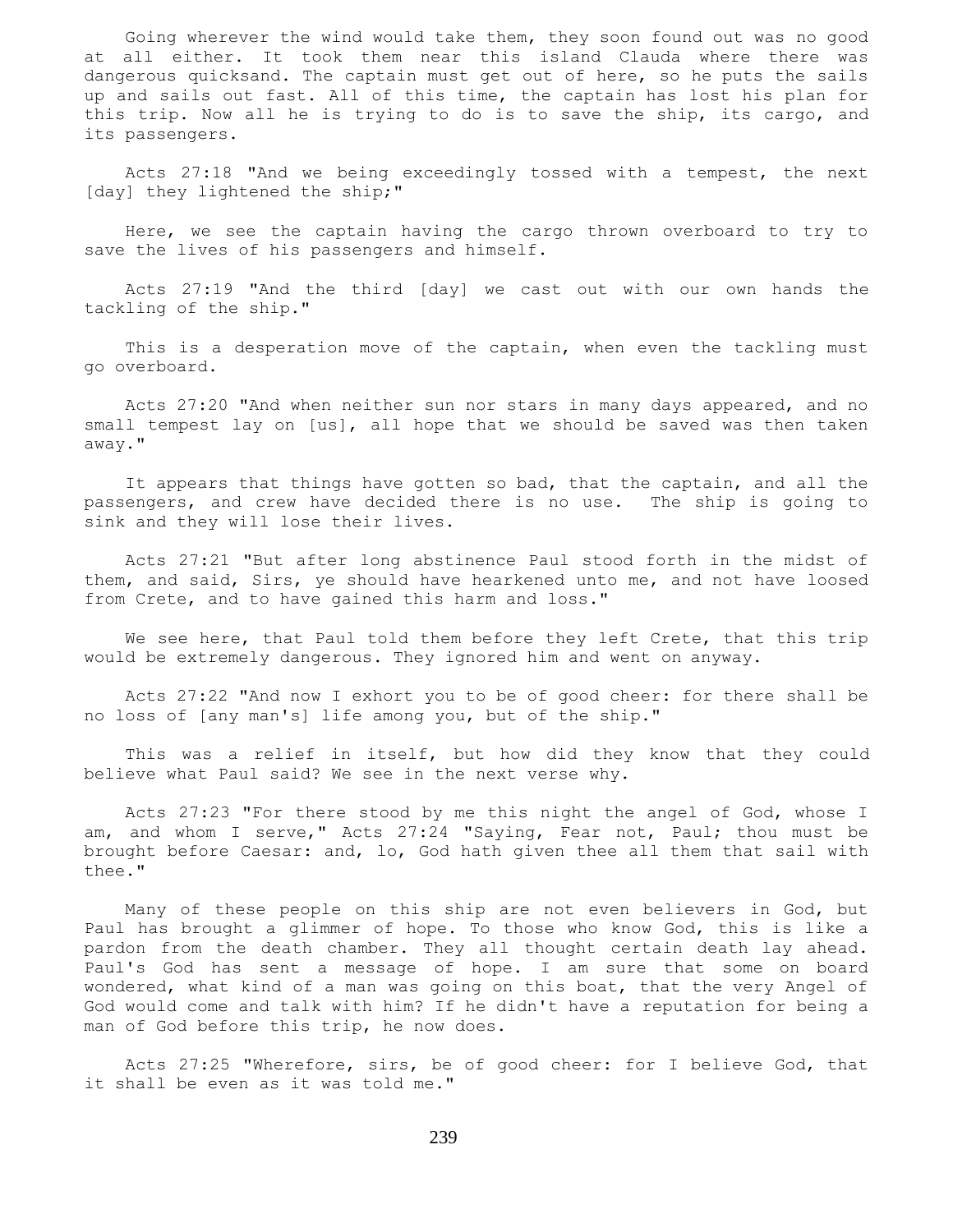Going wherever the wind would take them, they soon found out was no good at all either. It took them near this island Clauda where there was dangerous quicksand. The captain must get out of here, so he puts the sails up and sails out fast. All of this time, the captain has lost his plan for this trip. Now all he is trying to do is to save the ship, its cargo, and its passengers.

Acts 27:18 "And we being exceedingly tossed with a tempest, the next [day] they lightened the ship;"

Here, we see the captain having the cargo thrown overboard to try to save the lives of his passengers and himself.

Acts 27:19 "And the third [day] we cast out with our own hands the tackling of the ship."

This is a desperation move of the captain, when even the tackling must go overboard.

Acts 27:20 "And when neither sun nor stars in many days appeared, and no small tempest lay on [us], all hope that we should be saved was then taken away."

It appears that things have gotten so bad, that the captain, and all the passengers, and crew have decided there is no use. The ship is going to sink and they will lose their lives.

Acts 27:21 "But after long abstinence Paul stood forth in the midst of them, and said, Sirs, ye should have hearkened unto me, and not have loosed from Crete, and to have gained this harm and loss."

We see here, that Paul told them before they left Crete, that this trip would be extremely dangerous. They ignored him and went on anyway.

Acts 27:22 "And now I exhort you to be of good cheer: for there shall be no loss of [any man's] life among you, but of the ship."

This was a relief in itself, but how did they know that they could believe what Paul said? We see in the next verse why.

Acts 27:23 "For there stood by me this night the angel of God, whose I am, and whom I serve," Acts 27:24 "Saying, Fear not, Paul; thou must be brought before Caesar: and, lo, God hath given thee all them that sail with thee."

Many of these people on this ship are not even believers in God, but Paul has brought a glimmer of hope. To those who know God, this is like a pardon from the death chamber. They all thought certain death lay ahead. Paul's God has sent a message of hope. I am sure that some on board wondered, what kind of a man was going on this boat, that the very Angel of God would come and talk with him? If he didn't have a reputation for being a man of God before this trip, he now does.

Acts 27:25 "Wherefore, sirs, be of good cheer: for I believe God, that it shall be even as it was told me."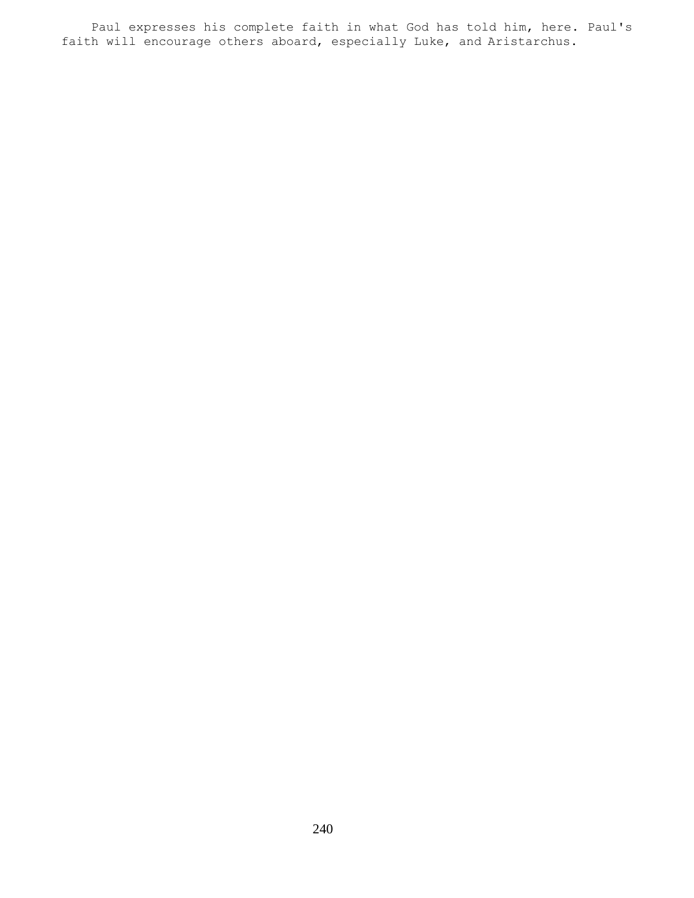Paul expresses his complete faith in what God has told him, here. Paul's faith will encourage others aboard, especially Luke, and Aristarchus.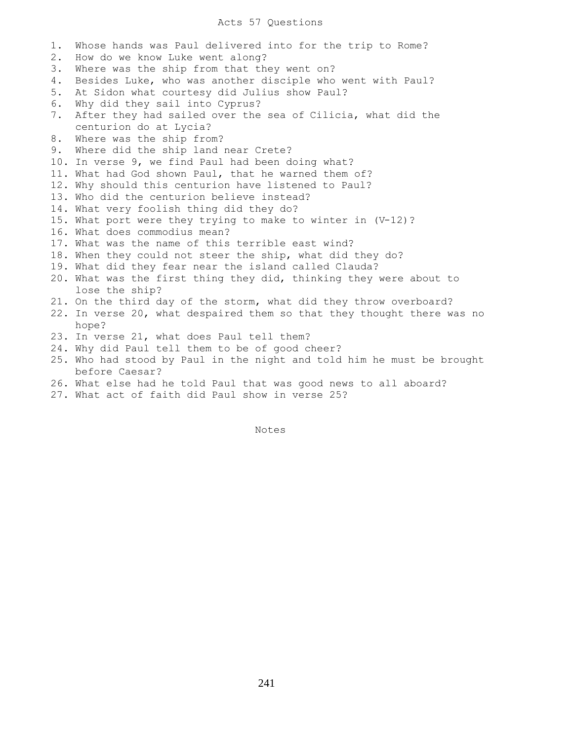# Acts 57 Questions

1. Whose hands was Paul delivered into for the trip to Rome?
2. How do we know Luke went along?
3. Where was the ship from that they went on?
4. Besides Luke, who was another disciple who went with Paul?
5. At Sidon what courtesy did Julius show Paul?
6. Why did they sail into Cyprus?
7. After they had sailed over the sea of Cilicia, what did the centurion do at Lycia?
8. Where was the ship from?
9. Where did the ship land near Crete?
10. In verse 9, we find Paul had been doing what?
11. What had God shown Paul, that he warned them of?
12. Why should this centurion have listened to Paul?
13. Who did the centurion believe instead?
14. What very foolish thing did they do?
15. What port were they trying to make to winter in (V-12)?
16. What does commodius mean?
17. What was the name of this terrible east wind?
18. When they could not steer the ship, what did they do?
19. What did they fear near the island called Clauda?
20. What was the first thing they did, thinking they were about to lose the ship?
21. On the third day of the storm, what did they throw overboard?
22. In verse 20, what despaired them so that they thought there was no hope?
23. In verse 21, what does Paul tell them?
24. Why did Paul tell them to be of good cheer?
25. Who had stood by Paul in the night and told him he must be brought before Caesar?
26. What else had he told Paul that was good news to all aboard?
27. What act of faith did Paul show in verse 25?

Notes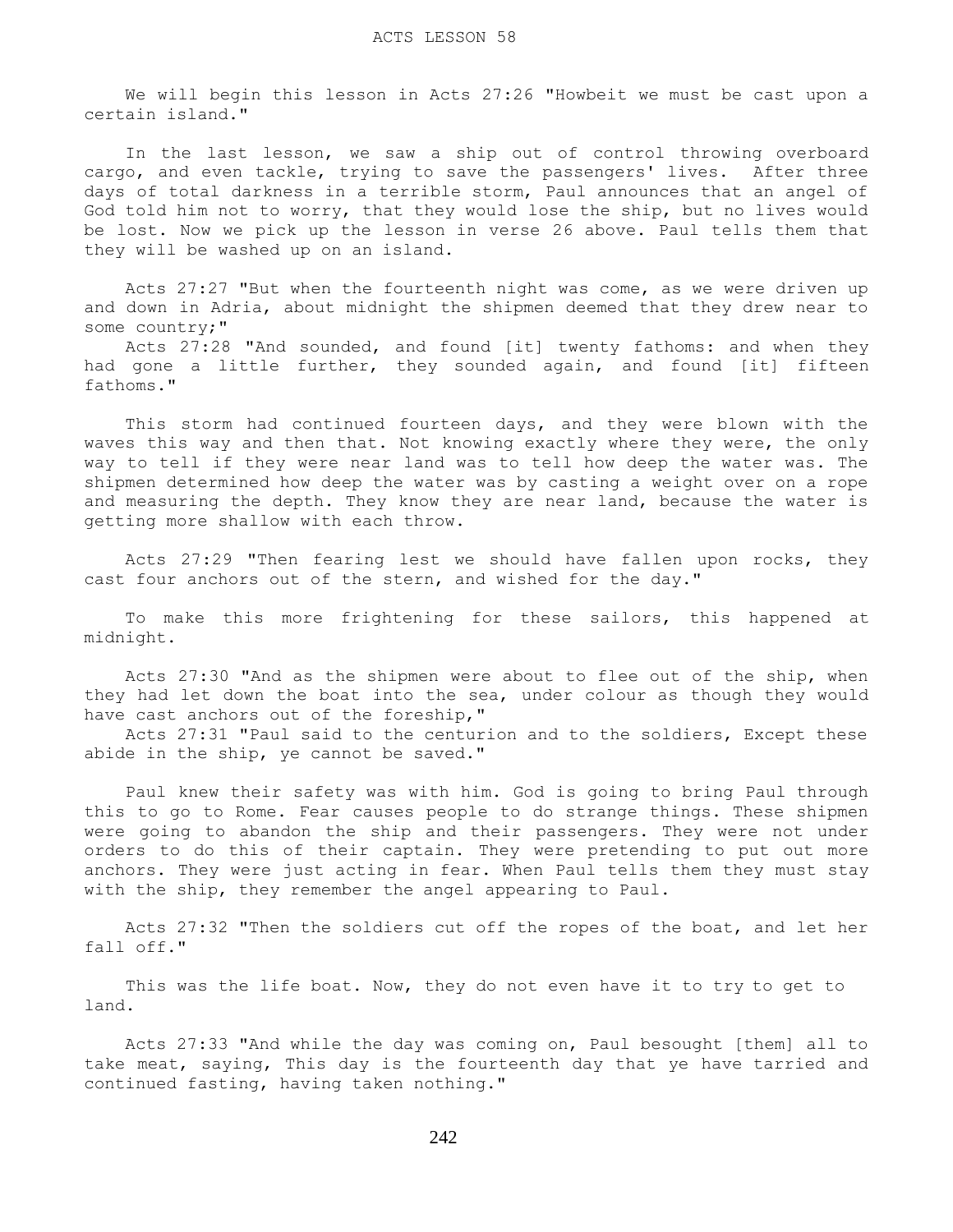# ACTS LESSON 58

We will begin this lesson in Acts 27:26 "Howbeit we must be cast upon a certain island."

In the last lesson, we saw a ship out of control throwing overboard cargo, and even tackle, trying to save the passengers' lives. After three days of total darkness in a terrible storm, Paul announces that an angel of God told him not to worry, that they would lose the ship, but no lives would be lost. Now we pick up the lesson in verse 26 above. Paul tells them that they will be washed up on an island.

Acts 27:27 "But when the fourteenth night was come, as we were driven up and down in Adria, about midnight the shipmen deemed that they drew near to some country;"
Acts 27:28 "And sounded, and found [it] twenty fathoms: and when they had gone a little further, they sounded again, and found [it] fifteen fathoms."

This storm had continued fourteen days, and they were blown with the waves this way and then that. Not knowing exactly where they were, the only way to tell if they were near land was to tell how deep the water was. The shipmen determined how deep the water was by casting a weight over on a rope and measuring the depth. They know they are near land, because the water is getting more shallow with each throw.

Acts 27:29 "Then fearing lest we should have fallen upon rocks, they cast four anchors out of the stern, and wished for the day."

To make this more frightening for these sailors, this happened at midnight.

Acts 27:30 "And as the shipmen were about to flee out of the ship, when they had let down the boat into the sea, under colour as though they would have cast anchors out of the foreship,"
Acts 27:31 "Paul said to the centurion and to the soldiers, Except these abide in the ship, ye cannot be saved."

Paul knew their safety was with him. God is going to bring Paul through this to go to Rome. Fear causes people to do strange things. These shipmen were going to abandon the ship and their passengers. They were not under orders to do this of their captain. They were pretending to put out more anchors. They were just acting in fear. When Paul tells them they must stay with the ship, they remember the angel appearing to Paul.

Acts 27:32 "Then the soldiers cut off the ropes of the boat, and let her fall off."

This was the life boat. Now, they do not even have it to try to get to land.

Acts 27:33 "And while the day was coming on, Paul besought [them] all to take meat, saying, This day is the fourteenth day that ye have tarried and continued fasting, having taken nothing."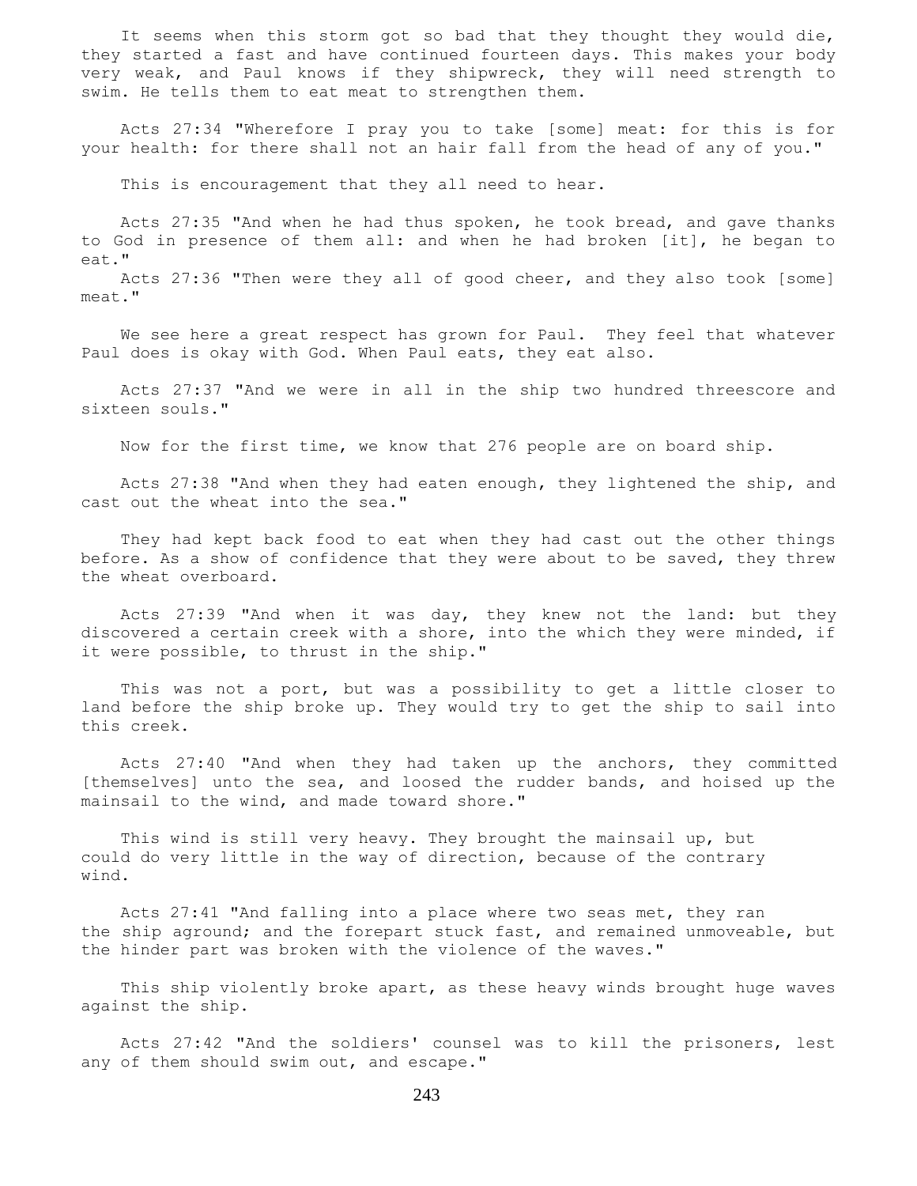It seems when this storm got so bad that they thought they would die, they started a fast and have continued fourteen days. This makes your body very weak, and Paul knows if they shipwreck, they will need strength to swim. He tells them to eat meat to strengthen them.

Acts 27:34 "Wherefore I pray you to take [some] meat: for this is for your health: for there shall not an hair fall from the head of any of you."

This is encouragement that they all need to hear.

Acts 27:35 "And when he had thus spoken, he took bread, and gave thanks to God in presence of them all: and when he had broken [it], he began to eat."

Acts 27:36 "Then were they all of good cheer, and they also took [some] meat."

We see here a great respect has grown for Paul. They feel that whatever Paul does is okay with God. When Paul eats, they eat also.

Acts 27:37 "And we were in all in the ship two hundred threescore and sixteen souls."

Now for the first time, we know that 276 people are on board ship.

Acts 27:38 "And when they had eaten enough, they lightened the ship, and cast out the wheat into the sea."

They had kept back food to eat when they had cast out the other things before. As a show of confidence that they were about to be saved, they threw the wheat overboard.

Acts 27:39 "And when it was day, they knew not the land: but they discovered a certain creek with a shore, into the which they were minded, if it were possible, to thrust in the ship."

This was not a port, but was a possibility to get a little closer to land before the ship broke up. They would try to get the ship to sail into this creek.

Acts 27:40 "And when they had taken up the anchors, they committed [themselves] unto the sea, and loosed the rudder bands, and hoised up the mainsail to the wind, and made toward shore."

This wind is still very heavy. They brought the mainsail up, but could do very little in the way of direction, because of the contrary wind.

Acts 27:41 "And falling into a place where two seas met, they ran the ship aground; and the forepart stuck fast, and remained unmoveable, but the hinder part was broken with the violence of the waves."

This ship violently broke apart, as these heavy winds brought huge waves against the ship.

Acts 27:42 "And the soldiers' counsel was to kill the prisoners, lest any of them should swim out, and escape."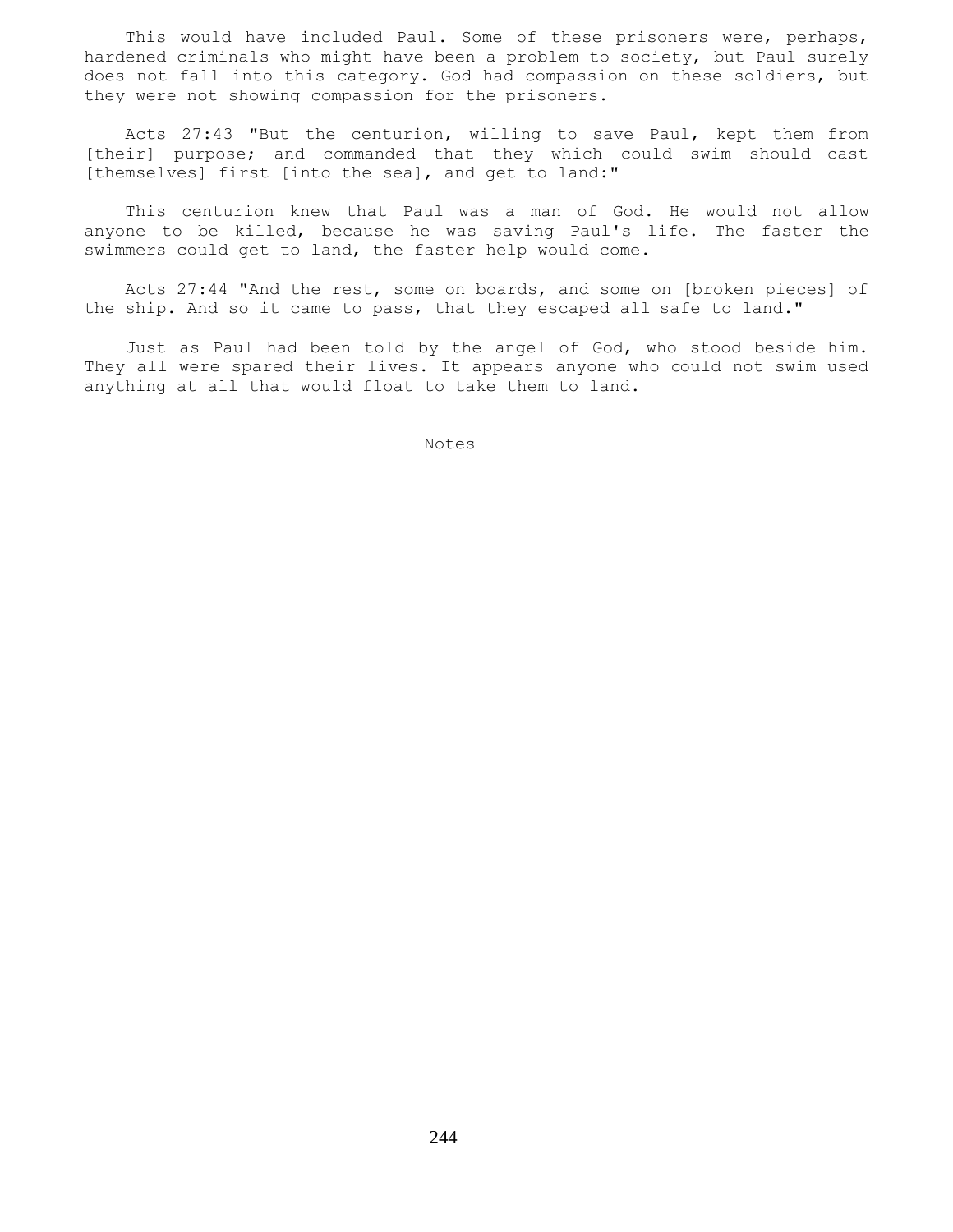This would have included Paul. Some of these prisoners were, perhaps, hardened criminals who might have been a problem to society, but Paul surely does not fall into this category. God had compassion on these soldiers, but they were not showing compassion for the prisoners.

Acts 27:43 "But the centurion, willing to save Paul, kept them from [their] purpose; and commanded that they which could swim should cast [themselves] first [into the sea], and get to land:"

This centurion knew that Paul was a man of God. He would not allow anyone to be killed, because he was saving Paul's life. The faster the swimmers could get to land, the faster help would come.

Acts 27:44 "And the rest, some on boards, and some on [broken pieces] of the ship. And so it came to pass, that they escaped all safe to land."

Just as Paul had been told by the angel of God, who stood beside him. They all were spared their lives. It appears anyone who could not swim used anything at all that would float to take them to land.

Notes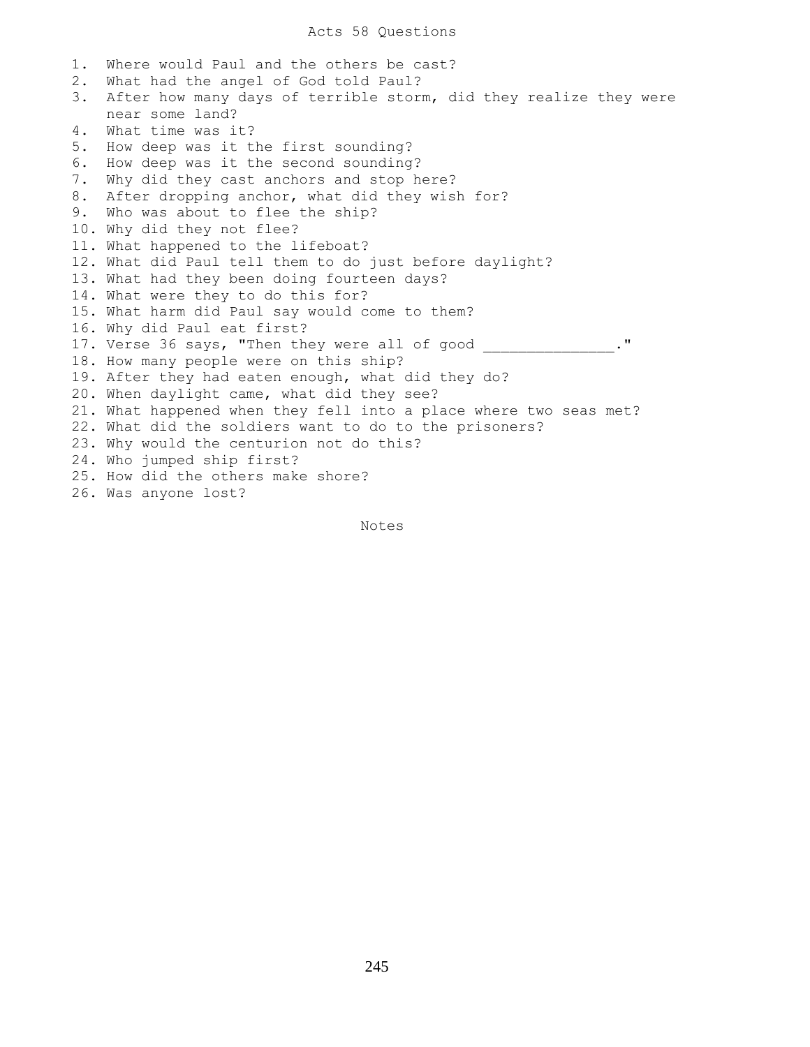# Acts 58 Questions

1. Where would Paul and the others be cast?
2. What had the angel of God told Paul?
3. After how many days of terrible storm, did they realize they were near some land?
4. What time was it?
5. How deep was it the first sounding?
6. How deep was it the second sounding?
7. Why did they cast anchors and stop here?
8. After dropping anchor, what did they wish for?
9. Who was about to flee the ship?
10. Why did they not flee?
11. What happened to the lifeboat?
12. What did Paul tell them to do just before daylight?
13. What had they been doing fourteen days?
14. What were they to do this for?
15. What harm did Paul say would come to them?
16. Why did Paul eat first?
17. Verse 36 says, "Then they were all of good _______________."
18. How many people were on this ship?
19. After they had eaten enough, what did they do?
20. When daylight came, what did they see?
21. What happened when they fell into a place where two seas met?
22. What did the soldiers want to do to the prisoners?
23. Why would the centurion not do this?
24. Who jumped ship first?
25. How did the others make shore?
26. Was anyone lost?

Notes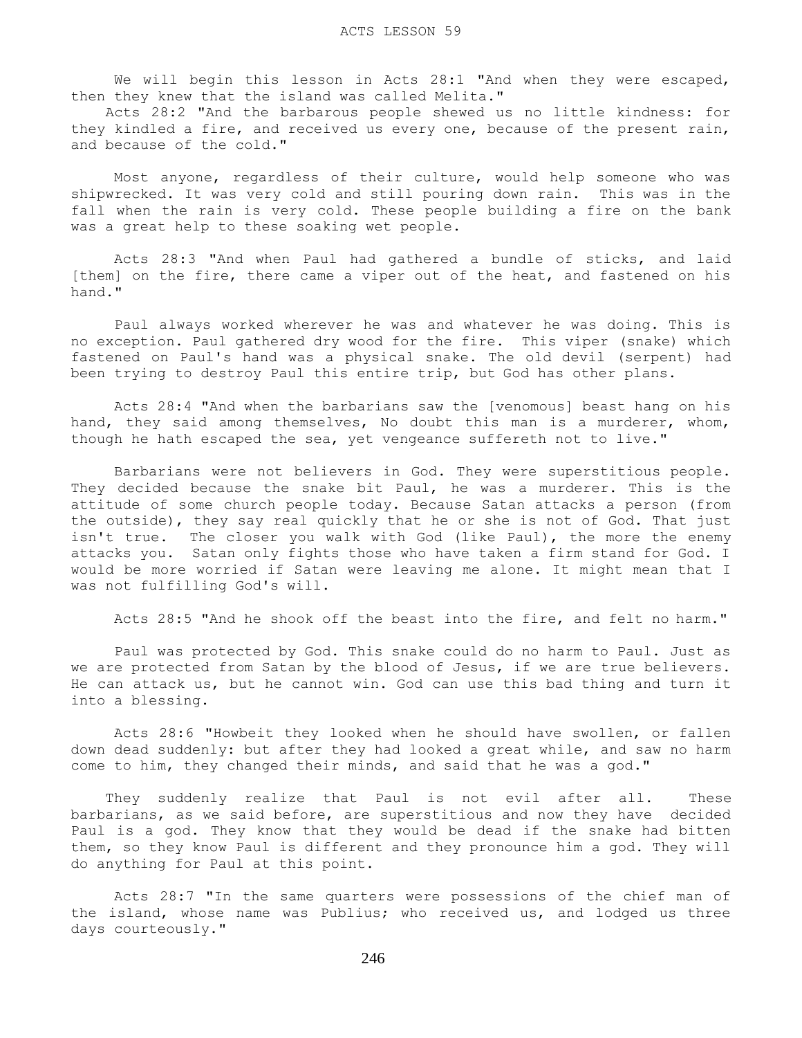# ACTS LESSON 59

We will begin this lesson in Acts 28:1 "And when they were escaped, then they knew that the island was called Melita."

Acts 28:2 "And the barbarous people shewed us no little kindness: for they kindled a fire, and received us every one, because of the present rain, and because of the cold."

Most anyone, regardless of their culture, would help someone who was shipwrecked. It was very cold and still pouring down rain. This was in the fall when the rain is very cold. These people building a fire on the bank was a great help to these soaking wet people.

Acts 28:3 "And when Paul had gathered a bundle of sticks, and laid [them] on the fire, there came a viper out of the heat, and fastened on his hand."

Paul always worked wherever he was and whatever he was doing. This is no exception. Paul gathered dry wood for the fire. This viper (snake) which fastened on Paul's hand was a physical snake. The old devil (serpent) had been trying to destroy Paul this entire trip, but God has other plans.

Acts 28:4 "And when the barbarians saw the [venomous] beast hang on his hand, they said among themselves, No doubt this man is a murderer, whom, though he hath escaped the sea, yet vengeance suffereth not to live."

Barbarians were not believers in God. They were superstitious people. They decided because the snake bit Paul, he was a murderer. This is the attitude of some church people today. Because Satan attacks a person (from the outside), they say real quickly that he or she is not of God. That just isn't true. The closer you walk with God (like Paul), the more the enemy attacks you. Satan only fights those who have taken a firm stand for God. I would be more worried if Satan were leaving me alone. It might mean that I was not fulfilling God's will.

Acts 28:5 "And he shook off the beast into the fire, and felt no harm."

Paul was protected by God. This snake could do no harm to Paul. Just as we are protected from Satan by the blood of Jesus, if we are true believers. He can attack us, but he cannot win. God can use this bad thing and turn it into a blessing.

Acts 28:6 "Howbeit they looked when he should have swollen, or fallen down dead suddenly: but after they had looked a great while, and saw no harm come to him, they changed their minds, and said that he was a god."

They suddenly realize that Paul is not evil after all. These barbarians, as we said before, are superstitious and now they have decided Paul is a god. They know that they would be dead if the snake had bitten them, so they know Paul is different and they pronounce him a god. They will do anything for Paul at this point.

Acts 28:7 "In the same quarters were possessions of the chief man of the island, whose name was Publius; who received us, and lodged us three days courteously."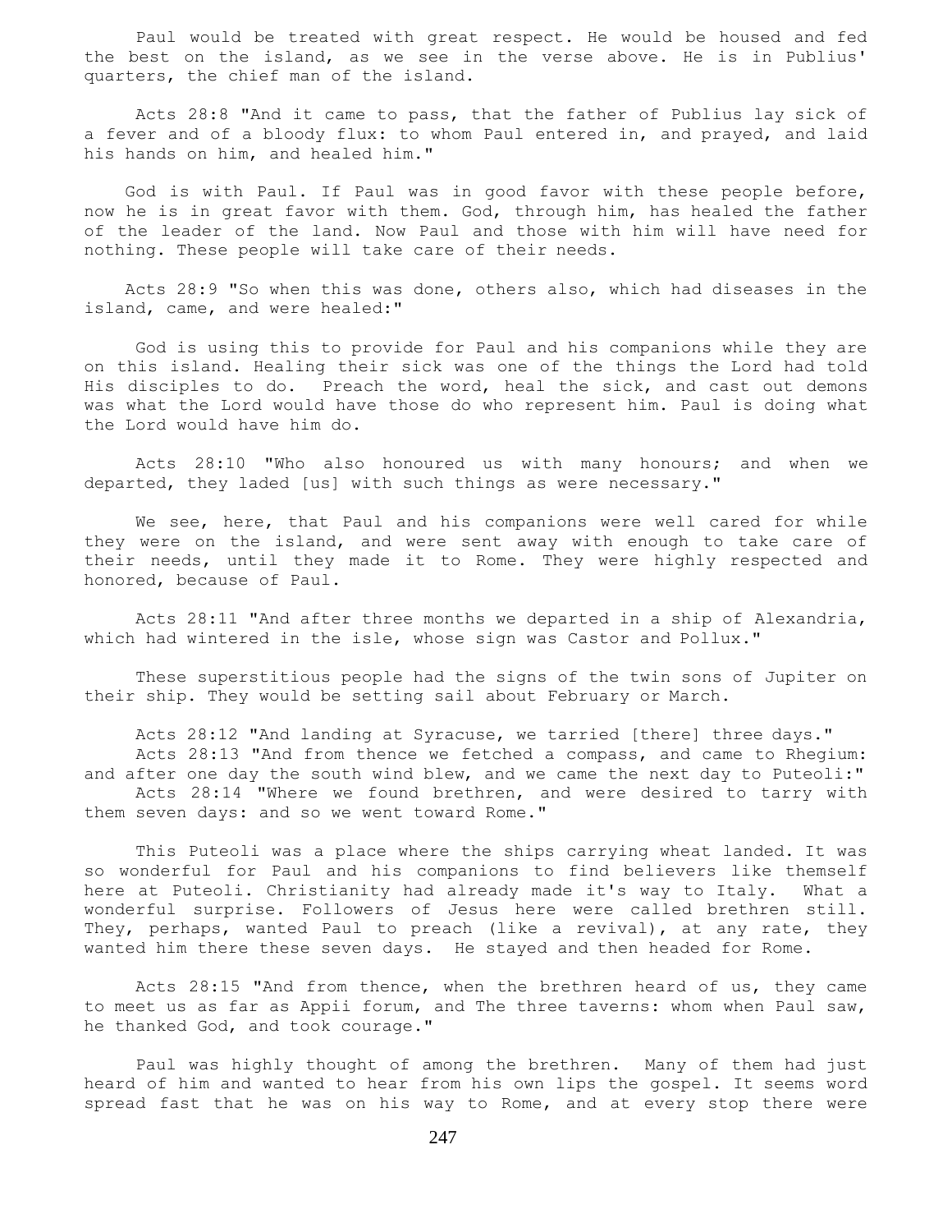Paul would be treated with great respect. He would be housed and fed the best on the island, as we see in the verse above. He is in Publius' quarters, the chief man of the island.

Acts 28:8 "And it came to pass, that the father of Publius lay sick of a fever and of a bloody flux: to whom Paul entered in, and prayed, and laid his hands on him, and healed him."

God is with Paul. If Paul was in good favor with these people before, now he is in great favor with them. God, through him, has healed the father of the leader of the land. Now Paul and those with him will have need for nothing. These people will take care of their needs.

Acts 28:9 "So when this was done, others also, which had diseases in the island, came, and were healed:"

God is using this to provide for Paul and his companions while they are on this island. Healing their sick was one of the things the Lord had told His disciples to do. Preach the word, heal the sick, and cast out demons was what the Lord would have those do who represent him. Paul is doing what the Lord would have him do.

Acts 28:10 "Who also honoured us with many honours; and when we departed, they laded [us] with such things as were necessary."

We see, here, that Paul and his companions were well cared for while they were on the island, and were sent away with enough to take care of their needs, until they made it to Rome. They were highly respected and honored, because of Paul.

Acts 28:11 "And after three months we departed in a ship of Alexandria, which had wintered in the isle, whose sign was Castor and Pollux."

These superstitious people had the signs of the twin sons of Jupiter on their ship. They would be setting sail about February or March.

Acts 28:12 "And landing at Syracuse, we tarried [there] three days."
Acts 28:13 "And from thence we fetched a compass, and came to Rhegium: and after one day the south wind blew, and we came the next day to Puteoli:"
Acts 28:14 "Where we found brethren, and were desired to tarry with them seven days: and so we went toward Rome."

This Puteoli was a place where the ships carrying wheat landed. It was so wonderful for Paul and his companions to find believers like themself here at Puteoli. Christianity had already made it's way to Italy. What a wonderful surprise. Followers of Jesus here were called brethren still. They, perhaps, wanted Paul to preach (like a revival), at any rate, they wanted him there these seven days. He stayed and then headed for Rome.

Acts 28:15 "And from thence, when the brethren heard of us, they came to meet us as far as Appii forum, and The three taverns: whom when Paul saw, he thanked God, and took courage."

Paul was highly thought of among the brethren. Many of them had just heard of him and wanted to hear from his own lips the gospel. It seems word spread fast that he was on his way to Rome, and at every stop there were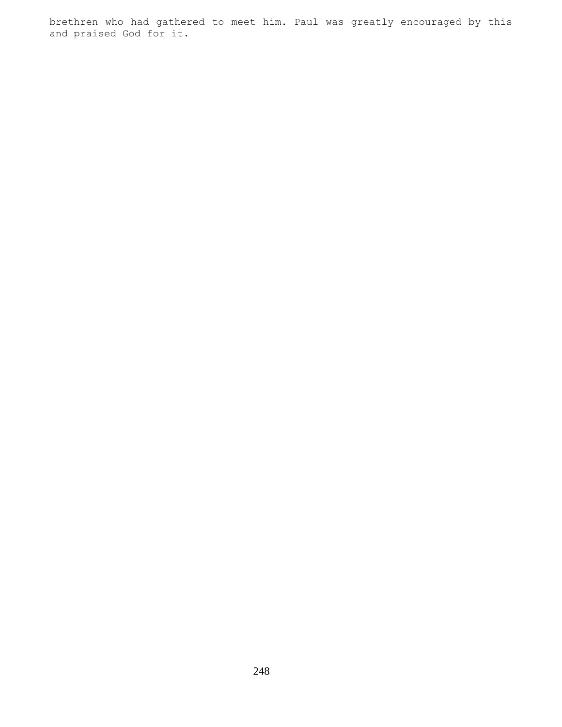brethren who had gathered to meet him. Paul was greatly encouraged by this and praised God for it.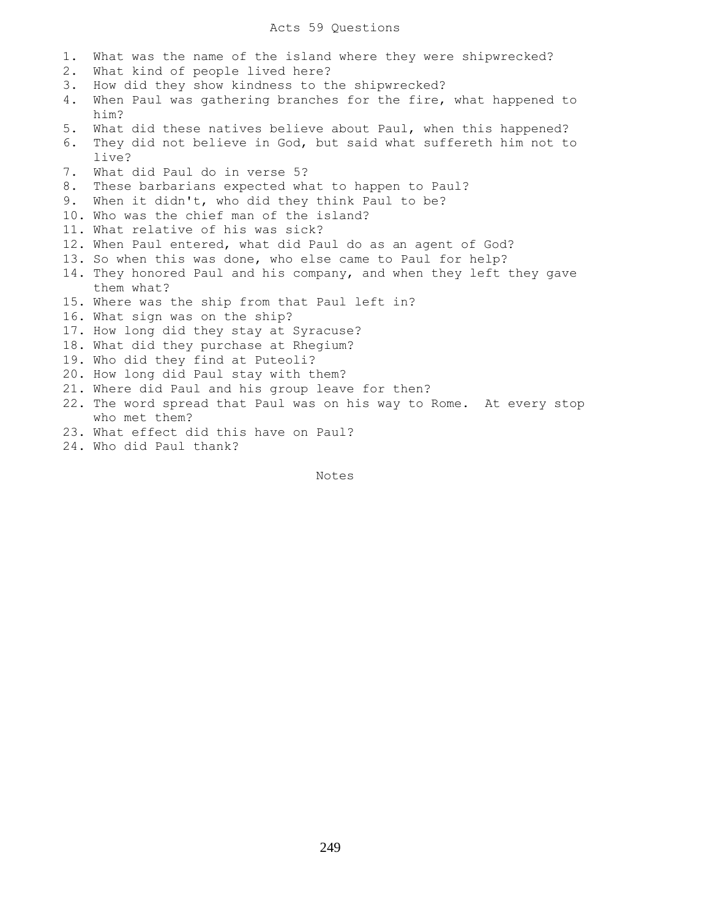# Acts 59 Questions

1. What was the name of the island where they were shipwrecked?
2. What kind of people lived here?
3. How did they show kindness to the shipwrecked?
4. When Paul was gathering branches for the fire, what happened to him?
5. What did these natives believe about Paul, when this happened?
6. They did not believe in God, but said what suffereth him not to live?
7. What did Paul do in verse 5?
8. These barbarians expected what to happen to Paul?
9. When it didn't, who did they think Paul to be?
10. Who was the chief man of the island?
11. What relative of his was sick?
12. When Paul entered, what did Paul do as an agent of God?
13. So when this was done, who else came to Paul for help?
14. They honored Paul and his company, and when they left they gave them what?
15. Where was the ship from that Paul left in?
16. What sign was on the ship?
17. How long did they stay at Syracuse?
18. What did they purchase at Rhegium?
19. Who did they find at Puteoli?
20. How long did Paul stay with them?
21. Where did Paul and his group leave for then?
22. The word spread that Paul was on his way to Rome. At every stop who met them?
23. What effect did this have on Paul?
24. Who did Paul thank?

Notes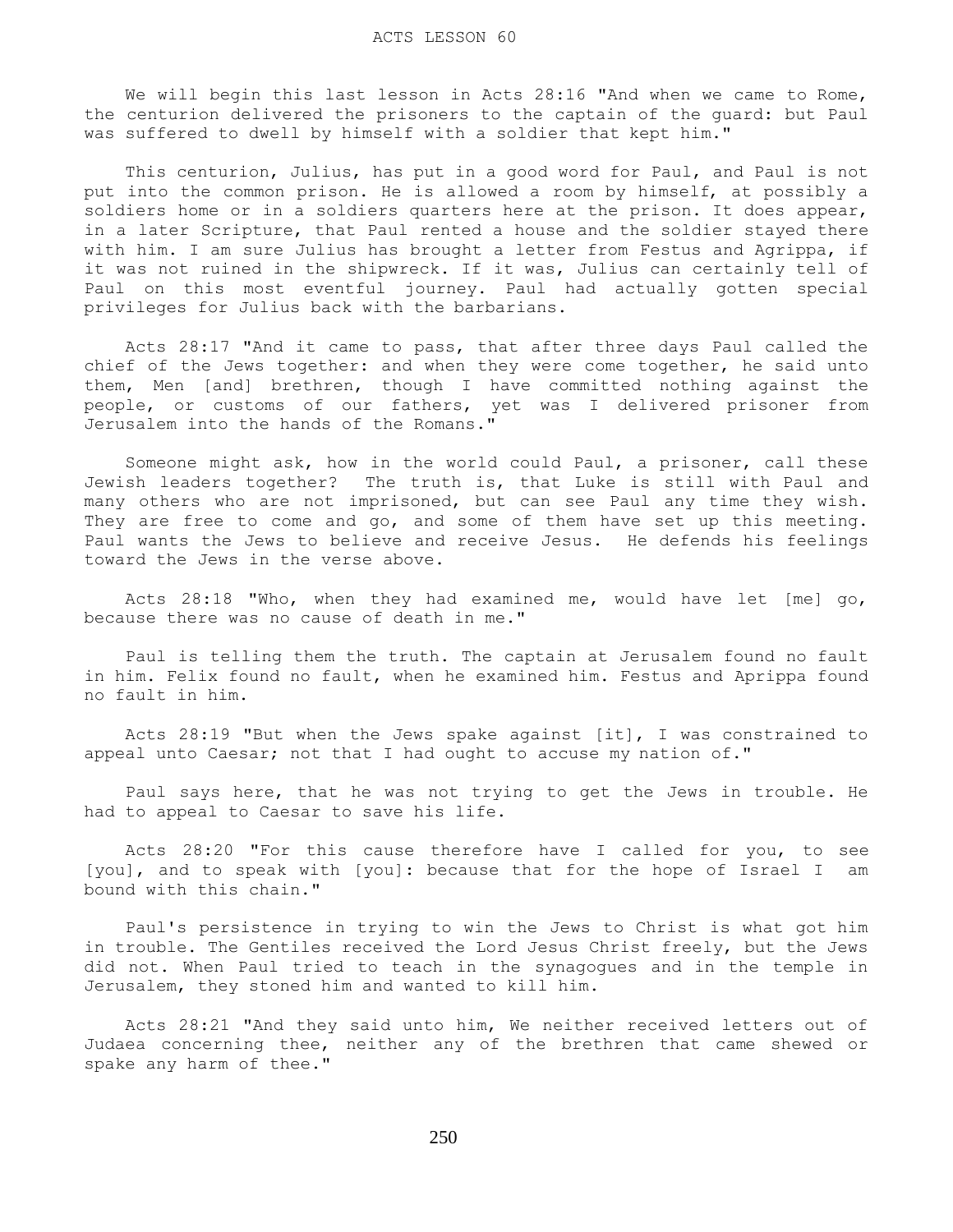ACTS LESSON 60

We will begin this last lesson in Acts 28:16 "And when we came to Rome, the centurion delivered the prisoners to the captain of the guard: but Paul was suffered to dwell by himself with a soldier that kept him."

This centurion, Julius, has put in a good word for Paul, and Paul is not put into the common prison. He is allowed a room by himself, at possibly a soldiers home or in a soldiers quarters here at the prison. It does appear, in a later Scripture, that Paul rented a house and the soldier stayed there with him. I am sure Julius has brought a letter from Festus and Agrippa, if it was not ruined in the shipwreck. If it was, Julius can certainly tell of Paul on this most eventful journey. Paul had actually gotten special privileges for Julius back with the barbarians.

Acts 28:17 "And it came to pass, that after three days Paul called the chief of the Jews together: and when they were come together, he said unto them, Men [and] brethren, though I have committed nothing against the people, or customs of our fathers, yet was I delivered prisoner from Jerusalem into the hands of the Romans."

Someone might ask, how in the world could Paul, a prisoner, call these Jewish leaders together? The truth is, that Luke is still with Paul and many others who are not imprisoned, but can see Paul any time they wish. They are free to come and go, and some of them have set up this meeting. Paul wants the Jews to believe and receive Jesus. He defends his feelings toward the Jews in the verse above.

Acts 28:18 "Who, when they had examined me, would have let [me] go, because there was no cause of death in me."

Paul is telling them the truth. The captain at Jerusalem found no fault in him. Felix found no fault, when he examined him. Festus and Aprippa found no fault in him.

Acts 28:19 "But when the Jews spake against [it], I was constrained to appeal unto Caesar; not that I had ought to accuse my nation of."

Paul says here, that he was not trying to get the Jews in trouble. He had to appeal to Caesar to save his life.

Acts 28:20 "For this cause therefore have I called for you, to see [you], and to speak with [you]: because that for the hope of Israel I am bound with this chain."

Paul's persistence in trying to win the Jews to Christ is what got him in trouble. The Gentiles received the Lord Jesus Christ freely, but the Jews did not. When Paul tried to teach in the synagogues and in the temple in Jerusalem, they stoned him and wanted to kill him.

Acts 28:21 "And they said unto him, We neither received letters out of Judaea concerning thee, neither any of the brethren that came shewed or spake any harm of thee."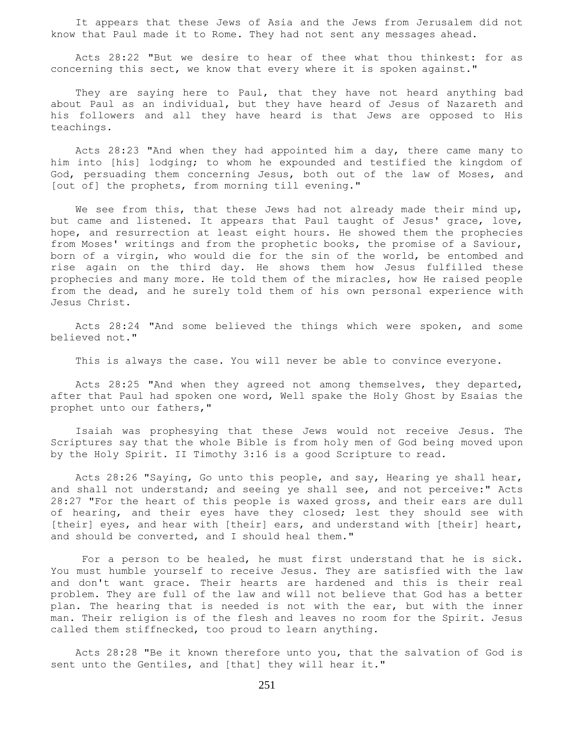It appears that these Jews of Asia and the Jews from Jerusalem did not know that Paul made it to Rome. They had not sent any messages ahead.

Acts 28:22 "But we desire to hear of thee what thou thinkest: for as concerning this sect, we know that every where it is spoken against."

They are saying here to Paul, that they have not heard anything bad about Paul as an individual, but they have heard of Jesus of Nazareth and his followers and all they have heard is that Jews are opposed to His teachings.

Acts 28:23 "And when they had appointed him a day, there came many to him into [his] lodging; to whom he expounded and testified the kingdom of God, persuading them concerning Jesus, both out of the law of Moses, and [out of] the prophets, from morning till evening."

We see from this, that these Jews had not already made their mind up, but came and listened. It appears that Paul taught of Jesus' grace, love, hope, and resurrection at least eight hours. He showed them the prophecies from Moses' writings and from the prophetic books, the promise of a Saviour, born of a virgin, who would die for the sin of the world, be entombed and rise again on the third day. He shows them how Jesus fulfilled these prophecies and many more. He told them of the miracles, how He raised people from the dead, and he surely told them of his own personal experience with Jesus Christ.

Acts 28:24 "And some believed the things which were spoken, and some believed not."

This is always the case. You will never be able to convince everyone.

Acts 28:25 "And when they agreed not among themselves, they departed, after that Paul had spoken one word, Well spake the Holy Ghost by Esaias the prophet unto our fathers,"

Isaiah was prophesying that these Jews would not receive Jesus. The Scriptures say that the whole Bible is from holy men of God being moved upon by the Holy Spirit. II Timothy 3:16 is a good Scripture to read.

Acts 28:26 "Saying, Go unto this people, and say, Hearing ye shall hear, and shall not understand; and seeing ye shall see, and not perceive:" Acts 28:27 "For the heart of this people is waxed gross, and their ears are dull of hearing, and their eyes have they closed; lest they should see with [their] eyes, and hear with [their] ears, and understand with [their] heart, and should be converted, and I should heal them."

For a person to be healed, he must first understand that he is sick. You must humble yourself to receive Jesus. They are satisfied with the law and don't want grace. Their hearts are hardened and this is their real problem. They are full of the law and will not believe that God has a better plan. The hearing that is needed is not with the ear, but with the inner man. Their religion is of the flesh and leaves no room for the Spirit. Jesus called them stiffnecked, too proud to learn anything.

Acts 28:28 "Be it known therefore unto you, that the salvation of God is sent unto the Gentiles, and [that] they will hear it."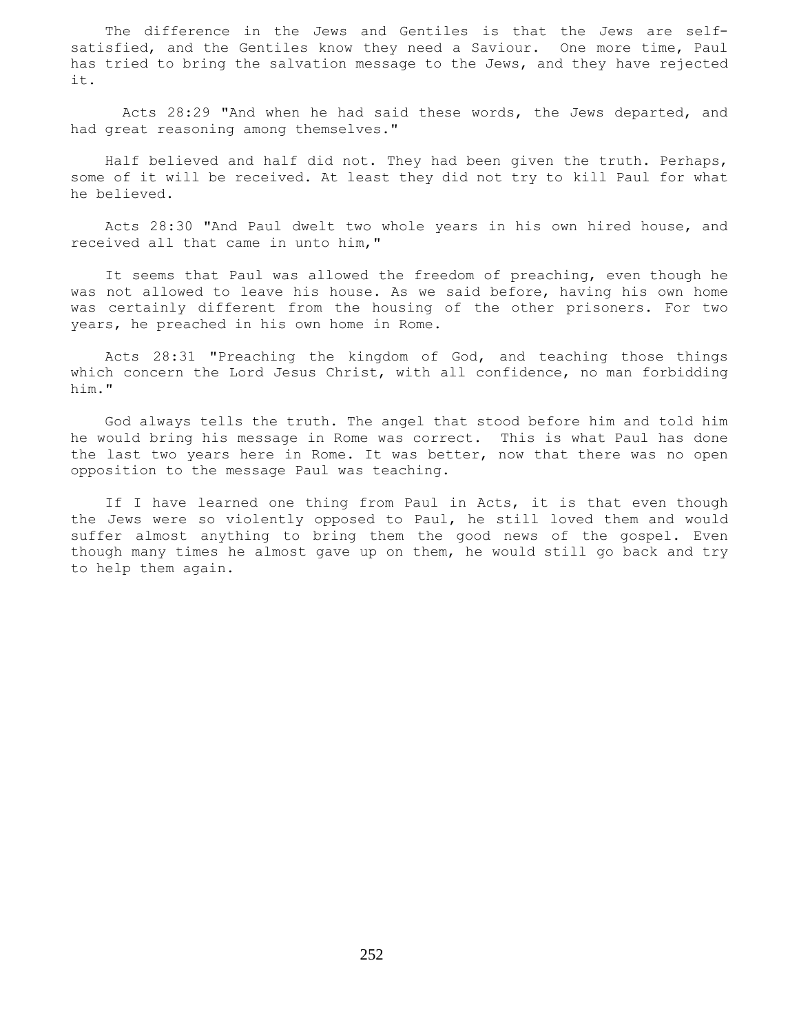The difference in the Jews and Gentiles is that the Jews are self-satisfied, and the Gentiles know they need a Saviour. One more time, Paul has tried to bring the salvation message to the Jews, and they have rejected it.

Acts 28:29 "And when he had said these words, the Jews departed, and had great reasoning among themselves."

Half believed and half did not. They had been given the truth. Perhaps, some of it will be received. At least they did not try to kill Paul for what he believed.

Acts 28:30 "And Paul dwelt two whole years in his own hired house, and received all that came in unto him,"

It seems that Paul was allowed the freedom of preaching, even though he was not allowed to leave his house. As we said before, having his own home was certainly different from the housing of the other prisoners. For two years, he preached in his own home in Rome.

Acts 28:31 "Preaching the kingdom of God, and teaching those things which concern the Lord Jesus Christ, with all confidence, no man forbidding him."

God always tells the truth. The angel that stood before him and told him he would bring his message in Rome was correct. This is what Paul has done the last two years here in Rome. It was better, now that there was no open opposition to the message Paul was teaching.

If I have learned one thing from Paul in Acts, it is that even though the Jews were so violently opposed to Paul, he still loved them and would suffer almost anything to bring them the good news of the gospel. Even though many times he almost gave up on them, he would still go back and try to help them again.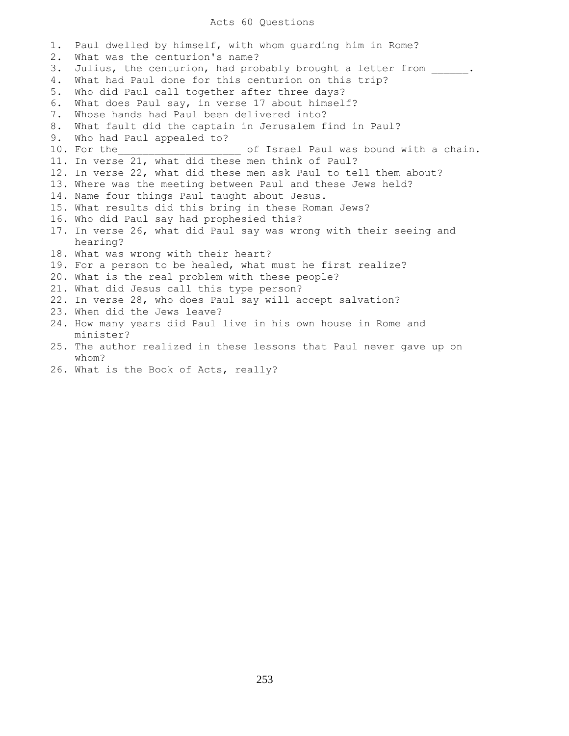# Acts 60 Questions

1. Paul dwelled by himself, with whom guarding him in Rome?
2. What was the centurion's name?
3. Julius, the centurion, had probably brought a letter from ______.
4. What had Paul done for this centurion on this trip?
5. Who did Paul call together after three days?
6. What does Paul say, in verse 17 about himself?
7. Whose hands had Paul been delivered into?
8. What fault did the captain in Jerusalem find in Paul?
9. Who had Paul appealed to?
10. For the___________________ of Israel Paul was bound with a chain.
11. In verse 21, what did these men think of Paul?
12. In verse 22, what did these men ask Paul to tell them about?
13. Where was the meeting between Paul and these Jews held?
14. Name four things Paul taught about Jesus.
15. What results did this bring in these Roman Jews?
16. Who did Paul say had prophesied this?
17. In verse 26, what did Paul say was wrong with their seeing and hearing?
18. What was wrong with their heart?
19. For a person to be healed, what must he first realize?
20. What is the real problem with these people?
21. What did Jesus call this type person?
22. In verse 28, who does Paul say will accept salvation?
23. When did the Jews leave?
24. How many years did Paul live in his own house in Rome and minister?
25. The author realized in these lessons that Paul never gave up on whom?
26. What is the Book of Acts, really?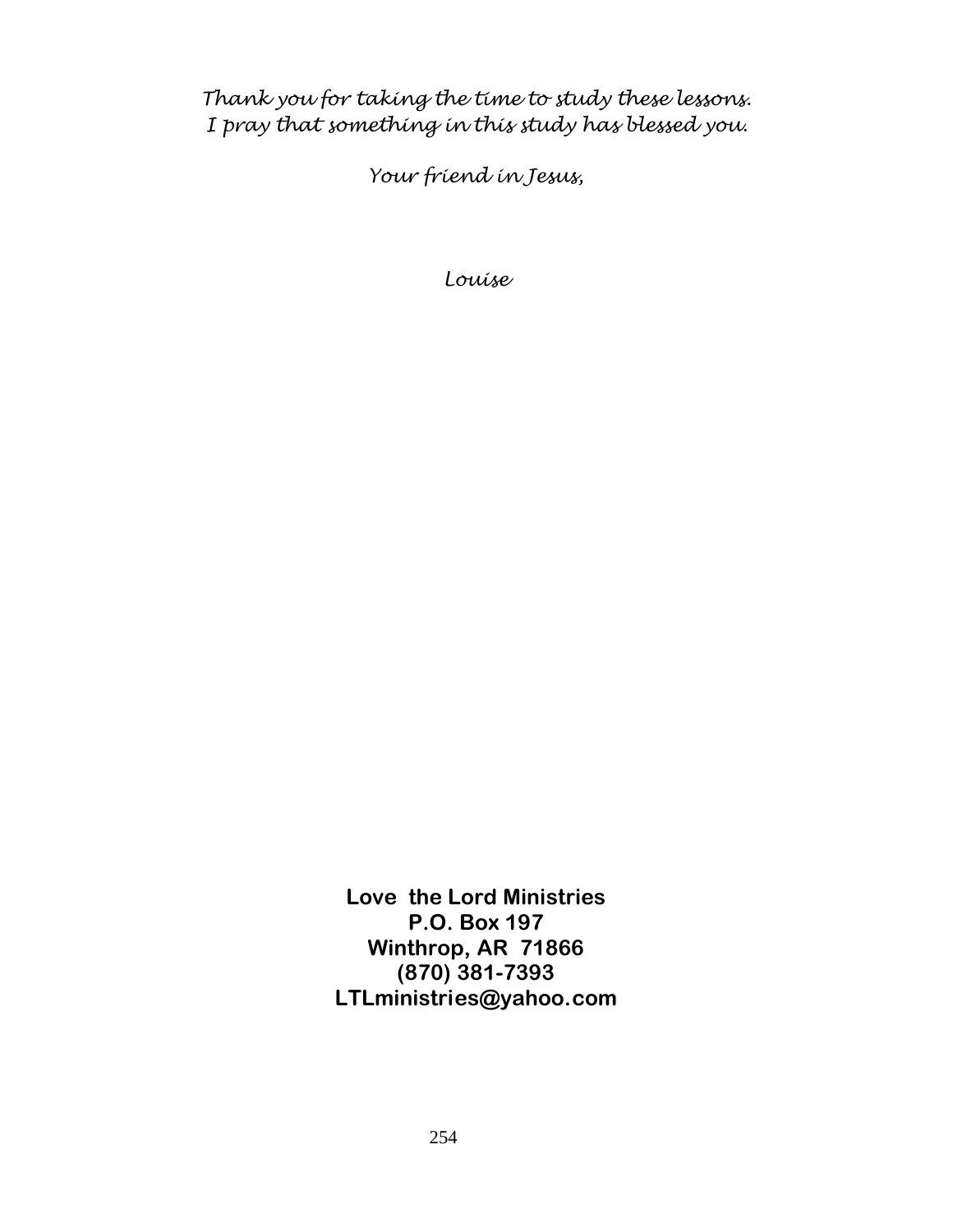*Thank you for taking the time to study these lessons.*
*I pray that something in this study has blessed you.*

*Your friend in Jesus,*

*Louise*

**Love the Lord Ministries**
**P.O. Box 197**
**Winthrop, AR 71866**
**(870) 381-7393**
**LTLministries@yahoo.com**